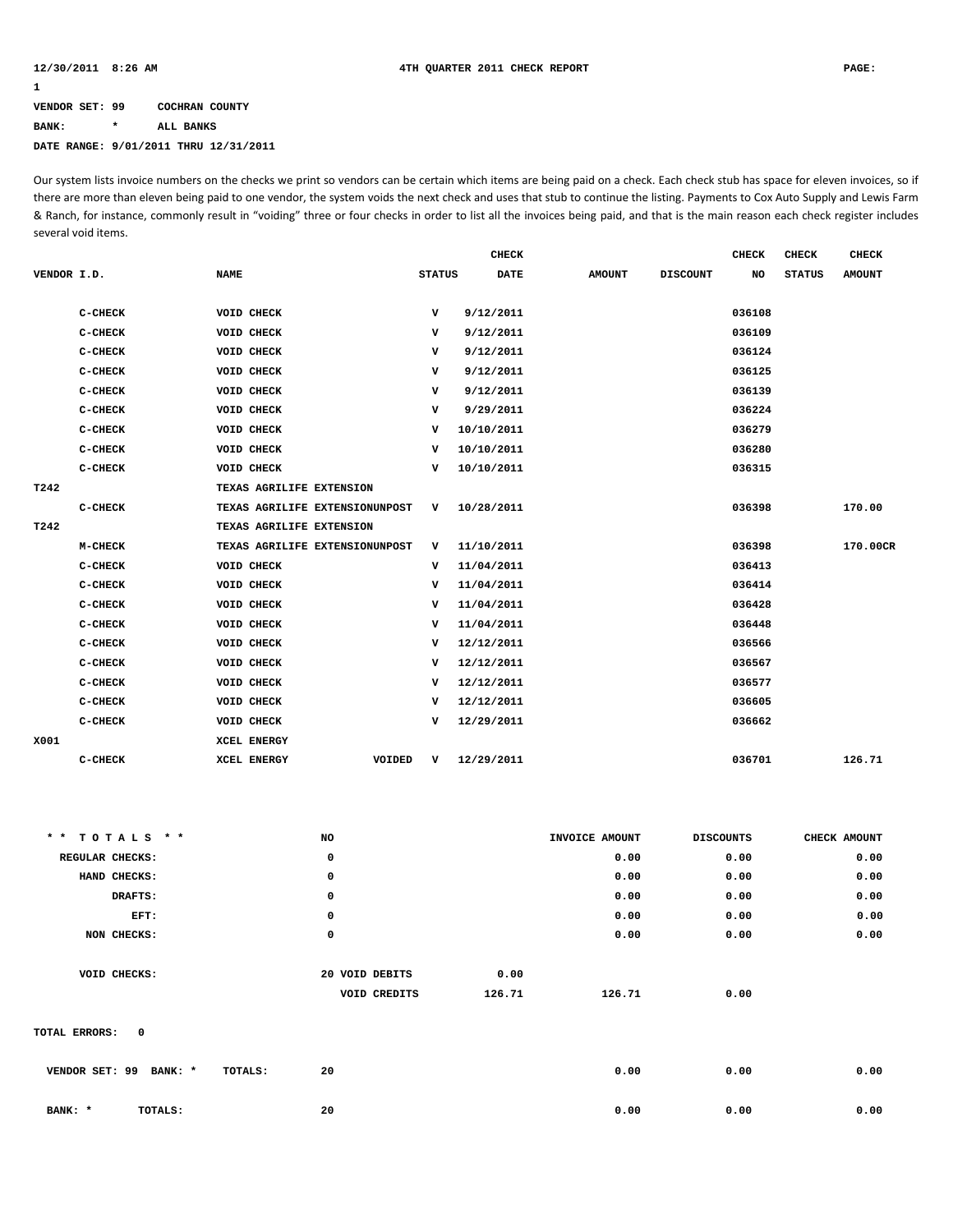12/30/2011 8:26 AM  4TH QUARTER 2011 CHECK REPORT  PAGE: 1

VENDOR SET: 99  COCHRAN COUNTY

BANK: *  ALL BANKS

DATE RANGE: 9/01/2011 THRU 12/31/2011

Our system lists invoice numbers on the checks we print so vendors can be certain which items are being paid on a check. Each check stub has space for eleven invoices, so if there are more than eleven being paid to one vendor, the system voids the next check and uses that stub to continue the listing. Payments to Cox Auto Supply and Lewis Farm & Ranch, for instance, commonly result in "voiding" three or four checks in order to list all the invoices being paid, and that is the main reason each check register includes several void items.

| VENDOR I.D. | NAME | STATUS | CHECK DATE | AMOUNT | DISCOUNT | CHECK NO | CHECK STATUS | CHECK AMOUNT |
|---|---|---|---|---|---|---|---|---|
| C-CHECK | VOID CHECK | V | 9/12/2011 | | | 036108 | | |
| C-CHECK | VOID CHECK | V | 9/12/2011 | | | 036109 | | |
| C-CHECK | VOID CHECK | V | 9/12/2011 | | | 036124 | | |
| C-CHECK | VOID CHECK | V | 9/12/2011 | | | 036125 | | |
| C-CHECK | VOID CHECK | V | 9/12/2011 | | | 036139 | | |
| C-CHECK | VOID CHECK | V | 9/29/2011 | | | 036224 | | |
| C-CHECK | VOID CHECK | V | 10/10/2011 | | | 036279 | | |
| C-CHECK | VOID CHECK | V | 10/10/2011 | | | 036280 | | |
| C-CHECK | VOID CHECK | V | 10/10/2011 | | | 036315 | | |
| T242 | TEXAS AGRILIFE EXTENSION | | | | | | | |
| C-CHECK | TEXAS AGRILIFE EXTENSIONUNPOST | V | 10/28/2011 | | | 036398 | | 170.00 |
| T242 | TEXAS AGRILIFE EXTENSION | | | | | | | |
| M-CHECK | TEXAS AGRILIFE EXTENSIONUNPOST | V | 11/10/2011 | | | 036398 | | 170.00CR |
| C-CHECK | VOID CHECK | V | 11/04/2011 | | | 036413 | | |
| C-CHECK | VOID CHECK | V | 11/04/2011 | | | 036414 | | |
| C-CHECK | VOID CHECK | V | 11/04/2011 | | | 036428 | | |
| C-CHECK | VOID CHECK | V | 11/04/2011 | | | 036448 | | |
| C-CHECK | VOID CHECK | V | 12/12/2011 | | | 036566 | | |
| C-CHECK | VOID CHECK | V | 12/12/2011 | | | 036567 | | |
| C-CHECK | VOID CHECK | V | 12/12/2011 | | | 036577 | | |
| C-CHECK | VOID CHECK | V | 12/12/2011 | | | 036605 | | |
| C-CHECK | VOID CHECK | V | 12/29/2011 | | | 036662 | | |
| X001 | XCEL ENERGY | | | | | | | |
| C-CHECK | XCEL ENERGY VOIDED | V | 12/29/2011 | | | 036701 | | 126.71 |

| \* \* T O T A L S \* \* | NO | | | INVOICE AMOUNT | DISCOUNTS | CHECK AMOUNT |
|---|---|---|---|---|---|---|
| REGULAR CHECKS: | 0 | | | 0.00 | 0.00 | 0.00 |
| HAND CHECKS: | 0 | | | 0.00 | 0.00 | 0.00 |
| DRAFTS: | 0 | | | 0.00 | 0.00 | 0.00 |
| EFT: | 0 | | | 0.00 | 0.00 | 0.00 |
| NON CHECKS: | 0 | | | 0.00 | 0.00 | 0.00 |
| VOID CHECKS: | 20 | VOID DEBITS | 0.00 | | | |
| | | VOID CREDITS | 126.71 | 126.71 | 0.00 | |

TOTAL ERRORS: 0

| | NO | INVOICE AMOUNT | DISCOUNTS | CHECK AMOUNT |
|---|---|---|---|---|
| VENDOR SET: 99 BANK: * TOTALS: | 20 | 0.00 | 0.00 | 0.00 |
| BANK: * TOTALS: | 20 | 0.00 | 0.00 | 0.00 |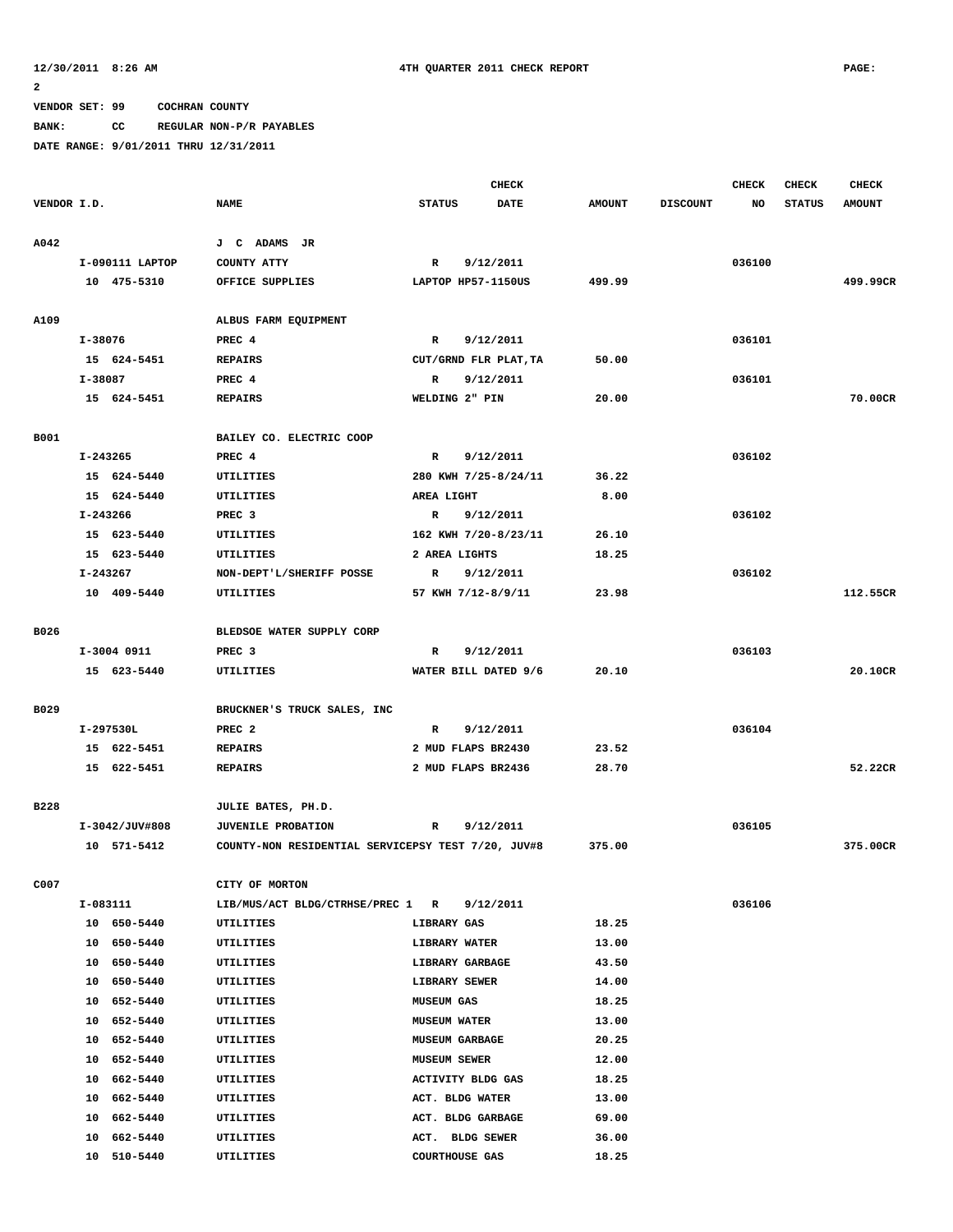12/30/2011 8:26 AM 4TH QUARTER 2011 CHECK REPORT PAGE: 2

VENDOR SET: 99 COCHRAN COUNTY

BANK: CC REGULAR NON-P/R PAYABLES

DATE RANGE: 9/01/2011 THRU 12/31/2011

| VENDOR I.D. | NAME | STATUS | CHECK DATE | AMOUNT | DISCOUNT | CHECK NO | CHECK STATUS | CHECK AMOUNT |
|---|---|---|---|---|---|---|---|---|
| A042 | J C ADAMS JR | | | | | | | |
| I-090111 LAPTOP | COUNTY ATTY | R | 9/12/2011 | | | 036100 | | |
| 10 475-5310 | OFFICE SUPPLIES | LAPTOP HP57-1150US | | 499.99 | | | | 499.99CR |
| A109 | ALBUS FARM EQUIPMENT | | | | | | | |
| I-38076 | PREC 4 | R | 9/12/2011 | | | 036101 | | |
| 15 624-5451 | REPAIRS | CUT/GRND FLR PLAT,TA | | 50.00 | | | | |
| I-38087 | PREC 4 | R | 9/12/2011 | | | 036101 | | |
| 15 624-5451 | REPAIRS | WELDING 2" PIN | | 20.00 | | | | 70.00CR |
| B001 | BAILEY CO. ELECTRIC COOP | | | | | | | |
| I-243265 | PREC 4 | R | 9/12/2011 | | | 036102 | | |
| 15 624-5440 | UTILITIES | 280 KWH 7/25-8/24/11 | | 36.22 | | | | |
| 15 624-5440 | UTILITIES | AREA LIGHT | | 8.00 | | | | |
| I-243266 | PREC 3 | R | 9/12/2011 | | | 036102 | | |
| 15 623-5440 | UTILITIES | 162 KWH 7/20-8/23/11 | | 26.10 | | | | |
| 15 623-5440 | UTILITIES | 2 AREA LIGHTS | | 18.25 | | | | |
| I-243267 | NON-DEPT'L/SHERIFF POSSE | R | 9/12/2011 | | | 036102 | | |
| 10 409-5440 | UTILITIES | 57 KWH 7/12-8/9/11 | | 23.98 | | | | 112.55CR |
| B026 | BLEDSOE WATER SUPPLY CORP | | | | | | | |
| I-3004 0911 | PREC 3 | R | 9/12/2011 | | | 036103 | | |
| 15 623-5440 | UTILITIES | WATER BILL DATED 9/6 | | 20.10 | | | | 20.10CR |
| B029 | BRUCKNER'S TRUCK SALES, INC | | | | | | | |
| I-297530L | PREC 2 | R | 9/12/2011 | | | 036104 | | |
| 15 622-5451 | REPAIRS | 2 MUD FLAPS BR2430 | | 23.52 | | | | |
| 15 622-5451 | REPAIRS | 2 MUD FLAPS BR2436 | | 28.70 | | | | 52.22CR |
| B228 | JULIE BATES, PH.D. | | | | | | | |
| I-3042/JUV#808 | JUVENILE PROBATION | R | 9/12/2011 | | | 036105 | | |
| 10 571-5412 | COUNTY-NON RESIDENTIAL SERVICE | PSY TEST 7/20, JUV#8 | | 375.00 | | | | 375.00CR |
| C007 | CITY OF MORTON | | | | | | | |
| I-083111 | LIB/MUS/ACT BLDG/CTRHSE/PREC 1 | R | 9/12/2011 | | | 036106 | | |
| 10 650-5440 | UTILITIES | LIBRARY GAS | | 18.25 | | | | |
| 10 650-5440 | UTILITIES | LIBRARY WATER | | 13.00 | | | | |
| 10 650-5440 | UTILITIES | LIBRARY GARBAGE | | 43.50 | | | | |
| 10 650-5440 | UTILITIES | LIBRARY SEWER | | 14.00 | | | | |
| 10 652-5440 | UTILITIES | MUSEUM GAS | | 18.25 | | | | |
| 10 652-5440 | UTILITIES | MUSEUM WATER | | 13.00 | | | | |
| 10 652-5440 | UTILITIES | MUSEUM GARBAGE | | 20.25 | | | | |
| 10 652-5440 | UTILITIES | MUSEUM SEWER | | 12.00 | | | | |
| 10 662-5440 | UTILITIES | ACTIVITY BLDG GAS | | 18.25 | | | | |
| 10 662-5440 | UTILITIES | ACT. BLDG WATER | | 13.00 | | | | |
| 10 662-5440 | UTILITIES | ACT. BLDG GARBAGE | | 69.00 | | | | |
| 10 662-5440 | UTILITIES | ACT. BLDG SEWER | | 36.00 | | | | |
| 10 510-5440 | UTILITIES | COURTHOUSE GAS | | 18.25 | | | | |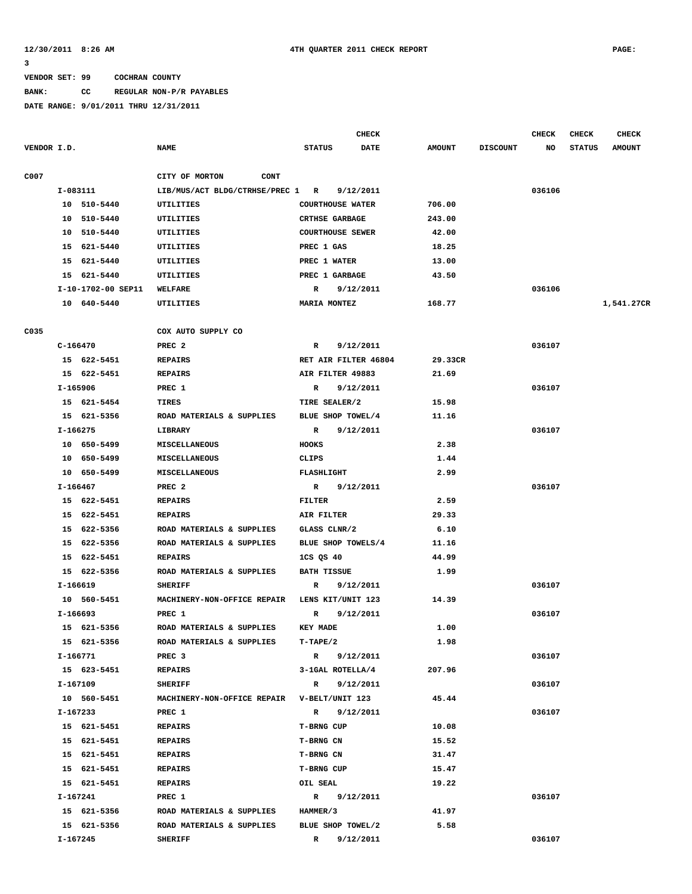12/30/2011 8:26 AM 4TH QUARTER 2011 CHECK REPORT PAGE: 3

VENDOR SET: 99 COCHRAN COUNTY

BANK: CC REGULAR NON-P/R PAYABLES

DATE RANGE: 9/01/2011 THRU 12/31/2011

| VENDOR I.D. | NAME | STATUS | CHECK DATE | AMOUNT | DISCOUNT | CHECK NO | CHECK STATUS | CHECK AMOUNT |
|---|---|---|---|---|---|---|---|---|
| C007 | CITY OF MORTON CONT | | | | | | | |
| I-083111 | LIB/MUS/ACT BLDG/CTRHSE/PREC 1 | R | 9/12/2011 | | | 036106 | | |
| 10 510-5440 | UTILITIES | COURTHOUSE WATER | | 706.00 | | | | |
| 10 510-5440 | UTILITIES | CRTHSE GARBAGE | | 243.00 | | | | |
| 10 510-5440 | UTILITIES | COURTHOUSE SEWER | | 42.00 | | | | |
| 15 621-5440 | UTILITIES | PREC 1 GAS | | 18.25 | | | | |
| 15 621-5440 | UTILITIES | PREC 1 WATER | | 13.00 | | | | |
| 15 621-5440 | UTILITIES | PREC 1 GARBAGE | | 43.50 | | | | |
| I-10-1702-00 SEP11 | WELFARE | R | 9/12/2011 | | | 036106 | | |
| 10 640-5440 | UTILITIES | MARIA MONTEZ | | 168.77 | | | | 1,541.27CR |
| C035 | COX AUTO SUPPLY CO | | | | | | | |
| C-166470 | PREC 2 | R | 9/12/2011 | | | 036107 | | |
| 15 622-5451 | REPAIRS | RET AIR FILTER 46804 | | 29.33CR | | | | |
| 15 622-5451 | REPAIRS | AIR FILTER 49883 | | 21.69 | | | | |
| I-165906 | PREC 1 | R | 9/12/2011 | | | 036107 | | |
| 15 621-5454 | TIRES | TIRE SEALER/2 | | 15.98 | | | | |
| 15 621-5356 | ROAD MATERIALS & SUPPLIES | BLUE SHOP TOWEL/4 | | 11.16 | | | | |
| I-166275 | LIBRARY | R | 9/12/2011 | | | 036107 | | |
| 10 650-5499 | MISCELLANEOUS | HOOKS | | 2.38 | | | | |
| 10 650-5499 | MISCELLANEOUS | CLIPS | | 1.44 | | | | |
| 10 650-5499 | MISCELLANEOUS | FLASHLIGHT | | 2.99 | | | | |
| I-166467 | PREC 2 | R | 9/12/2011 | | | 036107 | | |
| 15 622-5451 | REPAIRS | FILTER | | 2.59 | | | | |
| 15 622-5451 | REPAIRS | AIR FILTER | | 29.33 | | | | |
| 15 622-5356 | ROAD MATERIALS & SUPPLIES | GLASS CLNR/2 | | 6.10 | | | | |
| 15 622-5356 | ROAD MATERIALS & SUPPLIES | BLUE SHOP TOWELS/4 | | 11.16 | | | | |
| 15 622-5451 | REPAIRS | 1CS QS 40 | | 44.99 | | | | |
| 15 622-5356 | ROAD MATERIALS & SUPPLIES | BATH TISSUE | | 1.99 | | | | |
| I-166619 | SHERIFF | R | 9/12/2011 | | | 036107 | | |
| 10 560-5451 | MACHINERY-NON-OFFICE REPAIR | LENS KIT/UNIT 123 | | 14.39 | | | | |
| I-166693 | PREC 1 | R | 9/12/2011 | | | 036107 | | |
| 15 621-5356 | ROAD MATERIALS & SUPPLIES | KEY MADE | | 1.00 | | | | |
| 15 621-5356 | ROAD MATERIALS & SUPPLIES | T-TAPE/2 | | 1.98 | | | | |
| I-166771 | PREC 3 | R | 9/12/2011 | | | 036107 | | |
| 15 623-5451 | REPAIRS | 3-1GAL ROTELLA/4 | | 207.96 | | | | |
| I-167109 | SHERIFF | R | 9/12/2011 | | | 036107 | | |
| 10 560-5451 | MACHINERY-NON-OFFICE REPAIR | V-BELT/UNIT 123 | | 45.44 | | | | |
| I-167233 | PREC 1 | R | 9/12/2011 | | | 036107 | | |
| 15 621-5451 | REPAIRS | T-BRNG CUP | | 10.08 | | | | |
| 15 621-5451 | REPAIRS | T-BRNG CN | | 15.52 | | | | |
| 15 621-5451 | REPAIRS | T-BRNG CN | | 31.47 | | | | |
| 15 621-5451 | REPAIRS | T-BRNG CUP | | 15.47 | | | | |
| 15 621-5451 | REPAIRS | OIL SEAL | | 19.22 | | | | |
| I-167241 | PREC 1 | R | 9/12/2011 | | | 036107 | | |
| 15 621-5356 | ROAD MATERIALS & SUPPLIES | HAMMER/3 | | 41.97 | | | | |
| 15 621-5356 | ROAD MATERIALS & SUPPLIES | BLUE SHOP TOWEL/2 | | 5.58 | | | | |
| I-167245 | SHERIFF | R | 9/12/2011 | | | 036107 | | |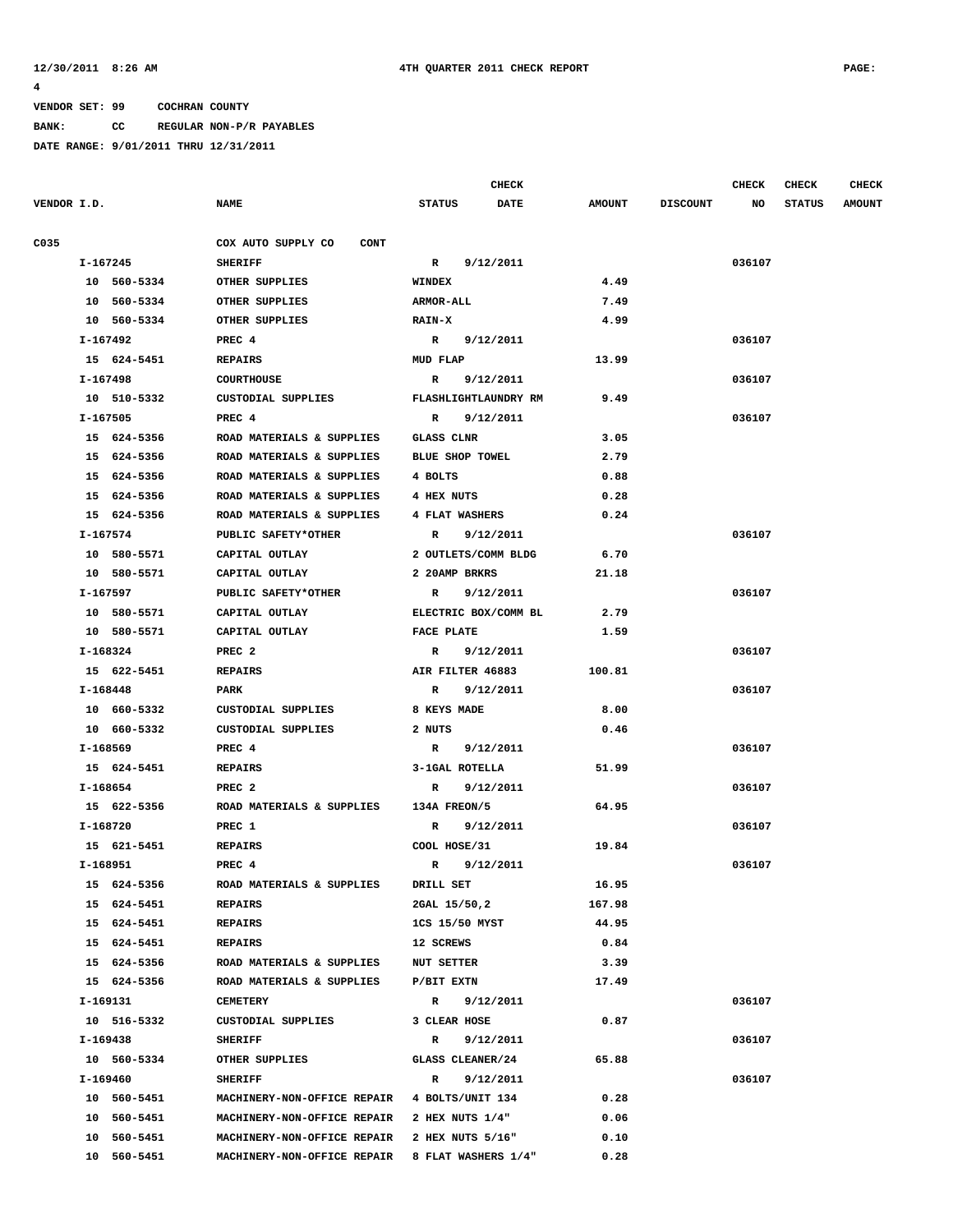12/30/2011 8:26 AM 4TH QUARTER 2011 CHECK REPORT PAGE: 4

VENDOR SET: 99 COCHRAN COUNTY

BANK: CC REGULAR NON-P/R PAYABLES

DATE RANGE: 9/01/2011 THRU 12/31/2011

| VENDOR I.D. | NAME | STATUS | CHECK DATE | AMOUNT | DISCOUNT | CHECK NO | CHECK STATUS | CHECK AMOUNT |
|---|---|---|---|---|---|---|---|---|
| C035 | COX AUTO SUPPLY CO CONT | | | | | | | |
| I-167245 | SHERIFF | R | 9/12/2011 | | | 036107 | | |
| 10 560-5334 | OTHER SUPPLIES | WINDEX | | 4.49 | | | | |
| 10 560-5334 | OTHER SUPPLIES | ARMOR-ALL | | 7.49 | | | | |
| 10 560-5334 | OTHER SUPPLIES | RAIN-X | | 4.99 | | | | |
| I-167492 | PREC 4 | R | 9/12/2011 | | | 036107 | | |
| 15 624-5451 | REPAIRS | MUD FLAP | | 13.99 | | | | |
| I-167498 | COURTHOUSE | R | 9/12/2011 | | | 036107 | | |
| 10 510-5332 | CUSTODIAL SUPPLIES | FLASHLIGHTLAUNDRY RM | | 9.49 | | | | |
| I-167505 | PREC 4 | R | 9/12/2011 | | | 036107 | | |
| 15 624-5356 | ROAD MATERIALS & SUPPLIES | GLASS CLNR | | 3.05 | | | | |
| 15 624-5356 | ROAD MATERIALS & SUPPLIES | BLUE SHOP TOWEL | | 2.79 | | | | |
| 15 624-5356 | ROAD MATERIALS & SUPPLIES | 4 BOLTS | | 0.88 | | | | |
| 15 624-5356 | ROAD MATERIALS & SUPPLIES | 4 HEX NUTS | | 0.28 | | | | |
| 15 624-5356 | ROAD MATERIALS & SUPPLIES | 4 FLAT WASHERS | | 0.24 | | | | |
| I-167574 | PUBLIC SAFETY*OTHER | R | 9/12/2011 | | | 036107 | | |
| 10 580-5571 | CAPITAL OUTLAY | 2 OUTLETS/COMM BLDG | | 6.70 | | | | |
| 10 580-5571 | CAPITAL OUTLAY | 2 20AMP BRKRS | | 21.18 | | | | |
| I-167597 | PUBLIC SAFETY*OTHER | R | 9/12/2011 | | | 036107 | | |
| 10 580-5571 | CAPITAL OUTLAY | ELECTRIC BOX/COMM BL | | 2.79 | | | | |
| 10 580-5571 | CAPITAL OUTLAY | FACE PLATE | | 1.59 | | | | |
| I-168324 | PREC 2 | R | 9/12/2011 | | | 036107 | | |
| 15 622-5451 | REPAIRS | AIR FILTER 46883 | | 100.81 | | | | |
| I-168448 | PARK | R | 9/12/2011 | | | 036107 | | |
| 10 660-5332 | CUSTODIAL SUPPLIES | 8 KEYS MADE | | 8.00 | | | | |
| 10 660-5332 | CUSTODIAL SUPPLIES | 2 NUTS | | 0.46 | | | | |
| I-168569 | PREC 4 | R | 9/12/2011 | | | 036107 | | |
| 15 624-5451 | REPAIRS | 3-1GAL ROTELLA | | 51.99 | | | | |
| I-168654 | PREC 2 | R | 9/12/2011 | | | 036107 | | |
| 15 622-5356 | ROAD MATERIALS & SUPPLIES | 134A FREON/5 | | 64.95 | | | | |
| I-168720 | PREC 1 | R | 9/12/2011 | | | 036107 | | |
| 15 621-5451 | REPAIRS | COOL HOSE/31 | | 19.84 | | | | |
| I-168951 | PREC 4 | R | 9/12/2011 | | | 036107 | | |
| 15 624-5356 | ROAD MATERIALS & SUPPLIES | DRILL SET | | 16.95 | | | | |
| 15 624-5451 | REPAIRS | 2GAL 15/50,2 | | 167.98 | | | | |
| 15 624-5451 | REPAIRS | 1CS 15/50 MYST | | 44.95 | | | | |
| 15 624-5451 | REPAIRS | 12 SCREWS | | 0.84 | | | | |
| 15 624-5356 | ROAD MATERIALS & SUPPLIES | NUT SETTER | | 3.39 | | | | |
| 15 624-5356 | ROAD MATERIALS & SUPPLIES | P/BIT EXTN | | 17.49 | | | | |
| I-169131 | CEMETERY | R | 9/12/2011 | | | 036107 | | |
| 10 516-5332 | CUSTODIAL SUPPLIES | 3 CLEAR HOSE | | 0.87 | | | | |
| I-169438 | SHERIFF | R | 9/12/2011 | | | 036107 | | |
| 10 560-5334 | OTHER SUPPLIES | GLASS CLEANER/24 | | 65.88 | | | | |
| I-169460 | SHERIFF | R | 9/12/2011 | | | 036107 | | |
| 10 560-5451 | MACHINERY-NON-OFFICE REPAIR | 4 BOLTS/UNIT 134 | | 0.28 | | | | |
| 10 560-5451 | MACHINERY-NON-OFFICE REPAIR | 2 HEX NUTS 1/4" | | 0.06 | | | | |
| 10 560-5451 | MACHINERY-NON-OFFICE REPAIR | 2 HEX NUTS 5/16" | | 0.10 | | | | |
| 10 560-5451 | MACHINERY-NON-OFFICE REPAIR | 8 FLAT WASHERS 1/4" | | 0.28 | | | | |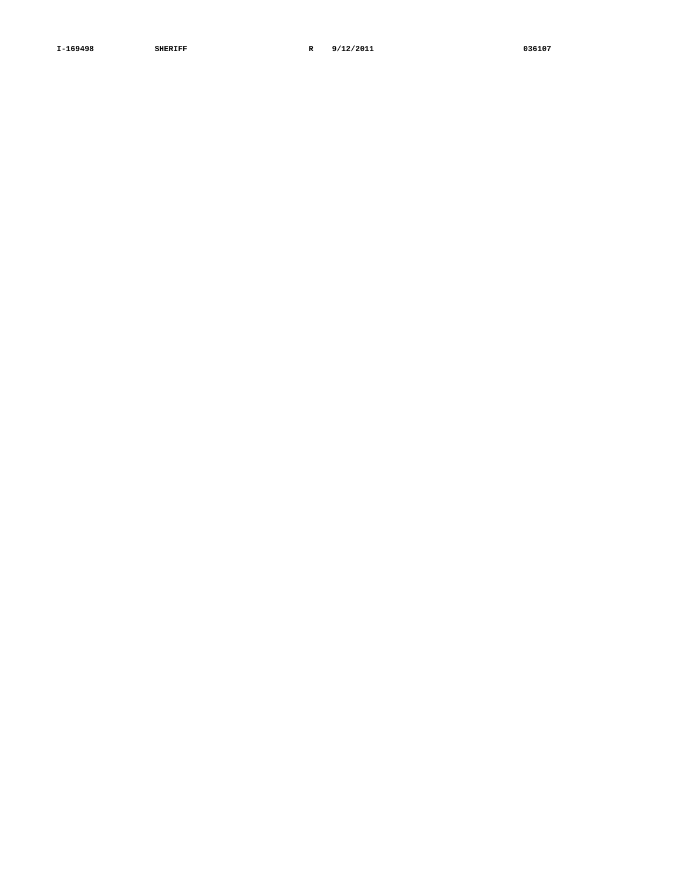I-169498 SHERIFF R 9/12/2011 036107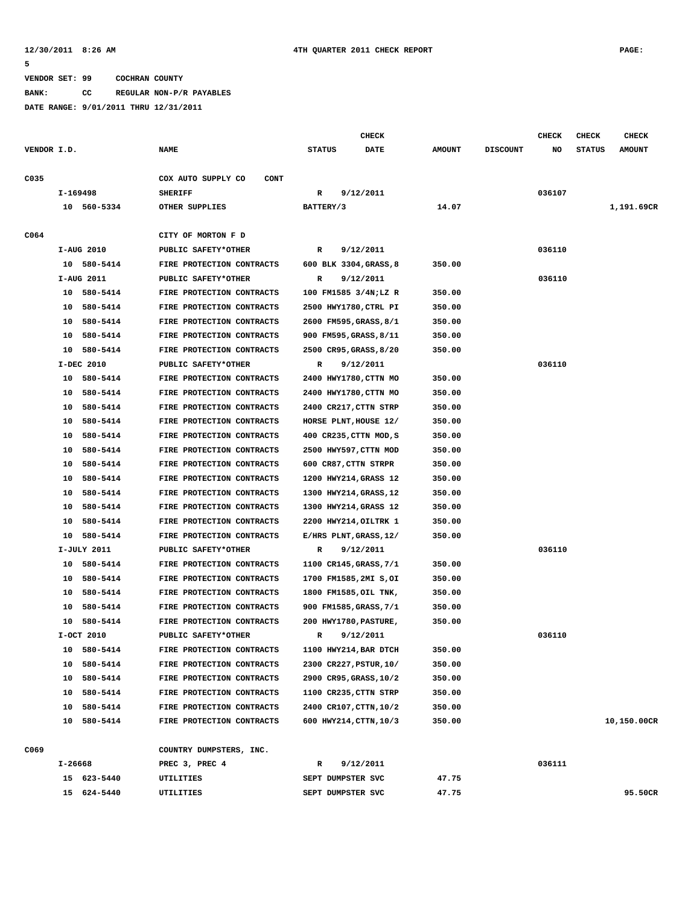VENDOR SET: 99 COCHRAN COUNTY

BANK: CC REGULAR NON-P/R PAYABLES

DATE RANGE: 9/01/2011 THRU 12/31/2011

| VENDOR I.D. | NAME | STATUS | CHECK DATE | AMOUNT | DISCOUNT | CHECK NO | CHECK STATUS | CHECK AMOUNT |
|---|---|---|---|---|---|---|---|---|
| C035 | COX AUTO SUPPLY CO CONT | | | | | | | |
| I-169498 | SHERIFF | R | 9/12/2011 | | | 036107 | | |
| 10 560-5334 | OTHER SUPPLIES | BATTERY/3 | | 14.07 | | | | 1,191.69CR |
| C064 | CITY OF MORTON F D | | | | | | | |
| I-AUG 2010 | PUBLIC SAFETY*OTHER | R | 9/12/2011 | | | 036110 | | |
| 10 580-5414 | FIRE PROTECTION CONTRACTS | 600 BLK 3304,GRASS,8 | | 350.00 | | | | |
| I-AUG 2011 | PUBLIC SAFETY*OTHER | R | 9/12/2011 | | | 036110 | | |
| 10 580-5414 | FIRE PROTECTION CONTRACTS | 100 FM1585 3/4N;LZ R | | 350.00 | | | | |
| 10 580-5414 | FIRE PROTECTION CONTRACTS | 2500 HWY1780,CTRL PI | | 350.00 | | | | |
| 10 580-5414 | FIRE PROTECTION CONTRACTS | 2600 FM595,GRASS,8/1 | | 350.00 | | | | |
| 10 580-5414 | FIRE PROTECTION CONTRACTS | 900 FM595,GRASS,8/11 | | 350.00 | | | | |
| 10 580-5414 | FIRE PROTECTION CONTRACTS | 2500 CR95,GRASS,8/20 | | 350.00 | | | | |
| I-DEC 2010 | PUBLIC SAFETY*OTHER | R | 9/12/2011 | | | 036110 | | |
| 10 580-5414 | FIRE PROTECTION CONTRACTS | 2400 HWY1780,CTTN MO | | 350.00 | | | | |
| 10 580-5414 | FIRE PROTECTION CONTRACTS | 2400 HWY1780,CTTN MO | | 350.00 | | | | |
| 10 580-5414 | FIRE PROTECTION CONTRACTS | 2400 CR217,CTTN STRP | | 350.00 | | | | |
| 10 580-5414 | FIRE PROTECTION CONTRACTS | HORSE PLNT,HOUSE 12/ | | 350.00 | | | | |
| 10 580-5414 | FIRE PROTECTION CONTRACTS | 400 CR235,CTTN MOD,S | | 350.00 | | | | |
| 10 580-5414 | FIRE PROTECTION CONTRACTS | 2500 HWY597,CTTN MOD | | 350.00 | | | | |
| 10 580-5414 | FIRE PROTECTION CONTRACTS | 600 CR87,CTTN STRPR | | 350.00 | | | | |
| 10 580-5414 | FIRE PROTECTION CONTRACTS | 1200 HWY214,GRASS 12 | | 350.00 | | | | |
| 10 580-5414 | FIRE PROTECTION CONTRACTS | 1300 HWY214,GRASS,12 | | 350.00 | | | | |
| 10 580-5414 | FIRE PROTECTION CONTRACTS | 1300 HWY214,GRASS 12 | | 350.00 | | | | |
| 10 580-5414 | FIRE PROTECTION CONTRACTS | 2200 HWY214,OILTRK 1 | | 350.00 | | | | |
| 10 580-5414 | FIRE PROTECTION CONTRACTS | E/HRS PLNT,GRASS,12/ | | 350.00 | | | | |
| I-JULY 2011 | PUBLIC SAFETY*OTHER | R | 9/12/2011 | | | 036110 | | |
| 10 580-5414 | FIRE PROTECTION CONTRACTS | 1100 CR145,GRASS,7/1 | | 350.00 | | | | |
| 10 580-5414 | FIRE PROTECTION CONTRACTS | 1700 FM1585,2MI S,OI | | 350.00 | | | | |
| 10 580-5414 | FIRE PROTECTION CONTRACTS | 1800 FM1585,OIL TNK, | | 350.00 | | | | |
| 10 580-5414 | FIRE PROTECTION CONTRACTS | 900 FM1585,GRASS,7/1 | | 350.00 | | | | |
| 10 580-5414 | FIRE PROTECTION CONTRACTS | 200 HWY1780,PASTURE, | | 350.00 | | | | |
| I-OCT 2010 | PUBLIC SAFETY*OTHER | R | 9/12/2011 | | | 036110 | | |
| 10 580-5414 | FIRE PROTECTION CONTRACTS | 1100 HWY214,BAR DTCH | | 350.00 | | | | |
| 10 580-5414 | FIRE PROTECTION CONTRACTS | 2300 CR227,PSTUR,10/ | | 350.00 | | | | |
| 10 580-5414 | FIRE PROTECTION CONTRACTS | 2900 CR95,GRASS,10/2 | | 350.00 | | | | |
| 10 580-5414 | FIRE PROTECTION CONTRACTS | 1100 CR235,CTTN STRP | | 350.00 | | | | |
| 10 580-5414 | FIRE PROTECTION CONTRACTS | 2400 CR107,CTTN,10/2 | | 350.00 | | | | |
| 10 580-5414 | FIRE PROTECTION CONTRACTS | 600 HWY214,CTTN,10/3 | | 350.00 | | | | 10,150.00CR |
| C069 | COUNTRY DUMPSTERS, INC. | | | | | | | |
| I-26668 | PREC 3, PREC 4 | R | 9/12/2011 | | | 036111 | | |
| 15 623-5440 | UTILITIES | SEPT DUMPSTER SVC | | 47.75 | | | | |
| 15 624-5440 | UTILITIES | SEPT DUMPSTER SVC | | 47.75 | | | | 95.50CR |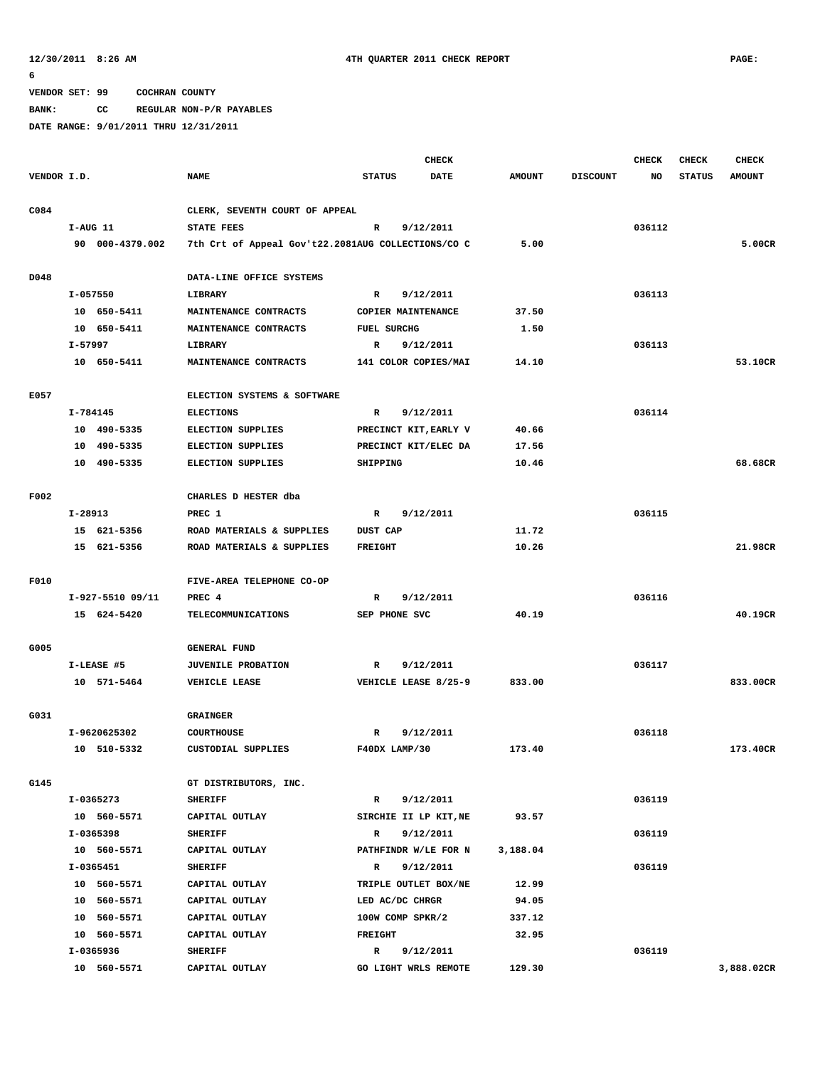12/30/2011 8:26 AM 4TH QUARTER 2011 CHECK REPORT PAGE: 6

VENDOR SET: 99 COCHRAN COUNTY

BANK: CC REGULAR NON-P/R PAYABLES

DATE RANGE: 9/01/2011 THRU 12/31/2011

| VENDOR I.D. | NAME | STATUS | CHECK DATE | AMOUNT | DISCOUNT | CHECK NO | CHECK STATUS | CHECK AMOUNT |
|---|---|---|---|---|---|---|---|---|
| C084 | CLERK, SEVENTH COURT OF APPEAL | | | | | | | |
| I-AUG 11 | STATE FEES | R | 9/12/2011 | | | 036112 | | |
| 90 000-4379.002 | 7th Crt of Appeal Gov't22.2081AUG COLLECTIONS/CO C | | | 5.00 | | | | 5.00CR |
| D048 | DATA-LINE OFFICE SYSTEMS | | | | | | | |
| I-057550 | LIBRARY | R | 9/12/2011 | | | 036113 | | |
| 10 650-5411 | MAINTENANCE CONTRACTS | COPIER MAINTENANCE | | 37.50 | | | | |
| 10 650-5411 | MAINTENANCE CONTRACTS | FUEL SURCHG | | 1.50 | | | | |
| I-57997 | LIBRARY | R | 9/12/2011 | | | 036113 | | |
| 10 650-5411 | MAINTENANCE CONTRACTS | 141 COLOR COPIES/MAI | | 14.10 | | | | 53.10CR |
| E057 | ELECTION SYSTEMS & SOFTWARE | | | | | | | |
| I-784145 | ELECTIONS | R | 9/12/2011 | | | 036114 | | |
| 10 490-5335 | ELECTION SUPPLIES | PRECINCT KIT,EARLY V | | 40.66 | | | | |
| 10 490-5335 | ELECTION SUPPLIES | PRECINCT KIT/ELEC DA | | 17.56 | | | | |
| 10 490-5335 | ELECTION SUPPLIES | SHIPPING | | 10.46 | | | | 68.68CR |
| F002 | CHARLES D HESTER dba | | | | | | | |
| I-28913 | PREC 1 | R | 9/12/2011 | | | 036115 | | |
| 15 621-5356 | ROAD MATERIALS & SUPPLIES | DUST CAP | | 11.72 | | | | |
| 15 621-5356 | ROAD MATERIALS & SUPPLIES | FREIGHT | | 10.26 | | | | 21.98CR |
| F010 | FIVE-AREA TELEPHONE CO-OP | | | | | | | |
| I-927-5510 09/11 | PREC 4 | R | 9/12/2011 | | | 036116 | | |
| 15 624-5420 | TELECOMMUNICATIONS | SEP PHONE SVC | | 40.19 | | | | 40.19CR |
| G005 | GENERAL FUND | | | | | | | |
| I-LEASE #5 | JUVENILE PROBATION | R | 9/12/2011 | | | 036117 | | |
| 10 571-5464 | VEHICLE LEASE | VEHICLE LEASE 8/25-9 | | 833.00 | | | | 833.00CR |
| G031 | GRAINGER | | | | | | | |
| I-9620625302 | COURTHOUSE | R | 9/12/2011 | | | 036118 | | |
| 10 510-5332 | CUSTODIAL SUPPLIES | F40DX LAMP/30 | | 173.40 | | | | 173.40CR |
| G145 | GT DISTRIBUTORS, INC. | | | | | | | |
| I-0365273 | SHERIFF | R | 9/12/2011 | | | 036119 | | |
| 10 560-5571 | CAPITAL OUTLAY | SIRCHIE II LP KIT,NE | | 93.57 | | | | |
| I-0365398 | SHERIFF | R | 9/12/2011 | | | 036119 | | |
| 10 560-5571 | CAPITAL OUTLAY | PATHFINDR W/LE FOR N | | 3,188.04 | | | | |
| I-0365451 | SHERIFF | R | 9/12/2011 | | | 036119 | | |
| 10 560-5571 | CAPITAL OUTLAY | TRIPLE OUTLET BOX/NE | | 12.99 | | | | |
| 10 560-5571 | CAPITAL OUTLAY | LED AC/DC CHRGR | | 94.05 | | | | |
| 10 560-5571 | CAPITAL OUTLAY | 100W COMP SPKR/2 | | 337.12 | | | | |
| 10 560-5571 | CAPITAL OUTLAY | FREIGHT | | 32.95 | | | | |
| I-0365936 | SHERIFF | R | 9/12/2011 | | | 036119 | | |
| 10 560-5571 | CAPITAL OUTLAY | GO LIGHT WRLS REMOTE | | 129.30 | | | | 3,888.02CR |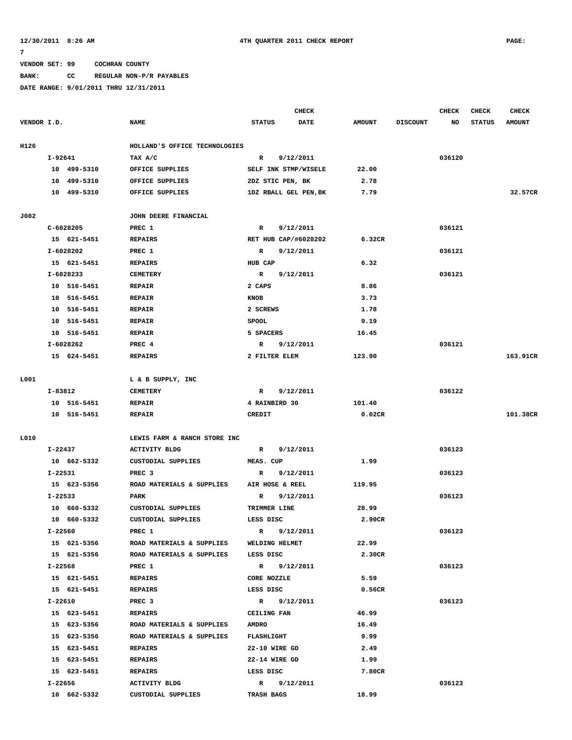12/30/2011 8:26 AM 4TH QUARTER 2011 CHECK REPORT PAGE: 7

VENDOR SET: 99 COCHRAN COUNTY

BANK: CC REGULAR NON-P/R PAYABLES

DATE RANGE: 9/01/2011 THRU 12/31/2011

| VENDOR I.D. | NAME | STATUS | CHECK DATE | AMOUNT | DISCOUNT | CHECK NO | CHECK STATUS | CHECK AMOUNT |
|---|---|---|---|---|---|---|---|---|
| H126 | HOLLAND'S OFFICE TECHNOLOGIES | | | | | | | |
| I-92641 | TAX A/C | R | 9/12/2011 | | | 036120 | | |
| 10 499-5310 | OFFICE SUPPLIES | SELF INK STMP/WISELE | | 22.00 | | | | |
| 10 499-5310 | OFFICE SUPPLIES | 2DZ STIC PEN, BK | | 2.78 | | | | |
| 10 499-5310 | OFFICE SUPPLIES | 1DZ RBALL GEL PEN,BK | | 7.79 | | | | 32.57CR |
| J082 | JOHN DEERE FINANCIAL | | | | | | | |
| C-6028205 | PREC 1 | R | 9/12/2011 | | | 036121 | | |
| 15 621-5451 | REPAIRS | RET HUB CAP/#6028202 | | 6.32CR | | | | |
| I-6028202 | PREC 1 | R | 9/12/2011 | | | 036121 | | |
| 15 621-5451 | REPAIRS | HUB CAP | | 6.32 | | | | |
| I-6028233 | CEMETERY | R | 9/12/2011 | | | 036121 | | |
| 10 516-5451 | REPAIR | 2 CAPS | | 8.86 | | | | |
| 10 516-5451 | REPAIR | KNOB | | 3.73 | | | | |
| 10 516-5451 | REPAIR | 2 SCREWS | | 1.78 | | | | |
| 10 516-5451 | REPAIR | SPOOL | | 9.19 | | | | |
| 10 516-5451 | REPAIR | 5 SPACERS | | 16.45 | | | | |
| I-6028262 | PREC 4 | R | 9/12/2011 | | | 036121 | | |
| 15 624-5451 | REPAIRS | 2 FILTER ELEM | | 123.90 | | | | 163.91CR |
| L001 | L & B SUPPLY, INC | | | | | | | |
| I-83812 | CEMETERY | R | 9/12/2011 | | | 036122 | | |
| 10 516-5451 | REPAIR | 4 RAINBIRD 30 | | 101.40 | | | | |
| 10 516-5451 | REPAIR | CREDIT | | 0.02CR | | | | 101.38CR |
| L010 | LEWIS FARM & RANCH STORE INC | | | | | | | |
| I-22437 | ACTIVITY BLDG | R | 9/12/2011 | | | 036123 | | |
| 10 662-5332 | CUSTODIAL SUPPLIES | MEAS. CUP | | 1.99 | | | | |
| I-22531 | PREC 3 | R | 9/12/2011 | | | 036123 | | |
| 15 623-5356 | ROAD MATERIALS & SUPPLIES | AIR HOSE & REEL | | 119.95 | | | | |
| I-22533 | PARK | R | 9/12/2011 | | | 036123 | | |
| 10 660-5332 | CUSTODIAL SUPPLIES | TRIMMER LINE | | 28.99 | | | | |
| 10 660-5332 | CUSTODIAL SUPPLIES | LESS DISC | | 2.90CR | | | | |
| I-22560 | PREC 1 | R | 9/12/2011 | | | 036123 | | |
| 15 621-5356 | ROAD MATERIALS & SUPPLIES | WELDING HELMET | | 22.99 | | | | |
| 15 621-5356 | ROAD MATERIALS & SUPPLIES | LESS DISC | | 2.30CR | | | | |
| I-22568 | PREC 1 | R | 9/12/2011 | | | 036123 | | |
| 15 621-5451 | REPAIRS | CORE NOZZLE | | 5.59 | | | | |
| 15 621-5451 | REPAIRS | LESS DISC | | 0.56CR | | | | |
| I-22610 | PREC 3 | R | 9/12/2011 | | | 036123 | | |
| 15 623-5451 | REPAIRS | CEILING FAN | | 46.99 | | | | |
| 15 623-5356 | ROAD MATERIALS & SUPPLIES | AMDRO | | 16.49 | | | | |
| 15 623-5356 | ROAD MATERIALS & SUPPLIES | FLASHLIGHT | | 9.99 | | | | |
| 15 623-5451 | REPAIRS | 22-10 WIRE GD | | 2.49 | | | | |
| 15 623-5451 | REPAIRS | 22-14 WIRE GD | | 1.99 | | | | |
| 15 623-5451 | REPAIRS | LESS DISC | | 7.80CR | | | | |
| I-22656 | ACTIVITY BLDG | R | 9/12/2011 | | | 036123 | | |
| 10 662-5332 | CUSTODIAL SUPPLIES | TRASH BAGS | | 18.99 | | | | |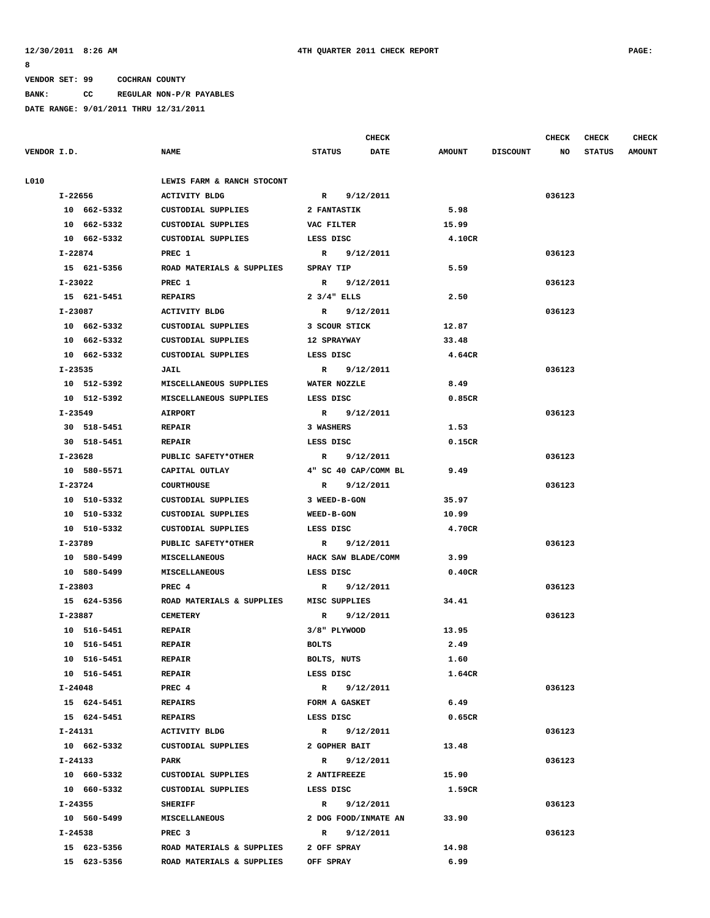VENDOR SET: 99 COCHRAN COUNTY

BANK: CC REGULAR NON-P/R PAYABLES

DATE RANGE: 9/01/2011 THRU 12/31/2011

| VENDOR I.D. | NAME | STATUS | CHECK DATE | AMOUNT | DISCOUNT | CHECK NO | CHECK STATUS | CHECK AMOUNT |
|---|---|---|---|---|---|---|---|---|
| L010 | LEWIS FARM & RANCH STOCONT | | | | | | | |
| I-22656 | ACTIVITY BLDG | R | 9/12/2011 | | | 036123 | | |
| 10 662-5332 | CUSTODIAL SUPPLIES | 2 FANTASTIK | | 5.98 | | | | |
| 10 662-5332 | CUSTODIAL SUPPLIES | VAC FILTER | | 15.99 | | | | |
| 10 662-5332 | CUSTODIAL SUPPLIES | LESS DISC | | 4.10CR | | | | |
| I-22874 | PREC 1 | R | 9/12/2011 | | | 036123 | | |
| 15 621-5356 | ROAD MATERIALS & SUPPLIES | SPRAY TIP | | 5.59 | | | | |
| I-23022 | PREC 1 | R | 9/12/2011 | | | 036123 | | |
| 15 621-5451 | REPAIRS | 2 3/4" ELLS | | 2.50 | | | | |
| I-23087 | ACTIVITY BLDG | R | 9/12/2011 | | | 036123 | | |
| 10 662-5332 | CUSTODIAL SUPPLIES | 3 SCOUR STICK | | 12.87 | | | | |
| 10 662-5332 | CUSTODIAL SUPPLIES | 12 SPRAYWAY | | 33.48 | | | | |
| 10 662-5332 | CUSTODIAL SUPPLIES | LESS DISC | | 4.64CR | | | | |
| I-23535 | JAIL | R | 9/12/2011 | | | 036123 | | |
| 10 512-5392 | MISCELLANEOUS SUPPLIES | WATER NOZZLE | | 8.49 | | | | |
| 10 512-5392 | MISCELLANEOUS SUPPLIES | LESS DISC | | 0.85CR | | | | |
| I-23549 | AIRPORT | R | 9/12/2011 | | | 036123 | | |
| 30 518-5451 | REPAIR | 3 WASHERS | | 1.53 | | | | |
| 30 518-5451 | REPAIR | LESS DISC | | 0.15CR | | | | |
| I-23628 | PUBLIC SAFETY*OTHER | R | 9/12/2011 | | | 036123 | | |
| 10 580-5571 | CAPITAL OUTLAY | 4" SC 40 CAP/COMM BL | | 9.49 | | | | |
| I-23724 | COURTHOUSE | R | 9/12/2011 | | | 036123 | | |
| 10 510-5332 | CUSTODIAL SUPPLIES | 3 WEED-B-GON | | 35.97 | | | | |
| 10 510-5332 | CUSTODIAL SUPPLIES | WEED-B-GON | | 10.99 | | | | |
| 10 510-5332 | CUSTODIAL SUPPLIES | LESS DISC | | 4.70CR | | | | |
| I-23789 | PUBLIC SAFETY*OTHER | R | 9/12/2011 | | | 036123 | | |
| 10 580-5499 | MISCELLANEOUS | HACK SAW BLADE/COMM | | 3.99 | | | | |
| 10 580-5499 | MISCELLANEOUS | LESS DISC | | 0.40CR | | | | |
| I-23803 | PREC 4 | R | 9/12/2011 | | | 036123 | | |
| 15 624-5356 | ROAD MATERIALS & SUPPLIES | MISC SUPPLIES | | 34.41 | | | | |
| I-23887 | CEMETERY | R | 9/12/2011 | | | 036123 | | |
| 10 516-5451 | REPAIR | 3/8" PLYWOOD | | 13.95 | | | | |
| 10 516-5451 | REPAIR | BOLTS | | 2.49 | | | | |
| 10 516-5451 | REPAIR | BOLTS, NUTS | | 1.60 | | | | |
| 10 516-5451 | REPAIR | LESS DISC | | 1.64CR | | | | |
| I-24048 | PREC 4 | R | 9/12/2011 | | | 036123 | | |
| 15 624-5451 | REPAIRS | FORM A GASKET | | 6.49 | | | | |
| 15 624-5451 | REPAIRS | LESS DISC | | 0.65CR | | | | |
| I-24131 | ACTIVITY BLDG | R | 9/12/2011 | | | 036123 | | |
| 10 662-5332 | CUSTODIAL SUPPLIES | 2 GOPHER BAIT | | 13.48 | | | | |
| I-24133 | PARK | R | 9/12/2011 | | | 036123 | | |
| 10 660-5332 | CUSTODIAL SUPPLIES | 2 ANTIFREEZE | | 15.90 | | | | |
| 10 660-5332 | CUSTODIAL SUPPLIES | LESS DISC | | 1.59CR | | | | |
| I-24355 | SHERIFF | R | 9/12/2011 | | | 036123 | | |
| 10 560-5499 | MISCELLANEOUS | 2 DOG FOOD/INMATE AN | | 33.90 | | | | |
| I-24538 | PREC 3 | R | 9/12/2011 | | | 036123 | | |
| 15 623-5356 | ROAD MATERIALS & SUPPLIES | 2 OFF SPRAY | | 14.98 | | | | |
| 15 623-5356 | ROAD MATERIALS & SUPPLIES | OFF SPRAY | | 6.99 | | | | |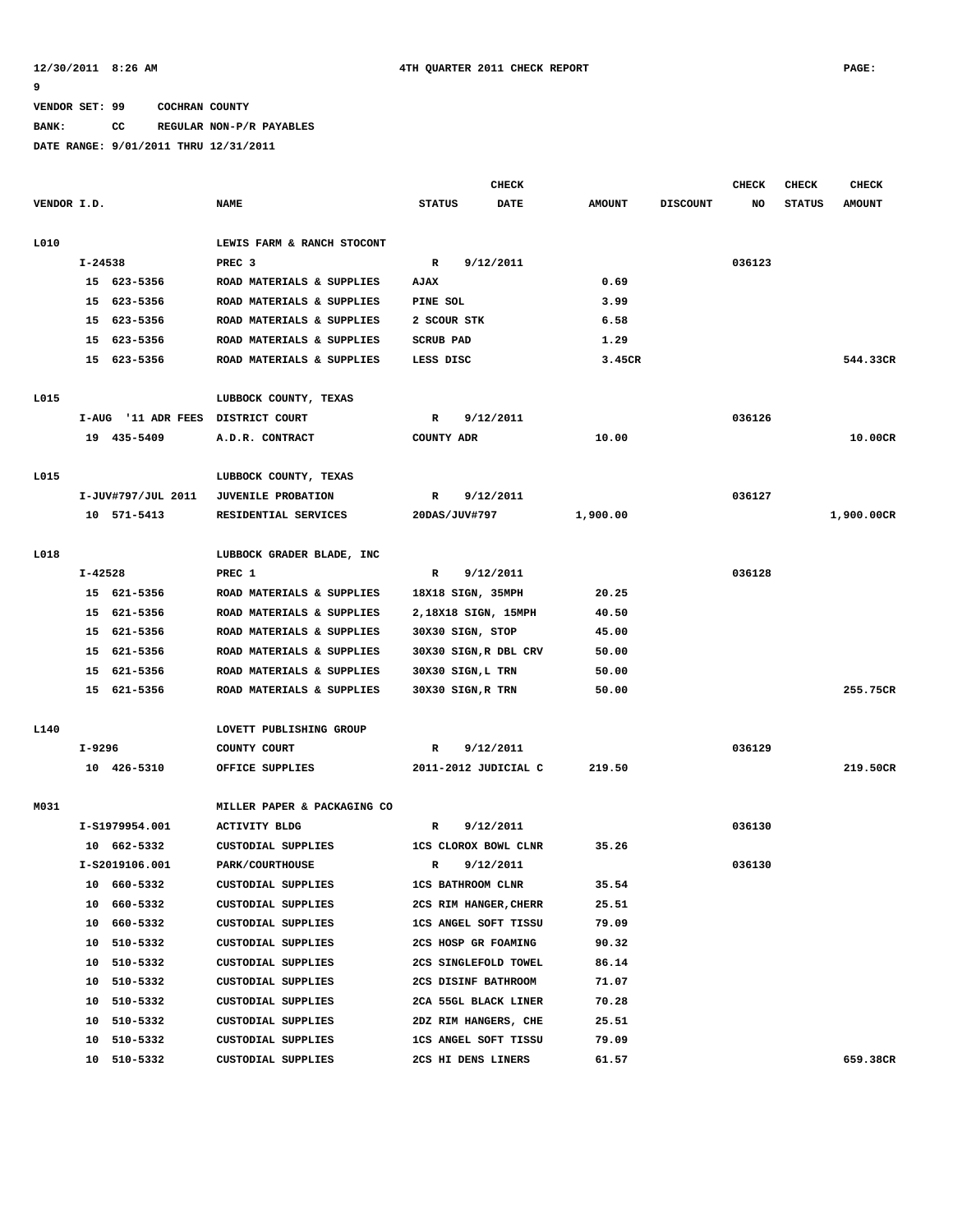VENDOR SET: 99     COCHRAN COUNTY

BANK:     CC     REGULAR NON-P/R PAYABLES

DATE RANGE: 9/01/2011 THRU 12/31/2011

| VENDOR I.D. | NAME | STATUS | CHECK DATE | AMOUNT | DISCOUNT | CHECK NO | CHECK STATUS | CHECK AMOUNT |
|---|---|---|---|---|---|---|---|---|
| L010 | LEWIS FARM & RANCH STOCONT | | | | | | | |
| I-24538 | PREC 3 | R | 9/12/2011 | | | 036123 | | |
| 15 623-5356 | ROAD MATERIALS & SUPPLIES | AJAX | | 0.69 | | | | |
| 15 623-5356 | ROAD MATERIALS & SUPPLIES | PINE SOL | | 3.99 | | | | |
| 15 623-5356 | ROAD MATERIALS & SUPPLIES | 2 SCOUR STK | | 6.58 | | | | |
| 15 623-5356 | ROAD MATERIALS & SUPPLIES | SCRUB PAD | | 1.29 | | | | |
| 15 623-5356 | ROAD MATERIALS & SUPPLIES | LESS DISC | | 3.45CR | | | | 544.33CR |
| L015 | LUBBOCK COUNTY, TEXAS | | | | | | | |
| I-AUG '11 ADR FEES | DISTRICT COURT | R | 9/12/2011 | | | 036126 | | |
| 19 435-5409 | A.D.R. CONTRACT | COUNTY ADR | | 10.00 | | | | 10.00CR |
| L015 | LUBBOCK COUNTY, TEXAS | | | | | | | |
| I-JUV#797/JUL 2011 | JUVENILE PROBATION | R | 9/12/2011 | | | 036127 | | |
| 10 571-5413 | RESIDENTIAL SERVICES | 20DAS/JUV#797 | | 1,900.00 | | | | 1,900.00CR |
| L018 | LUBBOCK GRADER BLADE, INC | | | | | | | |
| I-42528 | PREC 1 | R | 9/12/2011 | | | 036128 | | |
| 15 621-5356 | ROAD MATERIALS & SUPPLIES | 18X18 SIGN, 35MPH | | 20.25 | | | | |
| 15 621-5356 | ROAD MATERIALS & SUPPLIES | 2,18X18 SIGN, 15MPH | | 40.50 | | | | |
| 15 621-5356 | ROAD MATERIALS & SUPPLIES | 30X30 SIGN, STOP | | 45.00 | | | | |
| 15 621-5356 | ROAD MATERIALS & SUPPLIES | 30X30 SIGN,R DBL CRV | | 50.00 | | | | |
| 15 621-5356 | ROAD MATERIALS & SUPPLIES | 30X30 SIGN,L TRN | | 50.00 | | | | |
| 15 621-5356 | ROAD MATERIALS & SUPPLIES | 30X30 SIGN,R TRN | | 50.00 | | | | 255.75CR |
| L140 | LOVETT PUBLISHING GROUP | | | | | | | |
| I-9296 | COUNTY COURT | R | 9/12/2011 | | | 036129 | | |
| 10 426-5310 | OFFICE SUPPLIES | 2011-2012 JUDICIAL C | | 219.50 | | | | 219.50CR |
| M031 | MILLER PAPER & PACKAGING CO | | | | | | | |
| I-S1979954.001 | ACTIVITY BLDG | R | 9/12/2011 | | | 036130 | | |
| 10 662-5332 | CUSTODIAL SUPPLIES | 1CS CLOROX BOWL CLNR | | 35.26 | | | | |
| I-S2019106.001 | PARK/COURTHOUSE | R | 9/12/2011 | | | 036130 | | |
| 10 660-5332 | CUSTODIAL SUPPLIES | 1CS BATHROOM CLNR | | 35.54 | | | | |
| 10 660-5332 | CUSTODIAL SUPPLIES | 2CS RIM HANGER,CHERR | | 25.51 | | | | |
| 10 660-5332 | CUSTODIAL SUPPLIES | 1CS ANGEL SOFT TISSU | | 79.09 | | | | |
| 10 510-5332 | CUSTODIAL SUPPLIES | 2CS HOSP GR FOAMING | | 90.32 | | | | |
| 10 510-5332 | CUSTODIAL SUPPLIES | 2CS SINGLEFOLD TOWEL | | 86.14 | | | | |
| 10 510-5332 | CUSTODIAL SUPPLIES | 2CS DISINF BATHROOM | | 71.07 | | | | |
| 10 510-5332 | CUSTODIAL SUPPLIES | 2CA 55GL BLACK LINER | | 70.28 | | | | |
| 10 510-5332 | CUSTODIAL SUPPLIES | 2DZ RIM HANGERS, CHE | | 25.51 | | | | |
| 10 510-5332 | CUSTODIAL SUPPLIES | 1CS ANGEL SOFT TISSU | | 79.09 | | | | |
| 10 510-5332 | CUSTODIAL SUPPLIES | 2CS HI DENS LINERS | | 61.57 | | | | 659.38CR |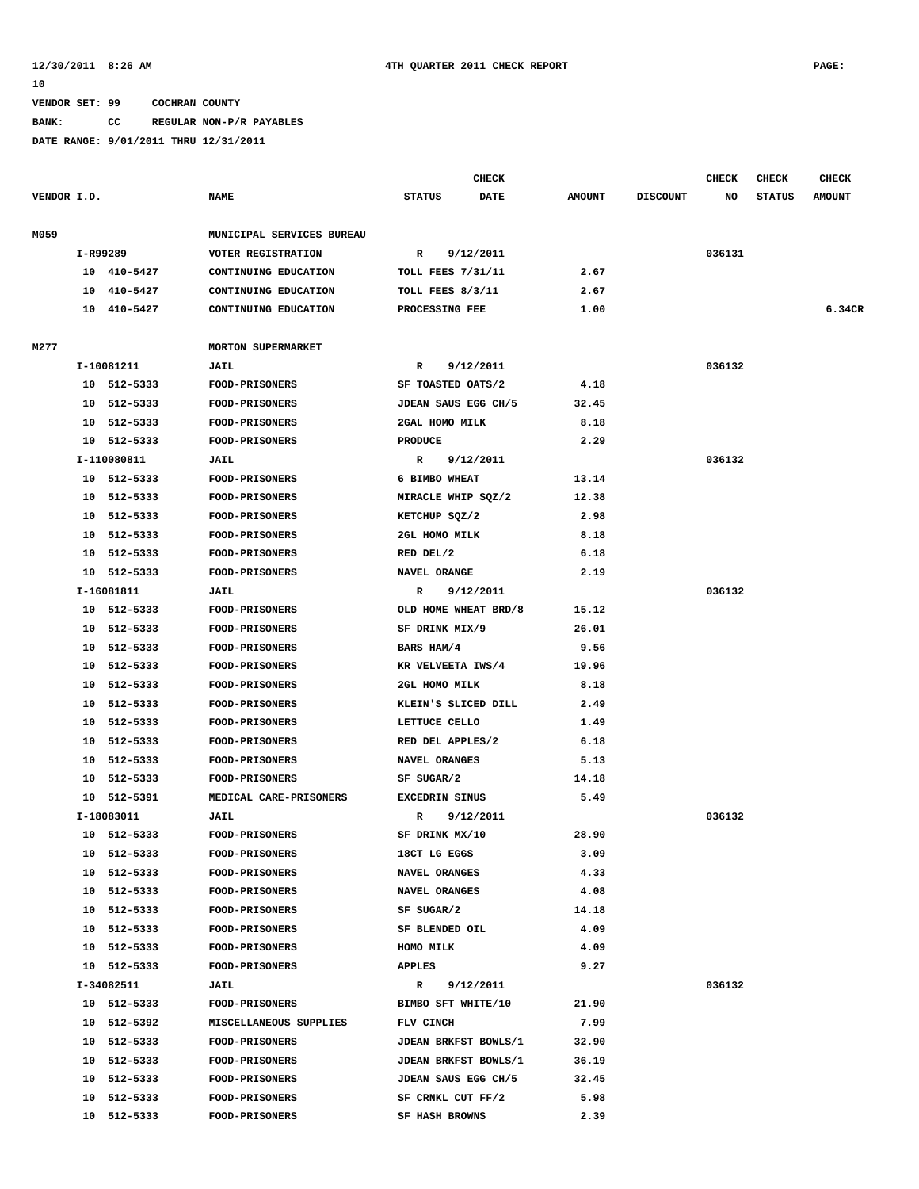**12/30/2011 8:26 AM** **4TH QUARTER 2011 CHECK REPORT** **PAGE: 10**

**VENDOR SET: 99 COCHRAN COUNTY**
**BANK: CC REGULAR NON-P/R PAYABLES**
**DATE RANGE: 9/01/2011 THRU 12/31/2011**

| VENDOR I.D. | NAME | STATUS | CHECK DATE | AMOUNT | DISCOUNT | CHECK NO | CHECK STATUS | CHECK AMOUNT |
|---|---|---|---|---|---|---|---|---|
| M059 | MUNICIPAL SERVICES BUREAU | | | | | | | |
| I-R99289 | VOTER REGISTRATION | R | 9/12/2011 | | | 036131 | | |
| 10 410-5427 | CONTINUING EDUCATION | TOLL FEES 7/31/11 | | 2.67 | | | | |
| 10 410-5427 | CONTINUING EDUCATION | TOLL FEES 8/3/11 | | 2.67 | | | | |
| 10 410-5427 | CONTINUING EDUCATION | PROCESSING FEE | | 1.00 | | | | 6.34CR |
| M277 | MORTON SUPERMARKET | | | | | | | |
| I-10081211 | JAIL | R | 9/12/2011 | | | 036132 | | |
| 10 512-5333 | FOOD-PRISONERS | SF TOASTED OATS/2 | | 4.18 | | | | |
| 10 512-5333 | FOOD-PRISONERS | JDEAN SAUS EGG CH/5 | | 32.45 | | | | |
| 10 512-5333 | FOOD-PRISONERS | 2GAL HOMO MILK | | 8.18 | | | | |
| 10 512-5333 | FOOD-PRISONERS | PRODUCE | | 2.29 | | | | |
| I-110080811 | JAIL | R | 9/12/2011 | | | 036132 | | |
| 10 512-5333 | FOOD-PRISONERS | 6 BIMBO WHEAT | | 13.14 | | | | |
| 10 512-5333 | FOOD-PRISONERS | MIRACLE WHIP SQZ/2 | | 12.38 | | | | |
| 10 512-5333 | FOOD-PRISONERS | KETCHUP SQZ/2 | | 2.98 | | | | |
| 10 512-5333 | FOOD-PRISONERS | 2GL HOMO MILK | | 8.18 | | | | |
| 10 512-5333 | FOOD-PRISONERS | RED DEL/2 | | 6.18 | | | | |
| 10 512-5333 | FOOD-PRISONERS | NAVEL ORANGE | | 2.19 | | | | |
| I-16081811 | JAIL | R | 9/12/2011 | | | 036132 | | |
| 10 512-5333 | FOOD-PRISONERS | OLD HOME WHEAT BRD/8 | | 15.12 | | | | |
| 10 512-5333 | FOOD-PRISONERS | SF DRINK MIX/9 | | 26.01 | | | | |
| 10 512-5333 | FOOD-PRISONERS | BARS HAM/4 | | 9.56 | | | | |
| 10 512-5333 | FOOD-PRISONERS | KR VELVEETA IWS/4 | | 19.96 | | | | |
| 10 512-5333 | FOOD-PRISONERS | 2GL HOMO MILK | | 8.18 | | | | |
| 10 512-5333 | FOOD-PRISONERS | KLEIN'S SLICED DILL | | 2.49 | | | | |
| 10 512-5333 | FOOD-PRISONERS | LETTUCE CELLO | | 1.49 | | | | |
| 10 512-5333 | FOOD-PRISONERS | RED DEL APPLES/2 | | 6.18 | | | | |
| 10 512-5333 | FOOD-PRISONERS | NAVEL ORANGES | | 5.13 | | | | |
| 10 512-5333 | FOOD-PRISONERS | SF SUGAR/2 | | 14.18 | | | | |
| 10 512-5391 | MEDICAL CARE-PRISONERS | EXCEDRIN SINUS | | 5.49 | | | | |
| I-18083011 | JAIL | R | 9/12/2011 | | | 036132 | | |
| 10 512-5333 | FOOD-PRISONERS | SF DRINK MX/10 | | 28.90 | | | | |
| 10 512-5333 | FOOD-PRISONERS | 18CT LG EGGS | | 3.09 | | | | |
| 10 512-5333 | FOOD-PRISONERS | NAVEL ORANGES | | 4.33 | | | | |
| 10 512-5333 | FOOD-PRISONERS | NAVEL ORANGES | | 4.08 | | | | |
| 10 512-5333 | FOOD-PRISONERS | SF SUGAR/2 | | 14.18 | | | | |
| 10 512-5333 | FOOD-PRISONERS | SF BLENDED OIL | | 4.09 | | | | |
| 10 512-5333 | FOOD-PRISONERS | HOMO MILK | | 4.09 | | | | |
| 10 512-5333 | FOOD-PRISONERS | APPLES | | 9.27 | | | | |
| I-34082511 | JAIL | R | 9/12/2011 | | | 036132 | | |
| 10 512-5333 | FOOD-PRISONERS | BIMBO SFT WHITE/10 | | 21.90 | | | | |
| 10 512-5392 | MISCELLANEOUS SUPPLIES | FLV CINCH | | 7.99 | | | | |
| 10 512-5333 | FOOD-PRISONERS | JDEAN BRKFST BOWLS/1 | | 32.90 | | | | |
| 10 512-5333 | FOOD-PRISONERS | JDEAN BRKFST BOWLS/1 | | 36.19 | | | | |
| 10 512-5333 | FOOD-PRISONERS | JDEAN SAUS EGG CH/5 | | 32.45 | | | | |
| 10 512-5333 | FOOD-PRISONERS | SF CRNKL CUT FF/2 | | 5.98 | | | | |
| 10 512-5333 | FOOD-PRISONERS | SF HASH BROWNS | | 2.39 | | | | |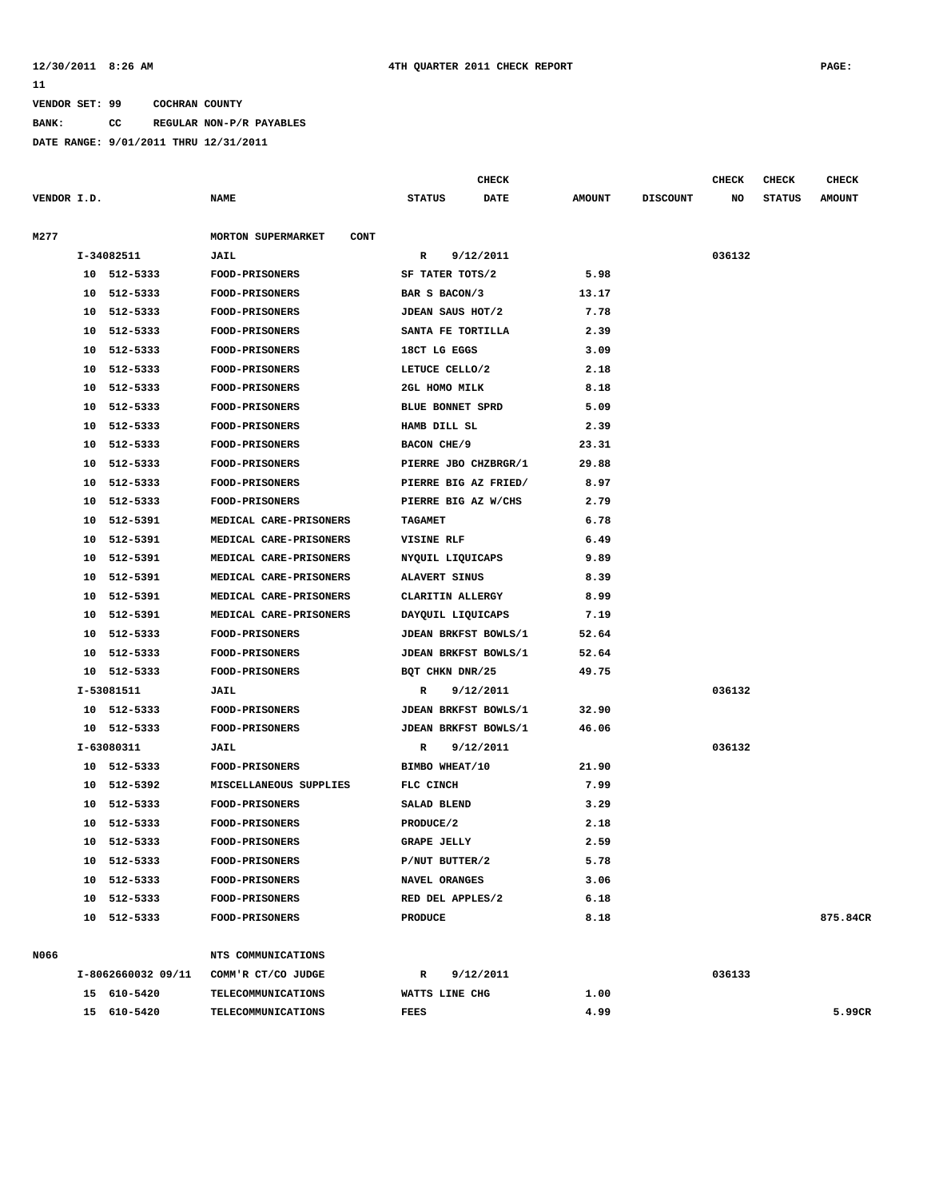**VENDOR SET: 99 COCHRAN COUNTY**

**BANK: CC REGULAR NON-P/R PAYABLES**

**DATE RANGE: 9/01/2011 THRU 12/31/2011**

| VENDOR I.D. | NAME | STATUS | CHECK DATE | AMOUNT | DISCOUNT | CHECK NO | CHECK STATUS | CHECK AMOUNT |
|---|---|---|---|---|---|---|---|---|
| M277 | MORTON SUPERMARKET CONT | | | | | | | |
| I-34082511 | JAIL | R | 9/12/2011 | | | 036132 | | |
| 10 512-5333 | FOOD-PRISONERS | SF TATER TOTS/2 | | 5.98 | | | | |
| 10 512-5333 | FOOD-PRISONERS | BAR S BACON/3 | | 13.17 | | | | |
| 10 512-5333 | FOOD-PRISONERS | JDEAN SAUS HOT/2 | | 7.78 | | | | |
| 10 512-5333 | FOOD-PRISONERS | SANTA FE TORTILLA | | 2.39 | | | | |
| 10 512-5333 | FOOD-PRISONERS | 18CT LG EGGS | | 3.09 | | | | |
| 10 512-5333 | FOOD-PRISONERS | LETUCE CELLO/2 | | 2.18 | | | | |
| 10 512-5333 | FOOD-PRISONERS | 2GL HOMO MILK | | 8.18 | | | | |
| 10 512-5333 | FOOD-PRISONERS | BLUE BONNET SPRD | | 5.09 | | | | |
| 10 512-5333 | FOOD-PRISONERS | HAMB DILL SL | | 2.39 | | | | |
| 10 512-5333 | FOOD-PRISONERS | BACON CHE/9 | | 23.31 | | | | |
| 10 512-5333 | FOOD-PRISONERS | PIERRE JBO CHZBRGR/1 | | 29.88 | | | | |
| 10 512-5333 | FOOD-PRISONERS | PIERRE BIG AZ FRIED/ | | 8.97 | | | | |
| 10 512-5333 | FOOD-PRISONERS | PIERRE BIG AZ W/CHS | | 2.79 | | | | |
| 10 512-5391 | MEDICAL CARE-PRISONERS | TAGAMET | | 6.78 | | | | |
| 10 512-5391 | MEDICAL CARE-PRISONERS | VISINE RLF | | 6.49 | | | | |
| 10 512-5391 | MEDICAL CARE-PRISONERS | NYQUIL LIQUICAPS | | 9.89 | | | | |
| 10 512-5391 | MEDICAL CARE-PRISONERS | ALAVERT SINUS | | 8.39 | | | | |
| 10 512-5391 | MEDICAL CARE-PRISONERS | CLARITIN ALLERGY | | 8.99 | | | | |
| 10 512-5391 | MEDICAL CARE-PRISONERS | DAYQUIL LIQUICAPS | | 7.19 | | | | |
| 10 512-5333 | FOOD-PRISONERS | JDEAN BRKFST BOWLS/1 | | 52.64 | | | | |
| 10 512-5333 | FOOD-PRISONERS | JDEAN BRKFST BOWLS/1 | | 52.64 | | | | |
| 10 512-5333 | FOOD-PRISONERS | BQT CHKN DNR/25 | | 49.75 | | | | |
| I-53081511 | JAIL | R | 9/12/2011 | | | 036132 | | |
| 10 512-5333 | FOOD-PRISONERS | JDEAN BRKFST BOWLS/1 | | 32.90 | | | | |
| 10 512-5333 | FOOD-PRISONERS | JDEAN BRKFST BOWLS/1 | | 46.06 | | | | |
| I-63080311 | JAIL | R | 9/12/2011 | | | 036132 | | |
| 10 512-5333 | FOOD-PRISONERS | BIMBO WHEAT/10 | | 21.90 | | | | |
| 10 512-5392 | MISCELLANEOUS SUPPLIES | FLC CINCH | | 7.99 | | | | |
| 10 512-5333 | FOOD-PRISONERS | SALAD BLEND | | 3.29 | | | | |
| 10 512-5333 | FOOD-PRISONERS | PRODUCE/2 | | 2.18 | | | | |
| 10 512-5333 | FOOD-PRISONERS | GRAPE JELLY | | 2.59 | | | | |
| 10 512-5333 | FOOD-PRISONERS | P/NUT BUTTER/2 | | 5.78 | | | | |
| 10 512-5333 | FOOD-PRISONERS | NAVEL ORANGES | | 3.06 | | | | |
| 10 512-5333 | FOOD-PRISONERS | RED DEL APPLES/2 | | 6.18 | | | | |
| 10 512-5333 | FOOD-PRISONERS | PRODUCE | | 8.18 | | | | 875.84CR |
| N066 | NTS COMMUNICATIONS | | | | | | | |
| I-8062660032 09/11 | COMM'R CT/CO JUDGE | R | 9/12/2011 | | | 036133 | | |
| 15 610-5420 | TELECOMMUNICATIONS | WATTS LINE CHG | | 1.00 | | | | |
| 15 610-5420 | TELECOMMUNICATIONS | FEES | | 4.99 | | | | 5.99CR |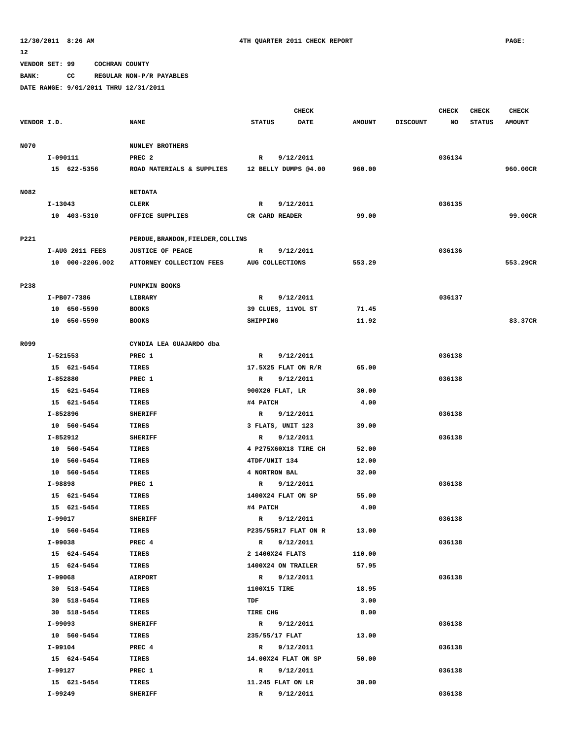VENDOR SET: 99     COCHRAN COUNTY

BANK:      CC      REGULAR NON-P/R PAYABLES

DATE RANGE: 9/01/2011 THRU 12/31/2011

| VENDOR I.D. | NAME | STATUS | CHECK DATE | AMOUNT | DISCOUNT | CHECK NO | CHECK STATUS | CHECK AMOUNT |
|---|---|---|---|---|---|---|---|---|
| N070 | NUNLEY BROTHERS | | | | | | | |
| I-090111 | PREC 2 | R | 9/12/2011 | | | 036134 | | |
| 15 622-5356 | ROAD MATERIALS & SUPPLIES | 12 BELLY DUMPS @4.00 | | 960.00 | | | | 960.00CR |
| N082 | NETDATA | | | | | | | |
| I-13043 | CLERK | R | 9/12/2011 | | | 036135 | | |
| 10 403-5310 | OFFICE SUPPLIES | CR CARD READER | | 99.00 | | | | 99.00CR |
| P221 | PERDUE,BRANDON,FIELDER,COLLINS | | | | | | | |
| I-AUG 2011 FEES | JUSTICE OF PEACE | R | 9/12/2011 | | | 036136 | | |
| 10 000-2206.002 | ATTORNEY COLLECTION FEES | AUG COLLECTIONS | | 553.29 | | | | 553.29CR |
| P238 | PUMPKIN BOOKS | | | | | | | |
| I-PB07-7386 | LIBRARY | R | 9/12/2011 | | | 036137 | | |
| 10 650-5590 | BOOKS | 39 CLUES, 11VOL ST | | 71.45 | | | | |
| 10 650-5590 | BOOKS | SHIPPING | | 11.92 | | | | 83.37CR |
| R099 | CYNDIA LEA GUAJARDO dba | | | | | | | |
| I-521553 | PREC 1 | R | 9/12/2011 | | | 036138 | | |
| 15 621-5454 | TIRES | 17.5X25 FLAT ON R/R | | 65.00 | | | | |
| I-852880 | PREC 1 | R | 9/12/2011 | | | 036138 | | |
| 15 621-5454 | TIRES | 900X20 FLAT, LR | | 30.00 | | | | |
| 15 621-5454 | TIRES | #4 PATCH | | 4.00 | | | | |
| I-852896 | SHERIFF | R | 9/12/2011 | | | 036138 | | |
| 10 560-5454 | TIRES | 3 FLATS, UNIT 123 | | 39.00 | | | | |
| I-852912 | SHERIFF | R | 9/12/2011 | | | 036138 | | |
| 10 560-5454 | TIRES | 4 P275X60X18 TIRE CH | | 52.00 | | | | |
| 10 560-5454 | TIRES | 4TDF/UNIT 134 | | 12.00 | | | | |
| 10 560-5454 | TIRES | 4 NORTRON BAL | | 32.00 | | | | |
| I-98898 | PREC 1 | R | 9/12/2011 | | | 036138 | | |
| 15 621-5454 | TIRES | 1400X24 FLAT ON SP | | 55.00 | | | | |
| 15 621-5454 | TIRES | #4 PATCH | | 4.00 | | | | |
| I-99017 | SHERIFF | R | 9/12/2011 | | | 036138 | | |
| 10 560-5454 | TIRES | P235/55R17 FLAT ON R | | 13.00 | | | | |
| I-99038 | PREC 4 | R | 9/12/2011 | | | 036138 | | |
| 15 624-5454 | TIRES | 2 1400X24 FLATS | | 110.00 | | | | |
| 15 624-5454 | TIRES | 1400X24 ON TRAILER | | 57.95 | | | | |
| I-99068 | AIRPORT | R | 9/12/2011 | | | 036138 | | |
| 30 518-5454 | TIRES | 1100X15 TIRE | | 18.95 | | | | |
| 30 518-5454 | TIRES | TDF | | 3.00 | | | | |
| 30 518-5454 | TIRES | TIRE CHG | | 8.00 | | | | |
| I-99093 | SHERIFF | R | 9/12/2011 | | | 036138 | | |
| 10 560-5454 | TIRES | 235/55/17 FLAT | | 13.00 | | | | |
| I-99104 | PREC 4 | R | 9/12/2011 | | | 036138 | | |
| 15 624-5454 | TIRES | 14.00X24 FLAT ON SP | | 50.00 | | | | |
| I-99127 | PREC 1 | R | 9/12/2011 | | | 036138 | | |
| 15 621-5454 | TIRES | 11.245 FLAT ON LR | | 30.00 | | | | |
| I-99249 | SHERIFF | R | 9/12/2011 | | | 036138 | | |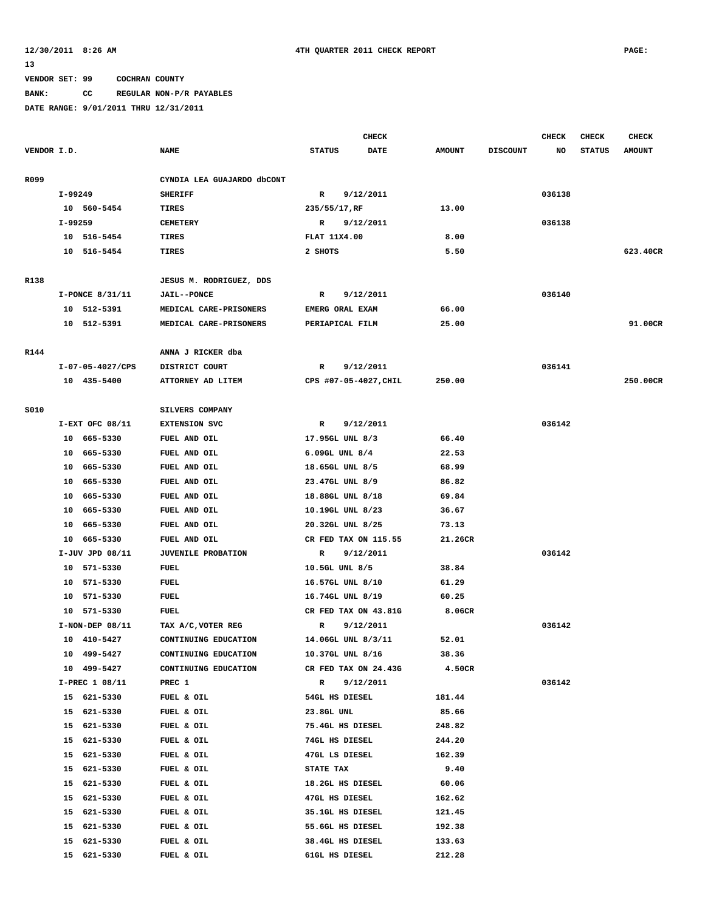VENDOR SET: 99 COCHRAN COUNTY

BANK: CC REGULAR NON-P/R PAYABLES

DATE RANGE: 9/01/2011 THRU 12/31/2011

| VENDOR I.D. | NAME | STATUS | CHECK DATE | AMOUNT | DISCOUNT | CHECK NO | CHECK STATUS | CHECK AMOUNT |
|---|---|---|---|---|---|---|---|---|
| R099 | CYNDIA LEA GUAJARDO dbCONT | | | | | | | |
| I-99249 | SHERIFF | R | 9/12/2011 | | | 036138 | | |
| 10 560-5454 | TIRES | 235/55/17,RF | | 13.00 | | | | |
| I-99259 | CEMETERY | R | 9/12/2011 | | | 036138 | | |
| 10 516-5454 | TIRES | FLAT 11X4.00 | | 8.00 | | | | |
| 10 516-5454 | TIRES | 2 SHOTS | | 5.50 | | | | 623.40CR |
| R138 | JESUS M. RODRIGUEZ, DDS | | | | | | | |
| I-PONCE 8/31/11 | JAIL--PONCE | R | 9/12/2011 | | | 036140 | | |
| 10 512-5391 | MEDICAL CARE-PRISONERS | EMERG ORAL EXAM | | 66.00 | | | | |
| 10 512-5391 | MEDICAL CARE-PRISONERS | PERIAPICAL FILM | | 25.00 | | | | 91.00CR |
| R144 | ANNA J RICKER dba | | | | | | | |
| I-07-05-4027/CPS | DISTRICT COURT | R | 9/12/2011 | | | 036141 | | |
| 10 435-5400 | ATTORNEY AD LITEM | CPS #07-05-4027,CHIL | | 250.00 | | | | 250.00CR |
| S010 | SILVERS COMPANY | | | | | | | |
| I-EXT OFC 08/11 | EXTENSION SVC | R | 9/12/2011 | | | 036142 | | |
| 10 665-5330 | FUEL AND OIL | 17.95GL UNL 8/3 | | 66.40 | | | | |
| 10 665-5330 | FUEL AND OIL | 6.09GL UNL 8/4 | | 22.53 | | | | |
| 10 665-5330 | FUEL AND OIL | 18.65GL UNL 8/5 | | 68.99 | | | | |
| 10 665-5330 | FUEL AND OIL | 23.47GL UNL 8/9 | | 86.82 | | | | |
| 10 665-5330 | FUEL AND OIL | 18.88GL UNL 8/18 | | 69.84 | | | | |
| 10 665-5330 | FUEL AND OIL | 10.19GL UNL 8/23 | | 36.67 | | | | |
| 10 665-5330 | FUEL AND OIL | 20.32GL UNL 8/25 | | 73.13 | | | | |
| 10 665-5330 | FUEL AND OIL | CR FED TAX ON 115.55 | | 21.26CR | | | | |
| I-JUV JPD 08/11 | JUVENILE PROBATION | R | 9/12/2011 | | | 036142 | | |
| 10 571-5330 | FUEL | 10.5GL UNL 8/5 | | 38.84 | | | | |
| 10 571-5330 | FUEL | 16.57GL UNL 8/10 | | 61.29 | | | | |
| 10 571-5330 | FUEL | 16.74GL UNL 8/19 | | 60.25 | | | | |
| 10 571-5330 | FUEL | CR FED TAX ON 43.81G | | 8.06CR | | | | |
| I-NON-DEP 08/11 | TAX A/C,VOTER REG | R | 9/12/2011 | | | 036142 | | |
| 10 410-5427 | CONTINUING EDUCATION | 14.06GL UNL 8/3/11 | | 52.01 | | | | |
| 10 499-5427 | CONTINUING EDUCATION | 10.37GL UNL 8/16 | | 38.36 | | | | |
| 10 499-5427 | CONTINUING EDUCATION | CR FED TAX ON 24.43G | | 4.50CR | | | | |
| I-PREC 1 08/11 | PREC 1 | R | 9/12/2011 | | | 036142 | | |
| 15 621-5330 | FUEL & OIL | 54GL HS DIESEL | | 181.44 | | | | |
| 15 621-5330 | FUEL & OIL | 23.8GL UNL | | 85.66 | | | | |
| 15 621-5330 | FUEL & OIL | 75.4GL HS DIESEL | | 248.82 | | | | |
| 15 621-5330 | FUEL & OIL | 74GL HS DIESEL | | 244.20 | | | | |
| 15 621-5330 | FUEL & OIL | 47GL LS DIESEL | | 162.39 | | | | |
| 15 621-5330 | FUEL & OIL | STATE TAX | | 9.40 | | | | |
| 15 621-5330 | FUEL & OIL | 18.2GL HS DIESEL | | 60.06 | | | | |
| 15 621-5330 | FUEL & OIL | 47GL HS DIESEL | | 162.62 | | | | |
| 15 621-5330 | FUEL & OIL | 35.1GL HS DIESEL | | 121.45 | | | | |
| 15 621-5330 | FUEL & OIL | 55.6GL HS DIESEL | | 192.38 | | | | |
| 15 621-5330 | FUEL & OIL | 38.4GL HS DIESEL | | 133.63 | | | | |
| 15 621-5330 | FUEL & OIL | 61GL HS DIESEL | | 212.28 | | | | |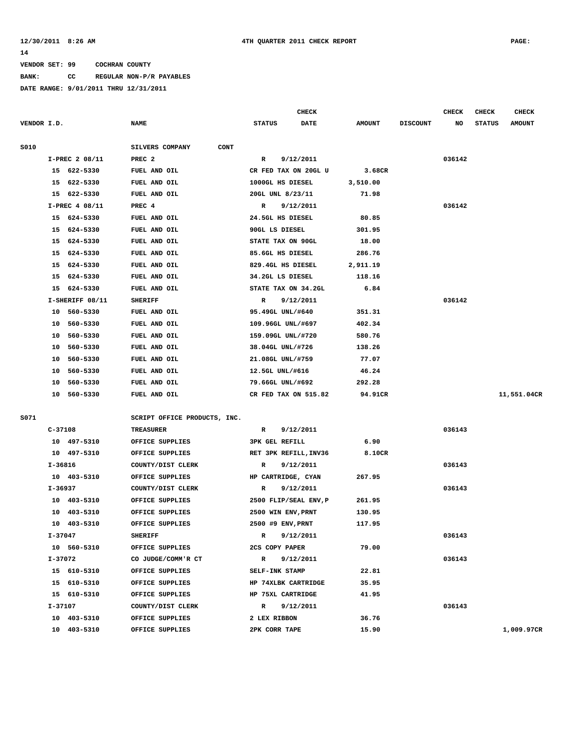VENDOR SET: 99 COCHRAN COUNTY

BANK: CC REGULAR NON-P/R PAYABLES

DATE RANGE: 9/01/2011 THRU 12/31/2011

| VENDOR I.D. | NAME | STATUS | CHECK DATE | AMOUNT | DISCOUNT | CHECK NO | CHECK STATUS | CHECK AMOUNT |
|---|---|---|---|---|---|---|---|---|
| S010 | SILVERS COMPANY CONT | | | | | | | |
| I-PREC 2 08/11 | PREC 2 | R | 9/12/2011 | | | 036142 | | |
| 15 622-5330 | FUEL AND OIL | CR FED TAX ON 20GL U | | 3.68CR | | | | |
| 15 622-5330 | FUEL AND OIL | 1000GL HS DIESEL | | 3,510.00 | | | | |
| 15 622-5330 | FUEL AND OIL | 20GL UNL 8/23/11 | | 71.98 | | | | |
| I-PREC 4 08/11 | PREC 4 | R | 9/12/2011 | | | 036142 | | |
| 15 624-5330 | FUEL AND OIL | 24.5GL HS DIESEL | | 80.85 | | | | |
| 15 624-5330 | FUEL AND OIL | 90GL LS DIESEL | | 301.95 | | | | |
| 15 624-5330 | FUEL AND OIL | STATE TAX ON 90GL | | 18.00 | | | | |
| 15 624-5330 | FUEL AND OIL | 85.6GL HS DIESEL | | 286.76 | | | | |
| 15 624-5330 | FUEL AND OIL | 829.4GL HS DIESEL | | 2,911.19 | | | | |
| 15 624-5330 | FUEL AND OIL | 34.2GL LS DIESEL | | 118.16 | | | | |
| 15 624-5330 | FUEL AND OIL | STATE TAX ON 34.2GL | | 6.84 | | | | |
| I-SHERIFF 08/11 | SHERIFF | R | 9/12/2011 | | | 036142 | | |
| 10 560-5330 | FUEL AND OIL | 95.49GL UNL/#640 | | 351.31 | | | | |
| 10 560-5330 | FUEL AND OIL | 109.96GL UNL/#697 | | 402.34 | | | | |
| 10 560-5330 | FUEL AND OIL | 159.09GL UNL/#720 | | 580.76 | | | | |
| 10 560-5330 | FUEL AND OIL | 38.04GL UNL/#726 | | 138.26 | | | | |
| 10 560-5330 | FUEL AND OIL | 21.08GL UNL/#759 | | 77.07 | | | | |
| 10 560-5330 | FUEL AND OIL | 12.5GL UNL/#616 | | 46.24 | | | | |
| 10 560-5330 | FUEL AND OIL | 79.66GL UNL/#692 | | 292.28 | | | | |
| 10 560-5330 | FUEL AND OIL | CR FED TAX ON 515.82 | | 94.91CR | | | | 11,551.04CR |
| S071 | SCRIPT OFFICE PRODUCTS, INC. | | | | | | | |
| C-37108 | TREASURER | R | 9/12/2011 | | | 036143 | | |
| 10 497-5310 | OFFICE SUPPLIES | 3PK GEL REFILL | | 6.90 | | | | |
| 10 497-5310 | OFFICE SUPPLIES | RET 3PK REFILL,INV36 | | 8.10CR | | | | |
| I-36816 | COUNTY/DIST CLERK | R | 9/12/2011 | | | 036143 | | |
| 10 403-5310 | OFFICE SUPPLIES | HP CARTRIDGE, CYAN | | 267.95 | | | | |
| I-36937 | COUNTY/DIST CLERK | R | 9/12/2011 | | | 036143 | | |
| 10 403-5310 | OFFICE SUPPLIES | 2500 FLIP/SEAL ENV,P | | 261.95 | | | | |
| 10 403-5310 | OFFICE SUPPLIES | 2500 WIN ENV,PRNT | | 130.95 | | | | |
| 10 403-5310 | OFFICE SUPPLIES | 2500 #9 ENV,PRNT | | 117.95 | | | | |
| I-37047 | SHERIFF | R | 9/12/2011 | | | 036143 | | |
| 10 560-5310 | OFFICE SUPPLIES | 2CS COPY PAPER | | 79.00 | | | | |
| I-37072 | CO JUDGE/COMM'R CT | R | 9/12/2011 | | | 036143 | | |
| 15 610-5310 | OFFICE SUPPLIES | SELF-INK STAMP | | 22.81 | | | | |
| 15 610-5310 | OFFICE SUPPLIES | HP 74XLBK CARTRIDGE | | 35.95 | | | | |
| 15 610-5310 | OFFICE SUPPLIES | HP 75XL CARTRIDGE | | 41.95 | | | | |
| I-37107 | COUNTY/DIST CLERK | R | 9/12/2011 | | | 036143 | | |
| 10 403-5310 | OFFICE SUPPLIES | 2 LEX RIBBON | | 36.76 | | | | |
| 10 403-5310 | OFFICE SUPPLIES | 2PK CORR TAPE | | 15.90 | | | | 1,009.97CR |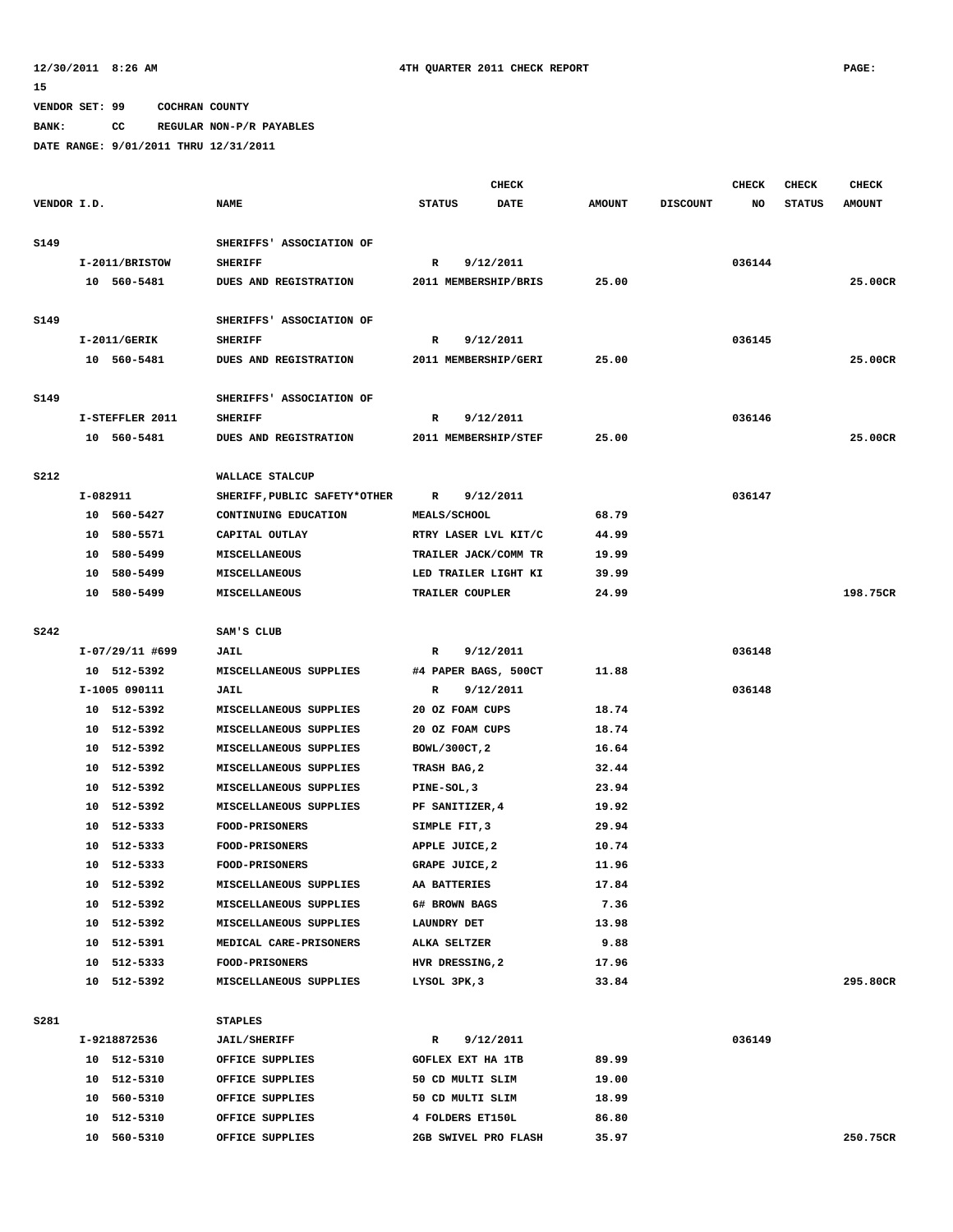12/30/2011 8:26 AM 4TH QUARTER 2011 CHECK REPORT PAGE: 15

VENDOR SET: 99 COCHRAN COUNTY

BANK: CC REGULAR NON-P/R PAYABLES

DATE RANGE: 9/01/2011 THRU 12/31/2011

| VENDOR I.D. | NAME | STATUS | CHECK DATE | AMOUNT | DISCOUNT | CHECK NO | CHECK STATUS | CHECK AMOUNT |
|---|---|---|---|---|---|---|---|---|
| S149 | SHERIFFS' ASSOCIATION OF | | | | | | | |
| I-2011/BRISTOW | SHERIFF | R | 9/12/2011 | | | 036144 | | |
| 10 560-5481 | DUES AND REGISTRATION | 2011 MEMBERSHIP/BRIS | | 25.00 | | | | 25.00CR |
| S149 | SHERIFFS' ASSOCIATION OF | | | | | | | |
| I-2011/GERIK | SHERIFF | R | 9/12/2011 | | | 036145 | | |
| 10 560-5481 | DUES AND REGISTRATION | 2011 MEMBERSHIP/GERI | | 25.00 | | | | 25.00CR |
| S149 | SHERIFFS' ASSOCIATION OF | | | | | | | |
| I-STEFFLER 2011 | SHERIFF | R | 9/12/2011 | | | 036146 | | |
| 10 560-5481 | DUES AND REGISTRATION | 2011 MEMBERSHIP/STEF | | 25.00 | | | | 25.00CR |
| S212 | WALLACE STALCUP | | | | | | | |
| I-082911 | SHERIFF,PUBLIC SAFETY*OTHER | R | 9/12/2011 | | | 036147 | | |
| 10 560-5427 | CONTINUING EDUCATION | MEALS/SCHOOL | | 68.79 | | | | |
| 10 580-5571 | CAPITAL OUTLAY | RTRY LASER LVL KIT/C | | 44.99 | | | | |
| 10 580-5499 | MISCELLANEOUS | TRAILER JACK/COMM TR | | 19.99 | | | | |
| 10 580-5499 | MISCELLANEOUS | LED TRAILER LIGHT KI | | 39.99 | | | | |
| 10 580-5499 | MISCELLANEOUS | TRAILER COUPLER | | 24.99 | | | | 198.75CR |
| S242 | SAM'S CLUB | | | | | | | |
| I-07/29/11 #699 | JAIL | R | 9/12/2011 | | | 036148 | | |
| 10 512-5392 | MISCELLANEOUS SUPPLIES | #4 PAPER BAGS, 500CT | | 11.88 | | | | |
| I-1005 090111 | JAIL | R | 9/12/2011 | | | 036148 | | |
| 10 512-5392 | MISCELLANEOUS SUPPLIES | 20 OZ FOAM CUPS | | 18.74 | | | | |
| 10 512-5392 | MISCELLANEOUS SUPPLIES | 20 OZ FOAM CUPS | | 18.74 | | | | |
| 10 512-5392 | MISCELLANEOUS SUPPLIES | BOWL/300CT,2 | | 16.64 | | | | |
| 10 512-5392 | MISCELLANEOUS SUPPLIES | TRASH BAG,2 | | 32.44 | | | | |
| 10 512-5392 | MISCELLANEOUS SUPPLIES | PINE-SOL,3 | | 23.94 | | | | |
| 10 512-5392 | MISCELLANEOUS SUPPLIES | PF SANITIZER,4 | | 19.92 | | | | |
| 10 512-5333 | FOOD-PRISONERS | SIMPLE FIT,3 | | 29.94 | | | | |
| 10 512-5333 | FOOD-PRISONERS | APPLE JUICE,2 | | 10.74 | | | | |
| 10 512-5333 | FOOD-PRISONERS | GRAPE JUICE,2 | | 11.96 | | | | |
| 10 512-5392 | MISCELLANEOUS SUPPLIES | AA BATTERIES | | 17.84 | | | | |
| 10 512-5392 | MISCELLANEOUS SUPPLIES | 6# BROWN BAGS | | 7.36 | | | | |
| 10 512-5392 | MISCELLANEOUS SUPPLIES | LAUNDRY DET | | 13.98 | | | | |
| 10 512-5391 | MEDICAL CARE-PRISONERS | ALKA SELTZER | | 9.88 | | | | |
| 10 512-5333 | FOOD-PRISONERS | HVR DRESSING,2 | | 17.96 | | | | |
| 10 512-5392 | MISCELLANEOUS SUPPLIES | LYSOL 3PK,3 | | 33.84 | | | | 295.80CR |
| S281 | STAPLES | | | | | | | |
| I-9218872536 | JAIL/SHERIFF | R | 9/12/2011 | | | 036149 | | |
| 10 512-5310 | OFFICE SUPPLIES | GOFLEX EXT HA 1TB | | 89.99 | | | | |
| 10 512-5310 | OFFICE SUPPLIES | 50 CD MULTI SLIM | | 19.00 | | | | |
| 10 560-5310 | OFFICE SUPPLIES | 50 CD MULTI SLIM | | 18.99 | | | | |
| 10 512-5310 | OFFICE SUPPLIES | 4 FOLDERS ET150L | | 86.80 | | | | |
| 10 560-5310 | OFFICE SUPPLIES | 2GB SWIVEL PRO FLASH | | 35.97 | | | | 250.75CR |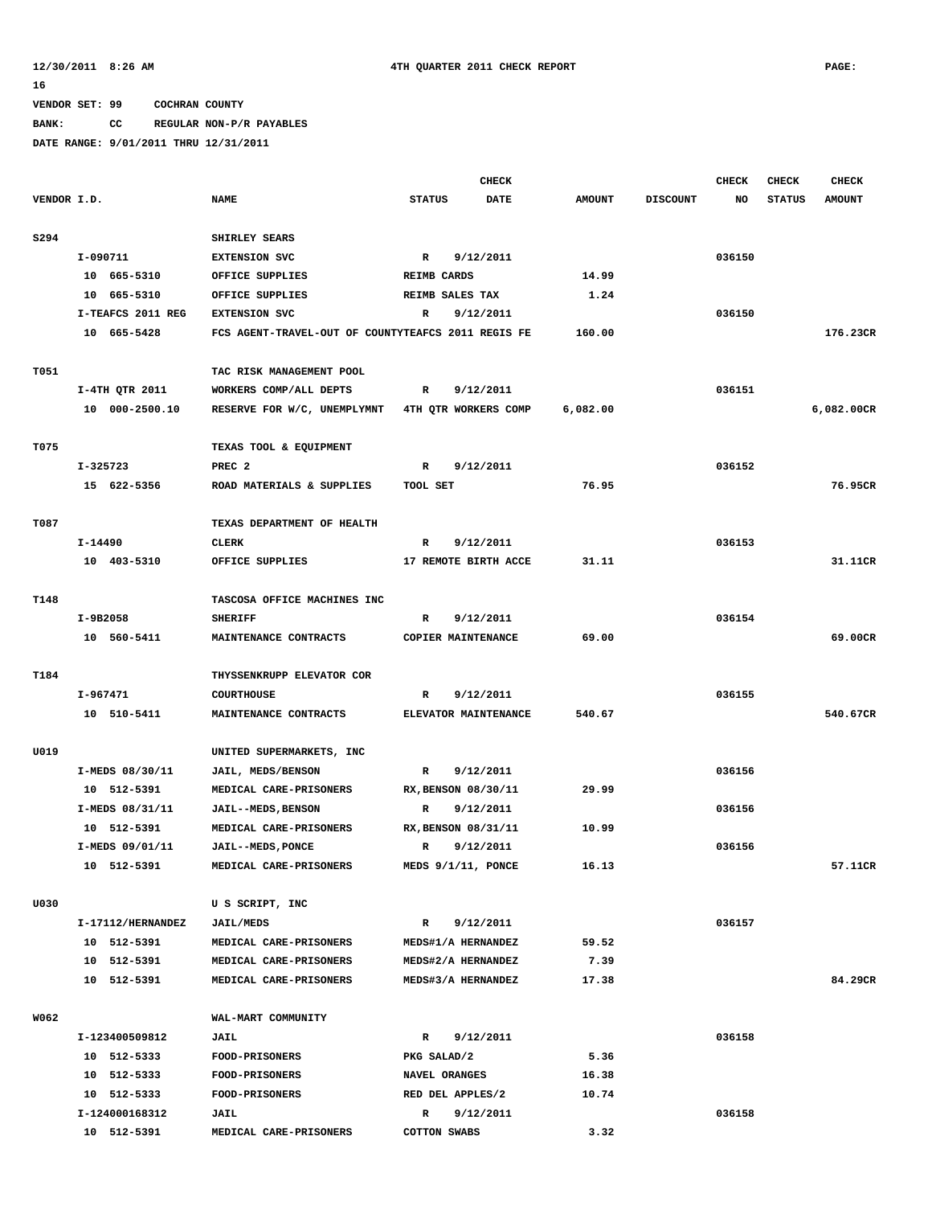12/30/2011 8:26 AM　　　　4TH QUARTER 2011 CHECK REPORT　　　　PAGE: 16

VENDOR SET: 99　　COCHRAN COUNTY

BANK: CC　　REGULAR NON-P/R PAYABLES

DATE RANGE: 9/01/2011 THRU 12/31/2011

| VENDOR I.D. | NAME | STATUS | CHECK DATE | AMOUNT | DISCOUNT | CHECK NO | CHECK STATUS | CHECK AMOUNT |
|---|---|---|---|---|---|---|---|---|
| S294 | SHIRLEY SEARS | | | | | | | |
| I-090711 | EXTENSION SVC | R | 9/12/2011 | | | 036150 | | |
| 10 665-5310 | OFFICE SUPPLIES | REIMB CARDS | | 14.99 | | | | |
| 10 665-5310 | OFFICE SUPPLIES | REIMB SALES TAX | | 1.24 | | | | |
| I-TEAFCS 2011 REG | EXTENSION SVC | R | 9/12/2011 | | | 036150 | | |
| 10 665-5428 | FCS AGENT-TRAVEL-OUT OF COUNTY | TEAFCS 2011 REGIS FE | | 160.00 | | | | 176.23CR |
| T051 | TAC RISK MANAGEMENT POOL | | | | | | | |
| I-4TH QTR 2011 | WORKERS COMP/ALL DEPTS | R | 9/12/2011 | | | 036151 | | |
| 10 000-2500.10 | RESERVE FOR W/C, UNEMPLYMNT | 4TH QTR WORKERS COMP | | 6,082.00 | | | | 6,082.00CR |
| T075 | TEXAS TOOL & EQUIPMENT | | | | | | | |
| I-325723 | PREC 2 | R | 9/12/2011 | | | 036152 | | |
| 15 622-5356 | ROAD MATERIALS & SUPPLIES | TOOL SET | | 76.95 | | | | 76.95CR |
| T087 | TEXAS DEPARTMENT OF HEALTH | | | | | | | |
| I-14490 | CLERK | R | 9/12/2011 | | | 036153 | | |
| 10 403-5310 | OFFICE SUPPLIES | 17 REMOTE BIRTH ACCE | | 31.11 | | | | 31.11CR |
| T148 | TASCOSA OFFICE MACHINES INC | | | | | | | |
| I-9B2058 | SHERIFF | R | 9/12/2011 | | | 036154 | | |
| 10 560-5411 | MAINTENANCE CONTRACTS | COPIER MAINTENANCE | | 69.00 | | | | 69.00CR |
| T184 | THYSSENKRUPP ELEVATOR COR | | | | | | | |
| I-967471 | COURTHOUSE | R | 9/12/2011 | | | 036155 | | |
| 10 510-5411 | MAINTENANCE CONTRACTS | ELEVATOR MAINTENANCE | | 540.67 | | | | 540.67CR |
| U019 | UNITED SUPERMARKETS, INC | | | | | | | |
| I-MEDS 08/30/11 | JAIL, MEDS/BENSON | R | 9/12/2011 | | | 036156 | | |
| 10 512-5391 | MEDICAL CARE-PRISONERS | RX,BENSON 08/30/11 | | 29.99 | | | | |
| I-MEDS 08/31/11 | JAIL--MEDS,BENSON | R | 9/12/2011 | | | 036156 | | |
| 10 512-5391 | MEDICAL CARE-PRISONERS | RX,BENSON 08/31/11 | | 10.99 | | | | |
| I-MEDS 09/01/11 | JAIL--MEDS,PONCE | R | 9/12/2011 | | | 036156 | | |
| 10 512-5391 | MEDICAL CARE-PRISONERS | MEDS 9/1/11, PONCE | | 16.13 | | | | 57.11CR |
| U030 | U S SCRIPT, INC | | | | | | | |
| I-17112/HERNANDEZ | JAIL/MEDS | R | 9/12/2011 | | | 036157 | | |
| 10 512-5391 | MEDICAL CARE-PRISONERS | MEDS#1/A HERNANDEZ | | 59.52 | | | | |
| 10 512-5391 | MEDICAL CARE-PRISONERS | MEDS#2/A HERNANDEZ | | 7.39 | | | | |
| 10 512-5391 | MEDICAL CARE-PRISONERS | MEDS#3/A HERNANDEZ | | 17.38 | | | | 84.29CR |
| W062 | WAL-MART COMMUNITY | | | | | | | |
| I-123400509812 | JAIL | R | 9/12/2011 | | | 036158 | | |
| 10 512-5333 | FOOD-PRISONERS | PKG SALAD/2 | | 5.36 | | | | |
| 10 512-5333 | FOOD-PRISONERS | NAVEL ORANGES | | 16.38 | | | | |
| 10 512-5333 | FOOD-PRISONERS | RED DEL APPLES/2 | | 10.74 | | | | |
| I-124000168312 | JAIL | R | 9/12/2011 | | | 036158 | | |
| 10 512-5391 | MEDICAL CARE-PRISONERS | COTTON SWABS | | 3.32 | | | | |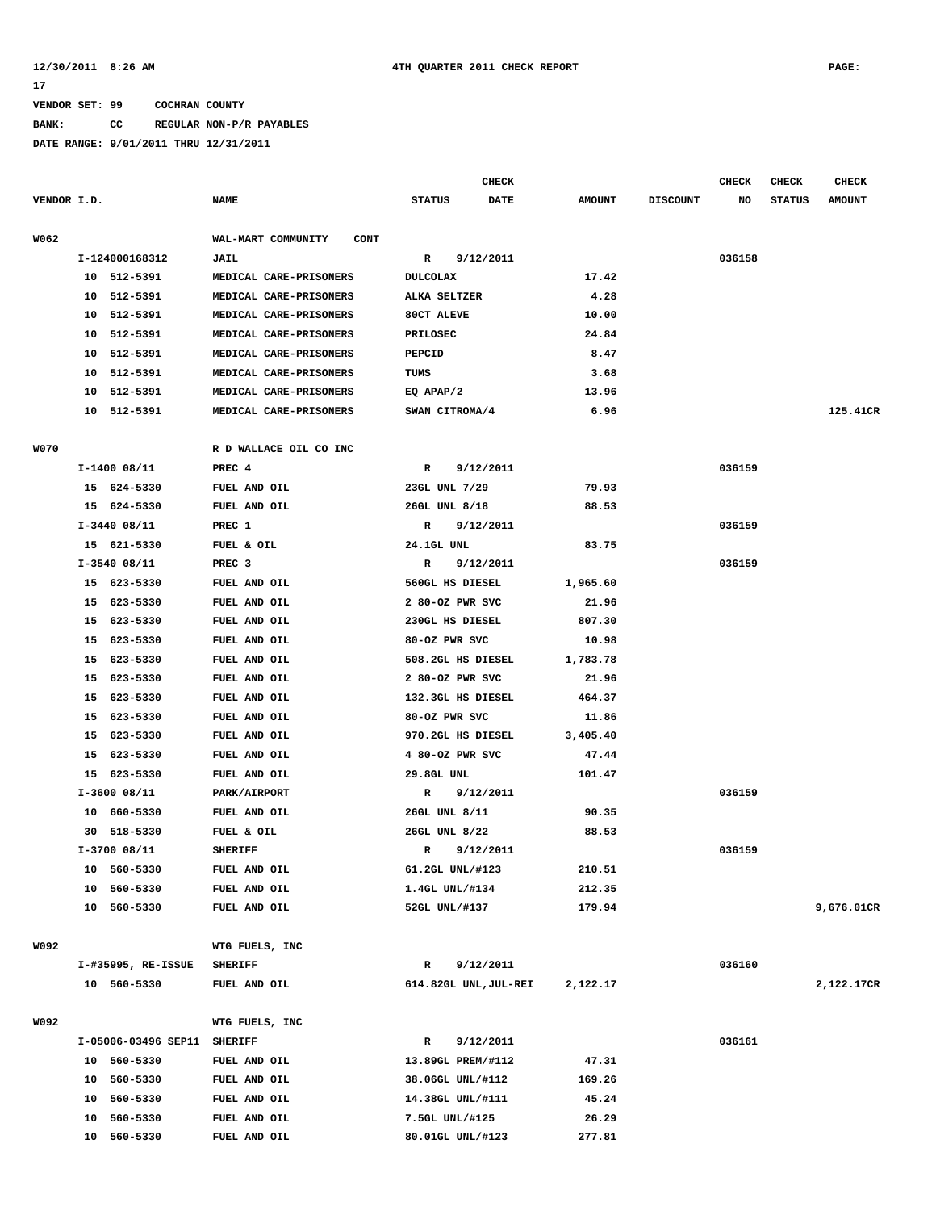12/30/2011 8:26 AM 4TH QUARTER 2011 CHECK REPORT PAGE: 17

VENDOR SET: 99 COCHRAN COUNTY

BANK: CC REGULAR NON-P/R PAYABLES

DATE RANGE: 9/01/2011 THRU 12/31/2011

| VENDOR I.D. | NAME | STATUS | CHECK DATE | AMOUNT | DISCOUNT | CHECK NO | CHECK STATUS | CHECK AMOUNT |
|---|---|---|---|---|---|---|---|---|
| W062 | WAL-MART COMMUNITY CONT | | | | | | | |
| I-124000168312 | JAIL | R | 9/12/2011 | | | 036158 | | |
| 10 512-5391 | MEDICAL CARE-PRISONERS | DULCOLAX | | 17.42 | | | | |
| 10 512-5391 | MEDICAL CARE-PRISONERS | ALKA SELTZER | | 4.28 | | | | |
| 10 512-5391 | MEDICAL CARE-PRISONERS | 80CT ALEVE | | 10.00 | | | | |
| 10 512-5391 | MEDICAL CARE-PRISONERS | PRILOSEC | | 24.84 | | | | |
| 10 512-5391 | MEDICAL CARE-PRISONERS | PEPCID | | 8.47 | | | | |
| 10 512-5391 | MEDICAL CARE-PRISONERS | TUMS | | 3.68 | | | | |
| 10 512-5391 | MEDICAL CARE-PRISONERS | EQ APAP/2 | | 13.96 | | | | |
| 10 512-5391 | MEDICAL CARE-PRISONERS | SWAN CITROMA/4 | | 6.96 | | | | 125.41CR |
| W070 | R D WALLACE OIL CO INC | | | | | | | |
| I-1400 08/11 | PREC 4 | R | 9/12/2011 | | | 036159 | | |
| 15 624-5330 | FUEL AND OIL | 23GL UNL 7/29 | | 79.93 | | | | |
| 15 624-5330 | FUEL AND OIL | 26GL UNL 8/18 | | 88.53 | | | | |
| I-3440 08/11 | PREC 1 | R | 9/12/2011 | | | 036159 | | |
| 15 621-5330 | FUEL & OIL | 24.1GL UNL | | 83.75 | | | | |
| I-3540 08/11 | PREC 3 | R | 9/12/2011 | | | 036159 | | |
| 15 623-5330 | FUEL AND OIL | 560GL HS DIESEL | | 1,965.60 | | | | |
| 15 623-5330 | FUEL AND OIL | 2 80-OZ PWR SVC | | 21.96 | | | | |
| 15 623-5330 | FUEL AND OIL | 230GL HS DIESEL | | 807.30 | | | | |
| 15 623-5330 | FUEL AND OIL | 80-OZ PWR SVC | | 10.98 | | | | |
| 15 623-5330 | FUEL AND OIL | 508.2GL HS DIESEL | | 1,783.78 | | | | |
| 15 623-5330 | FUEL AND OIL | 2 80-OZ PWR SVC | | 21.96 | | | | |
| 15 623-5330 | FUEL AND OIL | 132.3GL HS DIESEL | | 464.37 | | | | |
| 15 623-5330 | FUEL AND OIL | 80-OZ PWR SVC | | 11.86 | | | | |
| 15 623-5330 | FUEL AND OIL | 970.2GL HS DIESEL | | 3,405.40 | | | | |
| 15 623-5330 | FUEL AND OIL | 4 80-OZ PWR SVC | | 47.44 | | | | |
| 15 623-5330 | FUEL AND OIL | 29.8GL UNL | | 101.47 | | | | |
| I-3600 08/11 | PARK/AIRPORT | R | 9/12/2011 | | | 036159 | | |
| 10 660-5330 | FUEL AND OIL | 26GL UNL 8/11 | | 90.35 | | | | |
| 30 518-5330 | FUEL & OIL | 26GL UNL 8/22 | | 88.53 | | | | |
| I-3700 08/11 | SHERIFF | R | 9/12/2011 | | | 036159 | | |
| 10 560-5330 | FUEL AND OIL | 61.2GL UNL/#123 | | 210.51 | | | | |
| 10 560-5330 | FUEL AND OIL | 1.4GL UNL/#134 | | 212.35 | | | | |
| 10 560-5330 | FUEL AND OIL | 52GL UNL/#137 | | 179.94 | | | | 9,676.01CR |
| W092 | WTG FUELS, INC | | | | | | | |
| I-#35995, RE-ISSUE | SHERIFF | R | 9/12/2011 | | | 036160 | | |
| 10 560-5330 | FUEL AND OIL | 614.82GL UNL,JUL-REI | | 2,122.17 | | | | 2,122.17CR |
| W092 | WTG FUELS, INC | | | | | | | |
| I-05006-03496 SEP11 | SHERIFF | R | 9/12/2011 | | | 036161 | | |
| 10 560-5330 | FUEL AND OIL | 13.89GL PREM/#112 | | 47.31 | | | | |
| 10 560-5330 | FUEL AND OIL | 38.06GL UNL/#112 | | 169.26 | | | | |
| 10 560-5330 | FUEL AND OIL | 14.38GL UNL/#111 | | 45.24 | | | | |
| 10 560-5330 | FUEL AND OIL | 7.5GL UNL/#125 | | 26.29 | | | | |
| 10 560-5330 | FUEL AND OIL | 80.01GL UNL/#123 | | 277.81 | | | | |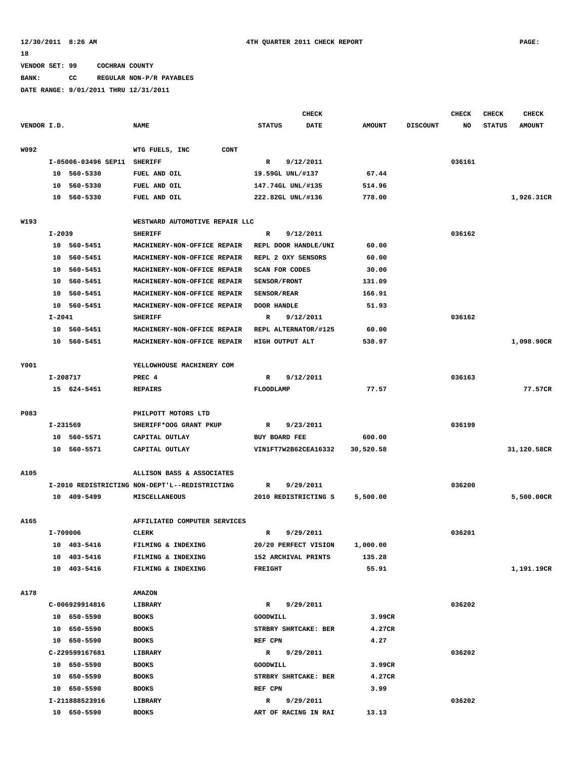VENDOR SET: 99 COCHRAN COUNTY

BANK: CC REGULAR NON-P/R PAYABLES

DATE RANGE: 9/01/2011 THRU 12/31/2011

| VENDOR I.D. | NAME | STATUS | CHECK DATE | AMOUNT | DISCOUNT | CHECK NO | CHECK STATUS | CHECK AMOUNT |
|---|---|---|---|---|---|---|---|---|
| W092 | WTG FUELS, INC CONT | | | | | | | |
| I-05006-03496 SEP11 | SHERIFF | R | 9/12/2011 | | | 036161 | | |
| 10 560-5330 | FUEL AND OIL | 19.59GL UNL/#137 | | 67.44 | | | | |
| 10 560-5330 | FUEL AND OIL | 147.74GL UNL/#135 | | 514.96 | | | | |
| 10 560-5330 | FUEL AND OIL | 222.82GL UNL/#136 | | 778.00 | | | | 1,926.31CR |
| W193 | WESTWARD AUTOMOTIVE REPAIR LLC | | | | | | | |
| I-2039 | SHERIFF | R | 9/12/2011 | | | 036162 | | |
| 10 560-5451 | MACHINERY-NON-OFFICE REPAIR | REPL DOOR HANDLE/UNI | | 60.00 | | | | |
| 10 560-5451 | MACHINERY-NON-OFFICE REPAIR | REPL 2 OXY SENSORS | | 60.00 | | | | |
| 10 560-5451 | MACHINERY-NON-OFFICE REPAIR | SCAN FOR CODES | | 30.00 | | | | |
| 10 560-5451 | MACHINERY-NON-OFFICE REPAIR | SENSOR/FRONT | | 131.09 | | | | |
| 10 560-5451 | MACHINERY-NON-OFFICE REPAIR | SENSOR/REAR | | 166.91 | | | | |
| 10 560-5451 | MACHINERY-NON-OFFICE REPAIR | DOOR HANDLE | | 51.93 | | | | |
| I-2041 | SHERIFF | R | 9/12/2011 | | | 036162 | | |
| 10 560-5451 | MACHINERY-NON-OFFICE REPAIR | REPL ALTERNATOR/#125 | | 60.00 | | | | |
| 10 560-5451 | MACHINERY-NON-OFFICE REPAIR | HIGH OUTPUT ALT | | 538.97 | | | | 1,098.90CR |
| Y001 | YELLOWHOUSE MACHINERY COM | | | | | | | |
| I-208717 | PREC 4 | R | 9/12/2011 | | | 036163 | | |
| 15 624-5451 | REPAIRS | FLOODLAMP | | 77.57 | | | | 77.57CR |
| P083 | PHILPOTT MOTORS LTD | | | | | | | |
| I-231569 | SHERIFF*OOG GRANT PKUP | R | 9/23/2011 | | | 036199 | | |
| 10 560-5571 | CAPITAL OUTLAY | BUY BOARD FEE | | 600.00 | | | | |
| 10 560-5571 | CAPITAL OUTLAY | VIN1FT7W2B62CEA16332 | | 30,520.58 | | | | 31,120.58CR |
| A105 | ALLISON BASS & ASSOCIATES | | | | | | | |
| I-2010 REDISTRICTING | NON-DEPT'L--REDISTRICTING | R | 9/29/2011 | | | 036200 | | |
| 10 409-5499 | MISCELLANEOUS | 2010 REDISTRICTING S | | 5,500.00 | | | | 5,500.00CR |
| A165 | AFFILIATED COMPUTER SERVICES | | | | | | | |
| I-709006 | CLERK | R | 9/29/2011 | | | 036201 | | |
| 10 403-5416 | FILMING & INDEXING | 20/20 PERFECT VISION | | 1,000.00 | | | | |
| 10 403-5416 | FILMING & INDEXING | 152 ARCHIVAL PRINTS | | 135.28 | | | | |
| 10 403-5416 | FILMING & INDEXING | FREIGHT | | 55.91 | | | | 1,191.19CR |
| A178 | AMAZON | | | | | | | |
| C-006929914816 | LIBRARY | R | 9/29/2011 | | | 036202 | | |
| 10 650-5590 | BOOKS | GOODWILL | | 3.99CR | | | | |
| 10 650-5590 | BOOKS | STRBRY SHRTCAKE: BER | | 4.27CR | | | | |
| 10 650-5590 | BOOKS | REF CPN | | 4.27 | | | | |
| C-229599167681 | LIBRARY | R | 9/29/2011 | | | 036202 | | |
| 10 650-5590 | BOOKS | GOODWILL | | 3.99CR | | | | |
| 10 650-5590 | BOOKS | STRBRY SHRTCAKE: BER | | 4.27CR | | | | |
| 10 650-5590 | BOOKS | REF CPN | | 3.99 | | | | |
| I-211888523916 | LIBRARY | R | 9/29/2011 | | | 036202 | | |
| 10 650-5590 | BOOKS | ART OF RACING IN RAI | | 13.13 | | | | |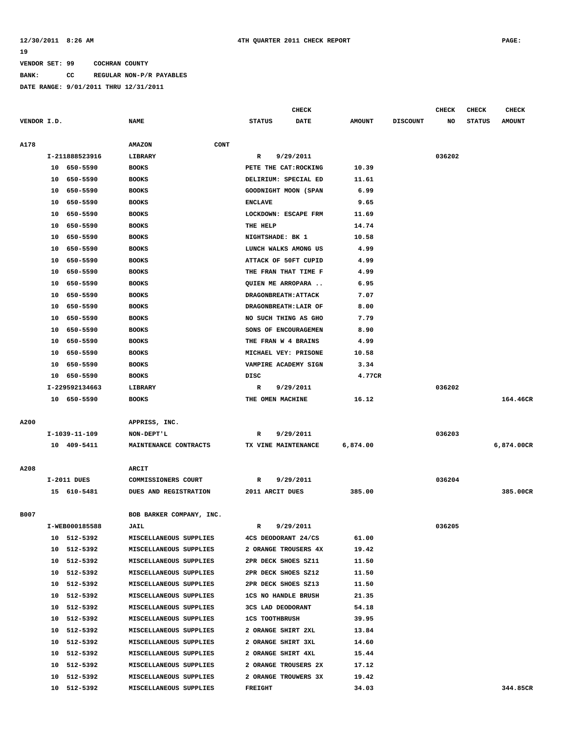12/30/2011 8:26 AM 4TH QUARTER 2011 CHECK REPORT PAGE: 19

VENDOR SET: 99 COCHRAN COUNTY

BANK: CC REGULAR NON-P/R PAYABLES

DATE RANGE: 9/01/2011 THRU 12/31/2011

| VENDOR I.D. | NAME | STATUS | CHECK DATE | AMOUNT | DISCOUNT | CHECK NO | CHECK STATUS | CHECK AMOUNT |
|---|---|---|---|---|---|---|---|---|
| A178 | AMAZON CONT | | | | | | | |
| I-211888523916 | LIBRARY | R | 9/29/2011 | | | 036202 | | |
| 10 650-5590 | BOOKS | PETE THE CAT:ROCKING | | 10.39 | | | | |
| 10 650-5590 | BOOKS | DELIRIUM: SPECIAL ED | | 11.61 | | | | |
| 10 650-5590 | BOOKS | GOODNIGHT MOON (SPAN | | 6.99 | | | | |
| 10 650-5590 | BOOKS | ENCLAVE | | 9.65 | | | | |
| 10 650-5590 | BOOKS | LOCKDOWN: ESCAPE FRM | | 11.69 | | | | |
| 10 650-5590 | BOOKS | THE HELP | | 14.74 | | | | |
| 10 650-5590 | BOOKS | NIGHTSHADE: BK 1 | | 10.58 | | | | |
| 10 650-5590 | BOOKS | LUNCH WALKS AMONG US | | 4.99 | | | | |
| 10 650-5590 | BOOKS | ATTACK OF 50FT CUPID | | 4.99 | | | | |
| 10 650-5590 | BOOKS | THE FRAN THAT TIME F | | 4.99 | | | | |
| 10 650-5590 | BOOKS | QUIEN ME ARROPARA .. | | 6.95 | | | | |
| 10 650-5590 | BOOKS | DRAGONBREATH:ATTACK | | 7.07 | | | | |
| 10 650-5590 | BOOKS | DRAGONBREATH:LAIR OF | | 8.00 | | | | |
| 10 650-5590 | BOOKS | NO SUCH THING AS GHO | | 7.79 | | | | |
| 10 650-5590 | BOOKS | SONS OF ENCOURAGEMEN | | 8.90 | | | | |
| 10 650-5590 | BOOKS | THE FRAN W 4 BRAINS | | 4.99 | | | | |
| 10 650-5590 | BOOKS | MICHAEL VEY: PRISONE | | 10.58 | | | | |
| 10 650-5590 | BOOKS | VAMPIRE ACADEMY SIGN | | 3.34 | | | | |
| 10 650-5590 | BOOKS | DISC | | 4.77CR | | | | |
| I-229592134663 | LIBRARY | R | 9/29/2011 | | | 036202 | | |
| 10 650-5590 | BOOKS | THE OMEN MACHINE | | 16.12 | | | | 164.46CR |
| A200 | APPRISS, INC. | | | | | | | |
| I-1039-11-109 | NON-DEPT'L | R | 9/29/2011 | | | 036203 | | |
| 10 409-5411 | MAINTENANCE CONTRACTS | TX VINE MAINTENANCE | | 6,874.00 | | | | 6,874.00CR |
| A208 | ARCIT | | | | | | | |
| I-2011 DUES | COMMISSIONERS COURT | R | 9/29/2011 | | | 036204 | | |
| 15 610-5481 | DUES AND REGISTRATION | 2011 ARCIT DUES | | 385.00 | | | | 385.00CR |
| B007 | BOB BARKER COMPANY, INC. | | | | | | | |
| I-WEB000185588 | JAIL | R | 9/29/2011 | | | 036205 | | |
| 10 512-5392 | MISCELLANEOUS SUPPLIES | 4CS DEODORANT 24/CS | | 61.00 | | | | |
| 10 512-5392 | MISCELLANEOUS SUPPLIES | 2 ORANGE TROUSERS 4X | | 19.42 | | | | |
| 10 512-5392 | MISCELLANEOUS SUPPLIES | 2PR DECK SHOES SZ11 | | 11.50 | | | | |
| 10 512-5392 | MISCELLANEOUS SUPPLIES | 2PR DECK SHOES SZ12 | | 11.50 | | | | |
| 10 512-5392 | MISCELLANEOUS SUPPLIES | 2PR DECK SHOES SZ13 | | 11.50 | | | | |
| 10 512-5392 | MISCELLANEOUS SUPPLIES | 1CS NO HANDLE BRUSH | | 21.35 | | | | |
| 10 512-5392 | MISCELLANEOUS SUPPLIES | 3CS LAD DEODORANT | | 54.18 | | | | |
| 10 512-5392 | MISCELLANEOUS SUPPLIES | 1CS TOOTHBRUSH | | 39.95 | | | | |
| 10 512-5392 | MISCELLANEOUS SUPPLIES | 2 ORANGE SHIRT 2XL | | 13.84 | | | | |
| 10 512-5392 | MISCELLANEOUS SUPPLIES | 2 ORANGE SHIRT 3XL | | 14.60 | | | | |
| 10 512-5392 | MISCELLANEOUS SUPPLIES | 2 ORANGE SHIRT 4XL | | 15.44 | | | | |
| 10 512-5392 | MISCELLANEOUS SUPPLIES | 2 ORANGE TROUSERS 2X | | 17.12 | | | | |
| 10 512-5392 | MISCELLANEOUS SUPPLIES | 2 ORANGE TROUWERS 3X | | 19.42 | | | | |
| 10 512-5392 | MISCELLANEOUS SUPPLIES | FREIGHT | | 34.03 | | | | 344.85CR |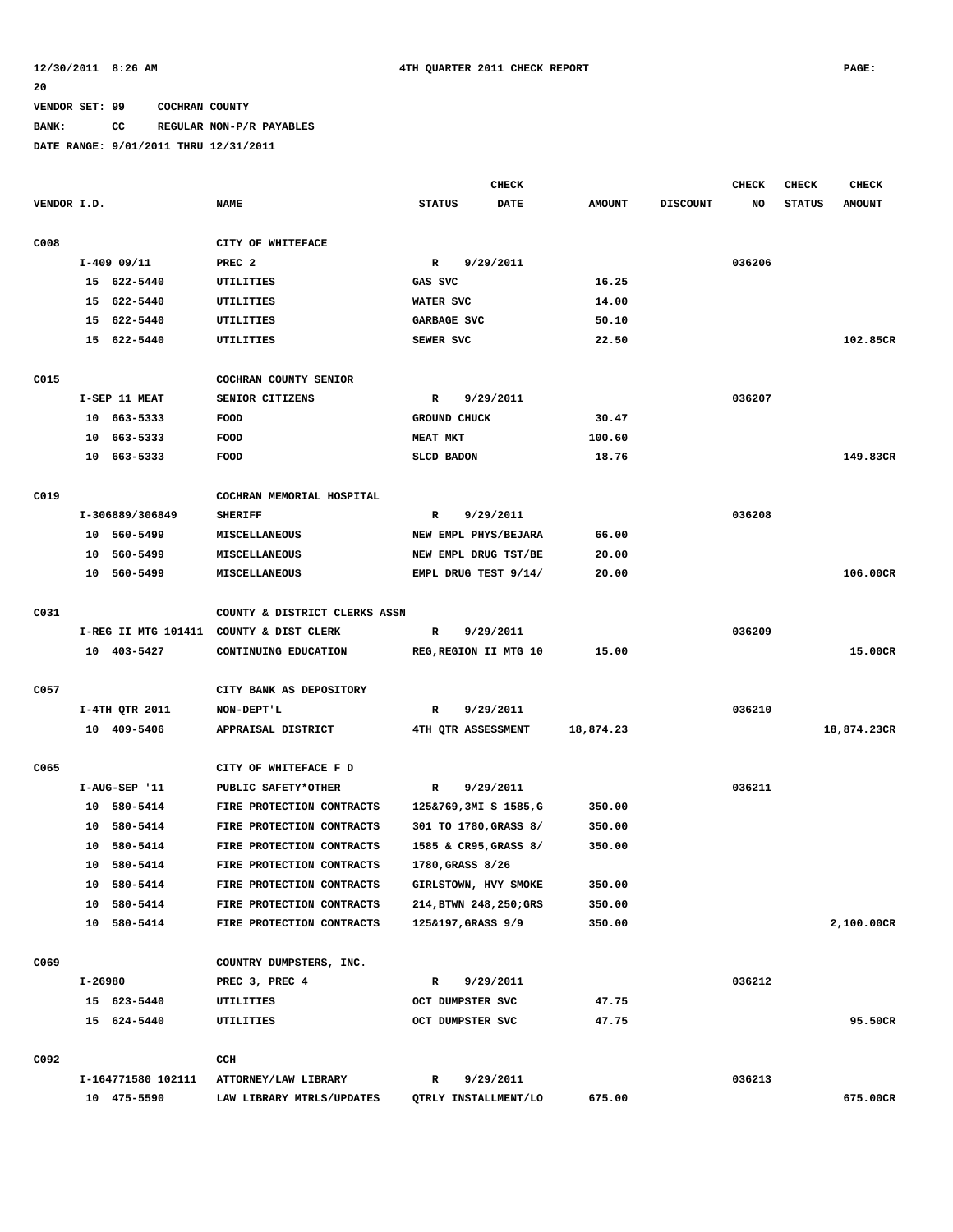12/30/2011 8:26 AM 4TH QUARTER 2011 CHECK REPORT PAGE: 20

VENDOR SET: 99 COCHRAN COUNTY
BANK: CC REGULAR NON-P/R PAYABLES
DATE RANGE: 9/01/2011 THRU 12/31/2011

| VENDOR I.D. | NAME | STATUS | CHECK DATE | AMOUNT | DISCOUNT | CHECK NO | CHECK STATUS | CHECK AMOUNT |
|---|---|---|---|---|---|---|---|---|
| C008 | CITY OF WHITEFACE | | | | | | | |
| I-409 09/11 | PREC 2 | R | 9/29/2011 | | | 036206 | | |
| 15 622-5440 | UTILITIES | GAS SVC | | 16.25 | | | | |
| 15 622-5440 | UTILITIES | WATER SVC | | 14.00 | | | | |
| 15 622-5440 | UTILITIES | GARBAGE SVC | | 50.10 | | | | |
| 15 622-5440 | UTILITIES | SEWER SVC | | 22.50 | | | | 102.85CR |
| C015 | COCHRAN COUNTY SENIOR | | | | | | | |
| I-SEP 11 MEAT | SENIOR CITIZENS | R | 9/29/2011 | | | 036207 | | |
| 10 663-5333 | FOOD | GROUND CHUCK | | 30.47 | | | | |
| 10 663-5333 | FOOD | MEAT MKT | | 100.60 | | | | |
| 10 663-5333 | FOOD | SLCD BADON | | 18.76 | | | | 149.83CR |
| C019 | COCHRAN MEMORIAL HOSPITAL | | | | | | | |
| I-306889/306849 | SHERIFF | R | 9/29/2011 | | | 036208 | | |
| 10 560-5499 | MISCELLANEOUS | NEW EMPL PHYS/BEJARA | | 66.00 | | | | |
| 10 560-5499 | MISCELLANEOUS | NEW EMPL DRUG TST/BE | | 20.00 | | | | |
| 10 560-5499 | MISCELLANEOUS | EMPL DRUG TEST 9/14/ | | 20.00 | | | | 106.00CR |
| C031 | COUNTY & DISTRICT CLERKS ASSN | | | | | | | |
| I-REG II MTG 101411 | COUNTY & DIST CLERK | R | 9/29/2011 | | | 036209 | | |
| 10 403-5427 | CONTINUING EDUCATION | REG,REGION II MTG 10 | | 15.00 | | | | 15.00CR |
| C057 | CITY BANK AS DEPOSITORY | | | | | | | |
| I-4TH QTR 2011 | NON-DEPT'L | R | 9/29/2011 | | | 036210 | | |
| 10 409-5406 | APPRAISAL DISTRICT | 4TH QTR ASSESSMENT | | 18,874.23 | | | | 18,874.23CR |
| C065 | CITY OF WHITEFACE F D | | | | | | | |
| I-AUG-SEP '11 | PUBLIC SAFETY*OTHER | R | 9/29/2011 | | | 036211 | | |
| 10 580-5414 | FIRE PROTECTION CONTRACTS | 125&769,3MI S 1585,G | | 350.00 | | | | |
| 10 580-5414 | FIRE PROTECTION CONTRACTS | 301 TO 1780,GRASS 8/ | | 350.00 | | | | |
| 10 580-5414 | FIRE PROTECTION CONTRACTS | 1585 & CR95,GRASS 8/ | | 350.00 | | | | |
| 10 580-5414 | FIRE PROTECTION CONTRACTS | 1780,GRASS 8/26 | | | | | | |
| 10 580-5414 | FIRE PROTECTION CONTRACTS | GIRLSTOWN, HVY SMOKE | | 350.00 | | | | |
| 10 580-5414 | FIRE PROTECTION CONTRACTS | 214,BTWN 248,250;GRS | | 350.00 | | | | |
| 10 580-5414 | FIRE PROTECTION CONTRACTS | 125&197,GRASS 9/9 | | 350.00 | | | | 2,100.00CR |
| C069 | COUNTRY DUMPSTERS, INC. | | | | | | | |
| I-26980 | PREC 3, PREC 4 | R | 9/29/2011 | | | 036212 | | |
| 15 623-5440 | UTILITIES | OCT DUMPSTER SVC | | 47.75 | | | | |
| 15 624-5440 | UTILITIES | OCT DUMPSTER SVC | | 47.75 | | | | 95.50CR |
| C092 | CCH | | | | | | | |
| I-164771580 102111 | ATTORNEY/LAW LIBRARY | R | 9/29/2011 | | | 036213 | | |
| 10 475-5590 | LAW LIBRARY MTRLS/UPDATES | QTRLY INSTALLMENT/LO | | 675.00 | | | | 675.00CR |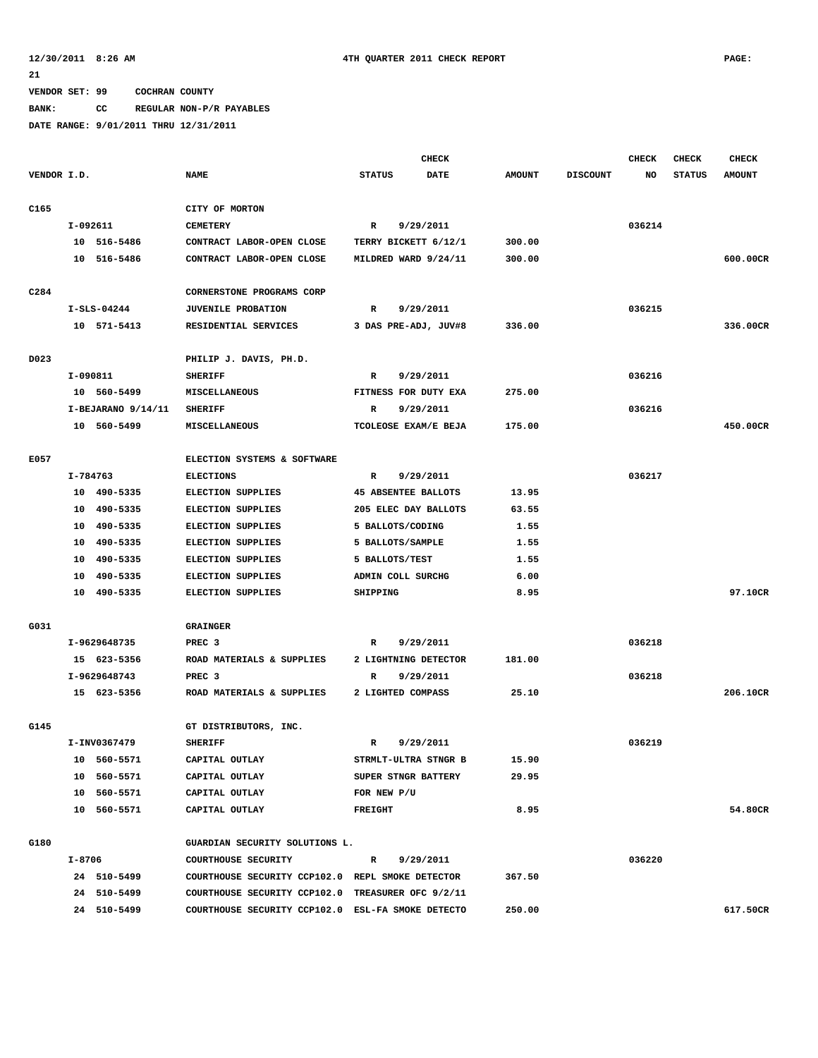12/30/2011 8:26 AM                    4TH QUARTER 2011 CHECK REPORT                    PAGE: 21

VENDOR SET: 99     COCHRAN COUNTY
BANK:     CC       REGULAR NON-P/R PAYABLES
DATE RANGE: 9/01/2011 THRU 12/31/2011

| VENDOR I.D. | NAME | STATUS | CHECK DATE | AMOUNT | DISCOUNT | CHECK NO | CHECK STATUS | CHECK AMOUNT |
|---|---|---|---|---|---|---|---|---|
| C165 | CITY OF MORTON | | | | | | | |
| I-092611 | CEMETERY | R | 9/29/2011 | | | 036214 | | |
| 10 516-5486 | CONTRACT LABOR-OPEN CLOSE | TERRY BICKETT 6/12/1 | | 300.00 | | | | |
| 10 516-5486 | CONTRACT LABOR-OPEN CLOSE | MILDRED WARD 9/24/11 | | 300.00 | | | | 600.00CR |
| C284 | CORNERSTONE PROGRAMS CORP | | | | | | | |
| I-SLS-04244 | JUVENILE PROBATION | R | 9/29/2011 | | | 036215 | | |
| 10 571-5413 | RESIDENTIAL SERVICES | 3 DAS PRE-ADJ, JUV#8 | | 336.00 | | | | 336.00CR |
| D023 | PHILIP J. DAVIS, PH.D. | | | | | | | |
| I-090811 | SHERIFF | R | 9/29/2011 | | | 036216 | | |
| 10 560-5499 | MISCELLANEOUS | FITNESS FOR DUTY EXA | | 275.00 | | | | |
| I-BEJARANO 9/14/11 | SHERIFF | R | 9/29/2011 | | | 036216 | | |
| 10 560-5499 | MISCELLANEOUS | TCOLEOSE EXAM/E BEJA | | 175.00 | | | | 450.00CR |
| E057 | ELECTION SYSTEMS & SOFTWARE | | | | | | | |
| I-784763 | ELECTIONS | R | 9/29/2011 | | | 036217 | | |
| 10 490-5335 | ELECTION SUPPLIES | 45 ABSENTEE BALLOTS | | 13.95 | | | | |
| 10 490-5335 | ELECTION SUPPLIES | 205 ELEC DAY BALLOTS | | 63.55 | | | | |
| 10 490-5335 | ELECTION SUPPLIES | 5 BALLOTS/CODING | | 1.55 | | | | |
| 10 490-5335 | ELECTION SUPPLIES | 5 BALLOTS/SAMPLE | | 1.55 | | | | |
| 10 490-5335 | ELECTION SUPPLIES | 5 BALLOTS/TEST | | 1.55 | | | | |
| 10 490-5335 | ELECTION SUPPLIES | ADMIN COLL SURCHG | | 6.00 | | | | |
| 10 490-5335 | ELECTION SUPPLIES | SHIPPING | | 8.95 | | | | 97.10CR |
| G031 | GRAINGER | | | | | | | |
| I-9629648735 | PREC 3 | R | 9/29/2011 | | | 036218 | | |
| 15 623-5356 | ROAD MATERIALS & SUPPLIES | 2 LIGHTNING DETECTOR | | 181.00 | | | | |
| I-9629648743 | PREC 3 | R | 9/29/2011 | | | 036218 | | |
| 15 623-5356 | ROAD MATERIALS & SUPPLIES | 2 LIGHTED COMPASS | | 25.10 | | | | 206.10CR |
| G145 | GT DISTRIBUTORS, INC. | | | | | | | |
| I-INV0367479 | SHERIFF | R | 9/29/2011 | | | 036219 | | |
| 10 560-5571 | CAPITAL OUTLAY | STRMLT-ULTRA STNGR B | | 15.90 | | | | |
| 10 560-5571 | CAPITAL OUTLAY | SUPER STNGR BATTERY | | 29.95 | | | | |
| 10 560-5571 | CAPITAL OUTLAY | FOR NEW P/U | | | | | | |
| 10 560-5571 | CAPITAL OUTLAY | FREIGHT | | 8.95 | | | | 54.80CR |
| G180 | GUARDIAN SECURITY SOLUTIONS L. | | | | | | | |
| I-8706 | COURTHOUSE SECURITY | R | 9/29/2011 | | | 036220 | | |
| 24 510-5499 | COURTHOUSE SECURITY CCP102.0 | REPL SMOKE DETECTOR | | 367.50 | | | | |
| 24 510-5499 | COURTHOUSE SECURITY CCP102.0 | TREASURER OFC 9/2/11 | | | | | | |
| 24 510-5499 | COURTHOUSE SECURITY CCP102.0 | ESL-FA SMOKE DETECTO | | 250.00 | | | | 617.50CR |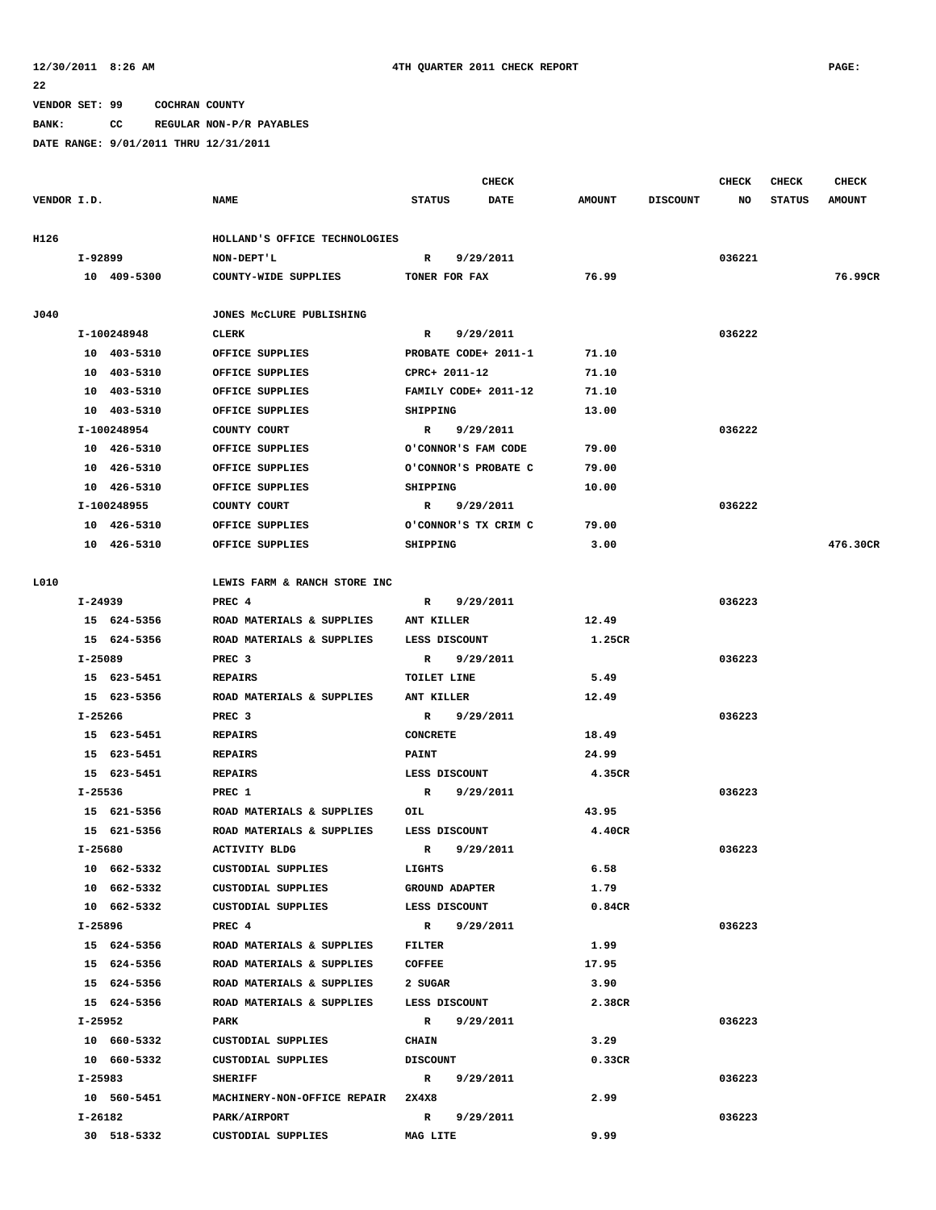VENDOR SET: 99 COCHRAN COUNTY

BANK: CC REGULAR NON-P/R PAYABLES

DATE RANGE: 9/01/2011 THRU 12/31/2011

| VENDOR I.D. | NAME | STATUS | CHECK DATE | AMOUNT | DISCOUNT | CHECK NO | CHECK STATUS | CHECK AMOUNT |
|---|---|---|---|---|---|---|---|---|
| H126 | HOLLAND'S OFFICE TECHNOLOGIES | | | | | | | |
| I-92899 | NON-DEPT'L | R | 9/29/2011 | | | 036221 | | |
| 10 409-5300 | COUNTY-WIDE SUPPLIES | TONER FOR FAX | | 76.99 | | | | 76.99CR |
| J040 | JONES McCLURE PUBLISHING | | | | | | | |
| I-100248948 | CLERK | R | 9/29/2011 | | | 036222 | | |
| 10 403-5310 | OFFICE SUPPLIES | PROBATE CODE+ 2011-1 | | 71.10 | | | | |
| 10 403-5310 | OFFICE SUPPLIES | CPRC+ 2011-12 | | 71.10 | | | | |
| 10 403-5310 | OFFICE SUPPLIES | FAMILY CODE+ 2011-12 | | 71.10 | | | | |
| 10 403-5310 | OFFICE SUPPLIES | SHIPPING | | 13.00 | | | | |
| I-100248954 | COUNTY COURT | R | 9/29/2011 | | | 036222 | | |
| 10 426-5310 | OFFICE SUPPLIES | O'CONNOR'S FAM CODE | | 79.00 | | | | |
| 10 426-5310 | OFFICE SUPPLIES | O'CONNOR'S PROBATE C | | 79.00 | | | | |
| 10 426-5310 | OFFICE SUPPLIES | SHIPPING | | 10.00 | | | | |
| I-100248955 | COUNTY COURT | R | 9/29/2011 | | | 036222 | | |
| 10 426-5310 | OFFICE SUPPLIES | O'CONNOR'S TX CRIM C | | 79.00 | | | | |
| 10 426-5310 | OFFICE SUPPLIES | SHIPPING | | 3.00 | | | | 476.30CR |
| L010 | LEWIS FARM & RANCH STORE INC | | | | | | | |
| I-24939 | PREC 4 | R | 9/29/2011 | | | 036223 | | |
| 15 624-5356 | ROAD MATERIALS & SUPPLIES | ANT KILLER | | 12.49 | | | | |
| 15 624-5356 | ROAD MATERIALS & SUPPLIES | LESS DISCOUNT | | 1.25CR | | | | |
| I-25089 | PREC 3 | R | 9/29/2011 | | | 036223 | | |
| 15 623-5451 | REPAIRS | TOILET LINE | | 5.49 | | | | |
| 15 623-5356 | ROAD MATERIALS & SUPPLIES | ANT KILLER | | 12.49 | | | | |
| I-25266 | PREC 3 | R | 9/29/2011 | | | 036223 | | |
| 15 623-5451 | REPAIRS | CONCRETE | | 18.49 | | | | |
| 15 623-5451 | REPAIRS | PAINT | | 24.99 | | | | |
| 15 623-5451 | REPAIRS | LESS DISCOUNT | | 4.35CR | | | | |
| I-25536 | PREC 1 | R | 9/29/2011 | | | 036223 | | |
| 15 621-5356 | ROAD MATERIALS & SUPPLIES | OIL | | 43.95 | | | | |
| 15 621-5356 | ROAD MATERIALS & SUPPLIES | LESS DISCOUNT | | 4.40CR | | | | |
| I-25680 | ACTIVITY BLDG | R | 9/29/2011 | | | 036223 | | |
| 10 662-5332 | CUSTODIAL SUPPLIES | LIGHTS | | 6.58 | | | | |
| 10 662-5332 | CUSTODIAL SUPPLIES | GROUND ADAPTER | | 1.79 | | | | |
| 10 662-5332 | CUSTODIAL SUPPLIES | LESS DISCOUNT | | 0.84CR | | | | |
| I-25896 | PREC 4 | R | 9/29/2011 | | | 036223 | | |
| 15 624-5356 | ROAD MATERIALS & SUPPLIES | FILTER | | 1.99 | | | | |
| 15 624-5356 | ROAD MATERIALS & SUPPLIES | COFFEE | | 17.95 | | | | |
| 15 624-5356 | ROAD MATERIALS & SUPPLIES | 2 SUGAR | | 3.90 | | | | |
| 15 624-5356 | ROAD MATERIALS & SUPPLIES | LESS DISCOUNT | | 2.38CR | | | | |
| I-25952 | PARK | R | 9/29/2011 | | | 036223 | | |
| 10 660-5332 | CUSTODIAL SUPPLIES | CHAIN | | 3.29 | | | | |
| 10 660-5332 | CUSTODIAL SUPPLIES | DISCOUNT | | 0.33CR | | | | |
| I-25983 | SHERIFF | R | 9/29/2011 | | | 036223 | | |
| 10 560-5451 | MACHINERY-NON-OFFICE REPAIR | 2X4X8 | | 2.99 | | | | |
| I-26182 | PARK/AIRPORT | R | 9/29/2011 | | | 036223 | | |
| 30 518-5332 | CUSTODIAL SUPPLIES | MAG LITE | | 9.99 | | | | |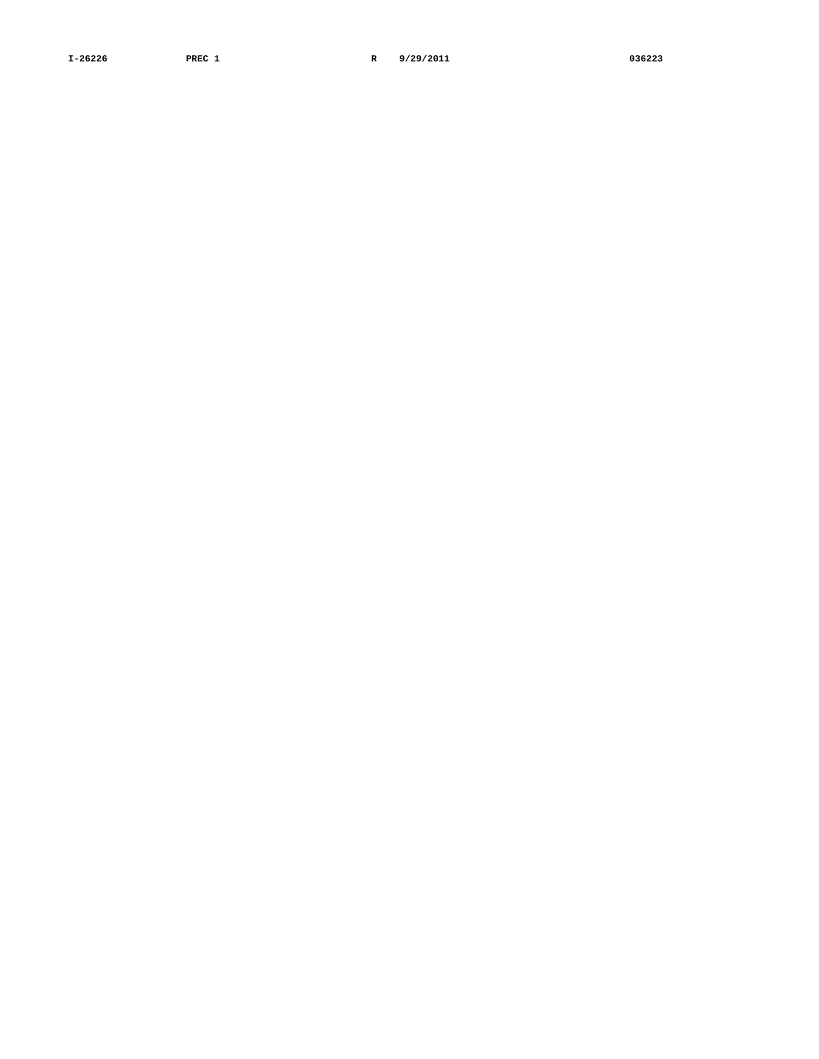I-26226 PREC 1 R 9/29/2011 036223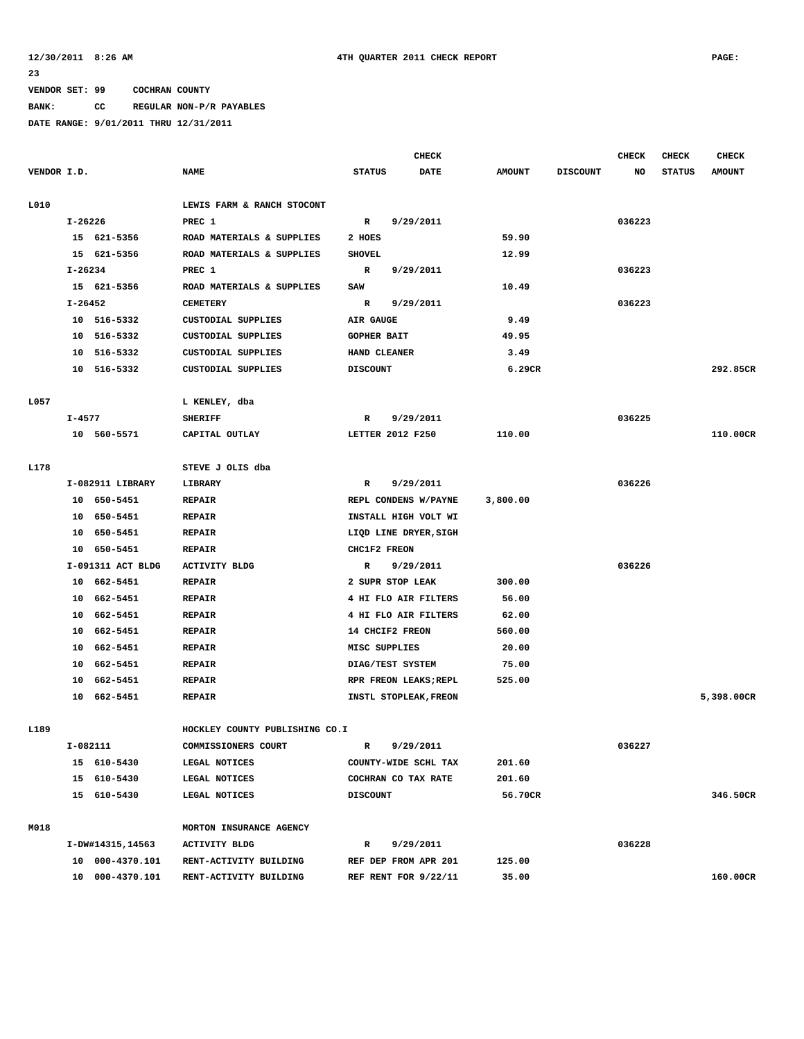12/30/2011 8:26 AM    4TH QUARTER 2011 CHECK REPORT    PAGE: 23

VENDOR SET: 99    COCHRAN COUNTY

BANK: CC    REGULAR NON-P/R PAYABLES

DATE RANGE: 9/01/2011 THRU 12/31/2011

| VENDOR I.D. | NAME | STATUS | CHECK DATE | AMOUNT | DISCOUNT | CHECK NO | CHECK STATUS | CHECK AMOUNT |
|---|---|---|---|---|---|---|---|---|
| L010 | LEWIS FARM & RANCH STOCONT | | | | | | | |
| I-26226 | PREC 1 | R | 9/29/2011 | | | 036223 | | |
| 15 621-5356 | ROAD MATERIALS & SUPPLIES | 2 HOES | | 59.90 | | | | |
| 15 621-5356 | ROAD MATERIALS & SUPPLIES | SHOVEL | | 12.99 | | | | |
| I-26234 | PREC 1 | R | 9/29/2011 | | | 036223 | | |
| 15 621-5356 | ROAD MATERIALS & SUPPLIES | SAW | | 10.49 | | | | |
| I-26452 | CEMETERY | R | 9/29/2011 | | | 036223 | | |
| 10 516-5332 | CUSTODIAL SUPPLIES | AIR GAUGE | | 9.49 | | | | |
| 10 516-5332 | CUSTODIAL SUPPLIES | GOPHER BAIT | | 49.95 | | | | |
| 10 516-5332 | CUSTODIAL SUPPLIES | HAND CLEANER | | 3.49 | | | | |
| 10 516-5332 | CUSTODIAL SUPPLIES | DISCOUNT | | 6.29CR | | | | 292.85CR |
| L057 | L KENLEY, dba | | | | | | | |
| I-4577 | SHERIFF | R | 9/29/2011 | | | 036225 | | |
| 10 560-5571 | CAPITAL OUTLAY | LETTER 2012 F250 | | 110.00 | | | | 110.00CR |
| L178 | STEVE J OLIS dba | | | | | | | |
| I-082911 LIBRARY | LIBRARY | R | 9/29/2011 | | | 036226 | | |
| 10 650-5451 | REPAIR | REPL CONDENS W/PAYNE | | 3,800.00 | | | | |
| 10 650-5451 | REPAIR | INSTALL HIGH VOLT WI | | | | | | |
| 10 650-5451 | REPAIR | LIQD LINE DRYER,SIGH | | | | | | |
| 10 650-5451 | REPAIR | CHC1F2 FREON | | | | | | |
| I-091311 ACT BLDG | ACTIVITY BLDG | R | 9/29/2011 | | | 036226 | | |
| 10 662-5451 | REPAIR | 2 SUPR STOP LEAK | | 300.00 | | | | |
| 10 662-5451 | REPAIR | 4 HI FLO AIR FILTERS | | 56.00 | | | | |
| 10 662-5451 | REPAIR | 4 HI FLO AIR FILTERS | | 62.00 | | | | |
| 10 662-5451 | REPAIR | 14 CHCIF2 FREON | | 560.00 | | | | |
| 10 662-5451 | REPAIR | MISC SUPPLIES | | 20.00 | | | | |
| 10 662-5451 | REPAIR | DIAG/TEST SYSTEM | | 75.00 | | | | |
| 10 662-5451 | REPAIR | RPR FREON LEAKS;REPL | | 525.00 | | | | |
| 10 662-5451 | REPAIR | INSTL STOPLEAK,FREON | | | | | | 5,398.00CR |
| L189 | HOCKLEY COUNTY PUBLISHING CO.I | | | | | | | |
| I-082111 | COMMISSIONERS COURT | R | 9/29/2011 | | | 036227 | | |
| 15 610-5430 | LEGAL NOTICES | COUNTY-WIDE SCHL TAX | | 201.60 | | | | |
| 15 610-5430 | LEGAL NOTICES | COCHRAN CO TAX RATE | | 201.60 | | | | |
| 15 610-5430 | LEGAL NOTICES | DISCOUNT | | 56.70CR | | | | 346.50CR |
| M018 | MORTON INSURANCE AGENCY | | | | | | | |
| I-DW#14315,14563 | ACTIVITY BLDG | R | 9/29/2011 | | | 036228 | | |
| 10 000-4370.101 | RENT-ACTIVITY BUILDING | REF DEP FROM APR 201 | | 125.00 | | | | |
| 10 000-4370.101 | RENT-ACTIVITY BUILDING | REF RENT FOR 9/22/11 | | 35.00 | | | | 160.00CR |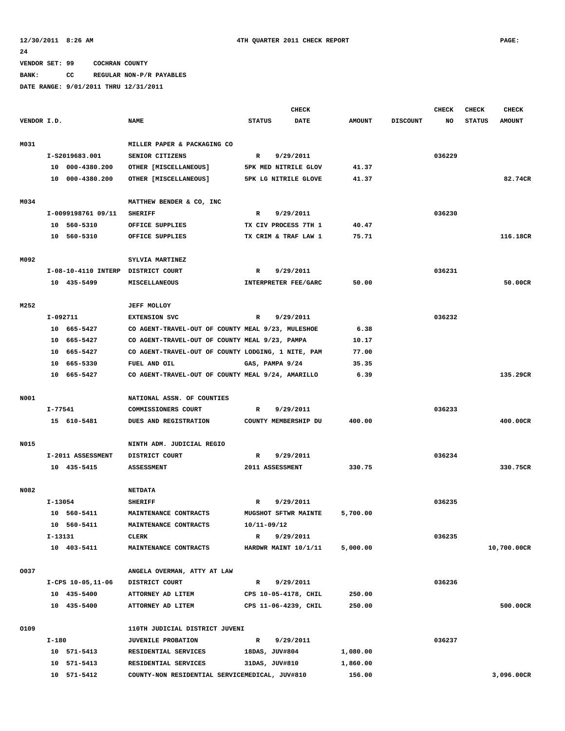12/30/2011 8:26 AM 4TH QUARTER 2011 CHECK REPORT PAGE: 24

VENDOR SET: 99 COCHRAN COUNTY

BANK: CC REGULAR NON-P/R PAYABLES

DATE RANGE: 9/01/2011 THRU 12/31/2011

| VENDOR I.D. | NAME | STATUS | CHECK DATE | AMOUNT | DISCOUNT | CHECK NO | CHECK STATUS | CHECK AMOUNT |
|---|---|---|---|---|---|---|---|---|
| M031 | MILLER PAPER & PACKAGING CO | | | | | | | |
| I-S2019683.001 | SENIOR CITIZENS | R | 9/29/2011 | | | 036229 | | |
| 10 000-4380.200 | OTHER [MISCELLANEOUS] | 5PK MED NITRILE GLOV | | 41.37 | | | | |
| 10 000-4380.200 | OTHER [MISCELLANEOUS] | 5PK LG NITRILE GLOVE | | 41.37 | | | | 82.74CR |
| M034 | MATTHEW BENDER & CO, INC | | | | | | | |
| I-0099198761 09/11 | SHERIFF | R | 9/29/2011 | | | 036230 | | |
| 10 560-5310 | OFFICE SUPPLIES | TX CIV PROCESS 7TH 1 | | 40.47 | | | | |
| 10 560-5310 | OFFICE SUPPLIES | TX CRIM & TRAF LAW 1 | | 75.71 | | | | 116.18CR |
| M092 | SYLVIA MARTINEZ | | | | | | | |
| I-08-10-4110 INTERP | DISTRICT COURT | R | 9/29/2011 | | | 036231 | | |
| 10 435-5499 | MISCELLANEOUS | INTERPRETER FEE/GARC | | 50.00 | | | | 50.00CR |
| M252 | JEFF MOLLOY | | | | | | | |
| I-092711 | EXTENSION SVC | R | 9/29/2011 | | | 036232 | | |
| 10 665-5427 | CO AGENT-TRAVEL-OUT OF COUNTY | MEAL 9/23, MULESHOE | | 6.38 | | | | |
| 10 665-5427 | CO AGENT-TRAVEL-OUT OF COUNTY | MEAL 9/23, PAMPA | | 10.17 | | | | |
| 10 665-5427 | CO AGENT-TRAVEL-OUT OF COUNTY | LODGING, 1 NITE, PAM | | 77.00 | | | | |
| 10 665-5330 | FUEL AND OIL | GAS, PAMPA 9/24 | | 35.35 | | | | |
| 10 665-5427 | CO AGENT-TRAVEL-OUT OF COUNTY | MEAL 9/24, AMARILLO | | 6.39 | | | | 135.29CR |
| N001 | NATIONAL ASSN. OF COUNTIES | | | | | | | |
| I-77541 | COMMISSIONERS COURT | R | 9/29/2011 | | | 036233 | | |
| 15 610-5481 | DUES AND REGISTRATION | COUNTY MEMBERSHIP DU | | 400.00 | | | | 400.00CR |
| N015 | NINTH ADM. JUDICIAL REGIO | | | | | | | |
| I-2011 ASSESSMENT | DISTRICT COURT | R | 9/29/2011 | | | 036234 | | |
| 10 435-5415 | ASSESSMENT | 2011 ASSESSMENT | | 330.75 | | | | 330.75CR |
| N082 | NETDATA | | | | | | | |
| I-13054 | SHERIFF | R | 9/29/2011 | | | 036235 | | |
| 10 560-5411 | MAINTENANCE CONTRACTS | MUGSHOT SFTWR MAINTE | | 5,700.00 | | | | |
| 10 560-5411 | MAINTENANCE CONTRACTS | 10/11-09/12 | | | | | | |
| I-13131 | CLERK | R | 9/29/2011 | | | 036235 | | |
| 10 403-5411 | MAINTENANCE CONTRACTS | HARDWR MAINT 10/1/11 | | 5,000.00 | | | | 10,700.00CR |
| O037 | ANGELA OVERMAN, ATTY AT LAW | | | | | | | |
| I-CPS 10-05,11-06 | DISTRICT COURT | R | 9/29/2011 | | | 036236 | | |
| 10 435-5400 | ATTORNEY AD LITEM | CPS 10-05-4178, CHIL | | 250.00 | | | | |
| 10 435-5400 | ATTORNEY AD LITEM | CPS 11-06-4239, CHIL | | 250.00 | | | | 500.00CR |
| O109 | 110TH JUDICIAL DISTRICT JUVENI | | | | | | | |
| I-180 | JUVENILE PROBATION | R | 9/29/2011 | | | 036237 | | |
| 10 571-5413 | RESIDENTIAL SERVICES | 18DAS, JUV#804 | | 1,080.00 | | | | |
| 10 571-5413 | RESIDENTIAL SERVICES | 31DAS, JUV#810 | | 1,860.00 | | | | |
| 10 571-5412 | COUNTY-NON RESIDENTIAL SERVICE | MEDICAL, JUV#810 | | 156.00 | | | | 3,096.00CR |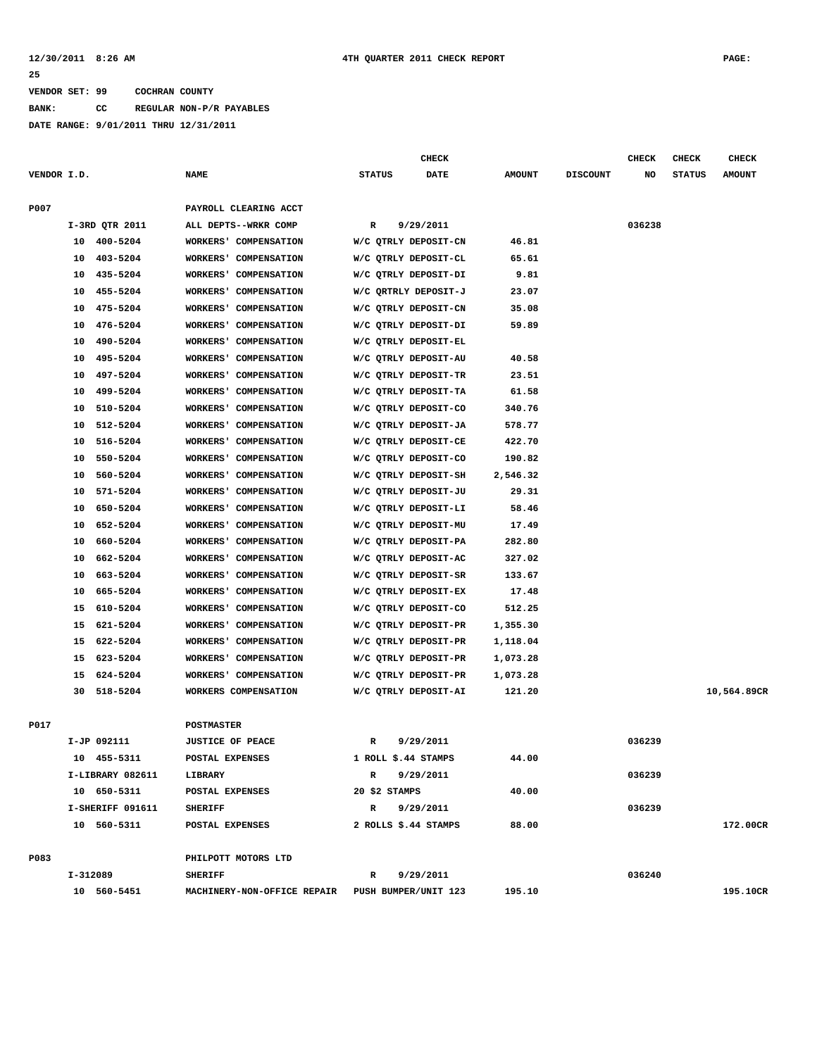VENDOR SET: 99 COCHRAN COUNTY

BANK: CC REGULAR NON-P/R PAYABLES

DATE RANGE: 9/01/2011 THRU 12/31/2011

| VENDOR I.D. | NAME | STATUS | CHECK DATE | AMOUNT | DISCOUNT | CHECK NO | CHECK STATUS | CHECK AMOUNT |
|---|---|---|---|---|---|---|---|---|
| P007 | PAYROLL CLEARING ACCT | | | | | | | |
| I-3RD QTR 2011 | ALL DEPTS--WRKR COMP | R | 9/29/2011 | | | 036238 | | |
| 10 400-5204 | WORKERS' COMPENSATION | W/C QTRLY DEPOSIT-CN | | 46.81 | | | | |
| 10 403-5204 | WORKERS' COMPENSATION | W/C QTRLY DEPOSIT-CL | | 65.61 | | | | |
| 10 435-5204 | WORKERS' COMPENSATION | W/C QTRLY DEPOSIT-DI | | 9.81 | | | | |
| 10 455-5204 | WORKERS' COMPENSATION | W/C QRTRLY DEPOSIT-J | | 23.07 | | | | |
| 10 475-5204 | WORKERS' COMPENSATION | W/C QTRLY DEPOSIT-CN | | 35.08 | | | | |
| 10 476-5204 | WORKERS' COMPENSATION | W/C QTRLY DEPOSIT-DI | | 59.89 | | | | |
| 10 490-5204 | WORKERS' COMPENSATION | W/C QTRLY DEPOSIT-EL | | | | | | |
| 10 495-5204 | WORKERS' COMPENSATION | W/C QTRLY DEPOSIT-AU | | 40.58 | | | | |
| 10 497-5204 | WORKERS' COMPENSATION | W/C QTRLY DEPOSIT-TR | | 23.51 | | | | |
| 10 499-5204 | WORKERS' COMPENSATION | W/C QTRLY DEPOSIT-TA | | 61.58 | | | | |
| 10 510-5204 | WORKERS' COMPENSATION | W/C QTRLY DEPOSIT-CO | | 340.76 | | | | |
| 10 512-5204 | WORKERS' COMPENSATION | W/C QTRLY DEPOSIT-JA | | 578.77 | | | | |
| 10 516-5204 | WORKERS' COMPENSATION | W/C QTRLY DEPOSIT-CE | | 422.70 | | | | |
| 10 550-5204 | WORKERS' COMPENSATION | W/C QTRLY DEPOSIT-CO | | 190.82 | | | | |
| 10 560-5204 | WORKERS' COMPENSATION | W/C QTRLY DEPOSIT-SH | | 2,546.32 | | | | |
| 10 571-5204 | WORKERS' COMPENSATION | W/C QTRLY DEPOSIT-JU | | 29.31 | | | | |
| 10 650-5204 | WORKERS' COMPENSATION | W/C QTRLY DEPOSIT-LI | | 58.46 | | | | |
| 10 652-5204 | WORKERS' COMPENSATION | W/C QTRLY DEPOSIT-MU | | 17.49 | | | | |
| 10 660-5204 | WORKERS' COMPENSATION | W/C QTRLY DEPOSIT-PA | | 282.80 | | | | |
| 10 662-5204 | WORKERS' COMPENSATION | W/C QTRLY DEPOSIT-AC | | 327.02 | | | | |
| 10 663-5204 | WORKERS' COMPENSATION | W/C QTRLY DEPOSIT-SR | | 133.67 | | | | |
| 10 665-5204 | WORKERS' COMPENSATION | W/C QTRLY DEPOSIT-EX | | 17.48 | | | | |
| 15 610-5204 | WORKERS' COMPENSATION | W/C QTRLY DEPOSIT-CO | | 512.25 | | | | |
| 15 621-5204 | WORKERS' COMPENSATION | W/C QTRLY DEPOSIT-PR | | 1,355.30 | | | | |
| 15 622-5204 | WORKERS' COMPENSATION | W/C QTRLY DEPOSIT-PR | | 1,118.04 | | | | |
| 15 623-5204 | WORKERS' COMPENSATION | W/C QTRLY DEPOSIT-PR | | 1,073.28 | | | | |
| 15 624-5204 | WORKERS' COMPENSATION | W/C QTRLY DEPOSIT-PR | | 1,073.28 | | | | |
| 30 518-5204 | WORKERS COMPENSATION | W/C QTRLY DEPOSIT-AI | | 121.20 | | | | 10,564.89CR |
| P017 | POSTMASTER | | | | | | | |
| I-JP 092111 | JUSTICE OF PEACE | R | 9/29/2011 | | | 036239 | | |
| 10 455-5311 | POSTAL EXPENSES | 1 ROLL $.44 STAMPS | | 44.00 | | | | |
| I-LIBRARY 082611 | LIBRARY | R | 9/29/2011 | | | 036239 | | |
| 10 650-5311 | POSTAL EXPENSES | 20 $2 STAMPS | | 40.00 | | | | |
| I-SHERIFF 091611 | SHERIFF | R | 9/29/2011 | | | 036239 | | |
| 10 560-5311 | POSTAL EXPENSES | 2 ROLLS $.44 STAMPS | | 88.00 | | | | 172.00CR |
| P083 | PHILPOTT MOTORS LTD | | | | | | | |
| I-312089 | SHERIFF | R | 9/29/2011 | | | 036240 | | |
| 10 560-5451 | MACHINERY-NON-OFFICE REPAIR | PUSH BUMPER/UNIT 123 | | 195.10 | | | | 195.10CR |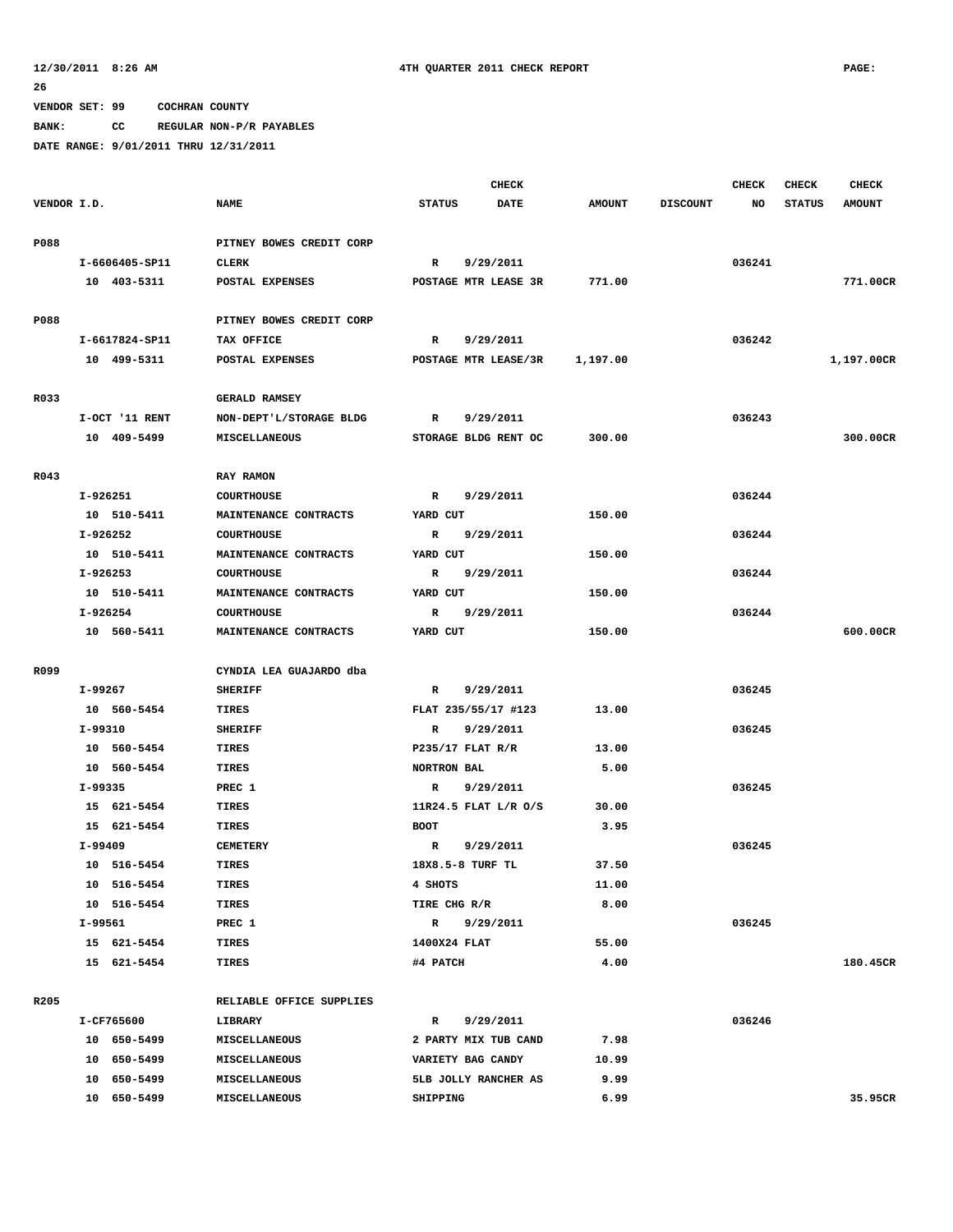12/30/2011 8:26 AM 4TH QUARTER 2011 CHECK REPORT PAGE: 26

VENDOR SET: 99 COCHRAN COUNTY
BANK: CC REGULAR NON-P/R PAYABLES
DATE RANGE: 9/01/2011 THRU 12/31/2011

| VENDOR I.D. | NAME | STATUS | CHECK DATE | AMOUNT | DISCOUNT | CHECK NO | CHECK STATUS | CHECK AMOUNT |
|---|---|---|---|---|---|---|---|---|
| P088 | PITNEY BOWES CREDIT CORP | | | | | | | |
| I-6606405-SP11 | CLERK | R | 9/29/2011 | | | 036241 | | |
| 10 403-5311 | POSTAL EXPENSES | POSTAGE MTR LEASE 3R | | 771.00 | | | | 771.00CR |
| P088 | PITNEY BOWES CREDIT CORP | | | | | | | |
| I-6617824-SP11 | TAX OFFICE | R | 9/29/2011 | | | 036242 | | |
| 10 499-5311 | POSTAL EXPENSES | POSTAGE MTR LEASE/3R | | 1,197.00 | | | | 1,197.00CR |
| R033 | GERALD RAMSEY | | | | | | | |
| I-OCT '11 RENT | NON-DEPT'L/STORAGE BLDG | R | 9/29/2011 | | | 036243 | | |
| 10 409-5499 | MISCELLANEOUS | STORAGE BLDG RENT OC | | 300.00 | | | | 300.00CR |
| R043 | RAY RAMON | | | | | | | |
| I-926251 | COURTHOUSE | R | 9/29/2011 | | | 036244 | | |
| 10 510-5411 | MAINTENANCE CONTRACTS | YARD CUT | | 150.00 | | | | |
| I-926252 | COURTHOUSE | R | 9/29/2011 | | | 036244 | | |
| 10 510-5411 | MAINTENANCE CONTRACTS | YARD CUT | | 150.00 | | | | |
| I-926253 | COURTHOUSE | R | 9/29/2011 | | | 036244 | | |
| 10 510-5411 | MAINTENANCE CONTRACTS | YARD CUT | | 150.00 | | | | |
| I-926254 | COURTHOUSE | R | 9/29/2011 | | | 036244 | | |
| 10 560-5411 | MAINTENANCE CONTRACTS | YARD CUT | | 150.00 | | | | 600.00CR |
| R099 | CYNDIA LEA GUAJARDO dba | | | | | | | |
| I-99267 | SHERIFF | R | 9/29/2011 | | | 036245 | | |
| 10 560-5454 | TIRES | FLAT 235/55/17 #123 | | 13.00 | | | | |
| I-99310 | SHERIFF | R | 9/29/2011 | | | 036245 | | |
| 10 560-5454 | TIRES | P235/17 FLAT R/R | | 13.00 | | | | |
| 10 560-5454 | TIRES | NORTRON BAL | | 5.00 | | | | |
| I-99335 | PREC 1 | R | 9/29/2011 | | | 036245 | | |
| 15 621-5454 | TIRES | 11R24.5 FLAT L/R O/S | | 30.00 | | | | |
| 15 621-5454 | TIRES | BOOT | | 3.95 | | | | |
| I-99409 | CEMETERY | R | 9/29/2011 | | | 036245 | | |
| 10 516-5454 | TIRES | 18X8.5-8 TURF TL | | 37.50 | | | | |
| 10 516-5454 | TIRES | 4 SHOTS | | 11.00 | | | | |
| 10 516-5454 | TIRES | TIRE CHG R/R | | 8.00 | | | | |
| I-99561 | PREC 1 | R | 9/29/2011 | | | 036245 | | |
| 15 621-5454 | TIRES | 1400X24 FLAT | | 55.00 | | | | |
| 15 621-5454 | TIRES | #4 PATCH | | 4.00 | | | | 180.45CR |
| R205 | RELIABLE OFFICE SUPPLIES | | | | | | | |
| I-CF765600 | LIBRARY | R | 9/29/2011 | | | 036246 | | |
| 10 650-5499 | MISCELLANEOUS | 2 PARTY MIX TUB CAND | | 7.98 | | | | |
| 10 650-5499 | MISCELLANEOUS | VARIETY BAG CANDY | | 10.99 | | | | |
| 10 650-5499 | MISCELLANEOUS | 5LB JOLLY RANCHER AS | | 9.99 | | | | |
| 10 650-5499 | MISCELLANEOUS | SHIPPING | | 6.99 | | | | 35.95CR |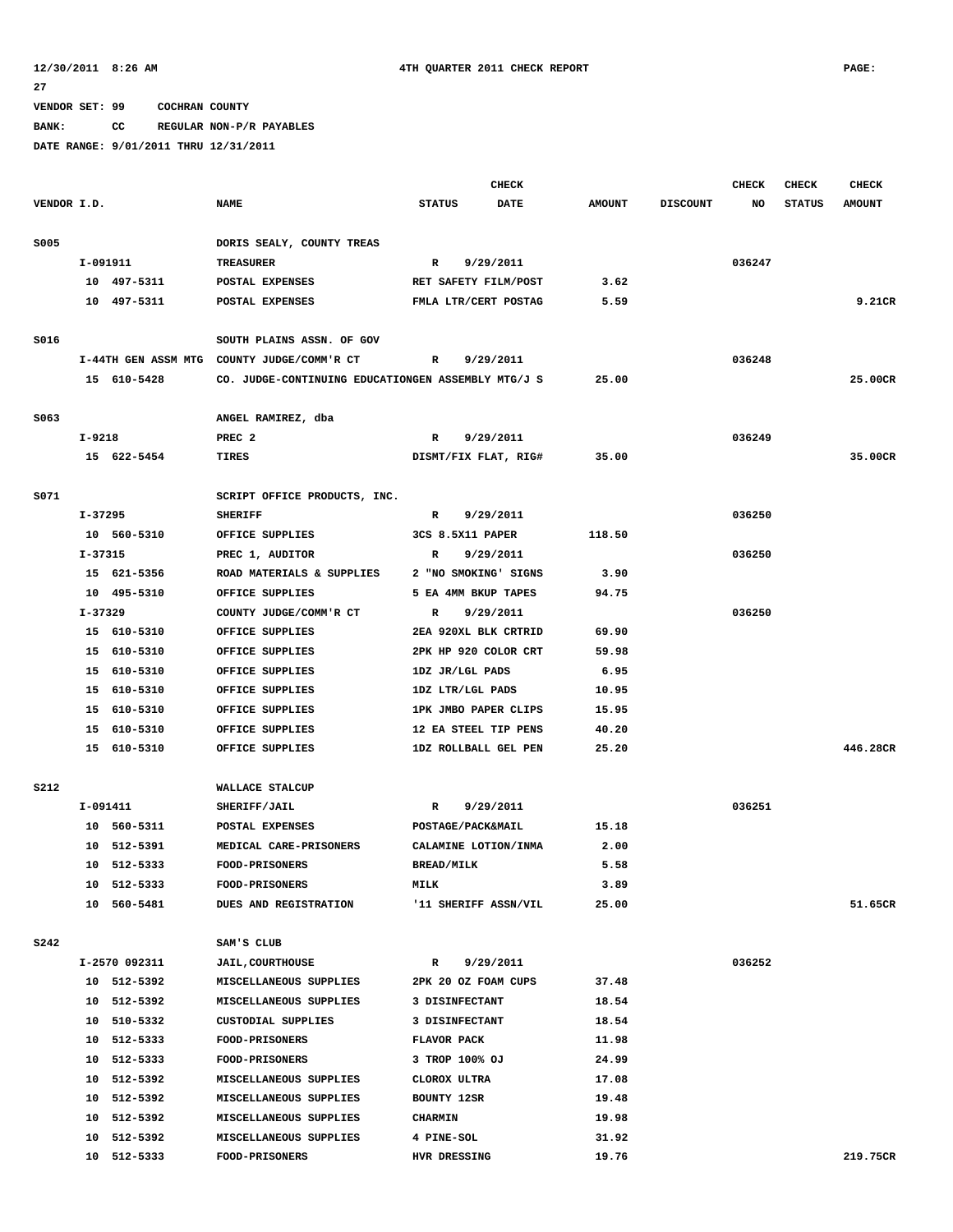VENDOR SET: 99 COCHRAN COUNTY

BANK: CC REGULAR NON-P/R PAYABLES

DATE RANGE: 9/01/2011 THRU 12/31/2011

| VENDOR I.D. | NAME | STATUS | CHECK DATE | AMOUNT | DISCOUNT | CHECK NO | CHECK STATUS | CHECK AMOUNT |
|---|---|---|---|---|---|---|---|---|
| S005 | DORIS SEALY, COUNTY TREAS | | | | | | | |
| I-091911 | TREASURER | R | 9/29/2011 | | | 036247 | | |
| 10 497-5311 | POSTAL EXPENSES | RET SAFETY FILM/POST | | 3.62 | | | | |
| 10 497-5311 | POSTAL EXPENSES | FMLA LTR/CERT POSTAG | | 5.59 | | | | 9.21CR |
| S016 | SOUTH PLAINS ASSN. OF GOV | | | | | | | |
| I-44TH GEN ASSM MTG | COUNTY JUDGE/COMM'R CT | R | 9/29/2011 | | | 036248 | | |
| 15 610-5428 | CO. JUDGE-CONTINUING EDUCATION | GEN ASSEMBLY MTG/J S | | 25.00 | | | | 25.00CR |
| S063 | ANGEL RAMIREZ, dba | | | | | | | |
| I-9218 | PREC 2 | R | 9/29/2011 | | | 036249 | | |
| 15 622-5454 | TIRES | DISMT/FIX FLAT, RIG# | | 35.00 | | | | 35.00CR |
| S071 | SCRIPT OFFICE PRODUCTS, INC. | | | | | | | |
| I-37295 | SHERIFF | R | 9/29/2011 | | | 036250 | | |
| 10 560-5310 | OFFICE SUPPLIES | 3CS 8.5X11 PAPER | | 118.50 | | | | |
| I-37315 | PREC 1, AUDITOR | R | 9/29/2011 | | | 036250 | | |
| 15 621-5356 | ROAD MATERIALS & SUPPLIES | 2 "NO SMOKING' SIGNS | | 3.90 | | | | |
| 10 495-5310 | OFFICE SUPPLIES | 5 EA 4MM BKUP TAPES | | 94.75 | | | | |
| I-37329 | COUNTY JUDGE/COMM'R CT | R | 9/29/2011 | | | 036250 | | |
| 15 610-5310 | OFFICE SUPPLIES | 2EA 920XL BLK CRTRID | | 69.90 | | | | |
| 15 610-5310 | OFFICE SUPPLIES | 2PK HP 920 COLOR CRT | | 59.98 | | | | |
| 15 610-5310 | OFFICE SUPPLIES | 1DZ JR/LGL PADS | | 6.95 | | | | |
| 15 610-5310 | OFFICE SUPPLIES | 1DZ LTR/LGL PADS | | 10.95 | | | | |
| 15 610-5310 | OFFICE SUPPLIES | 1PK JMBO PAPER CLIPS | | 15.95 | | | | |
| 15 610-5310 | OFFICE SUPPLIES | 12 EA STEEL TIP PENS | | 40.20 | | | | |
| 15 610-5310 | OFFICE SUPPLIES | 1DZ ROLLBALL GEL PEN | | 25.20 | | | | 446.28CR |
| S212 | WALLACE STALCUP | | | | | | | |
| I-091411 | SHERIFF/JAIL | R | 9/29/2011 | | | 036251 | | |
| 10 560-5311 | POSTAL EXPENSES | POSTAGE/PACK&MAIL | | 15.18 | | | | |
| 10 512-5391 | MEDICAL CARE-PRISONERS | CALAMINE LOTION/INMA | | 2.00 | | | | |
| 10 512-5333 | FOOD-PRISONERS | BREAD/MILK | | 5.58 | | | | |
| 10 512-5333 | FOOD-PRISONERS | MILK | | 3.89 | | | | |
| 10 560-5481 | DUES AND REGISTRATION | '11 SHERIFF ASSN/VIL | | 25.00 | | | | 51.65CR |
| S242 | SAM'S CLUB | | | | | | | |
| I-2570 092311 | JAIL,COURTHOUSE | R | 9/29/2011 | | | 036252 | | |
| 10 512-5392 | MISCELLANEOUS SUPPLIES | 2PK 20 OZ FOAM CUPS | | 37.48 | | | | |
| 10 512-5392 | MISCELLANEOUS SUPPLIES | 3 DISINFECTANT | | 18.54 | | | | |
| 10 510-5332 | CUSTODIAL SUPPLIES | 3 DISINFECTANT | | 18.54 | | | | |
| 10 512-5333 | FOOD-PRISONERS | FLAVOR PACK | | 11.98 | | | | |
| 10 512-5333 | FOOD-PRISONERS | 3 TROP 100% OJ | | 24.99 | | | | |
| 10 512-5392 | MISCELLANEOUS SUPPLIES | CLOROX ULTRA | | 17.08 | | | | |
| 10 512-5392 | MISCELLANEOUS SUPPLIES | BOUNTY 12SR | | 19.48 | | | | |
| 10 512-5392 | MISCELLANEOUS SUPPLIES | CHARMIN | | 19.98 | | | | |
| 10 512-5392 | MISCELLANEOUS SUPPLIES | 4 PINE-SOL | | 31.92 | | | | |
| 10 512-5333 | FOOD-PRISONERS | HVR DRESSING | | 19.76 | | | | 219.75CR |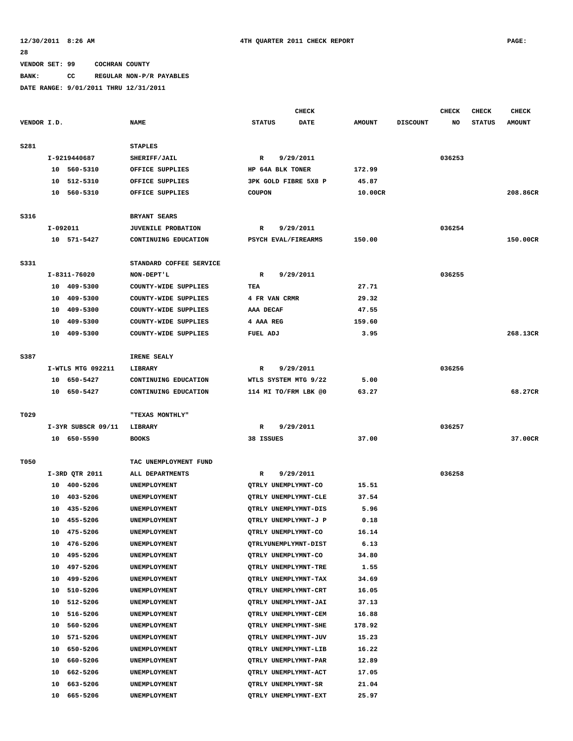12/30/2011 8:26 AM 4TH QUARTER 2011 CHECK REPORT PAGE: 28

VENDOR SET: 99 COCHRAN COUNTY

BANK: CC REGULAR NON-P/R PAYABLES

DATE RANGE: 9/01/2011 THRU 12/31/2011

| VENDOR I.D. | NAME | STATUS | CHECK DATE | AMOUNT | DISCOUNT | CHECK NO | CHECK STATUS | CHECK AMOUNT |
|---|---|---|---|---|---|---|---|---|
| S281 | STAPLES | | | | | | | |
| I-9219440687 | SHERIFF/JAIL | R | 9/29/2011 | | | 036253 | | |
| 10 560-5310 | OFFICE SUPPLIES | HP 64A BLK TONER | | 172.99 | | | | |
| 10 512-5310 | OFFICE SUPPLIES | 3PK GOLD FIBRE 5X8 P | | 45.87 | | | | |
| 10 560-5310 | OFFICE SUPPLIES | COUPON | | 10.00CR | | | | 208.86CR |
| S316 | BRYANT SEARS | | | | | | | |
| I-092011 | JUVENILE PROBATION | R | 9/29/2011 | | | 036254 | | |
| 10 571-5427 | CONTINUING EDUCATION | PSYCH EVAL/FIREARMS | | 150.00 | | | | 150.00CR |
| S331 | STANDARD COFFEE SERVICE | | | | | | | |
| I-8311-76020 | NON-DEPT'L | R | 9/29/2011 | | | 036255 | | |
| 10 409-5300 | COUNTY-WIDE SUPPLIES | TEA | | 27.71 | | | | |
| 10 409-5300 | COUNTY-WIDE SUPPLIES | 4 FR VAN CRMR | | 29.32 | | | | |
| 10 409-5300 | COUNTY-WIDE SUPPLIES | AAA DECAF | | 47.55 | | | | |
| 10 409-5300 | COUNTY-WIDE SUPPLIES | 4 AAA REG | | 159.60 | | | | |
| 10 409-5300 | COUNTY-WIDE SUPPLIES | FUEL ADJ | | 3.95 | | | | 268.13CR |
| S387 | IRENE SEALY | | | | | | | |
| I-WTLS MTG 092211 | LIBRARY | R | 9/29/2011 | | | 036256 | | |
| 10 650-5427 | CONTINUING EDUCATION | WTLS SYSTEM MTG 9/22 | | 5.00 | | | | |
| 10 650-5427 | CONTINUING EDUCATION | 114 MI TO/FRM LBK @0 | | 63.27 | | | | 68.27CR |
| T029 | "TEXAS MONTHLY" | | | | | | | |
| I-3YR SUBSCR 09/11 | LIBRARY | R | 9/29/2011 | | | 036257 | | |
| 10 650-5590 | BOOKS | 38 ISSUES | | 37.00 | | | | 37.00CR |
| T050 | TAC UNEMPLOYMENT FUND | | | | | | | |
| I-3RD QTR 2011 | ALL DEPARTMENTS | R | 9/29/2011 | | | 036258 | | |
| 10 400-5206 | UNEMPLOYMENT | QTRLY UNEMPLYMNT-CO | | 15.51 | | | | |
| 10 403-5206 | UNEMPLOYMENT | QTRLY UNEMPLYMNT-CLE | | 37.54 | | | | |
| 10 435-5206 | UNEMPLOYMENT | QTRLY UNEMPLYMNT-DIS | | 5.96 | | | | |
| 10 455-5206 | UNEMPLOYMENT | QTRLY UNEMPLYMNT-J P | | 0.18 | | | | |
| 10 475-5206 | UNEMPLOYMENT | QTRLY UNEMPLYMNT-CO | | 16.14 | | | | |
| 10 476-5206 | UNEMPLOYMENT | QTRLYUNEMPLYMNT-DIST | | 6.13 | | | | |
| 10 495-5206 | UNEMPLOYMENT | QTRLY UNEMPLYMNT-CO | | 34.80 | | | | |
| 10 497-5206 | UNEMPLOYMENT | QTRLY UNEMPLYMNT-TRE | | 1.55 | | | | |
| 10 499-5206 | UNEMPLOYMENT | QTRLY UNEMPLYMNT-TAX | | 34.69 | | | | |
| 10 510-5206 | UNEMPLOYMENT | QTRLY UNEMPLYMNT-CRT | | 16.05 | | | | |
| 10 512-5206 | UNEMPLOYMENT | QTRLY UNEMPLYMNT-JAI | | 37.13 | | | | |
| 10 516-5206 | UNEMPLOYMENT | QTRLY UNEMPLYMNT-CEM | | 16.88 | | | | |
| 10 560-5206 | UNEMPLOYMENT | QTRLY UNEMPLYMNT-SHE | | 178.92 | | | | |
| 10 571-5206 | UNEMPLOYMENT | QTRLY UNEMPLYMNT-JUV | | 15.23 | | | | |
| 10 650-5206 | UNEMPLOYMENT | QTRLY UNEMPLYMNT-LIB | | 16.22 | | | | |
| 10 660-5206 | UNEMPLOYMENT | QTRLY UNEMPLYMNT-PAR | | 12.89 | | | | |
| 10 662-5206 | UNEMPLOYMENT | QTRLY UNEMPLYMNT-ACT | | 17.05 | | | | |
| 10 663-5206 | UNEMPLOYMENT | QTRLY UNEMPLYMNT-SR | | 21.04 | | | | |
| 10 665-5206 | UNEMPLOYMENT | QTRLY UNEMPLYMNT-EXT | | 25.97 | | | | |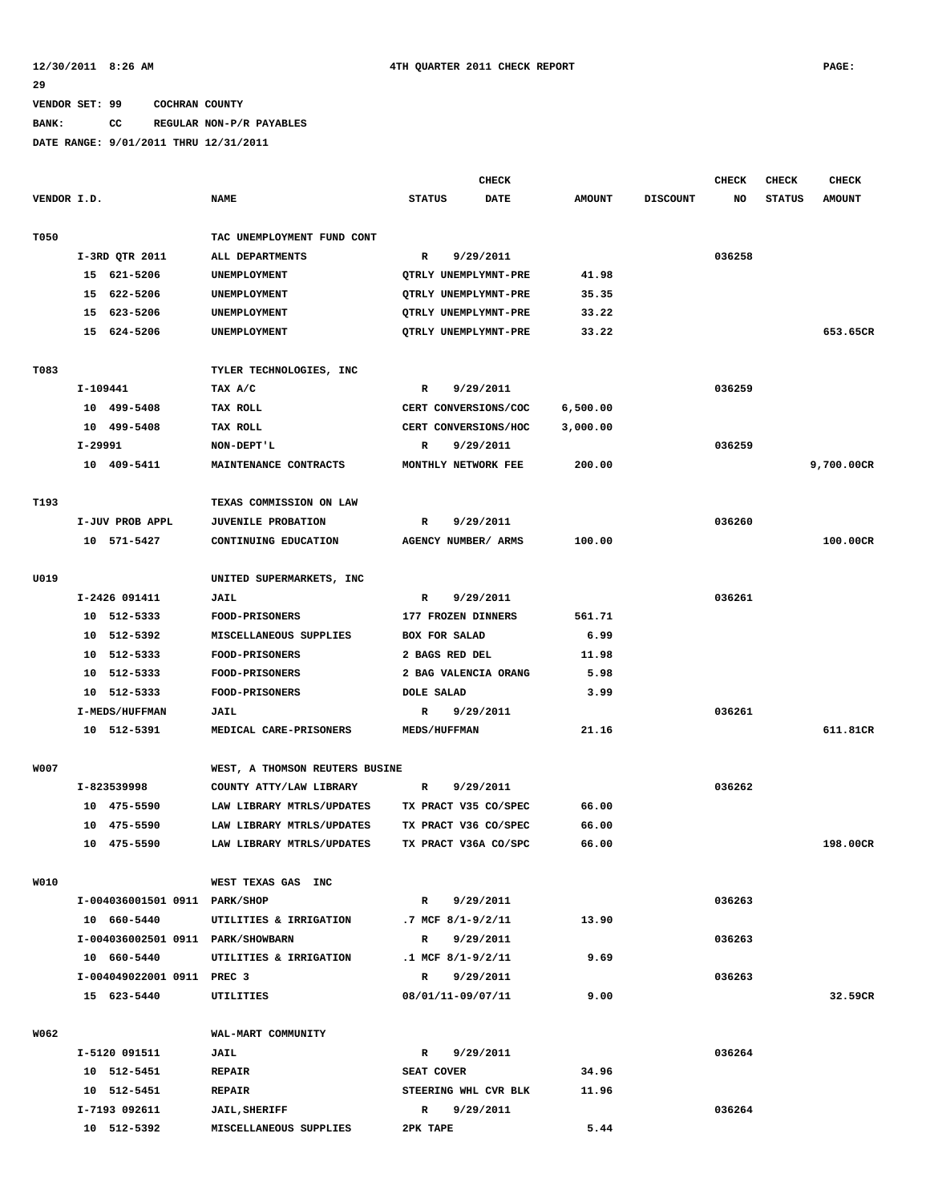12/30/2011 8:26 AM 4TH QUARTER 2011 CHECK REPORT PAGE: 29

VENDOR SET: 99 COCHRAN COUNTY

BANK: CC REGULAR NON-P/R PAYABLES

DATE RANGE: 9/01/2011 THRU 12/31/2011

| VENDOR I.D. | NAME | STATUS | CHECK DATE | AMOUNT | DISCOUNT | CHECK NO | CHECK STATUS | CHECK AMOUNT |
|---|---|---|---|---|---|---|---|---|
| T050 | TAC UNEMPLOYMENT FUND CONT | | | | | | | |
| I-3RD QTR 2011 | ALL DEPARTMENTS | R | 9/29/2011 | | | 036258 | | |
| 15 621-5206 | UNEMPLOYMENT | QTRLY UNEMPLYMNT-PRE | | 41.98 | | | | |
| 15 622-5206 | UNEMPLOYMENT | QTRLY UNEMPLYMNT-PRE | | 35.35 | | | | |
| 15 623-5206 | UNEMPLOYMENT | QTRLY UNEMPLYMNT-PRE | | 33.22 | | | | |
| 15 624-5206 | UNEMPLOYMENT | QTRLY UNEMPLYMNT-PRE | | 33.22 | | | | 653.65CR |
| T083 | TYLER TECHNOLOGIES, INC | | | | | | | |
| I-109441 | TAX A/C | R | 9/29/2011 | | | 036259 | | |
| 10 499-5408 | TAX ROLL | CERT CONVERSIONS/COC | | 6,500.00 | | | | |
| 10 499-5408 | TAX ROLL | CERT CONVERSIONS/HOC | | 3,000.00 | | | | |
| I-29991 | NON-DEPT'L | R | 9/29/2011 | | | 036259 | | |
| 10 409-5411 | MAINTENANCE CONTRACTS | MONTHLY NETWORK FEE | | 200.00 | | | | 9,700.00CR |
| T193 | TEXAS COMMISSION ON LAW | | | | | | | |
| I-JUV PROB APPL | JUVENILE PROBATION | R | 9/29/2011 | | | 036260 | | |
| 10 571-5427 | CONTINUING EDUCATION | AGENCY NUMBER/ ARMS | | 100.00 | | | | 100.00CR |
| U019 | UNITED SUPERMARKETS, INC | | | | | | | |
| I-2426 091411 | JAIL | R | 9/29/2011 | | | 036261 | | |
| 10 512-5333 | FOOD-PRISONERS | 177 FROZEN DINNERS | | 561.71 | | | | |
| 10 512-5392 | MISCELLANEOUS SUPPLIES | BOX FOR SALAD | | 6.99 | | | | |
| 10 512-5333 | FOOD-PRISONERS | 2 BAGS RED DEL | | 11.98 | | | | |
| 10 512-5333 | FOOD-PRISONERS | 2 BAG VALENCIA ORANG | | 5.98 | | | | |
| 10 512-5333 | FOOD-PRISONERS | DOLE SALAD | | 3.99 | | | | |
| I-MEDS/HUFFMAN | JAIL | R | 9/29/2011 | | | 036261 | | |
| 10 512-5391 | MEDICAL CARE-PRISONERS | MEDS/HUFFMAN | | 21.16 | | | | 611.81CR |
| W007 | WEST, A THOMSON REUTERS BUSINE | | | | | | | |
| I-823539998 | COUNTY ATTY/LAW LIBRARY | R | 9/29/2011 | | | 036262 | | |
| 10 475-5590 | LAW LIBRARY MTRLS/UPDATES | TX PRACT V35 CO/SPEC | | 66.00 | | | | |
| 10 475-5590 | LAW LIBRARY MTRLS/UPDATES | TX PRACT V36 CO/SPEC | | 66.00 | | | | |
| 10 475-5590 | LAW LIBRARY MTRLS/UPDATES | TX PRACT V36A CO/SPC | | 66.00 | | | | 198.00CR |
| W010 | WEST TEXAS GAS INC | | | | | | | |
| I-004036001501 0911 | PARK/SHOP | R | 9/29/2011 | | | 036263 | | |
| 10 660-5440 | UTILITIES & IRRIGATION | .7 MCF 8/1-9/2/11 | | 13.90 | | | | |
| I-004036002501 0911 | PARK/SHOWBARN | R | 9/29/2011 | | | 036263 | | |
| 10 660-5440 | UTILITIES & IRRIGATION | .1 MCF 8/1-9/2/11 | | 9.69 | | | | |
| I-004049022001 0911 | PREC 3 | R | 9/29/2011 | | | 036263 | | |
| 15 623-5440 | UTILITIES | 08/01/11-09/07/11 | | 9.00 | | | | 32.59CR |
| W062 | WAL-MART COMMUNITY | | | | | | | |
| I-5120 091511 | JAIL | R | 9/29/2011 | | | 036264 | | |
| 10 512-5451 | REPAIR | SEAT COVER | | 34.96 | | | | |
| 10 512-5451 | REPAIR | STEERING WHL CVR BLK | | 11.96 | | | | |
| I-7193 092611 | JAIL,SHERIFF | R | 9/29/2011 | | | 036264 | | |
| 10 512-5392 | MISCELLANEOUS SUPPLIES | 2PK TAPE | | 5.44 | | | | |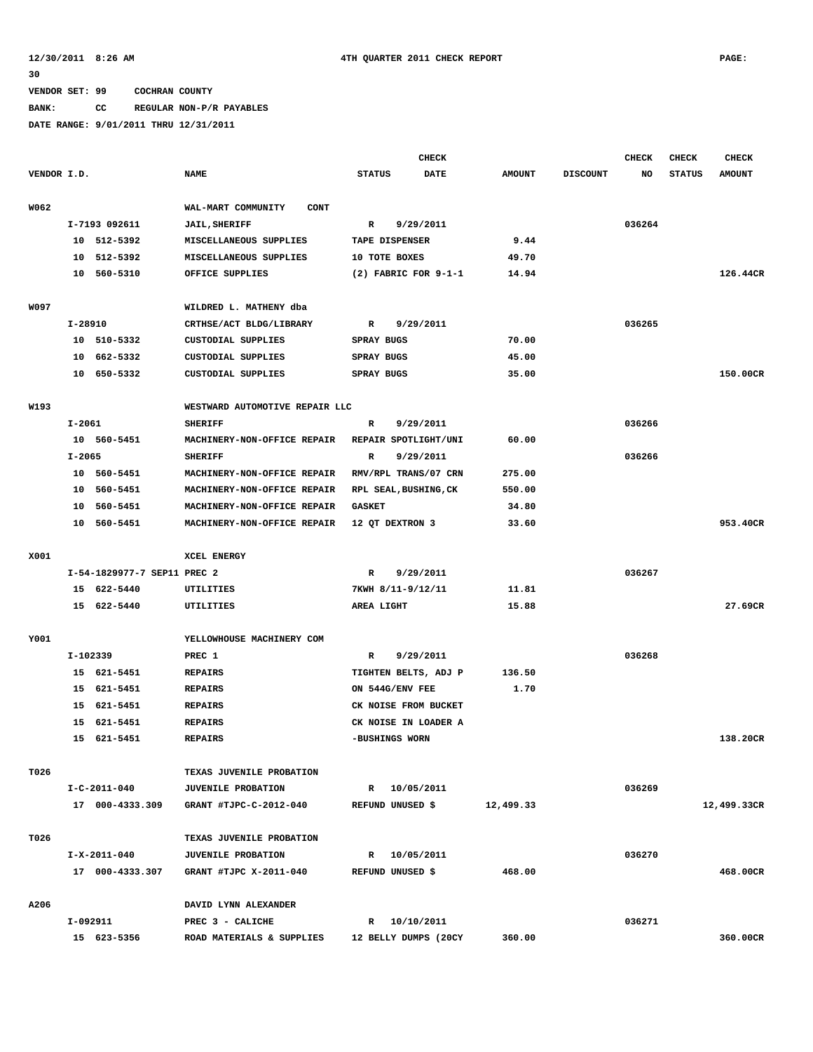12/30/2011 8:26 AM 4TH QUARTER 2011 CHECK REPORT PAGE: 30

VENDOR SET: 99 COCHRAN COUNTY

BANK: CC REGULAR NON-P/R PAYABLES

DATE RANGE: 9/01/2011 THRU 12/31/2011

| VENDOR I.D. | NAME | STATUS | CHECK DATE | AMOUNT | DISCOUNT | CHECK NO | CHECK STATUS | CHECK AMOUNT |
|---|---|---|---|---|---|---|---|---|
| W062 | WAL-MART COMMUNITY CONT | | | | | | | |
| I-7193 092611 | JAIL,SHERIFF | R | 9/29/2011 | | | 036264 | | |
| 10 512-5392 | MISCELLANEOUS SUPPLIES | TAPE DISPENSER | | 9.44 | | | | |
| 10 512-5392 | MISCELLANEOUS SUPPLIES | 10 TOTE BOXES | | 49.70 | | | | |
| 10 560-5310 | OFFICE SUPPLIES | (2) FABRIC FOR 9-1-1 | | 14.94 | | | | 126.44CR |
| W097 | WILDRED L. MATHENY dba | | | | | | | |
| I-28910 | CRTHSE/ACT BLDG/LIBRARY | R | 9/29/2011 | | | 036265 | | |
| 10 510-5332 | CUSTODIAL SUPPLIES | SPRAY BUGS | | 70.00 | | | | |
| 10 662-5332 | CUSTODIAL SUPPLIES | SPRAY BUGS | | 45.00 | | | | |
| 10 650-5332 | CUSTODIAL SUPPLIES | SPRAY BUGS | | 35.00 | | | | 150.00CR |
| W193 | WESTWARD AUTOMOTIVE REPAIR LLC | | | | | | | |
| I-2061 | SHERIFF | R | 9/29/2011 | | | 036266 | | |
| 10 560-5451 | MACHINERY-NON-OFFICE REPAIR | REPAIR SPOTLIGHT/UNI | | 60.00 | | | | |
| I-2065 | SHERIFF | R | 9/29/2011 | | | 036266 | | |
| 10 560-5451 | MACHINERY-NON-OFFICE REPAIR | RMV/RPL TRANS/07 CRN | | 275.00 | | | | |
| 10 560-5451 | MACHINERY-NON-OFFICE REPAIR | RPL SEAL,BUSHING,CK | | 550.00 | | | | |
| 10 560-5451 | MACHINERY-NON-OFFICE REPAIR | GASKET | | 34.80 | | | | |
| 10 560-5451 | MACHINERY-NON-OFFICE REPAIR | 12 QT DEXTRON 3 | | 33.60 | | | | 953.40CR |
| X001 | XCEL ENERGY | | | | | | | |
| I-54-1829977-7 SEP11 PREC 2 | | R | 9/29/2011 | | | 036267 | | |
| 15 622-5440 | UTILITIES | 7KWH 8/11-9/12/11 | | 11.81 | | | | |
| 15 622-5440 | UTILITIES | AREA LIGHT | | 15.88 | | | | 27.69CR |
| Y001 | YELLOWHOUSE MACHINERY COM | | | | | | | |
| I-102339 | PREC 1 | R | 9/29/2011 | | | 036268 | | |
| 15 621-5451 | REPAIRS | TIGHTEN BELTS, ADJ P | | 136.50 | | | | |
| 15 621-5451 | REPAIRS | ON 544G/ENV FEE | | 1.70 | | | | |
| 15 621-5451 | REPAIRS | CK NOISE FROM BUCKET | | | | | | |
| 15 621-5451 | REPAIRS | CK NOISE IN LOADER A | | | | | | |
| 15 621-5451 | REPAIRS | -BUSHINGS WORN | | | | | | 138.20CR |
| T026 | TEXAS JUVENILE PROBATION | | | | | | | |
| I-C-2011-040 | JUVENILE PROBATION | R | 10/05/2011 | | | 036269 | | |
| 17 000-4333.309 | GRANT #TJPC-C-2012-040 | REFUND UNUSED $ | | 12,499.33 | | | | 12,499.33CR |
| T026 | TEXAS JUVENILE PROBATION | | | | | | | |
| I-X-2011-040 | JUVENILE PROBATION | R | 10/05/2011 | | | 036270 | | |
| 17 000-4333.307 | GRANT #TJPC X-2011-040 | REFUND UNUSED $ | | 468.00 | | | | 468.00CR |
| A206 | DAVID LYNN ALEXANDER | | | | | | | |
| I-092911 | PREC 3 - CALICHE | R | 10/10/2011 | | | 036271 | | |
| 15 623-5356 | ROAD MATERIALS & SUPPLIES | 12 BELLY DUMPS (20CY | | 360.00 | | | | 360.00CR |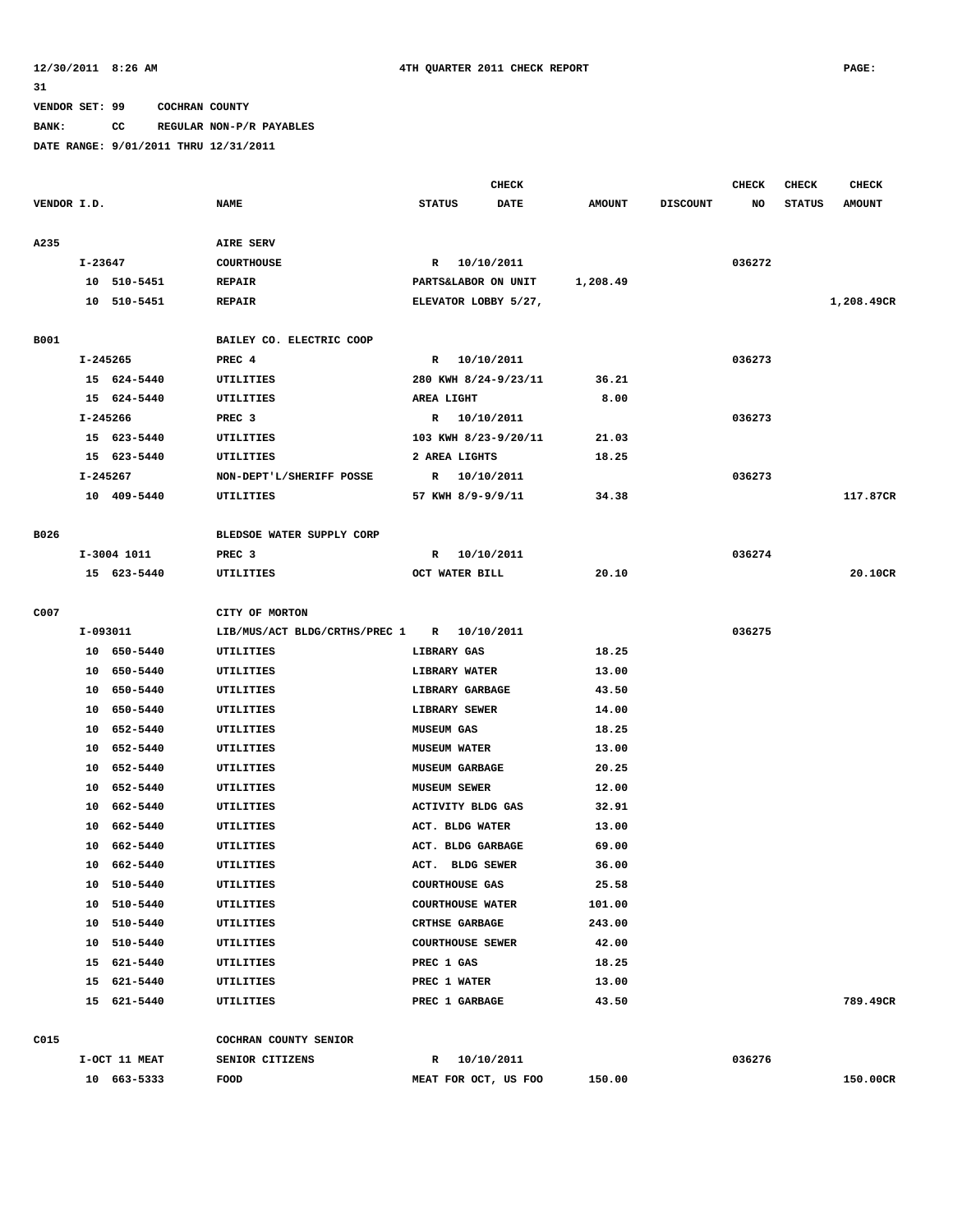12/30/2011 8:26 AM 4TH QUARTER 2011 CHECK REPORT PAGE: 31

VENDOR SET: 99 COCHRAN COUNTY

BANK: CC REGULAR NON-P/R PAYABLES

DATE RANGE: 9/01/2011 THRU 12/31/2011

| VENDOR I.D. | NAME | STATUS | CHECK DATE | AMOUNT | DISCOUNT | CHECK NO | CHECK STATUS | CHECK AMOUNT |
|---|---|---|---|---|---|---|---|---|
| A235 | AIRE SERV | | | | | | | |
| I-23647 | COURTHOUSE | R | 10/10/2011 | | | 036272 | | |
| 10 510-5451 | REPAIR | PARTS&LABOR ON UNIT | | 1,208.49 | | | | |
| 10 510-5451 | REPAIR | ELEVATOR LOBBY 5/27, | | | | | | 1,208.49CR |
| B001 | BAILEY CO. ELECTRIC COOP | | | | | | | |
| I-245265 | PREC 4 | R | 10/10/2011 | | | 036273 | | |
| 15 624-5440 | UTILITIES | 280 KWH 8/24-9/23/11 | | 36.21 | | | | |
| 15 624-5440 | UTILITIES | AREA LIGHT | | 8.00 | | | | |
| I-245266 | PREC 3 | R | 10/10/2011 | | | 036273 | | |
| 15 623-5440 | UTILITIES | 103 KWH 8/23-9/20/11 | | 21.03 | | | | |
| 15 623-5440 | UTILITIES | 2 AREA LIGHTS | | 18.25 | | | | |
| I-245267 | NON-DEPT'L/SHERIFF POSSE | R | 10/10/2011 | | | 036273 | | |
| 10 409-5440 | UTILITIES | 57 KWH 8/9-9/9/11 | | 34.38 | | | | 117.87CR |
| B026 | BLEDSOE WATER SUPPLY CORP | | | | | | | |
| I-3004 1011 | PREC 3 | R | 10/10/2011 | | | 036274 | | |
| 15 623-5440 | UTILITIES | OCT WATER BILL | | 20.10 | | | | 20.10CR |
| C007 | CITY OF MORTON | | | | | | | |
| I-093011 | LIB/MUS/ACT BLDG/CRTHS/PREC 1 | R | 10/10/2011 | | | 036275 | | |
| 10 650-5440 | UTILITIES | LIBRARY GAS | | 18.25 | | | | |
| 10 650-5440 | UTILITIES | LIBRARY WATER | | 13.00 | | | | |
| 10 650-5440 | UTILITIES | LIBRARY GARBAGE | | 43.50 | | | | |
| 10 650-5440 | UTILITIES | LIBRARY SEWER | | 14.00 | | | | |
| 10 652-5440 | UTILITIES | MUSEUM GAS | | 18.25 | | | | |
| 10 652-5440 | UTILITIES | MUSEUM WATER | | 13.00 | | | | |
| 10 652-5440 | UTILITIES | MUSEUM GARBAGE | | 20.25 | | | | |
| 10 652-5440 | UTILITIES | MUSEUM SEWER | | 12.00 | | | | |
| 10 662-5440 | UTILITIES | ACTIVITY BLDG GAS | | 32.91 | | | | |
| 10 662-5440 | UTILITIES | ACT. BLDG WATER | | 13.00 | | | | |
| 10 662-5440 | UTILITIES | ACT. BLDG GARBAGE | | 69.00 | | | | |
| 10 662-5440 | UTILITIES | ACT. BLDG SEWER | | 36.00 | | | | |
| 10 510-5440 | UTILITIES | COURTHOUSE GAS | | 25.58 | | | | |
| 10 510-5440 | UTILITIES | COURTHOUSE WATER | | 101.00 | | | | |
| 10 510-5440 | UTILITIES | CRTHSE GARBAGE | | 243.00 | | | | |
| 10 510-5440 | UTILITIES | COURTHOUSE SEWER | | 42.00 | | | | |
| 15 621-5440 | UTILITIES | PREC 1 GAS | | 18.25 | | | | |
| 15 621-5440 | UTILITIES | PREC 1 WATER | | 13.00 | | | | |
| 15 621-5440 | UTILITIES | PREC 1 GARBAGE | | 43.50 | | | | 789.49CR |
| C015 | COCHRAN COUNTY SENIOR | | | | | | | |
| I-OCT 11 MEAT | SENIOR CITIZENS | R | 10/10/2011 | | | 036276 | | |
| 10 663-5333 | FOOD | MEAT FOR OCT, US FOO | | 150.00 | | | | 150.00CR |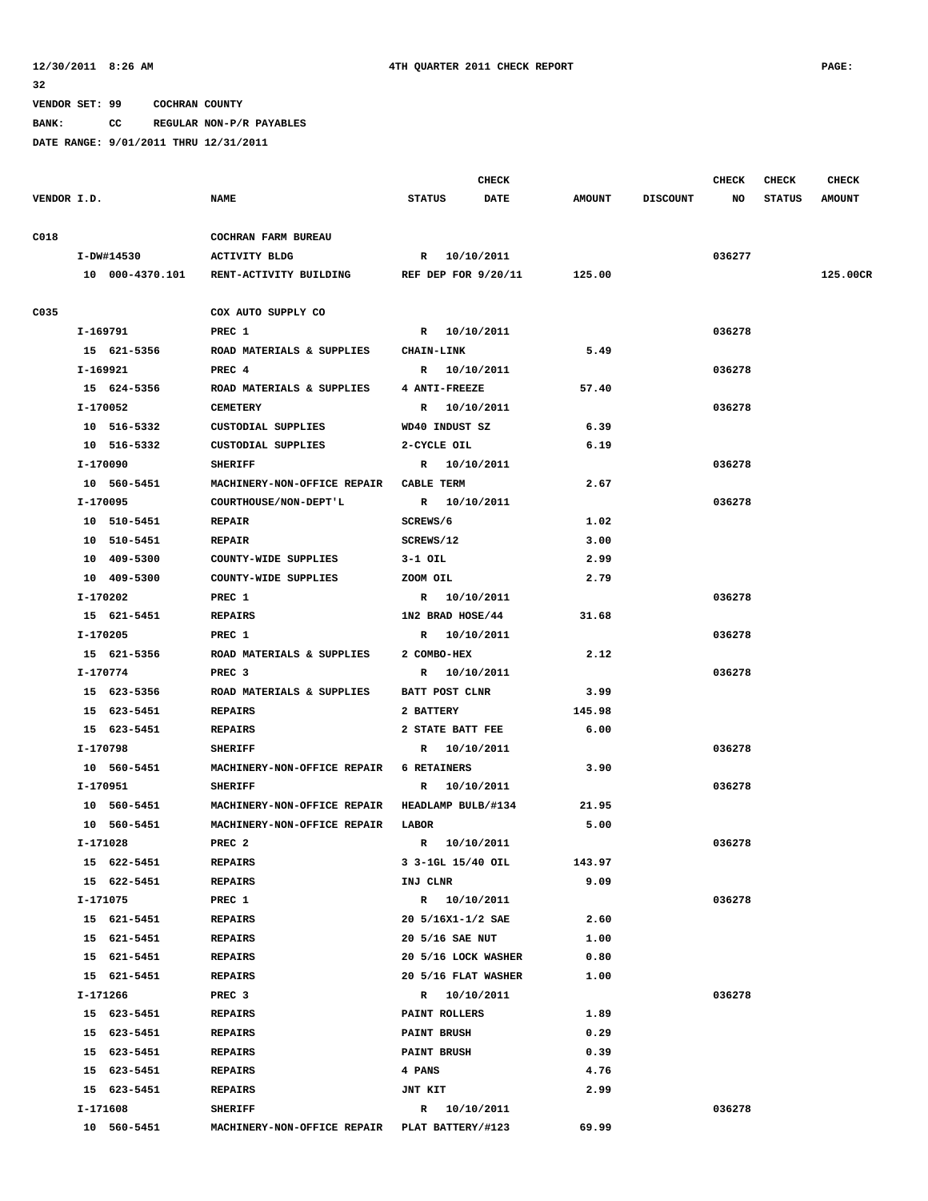12/30/2011 8:26 AM 4TH QUARTER 2011 CHECK REPORT PAGE: 32

VENDOR SET: 99 COCHRAN COUNTY

BANK: CC REGULAR NON-P/R PAYABLES

DATE RANGE: 9/01/2011 THRU 12/31/2011

| VENDOR I.D. | NAME | STATUS | CHECK DATE | AMOUNT | DISCOUNT | CHECK NO | CHECK STATUS | CHECK AMOUNT |
|---|---|---|---|---|---|---|---|---|
| C018 | COCHRAN FARM BUREAU | | | | | | | |
| I-DW#14530 | ACTIVITY BLDG | R | 10/10/2011 | | | 036277 | | |
| 10 000-4370.101 | RENT-ACTIVITY BUILDING | REF DEP FOR 9/20/11 | | 125.00 | | | | 125.00CR |
| C035 | COX AUTO SUPPLY CO | | | | | | | |
| I-169791 | PREC 1 | R | 10/10/2011 | | | 036278 | | |
| 15 621-5356 | ROAD MATERIALS & SUPPLIES | CHAIN-LINK | | 5.49 | | | | |
| I-169921 | PREC 4 | R | 10/10/2011 | | | 036278 | | |
| 15 624-5356 | ROAD MATERIALS & SUPPLIES | 4 ANTI-FREEZE | | 57.40 | | | | |
| I-170052 | CEMETERY | R | 10/10/2011 | | | 036278 | | |
| 10 516-5332 | CUSTODIAL SUPPLIES | WD40 INDUST SZ | | 6.39 | | | | |
| 10 516-5332 | CUSTODIAL SUPPLIES | 2-CYCLE OIL | | 6.19 | | | | |
| I-170090 | SHERIFF | R | 10/10/2011 | | | 036278 | | |
| 10 560-5451 | MACHINERY-NON-OFFICE REPAIR | CABLE TERM | | 2.67 | | | | |
| I-170095 | COURTHOUSE/NON-DEPT'L | R | 10/10/2011 | | | 036278 | | |
| 10 510-5451 | REPAIR | SCREWS/6 | | 1.02 | | | | |
| 10 510-5451 | REPAIR | SCREWS/12 | | 3.00 | | | | |
| 10 409-5300 | COUNTY-WIDE SUPPLIES | 3-1 OIL | | 2.99 | | | | |
| 10 409-5300 | COUNTY-WIDE SUPPLIES | ZOOM OIL | | 2.79 | | | | |
| I-170202 | PREC 1 | R | 10/10/2011 | | | 036278 | | |
| 15 621-5451 | REPAIRS | 1N2 BRAD HOSE/44 | | 31.68 | | | | |
| I-170205 | PREC 1 | R | 10/10/2011 | | | 036278 | | |
| 15 621-5356 | ROAD MATERIALS & SUPPLIES | 2 COMBO-HEX | | 2.12 | | | | |
| I-170774 | PREC 3 | R | 10/10/2011 | | | 036278 | | |
| 15 623-5356 | ROAD MATERIALS & SUPPLIES | BATT POST CLNR | | 3.99 | | | | |
| 15 623-5451 | REPAIRS | 2 BATTERY | | 145.98 | | | | |
| 15 623-5451 | REPAIRS | 2 STATE BATT FEE | | 6.00 | | | | |
| I-170798 | SHERIFF | R | 10/10/2011 | | | 036278 | | |
| 10 560-5451 | MACHINERY-NON-OFFICE REPAIR | 6 RETAINERS | | 3.90 | | | | |
| I-170951 | SHERIFF | R | 10/10/2011 | | | 036278 | | |
| 10 560-5451 | MACHINERY-NON-OFFICE REPAIR | HEADLAMP BULB/#134 | | 21.95 | | | | |
| 10 560-5451 | MACHINERY-NON-OFFICE REPAIR | LABOR | | 5.00 | | | | |
| I-171028 | PREC 2 | R | 10/10/2011 | | | 036278 | | |
| 15 622-5451 | REPAIRS | 3 3-1GL 15/40 OIL | | 143.97 | | | | |
| 15 622-5451 | REPAIRS | INJ CLNR | | 9.09 | | | | |
| I-171075 | PREC 1 | R | 10/10/2011 | | | 036278 | | |
| 15 621-5451 | REPAIRS | 20 5/16X1-1/2 SAE | | 2.60 | | | | |
| 15 621-5451 | REPAIRS | 20 5/16 SAE NUT | | 1.00 | | | | |
| 15 621-5451 | REPAIRS | 20 5/16 LOCK WASHER | | 0.80 | | | | |
| 15 621-5451 | REPAIRS | 20 5/16 FLAT WASHER | | 1.00 | | | | |
| I-171266 | PREC 3 | R | 10/10/2011 | | | 036278 | | |
| 15 623-5451 | REPAIRS | PAINT ROLLERS | | 1.89 | | | | |
| 15 623-5451 | REPAIRS | PAINT BRUSH | | 0.29 | | | | |
| 15 623-5451 | REPAIRS | PAINT BRUSH | | 0.39 | | | | |
| 15 623-5451 | REPAIRS | 4 PANS | | 4.76 | | | | |
| 15 623-5451 | REPAIRS | JNT KIT | | 2.99 | | | | |
| I-171608 | SHERIFF | R | 10/10/2011 | | | 036278 | | |
| 10 560-5451 | MACHINERY-NON-OFFICE REPAIR | PLAT BATTERY/#123 | | 69.99 | | | | |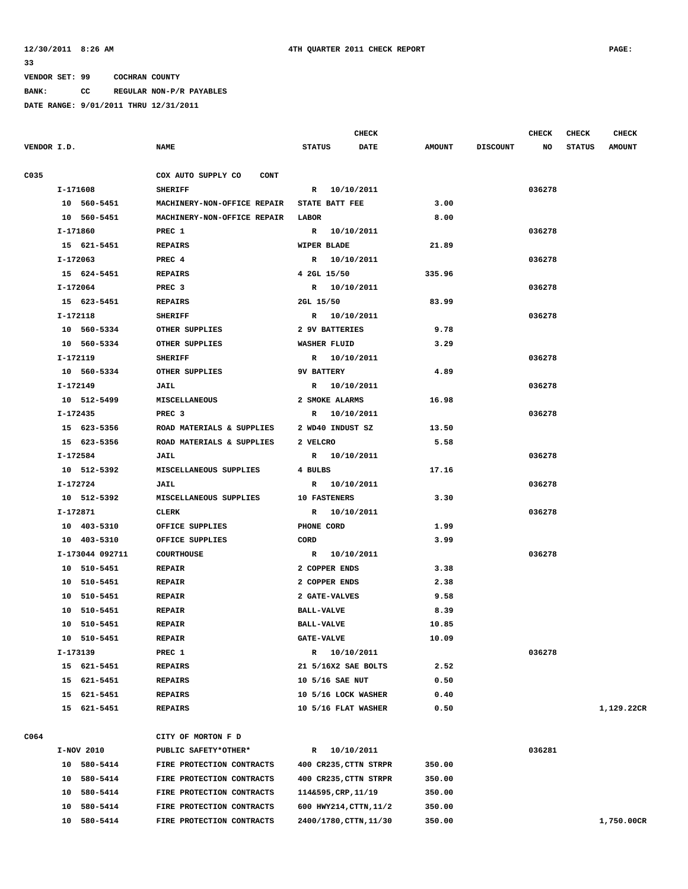VENDOR SET: 99 COCHRAN COUNTY

BANK: CC REGULAR NON-P/R PAYABLES

DATE RANGE: 9/01/2011 THRU 12/31/2011

| VENDOR I.D. | NAME | STATUS | CHECK DATE | AMOUNT | DISCOUNT | CHECK NO | CHECK STATUS | CHECK AMOUNT |
|---|---|---|---|---|---|---|---|---|
| C035 | COX AUTO SUPPLY CO CONT | | | | | | | |
| I-171608 | SHERIFF | R | 10/10/2011 | | | 036278 | | |
| 10 560-5451 | MACHINERY-NON-OFFICE REPAIR | STATE BATT FEE | | 3.00 | | | | |
| 10 560-5451 | MACHINERY-NON-OFFICE REPAIR | LABOR | | 8.00 | | | | |
| I-171860 | PREC 1 | R | 10/10/2011 | | | 036278 | | |
| 15 621-5451 | REPAIRS | WIPER BLADE | | 21.89 | | | | |
| I-172063 | PREC 4 | R | 10/10/2011 | | | 036278 | | |
| 15 624-5451 | REPAIRS | 4 2GL 15/50 | | 335.96 | | | | |
| I-172064 | PREC 3 | R | 10/10/2011 | | | 036278 | | |
| 15 623-5451 | REPAIRS | 2GL 15/50 | | 83.99 | | | | |
| I-172118 | SHERIFF | R | 10/10/2011 | | | 036278 | | |
| 10 560-5334 | OTHER SUPPLIES | 2 9V BATTERIES | | 9.78 | | | | |
| 10 560-5334 | OTHER SUPPLIES | WASHER FLUID | | 3.29 | | | | |
| I-172119 | SHERIFF | R | 10/10/2011 | | | 036278 | | |
| 10 560-5334 | OTHER SUPPLIES | 9V BATTERY | | 4.89 | | | | |
| I-172149 | JAIL | R | 10/10/2011 | | | 036278 | | |
| 10 512-5499 | MISCELLANEOUS | 2 SMOKE ALARMS | | 16.98 | | | | |
| I-172435 | PREC 3 | R | 10/10/2011 | | | 036278 | | |
| 15 623-5356 | ROAD MATERIALS & SUPPLIES | 2 WD40 INDUST SZ | | 13.50 | | | | |
| 15 623-5356 | ROAD MATERIALS & SUPPLIES | 2 VELCRO | | 5.58 | | | | |
| I-172584 | JAIL | R | 10/10/2011 | | | 036278 | | |
| 10 512-5392 | MISCELLANEOUS SUPPLIES | 4 BULBS | | 17.16 | | | | |
| I-172724 | JAIL | R | 10/10/2011 | | | 036278 | | |
| 10 512-5392 | MISCELLANEOUS SUPPLIES | 10 FASTENERS | | 3.30 | | | | |
| I-172871 | CLERK | R | 10/10/2011 | | | 036278 | | |
| 10 403-5310 | OFFICE SUPPLIES | PHONE CORD | | 1.99 | | | | |
| 10 403-5310 | OFFICE SUPPLIES | CORD | | 3.99 | | | | |
| I-173044 092711 | COURTHOUSE | R | 10/10/2011 | | | 036278 | | |
| 10 510-5451 | REPAIR | 2 COPPER ENDS | | 3.38 | | | | |
| 10 510-5451 | REPAIR | 2 COPPER ENDS | | 2.38 | | | | |
| 10 510-5451 | REPAIR | 2 GATE-VALVES | | 9.58 | | | | |
| 10 510-5451 | REPAIR | BALL-VALVE | | 8.39 | | | | |
| 10 510-5451 | REPAIR | BALL-VALVE | | 10.85 | | | | |
| 10 510-5451 | REPAIR | GATE-VALVE | | 10.09 | | | | |
| I-173139 | PREC 1 | R | 10/10/2011 | | | 036278 | | |
| 15 621-5451 | REPAIRS | 21 5/16X2 SAE BOLTS | | 2.52 | | | | |
| 15 621-5451 | REPAIRS | 10 5/16 SAE NUT | | 0.50 | | | | |
| 15 621-5451 | REPAIRS | 10 5/16 LOCK WASHER | | 0.40 | | | | |
| 15 621-5451 | REPAIRS | 10 5/16 FLAT WASHER | | 0.50 | | | | 1,129.22CR |
| C064 | CITY OF MORTON F D | | | | | | | |
| I-NOV 2010 | PUBLIC SAFETY*OTHER* | R | 10/10/2011 | | | 036281 | | |
| 10 580-5414 | FIRE PROTECTION CONTRACTS | 400 CR235,CTTN STRPR | | 350.00 | | | | |
| 10 580-5414 | FIRE PROTECTION CONTRACTS | 400 CR235,CTTN STRPR | | 350.00 | | | | |
| 10 580-5414 | FIRE PROTECTION CONTRACTS | 114&595,CRP,11/19 | | 350.00 | | | | |
| 10 580-5414 | FIRE PROTECTION CONTRACTS | 600 HWY214,CTTN,11/2 | | 350.00 | | | | |
| 10 580-5414 | FIRE PROTECTION CONTRACTS | 2400/1780,CTTN,11/30 | | 350.00 | | | | 1,750.00CR |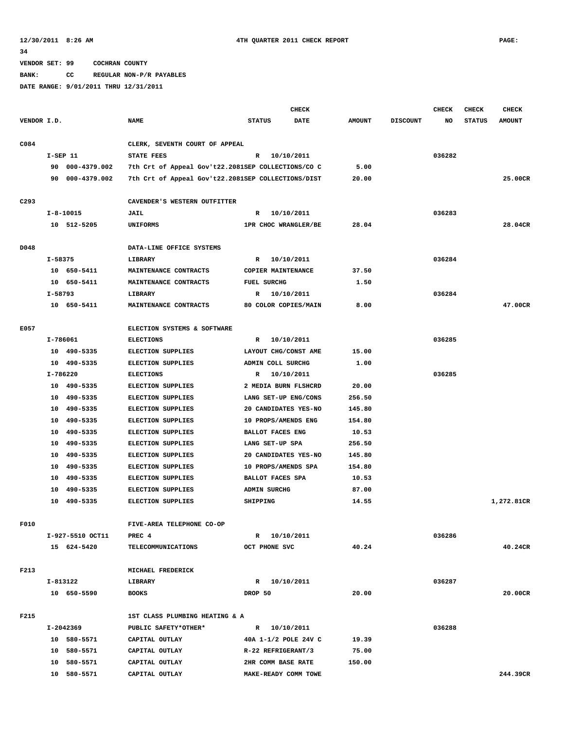12/30/2011 8:26 AM 4TH QUARTER 2011 CHECK REPORT PAGE: 34

VENDOR SET: 99 COCHRAN COUNTY

BANK: CC REGULAR NON-P/R PAYABLES

DATE RANGE: 9/01/2011 THRU 12/31/2011

| VENDOR I.D. | NAME | STATUS | CHECK DATE | AMOUNT | DISCOUNT | CHECK NO | CHECK STATUS | CHECK AMOUNT |
|---|---|---|---|---|---|---|---|---|
| C084 | CLERK, SEVENTH COURT OF APPEAL | | | | | | | |
| I-SEP 11 | STATE FEES | R | 10/10/2011 | | | 036282 | | |
| 90 000-4379.002 | 7th Crt of Appeal Gov't22.2081SEP COLLECTIONS/CO C | | | 5.00 | | | | |
| 90 000-4379.002 | 7th Crt of Appeal Gov't22.2081SEP COLLECTIONS/DIST | | | 20.00 | | | | 25.00CR |
| C293 | CAVENDER'S WESTERN OUTFITTER | | | | | | | |
| I-8-10015 | JAIL | R | 10/10/2011 | | | 036283 | | |
| 10 512-5205 | UNIFORMS | 1PR CHOC WRANGLER/BE | | 28.04 | | | | 28.04CR |
| D048 | DATA-LINE OFFICE SYSTEMS | | | | | | | |
| I-58375 | LIBRARY | R | 10/10/2011 | | | 036284 | | |
| 10 650-5411 | MAINTENANCE CONTRACTS | COPIER MAINTENANCE | | 37.50 | | | | |
| 10 650-5411 | MAINTENANCE CONTRACTS | FUEL SURCHG | | 1.50 | | | | |
| I-58793 | LIBRARY | R | 10/10/2011 | | | 036284 | | |
| 10 650-5411 | MAINTENANCE CONTRACTS | 80 COLOR COPIES/MAIN | | 8.00 | | | | 47.00CR |
| E057 | ELECTION SYSTEMS & SOFTWARE | | | | | | | |
| I-786061 | ELECTIONS | R | 10/10/2011 | | | 036285 | | |
| 10 490-5335 | ELECTION SUPPLIES | LAYOUT CHG/CONST AME | | 15.00 | | | | |
| 10 490-5335 | ELECTION SUPPLIES | ADMIN COLL SURCHG | | 1.00 | | | | |
| I-786220 | ELECTIONS | R | 10/10/2011 | | | 036285 | | |
| 10 490-5335 | ELECTION SUPPLIES | 2 MEDIA BURN FLSHCRD | | 20.00 | | | | |
| 10 490-5335 | ELECTION SUPPLIES | LANG SET-UP ENG/CONS | | 256.50 | | | | |
| 10 490-5335 | ELECTION SUPPLIES | 20 CANDIDATES YES-NO | | 145.80 | | | | |
| 10 490-5335 | ELECTION SUPPLIES | 10 PROPS/AMENDS ENG | | 154.80 | | | | |
| 10 490-5335 | ELECTION SUPPLIES | BALLOT FACES ENG | | 10.53 | | | | |
| 10 490-5335 | ELECTION SUPPLIES | LANG SET-UP SPA | | 256.50 | | | | |
| 10 490-5335 | ELECTION SUPPLIES | 20 CANDIDATES YES-NO | | 145.80 | | | | |
| 10 490-5335 | ELECTION SUPPLIES | 10 PROPS/AMENDS SPA | | 154.80 | | | | |
| 10 490-5335 | ELECTION SUPPLIES | BALLOT FACES SPA | | 10.53 | | | | |
| 10 490-5335 | ELECTION SUPPLIES | ADMIN SURCHG | | 87.00 | | | | |
| 10 490-5335 | ELECTION SUPPLIES | SHIPPING | | 14.55 | | | | 1,272.81CR |
| F010 | FIVE-AREA TELEPHONE CO-OP | | | | | | | |
| I-927-5510 OCT11 | PREC 4 | R | 10/10/2011 | | | 036286 | | |
| 15 624-5420 | TELECOMMUNICATIONS | OCT PHONE SVC | | 40.24 | | | | 40.24CR |
| F213 | MICHAEL FREDERICK | | | | | | | |
| I-813122 | LIBRARY | R | 10/10/2011 | | | 036287 | | |
| 10 650-5590 | BOOKS | DROP 50 | | 20.00 | | | | 20.00CR |
| F215 | 1ST CLASS PLUMBING HEATING & A | | | | | | | |
| I-2042369 | PUBLIC SAFETY*OTHER* | R | 10/10/2011 | | | 036288 | | |
| 10 580-5571 | CAPITAL OUTLAY | 40A 1-1/2 POLE 24V C | | 19.39 | | | | |
| 10 580-5571 | CAPITAL OUTLAY | R-22 REFRIGERANT/3 | | 75.00 | | | | |
| 10 580-5571 | CAPITAL OUTLAY | 2HR COMM BASE RATE | | 150.00 | | | | |
| 10 580-5571 | CAPITAL OUTLAY | MAKE-READY COMM TOWE | | | | | | 244.39CR |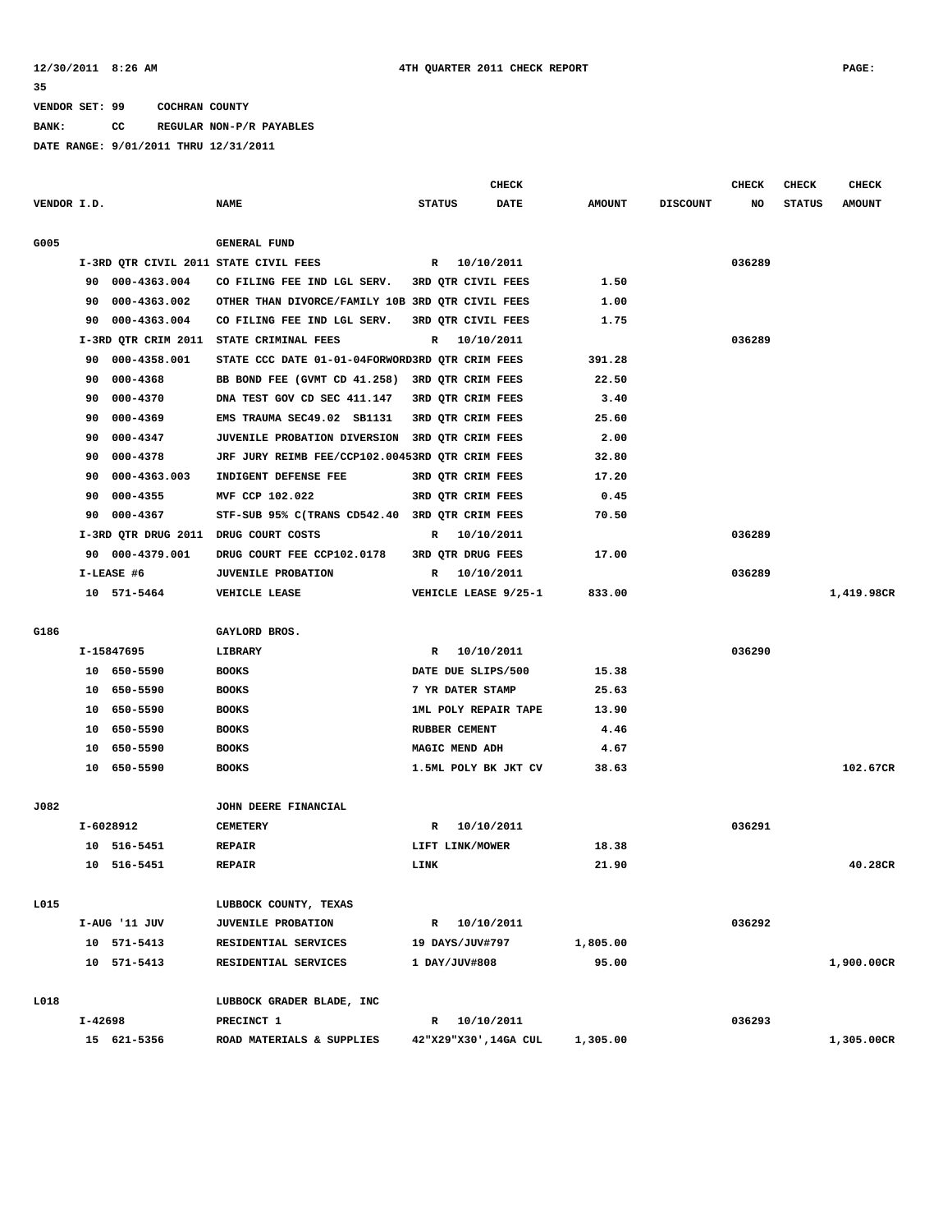12/30/2011 8:26 AM 4TH QUARTER 2011 CHECK REPORT PAGE: 35

VENDOR SET: 99 COCHRAN COUNTY

BANK: CC REGULAR NON-P/R PAYABLES

DATE RANGE: 9/01/2011 THRU 12/31/2011

| VENDOR I.D. | NAME | STATUS | CHECK DATE | AMOUNT | DISCOUNT | CHECK NO | CHECK STATUS | CHECK AMOUNT |
|---|---|---|---|---|---|---|---|---|
| G005 | GENERAL FUND | | | | | | | |
| I-3RD QTR CIVIL 2011 | STATE CIVIL FEES | R | 10/10/2011 | | | 036289 | | |
| 90 000-4363.004 | CO FILING FEE IND LGL SERV. | 3RD QTR CIVIL FEES | | 1.50 | | | | |
| 90 000-4363.002 | OTHER THAN DIVORCE/FAMILY 10B | 3RD QTR CIVIL FEES | | 1.00 | | | | |
| 90 000-4363.004 | CO FILING FEE IND LGL SERV. | 3RD QTR CIVIL FEES | | 1.75 | | | | |
| I-3RD QTR CRIM 2011 | STATE CRIMINAL FEES | R | 10/10/2011 | | | 036289 | | |
| 90 000-4358.001 | STATE CCC DATE 01-01-04FORWORD | 3RD QTR CRIM FEES | | 391.28 | | | | |
| 90 000-4368 | BB BOND FEE (GVMT CD 41.258) | 3RD QTR CRIM FEES | | 22.50 | | | | |
| 90 000-4370 | DNA TEST GOV CD SEC 411.147 | 3RD QTR CRIM FEES | | 3.40 | | | | |
| 90 000-4369 | EMS TRAUMA SEC49.02 SB1131 | 3RD QTR CRIM FEES | | 25.60 | | | | |
| 90 000-4347 | JUVENILE PROBATION DIVERSION | 3RD QTR CRIM FEES | | 2.00 | | | | |
| 90 000-4378 | JRF JURY REIMB FEE/CCP102.0045 | 3RD QTR CRIM FEES | | 32.80 | | | | |
| 90 000-4363.003 | INDIGENT DEFENSE FEE | 3RD QTR CRIM FEES | | 17.20 | | | | |
| 90 000-4355 | MVF CCP 102.022 | 3RD QTR CRIM FEES | | 0.45 | | | | |
| 90 000-4367 | STF-SUB 95% C(TRANS CD542.40 | 3RD QTR CRIM FEES | | 70.50 | | | | |
| I-3RD QTR DRUG 2011 | DRUG COURT COSTS | R | 10/10/2011 | | | 036289 | | |
| 90 000-4379.001 | DRUG COURT FEE CCP102.0178 | 3RD QTR DRUG FEES | | 17.00 | | | | |
| I-LEASE #6 | JUVENILE PROBATION | R | 10/10/2011 | | | 036289 | | |
| 10 571-5464 | VEHICLE LEASE | VEHICLE LEASE 9/25-1 | | 833.00 | | | | 1,419.98CR |
| G186 | GAYLORD BROS. | | | | | | | |
| I-15847695 | LIBRARY | R | 10/10/2011 | | | 036290 | | |
| 10 650-5590 | BOOKS | DATE DUE SLIPS/500 | | 15.38 | | | | |
| 10 650-5590 | BOOKS | 7 YR DATER STAMP | | 25.63 | | | | |
| 10 650-5590 | BOOKS | 1ML POLY REPAIR TAPE | | 13.90 | | | | |
| 10 650-5590 | BOOKS | RUBBER CEMENT | | 4.46 | | | | |
| 10 650-5590 | BOOKS | MAGIC MEND ADH | | 4.67 | | | | |
| 10 650-5590 | BOOKS | 1.5ML POLY BK JKT CV | | 38.63 | | | | 102.67CR |
| J082 | JOHN DEERE FINANCIAL | | | | | | | |
| I-6028912 | CEMETERY | R | 10/10/2011 | | | 036291 | | |
| 10 516-5451 | REPAIR | LIFT LINK/MOWER | | 18.38 | | | | |
| 10 516-5451 | REPAIR | LINK | | 21.90 | | | | 40.28CR |
| L015 | LUBBOCK COUNTY, TEXAS | | | | | | | |
| I-AUG '11 JUV | JUVENILE PROBATION | R | 10/10/2011 | | | 036292 | | |
| 10 571-5413 | RESIDENTIAL SERVICES | 19 DAYS/JUV#797 | | 1,805.00 | | | | |
| 10 571-5413 | RESIDENTIAL SERVICES | 1 DAY/JUV#808 | | 95.00 | | | | 1,900.00CR |
| L018 | LUBBOCK GRADER BLADE, INC | | | | | | | |
| I-42698 | PRECINCT 1 | R | 10/10/2011 | | | 036293 | | |
| 15 621-5356 | ROAD MATERIALS & SUPPLIES | 42"X29"X30',14GA CUL | | 1,305.00 | | | | 1,305.00CR |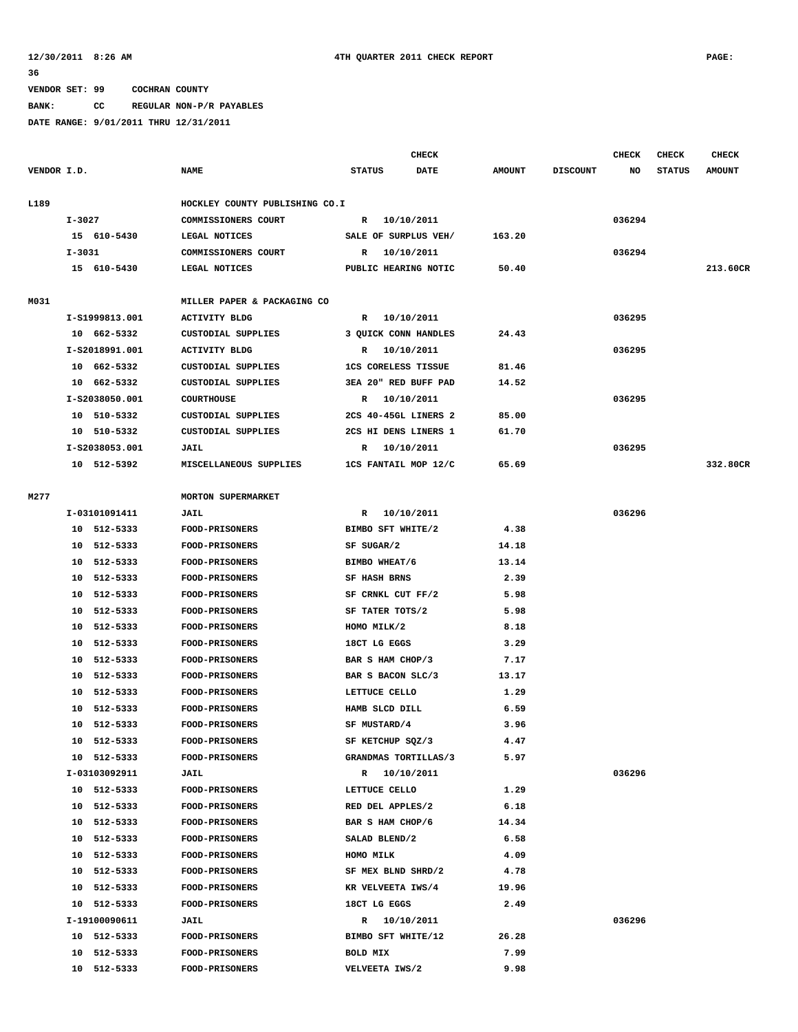12/30/2011 8:26 AM 4TH QUARTER 2011 CHECK REPORT PAGE: 36

VENDOR SET: 99 COCHRAN COUNTY

BANK: CC REGULAR NON-P/R PAYABLES

DATE RANGE: 9/01/2011 THRU 12/31/2011

| VENDOR I.D. | NAME | STATUS | CHECK DATE | AMOUNT | DISCOUNT | CHECK NO | CHECK STATUS | CHECK AMOUNT |
|---|---|---|---|---|---|---|---|---|
| L189 | HOCKLEY COUNTY PUBLISHING CO.I | | | | | | | |
| I-3027 | COMMISSIONERS COURT | R | 10/10/2011 | | | 036294 | | |
| 15 610-5430 | LEGAL NOTICES | SALE OF SURPLUS VEH/ | | 163.20 | | | | |
| I-3031 | COMMISSIONERS COURT | R | 10/10/2011 | | | 036294 | | |
| 15 610-5430 | LEGAL NOTICES | PUBLIC HEARING NOTIC | | 50.40 | | | | 213.60CR |
| M031 | MILLER PAPER & PACKAGING CO | | | | | | | |
| I-S1999813.001 | ACTIVITY BLDG | R | 10/10/2011 | | | 036295 | | |
| 10 662-5332 | CUSTODIAL SUPPLIES | 3 QUICK CONN HANDLES | | 24.43 | | | | |
| I-S2018991.001 | ACTIVITY BLDG | R | 10/10/2011 | | | 036295 | | |
| 10 662-5332 | CUSTODIAL SUPPLIES | 1CS CORELESS TISSUE | | 81.46 | | | | |
| 10 662-5332 | CUSTODIAL SUPPLIES | 3EA 20" RED BUFF PAD | | 14.52 | | | | |
| I-S2038050.001 | COURTHOUSE | R | 10/10/2011 | | | 036295 | | |
| 10 510-5332 | CUSTODIAL SUPPLIES | 2CS 40-45GL LINERS 2 | | 85.00 | | | | |
| 10 510-5332 | CUSTODIAL SUPPLIES | 2CS HI DENS LINERS 1 | | 61.70 | | | | |
| I-S2038053.001 | JAIL | R | 10/10/2011 | | | 036295 | | |
| 10 512-5392 | MISCELLANEOUS SUPPLIES | 1CS FANTAIL MOP 12/C | | 65.69 | | | | 332.80CR |
| M277 | MORTON SUPERMARKET | | | | | | | |
| I-03101091411 | JAIL | R | 10/10/2011 | | | 036296 | | |
| 10 512-5333 | FOOD-PRISONERS | BIMBO SFT WHITE/2 | | 4.38 | | | | |
| 10 512-5333 | FOOD-PRISONERS | SF SUGAR/2 | | 14.18 | | | | |
| 10 512-5333 | FOOD-PRISONERS | BIMBO WHEAT/6 | | 13.14 | | | | |
| 10 512-5333 | FOOD-PRISONERS | SF HASH BRNS | | 2.39 | | | | |
| 10 512-5333 | FOOD-PRISONERS | SF CRNKL CUT FF/2 | | 5.98 | | | | |
| 10 512-5333 | FOOD-PRISONERS | SF TATER TOTS/2 | | 5.98 | | | | |
| 10 512-5333 | FOOD-PRISONERS | HOMO MILK/2 | | 8.18 | | | | |
| 10 512-5333 | FOOD-PRISONERS | 18CT LG EGGS | | 3.29 | | | | |
| 10 512-5333 | FOOD-PRISONERS | BAR S HAM CHOP/3 | | 7.17 | | | | |
| 10 512-5333 | FOOD-PRISONERS | BAR S BACON SLC/3 | | 13.17 | | | | |
| 10 512-5333 | FOOD-PRISONERS | LETTUCE CELLO | | 1.29 | | | | |
| 10 512-5333 | FOOD-PRISONERS | HAMB SLCD DILL | | 6.59 | | | | |
| 10 512-5333 | FOOD-PRISONERS | SF MUSTARD/4 | | 3.96 | | | | |
| 10 512-5333 | FOOD-PRISONERS | SF KETCHUP SQZ/3 | | 4.47 | | | | |
| 10 512-5333 | FOOD-PRISONERS | GRANDMAS TORTILLAS/3 | | 5.97 | | | | |
| I-03103092911 | JAIL | R | 10/10/2011 | | | 036296 | | |
| 10 512-5333 | FOOD-PRISONERS | LETTUCE CELLO | | 1.29 | | | | |
| 10 512-5333 | FOOD-PRISONERS | RED DEL APPLES/2 | | 6.18 | | | | |
| 10 512-5333 | FOOD-PRISONERS | BAR S HAM CHOP/6 | | 14.34 | | | | |
| 10 512-5333 | FOOD-PRISONERS | SALAD BLEND/2 | | 6.58 | | | | |
| 10 512-5333 | FOOD-PRISONERS | HOMO MILK | | 4.09 | | | | |
| 10 512-5333 | FOOD-PRISONERS | SF MEX BLND SHRD/2 | | 4.78 | | | | |
| 10 512-5333 | FOOD-PRISONERS | KR VELVEETA IWS/4 | | 19.96 | | | | |
| 10 512-5333 | FOOD-PRISONERS | 18CT LG EGGS | | 2.49 | | | | |
| I-19100090611 | JAIL | R | 10/10/2011 | | | 036296 | | |
| 10 512-5333 | FOOD-PRISONERS | BIMBO SFT WHITE/12 | | 26.28 | | | | |
| 10 512-5333 | FOOD-PRISONERS | BOLD MIX | | 7.99 | | | | |
| 10 512-5333 | FOOD-PRISONERS | VELVEETA IWS/2 | | 9.98 | | | | |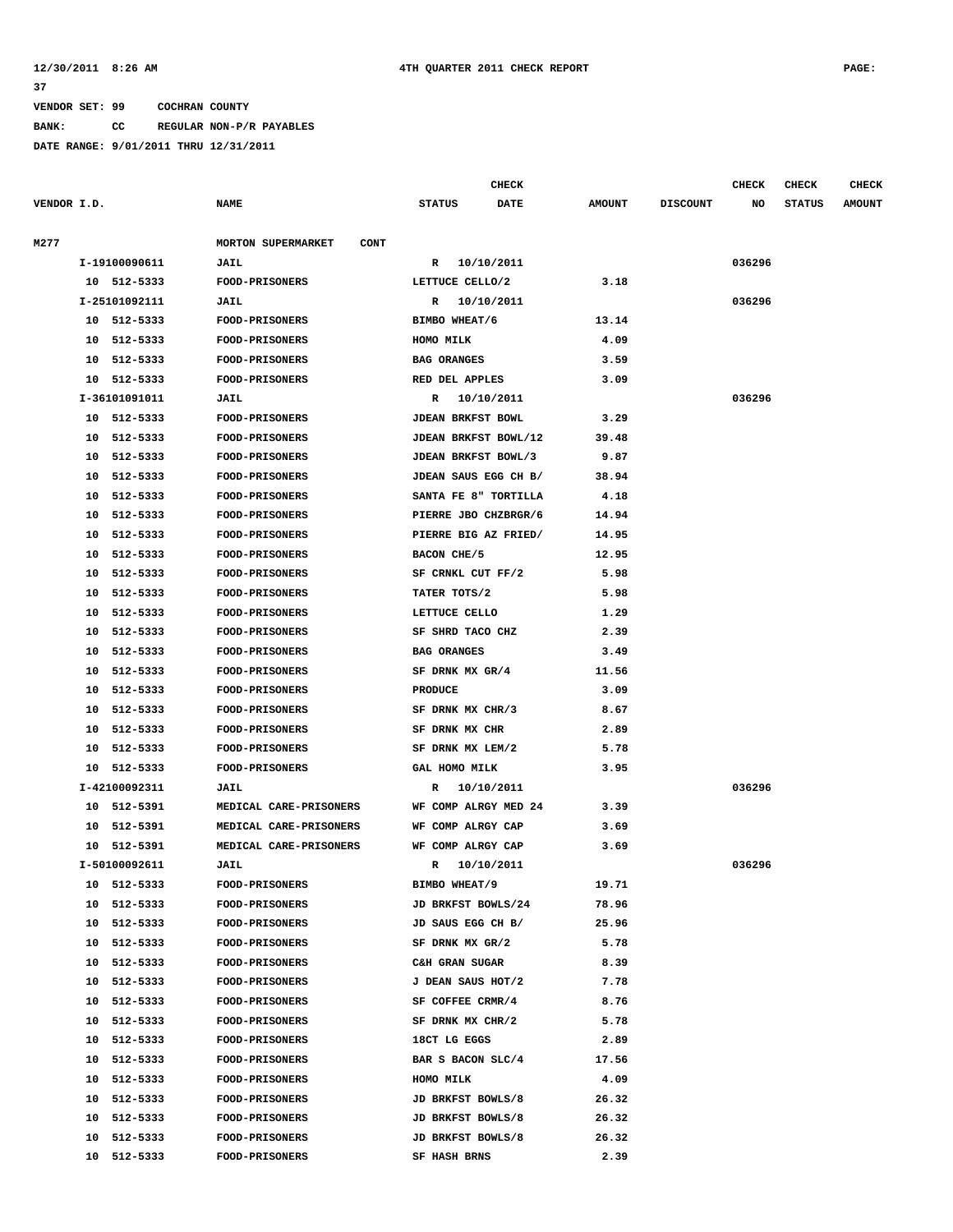VENDOR SET: 99 COCHRAN COUNTY

BANK: CC REGULAR NON-P/R PAYABLES

DATE RANGE: 9/01/2011 THRU 12/31/2011

| VENDOR I.D. | NAME | STATUS | CHECK DATE | AMOUNT | DISCOUNT | CHECK NO | CHECK STATUS | CHECK AMOUNT |
|---|---|---|---|---|---|---|---|---|
| M277 | MORTON SUPERMARKET CONT | | | | | | | |
| I-19100090611 | JAIL | R | 10/10/2011 | | | 036296 | | |
| 10 512-5333 | FOOD-PRISONERS | LETTUCE CELLO/2 | | 3.18 | | | | |
| I-25101092111 | JAIL | R | 10/10/2011 | | | 036296 | | |
| 10 512-5333 | FOOD-PRISONERS | BIMBO WHEAT/6 | | 13.14 | | | | |
| 10 512-5333 | FOOD-PRISONERS | HOMO MILK | | 4.09 | | | | |
| 10 512-5333 | FOOD-PRISONERS | BAG ORANGES | | 3.59 | | | | |
| 10 512-5333 | FOOD-PRISONERS | RED DEL APPLES | | 3.09 | | | | |
| I-36101091011 | JAIL | R | 10/10/2011 | | | 036296 | | |
| 10 512-5333 | FOOD-PRISONERS | JDEAN BRKFST BOWL | | 3.29 | | | | |
| 10 512-5333 | FOOD-PRISONERS | JDEAN BRKFST BOWL/12 | | 39.48 | | | | |
| 10 512-5333 | FOOD-PRISONERS | JDEAN BRKFST BOWL/3 | | 9.87 | | | | |
| 10 512-5333 | FOOD-PRISONERS | JDEAN SAUS EGG CH B/ | | 38.94 | | | | |
| 10 512-5333 | FOOD-PRISONERS | SANTA FE 8" TORTILLA | | 4.18 | | | | |
| 10 512-5333 | FOOD-PRISONERS | PIERRE JBO CHZBRGR/6 | | 14.94 | | | | |
| 10 512-5333 | FOOD-PRISONERS | PIERRE BIG AZ FRIED/ | | 14.95 | | | | |
| 10 512-5333 | FOOD-PRISONERS | BACON CHE/5 | | 12.95 | | | | |
| 10 512-5333 | FOOD-PRISONERS | SF CRNKL CUT FF/2 | | 5.98 | | | | |
| 10 512-5333 | FOOD-PRISONERS | TATER TOTS/2 | | 5.98 | | | | |
| 10 512-5333 | FOOD-PRISONERS | LETTUCE CELLO | | 1.29 | | | | |
| 10 512-5333 | FOOD-PRISONERS | SF SHRD TACO CHZ | | 2.39 | | | | |
| 10 512-5333 | FOOD-PRISONERS | BAG ORANGES | | 3.49 | | | | |
| 10 512-5333 | FOOD-PRISONERS | SF DRNK MX GR/4 | | 11.56 | | | | |
| 10 512-5333 | FOOD-PRISONERS | PRODUCE | | 3.09 | | | | |
| 10 512-5333 | FOOD-PRISONERS | SF DRNK MX CHR/3 | | 8.67 | | | | |
| 10 512-5333 | FOOD-PRISONERS | SF DRNK MX CHR | | 2.89 | | | | |
| 10 512-5333 | FOOD-PRISONERS | SF DRNK MX LEM/2 | | 5.78 | | | | |
| 10 512-5333 | FOOD-PRISONERS | GAL HOMO MILK | | 3.95 | | | | |
| I-42100092311 | JAIL | R | 10/10/2011 | | | 036296 | | |
| 10 512-5391 | MEDICAL CARE-PRISONERS | WF COMP ALRGY MED 24 | | 3.39 | | | | |
| 10 512-5391 | MEDICAL CARE-PRISONERS | WF COMP ALRGY CAP | | 3.69 | | | | |
| 10 512-5391 | MEDICAL CARE-PRISONERS | WF COMP ALRGY CAP | | 3.69 | | | | |
| I-50100092611 | JAIL | R | 10/10/2011 | | | 036296 | | |
| 10 512-5333 | FOOD-PRISONERS | BIMBO WHEAT/9 | | 19.71 | | | | |
| 10 512-5333 | FOOD-PRISONERS | JD BRKFST BOWLS/24 | | 78.96 | | | | |
| 10 512-5333 | FOOD-PRISONERS | JD SAUS EGG CH B/ | | 25.96 | | | | |
| 10 512-5333 | FOOD-PRISONERS | SF DRNK MX GR/2 | | 5.78 | | | | |
| 10 512-5333 | FOOD-PRISONERS | C&H GRAN SUGAR | | 8.39 | | | | |
| 10 512-5333 | FOOD-PRISONERS | J DEAN SAUS HOT/2 | | 7.78 | | | | |
| 10 512-5333 | FOOD-PRISONERS | SF COFFEE CRMR/4 | | 8.76 | | | | |
| 10 512-5333 | FOOD-PRISONERS | SF DRNK MX CHR/2 | | 5.78 | | | | |
| 10 512-5333 | FOOD-PRISONERS | 18CT LG EGGS | | 2.89 | | | | |
| 10 512-5333 | FOOD-PRISONERS | BAR S BACON SLC/4 | | 17.56 | | | | |
| 10 512-5333 | FOOD-PRISONERS | HOMO MILK | | 4.09 | | | | |
| 10 512-5333 | FOOD-PRISONERS | JD BRKFST BOWLS/8 | | 26.32 | | | | |
| 10 512-5333 | FOOD-PRISONERS | JD BRKFST BOWLS/8 | | 26.32 | | | | |
| 10 512-5333 | FOOD-PRISONERS | JD BRKFST BOWLS/8 | | 26.32 | | | | |
| 10 512-5333 | FOOD-PRISONERS | SF HASH BRNS | | 2.39 | | | | |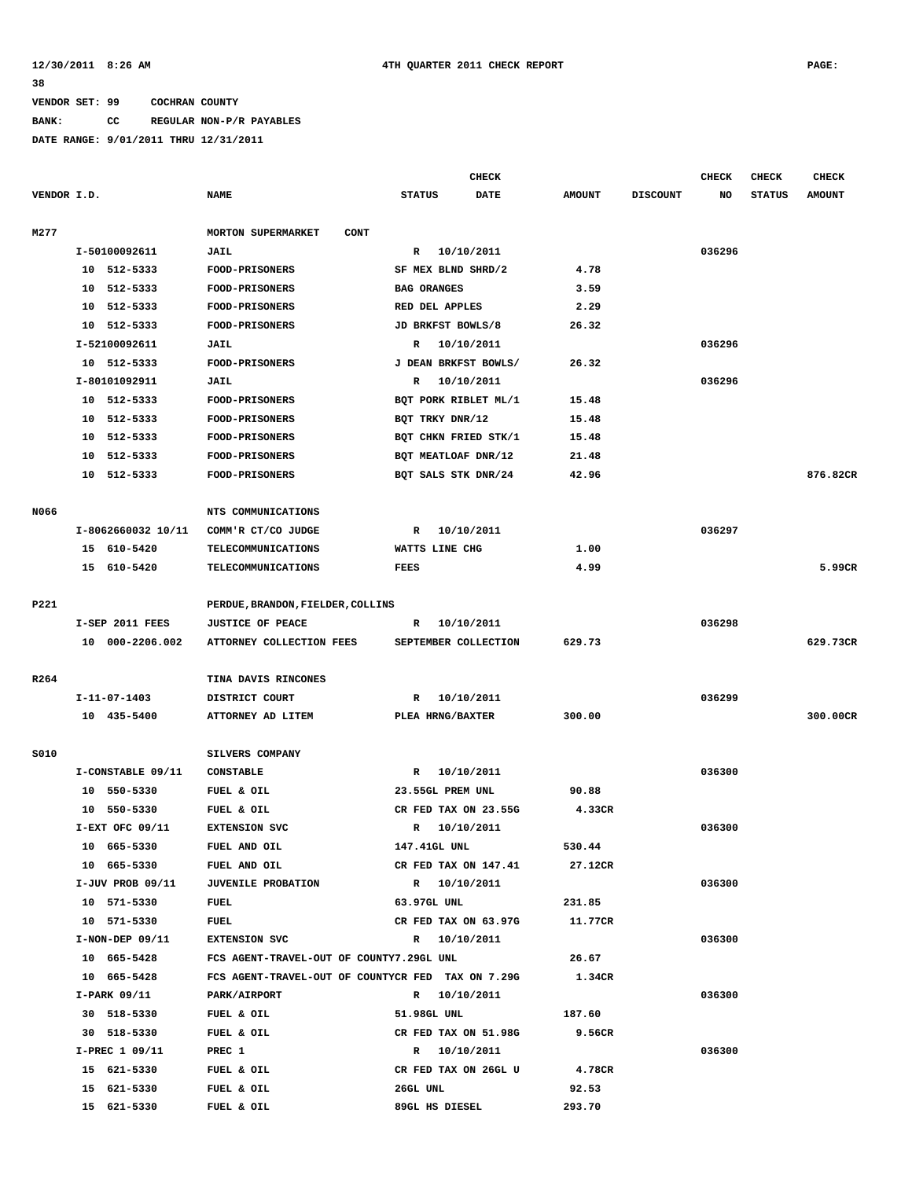12/30/2011 8:26 AM 4TH QUARTER 2011 CHECK REPORT PAGE: 38

VENDOR SET: 99 COCHRAN COUNTY

BANK: CC REGULAR NON-P/R PAYABLES

DATE RANGE: 9/01/2011 THRU 12/31/2011

| VENDOR I.D. | NAME | STATUS | CHECK DATE | AMOUNT | DISCOUNT | CHECK NO | CHECK STATUS | CHECK AMOUNT |
|---|---|---|---|---|---|---|---|---|
| M277 | MORTON SUPERMARKET CONT | | | | | | | |
| I-50100092611 | JAIL | R | 10/10/2011 | | | 036296 | | |
| 10 512-5333 | FOOD-PRISONERS | SF MEX BLND SHRD/2 | | 4.78 | | | | |
| 10 512-5333 | FOOD-PRISONERS | BAG ORANGES | | 3.59 | | | | |
| 10 512-5333 | FOOD-PRISONERS | RED DEL APPLES | | 2.29 | | | | |
| 10 512-5333 | FOOD-PRISONERS | JD BRKFST BOWLS/8 | | 26.32 | | | | |
| I-52100092611 | JAIL | R | 10/10/2011 | | | 036296 | | |
| 10 512-5333 | FOOD-PRISONERS | J DEAN BRKFST BOWLS/ | | 26.32 | | | | |
| I-80101092911 | JAIL | R | 10/10/2011 | | | 036296 | | |
| 10 512-5333 | FOOD-PRISONERS | BQT PORK RIBLET ML/1 | | 15.48 | | | | |
| 10 512-5333 | FOOD-PRISONERS | BQT TRKY DNR/12 | | 15.48 | | | | |
| 10 512-5333 | FOOD-PRISONERS | BQT CHKN FRIED STK/1 | | 15.48 | | | | |
| 10 512-5333 | FOOD-PRISONERS | BQT MEATLOAF DNR/12 | | 21.48 | | | | |
| 10 512-5333 | FOOD-PRISONERS | BQT SALS STK DNR/24 | | 42.96 | | | | 876.82CR |
| N066 | NTS COMMUNICATIONS | | | | | | | |
| I-8062660032 10/11 | COMM'R CT/CO JUDGE | R | 10/10/2011 | | | 036297 | | |
| 15 610-5420 | TELECOMMUNICATIONS | WATTS LINE CHG | | 1.00 | | | | |
| 15 610-5420 | TELECOMMUNICATIONS | FEES | | 4.99 | | | | 5.99CR |
| P221 | PERDUE,BRANDON,FIELDER,COLLINS | | | | | | | |
| I-SEP 2011 FEES | JUSTICE OF PEACE | R | 10/10/2011 | | | 036298 | | |
| 10 000-2206.002 | ATTORNEY COLLECTION FEES | SEPTEMBER COLLECTION | | 629.73 | | | | 629.73CR |
| R264 | TINA DAVIS RINCONES | | | | | | | |
| I-11-07-1403 | DISTRICT COURT | R | 10/10/2011 | | | 036299 | | |
| 10 435-5400 | ATTORNEY AD LITEM | PLEA HRNG/BAXTER | | 300.00 | | | | 300.00CR |
| S010 | SILVERS COMPANY | | | | | | | |
| I-CONSTABLE 09/11 | CONSTABLE | R | 10/10/2011 | | | 036300 | | |
| 10 550-5330 | FUEL & OIL | 23.55GL PREM UNL | | 90.88 | | | | |
| 10 550-5330 | FUEL & OIL | CR FED TAX ON 23.55G | | 4.33CR | | | | |
| I-EXT OFC 09/11 | EXTENSION SVC | R | 10/10/2011 | | | 036300 | | |
| 10 665-5330 | FUEL AND OIL | 147.41GL UNL | | 530.44 | | | | |
| 10 665-5330 | FUEL AND OIL | CR FED TAX ON 147.41 | | 27.12CR | | | | |
| I-JUV PROB 09/11 | JUVENILE PROBATION | R | 10/10/2011 | | | 036300 | | |
| 10 571-5330 | FUEL | 63.97GL UNL | | 231.85 | | | | |
| 10 571-5330 | FUEL | CR FED TAX ON 63.97G | | 11.77CR | | | | |
| I-NON-DEP 09/11 | EXTENSION SVC | R | 10/10/2011 | | | 036300 | | |
| 10 665-5428 | FCS AGENT-TRAVEL-OUT OF COUNTY | 7.29GL UNL | | 26.67 | | | | |
| 10 665-5428 | FCS AGENT-TRAVEL-OUT OF COUNTY | CR FED TAX ON 7.29G | | 1.34CR | | | | |
| I-PARK 09/11 | PARK/AIRPORT | R | 10/10/2011 | | | 036300 | | |
| 30 518-5330 | FUEL & OIL | 51.98GL UNL | | 187.60 | | | | |
| 30 518-5330 | FUEL & OIL | CR FED TAX ON 51.98G | | 9.56CR | | | | |
| I-PREC 1 09/11 | PREC 1 | R | 10/10/2011 | | | 036300 | | |
| 15 621-5330 | FUEL & OIL | CR FED TAX ON 26GL U | | 4.78CR | | | | |
| 15 621-5330 | FUEL & OIL | 26GL UNL | | 92.53 | | | | |
| 15 621-5330 | FUEL & OIL | 89GL HS DIESEL | | 293.70 | | | | |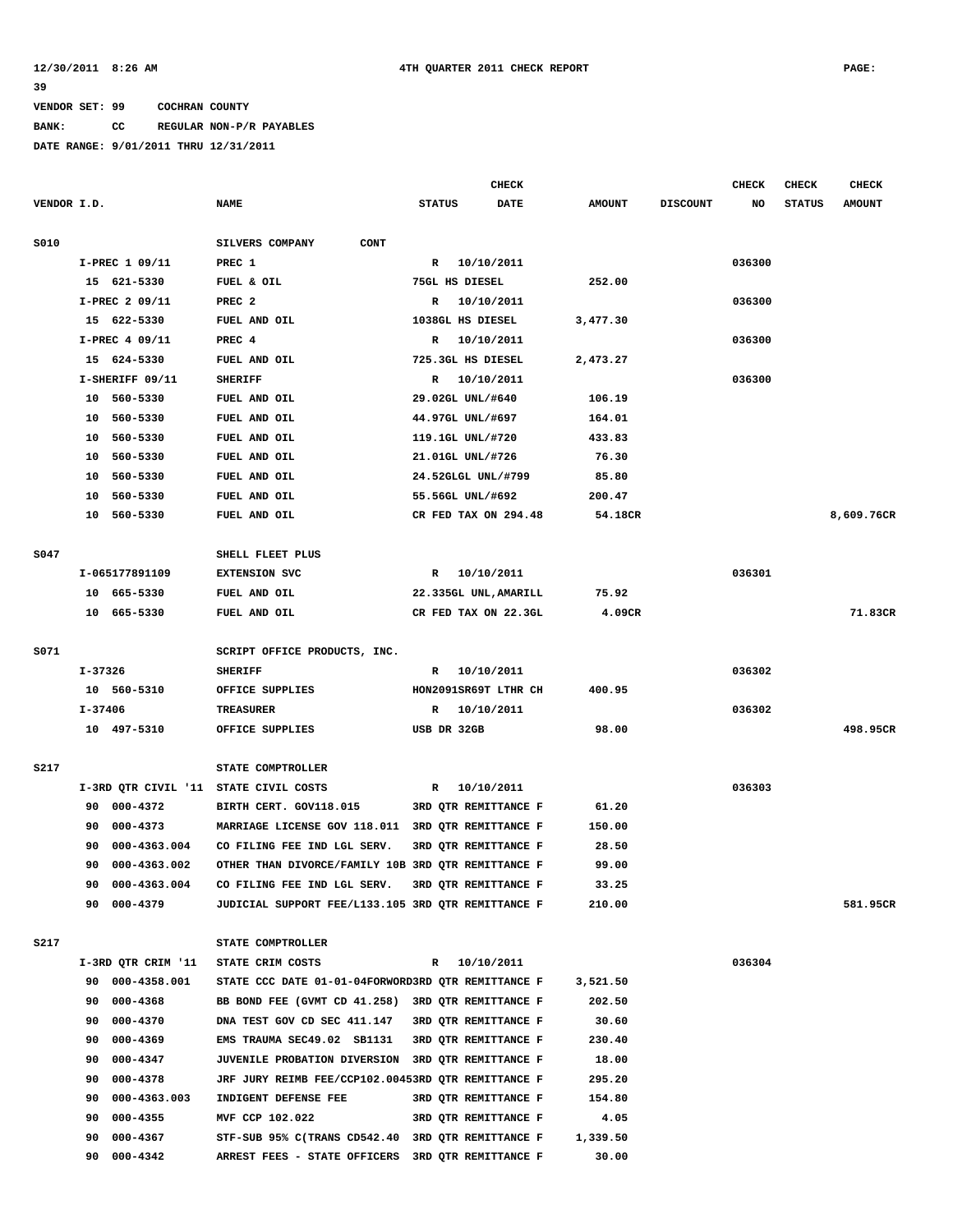12/30/2011 8:26 AM 4TH QUARTER 2011 CHECK REPORT PAGE: 39

VENDOR SET: 99 COCHRAN COUNTY

BANK: CC REGULAR NON-P/R PAYABLES

DATE RANGE: 9/01/2011 THRU 12/31/2011

| VENDOR I.D. | NAME | STATUS | CHECK DATE | AMOUNT | DISCOUNT | CHECK NO | CHECK STATUS | CHECK AMOUNT |
|---|---|---|---|---|---|---|---|---|
| S010 | SILVERS COMPANY CONT | | | | | | | |
| I-PREC 1 09/11 | PREC 1 | R | 10/10/2011 | | | 036300 | | |
| 15 621-5330 | FUEL & OIL | 75GL HS DIESEL | | 252.00 | | | | |
| I-PREC 2 09/11 | PREC 2 | R | 10/10/2011 | | | 036300 | | |
| 15 622-5330 | FUEL AND OIL | 1038GL HS DIESEL | | 3,477.30 | | | | |
| I-PREC 4 09/11 | PREC 4 | R | 10/10/2011 | | | 036300 | | |
| 15 624-5330 | FUEL AND OIL | 725.3GL HS DIESEL | | 2,473.27 | | | | |
| I-SHERIFF 09/11 | SHERIFF | R | 10/10/2011 | | | 036300 | | |
| 10 560-5330 | FUEL AND OIL | 29.02GL UNL/#640 | | 106.19 | | | | |
| 10 560-5330 | FUEL AND OIL | 44.97GL UNL/#697 | | 164.01 | | | | |
| 10 560-5330 | FUEL AND OIL | 119.1GL UNL/#720 | | 433.83 | | | | |
| 10 560-5330 | FUEL AND OIL | 21.01GL UNL/#726 | | 76.30 | | | | |
| 10 560-5330 | FUEL AND OIL | 24.52GLGL UNL/#799 | | 85.80 | | | | |
| 10 560-5330 | FUEL AND OIL | 55.56GL UNL/#692 | | 200.47 | | | | |
| 10 560-5330 | FUEL AND OIL | CR FED TAX ON 294.48 | | 54.18CR | | | | 8,609.76CR |
| S047 | SHELL FLEET PLUS | | | | | | | |
| I-065177891109 | EXTENSION SVC | R | 10/10/2011 | | | 036301 | | |
| 10 665-5330 | FUEL AND OIL | 22.335GL UNL,AMARILL | | 75.92 | | | | |
| 10 665-5330 | FUEL AND OIL | CR FED TAX ON 22.3GL | | 4.09CR | | | | 71.83CR |
| S071 | SCRIPT OFFICE PRODUCTS, INC. | | | | | | | |
| I-37326 | SHERIFF | R | 10/10/2011 | | | 036302 | | |
| 10 560-5310 | OFFICE SUPPLIES | HON2091SR69T LTHR CH | | 400.95 | | | | |
| I-37406 | TREASURER | R | 10/10/2011 | | | 036302 | | |
| 10 497-5310 | OFFICE SUPPLIES | USB DR 32GB | | 98.00 | | | | 498.95CR |
| S217 | STATE COMPTROLLER | | | | | | | |
| I-3RD QTR CIVIL '11 | STATE CIVIL COSTS | R | 10/10/2011 | | | 036303 | | |
| 90 000-4372 | BIRTH CERT. GOV118.015 | 3RD QTR REMITTANCE F | | 61.20 | | | | |
| 90 000-4373 | MARRIAGE LICENSE GOV 118.011 | 3RD QTR REMITTANCE F | | 150.00 | | | | |
| 90 000-4363.004 | CO FILING FEE IND LGL SERV. | 3RD QTR REMITTANCE F | | 28.50 | | | | |
| 90 000-4363.002 | OTHER THAN DIVORCE/FAMILY 10B | 3RD QTR REMITTANCE F | | 99.00 | | | | |
| 90 000-4363.004 | CO FILING FEE IND LGL SERV. | 3RD QTR REMITTANCE F | | 33.25 | | | | |
| 90 000-4379 | JUDICIAL SUPPORT FEE/L133.105 | 3RD QTR REMITTANCE F | | 210.00 | | | | 581.95CR |
| S217 | STATE COMPTROLLER | | | | | | | |
| I-3RD QTR CRIM '11 | STATE CRIM COSTS | R | 10/10/2011 | | | 036304 | | |
| 90 000-4358.001 | STATE CCC DATE 01-01-04FORWORD | 3RD QTR REMITTANCE F | | 3,521.50 | | | | |
| 90 000-4368 | BB BOND FEE (GVMT CD 41.258) | 3RD QTR REMITTANCE F | | 202.50 | | | | |
| 90 000-4370 | DNA TEST GOV CD SEC 411.147 | 3RD QTR REMITTANCE F | | 30.60 | | | | |
| 90 000-4369 | EMS TRAUMA SEC49.02 SB1131 | 3RD QTR REMITTANCE F | | 230.40 | | | | |
| 90 000-4347 | JUVENILE PROBATION DIVERSION | 3RD QTR REMITTANCE F | | 18.00 | | | | |
| 90 000-4378 | JRF JURY REIMB FEE/CCP102.0045 | 3RD QTR REMITTANCE F | | 295.20 | | | | |
| 90 000-4363.003 | INDIGENT DEFENSE FEE | 3RD QTR REMITTANCE F | | 154.80 | | | | |
| 90 000-4355 | MVF CCP 102.022 | 3RD QTR REMITTANCE F | | 4.05 | | | | |
| 90 000-4367 | STF-SUB 95% C(TRANS CD542.40 | 3RD QTR REMITTANCE F | | 1,339.50 | | | | |
| 90 000-4342 | ARREST FEES - STATE OFFICERS | 3RD QTR REMITTANCE F | | 30.00 | | | | |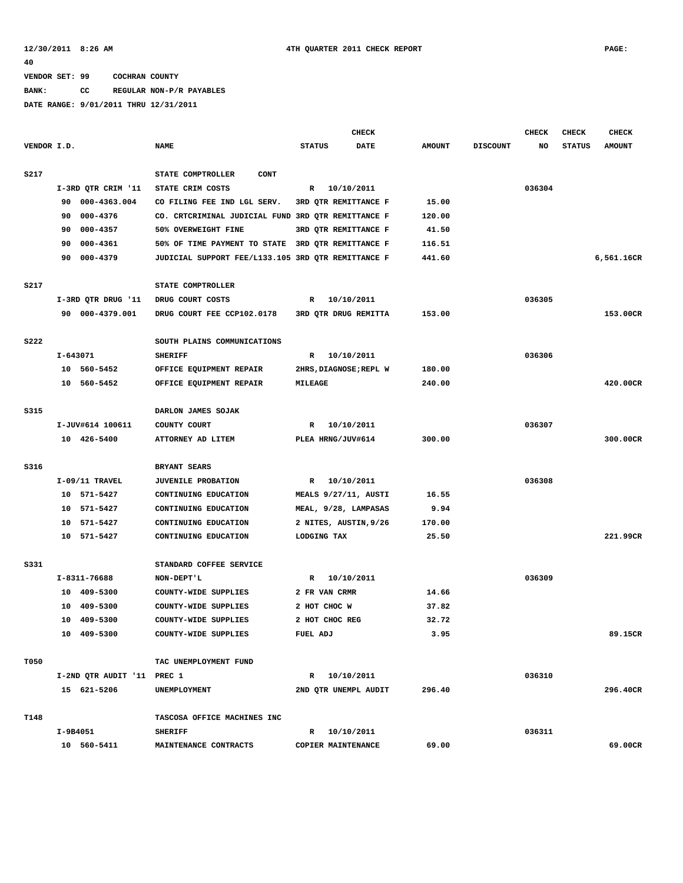VENDOR SET: 99 COCHRAN COUNTY

BANK: CC REGULAR NON-P/R PAYABLES

DATE RANGE: 9/01/2011 THRU 12/31/2011

| VENDOR I.D. | | NAME | STATUS | CHECK DATE | AMOUNT | DISCOUNT | CHECK NO | CHECK STATUS | CHECK AMOUNT |
|---|---|---|---|---|---|---|---|---|---|
| S217 | | STATE COMPTROLLER CONT | | | | | | | |
| | I-3RD QTR CRIM '11 | STATE CRIM COSTS | R | 10/10/2011 | | | 036304 | | |
| | 90 000-4363.004 | CO FILING FEE IND LGL SERV. | 3RD QTR REMITTANCE F | | 15.00 | | | | |
| | 90 000-4376 | CO. CRTCRIMINAL JUDICIAL FUND | 3RD QTR REMITTANCE F | | 120.00 | | | | |
| | 90 000-4357 | 50% OVERWEIGHT FINE | 3RD QTR REMITTANCE F | | 41.50 | | | | |
| | 90 000-4361 | 50% OF TIME PAYMENT TO STATE | 3RD QTR REMITTANCE F | | 116.51 | | | | |
| | 90 000-4379 | JUDICIAL SUPPORT FEE/L133.105 | 3RD QTR REMITTANCE F | | 441.60 | | | | 6,561.16CR |
| S217 | | STATE COMPTROLLER | | | | | | | |
| | I-3RD QTR DRUG '11 | DRUG COURT COSTS | R | 10/10/2011 | | | 036305 | | |
| | 90 000-4379.001 | DRUG COURT FEE CCP102.0178 | 3RD QTR DRUG REMITTA | | 153.00 | | | | 153.00CR |
| S222 | | SOUTH PLAINS COMMUNICATIONS | | | | | | | |
| | I-643071 | SHERIFF | R | 10/10/2011 | | | 036306 | | |
| | 10 560-5452 | OFFICE EQUIPMENT REPAIR | 2HRS,DIAGNOSE;REPL W | | 180.00 | | | | |
| | 10 560-5452 | OFFICE EQUIPMENT REPAIR | MILEAGE | | 240.00 | | | | 420.00CR |
| S315 | | DARLON JAMES SOJAK | | | | | | | |
| | I-JUV#614 100611 | COUNTY COURT | R | 10/10/2011 | | | 036307 | | |
| | 10 426-5400 | ATTORNEY AD LITEM | PLEA HRNG/JUV#614 | | 300.00 | | | | 300.00CR |
| S316 | | BRYANT SEARS | | | | | | | |
| | I-09/11 TRAVEL | JUVENILE PROBATION | R | 10/10/2011 | | | 036308 | | |
| | 10 571-5427 | CONTINUING EDUCATION | MEALS 9/27/11, AUSTI | | 16.55 | | | | |
| | 10 571-5427 | CONTINUING EDUCATION | MEAL, 9/28, LAMPASAS | | 9.94 | | | | |
| | 10 571-5427 | CONTINUING EDUCATION | 2 NITES, AUSTIN,9/26 | | 170.00 | | | | |
| | 10 571-5427 | CONTINUING EDUCATION | LODGING TAX | | 25.50 | | | | 221.99CR |
| S331 | | STANDARD COFFEE SERVICE | | | | | | | |
| | I-8311-76688 | NON-DEPT'L | R | 10/10/2011 | | | 036309 | | |
| | 10 409-5300 | COUNTY-WIDE SUPPLIES | 2 FR VAN CRMR | | 14.66 | | | | |
| | 10 409-5300 | COUNTY-WIDE SUPPLIES | 2 HOT CHOC W | | 37.82 | | | | |
| | 10 409-5300 | COUNTY-WIDE SUPPLIES | 2 HOT CHOC REG | | 32.72 | | | | |
| | 10 409-5300 | COUNTY-WIDE SUPPLIES | FUEL ADJ | | 3.95 | | | | 89.15CR |
| T050 | | TAC UNEMPLOYMENT FUND | | | | | | | |
| | I-2ND QTR AUDIT '11 | PREC 1 | R | 10/10/2011 | | | 036310 | | |
| | 15 621-5206 | UNEMPLOYMENT | 2ND QTR UNEMPL AUDIT | | 296.40 | | | | 296.40CR |
| T148 | | TASCOSA OFFICE MACHINES INC | | | | | | | |
| | I-9B4051 | SHERIFF | R | 10/10/2011 | | | 036311 | | |
| | 10 560-5411 | MAINTENANCE CONTRACTS | COPIER MAINTENANCE | | 69.00 | | | | 69.00CR |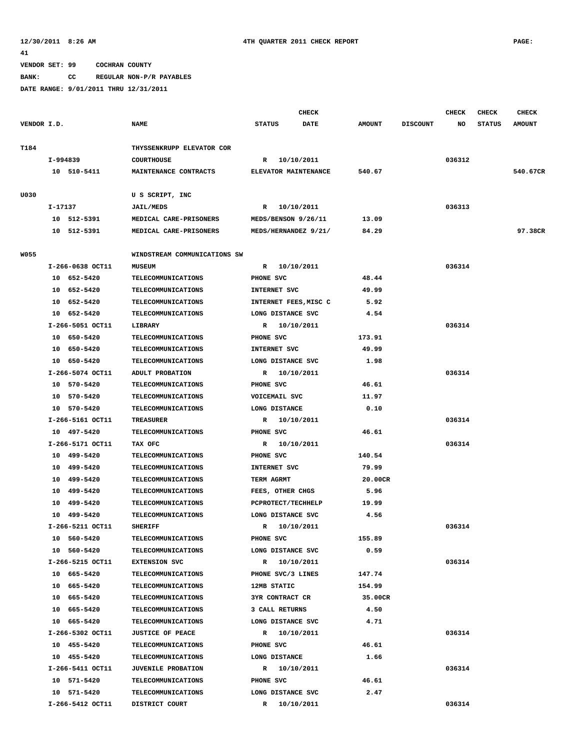12/30/2011 8:26 AM 4TH QUARTER 2011 CHECK REPORT PAGE: 41

VENDOR SET: 99 COCHRAN COUNTY

BANK: CC REGULAR NON-P/R PAYABLES

DATE RANGE: 9/01/2011 THRU 12/31/2011

| VENDOR I.D. | NAME | STATUS | CHECK DATE | AMOUNT | DISCOUNT | CHECK NO | CHECK STATUS | CHECK AMOUNT |
|---|---|---|---|---|---|---|---|---|
| T184 | THYSSENKRUPP ELEVATOR COR | | | | | | | |
| I-994839 | COURTHOUSE | R | 10/10/2011 | | | 036312 | | |
| 10 510-5411 | MAINTENANCE CONTRACTS | ELEVATOR MAINTENANCE | | 540.67 | | | | 540.67CR |
| U030 | U S SCRIPT, INC | | | | | | | |
| I-17137 | JAIL/MEDS | R | 10/10/2011 | | | 036313 | | |
| 10 512-5391 | MEDICAL CARE-PRISONERS | MEDS/BENSON 9/26/11 | | 13.09 | | | | |
| 10 512-5391 | MEDICAL CARE-PRISONERS | MEDS/HERNANDEZ 9/21/ | | 84.29 | | | | 97.38CR |
| W055 | WINDSTREAM COMMUNICATIONS SW | | | | | | | |
| I-266-0638 OCT11 | MUSEUM | R | 10/10/2011 | | | 036314 | | |
| 10 652-5420 | TELECOMMUNICATIONS | PHONE SVC | | 48.44 | | | | |
| 10 652-5420 | TELECOMMUNICATIONS | INTERNET SVC | | 49.99 | | | | |
| 10 652-5420 | TELECOMMUNICATIONS | INTERNET FEES,MISC C | | 5.92 | | | | |
| 10 652-5420 | TELECOMMUNICATIONS | LONG DISTANCE SVC | | 4.54 | | | | |
| I-266-5051 OCT11 | LIBRARY | R | 10/10/2011 | | | 036314 | | |
| 10 650-5420 | TELECOMMUNICATIONS | PHONE SVC | | 173.91 | | | | |
| 10 650-5420 | TELECOMMUNICATIONS | INTERNET SVC | | 49.99 | | | | |
| 10 650-5420 | TELECOMMUNICATIONS | LONG DISTANCE SVC | | 1.98 | | | | |
| I-266-5074 OCT11 | ADULT PROBATION | R | 10/10/2011 | | | 036314 | | |
| 10 570-5420 | TELECOMMUNICATIONS | PHONE SVC | | 46.61 | | | | |
| 10 570-5420 | TELECOMMUNICATIONS | VOICEMAIL SVC | | 11.97 | | | | |
| 10 570-5420 | TELECOMMUNICATIONS | LONG DISTANCE | | 0.10 | | | | |
| I-266-5161 OCT11 | TREASURER | R | 10/10/2011 | | | 036314 | | |
| 10 497-5420 | TELECOMMUNICATIONS | PHONE SVC | | 46.61 | | | | |
| I-266-5171 OCT11 | TAX OFC | R | 10/10/2011 | | | 036314 | | |
| 10 499-5420 | TELECOMMUNICATIONS | PHONE SVC | | 140.54 | | | | |
| 10 499-5420 | TELECOMMUNICATIONS | INTERNET SVC | | 79.99 | | | | |
| 10 499-5420 | TELECOMMUNICATIONS | TERM AGRMT | | 20.00CR | | | | |
| 10 499-5420 | TELECOMMUNICATIONS | FEES, OTHER CHGS | | 5.96 | | | | |
| 10 499-5420 | TELECOMMUNICATIONS | PCPROTECT/TECHHELP | | 19.99 | | | | |
| 10 499-5420 | TELECOMMUNICATIONS | LONG DISTANCE SVC | | 4.56 | | | | |
| I-266-5211 OCT11 | SHERIFF | R | 10/10/2011 | | | 036314 | | |
| 10 560-5420 | TELECOMMUNICATIONS | PHONE SVC | | 155.89 | | | | |
| 10 560-5420 | TELECOMMUNICATIONS | LONG DISTANCE SVC | | 0.59 | | | | |
| I-266-5215 OCT11 | EXTENSION SVC | R | 10/10/2011 | | | 036314 | | |
| 10 665-5420 | TELECOMMUNICATIONS | PHONE SVC/3 LINES | | 147.74 | | | | |
| 10 665-5420 | TELECOMMUNICATIONS | 12MB STATIC | | 154.99 | | | | |
| 10 665-5420 | TELECOMMUNICATIONS | 3YR CONTRACT CR | | 35.00CR | | | | |
| 10 665-5420 | TELECOMMUNICATIONS | 3 CALL RETURNS | | 4.50 | | | | |
| 10 665-5420 | TELECOMMUNICATIONS | LONG DISTANCE SVC | | 4.71 | | | | |
| I-266-5302 OCT11 | JUSTICE OF PEACE | R | 10/10/2011 | | | 036314 | | |
| 10 455-5420 | TELECOMMUNICATIONS | PHONE SVC | | 46.61 | | | | |
| 10 455-5420 | TELECOMMUNICATIONS | LONG DISTANCE | | 1.66 | | | | |
| I-266-5411 OCT11 | JUVENILE PROBATION | R | 10/10/2011 | | | 036314 | | |
| 10 571-5420 | TELECOMMUNICATIONS | PHONE SVC | | 46.61 | | | | |
| 10 571-5420 | TELECOMMUNICATIONS | LONG DISTANCE SVC | | 2.47 | | | | |
| I-266-5412 OCT11 | DISTRICT COURT | R | 10/10/2011 | | | 036314 | | |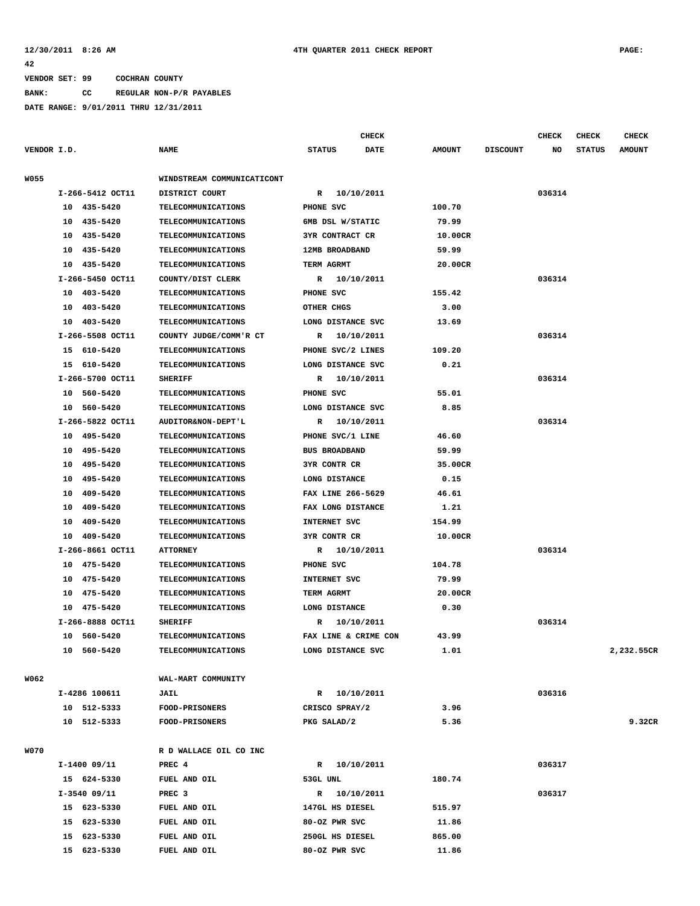12/30/2011 8:26 AM 4TH QUARTER 2011 CHECK REPORT PAGE: 42

VENDOR SET: 99 COCHRAN COUNTY

BANK: CC REGULAR NON-P/R PAYABLES

DATE RANGE: 9/01/2011 THRU 12/31/2011

| VENDOR I.D. | NAME | STATUS | CHECK DATE | AMOUNT | DISCOUNT | CHECK NO | CHECK STATUS | CHECK AMOUNT |
|---|---|---|---|---|---|---|---|---|
| W055 | WINDSTREAM COMMUNICATICONT | | | | | | | |
| I-266-5412 OCT11 | DISTRICT COURT | R | 10/10/2011 | | | 036314 | | |
| 10 435-5420 | TELECOMMUNICATIONS | PHONE SVC | | 100.70 | | | | |
| 10 435-5420 | TELECOMMUNICATIONS | 6MB DSL W/STATIC | | 79.99 | | | | |
| 10 435-5420 | TELECOMMUNICATIONS | 3YR CONTRACT CR | | 10.00CR | | | | |
| 10 435-5420 | TELECOMMUNICATIONS | 12MB BROADBAND | | 59.99 | | | | |
| 10 435-5420 | TELECOMMUNICATIONS | TERM AGRMT | | 20.00CR | | | | |
| I-266-5450 OCT11 | COUNTY/DIST CLERK | R | 10/10/2011 | | | 036314 | | |
| 10 403-5420 | TELECOMMUNICATIONS | PHONE SVC | | 155.42 | | | | |
| 10 403-5420 | TELECOMMUNICATIONS | OTHER CHGS | | 3.00 | | | | |
| 10 403-5420 | TELECOMMUNICATIONS | LONG DISTANCE SVC | | 13.69 | | | | |
| I-266-5508 OCT11 | COUNTY JUDGE/COMM'R CT | R | 10/10/2011 | | | 036314 | | |
| 15 610-5420 | TELECOMMUNICATIONS | PHONE SVC/2 LINES | | 109.20 | | | | |
| 15 610-5420 | TELECOMMUNICATIONS | LONG DISTANCE SVC | | 0.21 | | | | |
| I-266-5700 OCT11 | SHERIFF | R | 10/10/2011 | | | 036314 | | |
| 10 560-5420 | TELECOMMUNICATIONS | PHONE SVC | | 55.01 | | | | |
| 10 560-5420 | TELECOMMUNICATIONS | LONG DISTANCE SVC | | 8.85 | | | | |
| I-266-5822 OCT11 | AUDITOR&NON-DEPT'L | R | 10/10/2011 | | | 036314 | | |
| 10 495-5420 | TELECOMMUNICATIONS | PHONE SVC/1 LINE | | 46.60 | | | | |
| 10 495-5420 | TELECOMMUNICATIONS | BUS BROADBAND | | 59.99 | | | | |
| 10 495-5420 | TELECOMMUNICATIONS | 3YR CONTR CR | | 35.00CR | | | | |
| 10 495-5420 | TELECOMMUNICATIONS | LONG DISTANCE | | 0.15 | | | | |
| 10 409-5420 | TELECOMMUNICATIONS | FAX LINE 266-5629 | | 46.61 | | | | |
| 10 409-5420 | TELECOMMUNICATIONS | FAX LONG DISTANCE | | 1.21 | | | | |
| 10 409-5420 | TELECOMMUNICATIONS | INTERNET SVC | | 154.99 | | | | |
| 10 409-5420 | TELECOMMUNICATIONS | 3YR CONTR CR | | 10.00CR | | | | |
| I-266-8661 OCT11 | ATTORNEY | R | 10/10/2011 | | | 036314 | | |
| 10 475-5420 | TELECOMMUNICATIONS | PHONE SVC | | 104.78 | | | | |
| 10 475-5420 | TELECOMMUNICATIONS | INTERNET SVC | | 79.99 | | | | |
| 10 475-5420 | TELECOMMUNICATIONS | TERM AGRMT | | 20.00CR | | | | |
| 10 475-5420 | TELECOMMUNICATIONS | LONG DISTANCE | | 0.30 | | | | |
| I-266-8888 OCT11 | SHERIFF | R | 10/10/2011 | | | 036314 | | |
| 10 560-5420 | TELECOMMUNICATIONS | FAX LINE & CRIME CON | | 43.99 | | | | |
| 10 560-5420 | TELECOMMUNICATIONS | LONG DISTANCE SVC | | 1.01 | | | | 2,232.55CR |
| W062 | WAL-MART COMMUNITY | | | | | | | |
| I-4286 100611 | JAIL | R | 10/10/2011 | | | 036316 | | |
| 10 512-5333 | FOOD-PRISONERS | CRISCO SPRAY/2 | | 3.96 | | | | |
| 10 512-5333 | FOOD-PRISONERS | PKG SALAD/2 | | 5.36 | | | | 9.32CR |
| W070 | R D WALLACE OIL CO INC | | | | | | | |
| I-1400 09/11 | PREC 4 | R | 10/10/2011 | | | 036317 | | |
| 15 624-5330 | FUEL AND OIL | 53GL UNL | | 180.74 | | | | |
| I-3540 09/11 | PREC 3 | R | 10/10/2011 | | | 036317 | | |
| 15 623-5330 | FUEL AND OIL | 147GL HS DIESEL | | 515.97 | | | | |
| 15 623-5330 | FUEL AND OIL | 80-OZ PWR SVC | | 11.86 | | | | |
| 15 623-5330 | FUEL AND OIL | 250GL HS DIESEL | | 865.00 | | | | |
| 15 623-5330 | FUEL AND OIL | 80-OZ PWR SVC | | 11.86 | | | | |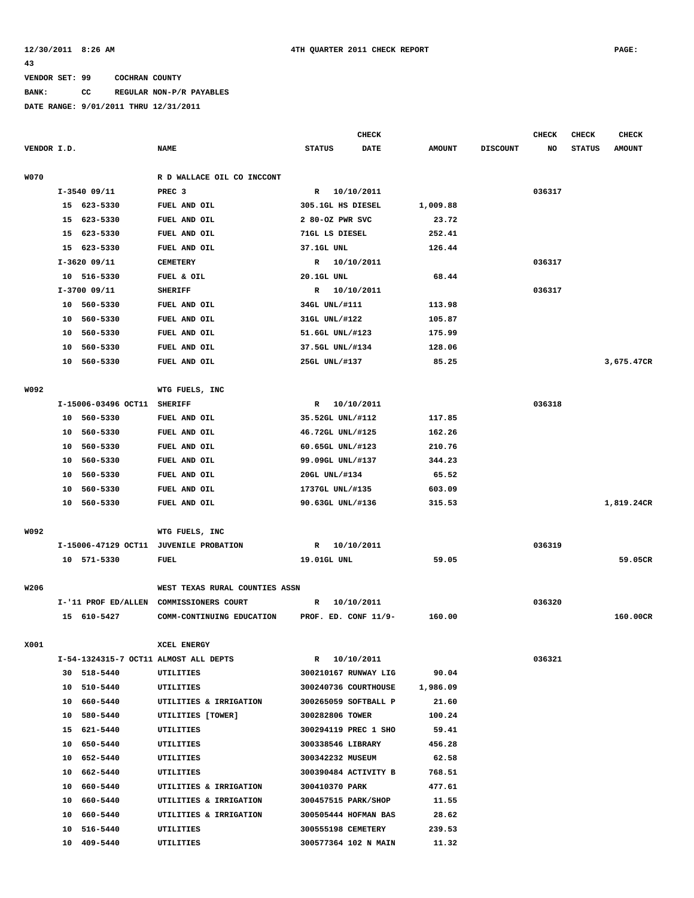12/30/2011 8:26 AM 4TH QUARTER 2011 CHECK REPORT PAGE: 43

VENDOR SET: 99 COCHRAN COUNTY

BANK: CC REGULAR NON-P/R PAYABLES

DATE RANGE: 9/01/2011 THRU 12/31/2011

| VENDOR I.D. | NAME | STATUS | CHECK DATE | AMOUNT | DISCOUNT | CHECK NO | CHECK STATUS | CHECK AMOUNT |
|---|---|---|---|---|---|---|---|---|
| W070 | R D WALLACE OIL CO INCCONT | | | | | | | |
| I-3540 09/11 | PREC 3 | R | 10/10/2011 | | | 036317 | | |
| 15 623-5330 | FUEL AND OIL | 305.1GL HS DIESEL | | 1,009.88 | | | | |
| 15 623-5330 | FUEL AND OIL | 2 80-OZ PWR SVC | | 23.72 | | | | |
| 15 623-5330 | FUEL AND OIL | 71GL LS DIESEL | | 252.41 | | | | |
| 15 623-5330 | FUEL AND OIL | 37.1GL UNL | | 126.44 | | | | |
| I-3620 09/11 | CEMETERY | R | 10/10/2011 | | | 036317 | | |
| 10 516-5330 | FUEL & OIL | 20.1GL UNL | | 68.44 | | | | |
| I-3700 09/11 | SHERIFF | R | 10/10/2011 | | | 036317 | | |
| 10 560-5330 | FUEL AND OIL | 34GL UNL/#111 | | 113.98 | | | | |
| 10 560-5330 | FUEL AND OIL | 31GL UNL/#122 | | 105.87 | | | | |
| 10 560-5330 | FUEL AND OIL | 51.6GL UNL/#123 | | 175.99 | | | | |
| 10 560-5330 | FUEL AND OIL | 37.5GL UNL/#134 | | 128.06 | | | | |
| 10 560-5330 | FUEL AND OIL | 25GL UNL/#137 | | 85.25 | | | | 3,675.47CR |
| W092 | WTG FUELS, INC | | | | | | | |
| I-15006-03496 OCT11 | SHERIFF | R | 10/10/2011 | | | 036318 | | |
| 10 560-5330 | FUEL AND OIL | 35.52GL UNL/#112 | | 117.85 | | | | |
| 10 560-5330 | FUEL AND OIL | 46.72GL UNL/#125 | | 162.26 | | | | |
| 10 560-5330 | FUEL AND OIL | 60.65GL UNL/#123 | | 210.76 | | | | |
| 10 560-5330 | FUEL AND OIL | 99.09GL UNL/#137 | | 344.23 | | | | |
| 10 560-5330 | FUEL AND OIL | 20GL UNL/#134 | | 65.52 | | | | |
| 10 560-5330 | FUEL AND OIL | 1737GL UNL/#135 | | 603.09 | | | | |
| 10 560-5330 | FUEL AND OIL | 90.63GL UNL/#136 | | 315.53 | | | | 1,819.24CR |
| W092 | WTG FUELS, INC | | | | | | | |
| I-15006-47129 OCT11 | JUVENILE PROBATION | R | 10/10/2011 | | | 036319 | | |
| 10 571-5330 | FUEL | 19.01GL UNL | | 59.05 | | | | 59.05CR |
| W206 | WEST TEXAS RURAL COUNTIES ASSN | | | | | | | |
| I-'11 PROF ED/ALLEN | COMMISSIONERS COURT | R | 10/10/2011 | | | 036320 | | |
| 15 610-5427 | COMM-CONTINUING EDUCATION | PROF. ED. CONF 11/9- | | 160.00 | | | | 160.00CR |
| X001 | XCEL ENERGY | | | | | | | |
| I-54-1324315-7 OCT11 | ALMOST ALL DEPTS | R | 10/10/2011 | | | 036321 | | |
| 30 518-5440 | UTILITIES | 300210167 RUNWAY LIG | | 90.04 | | | | |
| 10 510-5440 | UTILITIES | 300240736 COURTHOUSE | | 1,986.09 | | | | |
| 10 660-5440 | UTILITIES & IRRIGATION | 300265059 SOFTBALL P | | 21.60 | | | | |
| 10 580-5440 | UTILITIES [TOWER] | 300282806 TOWER | | 100.24 | | | | |
| 15 621-5440 | UTILITIES | 300294119 PREC 1 SHO | | 59.41 | | | | |
| 10 650-5440 | UTILITIES | 300338546 LIBRARY | | 456.28 | | | | |
| 10 652-5440 | UTILITIES | 300342232 MUSEUM | | 62.58 | | | | |
| 10 662-5440 | UTILITIES | 300390484 ACTIVITY B | | 768.51 | | | | |
| 10 660-5440 | UTILITIES & IRRIGATION | 300410370 PARK | | 477.61 | | | | |
| 10 660-5440 | UTILITIES & IRRIGATION | 300457515 PARK/SHOP | | 11.55 | | | | |
| 10 660-5440 | UTILITIES & IRRIGATION | 300505444 HOFMAN BAS | | 28.62 | | | | |
| 10 516-5440 | UTILITIES | 300555198 CEMETERY | | 239.53 | | | | |
| 10 409-5440 | UTILITIES | 300577364 102 N MAIN | | 11.32 | | | | |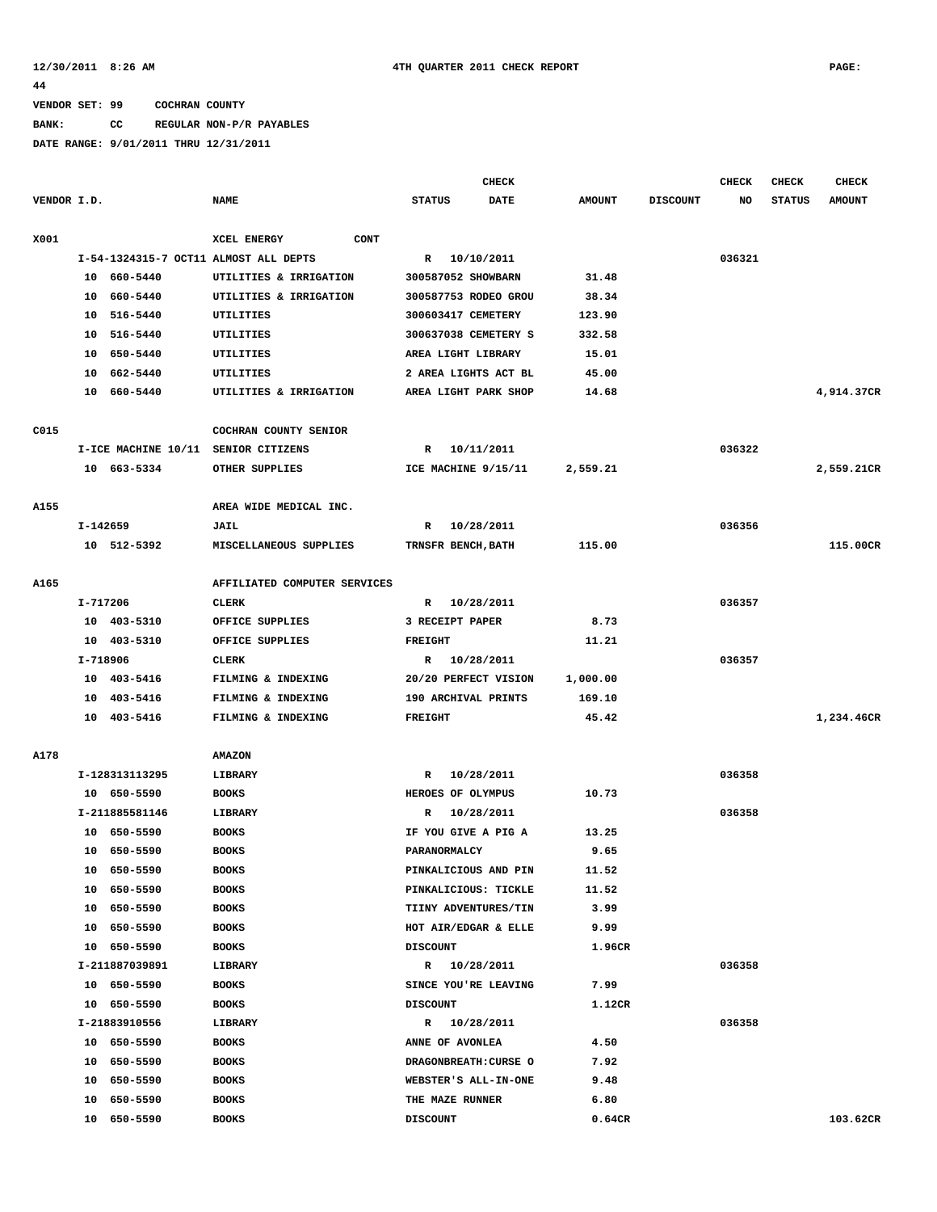12/30/2011 8:26 AM 4TH QUARTER 2011 CHECK REPORT PAGE: 44

VENDOR SET: 99 COCHRAN COUNTY

BANK: CC REGULAR NON-P/R PAYABLES

DATE RANGE: 9/01/2011 THRU 12/31/2011

| VENDOR I.D. | NAME | STATUS | CHECK DATE | AMOUNT | DISCOUNT | CHECK NO | CHECK STATUS | CHECK AMOUNT |
|---|---|---|---|---|---|---|---|---|
| X001 | XCEL ENERGY CONT | | | | | | | |
| I-54-1324315-7 OCT11 | ALMOST ALL DEPTS | R | 10/10/2011 | | | 036321 | | |
| 10 660-5440 | UTILITIES & IRRIGATION | 300587052 SHOWBARN | | 31.48 | | | | |
| 10 660-5440 | UTILITIES & IRRIGATION | 300587753 RODEO GROU | | 38.34 | | | | |
| 10 516-5440 | UTILITIES | 300603417 CEMETERY | | 123.90 | | | | |
| 10 516-5440 | UTILITIES | 300637038 CEMETERY S | | 332.58 | | | | |
| 10 650-5440 | UTILITIES | AREA LIGHT LIBRARY | | 15.01 | | | | |
| 10 662-5440 | UTILITIES | 2 AREA LIGHTS ACT BL | | 45.00 | | | | |
| 10 660-5440 | UTILITIES & IRRIGATION | AREA LIGHT PARK SHOP | | 14.68 | | | | 4,914.37CR |
| C015 | COCHRAN COUNTY SENIOR | | | | | | | |
| I-ICE MACHINE 10/11 | SENIOR CITIZENS | R | 10/11/2011 | | | 036322 | | |
| 10 663-5334 | OTHER SUPPLIES | ICE MACHINE 9/15/11 | | 2,559.21 | | | | 2,559.21CR |
| A155 | AREA WIDE MEDICAL INC. | | | | | | | |
| I-142659 | JAIL | R | 10/28/2011 | | | 036356 | | |
| 10 512-5392 | MISCELLANEOUS SUPPLIES | TRNSFR BENCH,BATH | | 115.00 | | | | 115.00CR |
| A165 | AFFILIATED COMPUTER SERVICES | | | | | | | |
| I-717206 | CLERK | R | 10/28/2011 | | | 036357 | | |
| 10 403-5310 | OFFICE SUPPLIES | 3 RECEIPT PAPER | | 8.73 | | | | |
| 10 403-5310 | OFFICE SUPPLIES | FREIGHT | | 11.21 | | | | |
| I-718906 | CLERK | R | 10/28/2011 | | | 036357 | | |
| 10 403-5416 | FILMING & INDEXING | 20/20 PERFECT VISION | | 1,000.00 | | | | |
| 10 403-5416 | FILMING & INDEXING | 190 ARCHIVAL PRINTS | | 169.10 | | | | |
| 10 403-5416 | FILMING & INDEXING | FREIGHT | | 45.42 | | | | 1,234.46CR |
| A178 | AMAZON | | | | | | | |
| I-128313113295 | LIBRARY | R | 10/28/2011 | | | 036358 | | |
| 10 650-5590 | BOOKS | HEROES OF OLYMPUS | | 10.73 | | | | |
| I-211885581146 | LIBRARY | R | 10/28/2011 | | | 036358 | | |
| 10 650-5590 | BOOKS | IF YOU GIVE A PIG A | | 13.25 | | | | |
| 10 650-5590 | BOOKS | PARANORMALCY | | 9.65 | | | | |
| 10 650-5590 | BOOKS | PINKALICIOUS AND PIN | | 11.52 | | | | |
| 10 650-5590 | BOOKS | PINKALICIOUS: TICKLE | | 11.52 | | | | |
| 10 650-5590 | BOOKS | TIINY ADVENTURES/TIN | | 3.99 | | | | |
| 10 650-5590 | BOOKS | HOT AIR/EDGAR & ELLE | | 9.99 | | | | |
| 10 650-5590 | BOOKS | DISCOUNT | | 1.96CR | | | | |
| I-211887039891 | LIBRARY | R | 10/28/2011 | | | 036358 | | |
| 10 650-5590 | BOOKS | SINCE YOU'RE LEAVING | | 7.99 | | | | |
| 10 650-5590 | BOOKS | DISCOUNT | | 1.12CR | | | | |
| I-21883910556 | LIBRARY | R | 10/28/2011 | | | 036358 | | |
| 10 650-5590 | BOOKS | ANNE OF AVONLEA | | 4.50 | | | | |
| 10 650-5590 | BOOKS | DRAGONBREATH:CURSE O | | 7.92 | | | | |
| 10 650-5590 | BOOKS | WEBSTER'S ALL-IN-ONE | | 9.48 | | | | |
| 10 650-5590 | BOOKS | THE MAZE RUNNER | | 6.80 | | | | |
| 10 650-5590 | BOOKS | DISCOUNT | | 0.64CR | | | | 103.62CR |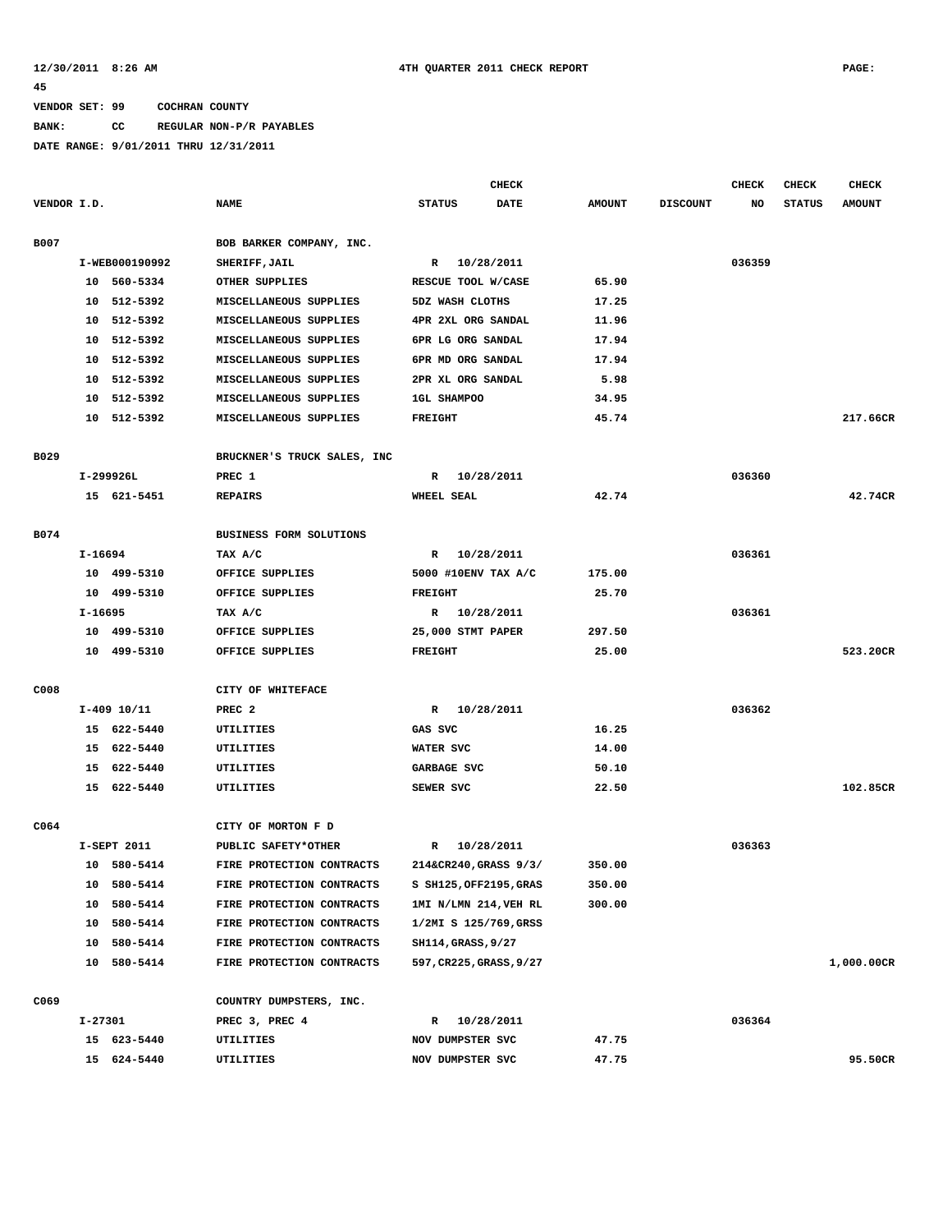12/30/2011 8:26 AM  4TH QUARTER 2011 CHECK REPORT  PAGE: 45

VENDOR SET: 99  COCHRAN COUNTY
BANK: CC  REGULAR NON-P/R PAYABLES
DATE RANGE: 9/01/2011 THRU 12/31/2011

| VENDOR I.D. | NAME | STATUS | CHECK DATE | AMOUNT | DISCOUNT | CHECK NO | CHECK STATUS | CHECK AMOUNT |
|---|---|---|---|---|---|---|---|---|
| B007 | BOB BARKER COMPANY, INC. | | | | | | | |
| I-WEB000190992 | SHERIFF,JAIL | R | 10/28/2011 | | | 036359 | | |
| 10 560-5334 | OTHER SUPPLIES | RESCUE TOOL W/CASE | | 65.90 | | | | |
| 10 512-5392 | MISCELLANEOUS SUPPLIES | 5DZ WASH CLOTHS | | 17.25 | | | | |
| 10 512-5392 | MISCELLANEOUS SUPPLIES | 4PR 2XL ORG SANDAL | | 11.96 | | | | |
| 10 512-5392 | MISCELLANEOUS SUPPLIES | 6PR LG ORG SANDAL | | 17.94 | | | | |
| 10 512-5392 | MISCELLANEOUS SUPPLIES | 6PR MD ORG SANDAL | | 17.94 | | | | |
| 10 512-5392 | MISCELLANEOUS SUPPLIES | 2PR XL ORG SANDAL | | 5.98 | | | | |
| 10 512-5392 | MISCELLANEOUS SUPPLIES | 1GL SHAMPOO | | 34.95 | | | | |
| 10 512-5392 | MISCELLANEOUS SUPPLIES | FREIGHT | | 45.74 | | | | 217.66CR |
| B029 | BRUCKNER'S TRUCK SALES, INC | | | | | | | |
| I-299926L | PREC 1 | R | 10/28/2011 | | | 036360 | | |
| 15 621-5451 | REPAIRS | WHEEL SEAL | | 42.74 | | | | 42.74CR |
| B074 | BUSINESS FORM SOLUTIONS | | | | | | | |
| I-16694 | TAX A/C | R | 10/28/2011 | | | 036361 | | |
| 10 499-5310 | OFFICE SUPPLIES | 5000 #10ENV TAX A/C | | 175.00 | | | | |
| 10 499-5310 | OFFICE SUPPLIES | FREIGHT | | 25.70 | | | | |
| I-16695 | TAX A/C | R | 10/28/2011 | | | 036361 | | |
| 10 499-5310 | OFFICE SUPPLIES | 25,000 STMT PAPER | | 297.50 | | | | |
| 10 499-5310 | OFFICE SUPPLIES | FREIGHT | | 25.00 | | | | 523.20CR |
| C008 | CITY OF WHITEFACE | | | | | | | |
| I-409 10/11 | PREC 2 | R | 10/28/2011 | | | 036362 | | |
| 15 622-5440 | UTILITIES | GAS SVC | | 16.25 | | | | |
| 15 622-5440 | UTILITIES | WATER SVC | | 14.00 | | | | |
| 15 622-5440 | UTILITIES | GARBAGE SVC | | 50.10 | | | | |
| 15 622-5440 | UTILITIES | SEWER SVC | | 22.50 | | | | 102.85CR |
| C064 | CITY OF MORTON F D | | | | | | | |
| I-SEPT 2011 | PUBLIC SAFETY*OTHER | R | 10/28/2011 | | | 036363 | | |
| 10 580-5414 | FIRE PROTECTION CONTRACTS | 214&CR240,GRASS 9/3/ | | 350.00 | | | | |
| 10 580-5414 | FIRE PROTECTION CONTRACTS | S SH125,OFF2195,GRAS | | 350.00 | | | | |
| 10 580-5414 | FIRE PROTECTION CONTRACTS | 1MI N/LMN 214,VEH RL | | 300.00 | | | | |
| 10 580-5414 | FIRE PROTECTION CONTRACTS | 1/2MI S 125/769,GRSS | | | | | | |
| 10 580-5414 | FIRE PROTECTION CONTRACTS | SH114,GRASS,9/27 | | | | | | |
| 10 580-5414 | FIRE PROTECTION CONTRACTS | 597,CR225,GRASS,9/27 | | | | | | 1,000.00CR |
| C069 | COUNTRY DUMPSTERS, INC. | | | | | | | |
| I-27301 | PREC 3, PREC 4 | R | 10/28/2011 | | | 036364 | | |
| 15 623-5440 | UTILITIES | NOV DUMPSTER SVC | | 47.75 | | | | |
| 15 624-5440 | UTILITIES | NOV DUMPSTER SVC | | 47.75 | | | | 95.50CR |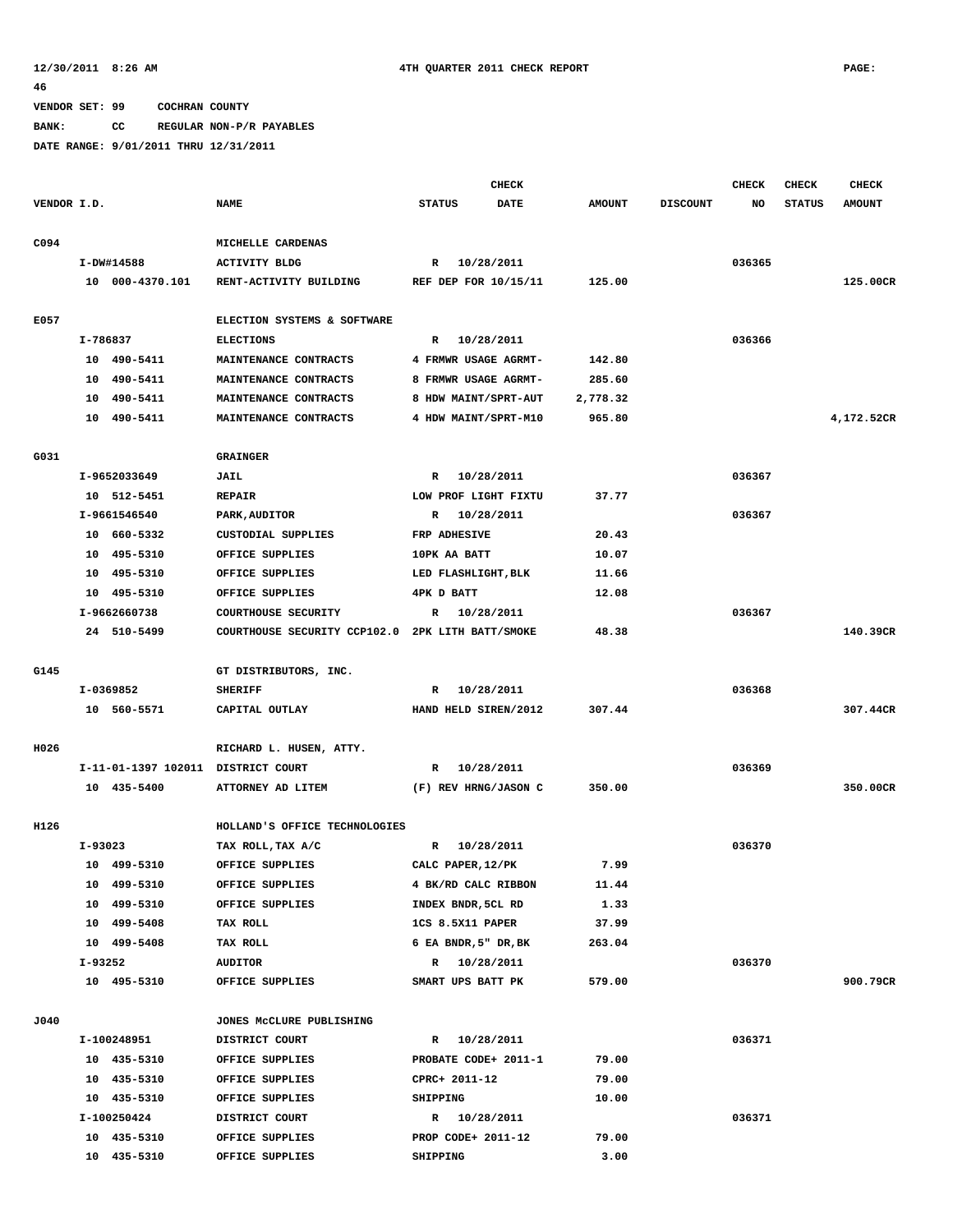VENDOR SET: 99 COCHRAN COUNTY
BANK: CC REGULAR NON-P/R PAYABLES
DATE RANGE: 9/01/2011 THRU 12/31/2011

| VENDOR I.D. | NAME | STATUS | CHECK DATE | AMOUNT | DISCOUNT | CHECK NO | CHECK STATUS | CHECK AMOUNT |
|---|---|---|---|---|---|---|---|---|
| C094 | MICHELLE CARDENAS | | | | | | | |
| I-DW#14588 | ACTIVITY BLDG | R | 10/28/2011 | | | 036365 | | |
| 10 000-4370.101 | RENT-ACTIVITY BUILDING | REF DEP FOR 10/15/11 | | 125.00 | | | | 125.00CR |
| E057 | ELECTION SYSTEMS & SOFTWARE | | | | | | | |
| I-786837 | ELECTIONS | R | 10/28/2011 | | | 036366 | | |
| 10 490-5411 | MAINTENANCE CONTRACTS | 4 FRMWR USAGE AGRMT- | | 142.80 | | | | |
| 10 490-5411 | MAINTENANCE CONTRACTS | 8 FRMWR USAGE AGRMT- | | 285.60 | | | | |
| 10 490-5411 | MAINTENANCE CONTRACTS | 8 HDW MAINT/SPRT-AUT | | 2,778.32 | | | | |
| 10 490-5411 | MAINTENANCE CONTRACTS | 4 HDW MAINT/SPRT-M10 | | 965.80 | | | | 4,172.52CR |
| G031 | GRAINGER | | | | | | | |
| I-9652033649 | JAIL | R | 10/28/2011 | | | 036367 | | |
| 10 512-5451 | REPAIR | LOW PROF LIGHT FIXTU | | 37.77 | | | | |
| I-9661546540 | PARK,AUDITOR | R | 10/28/2011 | | | 036367 | | |
| 10 660-5332 | CUSTODIAL SUPPLIES | FRP ADHESIVE | | 20.43 | | | | |
| 10 495-5310 | OFFICE SUPPLIES | 10PK AA BATT | | 10.07 | | | | |
| 10 495-5310 | OFFICE SUPPLIES | LED FLASHLIGHT,BLK | | 11.66 | | | | |
| 10 495-5310 | OFFICE SUPPLIES | 4PK D BATT | | 12.08 | | | | |
| I-9662660738 | COURTHOUSE SECURITY | R | 10/28/2011 | | | 036367 | | |
| 24 510-5499 | COURTHOUSE SECURITY CCP102.0 | 2PK LITH BATT/SMOKE | | 48.38 | | | | 140.39CR |
| G145 | GT DISTRIBUTORS, INC. | | | | | | | |
| I-0369852 | SHERIFF | R | 10/28/2011 | | | 036368 | | |
| 10 560-5571 | CAPITAL OUTLAY | HAND HELD SIREN/2012 | | 307.44 | | | | 307.44CR |
| H026 | RICHARD L. HUSEN, ATTY. | | | | | | | |
| I-11-01-1397 102011 | DISTRICT COURT | R | 10/28/2011 | | | 036369 | | |
| 10 435-5400 | ATTORNEY AD LITEM | (F) REV HRNG/JASON C | | 350.00 | | | | 350.00CR |
| H126 | HOLLAND'S OFFICE TECHNOLOGIES | | | | | | | |
| I-93023 | TAX ROLL,TAX A/C | R | 10/28/2011 | | | 036370 | | |
| 10 499-5310 | OFFICE SUPPLIES | CALC PAPER,12/PK | | 7.99 | | | | |
| 10 499-5310 | OFFICE SUPPLIES | 4 BK/RD CALC RIBBON | | 11.44 | | | | |
| 10 499-5310 | OFFICE SUPPLIES | INDEX BNDR,5CL RD | | 1.33 | | | | |
| 10 499-5408 | TAX ROLL | 1CS 8.5X11 PAPER | | 37.99 | | | | |
| 10 499-5408 | TAX ROLL | 6 EA BNDR,5" DR,BK | | 263.04 | | | | |
| I-93252 | AUDITOR | R | 10/28/2011 | | | 036370 | | |
| 10 495-5310 | OFFICE SUPPLIES | SMART UPS BATT PK | | 579.00 | | | | 900.79CR |
| J040 | JONES McCLURE PUBLISHING | | | | | | | |
| I-100248951 | DISTRICT COURT | R | 10/28/2011 | | | 036371 | | |
| 10 435-5310 | OFFICE SUPPLIES | PROBATE CODE+ 2011-1 | | 79.00 | | | | |
| 10 435-5310 | OFFICE SUPPLIES | CPRC+ 2011-12 | | 79.00 | | | | |
| 10 435-5310 | OFFICE SUPPLIES | SHIPPING | | 10.00 | | | | |
| I-100250424 | DISTRICT COURT | R | 10/28/2011 | | | 036371 | | |
| 10 435-5310 | OFFICE SUPPLIES | PROP CODE+ 2011-12 | | 79.00 | | | | |
| 10 435-5310 | OFFICE SUPPLIES | SHIPPING | | 3.00 | | | | |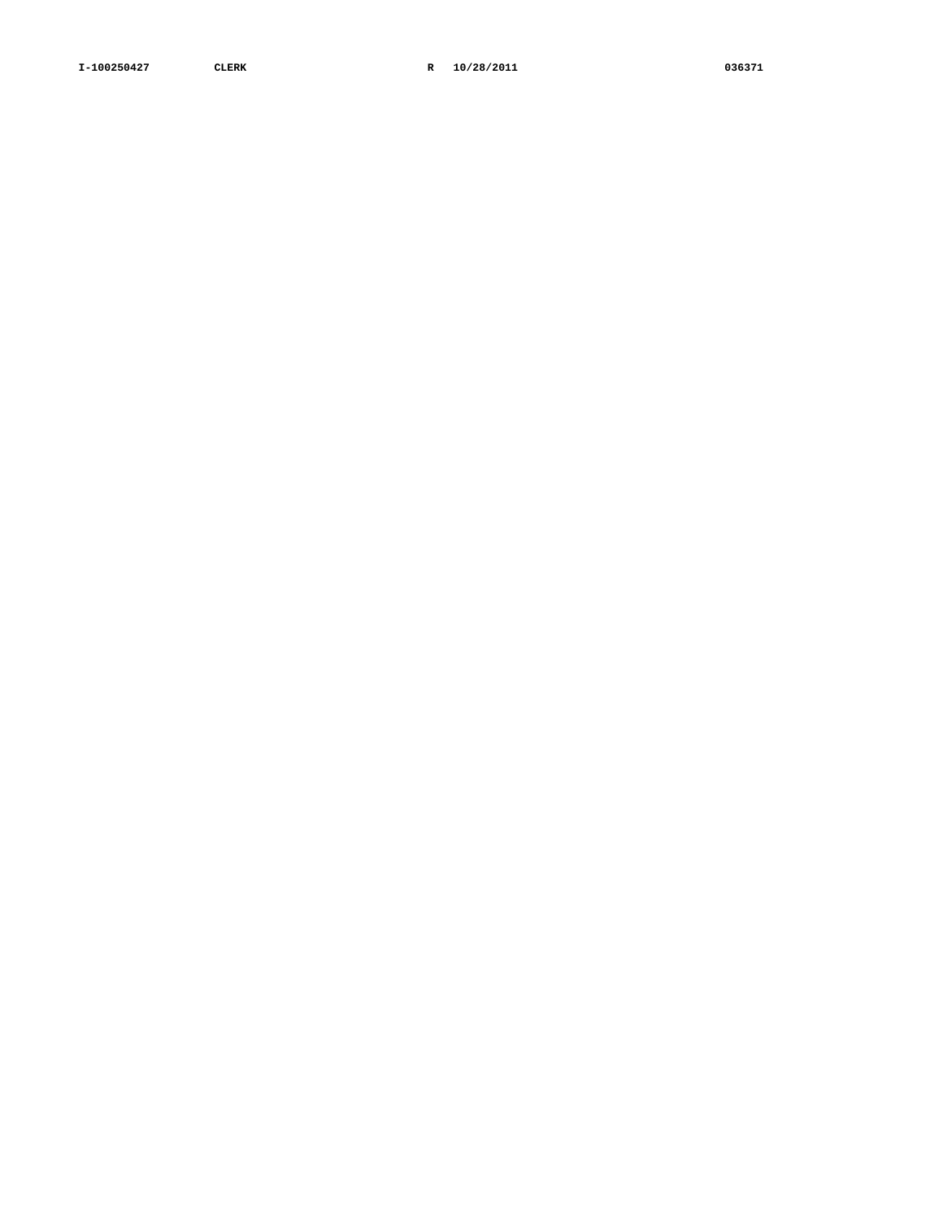I-100250427 CLERK R 10/28/2011 036371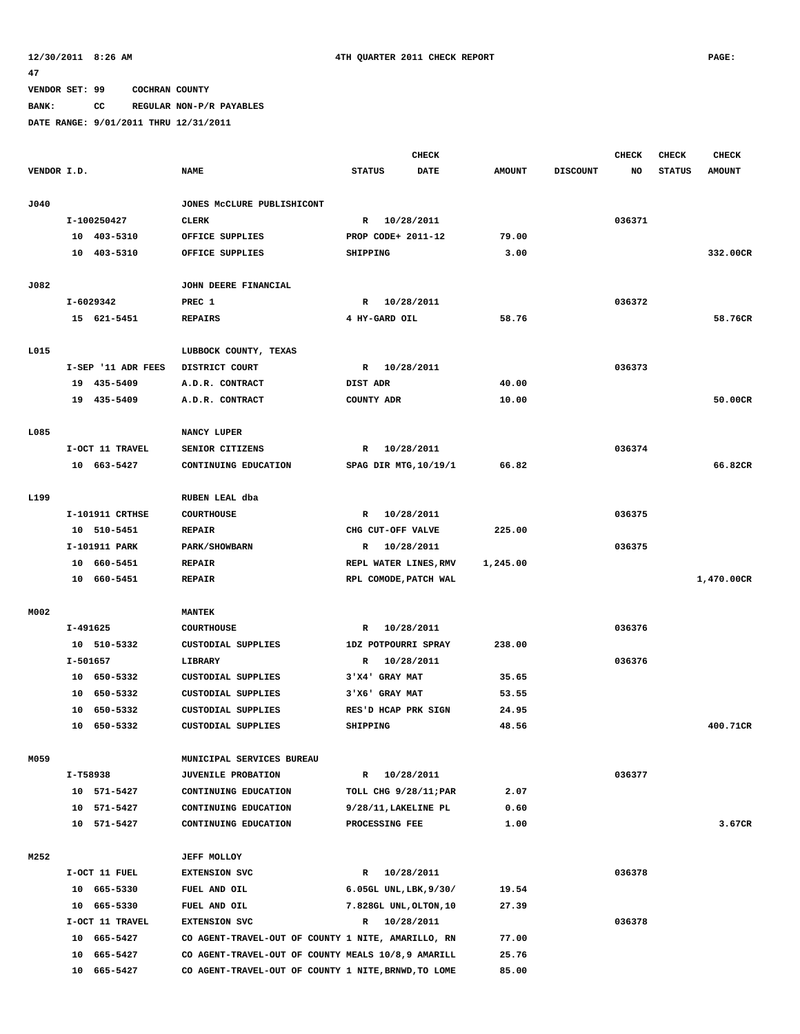12/30/2011 8:26 AM 4TH QUARTER 2011 CHECK REPORT PAGE: 47

VENDOR SET: 99 COCHRAN COUNTY

BANK: CC REGULAR NON-P/R PAYABLES

DATE RANGE: 9/01/2011 THRU 12/31/2011

| VENDOR I.D. | NAME | STATUS | CHECK DATE | AMOUNT | DISCOUNT | CHECK NO | CHECK STATUS | CHECK AMOUNT |
|---|---|---|---|---|---|---|---|---|
| J040 | JONES McCLURE PUBLISHICONT | | | | | | | |
| I-100250427 | CLERK | R | 10/28/2011 | | | 036371 | | |
| 10 403-5310 | OFFICE SUPPLIES | PROP CODE+ 2011-12 | | 79.00 | | | | |
| 10 403-5310 | OFFICE SUPPLIES | SHIPPING | | 3.00 | | | | 332.00CR |
| J082 | JOHN DEERE FINANCIAL | | | | | | | |
| I-6029342 | PREC 1 | R | 10/28/2011 | | | 036372 | | |
| 15 621-5451 | REPAIRS | 4 HY-GARD OIL | | 58.76 | | | | 58.76CR |
| L015 | LUBBOCK COUNTY, TEXAS | | | | | | | |
| I-SEP '11 ADR FEES | DISTRICT COURT | R | 10/28/2011 | | | 036373 | | |
| 19 435-5409 | A.D.R. CONTRACT | DIST ADR | | 40.00 | | | | |
| 19 435-5409 | A.D.R. CONTRACT | COUNTY ADR | | 10.00 | | | | 50.00CR |
| L085 | NANCY LUPER | | | | | | | |
| I-OCT 11 TRAVEL | SENIOR CITIZENS | R | 10/28/2011 | | | 036374 | | |
| 10 663-5427 | CONTINUING EDUCATION | SPAG DIR MTG,10/19/1 | | 66.82 | | | | 66.82CR |
| L199 | RUBEN LEAL dba | | | | | | | |
| I-101911 CRTHSE | COURTHOUSE | R | 10/28/2011 | | | 036375 | | |
| 10 510-5451 | REPAIR | CHG CUT-OFF VALVE | | 225.00 | | | | |
| I-101911 PARK | PARK/SHOWBARN | R | 10/28/2011 | | | 036375 | | |
| 10 660-5451 | REPAIR | REPL WATER LINES,RMV | | 1,245.00 | | | | |
| 10 660-5451 | REPAIR | RPL COMODE,PATCH WAL | | | | | | 1,470.00CR |
| M002 | MANTEK | | | | | | | |
| I-491625 | COURTHOUSE | R | 10/28/2011 | | | 036376 | | |
| 10 510-5332 | CUSTODIAL SUPPLIES | 1DZ POTPOURRI SPRAY | | 238.00 | | | | |
| I-501657 | LIBRARY | R | 10/28/2011 | | | 036376 | | |
| 10 650-5332 | CUSTODIAL SUPPLIES | 3'X4' GRAY MAT | | 35.65 | | | | |
| 10 650-5332 | CUSTODIAL SUPPLIES | 3'X6' GRAY MAT | | 53.55 | | | | |
| 10 650-5332 | CUSTODIAL SUPPLIES | RES'D HCAP PRK SIGN | | 24.95 | | | | |
| 10 650-5332 | CUSTODIAL SUPPLIES | SHIPPING | | 48.56 | | | | 400.71CR |
| M059 | MUNICIPAL SERVICES BUREAU | | | | | | | |
| I-T58938 | JUVENILE PROBATION | R | 10/28/2011 | | | 036377 | | |
| 10 571-5427 | CONTINUING EDUCATION | TOLL CHG 9/28/11;PAR | | 2.07 | | | | |
| 10 571-5427 | CONTINUING EDUCATION | 9/28/11,LAKELINE PL | | 0.60 | | | | |
| 10 571-5427 | CONTINUING EDUCATION | PROCESSING FEE | | 1.00 | | | | 3.67CR |
| M252 | JEFF MOLLOY | | | | | | | |
| I-OCT 11 FUEL | EXTENSION SVC | R | 10/28/2011 | | | 036378 | | |
| 10 665-5330 | FUEL AND OIL | 6.05GL UNL,LBK,9/30/ | | 19.54 | | | | |
| 10 665-5330 | FUEL AND OIL | 7.828GL UNL,OLTON,10 | | 27.39 | | | | |
| I-OCT 11 TRAVEL | EXTENSION SVC | R | 10/28/2011 | | | 036378 | | |
| 10 665-5427 | CO AGENT-TRAVEL-OUT OF COUNTY | 1 NITE, AMARILLO, RN | | 77.00 | | | | |
| 10 665-5427 | CO AGENT-TRAVEL-OUT OF COUNTY | MEALS 10/8,9 AMARILL | | 25.76 | | | | |
| 10 665-5427 | CO AGENT-TRAVEL-OUT OF COUNTY | 1 NITE,BRNWD,TO LOME | | 85.00 | | | | |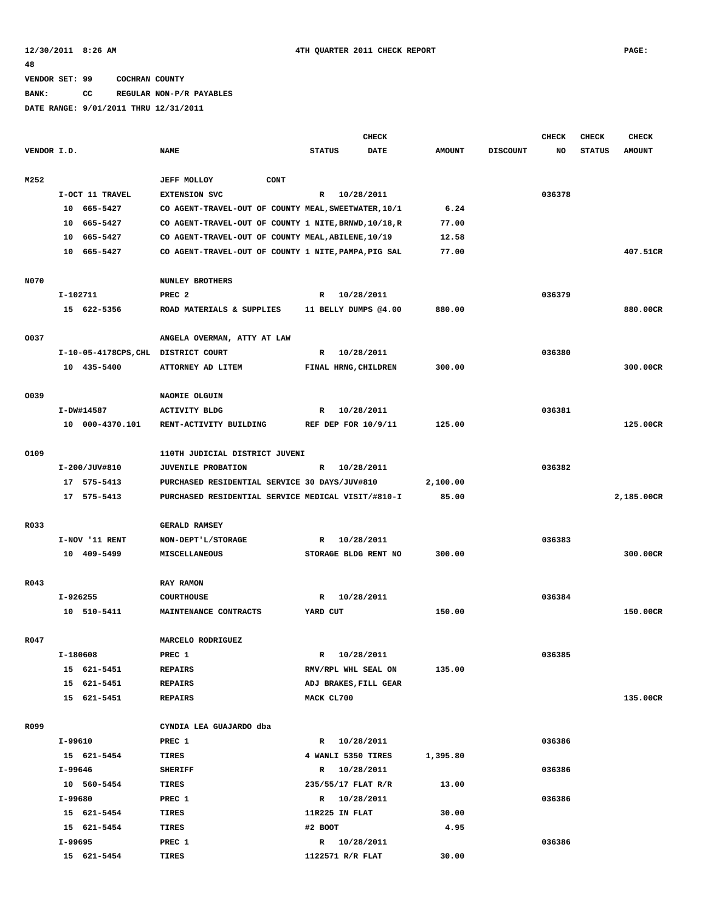12/30/2011 8:26 AM — 4TH QUARTER 2011 CHECK REPORT — PAGE: 48

VENDOR SET: 99 COCHRAN COUNTY
BANK: CC REGULAR NON-P/R PAYABLES
DATE RANGE: 9/01/2011 THRU 12/31/2011

| VENDOR I.D. | NAME | STATUS | CHECK DATE | AMOUNT | DISCOUNT | CHECK NO | CHECK STATUS | CHECK AMOUNT |
|---|---|---|---|---|---|---|---|---|
| M252 | JEFF MOLLOY CONT | | | | | | | |
| I-OCT 11 TRAVEL | EXTENSION SVC | R | 10/28/2011 | | | 036378 | | |
| 10 665-5427 | CO AGENT-TRAVEL-OUT OF COUNTY MEAL,SWEETWATER,10/1 | | | 6.24 | | | | |
| 10 665-5427 | CO AGENT-TRAVEL-OUT OF COUNTY 1 NITE,BRNWD,10/18,R | | | 77.00 | | | | |
| 10 665-5427 | CO AGENT-TRAVEL-OUT OF COUNTY MEAL,ABILENE,10/19 | | | 12.58 | | | | |
| 10 665-5427 | CO AGENT-TRAVEL-OUT OF COUNTY 1 NITE,PAMPA,PIG SAL | | | 77.00 | | | | 407.51CR |
| N070 | NUNLEY BROTHERS | | | | | | | |
| I-102711 | PREC 2 | R | 10/28/2011 | | | 036379 | | |
| 15 622-5356 | ROAD MATERIALS & SUPPLIES | 11 BELLY DUMPS @4.00 | | 880.00 | | | | 880.00CR |
| O037 | ANGELA OVERMAN, ATTY AT LAW | | | | | | | |
| I-10-05-4178CPS,CHL | DISTRICT COURT | R | 10/28/2011 | | | 036380 | | |
| 10 435-5400 | ATTORNEY AD LITEM | FINAL HRNG,CHILDREN | | 300.00 | | | | 300.00CR |
| O039 | NAOMIE OLGUIN | | | | | | | |
| I-DW#14587 | ACTIVITY BLDG | R | 10/28/2011 | | | 036381 | | |
| 10 000-4370.101 | RENT-ACTIVITY BUILDING | REF DEP FOR 10/9/11 | | 125.00 | | | | 125.00CR |
| O109 | 110TH JUDICIAL DISTRICT JUVENI | | | | | | | |
| I-200/JUV#810 | JUVENILE PROBATION | R | 10/28/2011 | | | 036382 | | |
| 17 575-5413 | PURCHASED RESIDENTIAL SERVICE 30 DAYS/JUV#810 | | | 2,100.00 | | | | |
| 17 575-5413 | PURCHASED RESIDENTIAL SERVICE MEDICAL VISIT/#810-I | | | 85.00 | | | | 2,185.00CR |
| R033 | GERALD RAMSEY | | | | | | | |
| I-NOV '11 RENT | NON-DEPT'L/STORAGE | R | 10/28/2011 | | | 036383 | | |
| 10 409-5499 | MISCELLANEOUS | STORAGE BLDG RENT NO | | 300.00 | | | | 300.00CR |
| R043 | RAY RAMON | | | | | | | |
| I-926255 | COURTHOUSE | R | 10/28/2011 | | | 036384 | | |
| 10 510-5411 | MAINTENANCE CONTRACTS | YARD CUT | | 150.00 | | | | 150.00CR |
| R047 | MARCELO RODRIGUEZ | | | | | | | |
| I-180608 | PREC 1 | R | 10/28/2011 | | | 036385 | | |
| 15 621-5451 | REPAIRS | RMV/RPL WHL SEAL ON | | 135.00 | | | | |
| 15 621-5451 | REPAIRS | ADJ BRAKES,FILL GEAR | | | | | | |
| 15 621-5451 | REPAIRS | MACK CL700 | | | | | | 135.00CR |
| R099 | CYNDIA LEA GUAJARDO dba | | | | | | | |
| I-99610 | PREC 1 | R | 10/28/2011 | | | 036386 | | |
| 15 621-5454 | TIRES | 4 WANLI 5350 TIRES | | 1,395.80 | | | | |
| I-99646 | SHERIFF | R | 10/28/2011 | | | 036386 | | |
| 10 560-5454 | TIRES | 235/55/17 FLAT R/R | | 13.00 | | | | |
| I-99680 | PREC 1 | R | 10/28/2011 | | | 036386 | | |
| 15 621-5454 | TIRES | 11R225 IN FLAT | | 30.00 | | | | |
| 15 621-5454 | TIRES | #2 BOOT | | 4.95 | | | | |
| I-99695 | PREC 1 | R | 10/28/2011 | | | 036386 | | |
| 15 621-5454 | TIRES | 1122571 R/R FLAT | | 30.00 | | | | |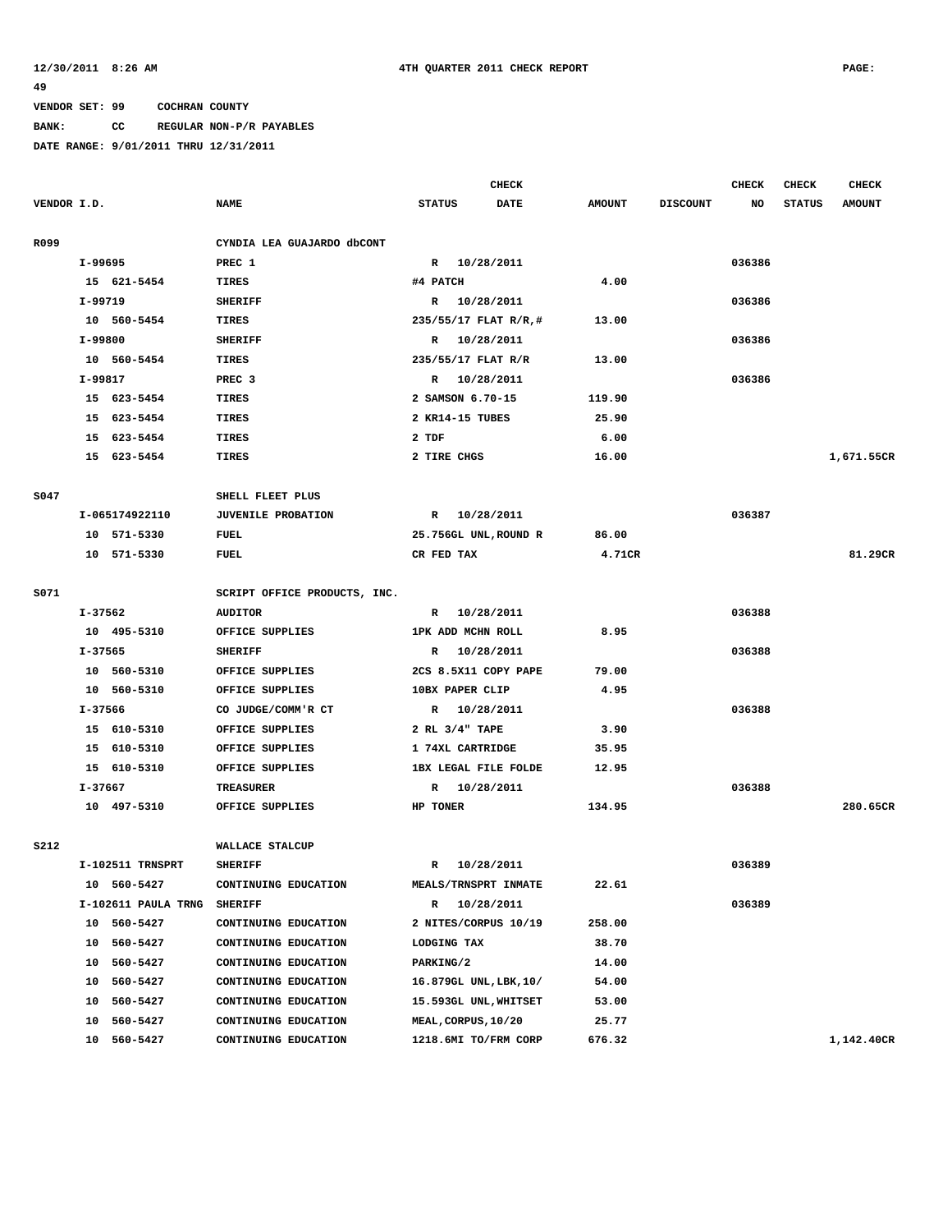12/30/2011 8:26 AM 4TH QUARTER 2011 CHECK REPORT PAGE: 49

VENDOR SET: 99 COCHRAN COUNTY

BANK: CC REGULAR NON-P/R PAYABLES

DATE RANGE: 9/01/2011 THRU 12/31/2011

| VENDOR I.D. | NAME | STATUS | CHECK DATE | AMOUNT | DISCOUNT | CHECK NO | CHECK STATUS | CHECK AMOUNT |
|---|---|---|---|---|---|---|---|---|
| R099 | CYNDIA LEA GUAJARDO dbCONT | | | | | | | |
| I-99695 | PREC 1 | R | 10/28/2011 | | | 036386 | | |
| 15 621-5454 | TIRES | #4 PATCH | | 4.00 | | | | |
| I-99719 | SHERIFF | R | 10/28/2011 | | | 036386 | | |
| 10 560-5454 | TIRES | 235/55/17 FLAT R/R,# | | 13.00 | | | | |
| I-99800 | SHERIFF | R | 10/28/2011 | | | 036386 | | |
| 10 560-5454 | TIRES | 235/55/17 FLAT R/R | | 13.00 | | | | |
| I-99817 | PREC 3 | R | 10/28/2011 | | | 036386 | | |
| 15 623-5454 | TIRES | 2 SAMSON 6.70-15 | | 119.90 | | | | |
| 15 623-5454 | TIRES | 2 KR14-15 TUBES | | 25.90 | | | | |
| 15 623-5454 | TIRES | 2 TDF | | 6.00 | | | | |
| 15 623-5454 | TIRES | 2 TIRE CHGS | | 16.00 | | | | 1,671.55CR |
| S047 | SHELL FLEET PLUS | | | | | | | |
| I-065174922110 | JUVENILE PROBATION | R | 10/28/2011 | | | 036387 | | |
| 10 571-5330 | FUEL | 25.756GL UNL,ROUND R | | 86.00 | | | | |
| 10 571-5330 | FUEL | CR FED TAX | | 4.71CR | | | | 81.29CR |
| S071 | SCRIPT OFFICE PRODUCTS, INC. | | | | | | | |
| I-37562 | AUDITOR | R | 10/28/2011 | | | 036388 | | |
| 10 495-5310 | OFFICE SUPPLIES | 1PK ADD MCHN ROLL | | 8.95 | | | | |
| I-37565 | SHERIFF | R | 10/28/2011 | | | 036388 | | |
| 10 560-5310 | OFFICE SUPPLIES | 2CS 8.5X11 COPY PAPE | | 79.00 | | | | |
| 10 560-5310 | OFFICE SUPPLIES | 10BX PAPER CLIP | | 4.95 | | | | |
| I-37566 | CO JUDGE/COMM'R CT | R | 10/28/2011 | | | 036388 | | |
| 15 610-5310 | OFFICE SUPPLIES | 2 RL 3/4" TAPE | | 3.90 | | | | |
| 15 610-5310 | OFFICE SUPPLIES | 1 74XL CARTRIDGE | | 35.95 | | | | |
| 15 610-5310 | OFFICE SUPPLIES | 1BX LEGAL FILE FOLDE | | 12.95 | | | | |
| I-37667 | TREASURER | R | 10/28/2011 | | | 036388 | | |
| 10 497-5310 | OFFICE SUPPLIES | HP TONER | | 134.95 | | | | 280.65CR |
| S212 | WALLACE STALCUP | | | | | | | |
| I-102511 TRNSPRT | SHERIFF | R | 10/28/2011 | | | 036389 | | |
| 10 560-5427 | CONTINUING EDUCATION | MEALS/TRNSPRT INMATE | | 22.61 | | | | |
| I-102611 PAULA TRNG | SHERIFF | R | 10/28/2011 | | | 036389 | | |
| 10 560-5427 | CONTINUING EDUCATION | 2 NITES/CORPUS 10/19 | | 258.00 | | | | |
| 10 560-5427 | CONTINUING EDUCATION | LODGING TAX | | 38.70 | | | | |
| 10 560-5427 | CONTINUING EDUCATION | PARKING/2 | | 14.00 | | | | |
| 10 560-5427 | CONTINUING EDUCATION | 16.879GL UNL,LBK,10/ | | 54.00 | | | | |
| 10 560-5427 | CONTINUING EDUCATION | 15.593GL UNL,WHITSET | | 53.00 | | | | |
| 10 560-5427 | CONTINUING EDUCATION | MEAL,CORPUS,10/20 | | 25.77 | | | | |
| 10 560-5427 | CONTINUING EDUCATION | 1218.6MI TO/FRM CORP | | 676.32 | | | | 1,142.40CR |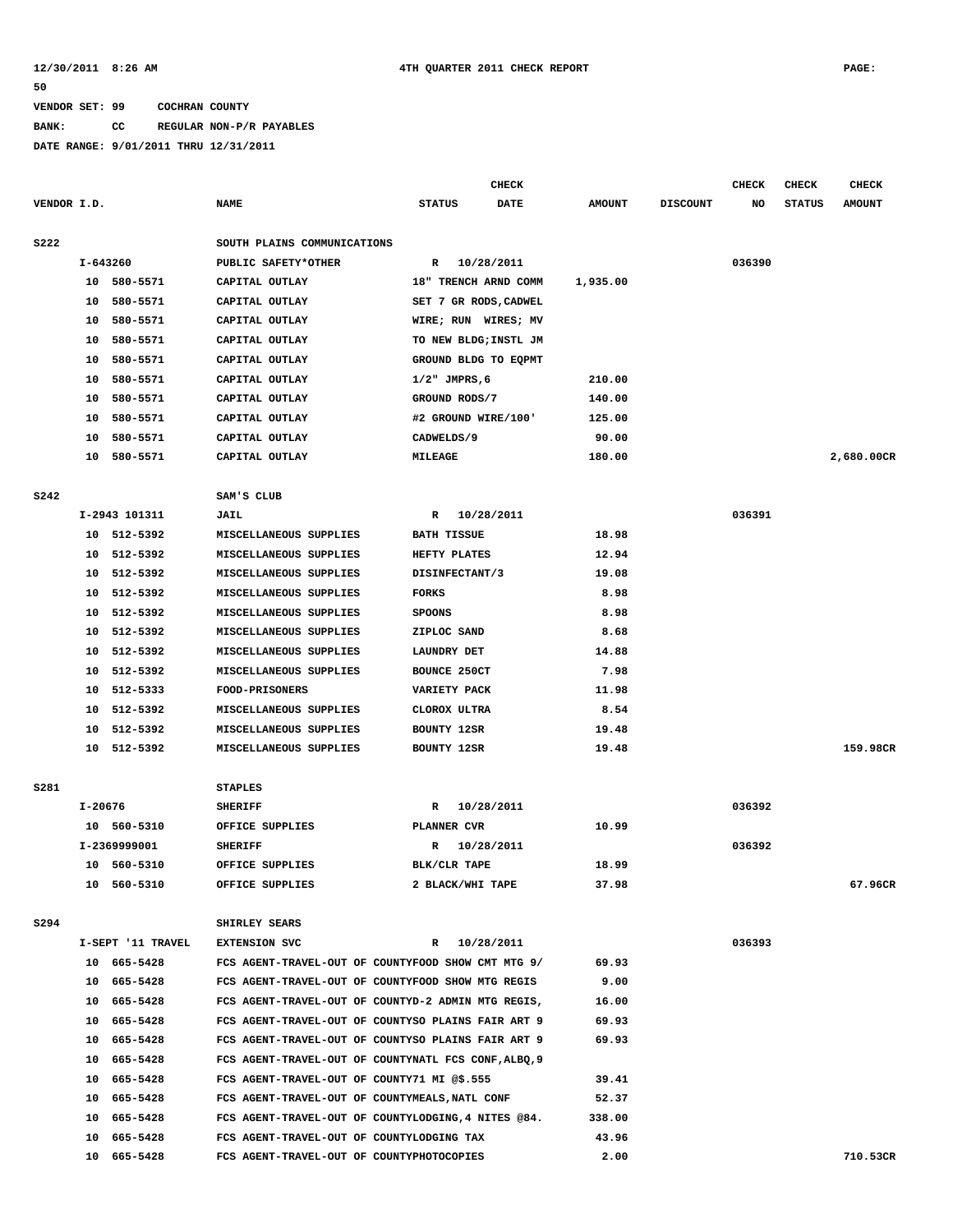12/30/2011 8:26 AM 4TH QUARTER 2011 CHECK REPORT PAGE: 50

VENDOR SET: 99 COCHRAN COUNTY

BANK: CC REGULAR NON-P/R PAYABLES

DATE RANGE: 9/01/2011 THRU 12/31/2011

| VENDOR I.D. | NAME | STATUS | CHECK DATE | AMOUNT | DISCOUNT | CHECK NO | CHECK STATUS | CHECK AMOUNT |
|---|---|---|---|---|---|---|---|---|
| S222 | SOUTH PLAINS COMMUNICATIONS | | | | | | | |
| I-643260 | PUBLIC SAFETY*OTHER | R | 10/28/2011 | | | 036390 | | |
| 10 580-5571 | CAPITAL OUTLAY | 18" TRENCH ARND COMM | | 1,935.00 | | | | |
| 10 580-5571 | CAPITAL OUTLAY | SET 7 GR RODS,CADWEL | | | | | | |
| 10 580-5571 | CAPITAL OUTLAY | WIRE; RUN WIRES; MV | | | | | | |
| 10 580-5571 | CAPITAL OUTLAY | TO NEW BLDG;INSTL JM | | | | | | |
| 10 580-5571 | CAPITAL OUTLAY | GROUND BLDG TO EQPMT | | | | | | |
| 10 580-5571 | CAPITAL OUTLAY | 1/2" JMPRS,6 | | 210.00 | | | | |
| 10 580-5571 | CAPITAL OUTLAY | GROUND RODS/7 | | 140.00 | | | | |
| 10 580-5571 | CAPITAL OUTLAY | #2 GROUND WIRE/100' | | 125.00 | | | | |
| 10 580-5571 | CAPITAL OUTLAY | CADWELDS/9 | | 90.00 | | | | |
| 10 580-5571 | CAPITAL OUTLAY | MILEAGE | | 180.00 | | | | 2,680.00CR |
| S242 | SAM'S CLUB | | | | | | | |
| I-2943 101311 | JAIL | R | 10/28/2011 | | | 036391 | | |
| 10 512-5392 | MISCELLANEOUS SUPPLIES | BATH TISSUE | | 18.98 | | | | |
| 10 512-5392 | MISCELLANEOUS SUPPLIES | HEFTY PLATES | | 12.94 | | | | |
| 10 512-5392 | MISCELLANEOUS SUPPLIES | DISINFECTANT/3 | | 19.08 | | | | |
| 10 512-5392 | MISCELLANEOUS SUPPLIES | FORKS | | 8.98 | | | | |
| 10 512-5392 | MISCELLANEOUS SUPPLIES | SPOONS | | 8.98 | | | | |
| 10 512-5392 | MISCELLANEOUS SUPPLIES | ZIPLOC SAND | | 8.68 | | | | |
| 10 512-5392 | MISCELLANEOUS SUPPLIES | LAUNDRY DET | | 14.88 | | | | |
| 10 512-5392 | MISCELLANEOUS SUPPLIES | BOUNCE 250CT | | 7.98 | | | | |
| 10 512-5333 | FOOD-PRISONERS | VARIETY PACK | | 11.98 | | | | |
| 10 512-5392 | MISCELLANEOUS SUPPLIES | CLOROX ULTRA | | 8.54 | | | | |
| 10 512-5392 | MISCELLANEOUS SUPPLIES | BOUNTY 12SR | | 19.48 | | | | |
| 10 512-5392 | MISCELLANEOUS SUPPLIES | BOUNTY 12SR | | 19.48 | | | | 159.98CR |
| S281 | STAPLES | | | | | | | |
| I-20676 | SHERIFF | R | 10/28/2011 | | | 036392 | | |
| 10 560-5310 | OFFICE SUPPLIES | PLANNER CVR | | 10.99 | | | | |
| I-2369999001 | SHERIFF | R | 10/28/2011 | | | 036392 | | |
| 10 560-5310 | OFFICE SUPPLIES | BLK/CLR TAPE | | 18.99 | | | | |
| 10 560-5310 | OFFICE SUPPLIES | 2 BLACK/WHI TAPE | | 37.98 | | | | 67.96CR |
| S294 | SHIRLEY SEARS | | | | | | | |
| I-SEPT '11 TRAVEL | EXTENSION SVC | R | 10/28/2011 | | | 036393 | | |
| 10 665-5428 | FCS AGENT-TRAVEL-OUT OF COUNTY | FOOD SHOW CMT MTG 9/ | | 69.93 | | | | |
| 10 665-5428 | FCS AGENT-TRAVEL-OUT OF COUNTY | FOOD SHOW MTG REGIS | | 9.00 | | | | |
| 10 665-5428 | FCS AGENT-TRAVEL-OUT OF COUNTY | D-2 ADMIN MTG REGIS, | | 16.00 | | | | |
| 10 665-5428 | FCS AGENT-TRAVEL-OUT OF COUNTY | SO PLAINS FAIR ART 9 | | 69.93 | | | | |
| 10 665-5428 | FCS AGENT-TRAVEL-OUT OF COUNTY | SO PLAINS FAIR ART 9 | | 69.93 | | | | |
| 10 665-5428 | FCS AGENT-TRAVEL-OUT OF COUNTY | NATL FCS CONF,ALBQ,9 | | | | | | |
| 10 665-5428 | FCS AGENT-TRAVEL-OUT OF COUNTY | 71 MI @$.555 | | 39.41 | | | | |
| 10 665-5428 | FCS AGENT-TRAVEL-OUT OF COUNTY | MEALS,NATL CONF | | 52.37 | | | | |
| 10 665-5428 | FCS AGENT-TRAVEL-OUT OF COUNTY | LODGING,4 NITES @84. | | 338.00 | | | | |
| 10 665-5428 | FCS AGENT-TRAVEL-OUT OF COUNTY | LODGING TAX | | 43.96 | | | | |
| 10 665-5428 | FCS AGENT-TRAVEL-OUT OF COUNTY | PHOTOCOPIES | | 2.00 | | | | 710.53CR |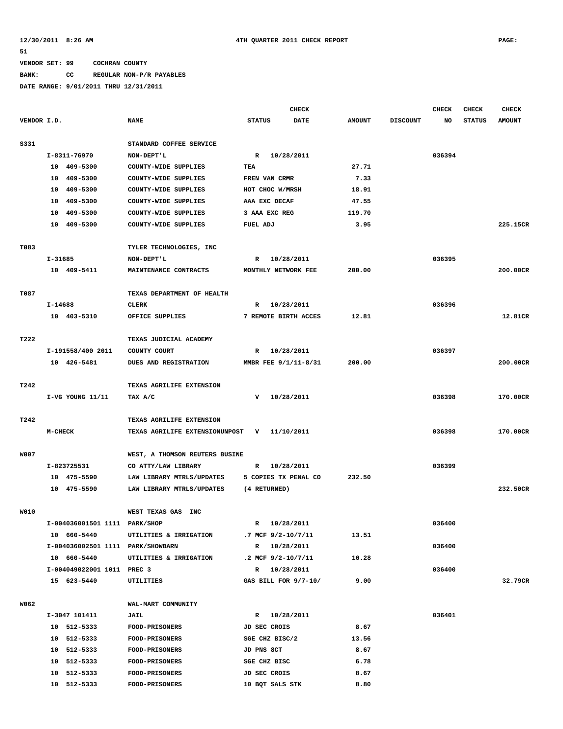12/30/2011 8:26 AM 4TH QUARTER 2011 CHECK REPORT PAGE: 51

VENDOR SET: 99 COCHRAN COUNTY

BANK: CC REGULAR NON-P/R PAYABLES

DATE RANGE: 9/01/2011 THRU 12/31/2011

| VENDOR I.D. | NAME | STATUS | CHECK DATE | AMOUNT | DISCOUNT | CHECK NO | CHECK STATUS | CHECK AMOUNT |
|---|---|---|---|---|---|---|---|---|
| S331 | STANDARD COFFEE SERVICE | | | | | | | |
| I-8311-76970 | NON-DEPT'L | R | 10/28/2011 | | | 036394 | | |
| 10 409-5300 | COUNTY-WIDE SUPPLIES | TEA | | 27.71 | | | | |
| 10 409-5300 | COUNTY-WIDE SUPPLIES | FREN VAN CRMR | | 7.33 | | | | |
| 10 409-5300 | COUNTY-WIDE SUPPLIES | HOT CHOC W/MRSH | | 18.91 | | | | |
| 10 409-5300 | COUNTY-WIDE SUPPLIES | AAA EXC DECAF | | 47.55 | | | | |
| 10 409-5300 | COUNTY-WIDE SUPPLIES | 3 AAA EXC REG | | 119.70 | | | | |
| 10 409-5300 | COUNTY-WIDE SUPPLIES | FUEL ADJ | | 3.95 | | | | 225.15CR |
| T083 | TYLER TECHNOLOGIES, INC | | | | | | | |
| I-31685 | NON-DEPT'L | R | 10/28/2011 | | | 036395 | | |
| 10 409-5411 | MAINTENANCE CONTRACTS | MONTHLY NETWORK FEE | | 200.00 | | | | 200.00CR |
| T087 | TEXAS DEPARTMENT OF HEALTH | | | | | | | |
| I-14688 | CLERK | R | 10/28/2011 | | | 036396 | | |
| 10 403-5310 | OFFICE SUPPLIES | 7 REMOTE BIRTH ACCES | | 12.81 | | | | 12.81CR |
| T222 | TEXAS JUDICIAL ACADEMY | | | | | | | |
| I-191558/400 2011 | COUNTY COURT | R | 10/28/2011 | | | 036397 | | |
| 10 426-5481 | DUES AND REGISTRATION | MMBR FEE 9/1/11-8/31 | | 200.00 | | | | 200.00CR |
| T242 | TEXAS AGRILIFE EXTENSION | | | | | | | |
| I-VG YOUNG 11/11 | TAX A/C | V | 10/28/2011 | | | 036398 | | 170.00CR |
| T242 | TEXAS AGRILIFE EXTENSION | | | | | | | |
| M-CHECK | TEXAS AGRILIFE EXTENSIONUNPOST | V | 11/10/2011 | | | 036398 | | 170.00CR |
| W007 | WEST, A THOMSON REUTERS BUSINE | | | | | | | |
| I-823725531 | CO ATTY/LAW LIBRARY | R | 10/28/2011 | | | 036399 | | |
| 10 475-5590 | LAW LIBRARY MTRLS/UPDATES | 5 COPIES TX PENAL CO | | 232.50 | | | | |
| 10 475-5590 | LAW LIBRARY MTRLS/UPDATES | (4 RETURNED) | | | | | | 232.50CR |
| W010 | WEST TEXAS GAS INC | | | | | | | |
| I-004036001501 1111 | PARK/SHOP | R | 10/28/2011 | | | 036400 | | |
| 10 660-5440 | UTILITIES & IRRIGATION | .7 MCF 9/2-10/7/11 | | 13.51 | | | | |
| I-004036002501 1111 | PARK/SHOWBARN | R | 10/28/2011 | | | 036400 | | |
| 10 660-5440 | UTILITIES & IRRIGATION | .2 MCF 9/2-10/7/11 | | 10.28 | | | | |
| I-004049022001 1011 | PREC 3 | R | 10/28/2011 | | | 036400 | | |
| 15 623-5440 | UTILITIES | GAS BILL FOR 9/7-10/ | | 9.00 | | | | 32.79CR |
| W062 | WAL-MART COMMUNITY | | | | | | | |
| I-3047 101411 | JAIL | R | 10/28/2011 | | | 036401 | | |
| 10 512-5333 | FOOD-PRISONERS | JD SEC CROIS | | 8.67 | | | | |
| 10 512-5333 | FOOD-PRISONERS | SGE CHZ BISC/2 | | 13.56 | | | | |
| 10 512-5333 | FOOD-PRISONERS | JD PNS 8CT | | 8.67 | | | | |
| 10 512-5333 | FOOD-PRISONERS | SGE CHZ BISC | | 6.78 | | | | |
| 10 512-5333 | FOOD-PRISONERS | JD SEC CROIS | | 8.67 | | | | |
| 10 512-5333 | FOOD-PRISONERS | 10 BQT SALS STK | | 8.80 | | | | |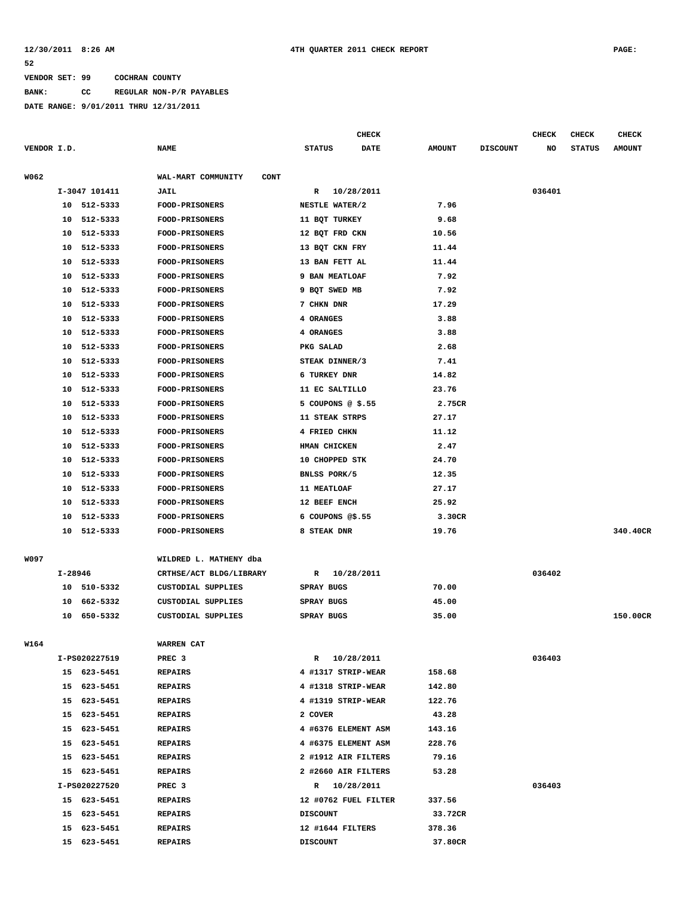12/30/2011 8:26 AM 4TH QUARTER 2011 CHECK REPORT PAGE: 52

VENDOR SET: 99 COCHRAN COUNTY

BANK: CC REGULAR NON-P/R PAYABLES

DATE RANGE: 9/01/2011 THRU 12/31/2011

| VENDOR I.D. | NAME | STATUS | CHECK DATE | AMOUNT | DISCOUNT | CHECK NO | CHECK STATUS | CHECK AMOUNT |
|---|---|---|---|---|---|---|---|---|
| W062 | WAL-MART COMMUNITY CONT | | | | | | | |
| I-3047 101411 | JAIL | R | 10/28/2011 | | | 036401 | | |
| 10 512-5333 | FOOD-PRISONERS | NESTLE WATER/2 | | 7.96 | | | | |
| 10 512-5333 | FOOD-PRISONERS | 11 BQT TURKEY | | 9.68 | | | | |
| 10 512-5333 | FOOD-PRISONERS | 12 BQT FRD CKN | | 10.56 | | | | |
| 10 512-5333 | FOOD-PRISONERS | 13 BQT CKN FRY | | 11.44 | | | | |
| 10 512-5333 | FOOD-PRISONERS | 13 BAN FETT AL | | 11.44 | | | | |
| 10 512-5333 | FOOD-PRISONERS | 9 BAN MEATLOAF | | 7.92 | | | | |
| 10 512-5333 | FOOD-PRISONERS | 9 BQT SWED MB | | 7.92 | | | | |
| 10 512-5333 | FOOD-PRISONERS | 7 CHKN DNR | | 17.29 | | | | |
| 10 512-5333 | FOOD-PRISONERS | 4 ORANGES | | 3.88 | | | | |
| 10 512-5333 | FOOD-PRISONERS | 4 ORANGES | | 3.88 | | | | |
| 10 512-5333 | FOOD-PRISONERS | PKG SALAD | | 2.68 | | | | |
| 10 512-5333 | FOOD-PRISONERS | STEAK DINNER/3 | | 7.41 | | | | |
| 10 512-5333 | FOOD-PRISONERS | 6 TURKEY DNR | | 14.82 | | | | |
| 10 512-5333 | FOOD-PRISONERS | 11 EC SALTILLO | | 23.76 | | | | |
| 10 512-5333 | FOOD-PRISONERS | 5 COUPONS @ $.55 | | 2.75CR | | | | |
| 10 512-5333 | FOOD-PRISONERS | 11 STEAK STRPS | | 27.17 | | | | |
| 10 512-5333 | FOOD-PRISONERS | 4 FRIED CHKN | | 11.12 | | | | |
| 10 512-5333 | FOOD-PRISONERS | HMAN CHICKEN | | 2.47 | | | | |
| 10 512-5333 | FOOD-PRISONERS | 10 CHOPPED STK | | 24.70 | | | | |
| 10 512-5333 | FOOD-PRISONERS | BNLSS PORK/5 | | 12.35 | | | | |
| 10 512-5333 | FOOD-PRISONERS | 11 MEATLOAF | | 27.17 | | | | |
| 10 512-5333 | FOOD-PRISONERS | 12 BEEF ENCH | | 25.92 | | | | |
| 10 512-5333 | FOOD-PRISONERS | 6 COUPONS @$.55 | | 3.30CR | | | | |
| 10 512-5333 | FOOD-PRISONERS | 8 STEAK DNR | | 19.76 | | | | 340.40CR |
| W097 | WILDRED L. MATHENY dba | | | | | | | |
| I-28946 | CRTHSE/ACT BLDG/LIBRARY | R | 10/28/2011 | | | 036402 | | |
| 10 510-5332 | CUSTODIAL SUPPLIES | SPRAY BUGS | | 70.00 | | | | |
| 10 662-5332 | CUSTODIAL SUPPLIES | SPRAY BUGS | | 45.00 | | | | |
| 10 650-5332 | CUSTODIAL SUPPLIES | SPRAY BUGS | | 35.00 | | | | 150.00CR |
| W164 | WARREN CAT | | | | | | | |
| I-PS020227519 | PREC 3 | R | 10/28/2011 | | | 036403 | | |
| 15 623-5451 | REPAIRS | 4 #1317 STRIP-WEAR | | 158.68 | | | | |
| 15 623-5451 | REPAIRS | 4 #1318 STRIP-WEAR | | 142.80 | | | | |
| 15 623-5451 | REPAIRS | 4 #1319 STRIP-WEAR | | 122.76 | | | | |
| 15 623-5451 | REPAIRS | 2 COVER | | 43.28 | | | | |
| 15 623-5451 | REPAIRS | 4 #6376 ELEMENT ASM | | 143.16 | | | | |
| 15 623-5451 | REPAIRS | 4 #6375 ELEMENT ASM | | 228.76 | | | | |
| 15 623-5451 | REPAIRS | 2 #1912 AIR FILTERS | | 79.16 | | | | |
| 15 623-5451 | REPAIRS | 2 #2660 AIR FILTERS | | 53.28 | | | | |
| I-PS020227520 | PREC 3 | R | 10/28/2011 | | | 036403 | | |
| 15 623-5451 | REPAIRS | 12 #0762 FUEL FILTER | | 337.56 | | | | |
| 15 623-5451 | REPAIRS | DISCOUNT | | 33.72CR | | | | |
| 15 623-5451 | REPAIRS | 12 #1644 FILTERS | | 378.36 | | | | |
| 15 623-5451 | REPAIRS | DISCOUNT | | 37.80CR | | | | |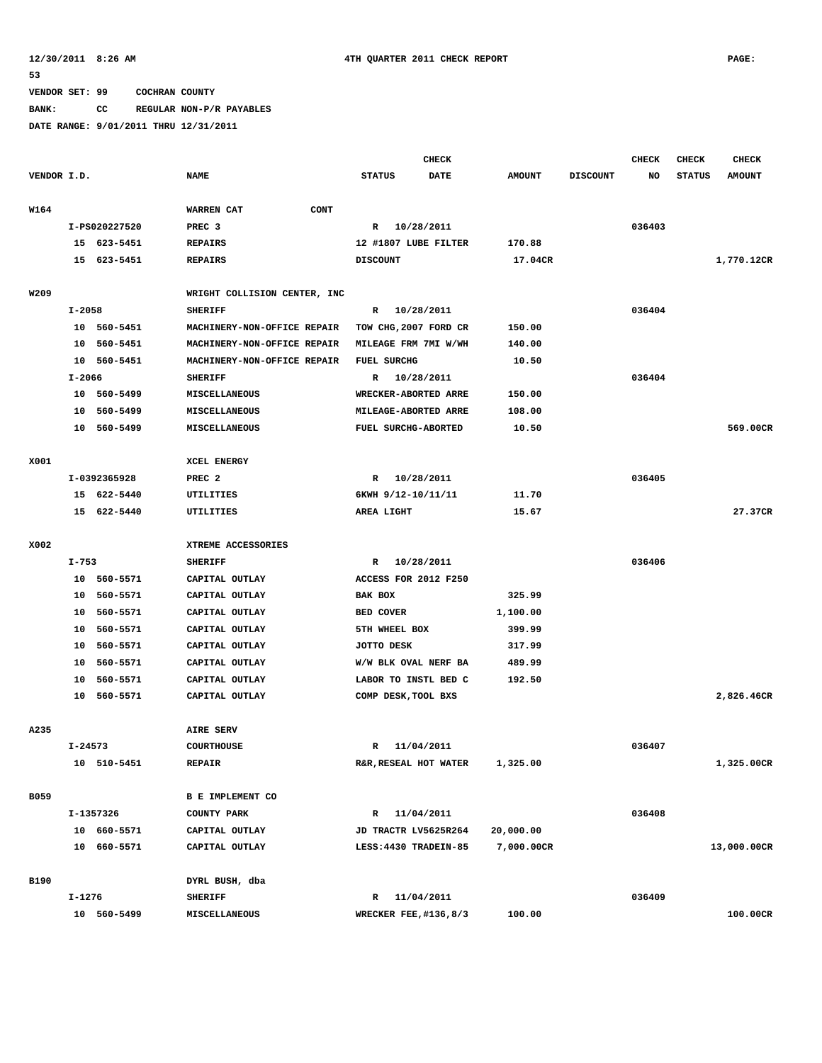VENDOR SET: 99 COCHRAN COUNTY

BANK: CC REGULAR NON-P/R PAYABLES

DATE RANGE: 9/01/2011 THRU 12/31/2011

| VENDOR I.D. | NAME | STATUS | CHECK DATE | AMOUNT | DISCOUNT | CHECK NO | CHECK STATUS | CHECK AMOUNT |
|---|---|---|---|---|---|---|---|---|
| W164 | WARREN CAT CONT | | | | | | | |
| I-PS020227520 | PREC 3 | R | 10/28/2011 | | | 036403 | | |
| 15 623-5451 | REPAIRS | 12 #1807 LUBE FILTER | | 170.88 | | | | |
| 15 623-5451 | REPAIRS | DISCOUNT | | 17.04CR | | | | 1,770.12CR |
| W209 | WRIGHT COLLISION CENTER, INC | | | | | | | |
| I-2058 | SHERIFF | R | 10/28/2011 | | | 036404 | | |
| 10 560-5451 | MACHINERY-NON-OFFICE REPAIR | TOW CHG,2007 FORD CR | | 150.00 | | | | |
| 10 560-5451 | MACHINERY-NON-OFFICE REPAIR | MILEAGE FRM 7MI W/WH | | 140.00 | | | | |
| 10 560-5451 | MACHINERY-NON-OFFICE REPAIR | FUEL SURCHG | | 10.50 | | | | |
| I-2066 | SHERIFF | R | 10/28/2011 | | | 036404 | | |
| 10 560-5499 | MISCELLANEOUS | WRECKER-ABORTED ARRE | | 150.00 | | | | |
| 10 560-5499 | MISCELLANEOUS | MILEAGE-ABORTED ARRE | | 108.00 | | | | |
| 10 560-5499 | MISCELLANEOUS | FUEL SURCHG-ABORTED | | 10.50 | | | | 569.00CR |
| X001 | XCEL ENERGY | | | | | | | |
| I-0392365928 | PREC 2 | R | 10/28/2011 | | | 036405 | | |
| 15 622-5440 | UTILITIES | 6KWH 9/12-10/11/11 | | 11.70 | | | | |
| 15 622-5440 | UTILITIES | AREA LIGHT | | 15.67 | | | | 27.37CR |
| X002 | XTREME ACCESSORIES | | | | | | | |
| I-753 | SHERIFF | R | 10/28/2011 | | | 036406 | | |
| 10 560-5571 | CAPITAL OUTLAY | ACCESS FOR 2012 F250 | | | | | | |
| 10 560-5571 | CAPITAL OUTLAY | BAK BOX | | 325.99 | | | | |
| 10 560-5571 | CAPITAL OUTLAY | BED COVER | | 1,100.00 | | | | |
| 10 560-5571 | CAPITAL OUTLAY | 5TH WHEEL BOX | | 399.99 | | | | |
| 10 560-5571 | CAPITAL OUTLAY | JOTTO DESK | | 317.99 | | | | |
| 10 560-5571 | CAPITAL OUTLAY | W/W BLK OVAL NERF BA | | 489.99 | | | | |
| 10 560-5571 | CAPITAL OUTLAY | LABOR TO INSTL BED C | | 192.50 | | | | |
| 10 560-5571 | CAPITAL OUTLAY | COMP DESK,TOOL BXS | | | | | | 2,826.46CR |
| A235 | AIRE SERV | | | | | | | |
| I-24573 | COURTHOUSE | R | 11/04/2011 | | | 036407 | | |
| 10 510-5451 | REPAIR | R&R,RESEAL HOT WATER | | 1,325.00 | | | | 1,325.00CR |
| B059 | B E IMPLEMENT CO | | | | | | | |
| I-1357326 | COUNTY PARK | R | 11/04/2011 | | | 036408 | | |
| 10 660-5571 | CAPITAL OUTLAY | JD TRACTR LV5625R264 | | 20,000.00 | | | | |
| 10 660-5571 | CAPITAL OUTLAY | LESS:4430 TRADEIN-85 | | 7,000.00CR | | | | 13,000.00CR |
| B190 | DYRL BUSH, dba | | | | | | | |
| I-1276 | SHERIFF | R | 11/04/2011 | | | 036409 | | |
| 10 560-5499 | MISCELLANEOUS | WRECKER FEE,#136,8/3 | | 100.00 | | | | 100.00CR |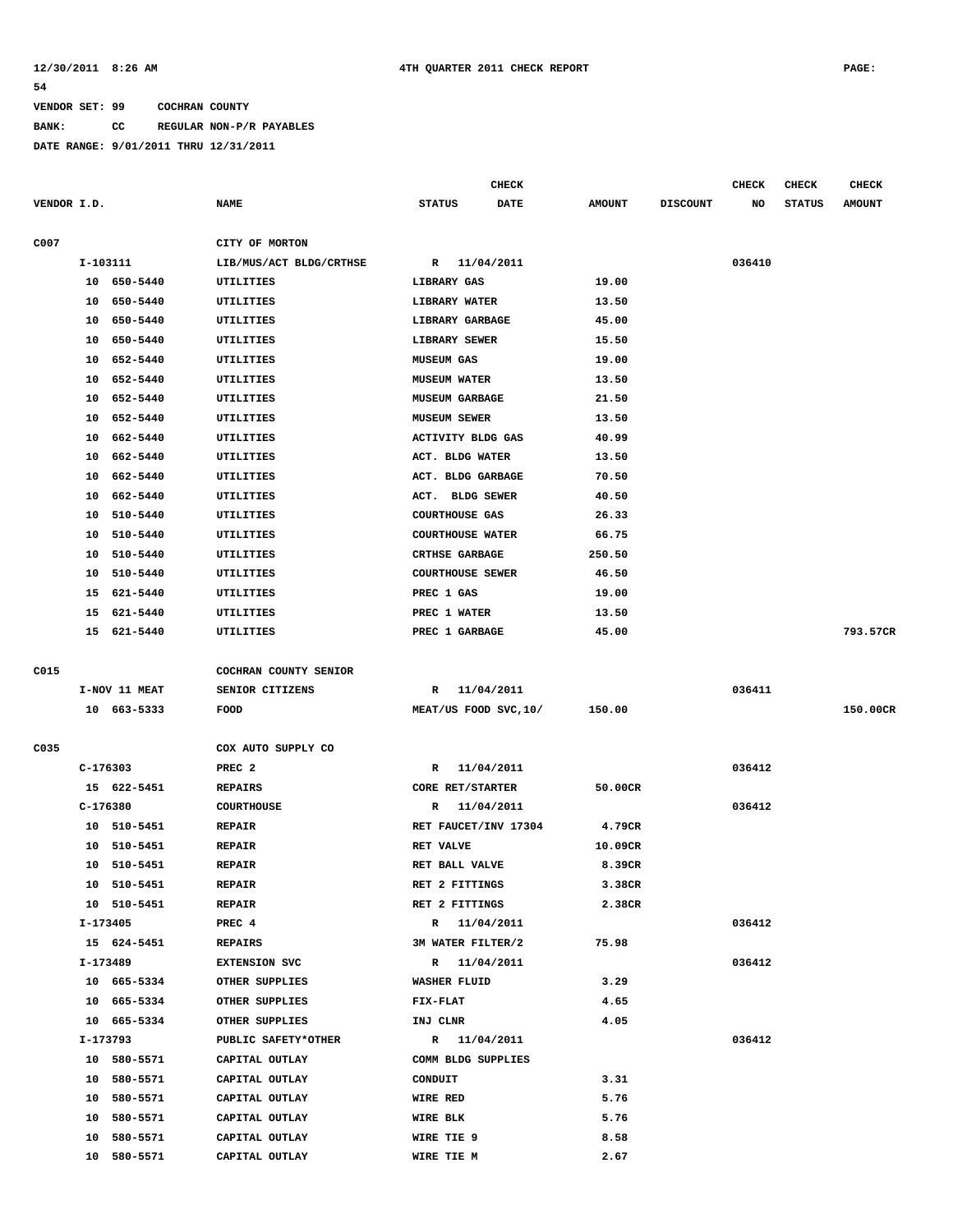12/30/2011 8:26 AM 4TH QUARTER 2011 CHECK REPORT PAGE: 54

VENDOR SET: 99 COCHRAN COUNTY

BANK: CC REGULAR NON-P/R PAYABLES

DATE RANGE: 9/01/2011 THRU 12/31/2011

| VENDOR I.D. | NAME | STATUS | CHECK DATE | AMOUNT | DISCOUNT | CHECK NO | CHECK STATUS | CHECK AMOUNT |
|---|---|---|---|---|---|---|---|---|
| C007 | CITY OF MORTON | | | | | | | |
| I-103111 | LIB/MUS/ACT BLDG/CRTHSE | R | 11/04/2011 | | | 036410 | | |
| 10 650-5440 | UTILITIES | LIBRARY GAS | | 19.00 | | | | |
| 10 650-5440 | UTILITIES | LIBRARY WATER | | 13.50 | | | | |
| 10 650-5440 | UTILITIES | LIBRARY GARBAGE | | 45.00 | | | | |
| 10 650-5440 | UTILITIES | LIBRARY SEWER | | 15.50 | | | | |
| 10 652-5440 | UTILITIES | MUSEUM GAS | | 19.00 | | | | |
| 10 652-5440 | UTILITIES | MUSEUM WATER | | 13.50 | | | | |
| 10 652-5440 | UTILITIES | MUSEUM GARBAGE | | 21.50 | | | | |
| 10 652-5440 | UTILITIES | MUSEUM SEWER | | 13.50 | | | | |
| 10 662-5440 | UTILITIES | ACTIVITY BLDG GAS | | 40.99 | | | | |
| 10 662-5440 | UTILITIES | ACT. BLDG WATER | | 13.50 | | | | |
| 10 662-5440 | UTILITIES | ACT. BLDG GARBAGE | | 70.50 | | | | |
| 10 662-5440 | UTILITIES | ACT. BLDG SEWER | | 40.50 | | | | |
| 10 510-5440 | UTILITIES | COURTHOUSE GAS | | 26.33 | | | | |
| 10 510-5440 | UTILITIES | COURTHOUSE WATER | | 66.75 | | | | |
| 10 510-5440 | UTILITIES | CRTHSE GARBAGE | | 250.50 | | | | |
| 10 510-5440 | UTILITIES | COURTHOUSE SEWER | | 46.50 | | | | |
| 15 621-5440 | UTILITIES | PREC 1 GAS | | 19.00 | | | | |
| 15 621-5440 | UTILITIES | PREC 1 WATER | | 13.50 | | | | |
| 15 621-5440 | UTILITIES | PREC 1 GARBAGE | | 45.00 | | | | 793.57CR |
| C015 | COCHRAN COUNTY SENIOR | | | | | | | |
| I-NOV 11 MEAT | SENIOR CITIZENS | R | 11/04/2011 | | | 036411 | | |
| 10 663-5333 | FOOD | MEAT/US FOOD SVC,10/ | | 150.00 | | | | 150.00CR |
| C035 | COX AUTO SUPPLY CO | | | | | | | |
| C-176303 | PREC 2 | R | 11/04/2011 | | | 036412 | | |
| 15 622-5451 | REPAIRS | CORE RET/STARTER | | 50.00CR | | | | |
| C-176380 | COURTHOUSE | R | 11/04/2011 | | | 036412 | | |
| 10 510-5451 | REPAIR | RET FAUCET/INV 17304 | | 4.79CR | | | | |
| 10 510-5451 | REPAIR | RET VALVE | | 10.09CR | | | | |
| 10 510-5451 | REPAIR | RET BALL VALVE | | 8.39CR | | | | |
| 10 510-5451 | REPAIR | RET 2 FITTINGS | | 3.38CR | | | | |
| 10 510-5451 | REPAIR | RET 2 FITTINGS | | 2.38CR | | | | |
| I-173405 | PREC 4 | R | 11/04/2011 | | | 036412 | | |
| 15 624-5451 | REPAIRS | 3M WATER FILTER/2 | | 75.98 | | | | |
| I-173489 | EXTENSION SVC | R | 11/04/2011 | | | 036412 | | |
| 10 665-5334 | OTHER SUPPLIES | WASHER FLUID | | 3.29 | | | | |
| 10 665-5334 | OTHER SUPPLIES | FIX-FLAT | | 4.65 | | | | |
| 10 665-5334 | OTHER SUPPLIES | INJ CLNR | | 4.05 | | | | |
| I-173793 | PUBLIC SAFETY*OTHER | R | 11/04/2011 | | | 036412 | | |
| 10 580-5571 | CAPITAL OUTLAY | COMM BLDG SUPPLIES | | | | | | |
| 10 580-5571 | CAPITAL OUTLAY | CONDUIT | | 3.31 | | | | |
| 10 580-5571 | CAPITAL OUTLAY | WIRE RED | | 5.76 | | | | |
| 10 580-5571 | CAPITAL OUTLAY | WIRE BLK | | 5.76 | | | | |
| 10 580-5571 | CAPITAL OUTLAY | WIRE TIE 9 | | 8.58 | | | | |
| 10 580-5571 | CAPITAL OUTLAY | WIRE TIE M | | 2.67 | | | | |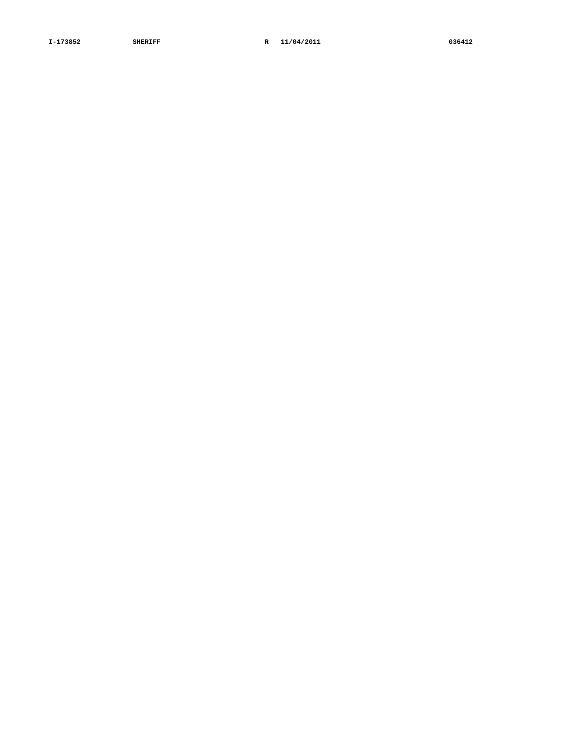I-173852 SHERIFF R 11/04/2011 036412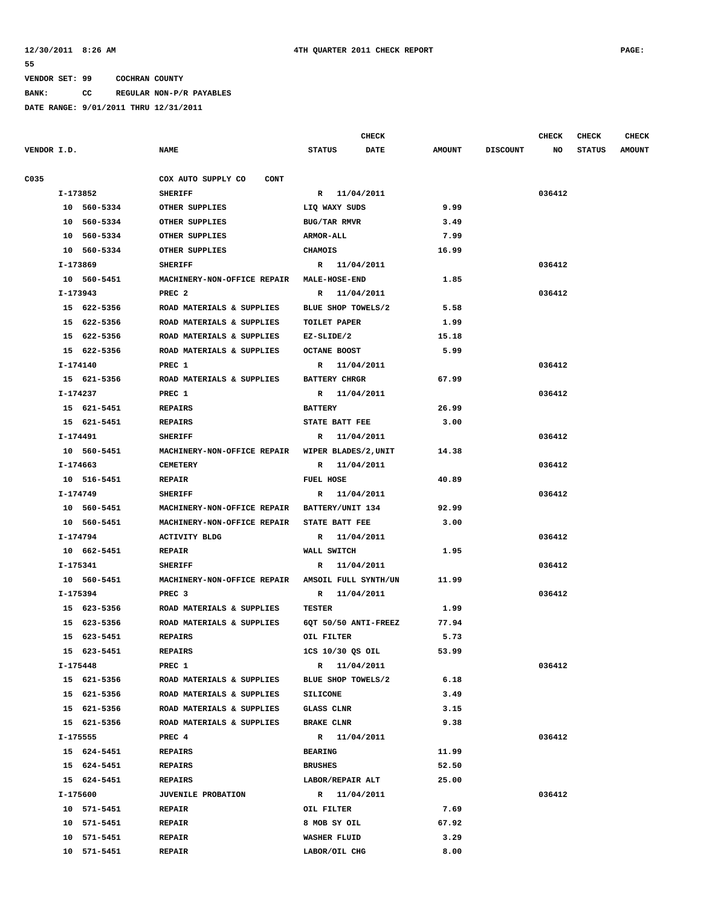VENDOR SET: 99 COCHRAN COUNTY

BANK: CC REGULAR NON-P/R PAYABLES

DATE RANGE: 9/01/2011 THRU 12/31/2011

| VENDOR I.D. | NAME | STATUS | CHECK DATE | AMOUNT | DISCOUNT | CHECK NO | CHECK STATUS | CHECK AMOUNT |
|---|---|---|---|---|---|---|---|---|
| C035 | COX AUTO SUPPLY CO CONT | | | | | | | |
| I-173852 | SHERIFF | R | 11/04/2011 | | | 036412 | | |
| 10 560-5334 | OTHER SUPPLIES | LIQ WAXY SUDS | | 9.99 | | | | |
| 10 560-5334 | OTHER SUPPLIES | BUG/TAR RMVR | | 3.49 | | | | |
| 10 560-5334 | OTHER SUPPLIES | ARMOR-ALL | | 7.99 | | | | |
| 10 560-5334 | OTHER SUPPLIES | CHAMOIS | | 16.99 | | | | |
| I-173869 | SHERIFF | R | 11/04/2011 | | | 036412 | | |
| 10 560-5451 | MACHINERY-NON-OFFICE REPAIR | MALE-HOSE-END | | 1.85 | | | | |
| I-173943 | PREC 2 | R | 11/04/2011 | | | 036412 | | |
| 15 622-5356 | ROAD MATERIALS & SUPPLIES | BLUE SHOP TOWELS/2 | | 5.58 | | | | |
| 15 622-5356 | ROAD MATERIALS & SUPPLIES | TOILET PAPER | | 1.99 | | | | |
| 15 622-5356 | ROAD MATERIALS & SUPPLIES | EZ-SLIDE/2 | | 15.18 | | | | |
| 15 622-5356 | ROAD MATERIALS & SUPPLIES | OCTANE BOOST | | 5.99 | | | | |
| I-174140 | PREC 1 | R | 11/04/2011 | | | 036412 | | |
| 15 621-5356 | ROAD MATERIALS & SUPPLIES | BATTERY CHRGR | | 67.99 | | | | |
| I-174237 | PREC 1 | R | 11/04/2011 | | | 036412 | | |
| 15 621-5451 | REPAIRS | BATTERY | | 26.99 | | | | |
| 15 621-5451 | REPAIRS | STATE BATT FEE | | 3.00 | | | | |
| I-174491 | SHERIFF | R | 11/04/2011 | | | 036412 | | |
| 10 560-5451 | MACHINERY-NON-OFFICE REPAIR | WIPER BLADES/2,UNIT | | 14.38 | | | | |
| I-174663 | CEMETERY | R | 11/04/2011 | | | 036412 | | |
| 10 516-5451 | REPAIR | FUEL HOSE | | 40.89 | | | | |
| I-174749 | SHERIFF | R | 11/04/2011 | | | 036412 | | |
| 10 560-5451 | MACHINERY-NON-OFFICE REPAIR | BATTERY/UNIT 134 | | 92.99 | | | | |
| 10 560-5451 | MACHINERY-NON-OFFICE REPAIR | STATE BATT FEE | | 3.00 | | | | |
| I-174794 | ACTIVITY BLDG | R | 11/04/2011 | | | 036412 | | |
| 10 662-5451 | REPAIR | WALL SWITCH | | 1.95 | | | | |
| I-175341 | SHERIFF | R | 11/04/2011 | | | 036412 | | |
| 10 560-5451 | MACHINERY-NON-OFFICE REPAIR | AMSOIL FULL SYNTH/UN | | 11.99 | | | | |
| I-175394 | PREC 3 | R | 11/04/2011 | | | 036412 | | |
| 15 623-5356 | ROAD MATERIALS & SUPPLIES | TESTER | | 1.99 | | | | |
| 15 623-5356 | ROAD MATERIALS & SUPPLIES | 6QT 50/50 ANTI-FREEZ | | 77.94 | | | | |
| 15 623-5451 | REPAIRS | OIL FILTER | | 5.73 | | | | |
| 15 623-5451 | REPAIRS | 1CS 10/30 QS OIL | | 53.99 | | | | |
| I-175448 | PREC 1 | R | 11/04/2011 | | | 036412 | | |
| 15 621-5356 | ROAD MATERIALS & SUPPLIES | BLUE SHOP TOWELS/2 | | 6.18 | | | | |
| 15 621-5356 | ROAD MATERIALS & SUPPLIES | SILICONE | | 3.49 | | | | |
| 15 621-5356 | ROAD MATERIALS & SUPPLIES | GLASS CLNR | | 3.15 | | | | |
| 15 621-5356 | ROAD MATERIALS & SUPPLIES | BRAKE CLNR | | 9.38 | | | | |
| I-175555 | PREC 4 | R | 11/04/2011 | | | 036412 | | |
| 15 624-5451 | REPAIRS | BEARING | | 11.99 | | | | |
| 15 624-5451 | REPAIRS | BRUSHES | | 52.50 | | | | |
| 15 624-5451 | REPAIRS | LABOR/REPAIR ALT | | 25.00 | | | | |
| I-175600 | JUVENILE PROBATION | R | 11/04/2011 | | | 036412 | | |
| 10 571-5451 | REPAIR | OIL FILTER | | 7.69 | | | | |
| 10 571-5451 | REPAIR | 8 MOB SY OIL | | 67.92 | | | | |
| 10 571-5451 | REPAIR | WASHER FLUID | | 3.29 | | | | |
| 10 571-5451 | REPAIR | LABOR/OIL CHG | | 8.00 | | | | |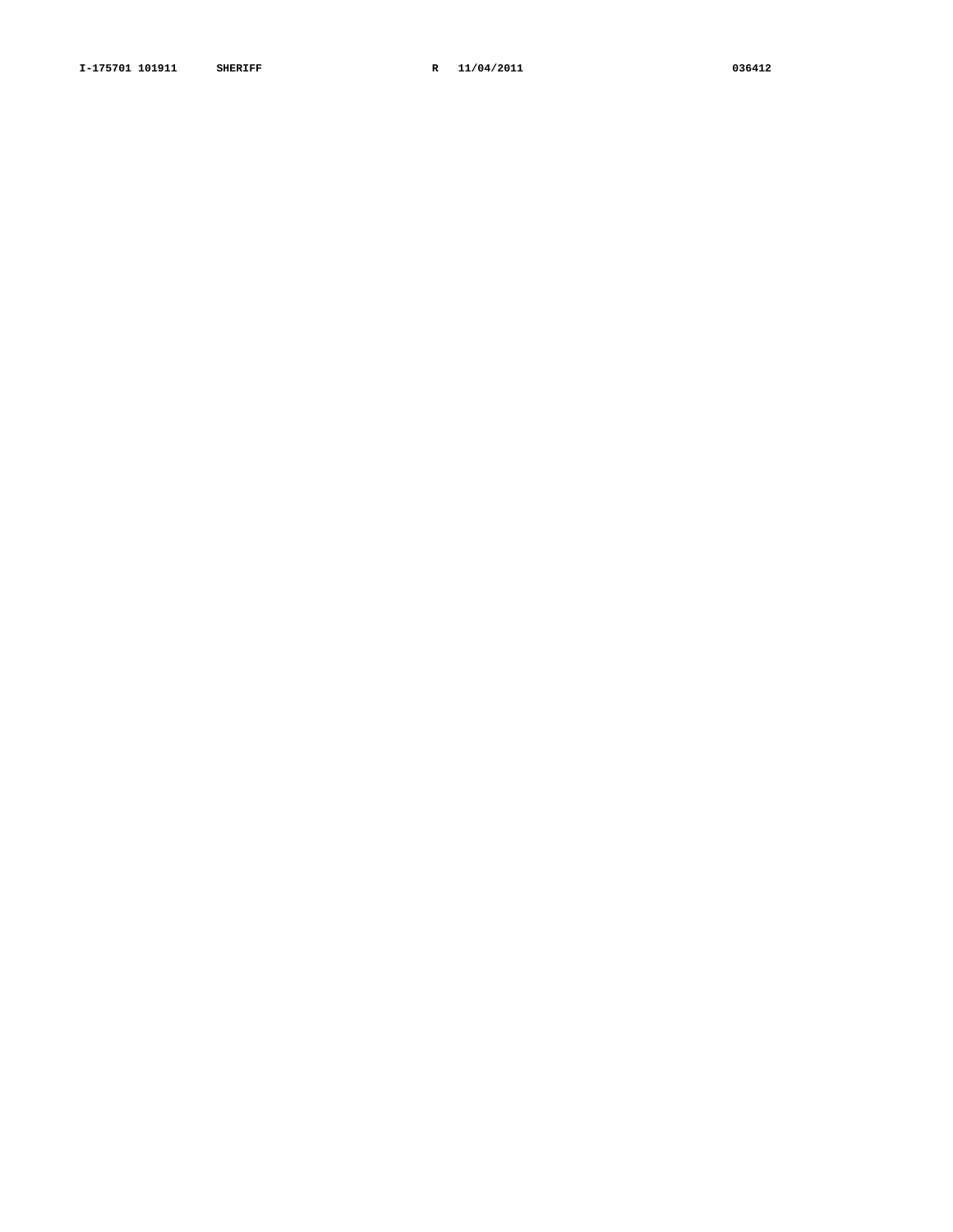**I-175701 101911 SHERIFF R 11/04/2011 036412**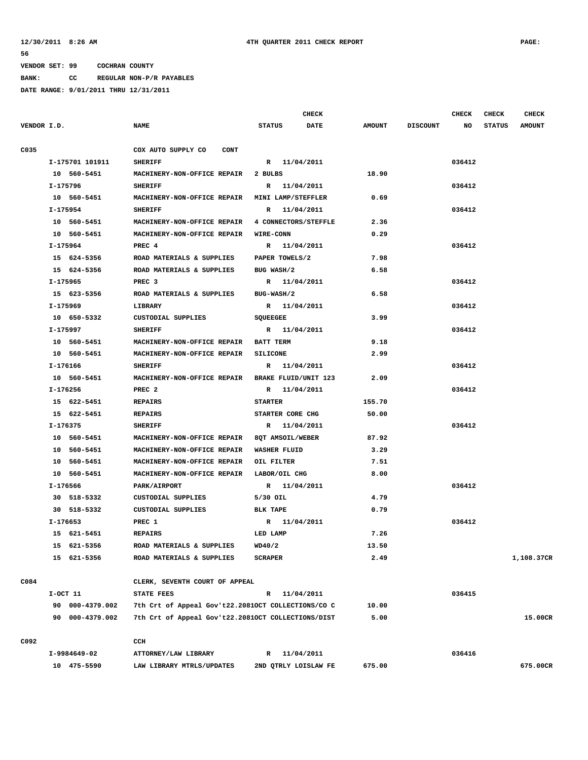12/30/2011 8:26 AM 4TH QUARTER 2011 CHECK REPORT PAGE: 56

VENDOR SET: 99 COCHRAN COUNTY

BANK: CC REGULAR NON-P/R PAYABLES

DATE RANGE: 9/01/2011 THRU 12/31/2011

| VENDOR I.D. | NAME | STATUS | CHECK DATE | AMOUNT | DISCOUNT | CHECK NO | CHECK STATUS | CHECK AMOUNT |
|---|---|---|---|---|---|---|---|---|
| C035 | COX AUTO SUPPLY CO CONT | | | | | | | |
| I-175701 101911 | SHERIFF | R | 11/04/2011 | | | 036412 | | |
| 10 560-5451 | MACHINERY-NON-OFFICE REPAIR | 2 BULBS | | 18.90 | | | | |
| I-175796 | SHERIFF | R | 11/04/2011 | | | 036412 | | |
| 10 560-5451 | MACHINERY-NON-OFFICE REPAIR | MINI LAMP/STEFFLER | | 0.69 | | | | |
| I-175954 | SHERIFF | R | 11/04/2011 | | | 036412 | | |
| 10 560-5451 | MACHINERY-NON-OFFICE REPAIR | 4 CONNECTORS/STEFFLE | | 2.36 | | | | |
| 10 560-5451 | MACHINERY-NON-OFFICE REPAIR | WIRE-CONN | | 0.29 | | | | |
| I-175964 | PREC 4 | R | 11/04/2011 | | | 036412 | | |
| 15 624-5356 | ROAD MATERIALS & SUPPLIES | PAPER TOWELS/2 | | 7.98 | | | | |
| 15 624-5356 | ROAD MATERIALS & SUPPLIES | BUG WASH/2 | | 6.58 | | | | |
| I-175965 | PREC 3 | R | 11/04/2011 | | | 036412 | | |
| 15 623-5356 | ROAD MATERIALS & SUPPLIES | BUG-WASH/2 | | 6.58 | | | | |
| I-175969 | LIBRARY | R | 11/04/2011 | | | 036412 | | |
| 10 650-5332 | CUSTODIAL SUPPLIES | SQUEEGEE | | 3.99 | | | | |
| I-175997 | SHERIFF | R | 11/04/2011 | | | 036412 | | |
| 10 560-5451 | MACHINERY-NON-OFFICE REPAIR | BATT TERM | | 9.18 | | | | |
| 10 560-5451 | MACHINERY-NON-OFFICE REPAIR | SILICONE | | 2.99 | | | | |
| I-176166 | SHERIFF | R | 11/04/2011 | | | 036412 | | |
| 10 560-5451 | MACHINERY-NON-OFFICE REPAIR | BRAKE FLUID/UNIT 123 | | 2.09 | | | | |
| I-176256 | PREC 2 | R | 11/04/2011 | | | 036412 | | |
| 15 622-5451 | REPAIRS | STARTER | | 155.70 | | | | |
| 15 622-5451 | REPAIRS | STARTER CORE CHG | | 50.00 | | | | |
| I-176375 | SHERIFF | R | 11/04/2011 | | | 036412 | | |
| 10 560-5451 | MACHINERY-NON-OFFICE REPAIR | 8QT AMSOIL/WEBER | | 87.92 | | | | |
| 10 560-5451 | MACHINERY-NON-OFFICE REPAIR | WASHER FLUID | | 3.29 | | | | |
| 10 560-5451 | MACHINERY-NON-OFFICE REPAIR | OIL FILTER | | 7.51 | | | | |
| 10 560-5451 | MACHINERY-NON-OFFICE REPAIR | LABOR/OIL CHG | | 8.00 | | | | |
| I-176566 | PARK/AIRPORT | R | 11/04/2011 | | | 036412 | | |
| 30 518-5332 | CUSTODIAL SUPPLIES | 5/30 OIL | | 4.79 | | | | |
| 30 518-5332 | CUSTODIAL SUPPLIES | BLK TAPE | | 0.79 | | | | |
| I-176653 | PREC 1 | R | 11/04/2011 | | | 036412 | | |
| 15 621-5451 | REPAIRS | LED LAMP | | 7.26 | | | | |
| 15 621-5356 | ROAD MATERIALS & SUPPLIES | WD40/2 | | 13.50 | | | | |
| 15 621-5356 | ROAD MATERIALS & SUPPLIES | SCRAPER | | 2.49 | | | | 1,108.37CR |
| C084 | CLERK, SEVENTH COURT OF APPEAL | | | | | | | |
| I-OCT 11 | STATE FEES | R | 11/04/2011 | | | 036415 | | |
| 90 000-4379.002 | 7th Crt of Appeal Gov't22.2081 | OCT COLLECTIONS/CO C | | 10.00 | | | | |
| 90 000-4379.002 | 7th Crt of Appeal Gov't22.2081 | OCT COLLECTIONS/DIST | | 5.00 | | | | 15.00CR |
| C092 | CCH | | | | | | | |
| I-9984649-02 | ATTORNEY/LAW LIBRARY | R | 11/04/2011 | | | 036416 | | |
| 10 475-5590 | LAW LIBRARY MTRLS/UPDATES | 2ND QTRLY LOISLAW FE | | 675.00 | | | | 675.00CR |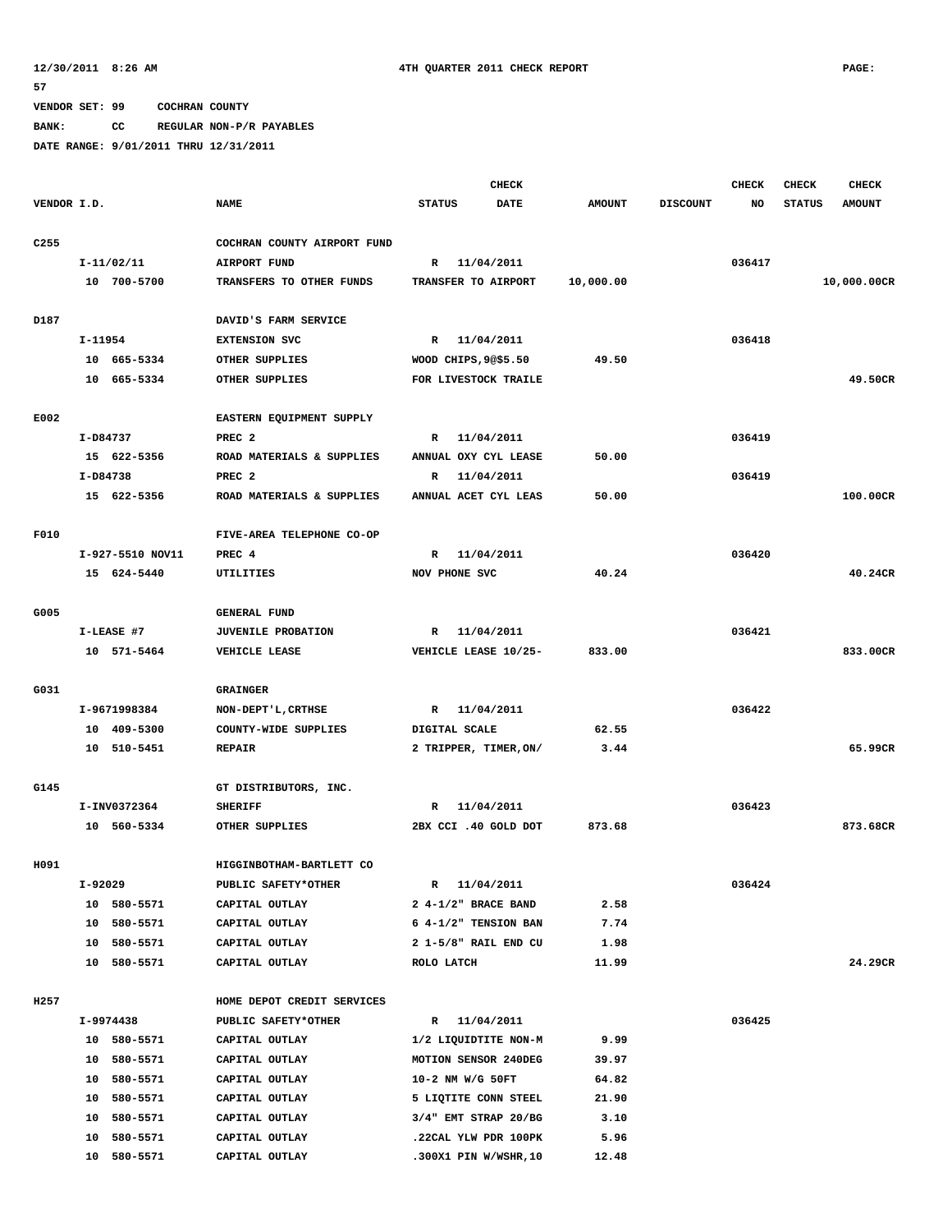12/30/2011 8:26 AM 4TH QUARTER 2011 CHECK REPORT PAGE: 57

VENDOR SET: 99 COCHRAN COUNTY

BANK: CC REGULAR NON-P/R PAYABLES

DATE RANGE: 9/01/2011 THRU 12/31/2011

| VENDOR I.D. | NAME | STATUS | CHECK DATE | AMOUNT | DISCOUNT | CHECK NO | CHECK STATUS | CHECK AMOUNT |
|---|---|---|---|---|---|---|---|---|
| C255 | COCHRAN COUNTY AIRPORT FUND | | | | | | | |
| I-11/02/11 | AIRPORT FUND | R | 11/04/2011 | | | 036417 | | |
| 10 700-5700 | TRANSFERS TO OTHER FUNDS | TRANSFER TO AIRPORT | | 10,000.00 | | | | 10,000.00CR |
| D187 | DAVID'S FARM SERVICE | | | | | | | |
| I-11954 | EXTENSION SVC | R | 11/04/2011 | | | 036418 | | |
| 10 665-5334 | OTHER SUPPLIES | WOOD CHIPS,9@$5.50 | | 49.50 | | | | |
| 10 665-5334 | OTHER SUPPLIES | FOR LIVESTOCK TRAILE | | | | | | 49.50CR |
| E002 | EASTERN EQUIPMENT SUPPLY | | | | | | | |
| I-D84737 | PREC 2 | R | 11/04/2011 | | | 036419 | | |
| 15 622-5356 | ROAD MATERIALS & SUPPLIES | ANNUAL OXY CYL LEASE | | 50.00 | | | | |
| I-D84738 | PREC 2 | R | 11/04/2011 | | | 036419 | | |
| 15 622-5356 | ROAD MATERIALS & SUPPLIES | ANNUAL ACET CYL LEAS | | 50.00 | | | | 100.00CR |
| F010 | FIVE-AREA TELEPHONE CO-OP | | | | | | | |
| I-927-5510 NOV11 | PREC 4 | R | 11/04/2011 | | | 036420 | | |
| 15 624-5440 | UTILITIES | NOV PHONE SVC | | 40.24 | | | | 40.24CR |
| G005 | GENERAL FUND | | | | | | | |
| I-LEASE #7 | JUVENILE PROBATION | R | 11/04/2011 | | | 036421 | | |
| 10 571-5464 | VEHICLE LEASE | VEHICLE LEASE 10/25- | | 833.00 | | | | 833.00CR |
| G031 | GRAINGER | | | | | | | |
| I-9671998384 | NON-DEPT'L,CRTHSE | R | 11/04/2011 | | | 036422 | | |
| 10 409-5300 | COUNTY-WIDE SUPPLIES | DIGITAL SCALE | | 62.55 | | | | |
| 10 510-5451 | REPAIR | 2 TRIPPER, TIMER,ON/ | | 3.44 | | | | 65.99CR |
| G145 | GT DISTRIBUTORS, INC. | | | | | | | |
| I-INV0372364 | SHERIFF | R | 11/04/2011 | | | 036423 | | |
| 10 560-5334 | OTHER SUPPLIES | 2BX CCI .40 GOLD DOT | | 873.68 | | | | 873.68CR |
| H091 | HIGGINBOTHAM-BARTLETT CO | | | | | | | |
| I-92029 | PUBLIC SAFETY*OTHER | R | 11/04/2011 | | | 036424 | | |
| 10 580-5571 | CAPITAL OUTLAY | 2 4-1/2" BRACE BAND | | 2.58 | | | | |
| 10 580-5571 | CAPITAL OUTLAY | 6 4-1/2" TENSION BAN | | 7.74 | | | | |
| 10 580-5571 | CAPITAL OUTLAY | 2 1-5/8" RAIL END CU | | 1.98 | | | | |
| 10 580-5571 | CAPITAL OUTLAY | ROLO LATCH | | 11.99 | | | | 24.29CR |
| H257 | HOME DEPOT CREDIT SERVICES | | | | | | | |
| I-9974438 | PUBLIC SAFETY*OTHER | R | 11/04/2011 | | | 036425 | | |
| 10 580-5571 | CAPITAL OUTLAY | 1/2 LIQUIDTITE NON-M | | 9.99 | | | | |
| 10 580-5571 | CAPITAL OUTLAY | MOTION SENSOR 240DEG | | 39.97 | | | | |
| 10 580-5571 | CAPITAL OUTLAY | 10-2 NM W/G 50FT | | 64.82 | | | | |
| 10 580-5571 | CAPITAL OUTLAY | 5 LIQTITE CONN STEEL | | 21.90 | | | | |
| 10 580-5571 | CAPITAL OUTLAY | 3/4" EMT STRAP 20/BG | | 3.10 | | | | |
| 10 580-5571 | CAPITAL OUTLAY | .22CAL YLW PDR 100PK | | 5.96 | | | | |
| 10 580-5571 | CAPITAL OUTLAY | .300X1 PIN W/WSHR,10 | | 12.48 | | | | |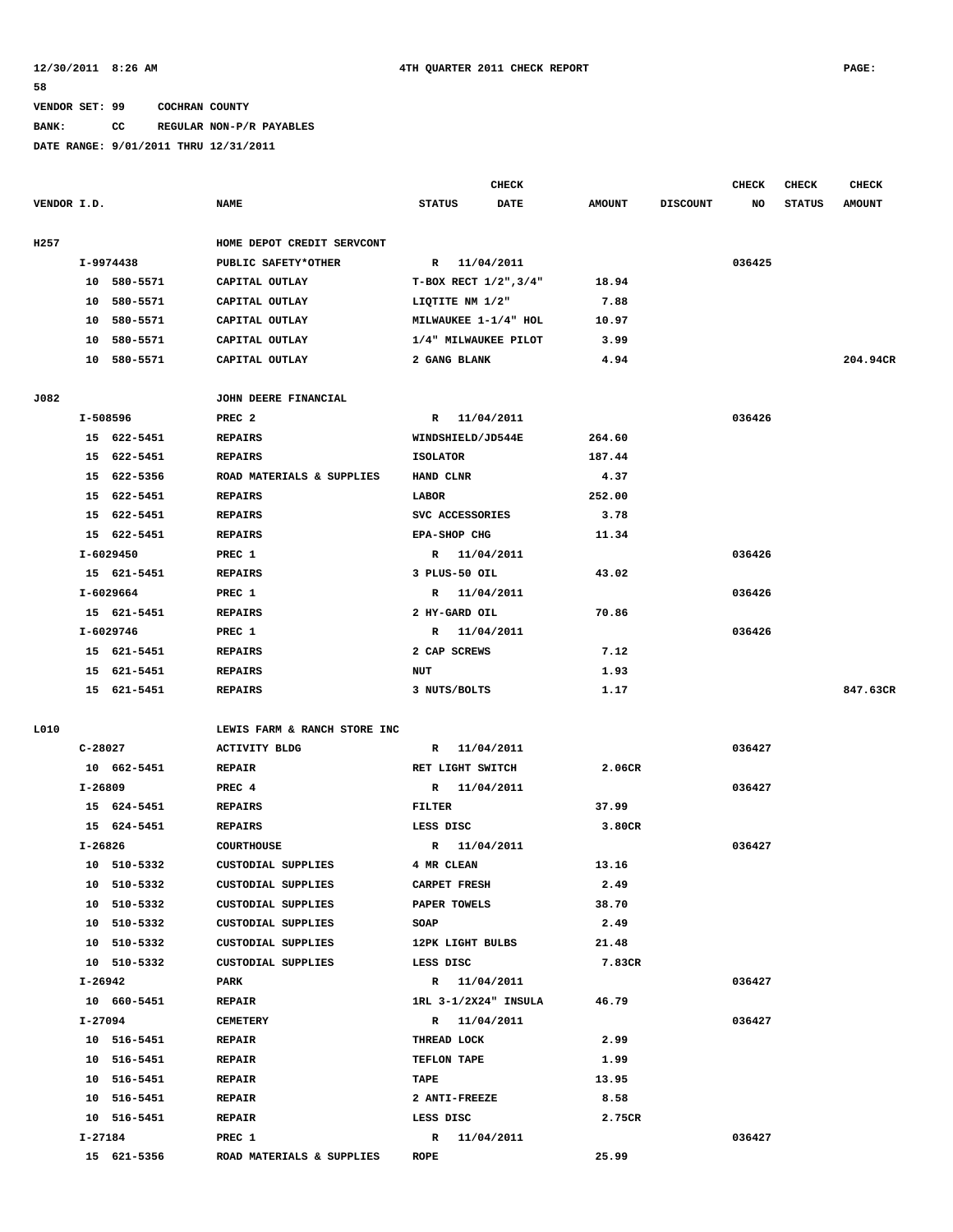12/30/2011 8:26 AM 4TH QUARTER 2011 CHECK REPORT PAGE: 58

VENDOR SET: 99 COCHRAN COUNTY

BANK: CC REGULAR NON-P/R PAYABLES

DATE RANGE: 9/01/2011 THRU 12/31/2011

| VENDOR I.D. | NAME | STATUS | CHECK DATE | AMOUNT | DISCOUNT | CHECK NO | CHECK STATUS | CHECK AMOUNT |
|---|---|---|---|---|---|---|---|---|
| H257 | HOME DEPOT CREDIT SERVCONT | | | | | | | |
| I-9974438 | PUBLIC SAFETY*OTHER | R | 11/04/2011 | | | 036425 | | |
| 10 580-5571 | CAPITAL OUTLAY | T-BOX RECT 1/2",3/4" | | 18.94 | | | | |
| 10 580-5571 | CAPITAL OUTLAY | LIQTITE NM 1/2" | | 7.88 | | | | |
| 10 580-5571 | CAPITAL OUTLAY | MILWAUKEE 1-1/4" HOL | | 10.97 | | | | |
| 10 580-5571 | CAPITAL OUTLAY | 1/4" MILWAUKEE PILOT | | 3.99 | | | | |
| 10 580-5571 | CAPITAL OUTLAY | 2 GANG BLANK | | 4.94 | | | | 204.94CR |
| J082 | JOHN DEERE FINANCIAL | | | | | | | |
| I-508596 | PREC 2 | R | 11/04/2011 | | | 036426 | | |
| 15 622-5451 | REPAIRS | WINDSHIELD/JD544E | | 264.60 | | | | |
| 15 622-5451 | REPAIRS | ISOLATOR | | 187.44 | | | | |
| 15 622-5356 | ROAD MATERIALS & SUPPLIES | HAND CLNR | | 4.37 | | | | |
| 15 622-5451 | REPAIRS | LABOR | | 252.00 | | | | |
| 15 622-5451 | REPAIRS | SVC ACCESSORIES | | 3.78 | | | | |
| 15 622-5451 | REPAIRS | EPA-SHOP CHG | | 11.34 | | | | |
| I-6029450 | PREC 1 | R | 11/04/2011 | | | 036426 | | |
| 15 621-5451 | REPAIRS | 3 PLUS-50 OIL | | 43.02 | | | | |
| I-6029664 | PREC 1 | R | 11/04/2011 | | | 036426 | | |
| 15 621-5451 | REPAIRS | 2 HY-GARD OIL | | 70.86 | | | | |
| I-6029746 | PREC 1 | R | 11/04/2011 | | | 036426 | | |
| 15 621-5451 | REPAIRS | 2 CAP SCREWS | | 7.12 | | | | |
| 15 621-5451 | REPAIRS | NUT | | 1.93 | | | | |
| 15 621-5451 | REPAIRS | 3 NUTS/BOLTS | | 1.17 | | | | 847.63CR |
| L010 | LEWIS FARM & RANCH STORE INC | | | | | | | |
| C-28027 | ACTIVITY BLDG | R | 11/04/2011 | | | 036427 | | |
| 10 662-5451 | REPAIR | RET LIGHT SWITCH | | 2.06CR | | | | |
| I-26809 | PREC 4 | R | 11/04/2011 | | | 036427 | | |
| 15 624-5451 | REPAIRS | FILTER | | 37.99 | | | | |
| 15 624-5451 | REPAIRS | LESS DISC | | 3.80CR | | | | |
| I-26826 | COURTHOUSE | R | 11/04/2011 | | | 036427 | | |
| 10 510-5332 | CUSTODIAL SUPPLIES | 4 MR CLEAN | | 13.16 | | | | |
| 10 510-5332 | CUSTODIAL SUPPLIES | CARPET FRESH | | 2.49 | | | | |
| 10 510-5332 | CUSTODIAL SUPPLIES | PAPER TOWELS | | 38.70 | | | | |
| 10 510-5332 | CUSTODIAL SUPPLIES | SOAP | | 2.49 | | | | |
| 10 510-5332 | CUSTODIAL SUPPLIES | 12PK LIGHT BULBS | | 21.48 | | | | |
| 10 510-5332 | CUSTODIAL SUPPLIES | LESS DISC | | 7.83CR | | | | |
| I-26942 | PARK | R | 11/04/2011 | | | 036427 | | |
| 10 660-5451 | REPAIR | 1RL 3-1/2X24" INSULA | | 46.79 | | | | |
| I-27094 | CEMETERY | R | 11/04/2011 | | | 036427 | | |
| 10 516-5451 | REPAIR | THREAD LOCK | | 2.99 | | | | |
| 10 516-5451 | REPAIR | TEFLON TAPE | | 1.99 | | | | |
| 10 516-5451 | REPAIR | TAPE | | 13.95 | | | | |
| 10 516-5451 | REPAIR | 2 ANTI-FREEZE | | 8.58 | | | | |
| 10 516-5451 | REPAIR | LESS DISC | | 2.75CR | | | | |
| I-27184 | PREC 1 | R | 11/04/2011 | | | 036427 | | |
| 15 621-5356 | ROAD MATERIALS & SUPPLIES | ROPE | | 25.99 | | | | |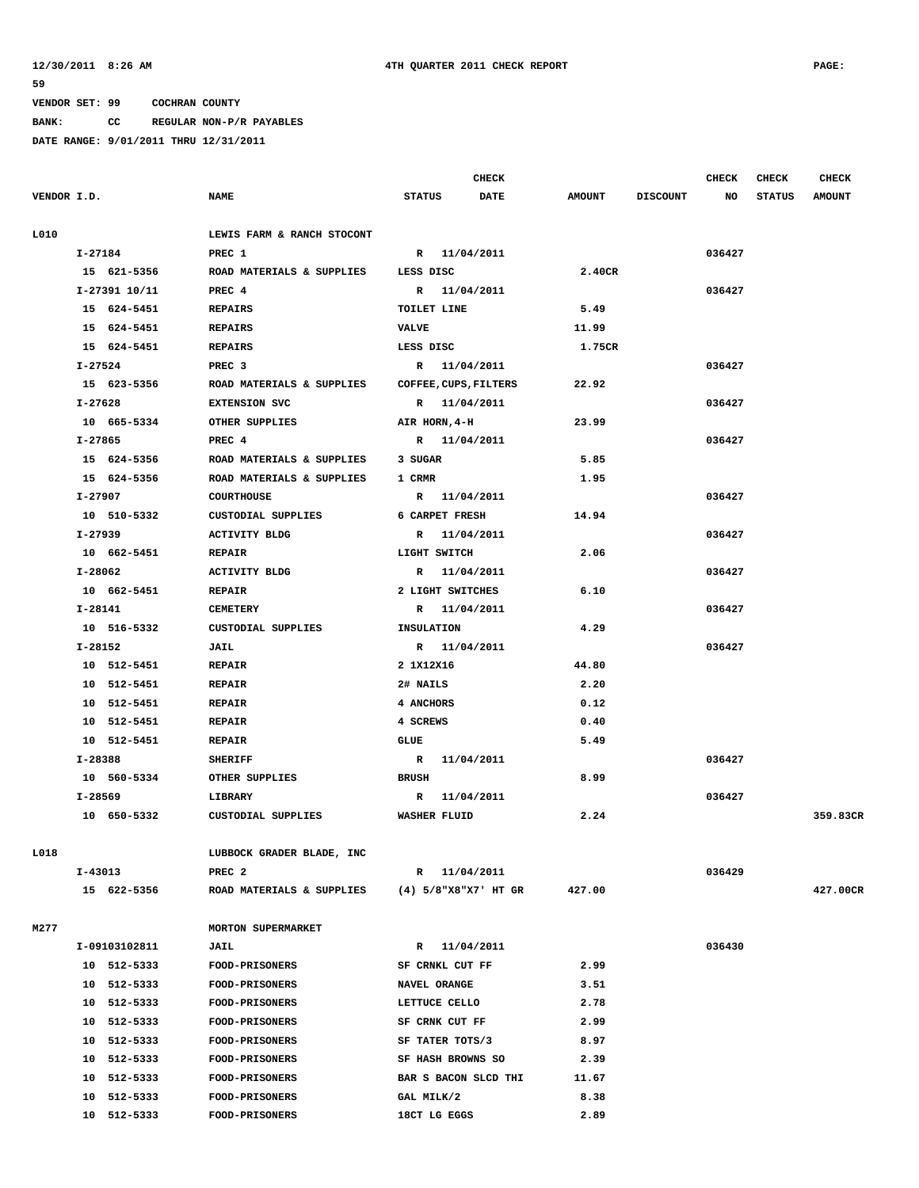12/30/2011 8:26 AM    4TH QUARTER 2011 CHECK REPORT    PAGE: 59

VENDOR SET: 99    COCHRAN COUNTY

BANK: CC    REGULAR NON-P/R PAYABLES

DATE RANGE: 9/01/2011 THRU 12/31/2011

| VENDOR I.D. | NAME | STATUS | CHECK DATE | AMOUNT | DISCOUNT | CHECK NO | CHECK STATUS | CHECK AMOUNT |
|---|---|---|---|---|---|---|---|---|
| L010 | LEWIS FARM & RANCH STOCONT | | | | | | | |
| I-27184 | PREC 1 | R | 11/04/2011 | | | 036427 | | |
| 15 621-5356 | ROAD MATERIALS & SUPPLIES | LESS DISC | | 2.40CR | | | | |
| I-27391 10/11 | PREC 4 | R | 11/04/2011 | | | 036427 | | |
| 15 624-5451 | REPAIRS | TOILET LINE | | 5.49 | | | | |
| 15 624-5451 | REPAIRS | VALVE | | 11.99 | | | | |
| 15 624-5451 | REPAIRS | LESS DISC | | 1.75CR | | | | |
| I-27524 | PREC 3 | R | 11/04/2011 | | | 036427 | | |
| 15 623-5356 | ROAD MATERIALS & SUPPLIES | COFFEE,CUPS,FILTERS | | 22.92 | | | | |
| I-27628 | EXTENSION SVC | R | 11/04/2011 | | | 036427 | | |
| 10 665-5334 | OTHER SUPPLIES | AIR HORN,4-H | | 23.99 | | | | |
| I-27865 | PREC 4 | R | 11/04/2011 | | | 036427 | | |
| 15 624-5356 | ROAD MATERIALS & SUPPLIES | 3 SUGAR | | 5.85 | | | | |
| 15 624-5356 | ROAD MATERIALS & SUPPLIES | 1 CRMR | | 1.95 | | | | |
| I-27907 | COURTHOUSE | R | 11/04/2011 | | | 036427 | | |
| 10 510-5332 | CUSTODIAL SUPPLIES | 6 CARPET FRESH | | 14.94 | | | | |
| I-27939 | ACTIVITY BLDG | R | 11/04/2011 | | | 036427 | | |
| 10 662-5451 | REPAIR | LIGHT SWITCH | | 2.06 | | | | |
| I-28062 | ACTIVITY BLDG | R | 11/04/2011 | | | 036427 | | |
| 10 662-5451 | REPAIR | 2 LIGHT SWITCHES | | 6.10 | | | | |
| I-28141 | CEMETERY | R | 11/04/2011 | | | 036427 | | |
| 10 516-5332 | CUSTODIAL SUPPLIES | INSULATION | | 4.29 | | | | |
| I-28152 | JAIL | R | 11/04/2011 | | | 036427 | | |
| 10 512-5451 | REPAIR | 2 1X12X16 | | 44.80 | | | | |
| 10 512-5451 | REPAIR | 2# NAILS | | 2.20 | | | | |
| 10 512-5451 | REPAIR | 4 ANCHORS | | 0.12 | | | | |
| 10 512-5451 | REPAIR | 4 SCREWS | | 0.40 | | | | |
| 10 512-5451 | REPAIR | GLUE | | 5.49 | | | | |
| I-28388 | SHERIFF | R | 11/04/2011 | | | 036427 | | |
| 10 560-5334 | OTHER SUPPLIES | BRUSH | | 8.99 | | | | |
| I-28569 | LIBRARY | R | 11/04/2011 | | | 036427 | | |
| 10 650-5332 | CUSTODIAL SUPPLIES | WASHER FLUID | | 2.24 | | | | 359.83CR |
| L018 | LUBBOCK GRADER BLADE, INC | | | | | | | |
| I-43013 | PREC 2 | R | 11/04/2011 | | | 036429 | | |
| 15 622-5356 | ROAD MATERIALS & SUPPLIES | (4) 5/8"X8"X7' HT GR | | 427.00 | | | | 427.00CR |
| M277 | MORTON SUPERMARKET | | | | | | | |
| I-09103102811 | JAIL | R | 11/04/2011 | | | 036430 | | |
| 10 512-5333 | FOOD-PRISONERS | SF CRNKL CUT FF | | 2.99 | | | | |
| 10 512-5333 | FOOD-PRISONERS | NAVEL ORANGE | | 3.51 | | | | |
| 10 512-5333 | FOOD-PRISONERS | LETTUCE CELLO | | 2.78 | | | | |
| 10 512-5333 | FOOD-PRISONERS | SF CRNK CUT FF | | 2.99 | | | | |
| 10 512-5333 | FOOD-PRISONERS | SF TATER TOTS/3 | | 8.97 | | | | |
| 10 512-5333 | FOOD-PRISONERS | SF HASH BROWNS SO | | 2.39 | | | | |
| 10 512-5333 | FOOD-PRISONERS | BAR S BACON SLCD THI | | 11.67 | | | | |
| 10 512-5333 | FOOD-PRISONERS | GAL MILK/2 | | 8.38 | | | | |
| 10 512-5333 | FOOD-PRISONERS | 18CT LG EGGS | | 2.89 | | | | |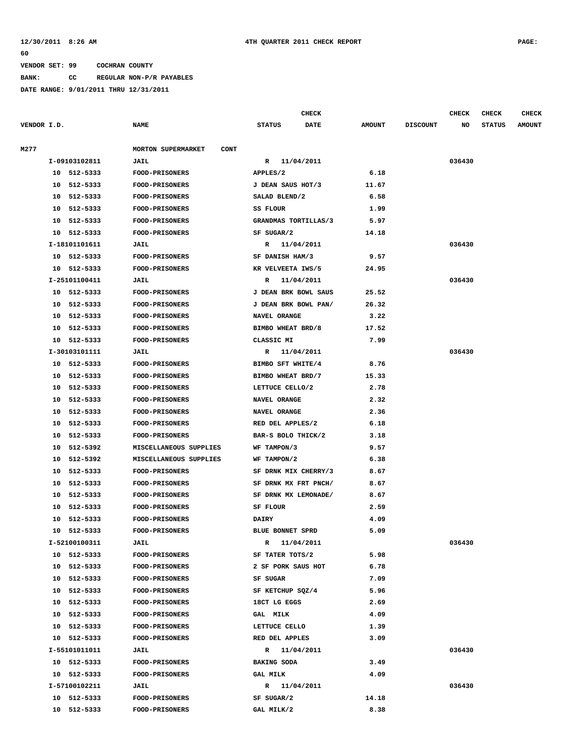12/30/2011 8:26 AM 4TH QUARTER 2011 CHECK REPORT PAGE: 60

VENDOR SET: 99 COCHRAN COUNTY

BANK: CC REGULAR NON-P/R PAYABLES

DATE RANGE: 9/01/2011 THRU 12/31/2011

| VENDOR I.D. | NAME | STATUS | CHECK DATE | AMOUNT | DISCOUNT | CHECK NO | CHECK STATUS | CHECK AMOUNT |
|---|---|---|---|---|---|---|---|---|
| M277 | MORTON SUPERMARKET CONT | | | | | | | |
| I-09103102811 | JAIL | R | 11/04/2011 | | | 036430 | | |
| 10 512-5333 | FOOD-PRISONERS | APPLES/2 | | 6.18 | | | | |
| 10 512-5333 | FOOD-PRISONERS | J DEAN SAUS HOT/3 | | 11.67 | | | | |
| 10 512-5333 | FOOD-PRISONERS | SALAD BLEND/2 | | 6.58 | | | | |
| 10 512-5333 | FOOD-PRISONERS | SS FLOUR | | 1.99 | | | | |
| 10 512-5333 | FOOD-PRISONERS | GRANDMAS TORTILLAS/3 | | 5.97 | | | | |
| 10 512-5333 | FOOD-PRISONERS | SF SUGAR/2 | | 14.18 | | | | |
| I-18101101611 | JAIL | R | 11/04/2011 | | | 036430 | | |
| 10 512-5333 | FOOD-PRISONERS | SF DANISH HAM/3 | | 9.57 | | | | |
| 10 512-5333 | FOOD-PRISONERS | KR VELVEETA IWS/5 | | 24.95 | | | | |
| I-25101100411 | JAIL | R | 11/04/2011 | | | 036430 | | |
| 10 512-5333 | FOOD-PRISONERS | J DEAN BRK BOWL SAUS | | 25.52 | | | | |
| 10 512-5333 | FOOD-PRISONERS | J DEAN BRK BOWL PAN/ | | 26.32 | | | | |
| 10 512-5333 | FOOD-PRISONERS | NAVEL ORANGE | | 3.22 | | | | |
| 10 512-5333 | FOOD-PRISONERS | BIMBO WHEAT BRD/8 | | 17.52 | | | | |
| 10 512-5333 | FOOD-PRISONERS | CLASSIC MI | | 7.99 | | | | |
| I-30103101111 | JAIL | R | 11/04/2011 | | | 036430 | | |
| 10 512-5333 | FOOD-PRISONERS | BIMBO SFT WHITE/4 | | 8.76 | | | | |
| 10 512-5333 | FOOD-PRISONERS | BIMBO WHEAT BRD/7 | | 15.33 | | | | |
| 10 512-5333 | FOOD-PRISONERS | LETTUCE CELLO/2 | | 2.78 | | | | |
| 10 512-5333 | FOOD-PRISONERS | NAVEL ORANGE | | 2.32 | | | | |
| 10 512-5333 | FOOD-PRISONERS | NAVEL ORANGE | | 2.36 | | | | |
| 10 512-5333 | FOOD-PRISONERS | RED DEL APPLES/2 | | 6.18 | | | | |
| 10 512-5333 | FOOD-PRISONERS | BAR-S BOLO THICK/2 | | 3.18 | | | | |
| 10 512-5392 | MISCELLANEOUS SUPPLIES | WF TAMPON/3 | | 9.57 | | | | |
| 10 512-5392 | MISCELLANEOUS SUPPLIES | WF TAMPON/2 | | 6.38 | | | | |
| 10 512-5333 | FOOD-PRISONERS | SF DRNK MIX CHERRY/3 | | 8.67 | | | | |
| 10 512-5333 | FOOD-PRISONERS | SF DRNK MX FRT PNCH/ | | 8.67 | | | | |
| 10 512-5333 | FOOD-PRISONERS | SF DRNK MX LEMONADE/ | | 8.67 | | | | |
| 10 512-5333 | FOOD-PRISONERS | SF FLOUR | | 2.59 | | | | |
| 10 512-5333 | FOOD-PRISONERS | DAIRY | | 4.09 | | | | |
| 10 512-5333 | FOOD-PRISONERS | BLUE BONNET SPRD | | 5.09 | | | | |
| I-52100100311 | JAIL | R | 11/04/2011 | | | 036430 | | |
| 10 512-5333 | FOOD-PRISONERS | SF TATER TOTS/2 | | 5.98 | | | | |
| 10 512-5333 | FOOD-PRISONERS | 2 SF PORK SAUS HOT | | 6.78 | | | | |
| 10 512-5333 | FOOD-PRISONERS | SF SUGAR | | 7.09 | | | | |
| 10 512-5333 | FOOD-PRISONERS | SF KETCHUP SQZ/4 | | 5.96 | | | | |
| 10 512-5333 | FOOD-PRISONERS | 18CT LG EGGS | | 2.69 | | | | |
| 10 512-5333 | FOOD-PRISONERS | GAL MILK | | 4.09 | | | | |
| 10 512-5333 | FOOD-PRISONERS | LETTUCE CELLO | | 1.39 | | | | |
| 10 512-5333 | FOOD-PRISONERS | RED DEL APPLES | | 3.09 | | | | |
| I-55101011011 | JAIL | R | 11/04/2011 | | | 036430 | | |
| 10 512-5333 | FOOD-PRISONERS | BAKING SODA | | 3.49 | | | | |
| 10 512-5333 | FOOD-PRISONERS | GAL MILK | | 4.09 | | | | |
| I-57100102211 | JAIL | R | 11/04/2011 | | | 036430 | | |
| 10 512-5333 | FOOD-PRISONERS | SF SUGAR/2 | | 14.18 | | | | |
| 10 512-5333 | FOOD-PRISONERS | GAL MILK/2 | | 8.38 | | | | |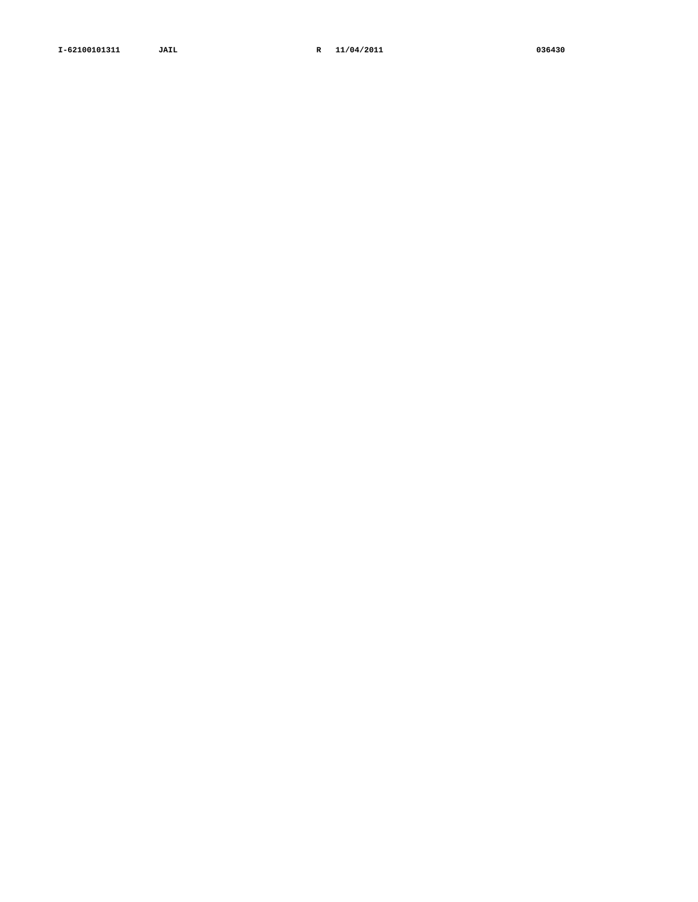**I-62100101311 JAIL R 11/04/2011 036430**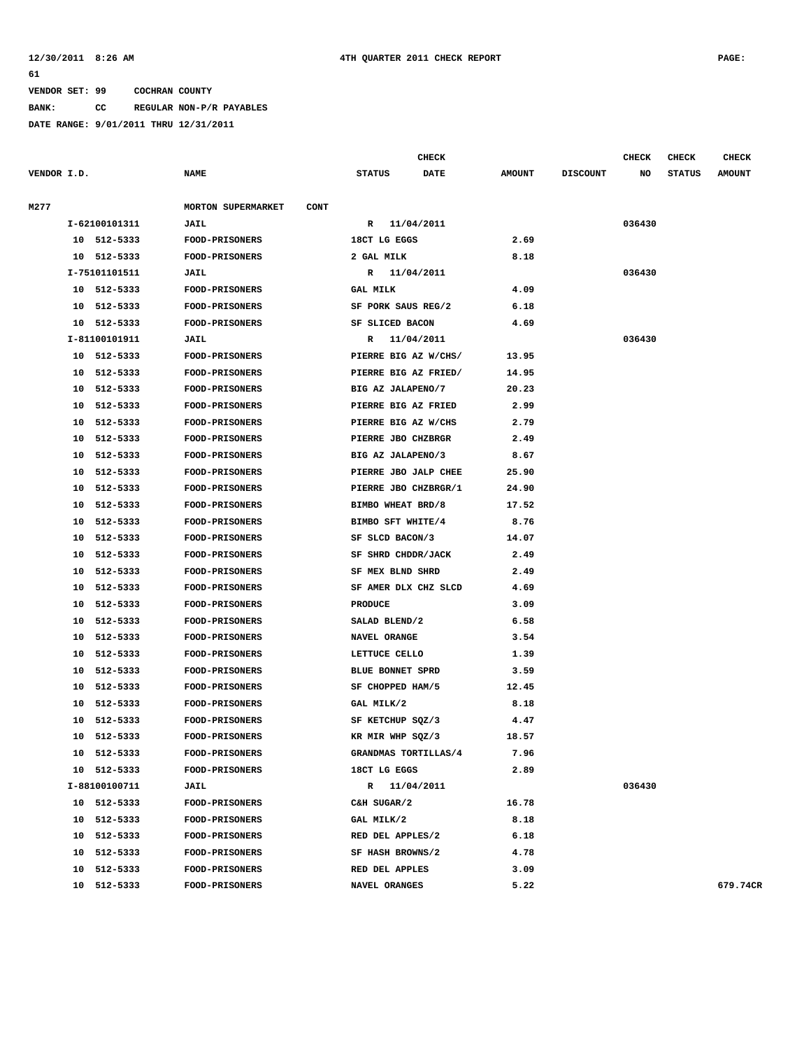**12/30/2011 8:26 AM** **4TH QUARTER 2011 CHECK REPORT** **PAGE: 61**

**VENDOR SET: 99 COCHRAN COUNTY**

**BANK: CC REGULAR NON-P/R PAYABLES**

**DATE RANGE: 9/01/2011 THRU 12/31/2011**

| VENDOR I.D. | NAME | STATUS | CHECK DATE | AMOUNT | DISCOUNT | CHECK NO | CHECK STATUS | CHECK AMOUNT |
|---|---|---|---|---|---|---|---|---|
| M277 | MORTON SUPERMARKET CONT | | | | | | | |
| I-62100101311 | JAIL | R | 11/04/2011 | | | 036430 | | |
| 10 512-5333 | FOOD-PRISONERS | 18CT LG EGGS | | 2.69 | | | | |
| 10 512-5333 | FOOD-PRISONERS | 2 GAL MILK | | 8.18 | | | | |
| I-75101101511 | JAIL | R | 11/04/2011 | | | 036430 | | |
| 10 512-5333 | FOOD-PRISONERS | GAL MILK | | 4.09 | | | | |
| 10 512-5333 | FOOD-PRISONERS | SF PORK SAUS REG/2 | | 6.18 | | | | |
| 10 512-5333 | FOOD-PRISONERS | SF SLICED BACON | | 4.69 | | | | |
| I-81100101911 | JAIL | R | 11/04/2011 | | | 036430 | | |
| 10 512-5333 | FOOD-PRISONERS | PIERRE BIG AZ W/CHS/ | | 13.95 | | | | |
| 10 512-5333 | FOOD-PRISONERS | PIERRE BIG AZ FRIED/ | | 14.95 | | | | |
| 10 512-5333 | FOOD-PRISONERS | BIG AZ JALAPENO/7 | | 20.23 | | | | |
| 10 512-5333 | FOOD-PRISONERS | PIERRE BIG AZ FRIED | | 2.99 | | | | |
| 10 512-5333 | FOOD-PRISONERS | PIERRE BIG AZ W/CHS | | 2.79 | | | | |
| 10 512-5333 | FOOD-PRISONERS | PIERRE JBO CHZBRGR | | 2.49 | | | | |
| 10 512-5333 | FOOD-PRISONERS | BIG AZ JALAPENO/3 | | 8.67 | | | | |
| 10 512-5333 | FOOD-PRISONERS | PIERRE JBO JALP CHEE | | 25.90 | | | | |
| 10 512-5333 | FOOD-PRISONERS | PIERRE JBO CHZBRGR/1 | | 24.90 | | | | |
| 10 512-5333 | FOOD-PRISONERS | BIMBO WHEAT BRD/8 | | 17.52 | | | | |
| 10 512-5333 | FOOD-PRISONERS | BIMBO SFT WHITE/4 | | 8.76 | | | | |
| 10 512-5333 | FOOD-PRISONERS | SF SLCD BACON/3 | | 14.07 | | | | |
| 10 512-5333 | FOOD-PRISONERS | SF SHRD CHDDR/JACK | | 2.49 | | | | |
| 10 512-5333 | FOOD-PRISONERS | SF MEX BLND SHRD | | 2.49 | | | | |
| 10 512-5333 | FOOD-PRISONERS | SF AMER DLX CHZ SLCD | | 4.69 | | | | |
| 10 512-5333 | FOOD-PRISONERS | PRODUCE | | 3.09 | | | | |
| 10 512-5333 | FOOD-PRISONERS | SALAD BLEND/2 | | 6.58 | | | | |
| 10 512-5333 | FOOD-PRISONERS | NAVEL ORANGE | | 3.54 | | | | |
| 10 512-5333 | FOOD-PRISONERS | LETTUCE CELLO | | 1.39 | | | | |
| 10 512-5333 | FOOD-PRISONERS | BLUE BONNET SPRD | | 3.59 | | | | |
| 10 512-5333 | FOOD-PRISONERS | SF CHOPPED HAM/5 | | 12.45 | | | | |
| 10 512-5333 | FOOD-PRISONERS | GAL MILK/2 | | 8.18 | | | | |
| 10 512-5333 | FOOD-PRISONERS | SF KETCHUP SQZ/3 | | 4.47 | | | | |
| 10 512-5333 | FOOD-PRISONERS | KR MIR WHP SQZ/3 | | 18.57 | | | | |
| 10 512-5333 | FOOD-PRISONERS | GRANDMAS TORTILLAS/4 | | 7.96 | | | | |
| 10 512-5333 | FOOD-PRISONERS | 18CT LG EGGS | | 2.89 | | | | |
| I-88100100711 | JAIL | R | 11/04/2011 | | | 036430 | | |
| 10 512-5333 | FOOD-PRISONERS | C&H SUGAR/2 | | 16.78 | | | | |
| 10 512-5333 | FOOD-PRISONERS | GAL MILK/2 | | 8.18 | | | | |
| 10 512-5333 | FOOD-PRISONERS | RED DEL APPLES/2 | | 6.18 | | | | |
| 10 512-5333 | FOOD-PRISONERS | SF HASH BROWNS/2 | | 4.78 | | | | |
| 10 512-5333 | FOOD-PRISONERS | RED DEL APPLES | | 3.09 | | | | |
| 10 512-5333 | FOOD-PRISONERS | NAVEL ORANGES | | 5.22 | | | | 679.74CR |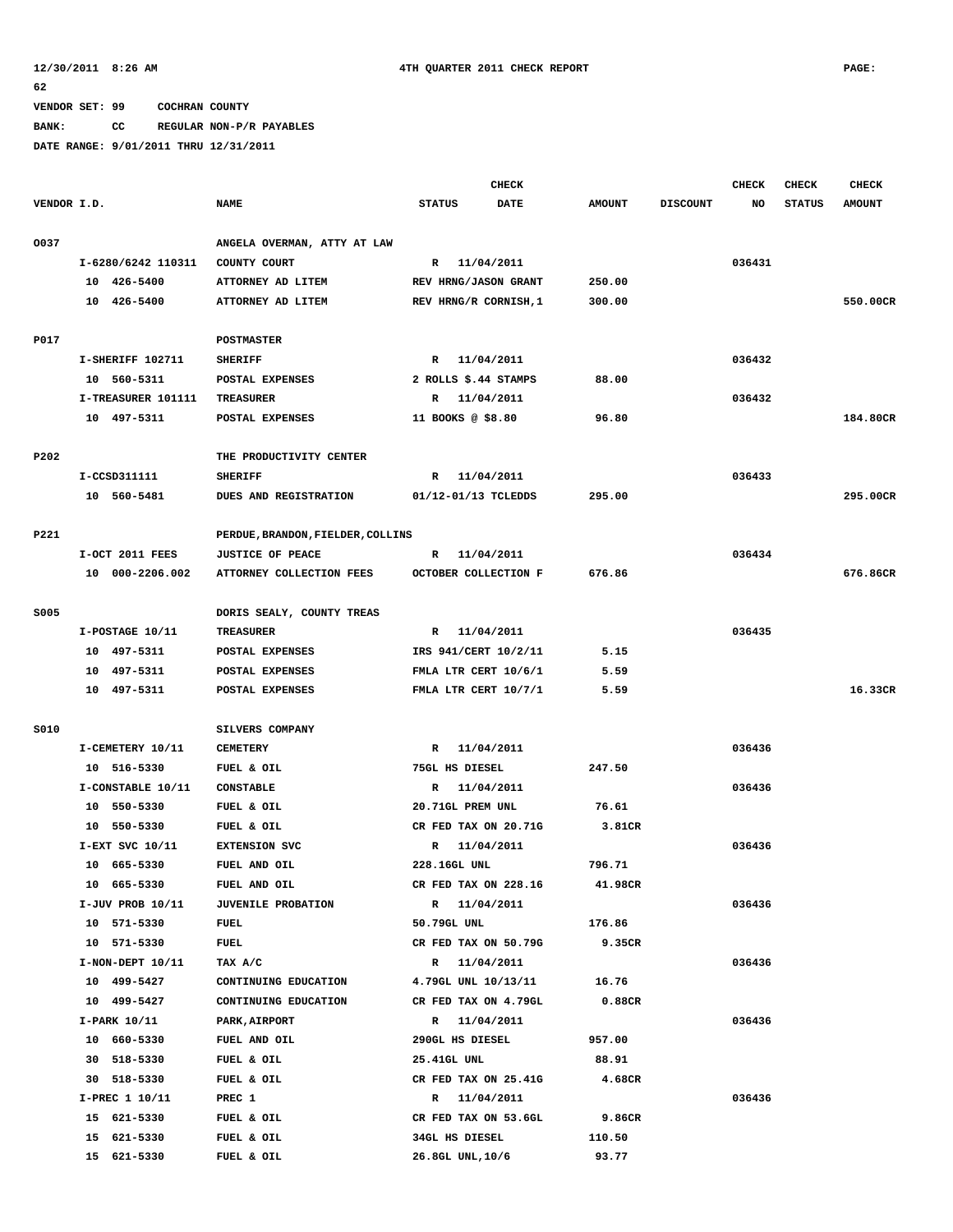12/30/2011 8:26 AM 4TH QUARTER 2011 CHECK REPORT PAGE: 62

VENDOR SET: 99 COCHRAN COUNTY
BANK: CC REGULAR NON-P/R PAYABLES
DATE RANGE: 9/01/2011 THRU 12/31/2011

| VENDOR I.D. | NAME | STATUS | CHECK DATE | AMOUNT | DISCOUNT | CHECK NO | CHECK STATUS | CHECK AMOUNT |
|---|---|---|---|---|---|---|---|---|
| 0037 | ANGELA OVERMAN, ATTY AT LAW | | | | | | | |
| I-6280/6242 110311 | COUNTY COURT | R | 11/04/2011 | | | 036431 | | |
| 10 426-5400 | ATTORNEY AD LITEM | REV HRNG/JASON GRANT | | 250.00 | | | | |
| 10 426-5400 | ATTORNEY AD LITEM | REV HRNG/R CORNISH,1 | | 300.00 | | | | 550.00CR |
| P017 | POSTMASTER | | | | | | | |
| I-SHERIFF 102711 | SHERIFF | R | 11/04/2011 | | | 036432 | | |
| 10 560-5311 | POSTAL EXPENSES | 2 ROLLS $.44 STAMPS | | 88.00 | | | | |
| I-TREASURER 101111 | TREASURER | R | 11/04/2011 | | | 036432 | | |
| 10 497-5311 | POSTAL EXPENSES | 11 BOOKS @ $8.80 | | 96.80 | | | | 184.80CR |
| P202 | THE PRODUCTIVITY CENTER | | | | | | | |
| I-CCSD311111 | SHERIFF | R | 11/04/2011 | | | 036433 | | |
| 10 560-5481 | DUES AND REGISTRATION | 01/12-01/13 TCLEDDS | | 295.00 | | | | 295.00CR |
| P221 | PERDUE,BRANDON,FIELDER,COLLINS | | | | | | | |
| I-OCT 2011 FEES | JUSTICE OF PEACE | R | 11/04/2011 | | | 036434 | | |
| 10 000-2206.002 | ATTORNEY COLLECTION FEES | OCTOBER COLLECTION F | | 676.86 | | | | 676.86CR |
| S005 | DORIS SEALY, COUNTY TREAS | | | | | | | |
| I-POSTAGE 10/11 | TREASURER | R | 11/04/2011 | | | 036435 | | |
| 10 497-5311 | POSTAL EXPENSES | IRS 941/CERT 10/2/11 | | 5.15 | | | | |
| 10 497-5311 | POSTAL EXPENSES | FMLA LTR CERT 10/6/1 | | 5.59 | | | | |
| 10 497-5311 | POSTAL EXPENSES | FMLA LTR CERT 10/7/1 | | 5.59 | | | | 16.33CR |
| S010 | SILVERS COMPANY | | | | | | | |
| I-CEMETERY 10/11 | CEMETERY | R | 11/04/2011 | | | 036436 | | |
| 10 516-5330 | FUEL & OIL | 75GL HS DIESEL | | 247.50 | | | | |
| I-CONSTABLE 10/11 | CONSTABLE | R | 11/04/2011 | | | 036436 | | |
| 10 550-5330 | FUEL & OIL | 20.71GL PREM UNL | | 76.61 | | | | |
| 10 550-5330 | FUEL & OIL | CR FED TAX ON 20.71G | | 3.81CR | | | | |
| I-EXT SVC 10/11 | EXTENSION SVC | R | 11/04/2011 | | | 036436 | | |
| 10 665-5330 | FUEL AND OIL | 228.16GL UNL | | 796.71 | | | | |
| 10 665-5330 | FUEL AND OIL | CR FED TAX ON 228.16 | | 41.98CR | | | | |
| I-JUV PROB 10/11 | JUVENILE PROBATION | R | 11/04/2011 | | | 036436 | | |
| 10 571-5330 | FUEL | 50.79GL UNL | | 176.86 | | | | |
| 10 571-5330 | FUEL | CR FED TAX ON 50.79G | | 9.35CR | | | | |
| I-NON-DEPT 10/11 | TAX A/C | R | 11/04/2011 | | | 036436 | | |
| 10 499-5427 | CONTINUING EDUCATION | 4.79GL UNL 10/13/11 | | 16.76 | | | | |
| 10 499-5427 | CONTINUING EDUCATION | CR FED TAX ON 4.79GL | | 0.88CR | | | | |
| I-PARK 10/11 | PARK,AIRPORT | R | 11/04/2011 | | | 036436 | | |
| 10 660-5330 | FUEL AND OIL | 290GL HS DIESEL | | 957.00 | | | | |
| 30 518-5330 | FUEL & OIL | 25.41GL UNL | | 88.91 | | | | |
| 30 518-5330 | FUEL & OIL | CR FED TAX ON 25.41G | | 4.68CR | | | | |
| I-PREC 1 10/11 | PREC 1 | R | 11/04/2011 | | | 036436 | | |
| 15 621-5330 | FUEL & OIL | CR FED TAX ON 53.6GL | | 9.86CR | | | | |
| 15 621-5330 | FUEL & OIL | 34GL HS DIESEL | | 110.50 | | | | |
| 15 621-5330 | FUEL & OIL | 26.8GL UNL,10/6 | | 93.77 | | | | |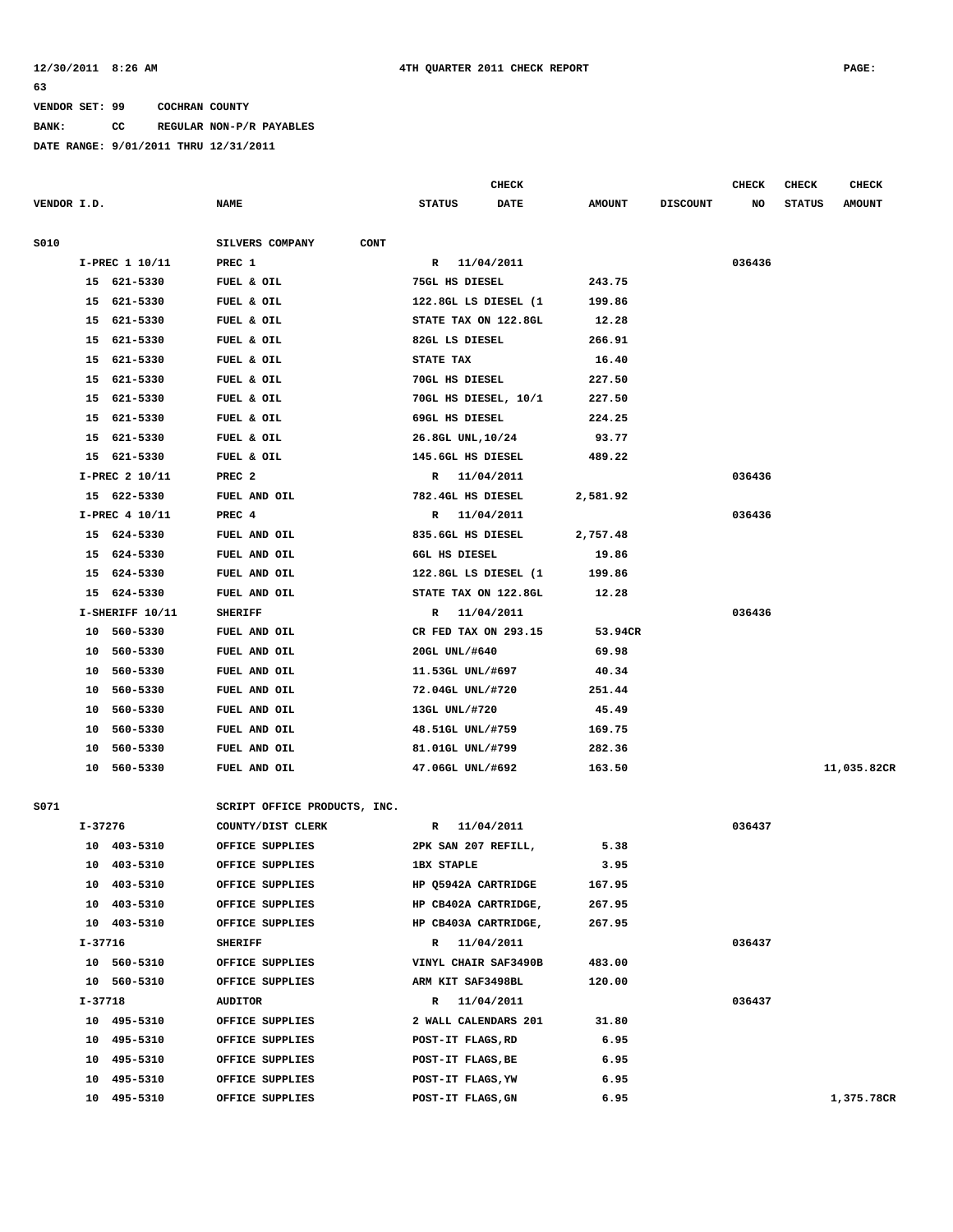12/30/2011 8:26 AM 4TH QUARTER 2011 CHECK REPORT PAGE: 63

VENDOR SET: 99 COCHRAN COUNTY
BANK: CC REGULAR NON-P/R PAYABLES
DATE RANGE: 9/01/2011 THRU 12/31/2011

| VENDOR I.D. | NAME | STATUS | CHECK DATE | AMOUNT | DISCOUNT | CHECK NO | CHECK STATUS | CHECK AMOUNT |
|---|---|---|---|---|---|---|---|---|
| S010 | SILVERS COMPANY CONT | | | | | | | |
| I-PREC 1 10/11 | PREC 1 | R | 11/04/2011 | | | 036436 | | |
| 15 621-5330 | FUEL & OIL | 75GL HS DIESEL | | 243.75 | | | | |
| 15 621-5330 | FUEL & OIL | 122.8GL LS DIESEL (1 | | 199.86 | | | | |
| 15 621-5330 | FUEL & OIL | STATE TAX ON 122.8GL | | 12.28 | | | | |
| 15 621-5330 | FUEL & OIL | 82GL LS DIESEL | | 266.91 | | | | |
| 15 621-5330 | FUEL & OIL | STATE TAX | | 16.40 | | | | |
| 15 621-5330 | FUEL & OIL | 70GL HS DIESEL | | 227.50 | | | | |
| 15 621-5330 | FUEL & OIL | 70GL HS DIESEL, 10/1 | | 227.50 | | | | |
| 15 621-5330 | FUEL & OIL | 69GL HS DIESEL | | 224.25 | | | | |
| 15 621-5330 | FUEL & OIL | 26.8GL UNL,10/24 | | 93.77 | | | | |
| 15 621-5330 | FUEL & OIL | 145.6GL HS DIESEL | | 489.22 | | | | |
| I-PREC 2 10/11 | PREC 2 | R | 11/04/2011 | | | 036436 | | |
| 15 622-5330 | FUEL AND OIL | 782.4GL HS DIESEL | | 2,581.92 | | | | |
| I-PREC 4 10/11 | PREC 4 | R | 11/04/2011 | | | 036436 | | |
| 15 624-5330 | FUEL AND OIL | 835.6GL HS DIESEL | | 2,757.48 | | | | |
| 15 624-5330 | FUEL AND OIL | 6GL HS DIESEL | | 19.86 | | | | |
| 15 624-5330 | FUEL AND OIL | 122.8GL LS DIESEL (1 | | 199.86 | | | | |
| 15 624-5330 | FUEL AND OIL | STATE TAX ON 122.8GL | | 12.28 | | | | |
| I-SHERIFF 10/11 | SHERIFF | R | 11/04/2011 | | | 036436 | | |
| 10 560-5330 | FUEL AND OIL | CR FED TAX ON 293.15 | | 53.94CR | | | | |
| 10 560-5330 | FUEL AND OIL | 20GL UNL/#640 | | 69.98 | | | | |
| 10 560-5330 | FUEL AND OIL | 11.53GL UNL/#697 | | 40.34 | | | | |
| 10 560-5330 | FUEL AND OIL | 72.04GL UNL/#720 | | 251.44 | | | | |
| 10 560-5330 | FUEL AND OIL | 13GL UNL/#720 | | 45.49 | | | | |
| 10 560-5330 | FUEL AND OIL | 48.51GL UNL/#759 | | 169.75 | | | | |
| 10 560-5330 | FUEL AND OIL | 81.01GL UNL/#799 | | 282.36 | | | | |
| 10 560-5330 | FUEL AND OIL | 47.06GL UNL/#692 | | 163.50 | | | | 11,035.82CR |
| S071 | SCRIPT OFFICE PRODUCTS, INC. | | | | | | | |
| I-37276 | COUNTY/DIST CLERK | R | 11/04/2011 | | | 036437 | | |
| 10 403-5310 | OFFICE SUPPLIES | 2PK SAN 207 REFILL, | | 5.38 | | | | |
| 10 403-5310 | OFFICE SUPPLIES | 1BX STAPLE | | 3.95 | | | | |
| 10 403-5310 | OFFICE SUPPLIES | HP Q5942A CARTRIDGE | | 167.95 | | | | |
| 10 403-5310 | OFFICE SUPPLIES | HP CB402A CARTRIDGE, | | 267.95 | | | | |
| 10 403-5310 | OFFICE SUPPLIES | HP CB403A CARTRIDGE, | | 267.95 | | | | |
| I-37716 | SHERIFF | R | 11/04/2011 | | | 036437 | | |
| 10 560-5310 | OFFICE SUPPLIES | VINYL CHAIR SAF3490B | | 483.00 | | | | |
| 10 560-5310 | OFFICE SUPPLIES | ARM KIT SAF3498BL | | 120.00 | | | | |
| I-37718 | AUDITOR | R | 11/04/2011 | | | 036437 | | |
| 10 495-5310 | OFFICE SUPPLIES | 2 WALL CALENDARS 201 | | 31.80 | | | | |
| 10 495-5310 | OFFICE SUPPLIES | POST-IT FLAGS,RD | | 6.95 | | | | |
| 10 495-5310 | OFFICE SUPPLIES | POST-IT FLAGS,BE | | 6.95 | | | | |
| 10 495-5310 | OFFICE SUPPLIES | POST-IT FLAGS,YW | | 6.95 | | | | |
| 10 495-5310 | OFFICE SUPPLIES | POST-IT FLAGS,GN | | 6.95 | | | | 1,375.78CR |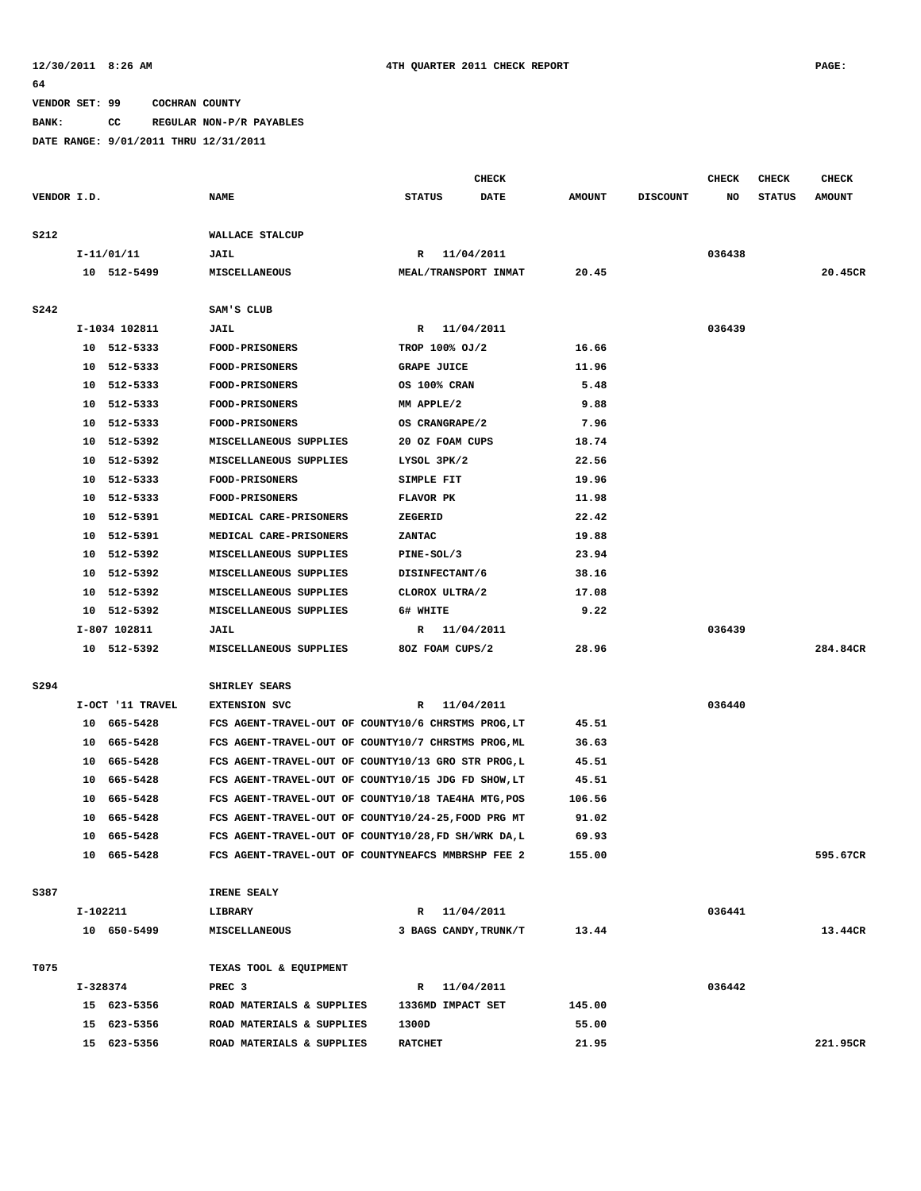VENDOR SET: 99 COCHRAN COUNTY

BANK: CC REGULAR NON-P/R PAYABLES

DATE RANGE: 9/01/2011 THRU 12/31/2011

| VENDOR I.D. | NAME | STATUS | CHECK DATE | AMOUNT | DISCOUNT | CHECK NO | CHECK STATUS | CHECK AMOUNT |
|---|---|---|---|---|---|---|---|---|
| S212 | WALLACE STALCUP | | | | | | | |
| I-11/01/11 | JAIL | R | 11/04/2011 | | | 036438 | | |
| 10 512-5499 | MISCELLANEOUS | MEAL/TRANSPORT INMAT | | 20.45 | | | | 20.45CR |
| S242 | SAM'S CLUB | | | | | | | |
| I-1034 102811 | JAIL | R | 11/04/2011 | | | 036439 | | |
| 10 512-5333 | FOOD-PRISONERS | TROP 100% OJ/2 | | 16.66 | | | | |
| 10 512-5333 | FOOD-PRISONERS | GRAPE JUICE | | 11.96 | | | | |
| 10 512-5333 | FOOD-PRISONERS | OS 100% CRAN | | 5.48 | | | | |
| 10 512-5333 | FOOD-PRISONERS | MM APPLE/2 | | 9.88 | | | | |
| 10 512-5333 | FOOD-PRISONERS | OS CRANGRAPE/2 | | 7.96 | | | | |
| 10 512-5392 | MISCELLANEOUS SUPPLIES | 20 OZ FOAM CUPS | | 18.74 | | | | |
| 10 512-5392 | MISCELLANEOUS SUPPLIES | LYSOL 3PK/2 | | 22.56 | | | | |
| 10 512-5333 | FOOD-PRISONERS | SIMPLE FIT | | 19.96 | | | | |
| 10 512-5333 | FOOD-PRISONERS | FLAVOR PK | | 11.98 | | | | |
| 10 512-5391 | MEDICAL CARE-PRISONERS | ZEGERID | | 22.42 | | | | |
| 10 512-5391 | MEDICAL CARE-PRISONERS | ZANTAC | | 19.88 | | | | |
| 10 512-5392 | MISCELLANEOUS SUPPLIES | PINE-SOL/3 | | 23.94 | | | | |
| 10 512-5392 | MISCELLANEOUS SUPPLIES | DISINFECTANT/6 | | 38.16 | | | | |
| 10 512-5392 | MISCELLANEOUS SUPPLIES | CLOROX ULTRA/2 | | 17.08 | | | | |
| 10 512-5392 | MISCELLANEOUS SUPPLIES | 6# WHITE | | 9.22 | | | | |
| I-807 102811 | JAIL | R | 11/04/2011 | | | 036439 | | |
| 10 512-5392 | MISCELLANEOUS SUPPLIES | 8OZ FOAM CUPS/2 | | 28.96 | | | | 284.84CR |
| S294 | SHIRLEY SEARS | | | | | | | |
| I-OCT '11 TRAVEL | EXTENSION SVC | R | 11/04/2011 | | | 036440 | | |
| 10 665-5428 | FCS AGENT-TRAVEL-OUT OF COUNTY | 10/6 CHRSTMS PROG,LT | | 45.51 | | | | |
| 10 665-5428 | FCS AGENT-TRAVEL-OUT OF COUNTY | 10/7 CHRSTMS PROG,ML | | 36.63 | | | | |
| 10 665-5428 | FCS AGENT-TRAVEL-OUT OF COUNTY | 10/13 GRO STR PROG,L | | 45.51 | | | | |
| 10 665-5428 | FCS AGENT-TRAVEL-OUT OF COUNTY | 10/15 JDG FD SHOW,LT | | 45.51 | | | | |
| 10 665-5428 | FCS AGENT-TRAVEL-OUT OF COUNTY | 10/18 TAE4HA MTG,POS | | 106.56 | | | | |
| 10 665-5428 | FCS AGENT-TRAVEL-OUT OF COUNTY | 10/24-25,FOOD PRG MT | | 91.02 | | | | |
| 10 665-5428 | FCS AGENT-TRAVEL-OUT OF COUNTY | 10/28,FD SH/WRK DA,L | | 69.93 | | | | |
| 10 665-5428 | FCS AGENT-TRAVEL-OUT OF COUNTY | NEAFCS MMBRSHP FEE 2 | | 155.00 | | | | 595.67CR |
| S387 | IRENE SEALY | | | | | | | |
| I-102211 | LIBRARY | R | 11/04/2011 | | | 036441 | | |
| 10 650-5499 | MISCELLANEOUS | 3 BAGS CANDY,TRUNK/T | | 13.44 | | | | 13.44CR |
| T075 | TEXAS TOOL & EQUIPMENT | | | | | | | |
| I-328374 | PREC 3 | R | 11/04/2011 | | | 036442 | | |
| 15 623-5356 | ROAD MATERIALS & SUPPLIES | 1336MD IMPACT SET | | 145.00 | | | | |
| 15 623-5356 | ROAD MATERIALS & SUPPLIES | 1300D | | 55.00 | | | | |
| 15 623-5356 | ROAD MATERIALS & SUPPLIES | RATCHET | | 21.95 | | | | 221.95CR |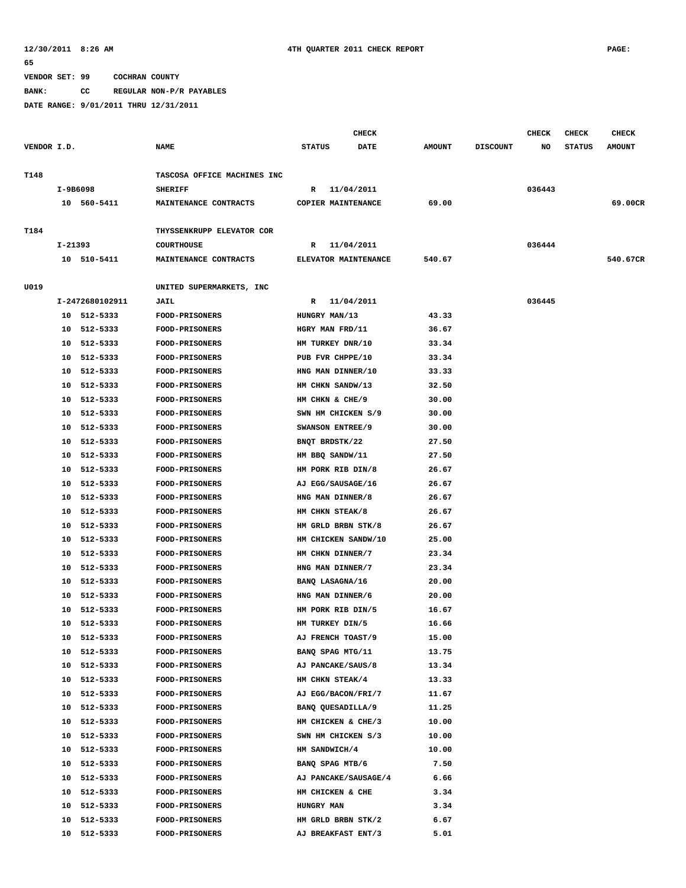VENDOR SET: 99 COCHRAN COUNTY

BANK: CC REGULAR NON-P/R PAYABLES

DATE RANGE: 9/01/2011 THRU 12/31/2011

| VENDOR I.D. | NAME | STATUS | CHECK DATE | AMOUNT | DISCOUNT | CHECK NO | CHECK STATUS | CHECK AMOUNT |
|---|---|---|---|---|---|---|---|---|
| T148 | TASCOSA OFFICE MACHINES INC | | | | | | | |
| I-9B6098 | SHERIFF | R | 11/04/2011 | | | 036443 | | |
| 10 560-5411 | MAINTENANCE CONTRACTS | COPIER MAINTENANCE | | 69.00 | | | | 69.00CR |
| T184 | THYSSENKRUPP ELEVATOR COR | | | | | | | |
| I-21393 | COURTHOUSE | R | 11/04/2011 | | | 036444 | | |
| 10 510-5411 | MAINTENANCE CONTRACTS | ELEVATOR MAINTENANCE | | 540.67 | | | | 540.67CR |
| U019 | UNITED SUPERMARKETS, INC | | | | | | | |
| I-2472680102911 | JAIL | R | 11/04/2011 | | | 036445 | | |
| 10 512-5333 | FOOD-PRISONERS | HUNGRY MAN/13 | | 43.33 | | | | |
| 10 512-5333 | FOOD-PRISONERS | HGRY MAN FRD/11 | | 36.67 | | | | |
| 10 512-5333 | FOOD-PRISONERS | HM TURKEY DNR/10 | | 33.34 | | | | |
| 10 512-5333 | FOOD-PRISONERS | PUB FVR CHPPE/10 | | 33.34 | | | | |
| 10 512-5333 | FOOD-PRISONERS | HNG MAN DINNER/10 | | 33.33 | | | | |
| 10 512-5333 | FOOD-PRISONERS | HM CHKN SANDW/13 | | 32.50 | | | | |
| 10 512-5333 | FOOD-PRISONERS | HM CHKN & CHE/9 | | 30.00 | | | | |
| 10 512-5333 | FOOD-PRISONERS | SWN HM CHICKEN S/9 | | 30.00 | | | | |
| 10 512-5333 | FOOD-PRISONERS | SWANSON ENTREE/9 | | 30.00 | | | | |
| 10 512-5333 | FOOD-PRISONERS | BNQT BRDSTK/22 | | 27.50 | | | | |
| 10 512-5333 | FOOD-PRISONERS | HM BBQ SANDW/11 | | 27.50 | | | | |
| 10 512-5333 | FOOD-PRISONERS | HM PORK RIB DIN/8 | | 26.67 | | | | |
| 10 512-5333 | FOOD-PRISONERS | AJ EGG/SAUSAGE/16 | | 26.67 | | | | |
| 10 512-5333 | FOOD-PRISONERS | HNG MAN DINNER/8 | | 26.67 | | | | |
| 10 512-5333 | FOOD-PRISONERS | HM CHKN STEAK/8 | | 26.67 | | | | |
| 10 512-5333 | FOOD-PRISONERS | HM GRLD BRBN STK/8 | | 26.67 | | | | |
| 10 512-5333 | FOOD-PRISONERS | HM CHICKEN SANDW/10 | | 25.00 | | | | |
| 10 512-5333 | FOOD-PRISONERS | HM CHKN DINNER/7 | | 23.34 | | | | |
| 10 512-5333 | FOOD-PRISONERS | HNG MAN DINNER/7 | | 23.34 | | | | |
| 10 512-5333 | FOOD-PRISONERS | BANQ LASAGNA/16 | | 20.00 | | | | |
| 10 512-5333 | FOOD-PRISONERS | HNG MAN DINNER/6 | | 20.00 | | | | |
| 10 512-5333 | FOOD-PRISONERS | HM PORK RIB DIN/5 | | 16.67 | | | | |
| 10 512-5333 | FOOD-PRISONERS | HM TURKEY DIN/5 | | 16.66 | | | | |
| 10 512-5333 | FOOD-PRISONERS | AJ FRENCH TOAST/9 | | 15.00 | | | | |
| 10 512-5333 | FOOD-PRISONERS | BANQ SPAG MTG/11 | | 13.75 | | | | |
| 10 512-5333 | FOOD-PRISONERS | AJ PANCAKE/SAUS/8 | | 13.34 | | | | |
| 10 512-5333 | FOOD-PRISONERS | HM CHKN STEAK/4 | | 13.33 | | | | |
| 10 512-5333 | FOOD-PRISONERS | AJ EGG/BACON/FRI/7 | | 11.67 | | | | |
| 10 512-5333 | FOOD-PRISONERS | BANQ QUESADILLA/9 | | 11.25 | | | | |
| 10 512-5333 | FOOD-PRISONERS | HM CHICKEN & CHE/3 | | 10.00 | | | | |
| 10 512-5333 | FOOD-PRISONERS | SWN HM CHICKEN S/3 | | 10.00 | | | | |
| 10 512-5333 | FOOD-PRISONERS | HM SANDWICH/4 | | 10.00 | | | | |
| 10 512-5333 | FOOD-PRISONERS | BANQ SPAG MTB/6 | | 7.50 | | | | |
| 10 512-5333 | FOOD-PRISONERS | AJ PANCAKE/SAUSAGE/4 | | 6.66 | | | | |
| 10 512-5333 | FOOD-PRISONERS | HM CHICKEN & CHE | | 3.34 | | | | |
| 10 512-5333 | FOOD-PRISONERS | HUNGRY MAN | | 3.34 | | | | |
| 10 512-5333 | FOOD-PRISONERS | HM GRLD BRBN STK/2 | | 6.67 | | | | |
| 10 512-5333 | FOOD-PRISONERS | AJ BREAKFAST ENT/3 | | 5.01 | | | | |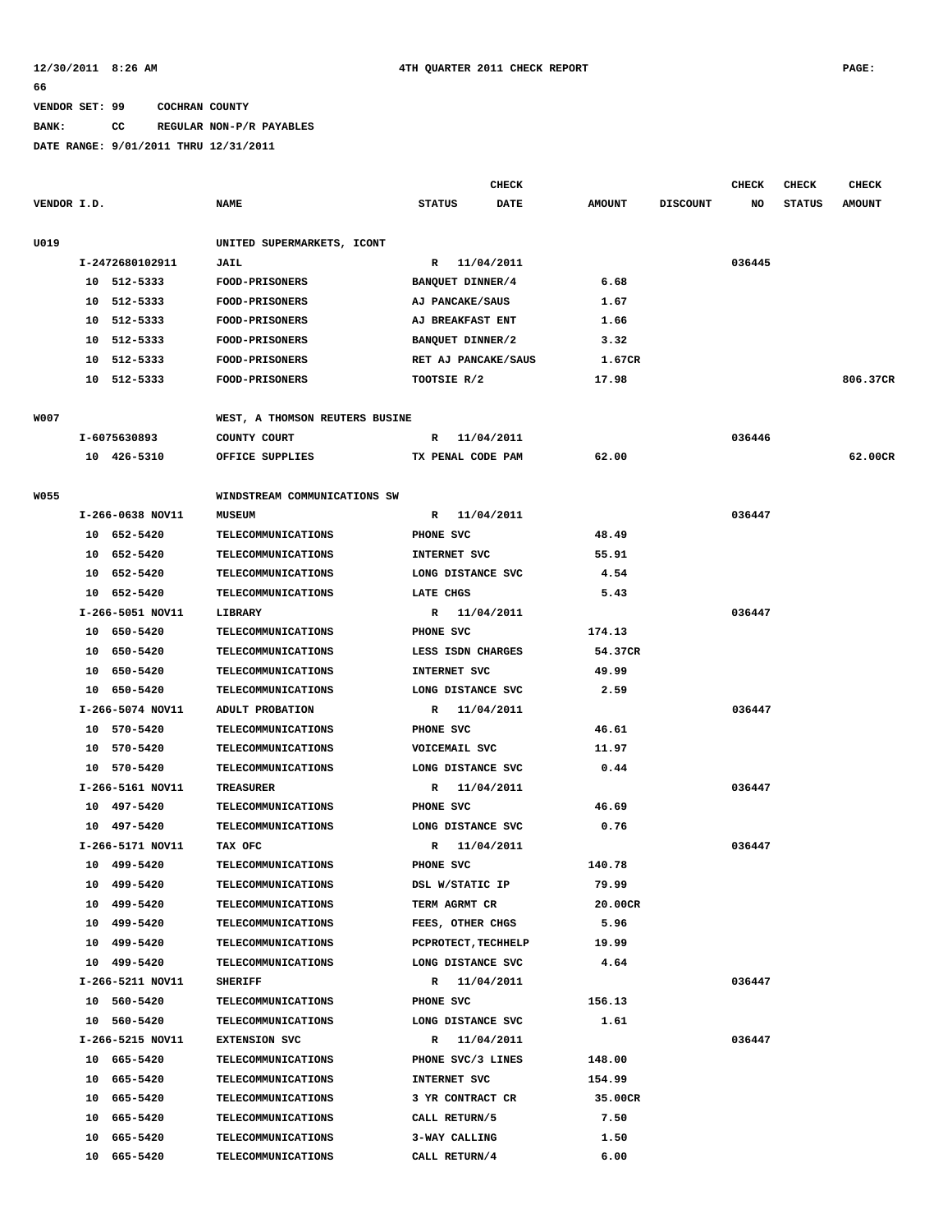12/30/2011 8:26 AM 4TH QUARTER 2011 CHECK REPORT PAGE: 66

VENDOR SET: 99 COCHRAN COUNTY

BANK: CC REGULAR NON-P/R PAYABLES

DATE RANGE: 9/01/2011 THRU 12/31/2011

| VENDOR I.D. | NAME | STATUS | CHECK DATE | AMOUNT | DISCOUNT | CHECK NO | CHECK STATUS | CHECK AMOUNT |
|---|---|---|---|---|---|---|---|---|
| U019 | UNITED SUPERMARKETS, ICONT | | | | | | | |
| I-2472680102911 | JAIL | R | 11/04/2011 | | | 036445 | | |
| 10 512-5333 | FOOD-PRISONERS | BANQUET DINNER/4 | | 6.68 | | | | |
| 10 512-5333 | FOOD-PRISONERS | AJ PANCAKE/SAUS | | 1.67 | | | | |
| 10 512-5333 | FOOD-PRISONERS | AJ BREAKFAST ENT | | 1.66 | | | | |
| 10 512-5333 | FOOD-PRISONERS | BANQUET DINNER/2 | | 3.32 | | | | |
| 10 512-5333 | FOOD-PRISONERS | RET AJ PANCAKE/SAUS | | 1.67CR | | | | |
| 10 512-5333 | FOOD-PRISONERS | TOOTSIE R/2 | | 17.98 | | | | 806.37CR |
| W007 | WEST, A THOMSON REUTERS BUSINE | | | | | | | |
| I-6075630893 | COUNTY COURT | R | 11/04/2011 | | | 036446 | | |
| 10 426-5310 | OFFICE SUPPLIES | TX PENAL CODE PAM | | 62.00 | | | | 62.00CR |
| W055 | WINDSTREAM COMMUNICATIONS SW | | | | | | | |
| I-266-0638 NOV11 | MUSEUM | R | 11/04/2011 | | | 036447 | | |
| 10 652-5420 | TELECOMMUNICATIONS | PHONE SVC | | 48.49 | | | | |
| 10 652-5420 | TELECOMMUNICATIONS | INTERNET SVC | | 55.91 | | | | |
| 10 652-5420 | TELECOMMUNICATIONS | LONG DISTANCE SVC | | 4.54 | | | | |
| 10 652-5420 | TELECOMMUNICATIONS | LATE CHGS | | 5.43 | | | | |
| I-266-5051 NOV11 | LIBRARY | R | 11/04/2011 | | | 036447 | | |
| 10 650-5420 | TELECOMMUNICATIONS | PHONE SVC | | 174.13 | | | | |
| 10 650-5420 | TELECOMMUNICATIONS | LESS ISDN CHARGES | | 54.37CR | | | | |
| 10 650-5420 | TELECOMMUNICATIONS | INTERNET SVC | | 49.99 | | | | |
| 10 650-5420 | TELECOMMUNICATIONS | LONG DISTANCE SVC | | 2.59 | | | | |
| I-266-5074 NOV11 | ADULT PROBATION | R | 11/04/2011 | | | 036447 | | |
| 10 570-5420 | TELECOMMUNICATIONS | PHONE SVC | | 46.61 | | | | |
| 10 570-5420 | TELECOMMUNICATIONS | VOICEMAIL SVC | | 11.97 | | | | |
| 10 570-5420 | TELECOMMUNICATIONS | LONG DISTANCE SVC | | 0.44 | | | | |
| I-266-5161 NOV11 | TREASURER | R | 11/04/2011 | | | 036447 | | |
| 10 497-5420 | TELECOMMUNICATIONS | PHONE SVC | | 46.69 | | | | |
| 10 497-5420 | TELECOMMUNICATIONS | LONG DISTANCE SVC | | 0.76 | | | | |
| I-266-5171 NOV11 | TAX OFC | R | 11/04/2011 | | | 036447 | | |
| 10 499-5420 | TELECOMMUNICATIONS | PHONE SVC | | 140.78 | | | | |
| 10 499-5420 | TELECOMMUNICATIONS | DSL W/STATIC IP | | 79.99 | | | | |
| 10 499-5420 | TELECOMMUNICATIONS | TERM AGRMT CR | | 20.00CR | | | | |
| 10 499-5420 | TELECOMMUNICATIONS | FEES, OTHER CHGS | | 5.96 | | | | |
| 10 499-5420 | TELECOMMUNICATIONS | PCPROTECT,TECHHELP | | 19.99 | | | | |
| 10 499-5420 | TELECOMMUNICATIONS | LONG DISTANCE SVC | | 4.64 | | | | |
| I-266-5211 NOV11 | SHERIFF | R | 11/04/2011 | | | 036447 | | |
| 10 560-5420 | TELECOMMUNICATIONS | PHONE SVC | | 156.13 | | | | |
| 10 560-5420 | TELECOMMUNICATIONS | LONG DISTANCE SVC | | 1.61 | | | | |
| I-266-5215 NOV11 | EXTENSION SVC | R | 11/04/2011 | | | 036447 | | |
| 10 665-5420 | TELECOMMUNICATIONS | PHONE SVC/3 LINES | | 148.00 | | | | |
| 10 665-5420 | TELECOMMUNICATIONS | INTERNET SVC | | 154.99 | | | | |
| 10 665-5420 | TELECOMMUNICATIONS | 3 YR CONTRACT CR | | 35.00CR | | | | |
| 10 665-5420 | TELECOMMUNICATIONS | CALL RETURN/5 | | 7.50 | | | | |
| 10 665-5420 | TELECOMMUNICATIONS | 3-WAY CALLING | | 1.50 | | | | |
| 10 665-5420 | TELECOMMUNICATIONS | CALL RETURN/4 | | 6.00 | | | | |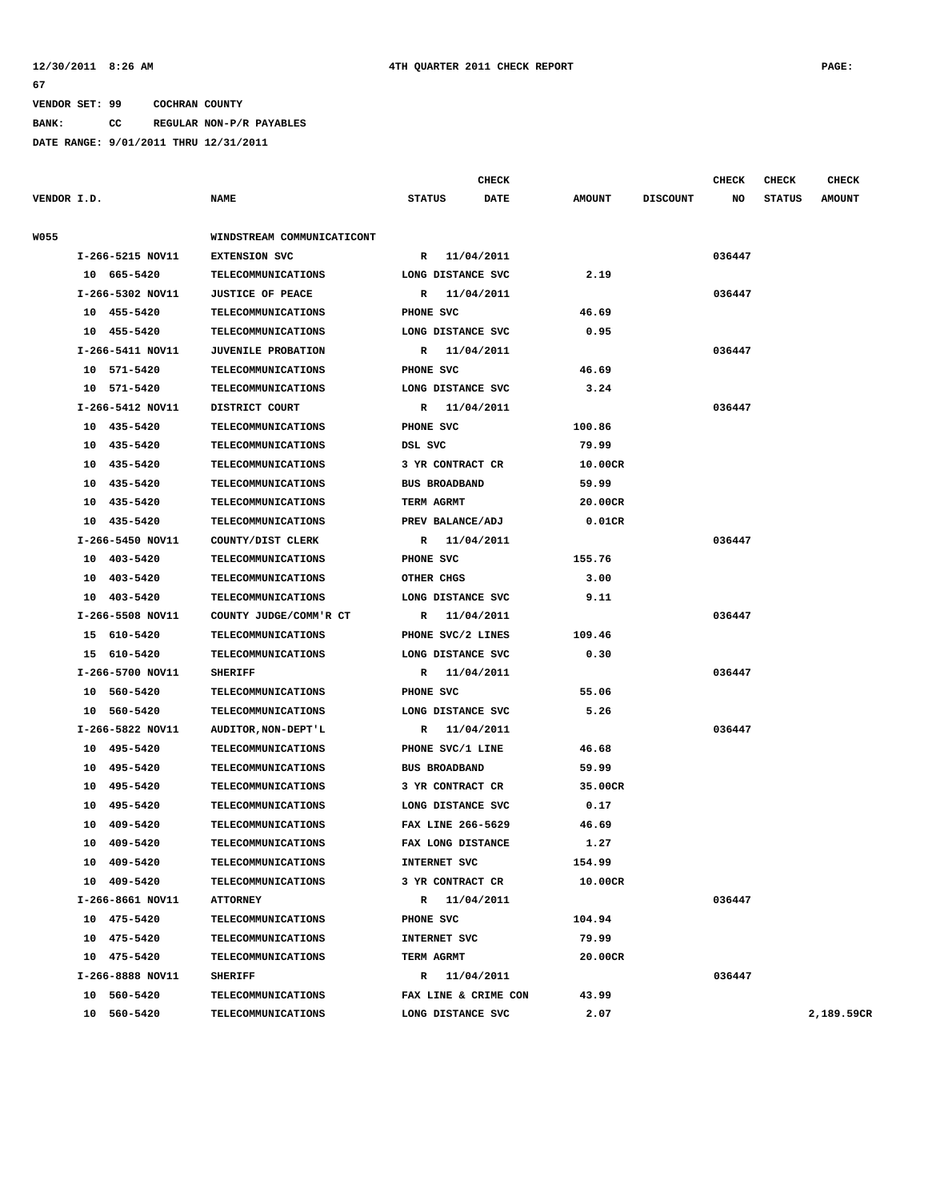VENDOR SET: 99 COCHRAN COUNTY

BANK: CC REGULAR NON-P/R PAYABLES

DATE RANGE: 9/01/2011 THRU 12/31/2011

| VENDOR I.D. | NAME | STATUS | CHECK DATE | AMOUNT | DISCOUNT | CHECK NO | CHECK STATUS | CHECK AMOUNT |
|---|---|---|---|---|---|---|---|---|
| W055 | WINDSTREAM COMMUNICATICONT | | | | | | | |
| I-266-5215 NOV11 | EXTENSION SVC | R | 11/04/2011 | | | 036447 | | |
| 10 665-5420 | TELECOMMUNICATIONS | LONG DISTANCE SVC | | 2.19 | | | | |
| I-266-5302 NOV11 | JUSTICE OF PEACE | R | 11/04/2011 | | | 036447 | | |
| 10 455-5420 | TELECOMMUNICATIONS | PHONE SVC | | 46.69 | | | | |
| 10 455-5420 | TELECOMMUNICATIONS | LONG DISTANCE SVC | | 0.95 | | | | |
| I-266-5411 NOV11 | JUVENILE PROBATION | R | 11/04/2011 | | | 036447 | | |
| 10 571-5420 | TELECOMMUNICATIONS | PHONE SVC | | 46.69 | | | | |
| 10 571-5420 | TELECOMMUNICATIONS | LONG DISTANCE SVC | | 3.24 | | | | |
| I-266-5412 NOV11 | DISTRICT COURT | R | 11/04/2011 | | | 036447 | | |
| 10 435-5420 | TELECOMMUNICATIONS | PHONE SVC | | 100.86 | | | | |
| 10 435-5420 | TELECOMMUNICATIONS | DSL SVC | | 79.99 | | | | |
| 10 435-5420 | TELECOMMUNICATIONS | 3 YR CONTRACT CR | | 10.00CR | | | | |
| 10 435-5420 | TELECOMMUNICATIONS | BUS BROADBAND | | 59.99 | | | | |
| 10 435-5420 | TELECOMMUNICATIONS | TERM AGRMT | | 20.00CR | | | | |
| 10 435-5420 | TELECOMMUNICATIONS | PREV BALANCE/ADJ | | 0.01CR | | | | |
| I-266-5450 NOV11 | COUNTY/DIST CLERK | R | 11/04/2011 | | | 036447 | | |
| 10 403-5420 | TELECOMMUNICATIONS | PHONE SVC | | 155.76 | | | | |
| 10 403-5420 | TELECOMMUNICATIONS | OTHER CHGS | | 3.00 | | | | |
| 10 403-5420 | TELECOMMUNICATIONS | LONG DISTANCE SVC | | 9.11 | | | | |
| I-266-5508 NOV11 | COUNTY JUDGE/COMM'R CT | R | 11/04/2011 | | | 036447 | | |
| 15 610-5420 | TELECOMMUNICATIONS | PHONE SVC/2 LINES | | 109.46 | | | | |
| 15 610-5420 | TELECOMMUNICATIONS | LONG DISTANCE SVC | | 0.30 | | | | |
| I-266-5700 NOV11 | SHERIFF | R | 11/04/2011 | | | 036447 | | |
| 10 560-5420 | TELECOMMUNICATIONS | PHONE SVC | | 55.06 | | | | |
| 10 560-5420 | TELECOMMUNICATIONS | LONG DISTANCE SVC | | 5.26 | | | | |
| I-266-5822 NOV11 | AUDITOR,NON-DEPT'L | R | 11/04/2011 | | | 036447 | | |
| 10 495-5420 | TELECOMMUNICATIONS | PHONE SVC/1 LINE | | 46.68 | | | | |
| 10 495-5420 | TELECOMMUNICATIONS | BUS BROADBAND | | 59.99 | | | | |
| 10 495-5420 | TELECOMMUNICATIONS | 3 YR CONTRACT CR | | 35.00CR | | | | |
| 10 495-5420 | TELECOMMUNICATIONS | LONG DISTANCE SVC | | 0.17 | | | | |
| 10 409-5420 | TELECOMMUNICATIONS | FAX LINE 266-5629 | | 46.69 | | | | |
| 10 409-5420 | TELECOMMUNICATIONS | FAX LONG DISTANCE | | 1.27 | | | | |
| 10 409-5420 | TELECOMMUNICATIONS | INTERNET SVC | | 154.99 | | | | |
| 10 409-5420 | TELECOMMUNICATIONS | 3 YR CONTRACT CR | | 10.00CR | | | | |
| I-266-8661 NOV11 | ATTORNEY | R | 11/04/2011 | | | 036447 | | |
| 10 475-5420 | TELECOMMUNICATIONS | PHONE SVC | | 104.94 | | | | |
| 10 475-5420 | TELECOMMUNICATIONS | INTERNET SVC | | 79.99 | | | | |
| 10 475-5420 | TELECOMMUNICATIONS | TERM AGRMT | | 20.00CR | | | | |
| I-266-8888 NOV11 | SHERIFF | R | 11/04/2011 | | | 036447 | | |
| 10 560-5420 | TELECOMMUNICATIONS | FAX LINE & CRIME CON | | 43.99 | | | | |
| 10 560-5420 | TELECOMMUNICATIONS | LONG DISTANCE SVC | | 2.07 | | | | 2,189.59CR |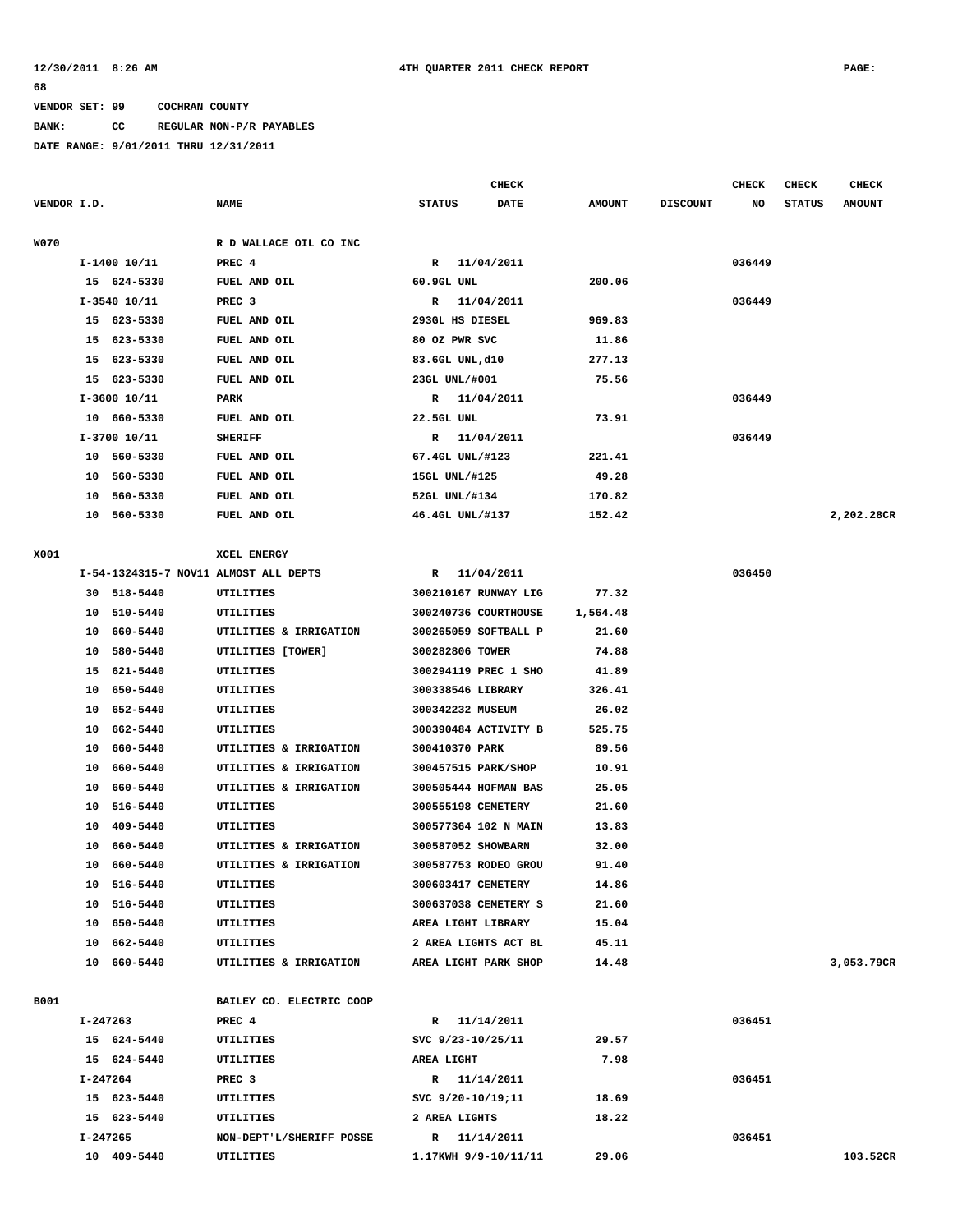12/30/2011 8:26 AM 4TH QUARTER 2011 CHECK REPORT PAGE: 68

VENDOR SET: 99 COCHRAN COUNTY

BANK: CC REGULAR NON-P/R PAYABLES

DATE RANGE: 9/01/2011 THRU 12/31/2011

| VENDOR I.D. | NAME | STATUS | CHECK DATE | AMOUNT | DISCOUNT | CHECK NO | CHECK STATUS | CHECK AMOUNT |
|---|---|---|---|---|---|---|---|---|
| W070 | R D WALLACE OIL CO INC | | | | | | | |
| I-1400 10/11 | PREC 4 | R | 11/04/2011 | | | 036449 | | |
| 15 624-5330 | FUEL AND OIL | 60.9GL UNL | | 200.06 | | | | |
| I-3540 10/11 | PREC 3 | R | 11/04/2011 | | | 036449 | | |
| 15 623-5330 | FUEL AND OIL | 293GL HS DIESEL | | 969.83 | | | | |
| 15 623-5330 | FUEL AND OIL | 80 OZ PWR SVC | | 11.86 | | | | |
| 15 623-5330 | FUEL AND OIL | 83.6GL UNL,d10 | | 277.13 | | | | |
| 15 623-5330 | FUEL AND OIL | 23GL UNL/#001 | | 75.56 | | | | |
| I-3600 10/11 | PARK | R | 11/04/2011 | | | 036449 | | |
| 10 660-5330 | FUEL AND OIL | 22.5GL UNL | | 73.91 | | | | |
| I-3700 10/11 | SHERIFF | R | 11/04/2011 | | | 036449 | | |
| 10 560-5330 | FUEL AND OIL | 67.4GL UNL/#123 | | 221.41 | | | | |
| 10 560-5330 | FUEL AND OIL | 15GL UNL/#125 | | 49.28 | | | | |
| 10 560-5330 | FUEL AND OIL | 52GL UNL/#134 | | 170.82 | | | | |
| 10 560-5330 | FUEL AND OIL | 46.4GL UNL/#137 | | 152.42 | | | | 2,202.28CR |
| X001 | XCEL ENERGY | | | | | | | |
| I-54-1324315-7 NOV11 | ALMOST ALL DEPTS | R | 11/04/2011 | | | 036450 | | |
| 30 518-5440 | UTILITIES | 300210167 RUNWAY LIG | | 77.32 | | | | |
| 10 510-5440 | UTILITIES | 300240736 COURTHOUSE | | 1,564.48 | | | | |
| 10 660-5440 | UTILITIES & IRRIGATION | 300265059 SOFTBALL P | | 21.60 | | | | |
| 10 580-5440 | UTILITIES [TOWER] | 300282806 TOWER | | 74.88 | | | | |
| 15 621-5440 | UTILITIES | 300294119 PREC 1 SHO | | 41.89 | | | | |
| 10 650-5440 | UTILITIES | 300338546 LIBRARY | | 326.41 | | | | |
| 10 652-5440 | UTILITIES | 300342232 MUSEUM | | 26.02 | | | | |
| 10 662-5440 | UTILITIES | 300390484 ACTIVITY B | | 525.75 | | | | |
| 10 660-5440 | UTILITIES & IRRIGATION | 300410370 PARK | | 89.56 | | | | |
| 10 660-5440 | UTILITIES & IRRIGATION | 300457515 PARK/SHOP | | 10.91 | | | | |
| 10 660-5440 | UTILITIES & IRRIGATION | 300505444 HOFMAN BAS | | 25.05 | | | | |
| 10 516-5440 | UTILITIES | 300555198 CEMETERY | | 21.60 | | | | |
| 10 409-5440 | UTILITIES | 300577364 102 N MAIN | | 13.83 | | | | |
| 10 660-5440 | UTILITIES & IRRIGATION | 300587052 SHOWBARN | | 32.00 | | | | |
| 10 660-5440 | UTILITIES & IRRIGATION | 300587753 RODEO GROU | | 91.40 | | | | |
| 10 516-5440 | UTILITIES | 300603417 CEMETERY | | 14.86 | | | | |
| 10 516-5440 | UTILITIES | 300637038 CEMETERY S | | 21.60 | | | | |
| 10 650-5440 | UTILITIES | AREA LIGHT LIBRARY | | 15.04 | | | | |
| 10 662-5440 | UTILITIES | 2 AREA LIGHTS ACT BL | | 45.11 | | | | |
| 10 660-5440 | UTILITIES & IRRIGATION | AREA LIGHT PARK SHOP | | 14.48 | | | | 3,053.79CR |
| B001 | BAILEY CO. ELECTRIC COOP | | | | | | | |
| I-247263 | PREC 4 | R | 11/14/2011 | | | 036451 | | |
| 15 624-5440 | UTILITIES | SVC 9/23-10/25/11 | | 29.57 | | | | |
| 15 624-5440 | UTILITIES | AREA LIGHT | | 7.98 | | | | |
| I-247264 | PREC 3 | R | 11/14/2011 | | | 036451 | | |
| 15 623-5440 | UTILITIES | SVC 9/20-10/19;11 | | 18.69 | | | | |
| 15 623-5440 | UTILITIES | 2 AREA LIGHTS | | 18.22 | | | | |
| I-247265 | NON-DEPT'L/SHERIFF POSSE | R | 11/14/2011 | | | 036451 | | |
| 10 409-5440 | UTILITIES | 1.17KWH 9/9-10/11/11 | | 29.06 | | | | 103.52CR |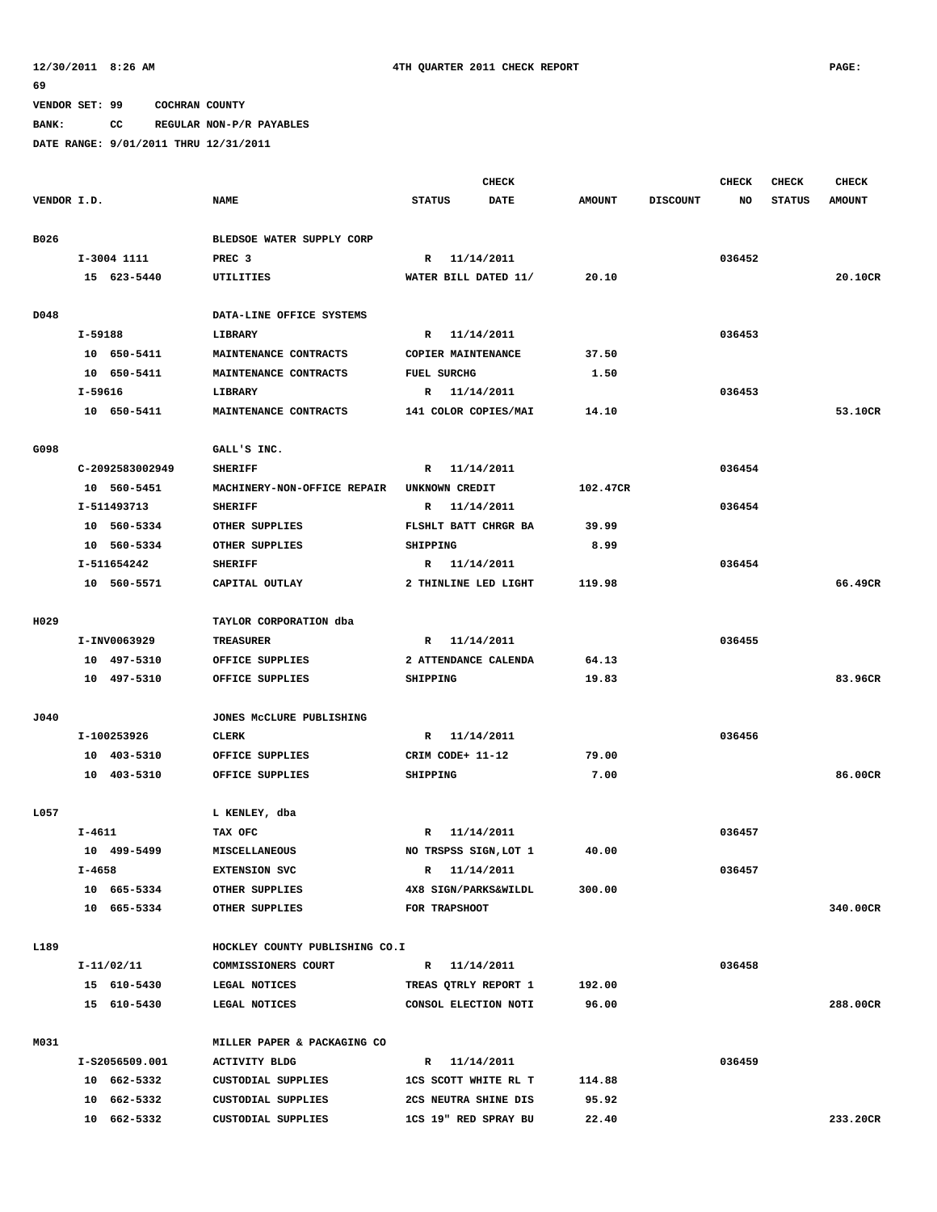12/30/2011 8:26 AM 4TH QUARTER 2011 CHECK REPORT PAGE: 69

VENDOR SET: 99 COCHRAN COUNTY

BANK: CC REGULAR NON-P/R PAYABLES

DATE RANGE: 9/01/2011 THRU 12/31/2011

| VENDOR I.D. | NAME | STATUS | CHECK DATE | AMOUNT | DISCOUNT | CHECK NO | CHECK STATUS | CHECK AMOUNT |
|---|---|---|---|---|---|---|---|---|
| B026 | BLEDSOE WATER SUPPLY CORP | | | | | | | |
| I-3004 1111 | PREC 3 | R | 11/14/2011 | | | 036452 | | |
| 15 623-5440 | UTILITIES | WATER BILL DATED 11/ | | 20.10 | | | | 20.10CR |
| D048 | DATA-LINE OFFICE SYSTEMS | | | | | | | |
| I-59188 | LIBRARY | R | 11/14/2011 | | | 036453 | | |
| 10 650-5411 | MAINTENANCE CONTRACTS | COPIER MAINTENANCE | | 37.50 | | | | |
| 10 650-5411 | MAINTENANCE CONTRACTS | FUEL SURCHG | | 1.50 | | | | |
| I-59616 | LIBRARY | R | 11/14/2011 | | | 036453 | | |
| 10 650-5411 | MAINTENANCE CONTRACTS | 141 COLOR COPIES/MAI | | 14.10 | | | | 53.10CR |
| G098 | GALL'S INC. | | | | | | | |
| C-2092583002949 | SHERIFF | R | 11/14/2011 | | | 036454 | | |
| 10 560-5451 | MACHINERY-NON-OFFICE REPAIR | UNKNOWN CREDIT | | 102.47CR | | | | |
| I-511493713 | SHERIFF | R | 11/14/2011 | | | 036454 | | |
| 10 560-5334 | OTHER SUPPLIES | FLSHLT BATT CHRGR BA | | 39.99 | | | | |
| 10 560-5334 | OTHER SUPPLIES | SHIPPING | | 8.99 | | | | |
| I-511654242 | SHERIFF | R | 11/14/2011 | | | 036454 | | |
| 10 560-5571 | CAPITAL OUTLAY | 2 THINLINE LED LIGHT | | 119.98 | | | | 66.49CR |
| H029 | TAYLOR CORPORATION dba | | | | | | | |
| I-INV0063929 | TREASURER | R | 11/14/2011 | | | 036455 | | |
| 10 497-5310 | OFFICE SUPPLIES | 2 ATTENDANCE CALENDA | | 64.13 | | | | |
| 10 497-5310 | OFFICE SUPPLIES | SHIPPING | | 19.83 | | | | 83.96CR |
| J040 | JONES McCLURE PUBLISHING | | | | | | | |
| I-100253926 | CLERK | R | 11/14/2011 | | | 036456 | | |
| 10 403-5310 | OFFICE SUPPLIES | CRIM CODE+ 11-12 | | 79.00 | | | | |
| 10 403-5310 | OFFICE SUPPLIES | SHIPPING | | 7.00 | | | | 86.00CR |
| L057 | L KENLEY, dba | | | | | | | |
| I-4611 | TAX OFC | R | 11/14/2011 | | | 036457 | | |
| 10 499-5499 | MISCELLANEOUS | NO TRSPSS SIGN,LOT 1 | | 40.00 | | | | |
| I-4658 | EXTENSION SVC | R | 11/14/2011 | | | 036457 | | |
| 10 665-5334 | OTHER SUPPLIES | 4X8 SIGN/PARKS&WILDL | | 300.00 | | | | |
| 10 665-5334 | OTHER SUPPLIES | FOR TRAPSHOOT | | | | | | 340.00CR |
| L189 | HOCKLEY COUNTY PUBLISHING CO.I | | | | | | | |
| I-11/02/11 | COMMISSIONERS COURT | R | 11/14/2011 | | | 036458 | | |
| 15 610-5430 | LEGAL NOTICES | TREAS QTRLY REPORT 1 | | 192.00 | | | | |
| 15 610-5430 | LEGAL NOTICES | CONSOL ELECTION NOTI | | 96.00 | | | | 288.00CR |
| M031 | MILLER PAPER & PACKAGING CO | | | | | | | |
| I-S2056509.001 | ACTIVITY BLDG | R | 11/14/2011 | | | 036459 | | |
| 10 662-5332 | CUSTODIAL SUPPLIES | 1CS SCOTT WHITE RL T | | 114.88 | | | | |
| 10 662-5332 | CUSTODIAL SUPPLIES | 2CS NEUTRA SHINE DIS | | 95.92 | | | | |
| 10 662-5332 | CUSTODIAL SUPPLIES | 1CS 19" RED SPRAY BU | | 22.40 | | | | 233.20CR |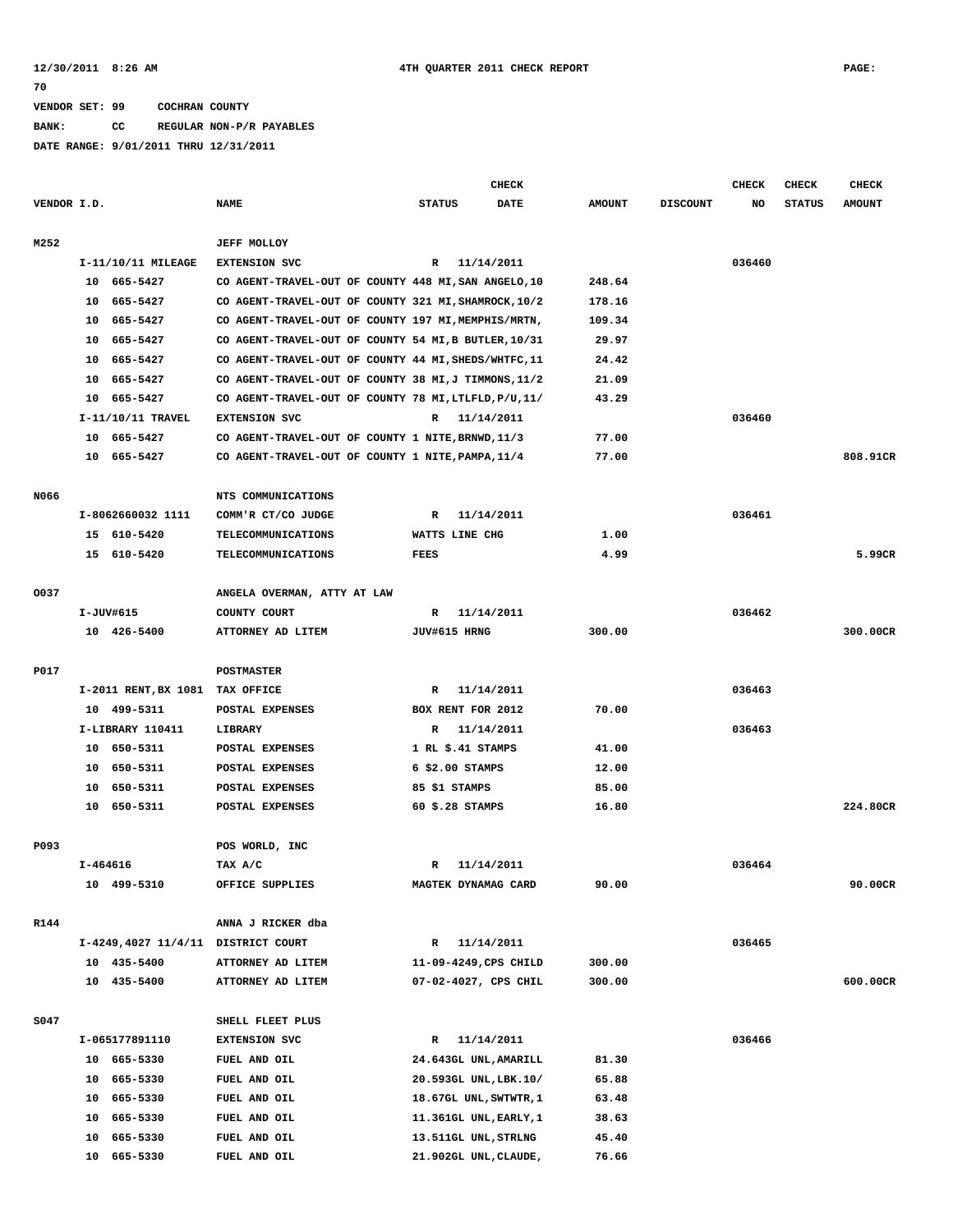12/30/2011 8:26 AM 4TH QUARTER 2011 CHECK REPORT PAGE: 70

VENDOR SET: 99 COCHRAN COUNTY

BANK: CC REGULAR NON-P/R PAYABLES

DATE RANGE: 9/01/2011 THRU 12/31/2011

| VENDOR I.D. | NAME | STATUS | CHECK DATE | AMOUNT | DISCOUNT | CHECK NO | CHECK STATUS | CHECK AMOUNT |
|---|---|---|---|---|---|---|---|---|
| M252 | JEFF MOLLOY | | | | | | | |
| I-11/10/11 MILEAGE | EXTENSION SVC | R | 11/14/2011 | | | 036460 | | |
| 10 665-5427 | CO AGENT-TRAVEL-OUT OF COUNTY 448 MI,SAN ANGELO,10 | | | 248.64 | | | | |
| 10 665-5427 | CO AGENT-TRAVEL-OUT OF COUNTY 321 MI,SHAMROCK,10/2 | | | 178.16 | | | | |
| 10 665-5427 | CO AGENT-TRAVEL-OUT OF COUNTY 197 MI,MEMPHIS/MRTN, | | | 109.34 | | | | |
| 10 665-5427 | CO AGENT-TRAVEL-OUT OF COUNTY 54 MI,B BUTLER,10/31 | | | 29.97 | | | | |
| 10 665-5427 | CO AGENT-TRAVEL-OUT OF COUNTY 44 MI,SHEDS/WHTFC,11 | | | 24.42 | | | | |
| 10 665-5427 | CO AGENT-TRAVEL-OUT OF COUNTY 38 MI,J TIMMONS,11/2 | | | 21.09 | | | | |
| 10 665-5427 | CO AGENT-TRAVEL-OUT OF COUNTY 78 MI,LTLFLD,P/U,11/ | | | 43.29 | | | | |
| I-11/10/11 TRAVEL | EXTENSION SVC | R | 11/14/2011 | | | 036460 | | |
| 10 665-5427 | CO AGENT-TRAVEL-OUT OF COUNTY 1 NITE,BRNWD,11/3 | | | 77.00 | | | | |
| 10 665-5427 | CO AGENT-TRAVEL-OUT OF COUNTY 1 NITE,PAMPA,11/4 | | | 77.00 | | | | 808.91CR |
| N066 | NTS COMMUNICATIONS | | | | | | | |
| I-8062660032 1111 | COMM'R CT/CO JUDGE | R | 11/14/2011 | | | 036461 | | |
| 15 610-5420 | TELECOMMUNICATIONS | WATTS LINE CHG | | 1.00 | | | | |
| 15 610-5420 | TELECOMMUNICATIONS | FEES | | 4.99 | | | | 5.99CR |
| O037 | ANGELA OVERMAN, ATTY AT LAW | | | | | | | |
| I-JUV#615 | COUNTY COURT | R | 11/14/2011 | | | 036462 | | |
| 10 426-5400 | ATTORNEY AD LITEM | JUV#615 HRNG | | 300.00 | | | | 300.00CR |
| P017 | POSTMASTER | | | | | | | |
| I-2011 RENT,BX 1081 | TAX OFFICE | R | 11/14/2011 | | | 036463 | | |
| 10 499-5311 | POSTAL EXPENSES | BOX RENT FOR 2012 | | 70.00 | | | | |
| I-LIBRARY 110411 | LIBRARY | R | 11/14/2011 | | | 036463 | | |
| 10 650-5311 | POSTAL EXPENSES | 1 RL $.41 STAMPS | | 41.00 | | | | |
| 10 650-5311 | POSTAL EXPENSES | 6 $2.00 STAMPS | | 12.00 | | | | |
| 10 650-5311 | POSTAL EXPENSES | 85 $1 STAMPS | | 85.00 | | | | |
| 10 650-5311 | POSTAL EXPENSES | 60 $.28 STAMPS | | 16.80 | | | | 224.80CR |
| P093 | POS WORLD, INC | | | | | | | |
| I-464616 | TAX A/C | R | 11/14/2011 | | | 036464 | | |
| 10 499-5310 | OFFICE SUPPLIES | MAGTEK DYNAMAG CARD | | 90.00 | | | | 90.00CR |
| R144 | ANNA J RICKER dba | | | | | | | |
| I-4249,4027 11/4/11 | DISTRICT COURT | R | 11/14/2011 | | | 036465 | | |
| 10 435-5400 | ATTORNEY AD LITEM | 11-09-4249,CPS CHILD | | 300.00 | | | | |
| 10 435-5400 | ATTORNEY AD LITEM | 07-02-4027, CPS CHIL | | 300.00 | | | | 600.00CR |
| S047 | SHELL FLEET PLUS | | | | | | | |
| I-065177891110 | EXTENSION SVC | R | 11/14/2011 | | | 036466 | | |
| 10 665-5330 | FUEL AND OIL | 24.643GL UNL,AMARILL | | 81.30 | | | | |
| 10 665-5330 | FUEL AND OIL | 20.593GL UNL,LBK.10/ | | 65.88 | | | | |
| 10 665-5330 | FUEL AND OIL | 18.67GL UNL,SWTWTR,1 | | 63.48 | | | | |
| 10 665-5330 | FUEL AND OIL | 11.361GL UNL,EARLY,1 | | 38.63 | | | | |
| 10 665-5330 | FUEL AND OIL | 13.511GL UNL,STRLNG | | 45.40 | | | | |
| 10 665-5330 | FUEL AND OIL | 21.902GL UNL,CLAUDE, | | 76.66 | | | | |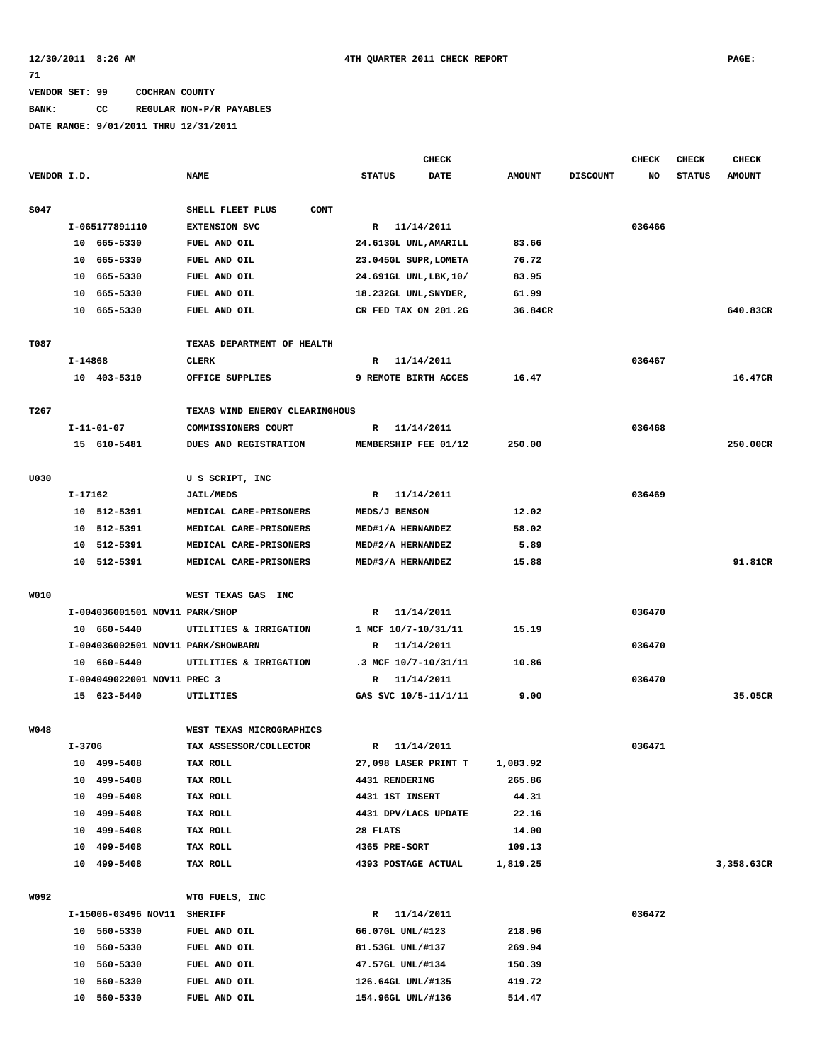12/30/2011 8:26 AM 4TH QUARTER 2011 CHECK REPORT PAGE: 71

VENDOR SET: 99 COCHRAN COUNTY

BANK: CC REGULAR NON-P/R PAYABLES

DATE RANGE: 9/01/2011 THRU 12/31/2011

| VENDOR I.D. | NAME | STATUS | CHECK DATE | AMOUNT | DISCOUNT | CHECK NO | CHECK STATUS | CHECK AMOUNT |
|---|---|---|---|---|---|---|---|---|
| S047 | SHELL FLEET PLUS CONT | | | | | | | |
| I-065177891110 | EXTENSION SVC | R | 11/14/2011 | | | 036466 | | |
| 10 665-5330 | FUEL AND OIL | 24.613GL UNL,AMARILL | | 83.66 | | | | |
| 10 665-5330 | FUEL AND OIL | 23.045GL SUPR,LOMETA | | 76.72 | | | | |
| 10 665-5330 | FUEL AND OIL | 24.691GL UNL,LBK,10/ | | 83.95 | | | | |
| 10 665-5330 | FUEL AND OIL | 18.232GL UNL,SNYDER, | | 61.99 | | | | |
| 10 665-5330 | FUEL AND OIL | CR FED TAX ON 201.2G | | 36.84CR | | | | 640.83CR |
| T087 | TEXAS DEPARTMENT OF HEALTH | | | | | | | |
| I-14868 | CLERK | R | 11/14/2011 | | | 036467 | | |
| 10 403-5310 | OFFICE SUPPLIES | 9 REMOTE BIRTH ACCES | | 16.47 | | | | 16.47CR |
| T267 | TEXAS WIND ENERGY CLEARINGHOUS | | | | | | | |
| I-11-01-07 | COMMISSIONERS COURT | R | 11/14/2011 | | | 036468 | | |
| 15 610-5481 | DUES AND REGISTRATION | MEMBERSHIP FEE 01/12 | | 250.00 | | | | 250.00CR |
| U030 | U S SCRIPT, INC | | | | | | | |
| I-17162 | JAIL/MEDS | R | 11/14/2011 | | | 036469 | | |
| 10 512-5391 | MEDICAL CARE-PRISONERS | MEDS/J BENSON | | 12.02 | | | | |
| 10 512-5391 | MEDICAL CARE-PRISONERS | MED#1/A HERNANDEZ | | 58.02 | | | | |
| 10 512-5391 | MEDICAL CARE-PRISONERS | MED#2/A HERNANDEZ | | 5.89 | | | | |
| 10 512-5391 | MEDICAL CARE-PRISONERS | MED#3/A HERNANDEZ | | 15.88 | | | | 91.81CR |
| W010 | WEST TEXAS GAS INC | | | | | | | |
| I-004036001501 NOV11 PARK/SHOP | | R | 11/14/2011 | | | 036470 | | |
| 10 660-5440 | UTILITIES & IRRIGATION | 1 MCF 10/7-10/31/11 | | 15.19 | | | | |
| I-004036002501 NOV11 PARK/SHOWBARN | | R | 11/14/2011 | | | 036470 | | |
| 10 660-5440 | UTILITIES & IRRIGATION | .3 MCF 10/7-10/31/11 | | 10.86 | | | | |
| I-004049022001 NOV11 PREC 3 | | R | 11/14/2011 | | | 036470 | | |
| 15 623-5440 | UTILITIES | GAS SVC 10/5-11/1/11 | | 9.00 | | | | 35.05CR |
| W048 | WEST TEXAS MICROGRAPHICS | | | | | | | |
| I-3706 | TAX ASSESSOR/COLLECTOR | R | 11/14/2011 | | | 036471 | | |
| 10 499-5408 | TAX ROLL | 27,098 LASER PRINT T | | 1,083.92 | | | | |
| 10 499-5408 | TAX ROLL | 4431 RENDERING | | 265.86 | | | | |
| 10 499-5408 | TAX ROLL | 4431 1ST INSERT | | 44.31 | | | | |
| 10 499-5408 | TAX ROLL | 4431 DPV/LACS UPDATE | | 22.16 | | | | |
| 10 499-5408 | TAX ROLL | 28 FLATS | | 14.00 | | | | |
| 10 499-5408 | TAX ROLL | 4365 PRE-SORT | | 109.13 | | | | |
| 10 499-5408 | TAX ROLL | 4393 POSTAGE ACTUAL | | 1,819.25 | | | | 3,358.63CR |
| W092 | WTG FUELS, INC | | | | | | | |
| I-15006-03496 NOV11 | SHERIFF | R | 11/14/2011 | | | 036472 | | |
| 10 560-5330 | FUEL AND OIL | 66.07GL UNL/#123 | | 218.96 | | | | |
| 10 560-5330 | FUEL AND OIL | 81.53GL UNL/#137 | | 269.94 | | | | |
| 10 560-5330 | FUEL AND OIL | 47.57GL UNL/#134 | | 150.39 | | | | |
| 10 560-5330 | FUEL AND OIL | 126.64GL UNL/#135 | | 419.72 | | | | |
| 10 560-5330 | FUEL AND OIL | 154.96GL UNL/#136 | | 514.47 | | | | |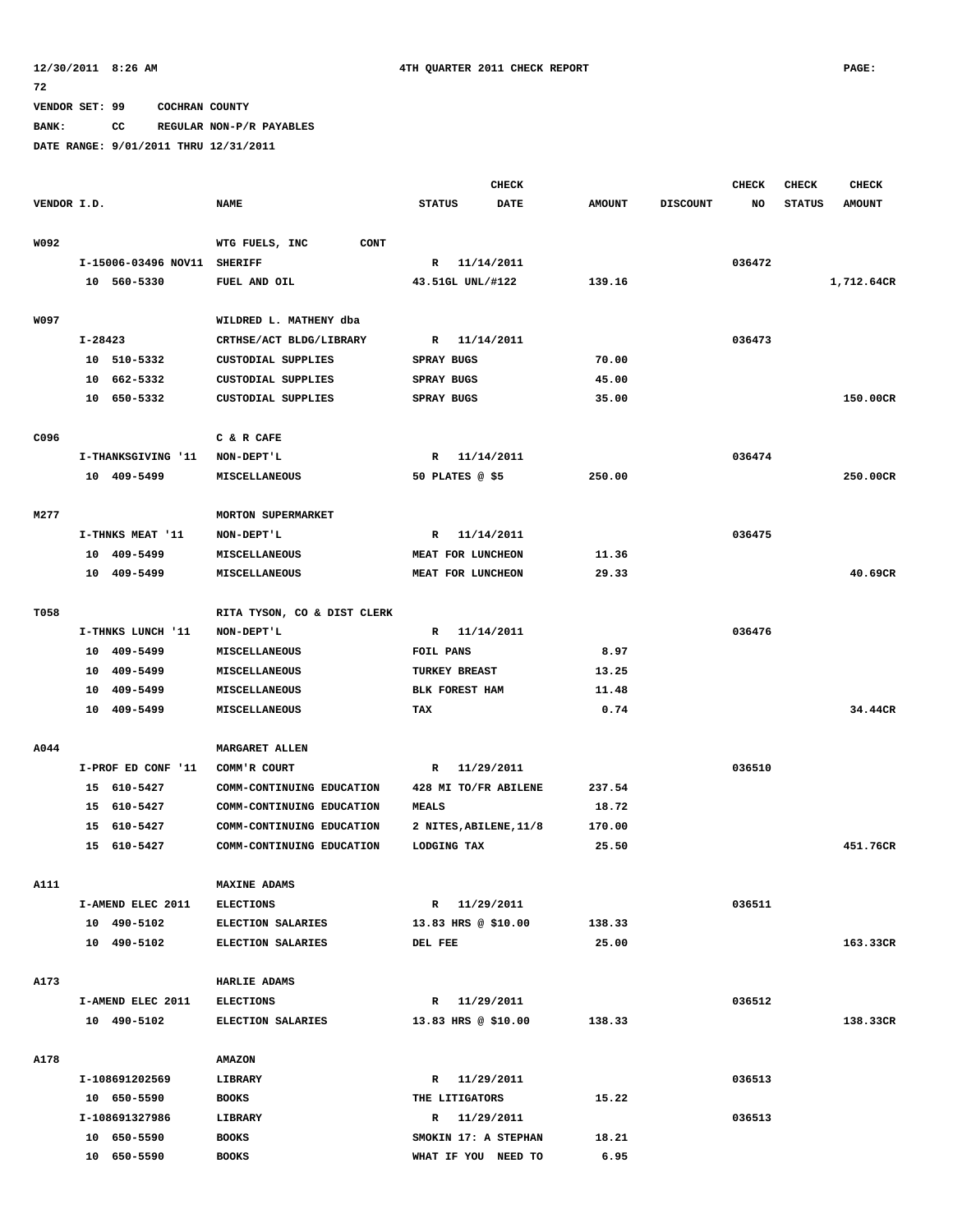12/30/2011 8:26 AM 4TH QUARTER 2011 CHECK REPORT PAGE: 72

VENDOR SET: 99 COCHRAN COUNTY

BANK: CC REGULAR NON-P/R PAYABLES

DATE RANGE: 9/01/2011 THRU 12/31/2011

| VENDOR I.D. | NAME | STATUS | CHECK DATE | AMOUNT | DISCOUNT | CHECK NO | CHECK STATUS | CHECK AMOUNT |
|---|---|---|---|---|---|---|---|---|
| W092 | WTG FUELS, INC CONT | | | | | | | |
| I-15006-03496 NOV11 | SHERIFF | R | 11/14/2011 | | | 036472 | | |
| 10 560-5330 | FUEL AND OIL | 43.51GL UNL/#122 | | 139.16 | | | | 1,712.64CR |
| W097 | WILDRED L. MATHENY dba | | | | | | | |
| I-28423 | CRTHSE/ACT BLDG/LIBRARY | R | 11/14/2011 | | | 036473 | | |
| 10 510-5332 | CUSTODIAL SUPPLIES | SPRAY BUGS | | 70.00 | | | | |
| 10 662-5332 | CUSTODIAL SUPPLIES | SPRAY BUGS | | 45.00 | | | | |
| 10 650-5332 | CUSTODIAL SUPPLIES | SPRAY BUGS | | 35.00 | | | | 150.00CR |
| C096 | C & R CAFE | | | | | | | |
| I-THANKSGIVING '11 | NON-DEPT'L | R | 11/14/2011 | | | 036474 | | |
| 10 409-5499 | MISCELLANEOUS | 50 PLATES @ $5 | | 250.00 | | | | 250.00CR |
| M277 | MORTON SUPERMARKET | | | | | | | |
| I-THNKS MEAT '11 | NON-DEPT'L | R | 11/14/2011 | | | 036475 | | |
| 10 409-5499 | MISCELLANEOUS | MEAT FOR LUNCHEON | | 11.36 | | | | |
| 10 409-5499 | MISCELLANEOUS | MEAT FOR LUNCHEON | | 29.33 | | | | 40.69CR |
| T058 | RITA TYSON, CO & DIST CLERK | | | | | | | |
| I-THNKS LUNCH '11 | NON-DEPT'L | R | 11/14/2011 | | | 036476 | | |
| 10 409-5499 | MISCELLANEOUS | FOIL PANS | | 8.97 | | | | |
| 10 409-5499 | MISCELLANEOUS | TURKEY BREAST | | 13.25 | | | | |
| 10 409-5499 | MISCELLANEOUS | BLK FOREST HAM | | 11.48 | | | | |
| 10 409-5499 | MISCELLANEOUS | TAX | | 0.74 | | | | 34.44CR |
| A044 | MARGARET ALLEN | | | | | | | |
| I-PROF ED CONF '11 | COMM'R COURT | R | 11/29/2011 | | | 036510 | | |
| 15 610-5427 | COMM-CONTINUING EDUCATION | 428 MI TO/FR ABILENE | | 237.54 | | | | |
| 15 610-5427 | COMM-CONTINUING EDUCATION | MEALS | | 18.72 | | | | |
| 15 610-5427 | COMM-CONTINUING EDUCATION | 2 NITES,ABILENE,11/8 | | 170.00 | | | | |
| 15 610-5427 | COMM-CONTINUING EDUCATION | LODGING TAX | | 25.50 | | | | 451.76CR |
| A111 | MAXINE ADAMS | | | | | | | |
| I-AMEND ELEC 2011 | ELECTIONS | R | 11/29/2011 | | | 036511 | | |
| 10 490-5102 | ELECTION SALARIES | 13.83 HRS @ $10.00 | | 138.33 | | | | |
| 10 490-5102 | ELECTION SALARIES | DEL FEE | | 25.00 | | | | 163.33CR |
| A173 | HARLIE ADAMS | | | | | | | |
| I-AMEND ELEC 2011 | ELECTIONS | R | 11/29/2011 | | | 036512 | | |
| 10 490-5102 | ELECTION SALARIES | 13.83 HRS @ $10.00 | | 138.33 | | | | 138.33CR |
| A178 | AMAZON | | | | | | | |
| I-108691202569 | LIBRARY | R | 11/29/2011 | | | 036513 | | |
| 10 650-5590 | BOOKS | THE LITIGATORS | | 15.22 | | | | |
| I-108691327986 | LIBRARY | R | 11/29/2011 | | | 036513 | | |
| 10 650-5590 | BOOKS | SMOKIN 17: A STEPHAN | | 18.21 | | | | |
| 10 650-5590 | BOOKS | WHAT IF YOU NEED TO | | 6.95 | | | | |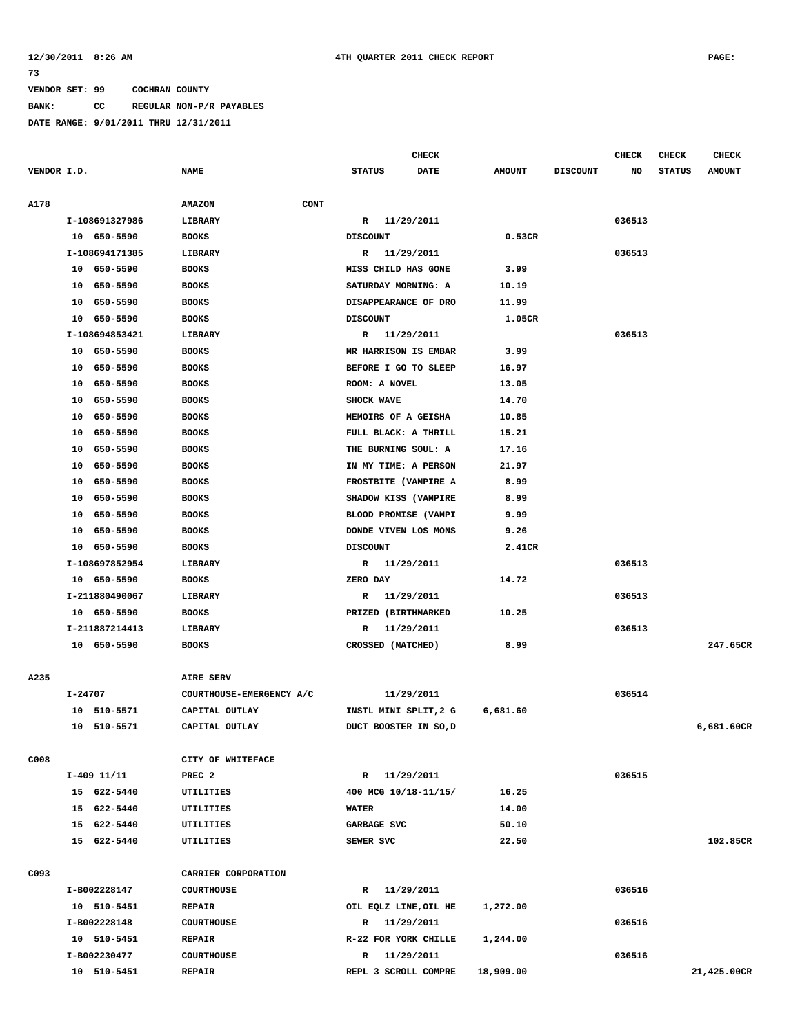12/30/2011 8:26 AM 4TH QUARTER 2011 CHECK REPORT PAGE: 73

VENDOR SET: 99 COCHRAN COUNTY

BANK: CC REGULAR NON-P/R PAYABLES

DATE RANGE: 9/01/2011 THRU 12/31/2011

| VENDOR I.D. | NAME | STATUS | CHECK DATE | AMOUNT | DISCOUNT | CHECK NO | CHECK STATUS | CHECK AMOUNT |
|---|---|---|---|---|---|---|---|---|
| A178 | AMAZON CONT | | | | | | | |
| I-108691327986 | LIBRARY | R | 11/29/2011 | | | 036513 | | |
| 10 650-5590 | BOOKS | DISCOUNT | | 0.53CR | | | | |
| I-108694171385 | LIBRARY | R | 11/29/2011 | | | 036513 | | |
| 10 650-5590 | BOOKS | MISS CHILD HAS GONE | | 3.99 | | | | |
| 10 650-5590 | BOOKS | SATURDAY MORNING: A | | 10.19 | | | | |
| 10 650-5590 | BOOKS | DISAPPEARANCE OF DRO | | 11.99 | | | | |
| 10 650-5590 | BOOKS | DISCOUNT | | 1.05CR | | | | |
| I-108694853421 | LIBRARY | R | 11/29/2011 | | | 036513 | | |
| 10 650-5590 | BOOKS | MR HARRISON IS EMBAR | | 3.99 | | | | |
| 10 650-5590 | BOOKS | BEFORE I GO TO SLEEP | | 16.97 | | | | |
| 10 650-5590 | BOOKS | ROOM: A NOVEL | | 13.05 | | | | |
| 10 650-5590 | BOOKS | SHOCK WAVE | | 14.70 | | | | |
| 10 650-5590 | BOOKS | MEMOIRS OF A GEISHA | | 10.85 | | | | |
| 10 650-5590 | BOOKS | FULL BLACK: A THRILL | | 15.21 | | | | |
| 10 650-5590 | BOOKS | THE BURNING SOUL: A | | 17.16 | | | | |
| 10 650-5590 | BOOKS | IN MY TIME: A PERSON | | 21.97 | | | | |
| 10 650-5590 | BOOKS | FROSTBITE (VAMPIRE A | | 8.99 | | | | |
| 10 650-5590 | BOOKS | SHADOW KISS (VAMPIRE | | 8.99 | | | | |
| 10 650-5590 | BOOKS | BLOOD PROMISE (VAMPI | | 9.99 | | | | |
| 10 650-5590 | BOOKS | DONDE VIVEN LOS MONS | | 9.26 | | | | |
| 10 650-5590 | BOOKS | DISCOUNT | | 2.41CR | | | | |
| I-108697852954 | LIBRARY | R | 11/29/2011 | | | 036513 | | |
| 10 650-5590 | BOOKS | ZERO DAY | | 14.72 | | | | |
| I-211880490067 | LIBRARY | R | 11/29/2011 | | | 036513 | | |
| 10 650-5590 | BOOKS | PRIZED (BIRTHMARKED | | 10.25 | | | | |
| I-211887214413 | LIBRARY | R | 11/29/2011 | | | 036513 | | |
| 10 650-5590 | BOOKS | CROSSED (MATCHED) | | 8.99 | | | | 247.65CR |
| A235 | AIRE SERV | | | | | | | |
| I-24707 | COURTHOUSE-EMERGENCY A/C | | 11/29/2011 | | | 036514 | | |
| 10 510-5571 | CAPITAL OUTLAY | INSTL MINI SPLIT,2 G | | 6,681.60 | | | | |
| 10 510-5571 | CAPITAL OUTLAY | DUCT BOOSTER IN SO,D | | | | | | 6,681.60CR |
| C008 | CITY OF WHITEFACE | | | | | | | |
| I-409 11/11 | PREC 2 | R | 11/29/2011 | | | 036515 | | |
| 15 622-5440 | UTILITIES | 400 MCG 10/18-11/15/ | | 16.25 | | | | |
| 15 622-5440 | UTILITIES | WATER | | 14.00 | | | | |
| 15 622-5440 | UTILITIES | GARBAGE SVC | | 50.10 | | | | |
| 15 622-5440 | UTILITIES | SEWER SVC | | 22.50 | | | | 102.85CR |
| C093 | CARRIER CORPORATION | | | | | | | |
| I-B002228147 | COURTHOUSE | R | 11/29/2011 | | | 036516 | | |
| 10 510-5451 | REPAIR | OIL EQLZ LINE,OIL HE | | 1,272.00 | | | | |
| I-B002228148 | COURTHOUSE | R | 11/29/2011 | | | 036516 | | |
| 10 510-5451 | REPAIR | R-22 FOR YORK CHILLE | | 1,244.00 | | | | |
| I-B002230477 | COURTHOUSE | R | 11/29/2011 | | | 036516 | | |
| 10 510-5451 | REPAIR | REPL 3 SCROLL COMPRE | | 18,909.00 | | | | 21,425.00CR |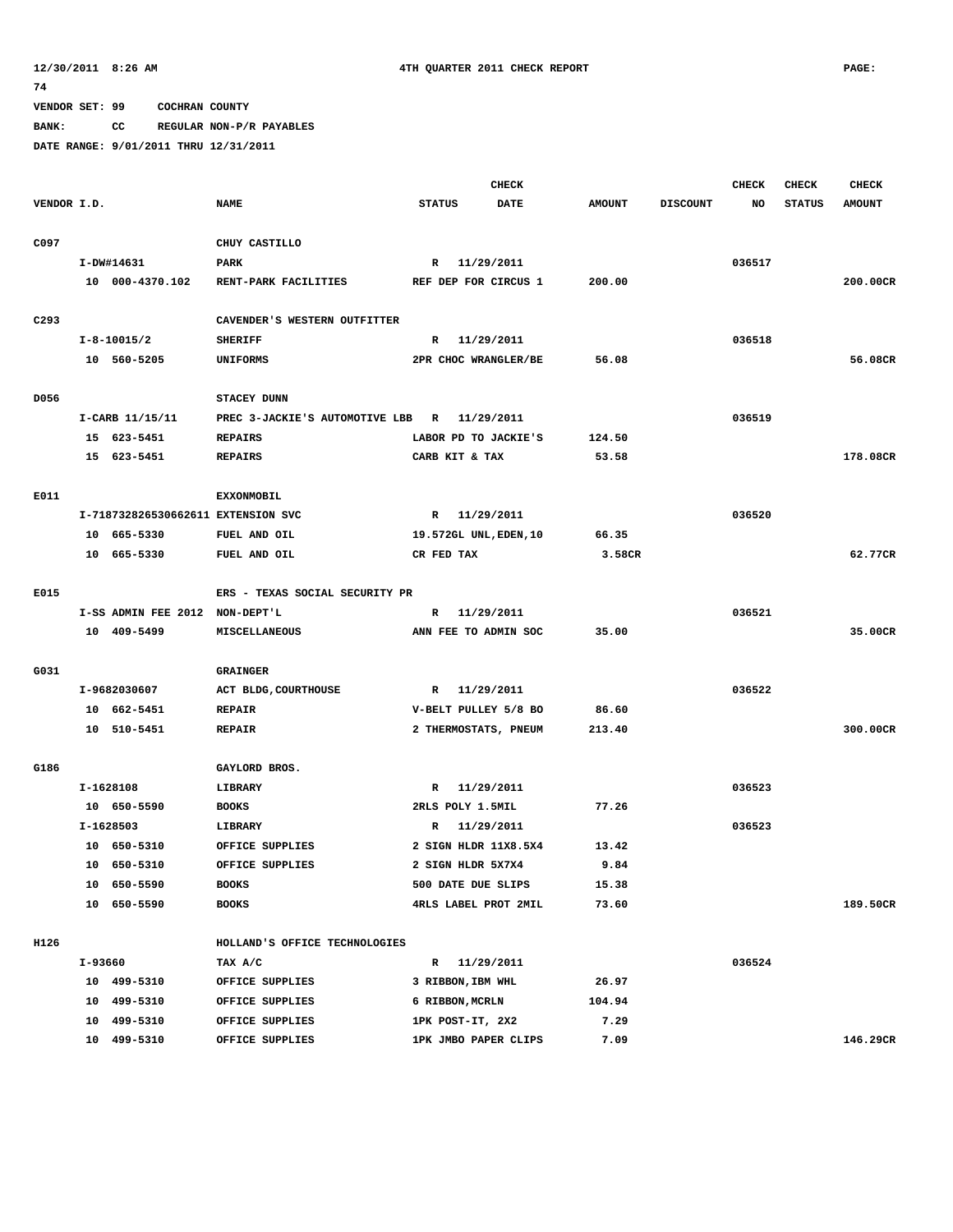12/30/2011 8:26 AM 4TH QUARTER 2011 CHECK REPORT PAGE: 74

VENDOR SET: 99 COCHRAN COUNTY

BANK: CC REGULAR NON-P/R PAYABLES

DATE RANGE: 9/01/2011 THRU 12/31/2011

| VENDOR I.D. | NAME | STATUS | CHECK DATE | AMOUNT | DISCOUNT | CHECK NO | CHECK STATUS | CHECK AMOUNT |
|---|---|---|---|---|---|---|---|---|
| C097 | CHUY CASTILLO | | | | | | | |
| I-DW#14631 | PARK | R | 11/29/2011 | | | 036517 | | |
| 10 000-4370.102 | RENT-PARK FACILITIES | REF DEP FOR CIRCUS 1 | | 200.00 | | | | 200.00CR |
| C293 | CAVENDER'S WESTERN OUTFITTER | | | | | | | |
| I-8-10015/2 | SHERIFF | R | 11/29/2011 | | | 036518 | | |
| 10 560-5205 | UNIFORMS | 2PR CHOC WRANGLER/BE | | 56.08 | | | | 56.08CR |
| D056 | STACEY DUNN | | | | | | | |
| I-CARB 11/15/11 | PREC 3-JACKIE'S AUTOMOTIVE LBB | R | 11/29/2011 | | | 036519 | | |
| 15 623-5451 | REPAIRS | LABOR PD TO JACKIE'S | | 124.50 | | | | |
| 15 623-5451 | REPAIRS | CARB KIT & TAX | | 53.58 | | | | 178.08CR |
| E011 | EXXONMOBIL | | | | | | | |
| I-718732826530662611 | EXTENSION SVC | R | 11/29/2011 | | | 036520 | | |
| 10 665-5330 | FUEL AND OIL | 19.572GL UNL,EDEN,10 | | 66.35 | | | | |
| 10 665-5330 | FUEL AND OIL | CR FED TAX | | 3.58CR | | | | 62.77CR |
| E015 | ERS - TEXAS SOCIAL SECURITY PR | | | | | | | |
| I-SS ADMIN FEE 2012 | NON-DEPT'L | R | 11/29/2011 | | | 036521 | | |
| 10 409-5499 | MISCELLANEOUS | ANN FEE TO ADMIN SOC | | 35.00 | | | | 35.00CR |
| G031 | GRAINGER | | | | | | | |
| I-9682030607 | ACT BLDG,COURTHOUSE | R | 11/29/2011 | | | 036522 | | |
| 10 662-5451 | REPAIR | V-BELT PULLEY 5/8 BO | | 86.60 | | | | |
| 10 510-5451 | REPAIR | 2 THERMOSTATS, PNEUM | | 213.40 | | | | 300.00CR |
| G186 | GAYLORD BROS. | | | | | | | |
| I-1628108 | LIBRARY | R | 11/29/2011 | | | 036523 | | |
| 10 650-5590 | BOOKS | 2RLS POLY 1.5MIL | | 77.26 | | | | |
| I-1628503 | LIBRARY | R | 11/29/2011 | | | 036523 | | |
| 10 650-5310 | OFFICE SUPPLIES | 2 SIGN HLDR 11X8.5X4 | | 13.42 | | | | |
| 10 650-5310 | OFFICE SUPPLIES | 2 SIGN HLDR 5X7X4 | | 9.84 | | | | |
| 10 650-5590 | BOOKS | 500 DATE DUE SLIPS | | 15.38 | | | | |
| 10 650-5590 | BOOKS | 4RLS LABEL PROT 2MIL | | 73.60 | | | | 189.50CR |
| H126 | HOLLAND'S OFFICE TECHNOLOGIES | | | | | | | |
| I-93660 | TAX A/C | R | 11/29/2011 | | | 036524 | | |
| 10 499-5310 | OFFICE SUPPLIES | 3 RIBBON,IBM WHL | | 26.97 | | | | |
| 10 499-5310 | OFFICE SUPPLIES | 6 RIBBON,MCRLN | | 104.94 | | | | |
| 10 499-5310 | OFFICE SUPPLIES | 1PK POST-IT, 2X2 | | 7.29 | | | | |
| 10 499-5310 | OFFICE SUPPLIES | 1PK JMBO PAPER CLIPS | | 7.09 | | | | 146.29CR |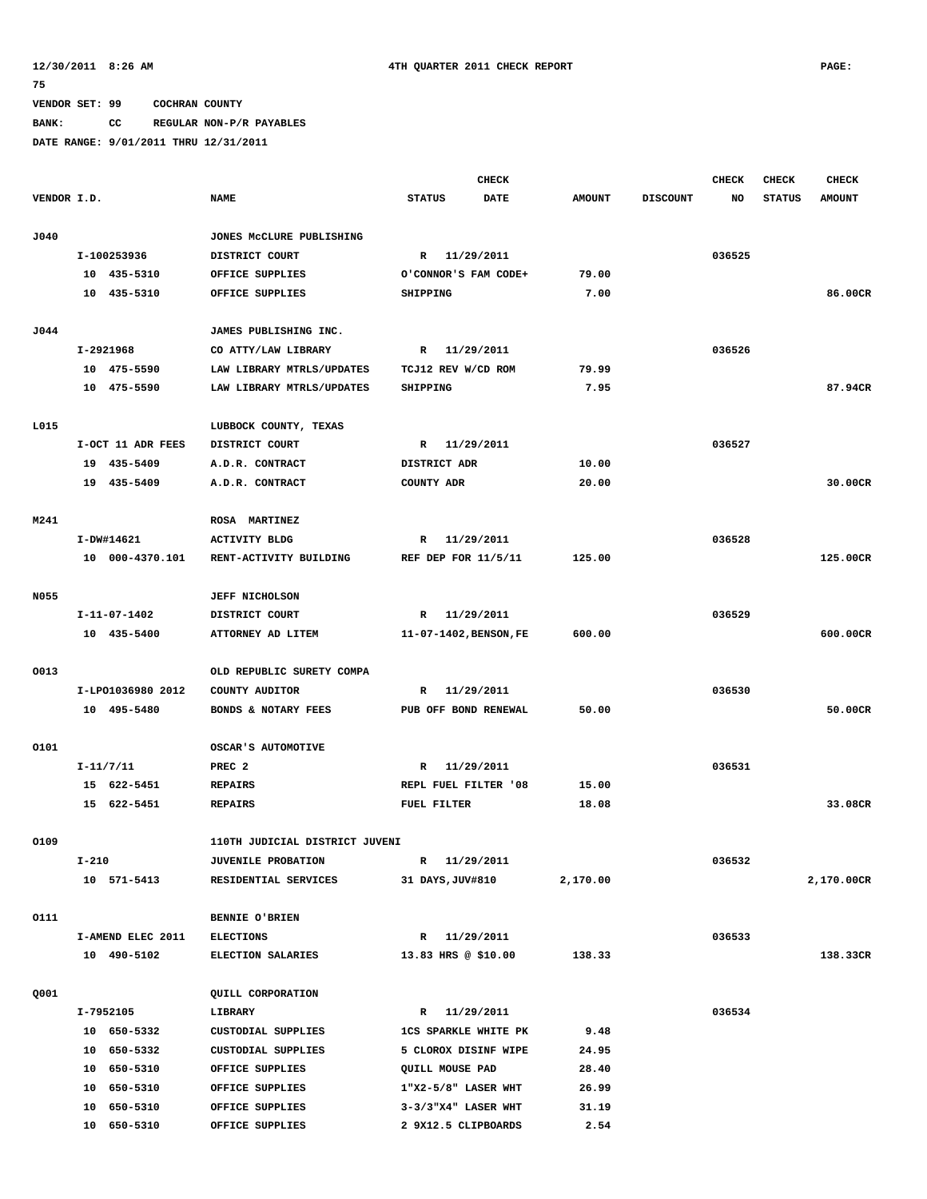VENDOR SET: 99 COCHRAN COUNTY

BANK: CC REGULAR NON-P/R PAYABLES

DATE RANGE: 9/01/2011 THRU 12/31/2011

| VENDOR I.D. | NAME | STATUS | CHECK DATE | AMOUNT | DISCOUNT | CHECK NO | CHECK STATUS | CHECK AMOUNT |
|---|---|---|---|---|---|---|---|---|
| J040 | JONES McCLURE PUBLISHING | | | | | | | |
| I-100253936 | DISTRICT COURT | R | 11/29/2011 | | | 036525 | | |
| 10 435-5310 | OFFICE SUPPLIES | O'CONNOR'S FAM CODE+ | | 79.00 | | | | |
| 10 435-5310 | OFFICE SUPPLIES | SHIPPING | | 7.00 | | | | 86.00CR |
| J044 | JAMES PUBLISHING INC. | | | | | | | |
| I-2921968 | CO ATTY/LAW LIBRARY | R | 11/29/2011 | | | 036526 | | |
| 10 475-5590 | LAW LIBRARY MTRLS/UPDATES | TCJ12 REV W/CD ROM | | 79.99 | | | | |
| 10 475-5590 | LAW LIBRARY MTRLS/UPDATES | SHIPPING | | 7.95 | | | | 87.94CR |
| L015 | LUBBOCK COUNTY, TEXAS | | | | | | | |
| I-OCT 11 ADR FEES | DISTRICT COURT | R | 11/29/2011 | | | 036527 | | |
| 19 435-5409 | A.D.R. CONTRACT | DISTRICT ADR | | 10.00 | | | | |
| 19 435-5409 | A.D.R. CONTRACT | COUNTY ADR | | 20.00 | | | | 30.00CR |
| M241 | ROSA MARTINEZ | | | | | | | |
| I-DW#14621 | ACTIVITY BLDG | R | 11/29/2011 | | | 036528 | | |
| 10 000-4370.101 | RENT-ACTIVITY BUILDING | REF DEP FOR 11/5/11 | | 125.00 | | | | 125.00CR |
| N055 | JEFF NICHOLSON | | | | | | | |
| I-11-07-1402 | DISTRICT COURT | R | 11/29/2011 | | | 036529 | | |
| 10 435-5400 | ATTORNEY AD LITEM | 11-07-1402,BENSON,FE | | 600.00 | | | | 600.00CR |
| O013 | OLD REPUBLIC SURETY COMPA | | | | | | | |
| I-LPO1036980 2012 | COUNTY AUDITOR | R | 11/29/2011 | | | 036530 | | |
| 10 495-5480 | BONDS & NOTARY FEES | PUB OFF BOND RENEWAL | | 50.00 | | | | 50.00CR |
| O101 | OSCAR'S AUTOMOTIVE | | | | | | | |
| I-11/7/11 | PREC 2 | R | 11/29/2011 | | | 036531 | | |
| 15 622-5451 | REPAIRS | REPL FUEL FILTER '08 | | 15.00 | | | | |
| 15 622-5451 | REPAIRS | FUEL FILTER | | 18.08 | | | | 33.08CR |
| O109 | 110TH JUDICIAL DISTRICT JUVENI | | | | | | | |
| I-210 | JUVENILE PROBATION | R | 11/29/2011 | | | 036532 | | |
| 10 571-5413 | RESIDENTIAL SERVICES | 31 DAYS,JUV#810 | | 2,170.00 | | | | 2,170.00CR |
| O111 | BENNIE O'BRIEN | | | | | | | |
| I-AMEND ELEC 2011 | ELECTIONS | R | 11/29/2011 | | | 036533 | | |
| 10 490-5102 | ELECTION SALARIES | 13.83 HRS @ $10.00 | | 138.33 | | | | 138.33CR |
| Q001 | QUILL CORPORATION | | | | | | | |
| I-7952105 | LIBRARY | R | 11/29/2011 | | | 036534 | | |
| 10 650-5332 | CUSTODIAL SUPPLIES | 1CS SPARKLE WHITE PK | | 9.48 | | | | |
| 10 650-5332 | CUSTODIAL SUPPLIES | 5 CLOROX DISINF WIPE | | 24.95 | | | | |
| 10 650-5310 | OFFICE SUPPLIES | QUILL MOUSE PAD | | 28.40 | | | | |
| 10 650-5310 | OFFICE SUPPLIES | 1"X2-5/8" LASER WHT | | 26.99 | | | | |
| 10 650-5310 | OFFICE SUPPLIES | 3-3/3"X4" LASER WHT | | 31.19 | | | | |
| 10 650-5310 | OFFICE SUPPLIES | 2 9X12.5 CLIPBOARDS | | 2.54 | | | | |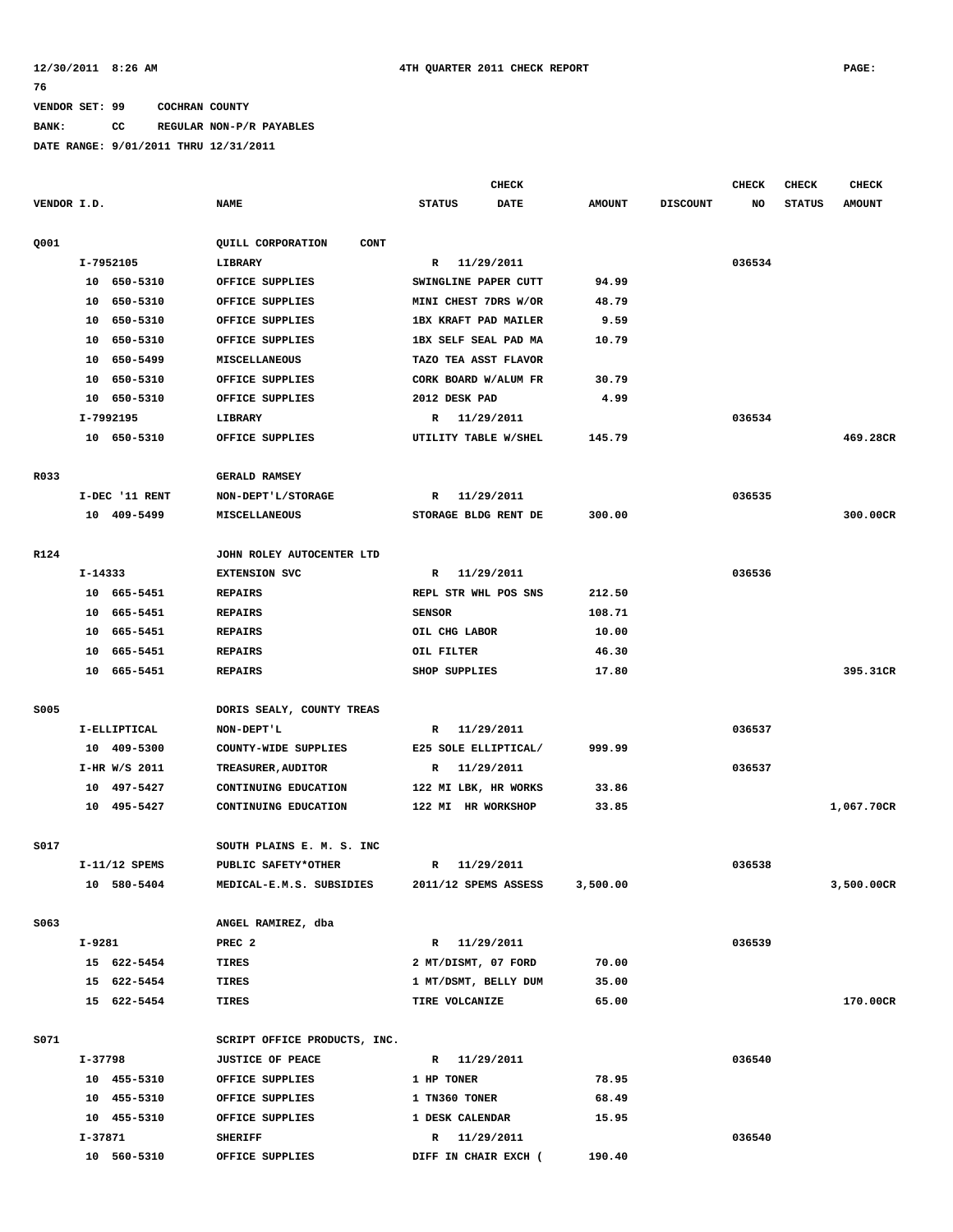12/30/2011 8:26 AM 4TH QUARTER 2011 CHECK REPORT PAGE: 76

VENDOR SET: 99 COCHRAN COUNTY

BANK: CC REGULAR NON-P/R PAYABLES

DATE RANGE: 9/01/2011 THRU 12/31/2011

| VENDOR I.D. | NAME | STATUS | CHECK DATE | AMOUNT | DISCOUNT | CHECK NO | CHECK STATUS | CHECK AMOUNT |
|---|---|---|---|---|---|---|---|---|
| Q001 | QUILL CORPORATION CONT | | | | | | | |
| I-7952105 | LIBRARY | R | 11/29/2011 | | | 036534 | | |
| 10 650-5310 | OFFICE SUPPLIES | SWINGLINE PAPER CUTT | | 94.99 | | | | |
| 10 650-5310 | OFFICE SUPPLIES | MINI CHEST 7DRS W/OR | | 48.79 | | | | |
| 10 650-5310 | OFFICE SUPPLIES | 1BX KRAFT PAD MAILER | | 9.59 | | | | |
| 10 650-5310 | OFFICE SUPPLIES | 1BX SELF SEAL PAD MA | | 10.79 | | | | |
| 10 650-5499 | MISCELLANEOUS | TAZO TEA ASST FLAVOR | | | | | | |
| 10 650-5310 | OFFICE SUPPLIES | CORK BOARD W/ALUM FR | | 30.79 | | | | |
| 10 650-5310 | OFFICE SUPPLIES | 2012 DESK PAD | | 4.99 | | | | |
| I-7992195 | LIBRARY | R | 11/29/2011 | | | 036534 | | |
| 10 650-5310 | OFFICE SUPPLIES | UTILITY TABLE W/SHEL | | 145.79 | | | | 469.28CR |
| R033 | GERALD RAMSEY | | | | | | | |
| I-DEC '11 RENT | NON-DEPT'L/STORAGE | R | 11/29/2011 | | | 036535 | | |
| 10 409-5499 | MISCELLANEOUS | STORAGE BLDG RENT DE | | 300.00 | | | | 300.00CR |
| R124 | JOHN ROLEY AUTOCENTER LTD | | | | | | | |
| I-14333 | EXTENSION SVC | R | 11/29/2011 | | | 036536 | | |
| 10 665-5451 | REPAIRS | REPL STR WHL POS SNS | | 212.50 | | | | |
| 10 665-5451 | REPAIRS | SENSOR | | 108.71 | | | | |
| 10 665-5451 | REPAIRS | OIL CHG LABOR | | 10.00 | | | | |
| 10 665-5451 | REPAIRS | OIL FILTER | | 46.30 | | | | |
| 10 665-5451 | REPAIRS | SHOP SUPPLIES | | 17.80 | | | | 395.31CR |
| S005 | DORIS SEALY, COUNTY TREAS | | | | | | | |
| I-ELLIPTICAL | NON-DEPT'L | R | 11/29/2011 | | | 036537 | | |
| 10 409-5300 | COUNTY-WIDE SUPPLIES | E25 SOLE ELLIPTICAL/ | | 999.99 | | | | |
| I-HR W/S 2011 | TREASURER,AUDITOR | R | 11/29/2011 | | | 036537 | | |
| 10 497-5427 | CONTINUING EDUCATION | 122 MI LBK, HR WORKS | | 33.86 | | | | |
| 10 495-5427 | CONTINUING EDUCATION | 122 MI HR WORKSHOP | | 33.85 | | | | 1,067.70CR |
| S017 | SOUTH PLAINS E. M. S. INC | | | | | | | |
| I-11/12 SPEMS | PUBLIC SAFETY*OTHER | R | 11/29/2011 | | | 036538 | | |
| 10 580-5404 | MEDICAL-E.M.S. SUBSIDIES | 2011/12 SPEMS ASSESS | | 3,500.00 | | | | 3,500.00CR |
| S063 | ANGEL RAMIREZ, dba | | | | | | | |
| I-9281 | PREC 2 | R | 11/29/2011 | | | 036539 | | |
| 15 622-5454 | TIRES | 2 MT/DISMT, 07 FORD | | 70.00 | | | | |
| 15 622-5454 | TIRES | 1 MT/DSMT, BELLY DUM | | 35.00 | | | | |
| 15 622-5454 | TIRES | TIRE VOLCANIZE | | 65.00 | | | | 170.00CR |
| S071 | SCRIPT OFFICE PRODUCTS, INC. | | | | | | | |
| I-37798 | JUSTICE OF PEACE | R | 11/29/2011 | | | 036540 | | |
| 10 455-5310 | OFFICE SUPPLIES | 1 HP TONER | | 78.95 | | | | |
| 10 455-5310 | OFFICE SUPPLIES | 1 TN360 TONER | | 68.49 | | | | |
| 10 455-5310 | OFFICE SUPPLIES | 1 DESK CALENDAR | | 15.95 | | | | |
| I-37871 | SHERIFF | R | 11/29/2011 | | | 036540 | | |
| 10 560-5310 | OFFICE SUPPLIES | DIFF IN CHAIR EXCH ( | | 190.40 | | | | |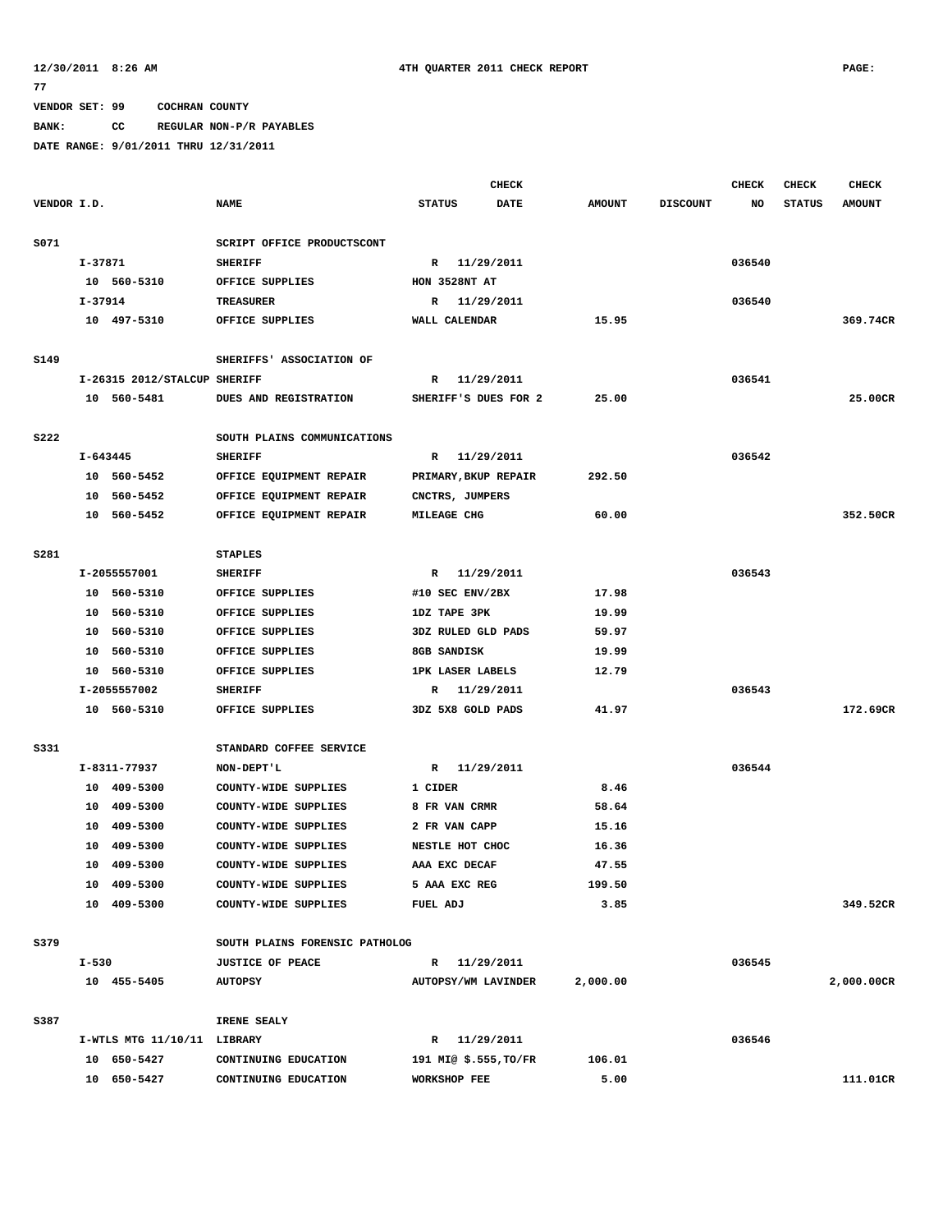12/30/2011 8:26 AM 4TH QUARTER 2011 CHECK REPORT PAGE: 77

VENDOR SET: 99 COCHRAN COUNTY

BANK: CC REGULAR NON-P/R PAYABLES

DATE RANGE: 9/01/2011 THRU 12/31/2011

| VENDOR I.D. | NAME | STATUS | CHECK DATE | AMOUNT | DISCOUNT | CHECK NO | CHECK STATUS | CHECK AMOUNT |
|---|---|---|---|---|---|---|---|---|
| S071 | SCRIPT OFFICE PRODUCTSCONT | | | | | | | |
| I-37871 | SHERIFF | R | 11/29/2011 | | | 036540 | | |
| 10 560-5310 | OFFICE SUPPLIES | HON 3528NT AT | | | | | | |
| I-37914 | TREASURER | R | 11/29/2011 | | | 036540 | | |
| 10 497-5310 | OFFICE SUPPLIES | WALL CALENDAR | | 15.95 | | | | 369.74CR |
| S149 | SHERIFFS' ASSOCIATION OF | | | | | | | |
| I-26315 2012/STALCUP | SHERIFF | R | 11/29/2011 | | | 036541 | | |
| 10 560-5481 | DUES AND REGISTRATION | SHERIFF'S DUES FOR 2 | | 25.00 | | | | 25.00CR |
| S222 | SOUTH PLAINS COMMUNICATIONS | | | | | | | |
| I-643445 | SHERIFF | R | 11/29/2011 | | | 036542 | | |
| 10 560-5452 | OFFICE EQUIPMENT REPAIR | PRIMARY,BKUP REPAIR | | 292.50 | | | | |
| 10 560-5452 | OFFICE EQUIPMENT REPAIR | CNCTRS, JUMPERS | | | | | | |
| 10 560-5452 | OFFICE EQUIPMENT REPAIR | MILEAGE CHG | | 60.00 | | | | 352.50CR |
| S281 | STAPLES | | | | | | | |
| I-2055557001 | SHERIFF | R | 11/29/2011 | | | 036543 | | |
| 10 560-5310 | OFFICE SUPPLIES | #10 SEC ENV/2BX | | 17.98 | | | | |
| 10 560-5310 | OFFICE SUPPLIES | 1DZ TAPE 3PK | | 19.99 | | | | |
| 10 560-5310 | OFFICE SUPPLIES | 3DZ RULED GLD PADS | | 59.97 | | | | |
| 10 560-5310 | OFFICE SUPPLIES | 8GB SANDISK | | 19.99 | | | | |
| 10 560-5310 | OFFICE SUPPLIES | 1PK LASER LABELS | | 12.79 | | | | |
| I-2055557002 | SHERIFF | R | 11/29/2011 | | | 036543 | | |
| 10 560-5310 | OFFICE SUPPLIES | 3DZ 5X8 GOLD PADS | | 41.97 | | | | 172.69CR |
| S331 | STANDARD COFFEE SERVICE | | | | | | | |
| I-8311-77937 | NON-DEPT'L | R | 11/29/2011 | | | 036544 | | |
| 10 409-5300 | COUNTY-WIDE SUPPLIES | 1 CIDER | | 8.46 | | | | |
| 10 409-5300 | COUNTY-WIDE SUPPLIES | 8 FR VAN CRMR | | 58.64 | | | | |
| 10 409-5300 | COUNTY-WIDE SUPPLIES | 2 FR VAN CAPP | | 15.16 | | | | |
| 10 409-5300 | COUNTY-WIDE SUPPLIES | NESTLE HOT CHOC | | 16.36 | | | | |
| 10 409-5300 | COUNTY-WIDE SUPPLIES | AAA EXC DECAF | | 47.55 | | | | |
| 10 409-5300 | COUNTY-WIDE SUPPLIES | 5 AAA EXC REG | | 199.50 | | | | |
| 10 409-5300 | COUNTY-WIDE SUPPLIES | FUEL ADJ | | 3.85 | | | | 349.52CR |
| S379 | SOUTH PLAINS FORENSIC PATHOLOG | | | | | | | |
| I-530 | JUSTICE OF PEACE | R | 11/29/2011 | | | 036545 | | |
| 10 455-5405 | AUTOPSY | AUTOPSY/WM LAVINDER | | 2,000.00 | | | | 2,000.00CR |
| S387 | IRENE SEALY | | | | | | | |
| I-WTLS MTG 11/10/11 | LIBRARY | R | 11/29/2011 | | | 036546 | | |
| 10 650-5427 | CONTINUING EDUCATION | 191 MI@ $.555,TO/FR | | 106.01 | | | | |
| 10 650-5427 | CONTINUING EDUCATION | WORKSHOP FEE | | 5.00 | | | | 111.01CR |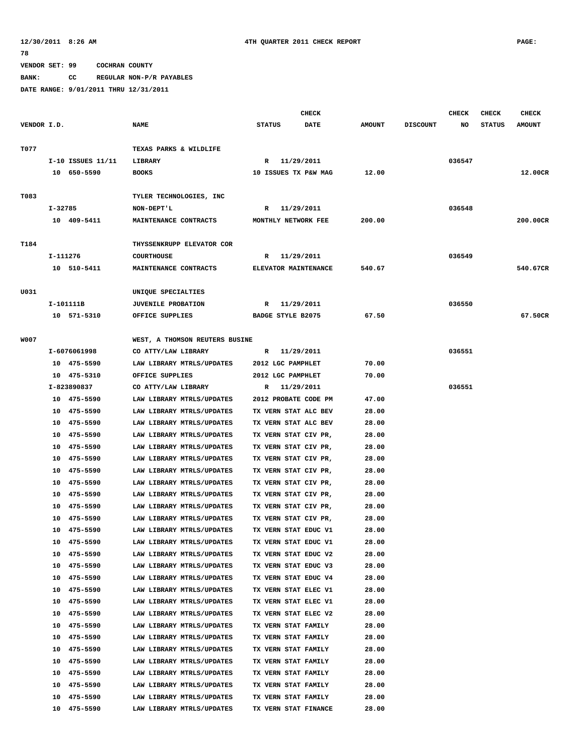VENDOR SET: 99 COCHRAN COUNTY

BANK: CC REGULAR NON-P/R PAYABLES

DATE RANGE: 9/01/2011 THRU 12/31/2011

| VENDOR I.D. | NAME | STATUS | CHECK DATE | AMOUNT | DISCOUNT | CHECK NO | CHECK STATUS | CHECK AMOUNT |
|---|---|---|---|---|---|---|---|---|
| T077 | TEXAS PARKS & WILDLIFE | | | | | | | |
| I-10 ISSUES 11/11 | LIBRARY | R | 11/29/2011 | | | 036547 | | |
| 10 650-5590 | BOOKS | 10 ISSUES TX P&W MAG | | 12.00 | | | | 12.00CR |
| T083 | TYLER TECHNOLOGIES, INC | | | | | | | |
| I-32785 | NON-DEPT'L | R | 11/29/2011 | | | 036548 | | |
| 10 409-5411 | MAINTENANCE CONTRACTS | MONTHLY NETWORK FEE | | 200.00 | | | | 200.00CR |
| T184 | THYSSENKRUPP ELEVATOR COR | | | | | | | |
| I-111276 | COURTHOUSE | R | 11/29/2011 | | | 036549 | | |
| 10 510-5411 | MAINTENANCE CONTRACTS | ELEVATOR MAINTENANCE | | 540.67 | | | | 540.67CR |
| U031 | UNIQUE SPECIALTIES | | | | | | | |
| I-101111B | JUVENILE PROBATION | R | 11/29/2011 | | | 036550 | | |
| 10 571-5310 | OFFICE SUPPLIES | BADGE STYLE B2075 | | 67.50 | | | | 67.50CR |
| W007 | WEST, A THOMSON REUTERS BUSINE | | | | | | | |
| I-6076061998 | CO ATTY/LAW LIBRARY | R | 11/29/2011 | | | 036551 | | |
| 10 475-5590 | LAW LIBRARY MTRLS/UPDATES | 2012 LGC PAMPHLET | | 70.00 | | | | |
| 10 475-5310 | OFFICE SUPPLIES | 2012 LGC PAMPHLET | | 70.00 | | | | |
| I-823890837 | CO ATTY/LAW LIBRARY | R | 11/29/2011 | | | 036551 | | |
| 10 475-5590 | LAW LIBRARY MTRLS/UPDATES | 2012 PROBATE CODE PM | | 47.00 | | | | |
| 10 475-5590 | LAW LIBRARY MTRLS/UPDATES | TX VERN STAT ALC BEV | | 28.00 | | | | |
| 10 475-5590 | LAW LIBRARY MTRLS/UPDATES | TX VERN STAT ALC BEV | | 28.00 | | | | |
| 10 475-5590 | LAW LIBRARY MTRLS/UPDATES | TX VERN STAT CIV PR, | | 28.00 | | | | |
| 10 475-5590 | LAW LIBRARY MTRLS/UPDATES | TX VERN STAT CIV PR, | | 28.00 | | | | |
| 10 475-5590 | LAW LIBRARY MTRLS/UPDATES | TX VERN STAT CIV PR, | | 28.00 | | | | |
| 10 475-5590 | LAW LIBRARY MTRLS/UPDATES | TX VERN STAT CIV PR, | | 28.00 | | | | |
| 10 475-5590 | LAW LIBRARY MTRLS/UPDATES | TX VERN STAT CIV PR, | | 28.00 | | | | |
| 10 475-5590 | LAW LIBRARY MTRLS/UPDATES | TX VERN STAT CIV PR, | | 28.00 | | | | |
| 10 475-5590 | LAW LIBRARY MTRLS/UPDATES | TX VERN STAT CIV PR, | | 28.00 | | | | |
| 10 475-5590 | LAW LIBRARY MTRLS/UPDATES | TX VERN STAT CIV PR, | | 28.00 | | | | |
| 10 475-5590 | LAW LIBRARY MTRLS/UPDATES | TX VERN STAT EDUC V1 | | 28.00 | | | | |
| 10 475-5590 | LAW LIBRARY MTRLS/UPDATES | TX VERN STAT EDUC V1 | | 28.00 | | | | |
| 10 475-5590 | LAW LIBRARY MTRLS/UPDATES | TX VERN STAT EDUC V2 | | 28.00 | | | | |
| 10 475-5590 | LAW LIBRARY MTRLS/UPDATES | TX VERN STAT EDUC V3 | | 28.00 | | | | |
| 10 475-5590 | LAW LIBRARY MTRLS/UPDATES | TX VERN STAT EDUC V4 | | 28.00 | | | | |
| 10 475-5590 | LAW LIBRARY MTRLS/UPDATES | TX VERN STAT ELEC V1 | | 28.00 | | | | |
| 10 475-5590 | LAW LIBRARY MTRLS/UPDATES | TX VERN STAT ELEC V1 | | 28.00 | | | | |
| 10 475-5590 | LAW LIBRARY MTRLS/UPDATES | TX VERN STAT ELEC V2 | | 28.00 | | | | |
| 10 475-5590 | LAW LIBRARY MTRLS/UPDATES | TX VERN STAT FAMILY | | 28.00 | | | | |
| 10 475-5590 | LAW LIBRARY MTRLS/UPDATES | TX VERN STAT FAMILY | | 28.00 | | | | |
| 10 475-5590 | LAW LIBRARY MTRLS/UPDATES | TX VERN STAT FAMILY | | 28.00 | | | | |
| 10 475-5590 | LAW LIBRARY MTRLS/UPDATES | TX VERN STAT FAMILY | | 28.00 | | | | |
| 10 475-5590 | LAW LIBRARY MTRLS/UPDATES | TX VERN STAT FAMILY | | 28.00 | | | | |
| 10 475-5590 | LAW LIBRARY MTRLS/UPDATES | TX VERN STAT FAMILY | | 28.00 | | | | |
| 10 475-5590 | LAW LIBRARY MTRLS/UPDATES | TX VERN STAT FAMILY | | 28.00 | | | | |
| 10 475-5590 | LAW LIBRARY MTRLS/UPDATES | TX VERN STAT FINANCE | | 28.00 | | | | |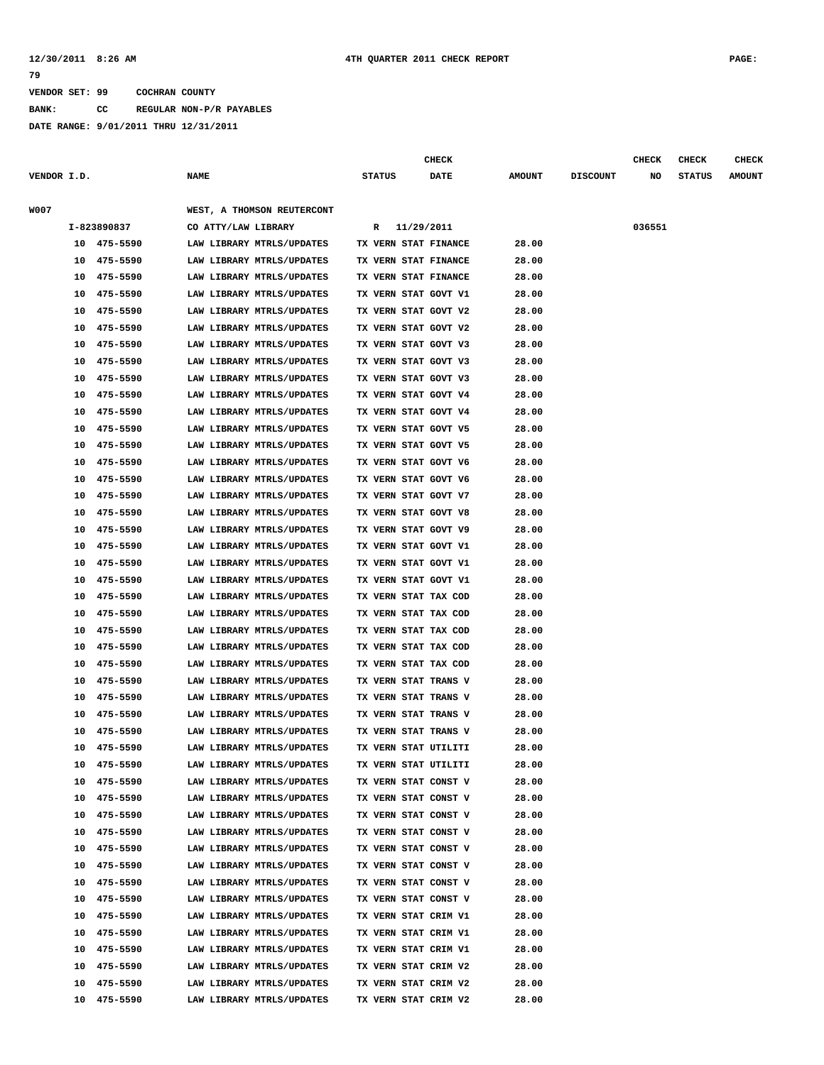VENDOR SET: 99 COCHRAN COUNTY

BANK: CC REGULAR NON-P/R PAYABLES

DATE RANGE: 9/01/2011 THRU 12/31/2011

| VENDOR I.D. | NAME | STATUS | CHECK DATE | AMOUNT | DISCOUNT | CHECK NO | CHECK STATUS | CHECK AMOUNT |
|---|---|---|---|---|---|---|---|---|
| W007 | WEST, A THOMSON REUTERCONT | | | | | | | |
| I-823890837 | CO ATTY/LAW LIBRARY | R | 11/29/2011 | | | 036551 | | |
| 10 475-5590 | LAW LIBRARY MTRLS/UPDATES | TX VERN STAT FINANCE | | 28.00 | | | | |
| 10 475-5590 | LAW LIBRARY MTRLS/UPDATES | TX VERN STAT FINANCE | | 28.00 | | | | |
| 10 475-5590 | LAW LIBRARY MTRLS/UPDATES | TX VERN STAT FINANCE | | 28.00 | | | | |
| 10 475-5590 | LAW LIBRARY MTRLS/UPDATES | TX VERN STAT GOVT V1 | | 28.00 | | | | |
| 10 475-5590 | LAW LIBRARY MTRLS/UPDATES | TX VERN STAT GOVT V2 | | 28.00 | | | | |
| 10 475-5590 | LAW LIBRARY MTRLS/UPDATES | TX VERN STAT GOVT V2 | | 28.00 | | | | |
| 10 475-5590 | LAW LIBRARY MTRLS/UPDATES | TX VERN STAT GOVT V3 | | 28.00 | | | | |
| 10 475-5590 | LAW LIBRARY MTRLS/UPDATES | TX VERN STAT GOVT V3 | | 28.00 | | | | |
| 10 475-5590 | LAW LIBRARY MTRLS/UPDATES | TX VERN STAT GOVT V3 | | 28.00 | | | | |
| 10 475-5590 | LAW LIBRARY MTRLS/UPDATES | TX VERN STAT GOVT V4 | | 28.00 | | | | |
| 10 475-5590 | LAW LIBRARY MTRLS/UPDATES | TX VERN STAT GOVT V4 | | 28.00 | | | | |
| 10 475-5590 | LAW LIBRARY MTRLS/UPDATES | TX VERN STAT GOVT V5 | | 28.00 | | | | |
| 10 475-5590 | LAW LIBRARY MTRLS/UPDATES | TX VERN STAT GOVT V5 | | 28.00 | | | | |
| 10 475-5590 | LAW LIBRARY MTRLS/UPDATES | TX VERN STAT GOVT V6 | | 28.00 | | | | |
| 10 475-5590 | LAW LIBRARY MTRLS/UPDATES | TX VERN STAT GOVT V6 | | 28.00 | | | | |
| 10 475-5590 | LAW LIBRARY MTRLS/UPDATES | TX VERN STAT GOVT V7 | | 28.00 | | | | |
| 10 475-5590 | LAW LIBRARY MTRLS/UPDATES | TX VERN STAT GOVT V8 | | 28.00 | | | | |
| 10 475-5590 | LAW LIBRARY MTRLS/UPDATES | TX VERN STAT GOVT V9 | | 28.00 | | | | |
| 10 475-5590 | LAW LIBRARY MTRLS/UPDATES | TX VERN STAT GOVT V1 | | 28.00 | | | | |
| 10 475-5590 | LAW LIBRARY MTRLS/UPDATES | TX VERN STAT GOVT V1 | | 28.00 | | | | |
| 10 475-5590 | LAW LIBRARY MTRLS/UPDATES | TX VERN STAT GOVT V1 | | 28.00 | | | | |
| 10 475-5590 | LAW LIBRARY MTRLS/UPDATES | TX VERN STAT TAX COD | | 28.00 | | | | |
| 10 475-5590 | LAW LIBRARY MTRLS/UPDATES | TX VERN STAT TAX COD | | 28.00 | | | | |
| 10 475-5590 | LAW LIBRARY MTRLS/UPDATES | TX VERN STAT TAX COD | | 28.00 | | | | |
| 10 475-5590 | LAW LIBRARY MTRLS/UPDATES | TX VERN STAT TAX COD | | 28.00 | | | | |
| 10 475-5590 | LAW LIBRARY MTRLS/UPDATES | TX VERN STAT TAX COD | | 28.00 | | | | |
| 10 475-5590 | LAW LIBRARY MTRLS/UPDATES | TX VERN STAT TRANS V | | 28.00 | | | | |
| 10 475-5590 | LAW LIBRARY MTRLS/UPDATES | TX VERN STAT TRANS V | | 28.00 | | | | |
| 10 475-5590 | LAW LIBRARY MTRLS/UPDATES | TX VERN STAT TRANS V | | 28.00 | | | | |
| 10 475-5590 | LAW LIBRARY MTRLS/UPDATES | TX VERN STAT TRANS V | | 28.00 | | | | |
| 10 475-5590 | LAW LIBRARY MTRLS/UPDATES | TX VERN STAT UTILITI | | 28.00 | | | | |
| 10 475-5590 | LAW LIBRARY MTRLS/UPDATES | TX VERN STAT UTILITI | | 28.00 | | | | |
| 10 475-5590 | LAW LIBRARY MTRLS/UPDATES | TX VERN STAT CONST V | | 28.00 | | | | |
| 10 475-5590 | LAW LIBRARY MTRLS/UPDATES | TX VERN STAT CONST V | | 28.00 | | | | |
| 10 475-5590 | LAW LIBRARY MTRLS/UPDATES | TX VERN STAT CONST V | | 28.00 | | | | |
| 10 475-5590 | LAW LIBRARY MTRLS/UPDATES | TX VERN STAT CONST V | | 28.00 | | | | |
| 10 475-5590 | LAW LIBRARY MTRLS/UPDATES | TX VERN STAT CONST V | | 28.00 | | | | |
| 10 475-5590 | LAW LIBRARY MTRLS/UPDATES | TX VERN STAT CONST V | | 28.00 | | | | |
| 10 475-5590 | LAW LIBRARY MTRLS/UPDATES | TX VERN STAT CONST V | | 28.00 | | | | |
| 10 475-5590 | LAW LIBRARY MTRLS/UPDATES | TX VERN STAT CONST V | | 28.00 | | | | |
| 10 475-5590 | LAW LIBRARY MTRLS/UPDATES | TX VERN STAT CRIM V1 | | 28.00 | | | | |
| 10 475-5590 | LAW LIBRARY MTRLS/UPDATES | TX VERN STAT CRIM V1 | | 28.00 | | | | |
| 10 475-5590 | LAW LIBRARY MTRLS/UPDATES | TX VERN STAT CRIM V1 | | 28.00 | | | | |
| 10 475-5590 | LAW LIBRARY MTRLS/UPDATES | TX VERN STAT CRIM V2 | | 28.00 | | | | |
| 10 475-5590 | LAW LIBRARY MTRLS/UPDATES | TX VERN STAT CRIM V2 | | 28.00 | | | | |
| 10 475-5590 | LAW LIBRARY MTRLS/UPDATES | TX VERN STAT CRIM V2 | | 28.00 | | | | |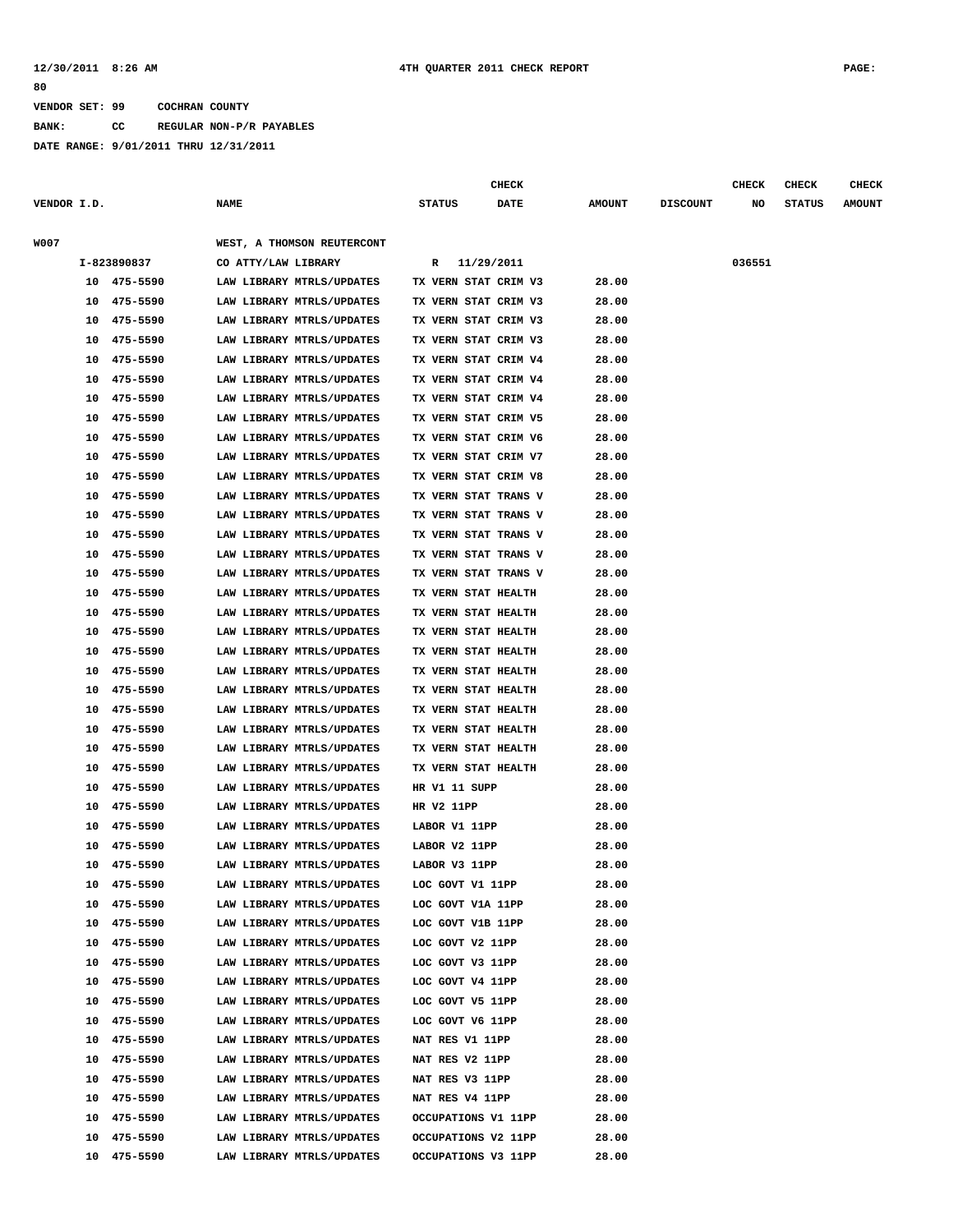VENDOR SET: 99 COCHRAN COUNTY

BANK: CC REGULAR NON-P/R PAYABLES

DATE RANGE: 9/01/2011 THRU 12/31/2011

| VENDOR I.D. | NAME | STATUS | CHECK DATE | AMOUNT | DISCOUNT | CHECK NO | CHECK STATUS | CHECK AMOUNT |
|---|---|---|---|---|---|---|---|---|
| W007 | WEST, A THOMSON REUTERCONT | | | | | | | |
| I-823890837 | CO ATTY/LAW LIBRARY | R | 11/29/2011 | | | 036551 | | |
| 10 475-5590 | LAW LIBRARY MTRLS/UPDATES | TX VERN STAT CRIM V3 | | 28.00 | | | | |
| 10 475-5590 | LAW LIBRARY MTRLS/UPDATES | TX VERN STAT CRIM V3 | | 28.00 | | | | |
| 10 475-5590 | LAW LIBRARY MTRLS/UPDATES | TX VERN STAT CRIM V3 | | 28.00 | | | | |
| 10 475-5590 | LAW LIBRARY MTRLS/UPDATES | TX VERN STAT CRIM V3 | | 28.00 | | | | |
| 10 475-5590 | LAW LIBRARY MTRLS/UPDATES | TX VERN STAT CRIM V4 | | 28.00 | | | | |
| 10 475-5590 | LAW LIBRARY MTRLS/UPDATES | TX VERN STAT CRIM V4 | | 28.00 | | | | |
| 10 475-5590 | LAW LIBRARY MTRLS/UPDATES | TX VERN STAT CRIM V4 | | 28.00 | | | | |
| 10 475-5590 | LAW LIBRARY MTRLS/UPDATES | TX VERN STAT CRIM V5 | | 28.00 | | | | |
| 10 475-5590 | LAW LIBRARY MTRLS/UPDATES | TX VERN STAT CRIM V6 | | 28.00 | | | | |
| 10 475-5590 | LAW LIBRARY MTRLS/UPDATES | TX VERN STAT CRIM V7 | | 28.00 | | | | |
| 10 475-5590 | LAW LIBRARY MTRLS/UPDATES | TX VERN STAT CRIM V8 | | 28.00 | | | | |
| 10 475-5590 | LAW LIBRARY MTRLS/UPDATES | TX VERN STAT TRANS V | | 28.00 | | | | |
| 10 475-5590 | LAW LIBRARY MTRLS/UPDATES | TX VERN STAT TRANS V | | 28.00 | | | | |
| 10 475-5590 | LAW LIBRARY MTRLS/UPDATES | TX VERN STAT TRANS V | | 28.00 | | | | |
| 10 475-5590 | LAW LIBRARY MTRLS/UPDATES | TX VERN STAT TRANS V | | 28.00 | | | | |
| 10 475-5590 | LAW LIBRARY MTRLS/UPDATES | TX VERN STAT TRANS V | | 28.00 | | | | |
| 10 475-5590 | LAW LIBRARY MTRLS/UPDATES | TX VERN STAT HEALTH | | 28.00 | | | | |
| 10 475-5590 | LAW LIBRARY MTRLS/UPDATES | TX VERN STAT HEALTH | | 28.00 | | | | |
| 10 475-5590 | LAW LIBRARY MTRLS/UPDATES | TX VERN STAT HEALTH | | 28.00 | | | | |
| 10 475-5590 | LAW LIBRARY MTRLS/UPDATES | TX VERN STAT HEALTH | | 28.00 | | | | |
| 10 475-5590 | LAW LIBRARY MTRLS/UPDATES | TX VERN STAT HEALTH | | 28.00 | | | | |
| 10 475-5590 | LAW LIBRARY MTRLS/UPDATES | TX VERN STAT HEALTH | | 28.00 | | | | |
| 10 475-5590 | LAW LIBRARY MTRLS/UPDATES | TX VERN STAT HEALTH | | 28.00 | | | | |
| 10 475-5590 | LAW LIBRARY MTRLS/UPDATES | TX VERN STAT HEALTH | | 28.00 | | | | |
| 10 475-5590 | LAW LIBRARY MTRLS/UPDATES | TX VERN STAT HEALTH | | 28.00 | | | | |
| 10 475-5590 | LAW LIBRARY MTRLS/UPDATES | TX VERN STAT HEALTH | | 28.00 | | | | |
| 10 475-5590 | LAW LIBRARY MTRLS/UPDATES | HR V1 11 SUPP | | 28.00 | | | | |
| 10 475-5590 | LAW LIBRARY MTRLS/UPDATES | HR V2 11PP | | 28.00 | | | | |
| 10 475-5590 | LAW LIBRARY MTRLS/UPDATES | LABOR V1 11PP | | 28.00 | | | | |
| 10 475-5590 | LAW LIBRARY MTRLS/UPDATES | LABOR V2 11PP | | 28.00 | | | | |
| 10 475-5590 | LAW LIBRARY MTRLS/UPDATES | LABOR V3 11PP | | 28.00 | | | | |
| 10 475-5590 | LAW LIBRARY MTRLS/UPDATES | LOC GOVT V1 11PP | | 28.00 | | | | |
| 10 475-5590 | LAW LIBRARY MTRLS/UPDATES | LOC GOVT V1A 11PP | | 28.00 | | | | |
| 10 475-5590 | LAW LIBRARY MTRLS/UPDATES | LOC GOVT V1B 11PP | | 28.00 | | | | |
| 10 475-5590 | LAW LIBRARY MTRLS/UPDATES | LOC GOVT V2 11PP | | 28.00 | | | | |
| 10 475-5590 | LAW LIBRARY MTRLS/UPDATES | LOC GOVT V3 11PP | | 28.00 | | | | |
| 10 475-5590 | LAW LIBRARY MTRLS/UPDATES | LOC GOVT V4 11PP | | 28.00 | | | | |
| 10 475-5590 | LAW LIBRARY MTRLS/UPDATES | LOC GOVT V5 11PP | | 28.00 | | | | |
| 10 475-5590 | LAW LIBRARY MTRLS/UPDATES | LOC GOVT V6 11PP | | 28.00 | | | | |
| 10 475-5590 | LAW LIBRARY MTRLS/UPDATES | NAT RES V1 11PP | | 28.00 | | | | |
| 10 475-5590 | LAW LIBRARY MTRLS/UPDATES | NAT RES V2 11PP | | 28.00 | | | | |
| 10 475-5590 | LAW LIBRARY MTRLS/UPDATES | NAT RES V3 11PP | | 28.00 | | | | |
| 10 475-5590 | LAW LIBRARY MTRLS/UPDATES | NAT RES V4 11PP | | 28.00 | | | | |
| 10 475-5590 | LAW LIBRARY MTRLS/UPDATES | OCCUPATIONS V1 11PP | | 28.00 | | | | |
| 10 475-5590 | LAW LIBRARY MTRLS/UPDATES | OCCUPATIONS V2 11PP | | 28.00 | | | | |
| 10 475-5590 | LAW LIBRARY MTRLS/UPDATES | OCCUPATIONS V3 11PP | | 28.00 | | | | |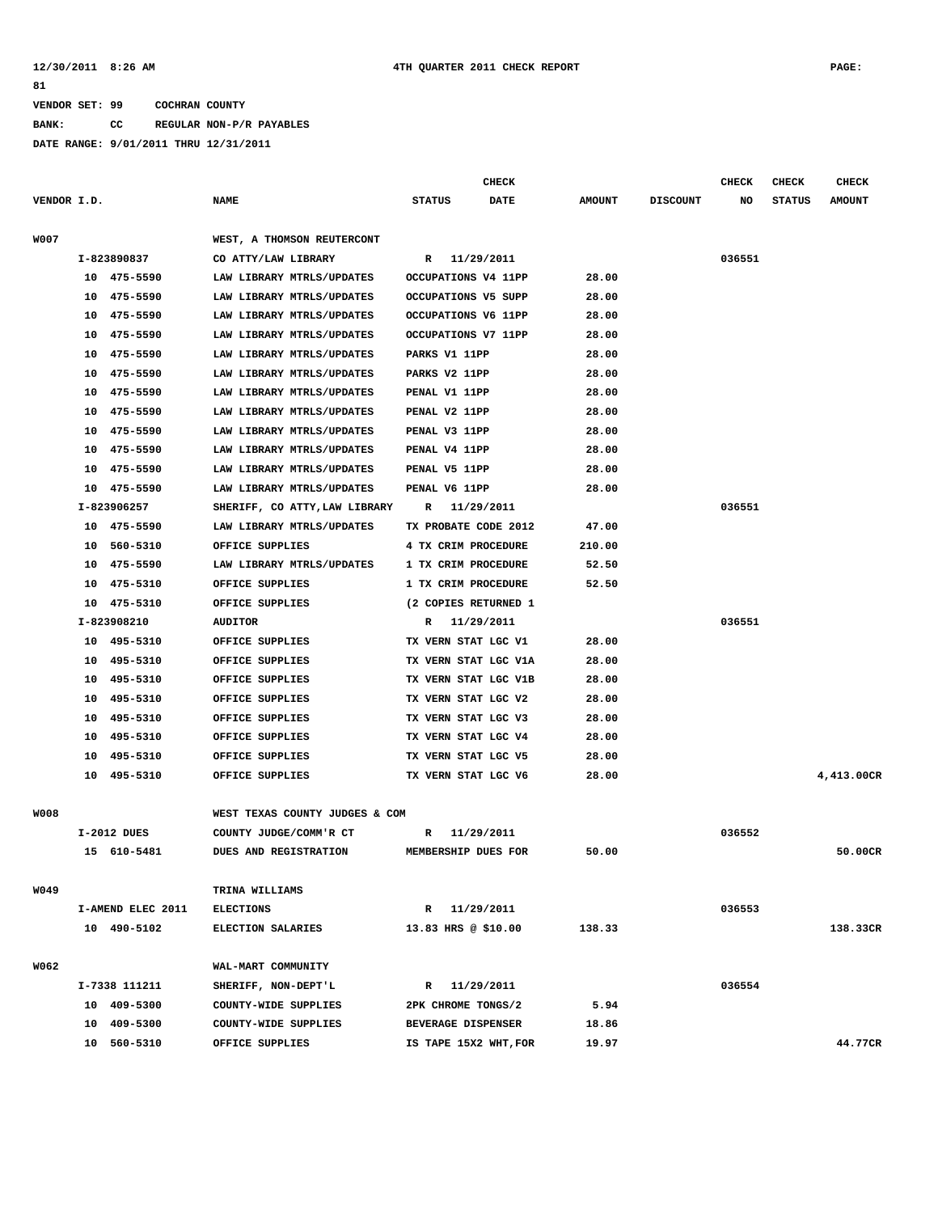VENDOR SET: 99 COCHRAN COUNTY

BANK: CC REGULAR NON-P/R PAYABLES

DATE RANGE: 9/01/2011 THRU 12/31/2011

| VENDOR I.D. | NAME | STATUS | CHECK DATE | AMOUNT | DISCOUNT | CHECK NO | CHECK STATUS | CHECK AMOUNT |
|---|---|---|---|---|---|---|---|---|
| W007 | WEST, A THOMSON REUTERCONT | | | | | | | |
| I-823890837 | CO ATTY/LAW LIBRARY | R | 11/29/2011 | | | 036551 | | |
| 10 475-5590 | LAW LIBRARY MTRLS/UPDATES | OCCUPATIONS V4 11PP | | 28.00 | | | | |
| 10 475-5590 | LAW LIBRARY MTRLS/UPDATES | OCCUPATIONS V5 SUPP | | 28.00 | | | | |
| 10 475-5590 | LAW LIBRARY MTRLS/UPDATES | OCCUPATIONS V6 11PP | | 28.00 | | | | |
| 10 475-5590 | LAW LIBRARY MTRLS/UPDATES | OCCUPATIONS V7 11PP | | 28.00 | | | | |
| 10 475-5590 | LAW LIBRARY MTRLS/UPDATES | PARKS V1 11PP | | 28.00 | | | | |
| 10 475-5590 | LAW LIBRARY MTRLS/UPDATES | PARKS V2 11PP | | 28.00 | | | | |
| 10 475-5590 | LAW LIBRARY MTRLS/UPDATES | PENAL V1 11PP | | 28.00 | | | | |
| 10 475-5590 | LAW LIBRARY MTRLS/UPDATES | PENAL V2 11PP | | 28.00 | | | | |
| 10 475-5590 | LAW LIBRARY MTRLS/UPDATES | PENAL V3 11PP | | 28.00 | | | | |
| 10 475-5590 | LAW LIBRARY MTRLS/UPDATES | PENAL V4 11PP | | 28.00 | | | | |
| 10 475-5590 | LAW LIBRARY MTRLS/UPDATES | PENAL V5 11PP | | 28.00 | | | | |
| 10 475-5590 | LAW LIBRARY MTRLS/UPDATES | PENAL V6 11PP | | 28.00 | | | | |
| I-823906257 | SHERIFF, CO ATTY,LAW LIBRARY | R | 11/29/2011 | | | 036551 | | |
| 10 475-5590 | LAW LIBRARY MTRLS/UPDATES | TX PROBATE CODE 2012 | | 47.00 | | | | |
| 10 560-5310 | OFFICE SUPPLIES | 4 TX CRIM PROCEDURE | | 210.00 | | | | |
| 10 475-5590 | LAW LIBRARY MTRLS/UPDATES | 1 TX CRIM PROCEDURE | | 52.50 | | | | |
| 10 475-5310 | OFFICE SUPPLIES | 1 TX CRIM PROCEDURE | | 52.50 | | | | |
| 10 475-5310 | OFFICE SUPPLIES | (2 COPIES RETURNED 1 | | | | | | |
| I-823908210 | AUDITOR | R | 11/29/2011 | | | 036551 | | |
| 10 495-5310 | OFFICE SUPPLIES | TX VERN STAT LGC V1 | | 28.00 | | | | |
| 10 495-5310 | OFFICE SUPPLIES | TX VERN STAT LGC V1A | | 28.00 | | | | |
| 10 495-5310 | OFFICE SUPPLIES | TX VERN STAT LGC V1B | | 28.00 | | | | |
| 10 495-5310 | OFFICE SUPPLIES | TX VERN STAT LGC V2 | | 28.00 | | | | |
| 10 495-5310 | OFFICE SUPPLIES | TX VERN STAT LGC V3 | | 28.00 | | | | |
| 10 495-5310 | OFFICE SUPPLIES | TX VERN STAT LGC V4 | | 28.00 | | | | |
| 10 495-5310 | OFFICE SUPPLIES | TX VERN STAT LGC V5 | | 28.00 | | | | |
| 10 495-5310 | OFFICE SUPPLIES | TX VERN STAT LGC V6 | | 28.00 | | | | 4,413.00CR |
| W008 | WEST TEXAS COUNTY JUDGES & COM | | | | | | | |
| I-2012 DUES | COUNTY JUDGE/COMM'R CT | R | 11/29/2011 | | | 036552 | | |
| 15 610-5481 | DUES AND REGISTRATION | MEMBERSHIP DUES FOR | | 50.00 | | | | 50.00CR |
| W049 | TRINA WILLIAMS | | | | | | | |
| I-AMEND ELEC 2011 | ELECTIONS | R | 11/29/2011 | | | 036553 | | |
| 10 490-5102 | ELECTION SALARIES | 13.83 HRS @ $10.00 | | 138.33 | | | | 138.33CR |
| W062 | WAL-MART COMMUNITY | | | | | | | |
| I-7338 111211 | SHERIFF, NON-DEPT'L | R | 11/29/2011 | | | 036554 | | |
| 10 409-5300 | COUNTY-WIDE SUPPLIES | 2PK CHROME TONGS/2 | | 5.94 | | | | |
| 10 409-5300 | COUNTY-WIDE SUPPLIES | BEVERAGE DISPENSER | | 18.86 | | | | |
| 10 560-5310 | OFFICE SUPPLIES | IS TAPE 15X2 WHT,FOR | | 19.97 | | | | 44.77CR |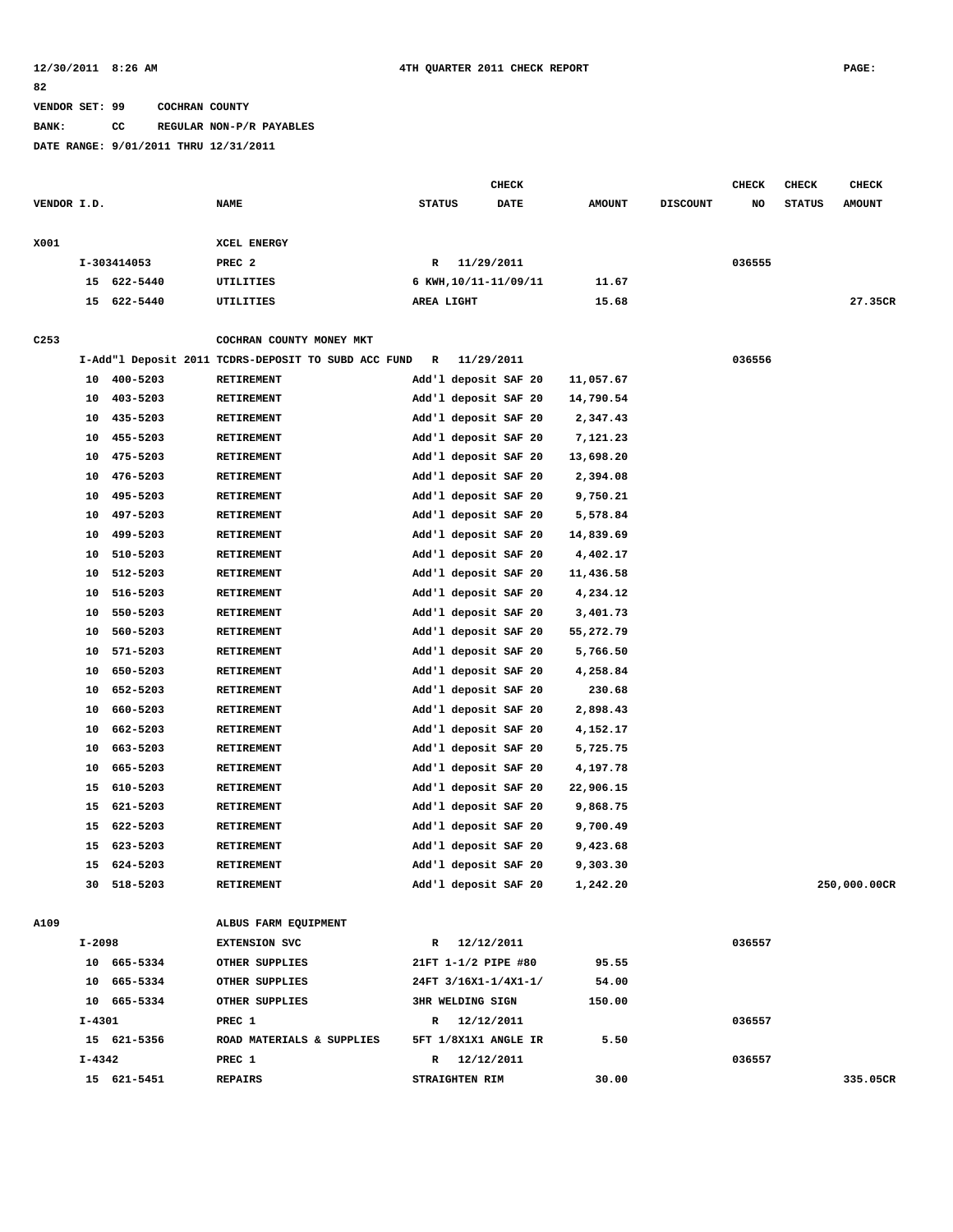12/30/2011 8:26 AM 4TH QUARTER 2011 CHECK REPORT PAGE: 82

VENDOR SET: 99 COCHRAN COUNTY

BANK: CC REGULAR NON-P/R PAYABLES

DATE RANGE: 9/01/2011 THRU 12/31/2011

| VENDOR I.D. | NAME | STATUS | CHECK DATE | AMOUNT | DISCOUNT | CHECK NO | CHECK STATUS | CHECK AMOUNT |
|---|---|---|---|---|---|---|---|---|
| X001 | XCEL ENERGY | | | | | | | |
| I-303414053 | PREC 2 | R | 11/29/2011 | | | 036555 | | |
| 15 622-5440 | UTILITIES | 6 KWH,10/11-11/09/11 | | 11.67 | | | | |
| 15 622-5440 | UTILITIES | AREA LIGHT | | 15.68 | | | | 27.35CR |
| C253 | COCHRAN COUNTY MONEY MKT | | | | | | | |
| I-Add"l Deposit 2011 | TCDRS-DEPOSIT TO SUBD ACC FUND | R | 11/29/2011 | | | 036556 | | |
| 10 400-5203 | RETIREMENT | Add'l deposit SAF 20 | | 11,057.67 | | | | |
| 10 403-5203 | RETIREMENT | Add'l deposit SAF 20 | | 14,790.54 | | | | |
| 10 435-5203 | RETIREMENT | Add'l deposit SAF 20 | | 2,347.43 | | | | |
| 10 455-5203 | RETIREMENT | Add'l deposit SAF 20 | | 7,121.23 | | | | |
| 10 475-5203 | RETIREMENT | Add'l deposit SAF 20 | | 13,698.20 | | | | |
| 10 476-5203 | RETIREMENT | Add'l deposit SAF 20 | | 2,394.08 | | | | |
| 10 495-5203 | RETIREMENT | Add'l deposit SAF 20 | | 9,750.21 | | | | |
| 10 497-5203 | RETIREMENT | Add'l deposit SAF 20 | | 5,578.84 | | | | |
| 10 499-5203 | RETIREMENT | Add'l deposit SAF 20 | | 14,839.69 | | | | |
| 10 510-5203 | RETIREMENT | Add'l deposit SAF 20 | | 4,402.17 | | | | |
| 10 512-5203 | RETIREMENT | Add'l deposit SAF 20 | | 11,436.58 | | | | |
| 10 516-5203 | RETIREMENT | Add'l deposit SAF 20 | | 4,234.12 | | | | |
| 10 550-5203 | RETIREMENT | Add'l deposit SAF 20 | | 3,401.73 | | | | |
| 10 560-5203 | RETIREMENT | Add'l deposit SAF 20 | | 55,272.79 | | | | |
| 10 571-5203 | RETIREMENT | Add'l deposit SAF 20 | | 5,766.50 | | | | |
| 10 650-5203 | RETIREMENT | Add'l deposit SAF 20 | | 4,258.84 | | | | |
| 10 652-5203 | RETIREMENT | Add'l deposit SAF 20 | | 230.68 | | | | |
| 10 660-5203 | RETIREMENT | Add'l deposit SAF 20 | | 2,898.43 | | | | |
| 10 662-5203 | RETIREMENT | Add'l deposit SAF 20 | | 4,152.17 | | | | |
| 10 663-5203 | RETIREMENT | Add'l deposit SAF 20 | | 5,725.75 | | | | |
| 10 665-5203 | RETIREMENT | Add'l deposit SAF 20 | | 4,197.78 | | | | |
| 15 610-5203 | RETIREMENT | Add'l deposit SAF 20 | | 22,906.15 | | | | |
| 15 621-5203 | RETIREMENT | Add'l deposit SAF 20 | | 9,868.75 | | | | |
| 15 622-5203 | RETIREMENT | Add'l deposit SAF 20 | | 9,700.49 | | | | |
| 15 623-5203 | RETIREMENT | Add'l deposit SAF 20 | | 9,423.68 | | | | |
| 15 624-5203 | RETIREMENT | Add'l deposit SAF 20 | | 9,303.30 | | | | |
| 30 518-5203 | RETIREMENT | Add'l deposit SAF 20 | | 1,242.20 | | | | 250,000.00CR |
| A109 | ALBUS FARM EQUIPMENT | | | | | | | |
| I-2098 | EXTENSION SVC | R | 12/12/2011 | | | 036557 | | |
| 10 665-5334 | OTHER SUPPLIES | 21FT 1-1/2 PIPE #80 | | 95.55 | | | | |
| 10 665-5334 | OTHER SUPPLIES | 24FT 3/16X1-1/4X1-1/ | | 54.00 | | | | |
| 10 665-5334 | OTHER SUPPLIES | 3HR WELDING SIGN | | 150.00 | | | | |
| I-4301 | PREC 1 | R | 12/12/2011 | | | 036557 | | |
| 15 621-5356 | ROAD MATERIALS & SUPPLIES | 5FT 1/8X1X1 ANGLE IR | | 5.50 | | | | |
| I-4342 | PREC 1 | R | 12/12/2011 | | | 036557 | | |
| 15 621-5451 | REPAIRS | STRAIGHTEN RIM | | 30.00 | | | | 335.05CR |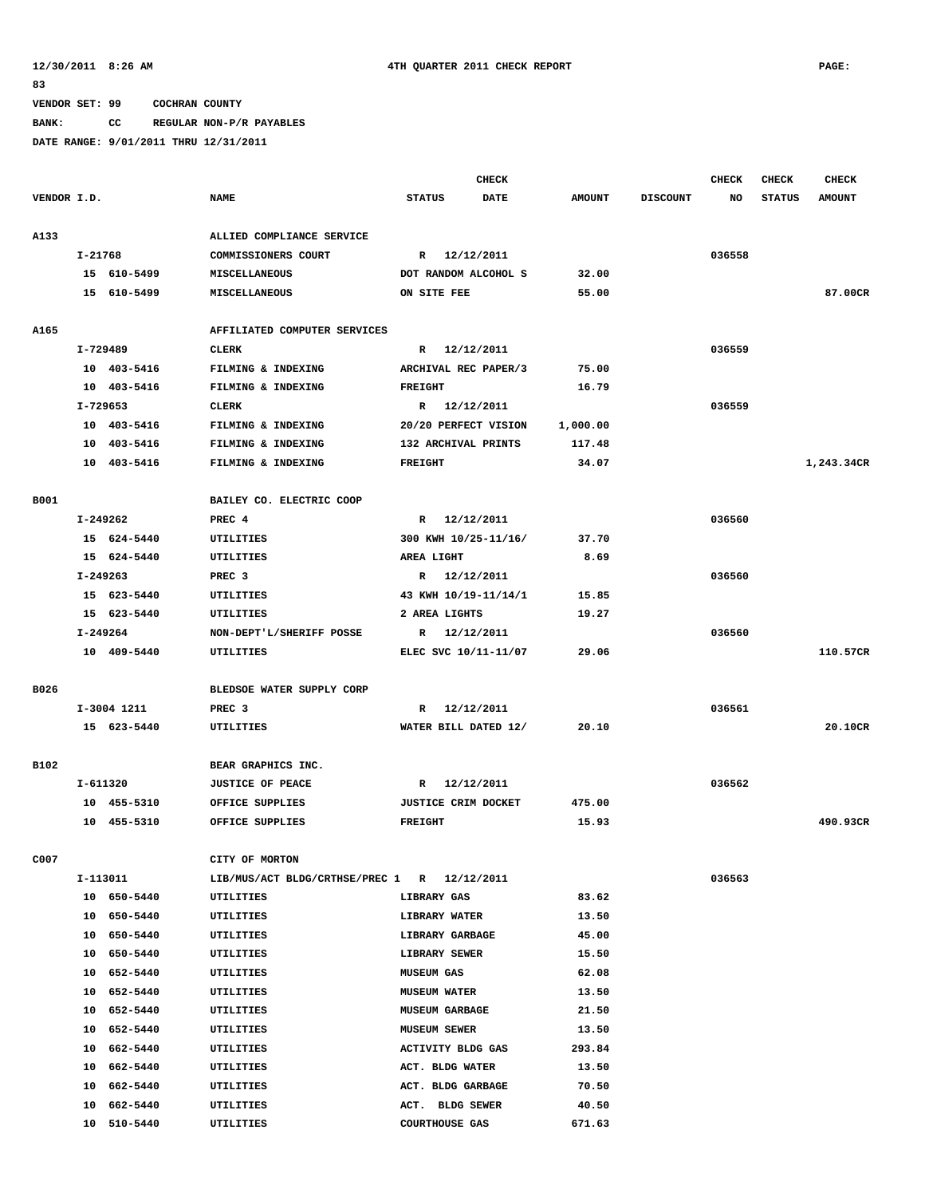VENDOR SET: 99 COCHRAN COUNTY

BANK: CC REGULAR NON-P/R PAYABLES

DATE RANGE: 9/01/2011 THRU 12/31/2011

| VENDOR I.D. | NAME | STATUS | CHECK DATE | AMOUNT | DISCOUNT | CHECK NO | CHECK STATUS | CHECK AMOUNT |
|---|---|---|---|---|---|---|---|---|
| A133 | ALLIED COMPLIANCE SERVICE | | | | | | | |
| I-21768 | COMMISSIONERS COURT | R | 12/12/2011 | | | 036558 | | |
| 15 610-5499 | MISCELLANEOUS | DOT RANDOM ALCOHOL S | | 32.00 | | | | |
| 15 610-5499 | MISCELLANEOUS | ON SITE FEE | | 55.00 | | | | 87.00CR |
| A165 | AFFILIATED COMPUTER SERVICES | | | | | | | |
| I-729489 | CLERK | R | 12/12/2011 | | | 036559 | | |
| 10 403-5416 | FILMING & INDEXING | ARCHIVAL REC PAPER/3 | | 75.00 | | | | |
| 10 403-5416 | FILMING & INDEXING | FREIGHT | | 16.79 | | | | |
| I-729653 | CLERK | R | 12/12/2011 | | | 036559 | | |
| 10 403-5416 | FILMING & INDEXING | 20/20 PERFECT VISION | | 1,000.00 | | | | |
| 10 403-5416 | FILMING & INDEXING | 132 ARCHIVAL PRINTS | | 117.48 | | | | |
| 10 403-5416 | FILMING & INDEXING | FREIGHT | | 34.07 | | | | 1,243.34CR |
| B001 | BAILEY CO. ELECTRIC COOP | | | | | | | |
| I-249262 | PREC 4 | R | 12/12/2011 | | | 036560 | | |
| 15 624-5440 | UTILITIES | 300 KWH 10/25-11/16/ | | 37.70 | | | | |
| 15 624-5440 | UTILITIES | AREA LIGHT | | 8.69 | | | | |
| I-249263 | PREC 3 | R | 12/12/2011 | | | 036560 | | |
| 15 623-5440 | UTILITIES | 43 KWH 10/19-11/14/1 | | 15.85 | | | | |
| 15 623-5440 | UTILITIES | 2 AREA LIGHTS | | 19.27 | | | | |
| I-249264 | NON-DEPT'L/SHERIFF POSSE | R | 12/12/2011 | | | 036560 | | |
| 10 409-5440 | UTILITIES | ELEC SVC 10/11-11/07 | | 29.06 | | | | 110.57CR |
| B026 | BLEDSOE WATER SUPPLY CORP | | | | | | | |
| I-3004 1211 | PREC 3 | R | 12/12/2011 | | | 036561 | | |
| 15 623-5440 | UTILITIES | WATER BILL DATED 12/ | | 20.10 | | | | 20.10CR |
| B102 | BEAR GRAPHICS INC. | | | | | | | |
| I-611320 | JUSTICE OF PEACE | R | 12/12/2011 | | | 036562 | | |
| 10 455-5310 | OFFICE SUPPLIES | JUSTICE CRIM DOCKET | | 475.00 | | | | |
| 10 455-5310 | OFFICE SUPPLIES | FREIGHT | | 15.93 | | | | 490.93CR |
| C007 | CITY OF MORTON | | | | | | | |
| I-113011 | LIB/MUS/ACT BLDG/CRTHSE/PREC 1 | R | 12/12/2011 | | | 036563 | | |
| 10 650-5440 | UTILITIES | LIBRARY GAS | | 83.62 | | | | |
| 10 650-5440 | UTILITIES | LIBRARY WATER | | 13.50 | | | | |
| 10 650-5440 | UTILITIES | LIBRARY GARBAGE | | 45.00 | | | | |
| 10 650-5440 | UTILITIES | LIBRARY SEWER | | 15.50 | | | | |
| 10 652-5440 | UTILITIES | MUSEUM GAS | | 62.08 | | | | |
| 10 652-5440 | UTILITIES | MUSEUM WATER | | 13.50 | | | | |
| 10 652-5440 | UTILITIES | MUSEUM GARBAGE | | 21.50 | | | | |
| 10 652-5440 | UTILITIES | MUSEUM SEWER | | 13.50 | | | | |
| 10 662-5440 | UTILITIES | ACTIVITY BLDG GAS | | 293.84 | | | | |
| 10 662-5440 | UTILITIES | ACT. BLDG WATER | | 13.50 | | | | |
| 10 662-5440 | UTILITIES | ACT. BLDG GARBAGE | | 70.50 | | | | |
| 10 662-5440 | UTILITIES | ACT. BLDG SEWER | | 40.50 | | | | |
| 10 510-5440 | UTILITIES | COURTHOUSE GAS | | 671.63 | | | | |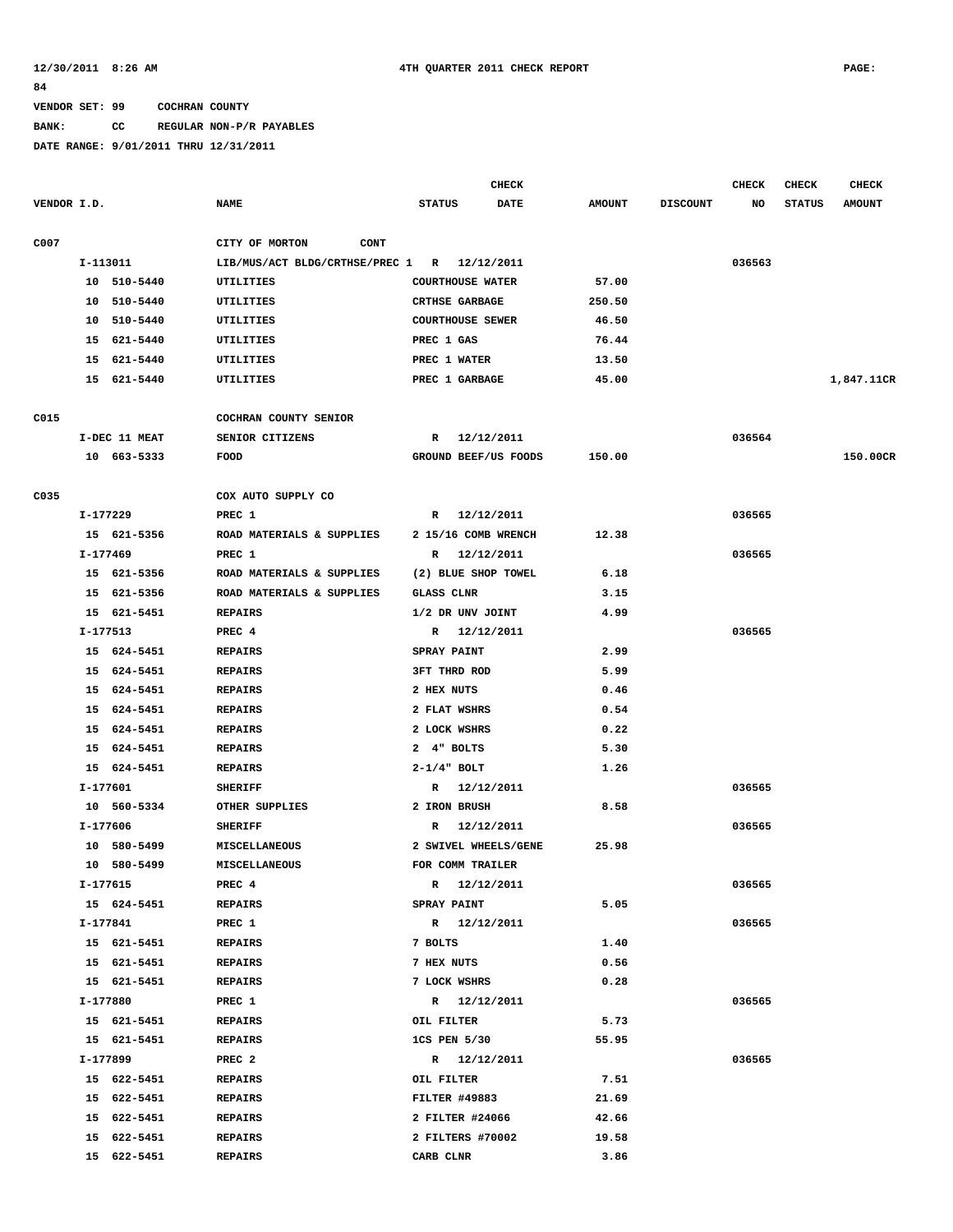12/30/2011 8:26 AM 4TH QUARTER 2011 CHECK REPORT PAGE: 84

VENDOR SET: 99 COCHRAN COUNTY

BANK: CC REGULAR NON-P/R PAYABLES

DATE RANGE: 9/01/2011 THRU 12/31/2011

| VENDOR I.D. | NAME | STATUS | CHECK DATE | AMOUNT | DISCOUNT | CHECK NO | CHECK STATUS | CHECK AMOUNT |
|---|---|---|---|---|---|---|---|---|
| C007 | CITY OF MORTON CONT | | | | | | | |
| I-113011 | LIB/MUS/ACT BLDG/CRTHSE/PREC 1 | R | 12/12/2011 | | | 036563 | | |
| 10 510-5440 | UTILITIES | COURTHOUSE WATER | | 57.00 | | | | |
| 10 510-5440 | UTILITIES | CRTHSE GARBAGE | | 250.50 | | | | |
| 10 510-5440 | UTILITIES | COURTHOUSE SEWER | | 46.50 | | | | |
| 15 621-5440 | UTILITIES | PREC 1 GAS | | 76.44 | | | | |
| 15 621-5440 | UTILITIES | PREC 1 WATER | | 13.50 | | | | |
| 15 621-5440 | UTILITIES | PREC 1 GARBAGE | | 45.00 | | | | 1,847.11CR |
| C015 | COCHRAN COUNTY SENIOR | | | | | | | |
| I-DEC 11 MEAT | SENIOR CITIZENS | R | 12/12/2011 | | | 036564 | | |
| 10 663-5333 | FOOD | GROUND BEEF/US FOODS | | 150.00 | | | | 150.00CR |
| C035 | COX AUTO SUPPLY CO | | | | | | | |
| I-177229 | PREC 1 | R | 12/12/2011 | | | 036565 | | |
| 15 621-5356 | ROAD MATERIALS & SUPPLIES | 2 15/16 COMB WRENCH | | 12.38 | | | | |
| I-177469 | PREC 1 | R | 12/12/2011 | | | 036565 | | |
| 15 621-5356 | ROAD MATERIALS & SUPPLIES | (2) BLUE SHOP TOWEL | | 6.18 | | | | |
| 15 621-5356 | ROAD MATERIALS & SUPPLIES | GLASS CLNR | | 3.15 | | | | |
| 15 621-5451 | REPAIRS | 1/2 DR UNV JOINT | | 4.99 | | | | |
| I-177513 | PREC 4 | R | 12/12/2011 | | | 036565 | | |
| 15 624-5451 | REPAIRS | SPRAY PAINT | | 2.99 | | | | |
| 15 624-5451 | REPAIRS | 3FT THRD ROD | | 5.99 | | | | |
| 15 624-5451 | REPAIRS | 2 HEX NUTS | | 0.46 | | | | |
| 15 624-5451 | REPAIRS | 2 FLAT WSHRS | | 0.54 | | | | |
| 15 624-5451 | REPAIRS | 2 LOCK WSHRS | | 0.22 | | | | |
| 15 624-5451 | REPAIRS | 2 4" BOLTS | | 5.30 | | | | |
| 15 624-5451 | REPAIRS | 2-1/4" BOLT | | 1.26 | | | | |
| I-177601 | SHERIFF | R | 12/12/2011 | | | 036565 | | |
| 10 560-5334 | OTHER SUPPLIES | 2 IRON BRUSH | | 8.58 | | | | |
| I-177606 | SHERIFF | R | 12/12/2011 | | | 036565 | | |
| 10 580-5499 | MISCELLANEOUS | 2 SWIVEL WHEELS/GENE | | 25.98 | | | | |
| 10 580-5499 | MISCELLANEOUS | FOR COMM TRAILER | | | | | | |
| I-177615 | PREC 4 | R | 12/12/2011 | | | 036565 | | |
| 15 624-5451 | REPAIRS | SPRAY PAINT | | 5.05 | | | | |
| I-177841 | PREC 1 | R | 12/12/2011 | | | 036565 | | |
| 15 621-5451 | REPAIRS | 7 BOLTS | | 1.40 | | | | |
| 15 621-5451 | REPAIRS | 7 HEX NUTS | | 0.56 | | | | |
| 15 621-5451 | REPAIRS | 7 LOCK WSHRS | | 0.28 | | | | |
| I-177880 | PREC 1 | R | 12/12/2011 | | | 036565 | | |
| 15 621-5451 | REPAIRS | OIL FILTER | | 5.73 | | | | |
| 15 621-5451 | REPAIRS | 1CS PEN 5/30 | | 55.95 | | | | |
| I-177899 | PREC 2 | R | 12/12/2011 | | | 036565 | | |
| 15 622-5451 | REPAIRS | OIL FILTER | | 7.51 | | | | |
| 15 622-5451 | REPAIRS | FILTER #49883 | | 21.69 | | | | |
| 15 622-5451 | REPAIRS | 2 FILTER #24066 | | 42.66 | | | | |
| 15 622-5451 | REPAIRS | 2 FILTERS #70002 | | 19.58 | | | | |
| 15 622-5451 | REPAIRS | CARB CLNR | | 3.86 | | | | |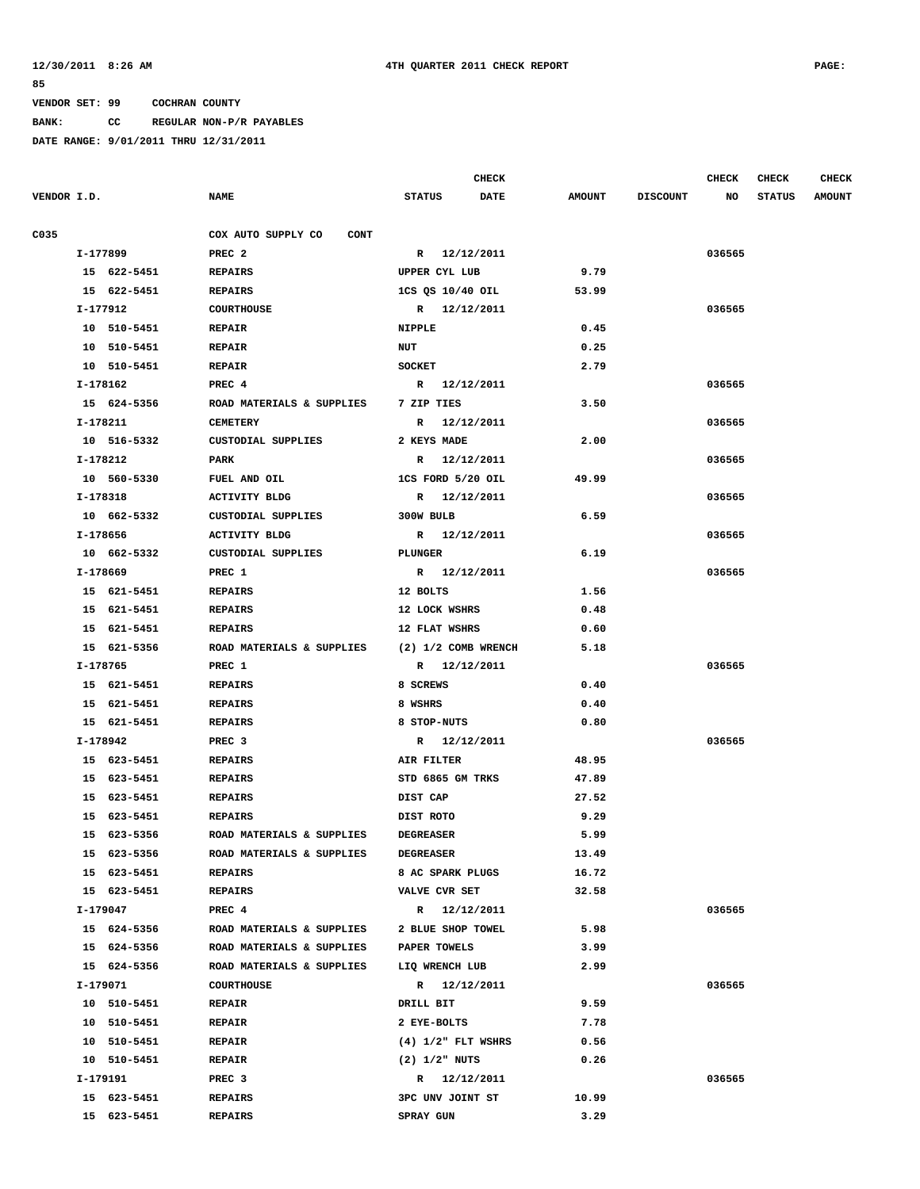12/30/2011 8:26 AM 4TH QUARTER 2011 CHECK REPORT PAGE: 85

VENDOR SET: 99 COCHRAN COUNTY

BANK: CC REGULAR NON-P/R PAYABLES

DATE RANGE: 9/01/2011 THRU 12/31/2011

| VENDOR I.D. | NAME | STATUS | CHECK DATE | AMOUNT | DISCOUNT | CHECK NO | CHECK STATUS | CHECK AMOUNT |
|---|---|---|---|---|---|---|---|---|
| C035 | COX AUTO SUPPLY CO CONT | | | | | | | |
| I-177899 | PREC 2 | R | 12/12/2011 | | | 036565 | | |
| 15 622-5451 | REPAIRS | UPPER CYL LUB | | 9.79 | | | | |
| 15 622-5451 | REPAIRS | 1CS QS 10/40 OIL | | 53.99 | | | | |
| I-177912 | COURTHOUSE | R | 12/12/2011 | | | 036565 | | |
| 10 510-5451 | REPAIR | NIPPLE | | 0.45 | | | | |
| 10 510-5451 | REPAIR | NUT | | 0.25 | | | | |
| 10 510-5451 | REPAIR | SOCKET | | 2.79 | | | | |
| I-178162 | PREC 4 | R | 12/12/2011 | | | 036565 | | |
| 15 624-5356 | ROAD MATERIALS & SUPPLIES | 7 ZIP TIES | | 3.50 | | | | |
| I-178211 | CEMETERY | R | 12/12/2011 | | | 036565 | | |
| 10 516-5332 | CUSTODIAL SUPPLIES | 2 KEYS MADE | | 2.00 | | | | |
| I-178212 | PARK | R | 12/12/2011 | | | 036565 | | |
| 10 560-5330 | FUEL AND OIL | 1CS FORD 5/20 OIL | | 49.99 | | | | |
| I-178318 | ACTIVITY BLDG | R | 12/12/2011 | | | 036565 | | |
| 10 662-5332 | CUSTODIAL SUPPLIES | 300W BULB | | 6.59 | | | | |
| I-178656 | ACTIVITY BLDG | R | 12/12/2011 | | | 036565 | | |
| 10 662-5332 | CUSTODIAL SUPPLIES | PLUNGER | | 6.19 | | | | |
| I-178669 | PREC 1 | R | 12/12/2011 | | | 036565 | | |
| 15 621-5451 | REPAIRS | 12 BOLTS | | 1.56 | | | | |
| 15 621-5451 | REPAIRS | 12 LOCK WSHRS | | 0.48 | | | | |
| 15 621-5451 | REPAIRS | 12 FLAT WSHRS | | 0.60 | | | | |
| 15 621-5356 | ROAD MATERIALS & SUPPLIES | (2) 1/2 COMB WRENCH | | 5.18 | | | | |
| I-178765 | PREC 1 | R | 12/12/2011 | | | 036565 | | |
| 15 621-5451 | REPAIRS | 8 SCREWS | | 0.40 | | | | |
| 15 621-5451 | REPAIRS | 8 WSHRS | | 0.40 | | | | |
| 15 621-5451 | REPAIRS | 8 STOP-NUTS | | 0.80 | | | | |
| I-178942 | PREC 3 | R | 12/12/2011 | | | 036565 | | |
| 15 623-5451 | REPAIRS | AIR FILTER | | 48.95 | | | | |
| 15 623-5451 | REPAIRS | STD 6865 GM TRKS | | 47.89 | | | | |
| 15 623-5451 | REPAIRS | DIST CAP | | 27.52 | | | | |
| 15 623-5451 | REPAIRS | DIST ROTO | | 9.29 | | | | |
| 15 623-5356 | ROAD MATERIALS & SUPPLIES | DEGREASER | | 5.99 | | | | |
| 15 623-5356 | ROAD MATERIALS & SUPPLIES | DEGREASER | | 13.49 | | | | |
| 15 623-5451 | REPAIRS | 8 AC SPARK PLUGS | | 16.72 | | | | |
| 15 623-5451 | REPAIRS | VALVE CVR SET | | 32.58 | | | | |
| I-179047 | PREC 4 | R | 12/12/2011 | | | 036565 | | |
| 15 624-5356 | ROAD MATERIALS & SUPPLIES | 2 BLUE SHOP TOWEL | | 5.98 | | | | |
| 15 624-5356 | ROAD MATERIALS & SUPPLIES | PAPER TOWELS | | 3.99 | | | | |
| 15 624-5356 | ROAD MATERIALS & SUPPLIES | LIQ WRENCH LUB | | 2.99 | | | | |
| I-179071 | COURTHOUSE | R | 12/12/2011 | | | 036565 | | |
| 10 510-5451 | REPAIR | DRILL BIT | | 9.59 | | | | |
| 10 510-5451 | REPAIR | 2 EYE-BOLTS | | 7.78 | | | | |
| 10 510-5451 | REPAIR | (4) 1/2" FLT WSHRS | | 0.56 | | | | |
| 10 510-5451 | REPAIR | (2) 1/2" NUTS | | 0.26 | | | | |
| I-179191 | PREC 3 | R | 12/12/2011 | | | 036565 | | |
| 15 623-5451 | REPAIRS | 3PC UNV JOINT ST | | 10.99 | | | | |
| 15 623-5451 | REPAIRS | SPRAY GUN | | 3.29 | | | | |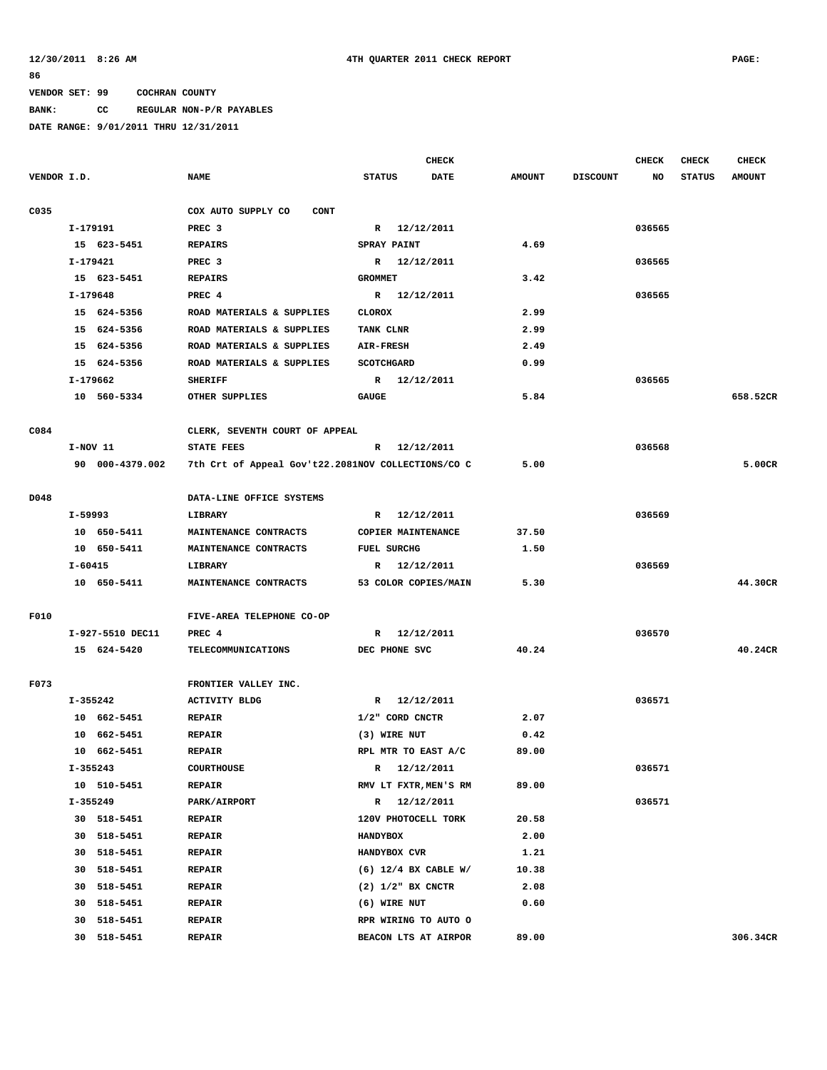12/30/2011 8:26 AM — 4TH QUARTER 2011 CHECK REPORT — PAGE: 86

VENDOR SET: 99 COCHRAN COUNTY
BANK: CC REGULAR NON-P/R PAYABLES
DATE RANGE: 9/01/2011 THRU 12/31/2011

| VENDOR I.D. | NAME | STATUS | CHECK DATE | AMOUNT | DISCOUNT | CHECK NO | CHECK STATUS | CHECK AMOUNT |
|---|---|---|---|---|---|---|---|---|
| C035 | COX AUTO SUPPLY CO CONT | | | | | | | |
| I-179191 | PREC 3 | R | 12/12/2011 | | | 036565 | | |
| 15 623-5451 | REPAIRS | SPRAY PAINT | | 4.69 | | | | |
| I-179421 | PREC 3 | R | 12/12/2011 | | | 036565 | | |
| 15 623-5451 | REPAIRS | GROMMET | | 3.42 | | | | |
| I-179648 | PREC 4 | R | 12/12/2011 | | | 036565 | | |
| 15 624-5356 | ROAD MATERIALS & SUPPLIES | CLOROX | | 2.99 | | | | |
| 15 624-5356 | ROAD MATERIALS & SUPPLIES | TANK CLNR | | 2.99 | | | | |
| 15 624-5356 | ROAD MATERIALS & SUPPLIES | AIR-FRESH | | 2.49 | | | | |
| 15 624-5356 | ROAD MATERIALS & SUPPLIES | SCOTCHGARD | | 0.99 | | | | |
| I-179662 | SHERIFF | R | 12/12/2011 | | | 036565 | | |
| 10 560-5334 | OTHER SUPPLIES | GAUGE | | 5.84 | | | | 658.52CR |
| C084 | CLERK, SEVENTH COURT OF APPEAL | | | | | | | |
| I-NOV 11 | STATE FEES | R | 12/12/2011 | | | 036568 | | |
| 90 000-4379.002 | 7th Crt of Appeal Gov't22.2081NOV COLLECTIONS/CO C | | | 5.00 | | | | 5.00CR |
| D048 | DATA-LINE OFFICE SYSTEMS | | | | | | | |
| I-59993 | LIBRARY | R | 12/12/2011 | | | 036569 | | |
| 10 650-5411 | MAINTENANCE CONTRACTS | COPIER MAINTENANCE | | 37.50 | | | | |
| 10 650-5411 | MAINTENANCE CONTRACTS | FUEL SURCHG | | 1.50 | | | | |
| I-60415 | LIBRARY | R | 12/12/2011 | | | 036569 | | |
| 10 650-5411 | MAINTENANCE CONTRACTS | 53 COLOR COPIES/MAIN | | 5.30 | | | | 44.30CR |
| F010 | FIVE-AREA TELEPHONE CO-OP | | | | | | | |
| I-927-5510 DEC11 | PREC 4 | R | 12/12/2011 | | | 036570 | | |
| 15 624-5420 | TELECOMMUNICATIONS | DEC PHONE SVC | | 40.24 | | | | 40.24CR |
| F073 | FRONTIER VALLEY INC. | | | | | | | |
| I-355242 | ACTIVITY BLDG | R | 12/12/2011 | | | 036571 | | |
| 10 662-5451 | REPAIR | 1/2" CORD CNCTR | | 2.07 | | | | |
| 10 662-5451 | REPAIR | (3) WIRE NUT | | 0.42 | | | | |
| 10 662-5451 | REPAIR | RPL MTR TO EAST A/C | | 89.00 | | | | |
| I-355243 | COURTHOUSE | R | 12/12/2011 | | | 036571 | | |
| 10 510-5451 | REPAIR | RMV LT FXTR,MEN'S RM | | 89.00 | | | | |
| I-355249 | PARK/AIRPORT | R | 12/12/2011 | | | 036571 | | |
| 30 518-5451 | REPAIR | 120V PHOTOCELL TORK | | 20.58 | | | | |
| 30 518-5451 | REPAIR | HANDYBOX | | 2.00 | | | | |
| 30 518-5451 | REPAIR | HANDYBOX CVR | | 1.21 | | | | |
| 30 518-5451 | REPAIR | (6) 12/4 BX CABLE W/ | | 10.38 | | | | |
| 30 518-5451 | REPAIR | (2) 1/2" BX CNCTR | | 2.08 | | | | |
| 30 518-5451 | REPAIR | (6) WIRE NUT | | 0.60 | | | | |
| 30 518-5451 | REPAIR | RPR WIRING TO AUTO O | | | | | | |
| 30 518-5451 | REPAIR | BEACON LTS AT AIRPOR | | 89.00 | | | | 306.34CR |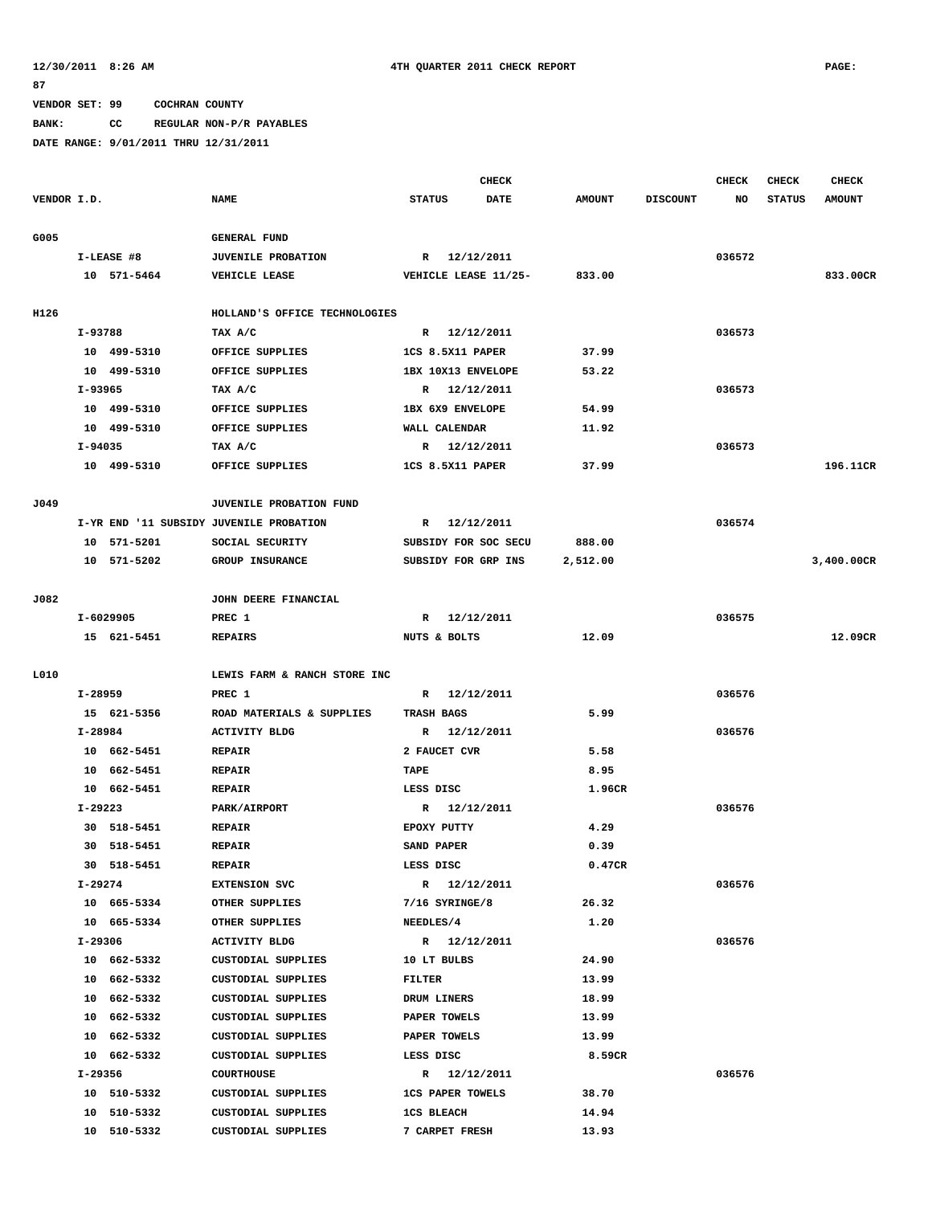12/30/2011 8:26 AM 4TH QUARTER 2011 CHECK REPORT PAGE: 87

VENDOR SET: 99 COCHRAN COUNTY

BANK: CC REGULAR NON-P/R PAYABLES

DATE RANGE: 9/01/2011 THRU 12/31/2011

| VENDOR I.D. | NAME | STATUS | CHECK DATE | AMOUNT | DISCOUNT | CHECK NO | CHECK STATUS | CHECK AMOUNT |
|---|---|---|---|---|---|---|---|---|
| G005 | GENERAL FUND | | | | | | | |
| I-LEASE #8 | JUVENILE PROBATION | R | 12/12/2011 | | | 036572 | | |
| 10 571-5464 | VEHICLE LEASE | VEHICLE LEASE 11/25- | | 833.00 | | | | 833.00CR |
| H126 | HOLLAND'S OFFICE TECHNOLOGIES | | | | | | | |
| I-93788 | TAX A/C | R | 12/12/2011 | | | 036573 | | |
| 10 499-5310 | OFFICE SUPPLIES | 1CS 8.5X11 PAPER | | 37.99 | | | | |
| 10 499-5310 | OFFICE SUPPLIES | 1BX 10X13 ENVELOPE | | 53.22 | | | | |
| I-93965 | TAX A/C | R | 12/12/2011 | | | 036573 | | |
| 10 499-5310 | OFFICE SUPPLIES | 1BX 6X9 ENVELOPE | | 54.99 | | | | |
| 10 499-5310 | OFFICE SUPPLIES | WALL CALENDAR | | 11.92 | | | | |
| I-94035 | TAX A/C | R | 12/12/2011 | | | 036573 | | |
| 10 499-5310 | OFFICE SUPPLIES | 1CS 8.5X11 PAPER | | 37.99 | | | | 196.11CR |
| J049 | JUVENILE PROBATION FUND | | | | | | | |
| I-YR END '11 SUBSIDY | JUVENILE PROBATION | R | 12/12/2011 | | | 036574 | | |
| 10 571-5201 | SOCIAL SECURITY | SUBSIDY FOR SOC SECU | | 888.00 | | | | |
| 10 571-5202 | GROUP INSURANCE | SUBSIDY FOR GRP INS | | 2,512.00 | | | | 3,400.00CR |
| J082 | JOHN DEERE FINANCIAL | | | | | | | |
| I-6029905 | PREC 1 | R | 12/12/2011 | | | 036575 | | |
| 15 621-5451 | REPAIRS | NUTS & BOLTS | | 12.09 | | | | 12.09CR |
| L010 | LEWIS FARM & RANCH STORE INC | | | | | | | |
| I-28959 | PREC 1 | R | 12/12/2011 | | | 036576 | | |
| 15 621-5356 | ROAD MATERIALS & SUPPLIES | TRASH BAGS | | 5.99 | | | | |
| I-28984 | ACTIVITY BLDG | R | 12/12/2011 | | | 036576 | | |
| 10 662-5451 | REPAIR | 2 FAUCET CVR | | 5.58 | | | | |
| 10 662-5451 | REPAIR | TAPE | | 8.95 | | | | |
| 10 662-5451 | REPAIR | LESS DISC | | 1.96CR | | | | |
| I-29223 | PARK/AIRPORT | R | 12/12/2011 | | | 036576 | | |
| 30 518-5451 | REPAIR | EPOXY PUTTY | | 4.29 | | | | |
| 30 518-5451 | REPAIR | SAND PAPER | | 0.39 | | | | |
| 30 518-5451 | REPAIR | LESS DISC | | 0.47CR | | | | |
| I-29274 | EXTENSION SVC | R | 12/12/2011 | | | 036576 | | |
| 10 665-5334 | OTHER SUPPLIES | 7/16 SYRINGE/8 | | 26.32 | | | | |
| 10 665-5334 | OTHER SUPPLIES | NEEDLES/4 | | 1.20 | | | | |
| I-29306 | ACTIVITY BLDG | R | 12/12/2011 | | | 036576 | | |
| 10 662-5332 | CUSTODIAL SUPPLIES | 10 LT BULBS | | 24.90 | | | | |
| 10 662-5332 | CUSTODIAL SUPPLIES | FILTER | | 13.99 | | | | |
| 10 662-5332 | CUSTODIAL SUPPLIES | DRUM LINERS | | 18.99 | | | | |
| 10 662-5332 | CUSTODIAL SUPPLIES | PAPER TOWELS | | 13.99 | | | | |
| 10 662-5332 | CUSTODIAL SUPPLIES | PAPER TOWELS | | 13.99 | | | | |
| 10 662-5332 | CUSTODIAL SUPPLIES | LESS DISC | | 8.59CR | | | | |
| I-29356 | COURTHOUSE | R | 12/12/2011 | | | 036576 | | |
| 10 510-5332 | CUSTODIAL SUPPLIES | 1CS PAPER TOWELS | | 38.70 | | | | |
| 10 510-5332 | CUSTODIAL SUPPLIES | 1CS BLEACH | | 14.94 | | | | |
| 10 510-5332 | CUSTODIAL SUPPLIES | 7 CARPET FRESH | | 13.93 | | | | |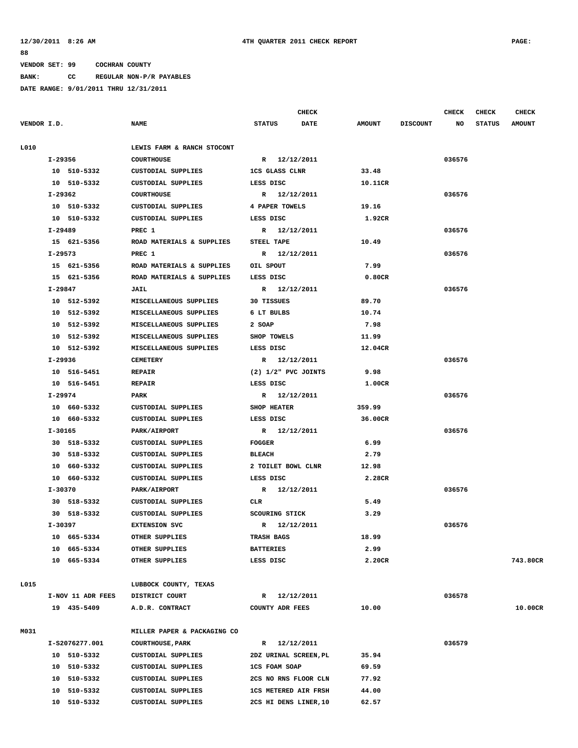VENDOR SET: 99 COCHRAN COUNTY

BANK: CC REGULAR NON-P/R PAYABLES

DATE RANGE: 9/01/2011 THRU 12/31/2011

| VENDOR I.D. | NAME | STATUS | CHECK DATE | AMOUNT | DISCOUNT | CHECK NO | CHECK STATUS | CHECK AMOUNT |
|---|---|---|---|---|---|---|---|---|
| L010 | LEWIS FARM & RANCH STOCONT | | | | | | | |
| I-29356 | COURTHOUSE | R | 12/12/2011 | | | 036576 | | |
| 10 510-5332 | CUSTODIAL SUPPLIES | 1CS GLASS CLNR | | 33.48 | | | | |
| 10 510-5332 | CUSTODIAL SUPPLIES | LESS DISC | | 10.11CR | | | | |
| I-29362 | COURTHOUSE | R | 12/12/2011 | | | 036576 | | |
| 10 510-5332 | CUSTODIAL SUPPLIES | 4 PAPER TOWELS | | 19.16 | | | | |
| 10 510-5332 | CUSTODIAL SUPPLIES | LESS DISC | | 1.92CR | | | | |
| I-29489 | PREC 1 | R | 12/12/2011 | | | 036576 | | |
| 15 621-5356 | ROAD MATERIALS & SUPPLIES | STEEL TAPE | | 10.49 | | | | |
| I-29573 | PREC 1 | R | 12/12/2011 | | | 036576 | | |
| 15 621-5356 | ROAD MATERIALS & SUPPLIES | OIL SPOUT | | 7.99 | | | | |
| 15 621-5356 | ROAD MATERIALS & SUPPLIES | LESS DISC | | 0.80CR | | | | |
| I-29847 | JAIL | R | 12/12/2011 | | | 036576 | | |
| 10 512-5392 | MISCELLANEOUS SUPPLIES | 30 TISSUES | | 89.70 | | | | |
| 10 512-5392 | MISCELLANEOUS SUPPLIES | 6 LT BULBS | | 10.74 | | | | |
| 10 512-5392 | MISCELLANEOUS SUPPLIES | 2 SOAP | | 7.98 | | | | |
| 10 512-5392 | MISCELLANEOUS SUPPLIES | SHOP TOWELS | | 11.99 | | | | |
| 10 512-5392 | MISCELLANEOUS SUPPLIES | LESS DISC | | 12.04CR | | | | |
| I-29936 | CEMETERY | R | 12/12/2011 | | | 036576 | | |
| 10 516-5451 | REPAIR | (2) 1/2" PVC JOINTS | | 9.98 | | | | |
| 10 516-5451 | REPAIR | LESS DISC | | 1.00CR | | | | |
| I-29974 | PARK | R | 12/12/2011 | | | 036576 | | |
| 10 660-5332 | CUSTODIAL SUPPLIES | SHOP HEATER | | 359.99 | | | | |
| 10 660-5332 | CUSTODIAL SUPPLIES | LESS DISC | | 36.00CR | | | | |
| I-30165 | PARK/AIRPORT | R | 12/12/2011 | | | 036576 | | |
| 30 518-5332 | CUSTODIAL SUPPLIES | FOGGER | | 6.99 | | | | |
| 30 518-5332 | CUSTODIAL SUPPLIES | BLEACH | | 2.79 | | | | |
| 10 660-5332 | CUSTODIAL SUPPLIES | 2 TOILET BOWL CLNR | | 12.98 | | | | |
| 10 660-5332 | CUSTODIAL SUPPLIES | LESS DISC | | 2.28CR | | | | |
| I-30370 | PARK/AIRPORT | R | 12/12/2011 | | | 036576 | | |
| 30 518-5332 | CUSTODIAL SUPPLIES | CLR | | 5.49 | | | | |
| 30 518-5332 | CUSTODIAL SUPPLIES | SCOURING STICK | | 3.29 | | | | |
| I-30397 | EXTENSION SVC | R | 12/12/2011 | | | 036576 | | |
| 10 665-5334 | OTHER SUPPLIES | TRASH BAGS | | 18.99 | | | | |
| 10 665-5334 | OTHER SUPPLIES | BATTERIES | | 2.99 | | | | |
| 10 665-5334 | OTHER SUPPLIES | LESS DISC | | 2.20CR | | | | 743.80CR |
| L015 | LUBBOCK COUNTY, TEXAS | | | | | | | |
| I-NOV 11 ADR FEES | DISTRICT COURT | R | 12/12/2011 | | | 036578 | | |
| 19 435-5409 | A.D.R. CONTRACT | COUNTY ADR FEES | | 10.00 | | | | 10.00CR |
| M031 | MILLER PAPER & PACKAGING CO | | | | | | | |
| I-S2076277.001 | COURTHOUSE,PARK | R | 12/12/2011 | | | 036579 | | |
| 10 510-5332 | CUSTODIAL SUPPLIES | 2DZ URINAL SCREEN,PL | | 35.94 | | | | |
| 10 510-5332 | CUSTODIAL SUPPLIES | 1CS FOAM SOAP | | 69.59 | | | | |
| 10 510-5332 | CUSTODIAL SUPPLIES | 2CS NO RNS FLOOR CLN | | 77.92 | | | | |
| 10 510-5332 | CUSTODIAL SUPPLIES | 1CS METERED AIR FRSH | | 44.00 | | | | |
| 10 510-5332 | CUSTODIAL SUPPLIES | 2CS HI DENS LINER,10 | | 62.57 | | | | |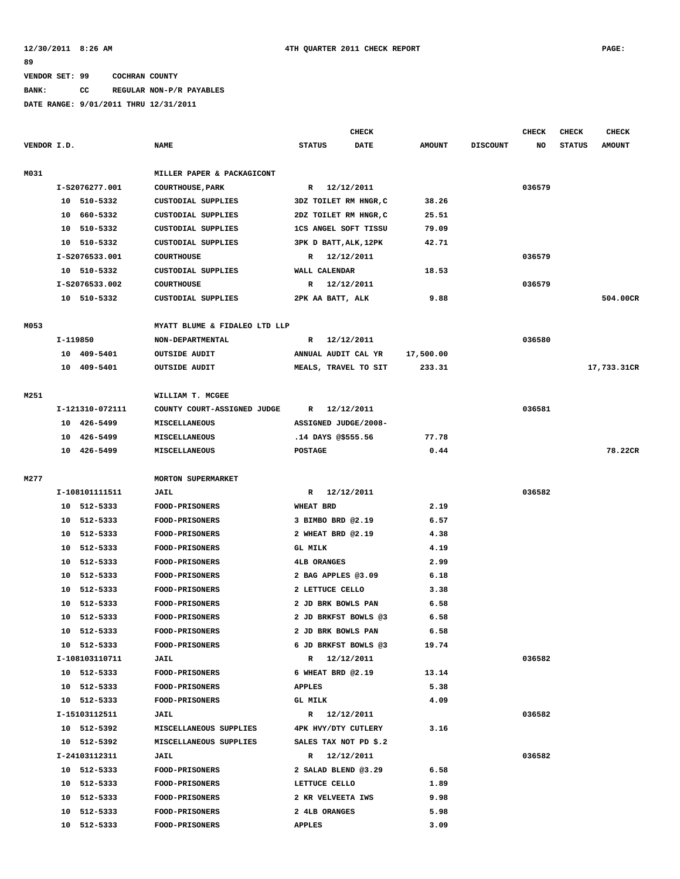12/30/2011 8:26 AM 4TH QUARTER 2011 CHECK REPORT PAGE: 89

VENDOR SET: 99 COCHRAN COUNTY

BANK: CC REGULAR NON-P/R PAYABLES

DATE RANGE: 9/01/2011 THRU 12/31/2011

| VENDOR I.D. | NAME | STATUS | CHECK DATE | AMOUNT | DISCOUNT | CHECK NO | CHECK STATUS | CHECK AMOUNT |
|---|---|---|---|---|---|---|---|---|
| M031 | MILLER PAPER & PACKAGICONT | | | | | | | |
| I-S2076277.001 | COURTHOUSE,PARK | R | 12/12/2011 | | | 036579 | | |
| 10 510-5332 | CUSTODIAL SUPPLIES | 3DZ TOILET RM HNGR,C | | 38.26 | | | | |
| 10 660-5332 | CUSTODIAL SUPPLIES | 2DZ TOILET RM HNGR,C | | 25.51 | | | | |
| 10 510-5332 | CUSTODIAL SUPPLIES | 1CS ANGEL SOFT TISSU | | 79.09 | | | | |
| 10 510-5332 | CUSTODIAL SUPPLIES | 3PK D BATT,ALK,12PK | | 42.71 | | | | |
| I-S2076533.001 | COURTHOUSE | R | 12/12/2011 | | | 036579 | | |
| 10 510-5332 | CUSTODIAL SUPPLIES | WALL CALENDAR | | 18.53 | | | | |
| I-S2076533.002 | COURTHOUSE | R | 12/12/2011 | | | 036579 | | |
| 10 510-5332 | CUSTODIAL SUPPLIES | 2PK AA BATT, ALK | | 9.88 | | | | 504.00CR |
| M053 | MYATT BLUME & FIDALEO LTD LLP | | | | | | | |
| I-119850 | NON-DEPARTMENTAL | R | 12/12/2011 | | | 036580 | | |
| 10 409-5401 | OUTSIDE AUDIT | ANNUAL AUDIT CAL YR | | 17,500.00 | | | | |
| 10 409-5401 | OUTSIDE AUDIT | MEALS, TRAVEL TO SIT | | 233.31 | | | | 17,733.31CR |
| M251 | WILLIAM T. MCGEE | | | | | | | |
| I-121310-072111 | COUNTY COURT-ASSIGNED JUDGE | R | 12/12/2011 | | | 036581 | | |
| 10 426-5499 | MISCELLANEOUS | ASSIGNED JUDGE/2008- | | | | | | |
| 10 426-5499 | MISCELLANEOUS | .14 DAYS @$555.56 | | 77.78 | | | | |
| 10 426-5499 | MISCELLANEOUS | POSTAGE | | 0.44 | | | | 78.22CR |
| M277 | MORTON SUPERMARKET | | | | | | | |
| I-108101111511 | JAIL | R | 12/12/2011 | | | 036582 | | |
| 10 512-5333 | FOOD-PRISONERS | WHEAT BRD | | 2.19 | | | | |
| 10 512-5333 | FOOD-PRISONERS | 3 BIMBO BRD @2.19 | | 6.57 | | | | |
| 10 512-5333 | FOOD-PRISONERS | 2 WHEAT BRD @2.19 | | 4.38 | | | | |
| 10 512-5333 | FOOD-PRISONERS | GL MILK | | 4.19 | | | | |
| 10 512-5333 | FOOD-PRISONERS | 4LB ORANGES | | 2.99 | | | | |
| 10 512-5333 | FOOD-PRISONERS | 2 BAG APPLES @3.09 | | 6.18 | | | | |
| 10 512-5333 | FOOD-PRISONERS | 2 LETTUCE CELLO | | 3.38 | | | | |
| 10 512-5333 | FOOD-PRISONERS | 2 JD BRK BOWLS PAN | | 6.58 | | | | |
| 10 512-5333 | FOOD-PRISONERS | 2 JD BRKFST BOWLS @3 | | 6.58 | | | | |
| 10 512-5333 | FOOD-PRISONERS | 2 JD BRK BOWLS PAN | | 6.58 | | | | |
| 10 512-5333 | FOOD-PRISONERS | 6 JD BRKFST BOWLS @3 | | 19.74 | | | | |
| I-108103110711 | JAIL | R | 12/12/2011 | | | 036582 | | |
| 10 512-5333 | FOOD-PRISONERS | 6 WHEAT BRD @2.19 | | 13.14 | | | | |
| 10 512-5333 | FOOD-PRISONERS | APPLES | | 5.38 | | | | |
| 10 512-5333 | FOOD-PRISONERS | GL MILK | | 4.09 | | | | |
| I-15103112511 | JAIL | R | 12/12/2011 | | | 036582 | | |
| 10 512-5392 | MISCELLANEOUS SUPPLIES | 4PK HVY/DTY CUTLERY | | 3.16 | | | | |
| 10 512-5392 | MISCELLANEOUS SUPPLIES | SALES TAX NOT PD $.2 | | | | | | |
| I-24103112311 | JAIL | R | 12/12/2011 | | | 036582 | | |
| 10 512-5333 | FOOD-PRISONERS | 2 SALAD BLEND @3.29 | | 6.58 | | | | |
| 10 512-5333 | FOOD-PRISONERS | LETTUCE CELLO | | 1.89 | | | | |
| 10 512-5333 | FOOD-PRISONERS | 2 KR VELVEETA IWS | | 9.98 | | | | |
| 10 512-5333 | FOOD-PRISONERS | 2 4LB ORANGES | | 5.98 | | | | |
| 10 512-5333 | FOOD-PRISONERS | APPLES | | 3.09 | | | | |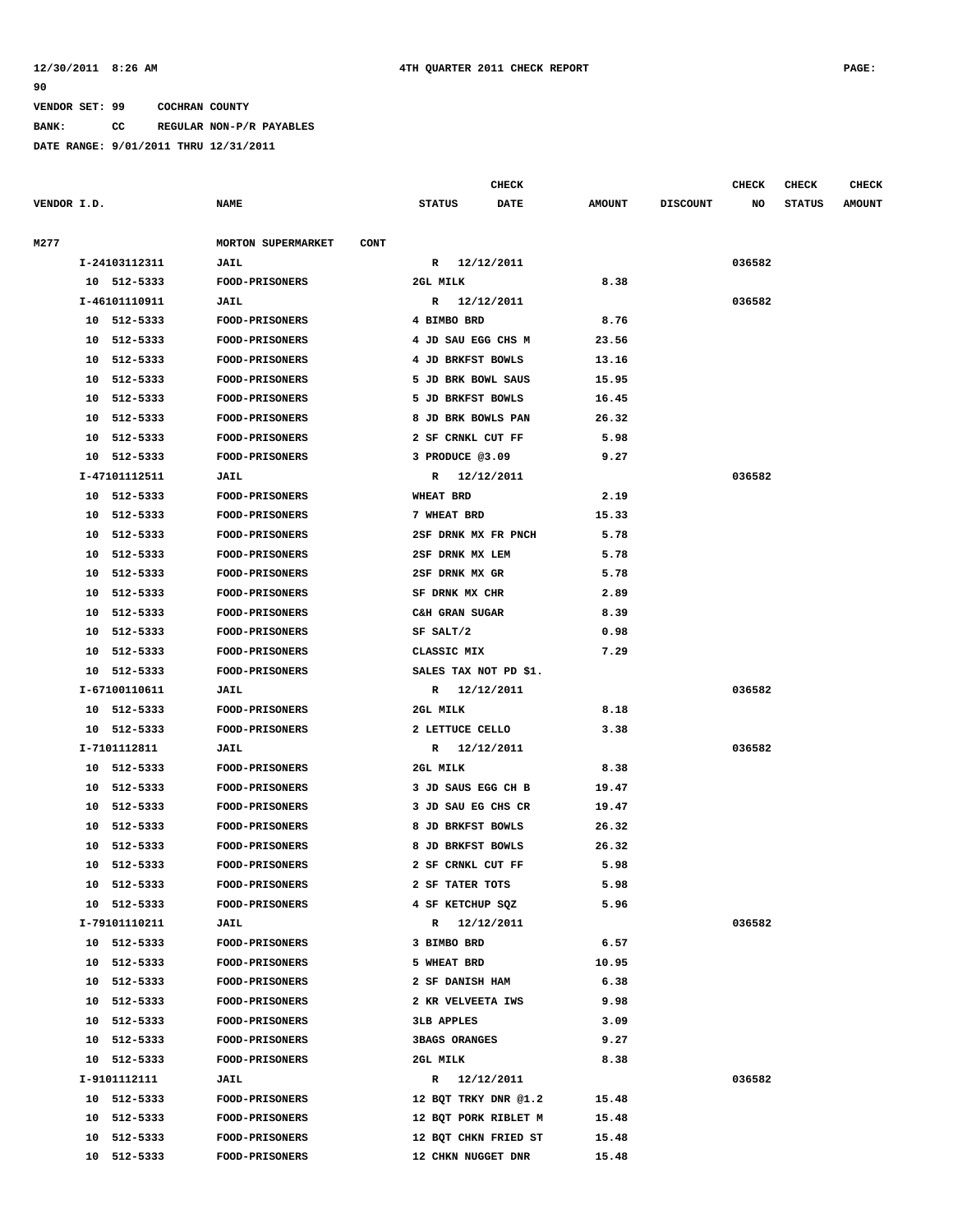**VENDOR SET: 99 COCHRAN COUNTY**

**BANK: CC REGULAR NON-P/R PAYABLES**

**DATE RANGE: 9/01/2011 THRU 12/31/2011**

| VENDOR I.D. | NAME | STATUS | CHECK DATE | AMOUNT | DISCOUNT | CHECK NO | CHECK STATUS | CHECK AMOUNT |
|---|---|---|---|---|---|---|---|---|
| M277 | MORTON SUPERMARKET CONT | | | | | | | |
| I-24103112311 | JAIL | R | 12/12/2011 | | | 036582 | | |
| 10 512-5333 | FOOD-PRISONERS | 2GL MILK | | 8.38 | | | | |
| I-46101110911 | JAIL | R | 12/12/2011 | | | 036582 | | |
| 10 512-5333 | FOOD-PRISONERS | 4 BIMBO BRD | | 8.76 | | | | |
| 10 512-5333 | FOOD-PRISONERS | 4 JD SAU EGG CHS M | | 23.56 | | | | |
| 10 512-5333 | FOOD-PRISONERS | 4 JD BRKFST BOWLS | | 13.16 | | | | |
| 10 512-5333 | FOOD-PRISONERS | 5 JD BRK BOWL SAUS | | 15.95 | | | | |
| 10 512-5333 | FOOD-PRISONERS | 5 JD BRKFST BOWLS | | 16.45 | | | | |
| 10 512-5333 | FOOD-PRISONERS | 8 JD BRK BOWLS PAN | | 26.32 | | | | |
| 10 512-5333 | FOOD-PRISONERS | 2 SF CRNKL CUT FF | | 5.98 | | | | |
| 10 512-5333 | FOOD-PRISONERS | 3 PRODUCE @3.09 | | 9.27 | | | | |
| I-47101112511 | JAIL | R | 12/12/2011 | | | 036582 | | |
| 10 512-5333 | FOOD-PRISONERS | WHEAT BRD | | 2.19 | | | | |
| 10 512-5333 | FOOD-PRISONERS | 7 WHEAT BRD | | 15.33 | | | | |
| 10 512-5333 | FOOD-PRISONERS | 2SF DRNK MX FR PNCH | | 5.78 | | | | |
| 10 512-5333 | FOOD-PRISONERS | 2SF DRNK MX LEM | | 5.78 | | | | |
| 10 512-5333 | FOOD-PRISONERS | 2SF DRNK MX GR | | 5.78 | | | | |
| 10 512-5333 | FOOD-PRISONERS | SF DRNK MX CHR | | 2.89 | | | | |
| 10 512-5333 | FOOD-PRISONERS | C&H GRAN SUGAR | | 8.39 | | | | |
| 10 512-5333 | FOOD-PRISONERS | SF SALT/2 | | 0.98 | | | | |
| 10 512-5333 | FOOD-PRISONERS | CLASSIC MIX | | 7.29 | | | | |
| 10 512-5333 | FOOD-PRISONERS | SALES TAX NOT PD $1. | | | | | | |
| I-67100110611 | JAIL | R | 12/12/2011 | | | 036582 | | |
| 10 512-5333 | FOOD-PRISONERS | 2GL MILK | | 8.18 | | | | |
| 10 512-5333 | FOOD-PRISONERS | 2 LETTUCE CELLO | | 3.38 | | | | |
| I-7101112811 | JAIL | R | 12/12/2011 | | | 036582 | | |
| 10 512-5333 | FOOD-PRISONERS | 2GL MILK | | 8.38 | | | | |
| 10 512-5333 | FOOD-PRISONERS | 3 JD SAUS EGG CH B | | 19.47 | | | | |
| 10 512-5333 | FOOD-PRISONERS | 3 JD SAU EG CHS CR | | 19.47 | | | | |
| 10 512-5333 | FOOD-PRISONERS | 8 JD BRKFST BOWLS | | 26.32 | | | | |
| 10 512-5333 | FOOD-PRISONERS | 8 JD BRKFST BOWLS | | 26.32 | | | | |
| 10 512-5333 | FOOD-PRISONERS | 2 SF CRNKL CUT FF | | 5.98 | | | | |
| 10 512-5333 | FOOD-PRISONERS | 2 SF TATER TOTS | | 5.98 | | | | |
| 10 512-5333 | FOOD-PRISONERS | 4 SF KETCHUP SQZ | | 5.96 | | | | |
| I-79101110211 | JAIL | R | 12/12/2011 | | | 036582 | | |
| 10 512-5333 | FOOD-PRISONERS | 3 BIMBO BRD | | 6.57 | | | | |
| 10 512-5333 | FOOD-PRISONERS | 5 WHEAT BRD | | 10.95 | | | | |
| 10 512-5333 | FOOD-PRISONERS | 2 SF DANISH HAM | | 6.38 | | | | |
| 10 512-5333 | FOOD-PRISONERS | 2 KR VELVEETA IWS | | 9.98 | | | | |
| 10 512-5333 | FOOD-PRISONERS | 3LB APPLES | | 3.09 | | | | |
| 10 512-5333 | FOOD-PRISONERS | 3BAGS ORANGES | | 9.27 | | | | |
| 10 512-5333 | FOOD-PRISONERS | 2GL MILK | | 8.38 | | | | |
| I-9101112111 | JAIL | R | 12/12/2011 | | | 036582 | | |
| 10 512-5333 | FOOD-PRISONERS | 12 BQT TRKY DNR @1.2 | | 15.48 | | | | |
| 10 512-5333 | FOOD-PRISONERS | 12 BQT PORK RIBLET M | | 15.48 | | | | |
| 10 512-5333 | FOOD-PRISONERS | 12 BQT CHKN FRIED ST | | 15.48 | | | | |
| 10 512-5333 | FOOD-PRISONERS | 12 CHKN NUGGET DNR | | 15.48 | | | | |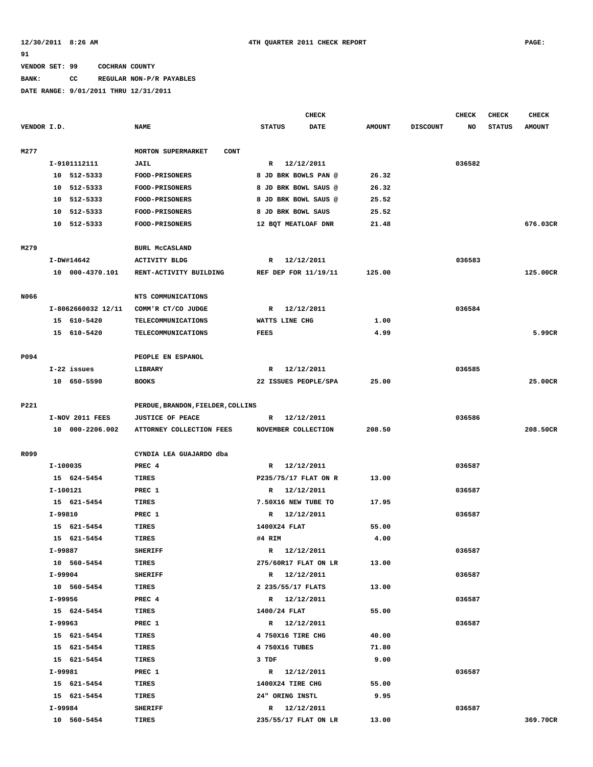**VENDOR SET: 99 COCHRAN COUNTY**

**BANK: CC REGULAR NON-P/R PAYABLES**

**DATE RANGE: 9/01/2011 THRU 12/31/2011**

| VENDOR I.D. | NAME | STATUS | CHECK DATE | AMOUNT | DISCOUNT | CHECK NO | CHECK STATUS | CHECK AMOUNT |
|---|---|---|---|---|---|---|---|---|
| M277 | MORTON SUPERMARKET CONT | | | | | | | |
| I-9101112111 | JAIL | R | 12/12/2011 | | | 036582 | | |
| 10 512-5333 | FOOD-PRISONERS | 8 JD BRK BOWLS PAN @ | | 26.32 | | | | |
| 10 512-5333 | FOOD-PRISONERS | 8 JD BRK BOWL SAUS @ | | 26.32 | | | | |
| 10 512-5333 | FOOD-PRISONERS | 8 JD BRK BOWL SAUS @ | | 25.52 | | | | |
| 10 512-5333 | FOOD-PRISONERS | 8 JD BRK BOWL SAUS | | 25.52 | | | | |
| 10 512-5333 | FOOD-PRISONERS | 12 BQT MEATLOAF DNR | | 21.48 | | | | 676.03CR |
| M279 | BURL McCASLAND | | | | | | | |
| I-DW#14642 | ACTIVITY BLDG | R | 12/12/2011 | | | 036583 | | |
| 10 000-4370.101 | RENT-ACTIVITY BUILDING | REF DEP FOR 11/19/11 | | 125.00 | | | | 125.00CR |
| N066 | NTS COMMUNICATIONS | | | | | | | |
| I-8062660032 12/11 | COMM'R CT/CO JUDGE | R | 12/12/2011 | | | 036584 | | |
| 15 610-5420 | TELECOMMUNICATIONS | WATTS LINE CHG | | 1.00 | | | | |
| 15 610-5420 | TELECOMMUNICATIONS | FEES | | 4.99 | | | | 5.99CR |
| P094 | PEOPLE EN ESPANOL | | | | | | | |
| I-22 issues | LIBRARY | R | 12/12/2011 | | | 036585 | | |
| 10 650-5590 | BOOKS | 22 ISSUES PEOPLE/SPA | | 25.00 | | | | 25.00CR |
| P221 | PERDUE,BRANDON,FIELDER,COLLINS | | | | | | | |
| I-NOV 2011 FEES | JUSTICE OF PEACE | R | 12/12/2011 | | | 036586 | | |
| 10 000-2206.002 | ATTORNEY COLLECTION FEES | NOVEMBER COLLECTION | | 208.50 | | | | 208.50CR |
| R099 | CYNDIA LEA GUAJARDO dba | | | | | | | |
| I-100035 | PREC 4 | R | 12/12/2011 | | | 036587 | | |
| 15 624-5454 | TIRES | P235/75/17 FLAT ON R | | 13.00 | | | | |
| I-100121 | PREC 1 | R | 12/12/2011 | | | 036587 | | |
| 15 621-5454 | TIRES | 7.50X16 NEW TUBE TO | | 17.95 | | | | |
| I-99810 | PREC 1 | R | 12/12/2011 | | | 036587 | | |
| 15 621-5454 | TIRES | 1400X24 FLAT | | 55.00 | | | | |
| 15 621-5454 | TIRES | #4 RIM | | 4.00 | | | | |
| I-99887 | SHERIFF | R | 12/12/2011 | | | 036587 | | |
| 10 560-5454 | TIRES | 275/60R17 FLAT ON LR | | 13.00 | | | | |
| I-99904 | SHERIFF | R | 12/12/2011 | | | 036587 | | |
| 10 560-5454 | TIRES | 2 235/55/17 FLATS | | 13.00 | | | | |
| I-99956 | PREC 4 | R | 12/12/2011 | | | 036587 | | |
| 15 624-5454 | TIRES | 1400/24 FLAT | | 55.00 | | | | |
| I-99963 | PREC 1 | R | 12/12/2011 | | | 036587 | | |
| 15 621-5454 | TIRES | 4 750X16 TIRE CHG | | 40.00 | | | | |
| 15 621-5454 | TIRES | 4 750X16 TUBES | | 71.80 | | | | |
| 15 621-5454 | TIRES | 3 TDF | | 9.00 | | | | |
| I-99981 | PREC 1 | R | 12/12/2011 | | | 036587 | | |
| 15 621-5454 | TIRES | 1400X24 TIRE CHG | | 55.00 | | | | |
| 15 621-5454 | TIRES | 24" ORING INSTL | | 9.95 | | | | |
| I-99984 | SHERIFF | R | 12/12/2011 | | | 036587 | | |
| 10 560-5454 | TIRES | 235/55/17 FLAT ON LR | | 13.00 | | | | 369.70CR |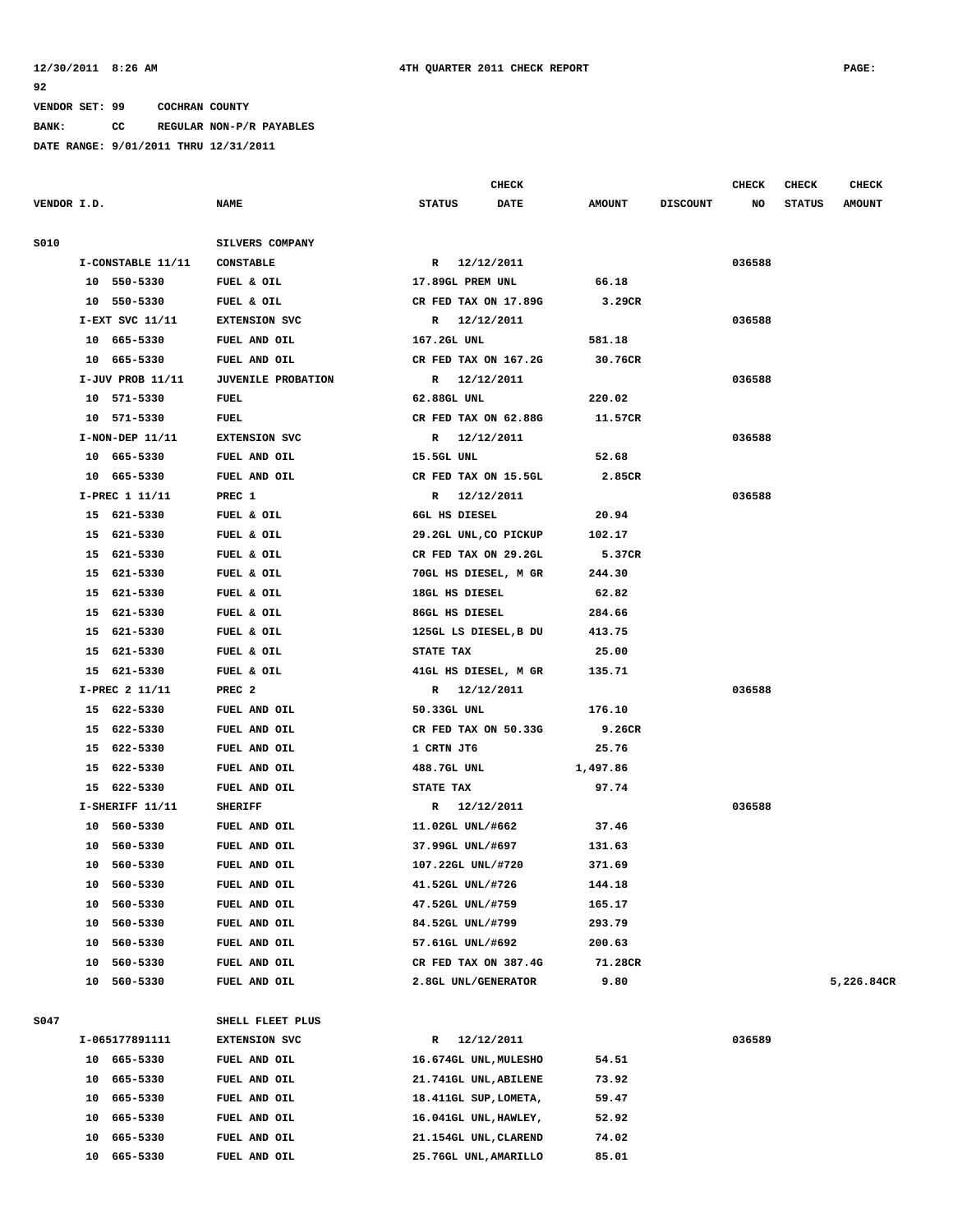12/30/2011 8:26 AM 4TH QUARTER 2011 CHECK REPORT PAGE: 92

VENDOR SET: 99 COCHRAN COUNTY

BANK: CC REGULAR NON-P/R PAYABLES

DATE RANGE: 9/01/2011 THRU 12/31/2011

| VENDOR I.D. | NAME | STATUS | CHECK DATE | AMOUNT | DISCOUNT | CHECK NO | CHECK STATUS | CHECK AMOUNT |
|---|---|---|---|---|---|---|---|---|
| S010 | SILVERS COMPANY | | | | | | | |
| I-CONSTABLE 11/11 | CONSTABLE | R | 12/12/2011 | | | 036588 | | |
| 10 550-5330 | FUEL & OIL | 17.89GL PREM UNL | | 66.18 | | | | |
| 10 550-5330 | FUEL & OIL | CR FED TAX ON 17.89G | | 3.29CR | | | | |
| I-EXT SVC 11/11 | EXTENSION SVC | R | 12/12/2011 | | | 036588 | | |
| 10 665-5330 | FUEL AND OIL | 167.2GL UNL | | 581.18 | | | | |
| 10 665-5330 | FUEL AND OIL | CR FED TAX ON 167.2G | | 30.76CR | | | | |
| I-JUV PROB 11/11 | JUVENILE PROBATION | R | 12/12/2011 | | | 036588 | | |
| 10 571-5330 | FUEL | 62.88GL UNL | | 220.02 | | | | |
| 10 571-5330 | FUEL | CR FED TAX ON 62.88G | | 11.57CR | | | | |
| I-NON-DEP 11/11 | EXTENSION SVC | R | 12/12/2011 | | | 036588 | | |
| 10 665-5330 | FUEL AND OIL | 15.5GL UNL | | 52.68 | | | | |
| 10 665-5330 | FUEL AND OIL | CR FED TAX ON 15.5GL | | 2.85CR | | | | |
| I-PREC 1 11/11 | PREC 1 | R | 12/12/2011 | | | 036588 | | |
| 15 621-5330 | FUEL & OIL | 6GL HS DIESEL | | 20.94 | | | | |
| 15 621-5330 | FUEL & OIL | 29.2GL UNL,CO PICKUP | | 102.17 | | | | |
| 15 621-5330 | FUEL & OIL | CR FED TAX ON 29.2GL | | 5.37CR | | | | |
| 15 621-5330 | FUEL & OIL | 70GL HS DIESEL, M GR | | 244.30 | | | | |
| 15 621-5330 | FUEL & OIL | 18GL HS DIESEL | | 62.82 | | | | |
| 15 621-5330 | FUEL & OIL | 86GL HS DIESEL | | 284.66 | | | | |
| 15 621-5330 | FUEL & OIL | 125GL LS DIESEL,B DU | | 413.75 | | | | |
| 15 621-5330 | FUEL & OIL | STATE TAX | | 25.00 | | | | |
| 15 621-5330 | FUEL & OIL | 41GL HS DIESEL, M GR | | 135.71 | | | | |
| I-PREC 2 11/11 | PREC 2 | R | 12/12/2011 | | | 036588 | | |
| 15 622-5330 | FUEL AND OIL | 50.33GL UNL | | 176.10 | | | | |
| 15 622-5330 | FUEL AND OIL | CR FED TAX ON 50.33G | | 9.26CR | | | | |
| 15 622-5330 | FUEL AND OIL | 1 CRTN JT6 | | 25.76 | | | | |
| 15 622-5330 | FUEL AND OIL | 488.7GL UNL | | 1,497.86 | | | | |
| 15 622-5330 | FUEL AND OIL | STATE TAX | | 97.74 | | | | |
| I-SHERIFF 11/11 | SHERIFF | R | 12/12/2011 | | | 036588 | | |
| 10 560-5330 | FUEL AND OIL | 11.02GL UNL/#662 | | 37.46 | | | | |
| 10 560-5330 | FUEL AND OIL | 37.99GL UNL/#697 | | 131.63 | | | | |
| 10 560-5330 | FUEL AND OIL | 107.22GL UNL/#720 | | 371.69 | | | | |
| 10 560-5330 | FUEL AND OIL | 41.52GL UNL/#726 | | 144.18 | | | | |
| 10 560-5330 | FUEL AND OIL | 47.52GL UNL/#759 | | 165.17 | | | | |
| 10 560-5330 | FUEL AND OIL | 84.52GL UNL/#799 | | 293.79 | | | | |
| 10 560-5330 | FUEL AND OIL | 57.61GL UNL/#692 | | 200.63 | | | | |
| 10 560-5330 | FUEL AND OIL | CR FED TAX ON 387.4G | | 71.28CR | | | | |
| 10 560-5330 | FUEL AND OIL | 2.8GL UNL/GENERATOR | | 9.80 | | | | 5,226.84CR |
| S047 | SHELL FLEET PLUS | | | | | | | |
| I-065177891111 | EXTENSION SVC | R | 12/12/2011 | | | 036589 | | |
| 10 665-5330 | FUEL AND OIL | 16.674GL UNL,MULESHO | | 54.51 | | | | |
| 10 665-5330 | FUEL AND OIL | 21.741GL UNL,ABILENE | | 73.92 | | | | |
| 10 665-5330 | FUEL AND OIL | 18.411GL SUP,LOMETA, | | 59.47 | | | | |
| 10 665-5330 | FUEL AND OIL | 16.041GL UNL,HAWLEY, | | 52.92 | | | | |
| 10 665-5330 | FUEL AND OIL | 21.154GL UNL,CLAREND | | 74.02 | | | | |
| 10 665-5330 | FUEL AND OIL | 25.76GL UNL,AMARILLO | | 85.01 | | | | |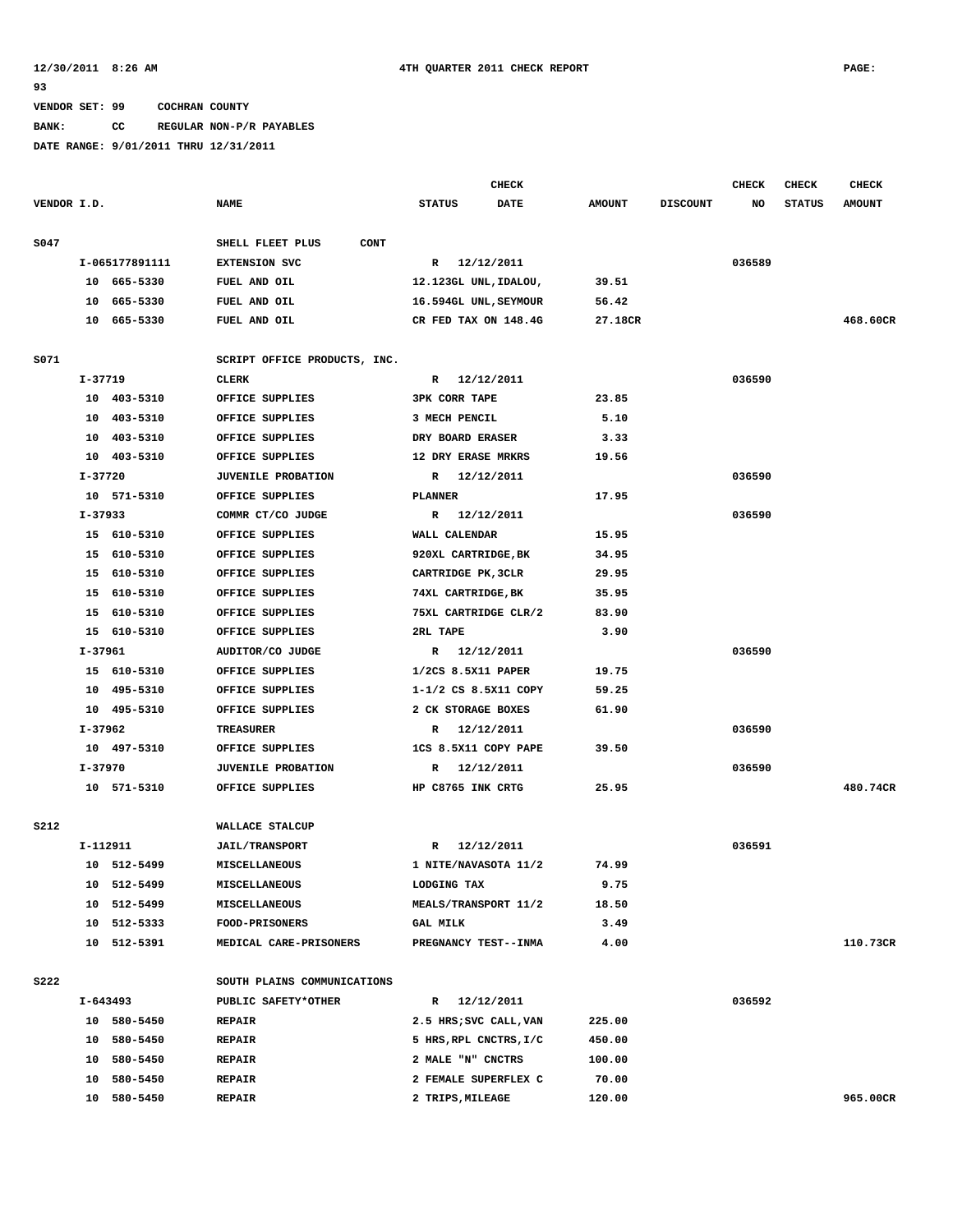**12/30/2011 8:26 AM** — **4TH QUARTER 2011 CHECK REPORT** — **PAGE: 93**

VENDOR SET: 99 COCHRAN COUNTY
BANK: CC REGULAR NON-P/R PAYABLES
DATE RANGE: 9/01/2011 THRU 12/31/2011

| VENDOR I.D. | NAME | STATUS | CHECK DATE | AMOUNT | DISCOUNT | CHECK NO | CHECK STATUS | CHECK AMOUNT |
|---|---|---|---|---|---|---|---|---|
| S047 | SHELL FLEET PLUS CONT | | | | | | | |
| I-065177891111 | EXTENSION SVC | R | 12/12/2011 | | | 036589 | | |
| 10 665-5330 | FUEL AND OIL | 12.123GL UNL,IDALOU, | | 39.51 | | | | |
| 10 665-5330 | FUEL AND OIL | 16.594GL UNL,SEYMOUR | | 56.42 | | | | |
| 10 665-5330 | FUEL AND OIL | CR FED TAX ON 148.4G | | 27.18CR | | | | 468.60CR |
| S071 | SCRIPT OFFICE PRODUCTS, INC. | | | | | | | |
| I-37719 | CLERK | R | 12/12/2011 | | | 036590 | | |
| 10 403-5310 | OFFICE SUPPLIES | 3PK CORR TAPE | | 23.85 | | | | |
| 10 403-5310 | OFFICE SUPPLIES | 3 MECH PENCIL | | 5.10 | | | | |
| 10 403-5310 | OFFICE SUPPLIES | DRY BOARD ERASER | | 3.33 | | | | |
| 10 403-5310 | OFFICE SUPPLIES | 12 DRY ERASE MRKRS | | 19.56 | | | | |
| I-37720 | JUVENILE PROBATION | R | 12/12/2011 | | | 036590 | | |
| 10 571-5310 | OFFICE SUPPLIES | PLANNER | | 17.95 | | | | |
| I-37933 | COMMR CT/CO JUDGE | R | 12/12/2011 | | | 036590 | | |
| 15 610-5310 | OFFICE SUPPLIES | WALL CALENDAR | | 15.95 | | | | |
| 15 610-5310 | OFFICE SUPPLIES | 920XL CARTRIDGE,BK | | 34.95 | | | | |
| 15 610-5310 | OFFICE SUPPLIES | CARTRIDGE PK,3CLR | | 29.95 | | | | |
| 15 610-5310 | OFFICE SUPPLIES | 74XL CARTRIDGE,BK | | 35.95 | | | | |
| 15 610-5310 | OFFICE SUPPLIES | 75XL CARTRIDGE CLR/2 | | 83.90 | | | | |
| 15 610-5310 | OFFICE SUPPLIES | 2RL TAPE | | 3.90 | | | | |
| I-37961 | AUDITOR/CO JUDGE | R | 12/12/2011 | | | 036590 | | |
| 15 610-5310 | OFFICE SUPPLIES | 1/2CS 8.5X11 PAPER | | 19.75 | | | | |
| 10 495-5310 | OFFICE SUPPLIES | 1-1/2 CS 8.5X11 COPY | | 59.25 | | | | |
| 10 495-5310 | OFFICE SUPPLIES | 2 CK STORAGE BOXES | | 61.90 | | | | |
| I-37962 | TREASURER | R | 12/12/2011 | | | 036590 | | |
| 10 497-5310 | OFFICE SUPPLIES | 1CS 8.5X11 COPY PAPE | | 39.50 | | | | |
| I-37970 | JUVENILE PROBATION | R | 12/12/2011 | | | 036590 | | |
| 10 571-5310 | OFFICE SUPPLIES | HP C8765 INK CRTG | | 25.95 | | | | 480.74CR |
| S212 | WALLACE STALCUP | | | | | | | |
| I-112911 | JAIL/TRANSPORT | R | 12/12/2011 | | | 036591 | | |
| 10 512-5499 | MISCELLANEOUS | 1 NITE/NAVASOTA 11/2 | | 74.99 | | | | |
| 10 512-5499 | MISCELLANEOUS | LODGING TAX | | 9.75 | | | | |
| 10 512-5499 | MISCELLANEOUS | MEALS/TRANSPORT 11/2 | | 18.50 | | | | |
| 10 512-5333 | FOOD-PRISONERS | GAL MILK | | 3.49 | | | | |
| 10 512-5391 | MEDICAL CARE-PRISONERS | PREGNANCY TEST--INMA | | 4.00 | | | | 110.73CR |
| S222 | SOUTH PLAINS COMMUNICATIONS | | | | | | | |
| I-643493 | PUBLIC SAFETY*OTHER | R | 12/12/2011 | | | 036592 | | |
| 10 580-5450 | REPAIR | 2.5 HRS;SVC CALL,VAN | | 225.00 | | | | |
| 10 580-5450 | REPAIR | 5 HRS,RPL CNCTRS,I/C | | 450.00 | | | | |
| 10 580-5450 | REPAIR | 2 MALE "N" CNCTRS | | 100.00 | | | | |
| 10 580-5450 | REPAIR | 2 FEMALE SUPERFLEX C | | 70.00 | | | | |
| 10 580-5450 | REPAIR | 2 TRIPS,MILEAGE | | 120.00 | | | | 965.00CR |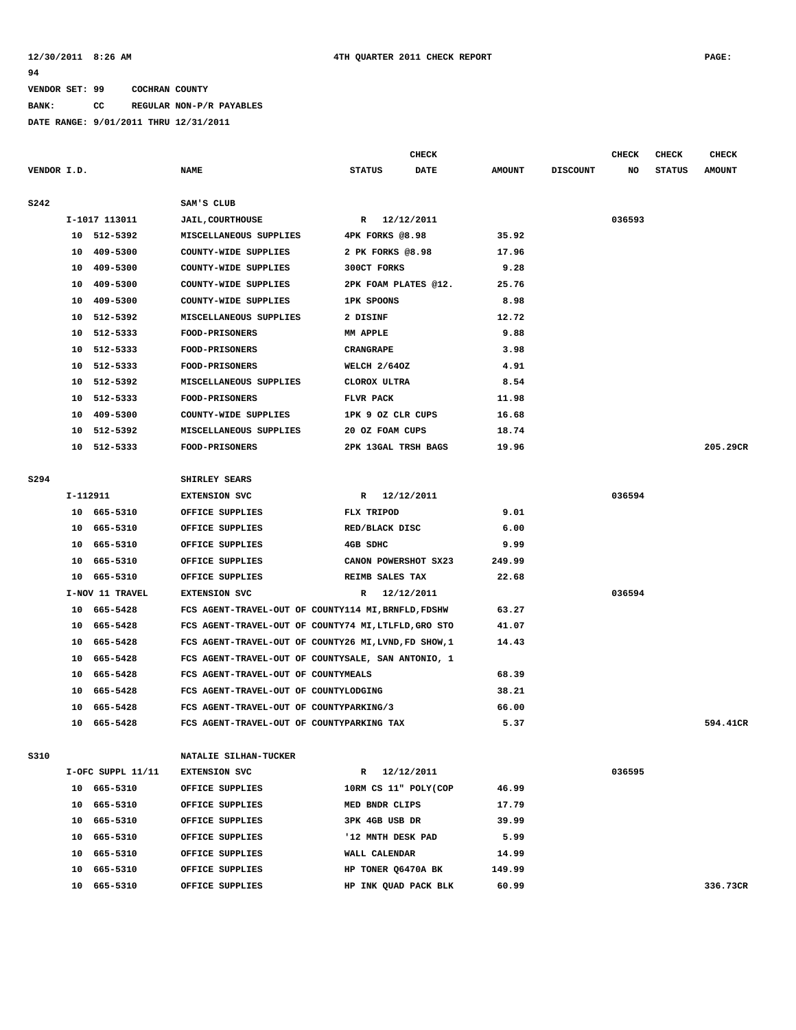VENDOR SET: 99 COCHRAN COUNTY
BANK: CC REGULAR NON-P/R PAYABLES
DATE RANGE: 9/01/2011 THRU 12/31/2011

| VENDOR I.D. | NAME | STATUS | CHECK DATE | AMOUNT | DISCOUNT | CHECK NO | CHECK STATUS | CHECK AMOUNT |
|---|---|---|---|---|---|---|---|---|
| S242 | SAM'S CLUB | | | | | | | |
| I-1017 113011 | JAIL,COURTHOUSE | R | 12/12/2011 | | | 036593 | | |
| 10 512-5392 | MISCELLANEOUS SUPPLIES | 4PK FORKS @8.98 | | 35.92 | | | | |
| 10 409-5300 | COUNTY-WIDE SUPPLIES | 2 PK FORKS @8.98 | | 17.96 | | | | |
| 10 409-5300 | COUNTY-WIDE SUPPLIES | 300CT FORKS | | 9.28 | | | | |
| 10 409-5300 | COUNTY-WIDE SUPPLIES | 2PK FOAM PLATES @12. | | 25.76 | | | | |
| 10 409-5300 | COUNTY-WIDE SUPPLIES | 1PK SPOONS | | 8.98 | | | | |
| 10 512-5392 | MISCELLANEOUS SUPPLIES | 2 DISINF | | 12.72 | | | | |
| 10 512-5333 | FOOD-PRISONERS | MM APPLE | | 9.88 | | | | |
| 10 512-5333 | FOOD-PRISONERS | CRANGRAPE | | 3.98 | | | | |
| 10 512-5333 | FOOD-PRISONERS | WELCH 2/64OZ | | 4.91 | | | | |
| 10 512-5392 | MISCELLANEOUS SUPPLIES | CLOROX ULTRA | | 8.54 | | | | |
| 10 512-5333 | FOOD-PRISONERS | FLVR PACK | | 11.98 | | | | |
| 10 409-5300 | COUNTY-WIDE SUPPLIES | 1PK 9 OZ CLR CUPS | | 16.68 | | | | |
| 10 512-5392 | MISCELLANEOUS SUPPLIES | 20 OZ FOAM CUPS | | 18.74 | | | | |
| 10 512-5333 | FOOD-PRISONERS | 2PK 13GAL TRSH BAGS | | 19.96 | | | | 205.29CR |
| S294 | SHIRLEY SEARS | | | | | | | |
| I-112911 | EXTENSION SVC | R | 12/12/2011 | | | 036594 | | |
| 10 665-5310 | OFFICE SUPPLIES | FLX TRIPOD | | 9.01 | | | | |
| 10 665-5310 | OFFICE SUPPLIES | RED/BLACK DISC | | 6.00 | | | | |
| 10 665-5310 | OFFICE SUPPLIES | 4GB SDHC | | 9.99 | | | | |
| 10 665-5310 | OFFICE SUPPLIES | CANON POWERSHOT SX23 | | 249.99 | | | | |
| 10 665-5310 | OFFICE SUPPLIES | REIMB SALES TAX | | 22.68 | | | | |
| I-NOV 11 TRAVEL | EXTENSION SVC | R | 12/12/2011 | | | 036594 | | |
| 10 665-5428 | FCS AGENT-TRAVEL-OUT OF COUNTY114 MI,BRNFLD,FDSHW | | | 63.27 | | | | |
| 10 665-5428 | FCS AGENT-TRAVEL-OUT OF COUNTY74 MI,LTLFLD,GRO STO | | | 41.07 | | | | |
| 10 665-5428 | FCS AGENT-TRAVEL-OUT OF COUNTY26 MI,LVND,FD SHOW,1 | | | 14.43 | | | | |
| 10 665-5428 | FCS AGENT-TRAVEL-OUT OF COUNTYSALE, SAN ANTONIO, 1 | | | | | | | |
| 10 665-5428 | FCS AGENT-TRAVEL-OUT OF COUNTYMEALS | | | 68.39 | | | | |
| 10 665-5428 | FCS AGENT-TRAVEL-OUT OF COUNTYLODGING | | | 38.21 | | | | |
| 10 665-5428 | FCS AGENT-TRAVEL-OUT OF COUNTYPARKING/3 | | | 66.00 | | | | |
| 10 665-5428 | FCS AGENT-TRAVEL-OUT OF COUNTYPARKING TAX | | | 5.37 | | | | 594.41CR |
| S310 | NATALIE SILHAN-TUCKER | | | | | | | |
| I-OFC SUPPL 11/11 | EXTENSION SVC | R | 12/12/2011 | | | 036595 | | |
| 10 665-5310 | OFFICE SUPPLIES | 10RM CS 11" POLY(COP | | 46.99 | | | | |
| 10 665-5310 | OFFICE SUPPLIES | MED BNDR CLIPS | | 17.79 | | | | |
| 10 665-5310 | OFFICE SUPPLIES | 3PK 4GB USB DR | | 39.99 | | | | |
| 10 665-5310 | OFFICE SUPPLIES | '12 MNTH DESK PAD | | 5.99 | | | | |
| 10 665-5310 | OFFICE SUPPLIES | WALL CALENDAR | | 14.99 | | | | |
| 10 665-5310 | OFFICE SUPPLIES | HP TONER Q6470A BK | | 149.99 | | | | |
| 10 665-5310 | OFFICE SUPPLIES | HP INK QUAD PACK BLK | | 60.99 | | | | 336.73CR |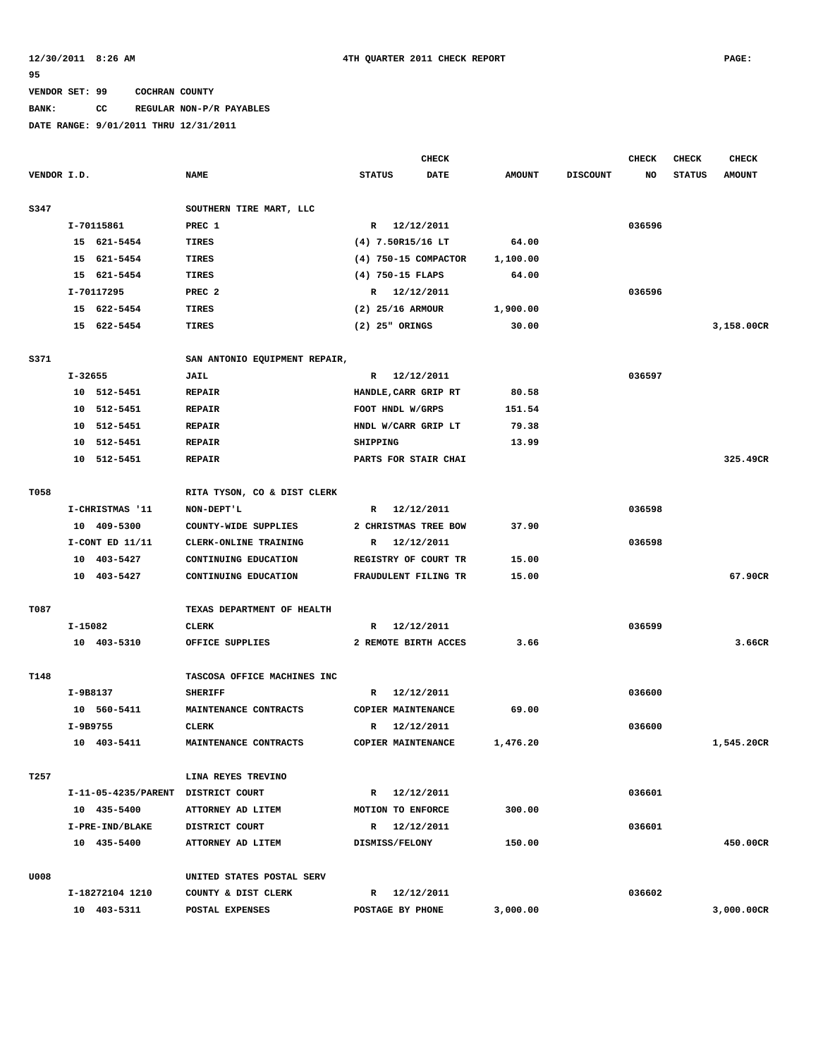VENDOR SET: 99 COCHRAN COUNTY

BANK: CC REGULAR NON-P/R PAYABLES

DATE RANGE: 9/01/2011 THRU 12/31/2011

| VENDOR I.D. | NAME | STATUS | CHECK DATE | AMOUNT | DISCOUNT | CHECK NO | CHECK STATUS | CHECK AMOUNT |
|---|---|---|---|---|---|---|---|---|
| S347 | SOUTHERN TIRE MART, LLC | | | | | | | |
| I-70115861 | PREC 1 | R | 12/12/2011 | | | 036596 | | |
| 15 621-5454 | TIRES | (4) 7.50R15/16 LT | | 64.00 | | | | |
| 15 621-5454 | TIRES | (4) 750-15 COMPACTOR | | 1,100.00 | | | | |
| 15 621-5454 | TIRES | (4) 750-15 FLAPS | | 64.00 | | | | |
| I-70117295 | PREC 2 | R | 12/12/2011 | | | 036596 | | |
| 15 622-5454 | TIRES | (2) 25/16 ARMOUR | | 1,900.00 | | | | |
| 15 622-5454 | TIRES | (2) 25" ORINGS | | 30.00 | | | | 3,158.00CR |
| S371 | SAN ANTONIO EQUIPMENT REPAIR, | | | | | | | |
| I-32655 | JAIL | R | 12/12/2011 | | | 036597 | | |
| 10 512-5451 | REPAIR | HANDLE,CARR GRIP RT | | 80.58 | | | | |
| 10 512-5451 | REPAIR | FOOT HNDL W/GRPS | | 151.54 | | | | |
| 10 512-5451 | REPAIR | HNDL W/CARR GRIP LT | | 79.38 | | | | |
| 10 512-5451 | REPAIR | SHIPPING | | 13.99 | | | | |
| 10 512-5451 | REPAIR | PARTS FOR STAIR CHAI | | | | | | 325.49CR |
| T058 | RITA TYSON, CO & DIST CLERK | | | | | | | |
| I-CHRISTMAS '11 | NON-DEPT'L | R | 12/12/2011 | | | 036598 | | |
| 10 409-5300 | COUNTY-WIDE SUPPLIES | 2 CHRISTMAS TREE BOW | | 37.90 | | | | |
| I-CONT ED 11/11 | CLERK-ONLINE TRAINING | R | 12/12/2011 | | | 036598 | | |
| 10 403-5427 | CONTINUING EDUCATION | REGISTRY OF COURT TR | | 15.00 | | | | |
| 10 403-5427 | CONTINUING EDUCATION | FRAUDULENT FILING TR | | 15.00 | | | | 67.90CR |
| T087 | TEXAS DEPARTMENT OF HEALTH | | | | | | | |
| I-15082 | CLERK | R | 12/12/2011 | | | 036599 | | |
| 10 403-5310 | OFFICE SUPPLIES | 2 REMOTE BIRTH ACCES | | 3.66 | | | | 3.66CR |
| T148 | TASCOSA OFFICE MACHINES INC | | | | | | | |
| I-9B8137 | SHERIFF | R | 12/12/2011 | | | 036600 | | |
| 10 560-5411 | MAINTENANCE CONTRACTS | COPIER MAINTENANCE | | 69.00 | | | | |
| I-9B9755 | CLERK | R | 12/12/2011 | | | 036600 | | |
| 10 403-5411 | MAINTENANCE CONTRACTS | COPIER MAINTENANCE | | 1,476.20 | | | | 1,545.20CR |
| T257 | LINA REYES TREVINO | | | | | | | |
| I-11-05-4235/PARENT | DISTRICT COURT | R | 12/12/2011 | | | 036601 | | |
| 10 435-5400 | ATTORNEY AD LITEM | MOTION TO ENFORCE | | 300.00 | | | | |
| I-PRE-IND/BLAKE | DISTRICT COURT | R | 12/12/2011 | | | 036601 | | |
| 10 435-5400 | ATTORNEY AD LITEM | DISMISS/FELONY | | 150.00 | | | | 450.00CR |
| U008 | UNITED STATES POSTAL SERV | | | | | | | |
| I-18272104 1210 | COUNTY & DIST CLERK | R | 12/12/2011 | | | 036602 | | |
| 10 403-5311 | POSTAL EXPENSES | POSTAGE BY PHONE | | 3,000.00 | | | | 3,000.00CR |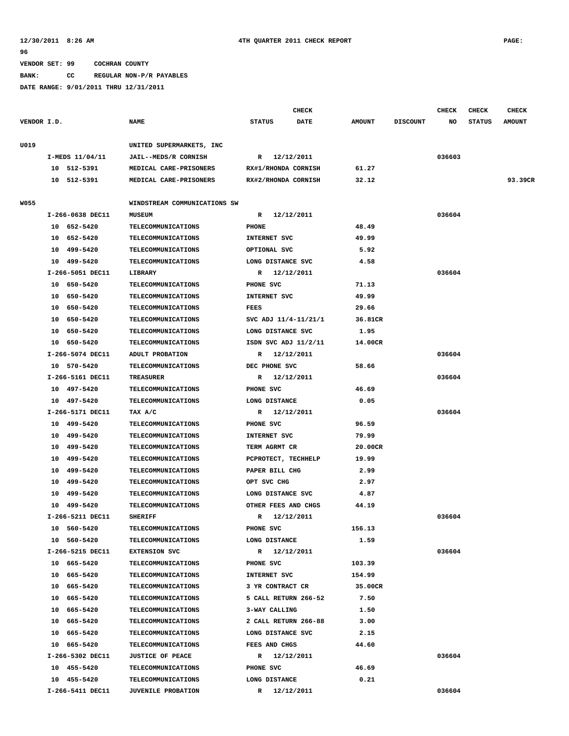VENDOR SET: 99 COCHRAN COUNTY

BANK: CC REGULAR NON-P/R PAYABLES

DATE RANGE: 9/01/2011 THRU 12/31/2011

| VENDOR I.D. | NAME | STATUS | CHECK DATE | AMOUNT | DISCOUNT | CHECK NO | CHECK STATUS | CHECK AMOUNT |
|---|---|---|---|---|---|---|---|---|
| U019 | UNITED SUPERMARKETS, INC | | | | | | | |
| I-MEDS 11/04/11 | JAIL--MEDS/R CORNISH | R | 12/12/2011 | | | 036603 | | |
| 10 512-5391 | MEDICAL CARE-PRISONERS | RX#1/RHONDA CORNISH | | 61.27 | | | | |
| 10 512-5391 | MEDICAL CARE-PRISONERS | RX#2/RHONDA CORNISH | | 32.12 | | | | 93.39CR |
| W055 | WINDSTREAM COMMUNICATIONS SW | | | | | | | |
| I-266-0638 DEC11 | MUSEUM | R | 12/12/2011 | | | 036604 | | |
| 10 652-5420 | TELECOMMUNICATIONS | PHONE | | 48.49 | | | | |
| 10 652-5420 | TELECOMMUNICATIONS | INTERNET SVC | | 49.99 | | | | |
| 10 499-5420 | TELECOMMUNICATIONS | OPTIONAL SVC | | 5.92 | | | | |
| 10 499-5420 | TELECOMMUNICATIONS | LONG DISTANCE SVC | | 4.58 | | | | |
| I-266-5051 DEC11 | LIBRARY | R | 12/12/2011 | | | 036604 | | |
| 10 650-5420 | TELECOMMUNICATIONS | PHONE SVC | | 71.13 | | | | |
| 10 650-5420 | TELECOMMUNICATIONS | INTERNET SVC | | 49.99 | | | | |
| 10 650-5420 | TELECOMMUNICATIONS | FEES | | 29.66 | | | | |
| 10 650-5420 | TELECOMMUNICATIONS | SVC ADJ 11/4-11/21/1 | | 36.81CR | | | | |
| 10 650-5420 | TELECOMMUNICATIONS | LONG DISTANCE SVC | | 1.95 | | | | |
| 10 650-5420 | TELECOMMUNICATIONS | ISDN SVC ADJ 11/2/11 | | 14.00CR | | | | |
| I-266-5074 DEC11 | ADULT PROBATION | R | 12/12/2011 | | | 036604 | | |
| 10 570-5420 | TELECOMMUNICATIONS | DEC PHONE SVC | | 58.66 | | | | |
| I-266-5161 DEC11 | TREASURER | R | 12/12/2011 | | | 036604 | | |
| 10 497-5420 | TELECOMMUNICATIONS | PHONE SVC | | 46.69 | | | | |
| 10 497-5420 | TELECOMMUNICATIONS | LONG DISTANCE | | 0.05 | | | | |
| I-266-5171 DEC11 | TAX A/C | R | 12/12/2011 | | | 036604 | | |
| 10 499-5420 | TELECOMMUNICATIONS | PHONE SVC | | 96.59 | | | | |
| 10 499-5420 | TELECOMMUNICATIONS | INTERNET SVC | | 79.99 | | | | |
| 10 499-5420 | TELECOMMUNICATIONS | TERM AGRMT CR | | 20.00CR | | | | |
| 10 499-5420 | TELECOMMUNICATIONS | PCPROTECT, TECHHELP | | 19.99 | | | | |
| 10 499-5420 | TELECOMMUNICATIONS | PAPER BILL CHG | | 2.99 | | | | |
| 10 499-5420 | TELECOMMUNICATIONS | OPT SVC CHG | | 2.97 | | | | |
| 10 499-5420 | TELECOMMUNICATIONS | LONG DISTANCE SVC | | 4.87 | | | | |
| 10 499-5420 | TELECOMMUNICATIONS | OTHER FEES AND CHGS | | 44.19 | | | | |
| I-266-5211 DEC11 | SHERIFF | R | 12/12/2011 | | | 036604 | | |
| 10 560-5420 | TELECOMMUNICATIONS | PHONE SVC | | 156.13 | | | | |
| 10 560-5420 | TELECOMMUNICATIONS | LONG DISTANCE | | 1.59 | | | | |
| I-266-5215 DEC11 | EXTENSION SVC | R | 12/12/2011 | | | 036604 | | |
| 10 665-5420 | TELECOMMUNICATIONS | PHONE SVC | | 103.39 | | | | |
| 10 665-5420 | TELECOMMUNICATIONS | INTERNET SVC | | 154.99 | | | | |
| 10 665-5420 | TELECOMMUNICATIONS | 3 YR CONTRACT CR | | 35.00CR | | | | |
| 10 665-5420 | TELECOMMUNICATIONS | 5 CALL RETURN 266-52 | | 7.50 | | | | |
| 10 665-5420 | TELECOMMUNICATIONS | 3-WAY CALLING | | 1.50 | | | | |
| 10 665-5420 | TELECOMMUNICATIONS | 2 CALL RETURN 266-88 | | 3.00 | | | | |
| 10 665-5420 | TELECOMMUNICATIONS | LONG DISTANCE SVC | | 2.15 | | | | |
| 10 665-5420 | TELECOMMUNICATIONS | FEES AND CHGS | | 44.60 | | | | |
| I-266-5302 DEC11 | JUSTICE OF PEACE | R | 12/12/2011 | | | 036604 | | |
| 10 455-5420 | TELECOMMUNICATIONS | PHONE SVC | | 46.69 | | | | |
| 10 455-5420 | TELECOMMUNICATIONS | LONG DISTANCE | | 0.21 | | | | |
| I-266-5411 DEC11 | JUVENILE PROBATION | R | 12/12/2011 | | | 036604 | | |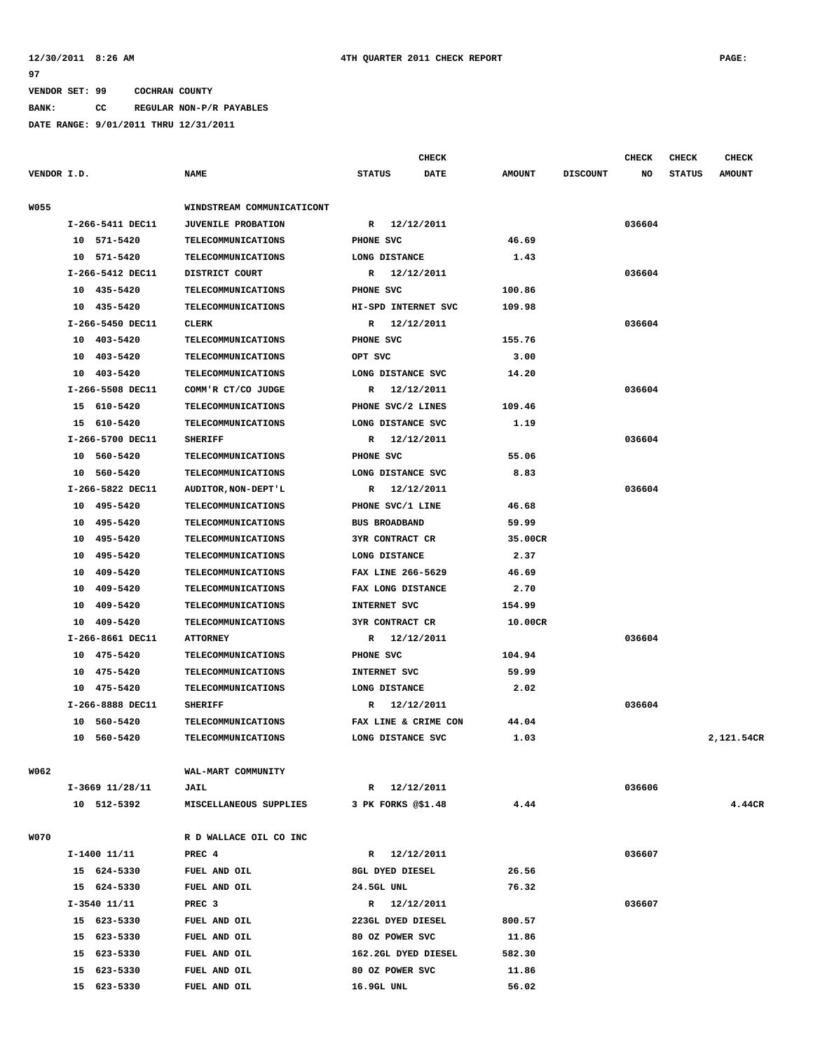VENDOR SET: 99 COCHRAN COUNTY
BANK: CC REGULAR NON-P/R PAYABLES
DATE RANGE: 9/01/2011 THRU 12/31/2011

| VENDOR I.D. | NAME | STATUS | CHECK DATE | AMOUNT | DISCOUNT | CHECK NO | CHECK STATUS | CHECK AMOUNT |
|---|---|---|---|---|---|---|---|---|
| W055 | WINDSTREAM COMMUNICATICONT | | | | | | | |
| I-266-5411 DEC11 | JUVENILE PROBATION | R | 12/12/2011 | | | 036604 | | |
| 10 571-5420 | TELECOMMUNICATIONS | PHONE SVC | | 46.69 | | | | |
| 10 571-5420 | TELECOMMUNICATIONS | LONG DISTANCE | | 1.43 | | | | |
| I-266-5412 DEC11 | DISTRICT COURT | R | 12/12/2011 | | | 036604 | | |
| 10 435-5420 | TELECOMMUNICATIONS | PHONE SVC | | 100.86 | | | | |
| 10 435-5420 | TELECOMMUNICATIONS | HI-SPD INTERNET SVC | | 109.98 | | | | |
| I-266-5450 DEC11 | CLERK | R | 12/12/2011 | | | 036604 | | |
| 10 403-5420 | TELECOMMUNICATIONS | PHONE SVC | | 155.76 | | | | |
| 10 403-5420 | TELECOMMUNICATIONS | OPT SVC | | 3.00 | | | | |
| 10 403-5420 | TELECOMMUNICATIONS | LONG DISTANCE SVC | | 14.20 | | | | |
| I-266-5508 DEC11 | COMM'R CT/CO JUDGE | R | 12/12/2011 | | | 036604 | | |
| 15 610-5420 | TELECOMMUNICATIONS | PHONE SVC/2 LINES | | 109.46 | | | | |
| 15 610-5420 | TELECOMMUNICATIONS | LONG DISTANCE SVC | | 1.19 | | | | |
| I-266-5700 DEC11 | SHERIFF | R | 12/12/2011 | | | 036604 | | |
| 10 560-5420 | TELECOMMUNICATIONS | PHONE SVC | | 55.06 | | | | |
| 10 560-5420 | TELECOMMUNICATIONS | LONG DISTANCE SVC | | 8.83 | | | | |
| I-266-5822 DEC11 | AUDITOR,NON-DEPT'L | R | 12/12/2011 | | | 036604 | | |
| 10 495-5420 | TELECOMMUNICATIONS | PHONE SVC/1 LINE | | 46.68 | | | | |
| 10 495-5420 | TELECOMMUNICATIONS | BUS BROADBAND | | 59.99 | | | | |
| 10 495-5420 | TELECOMMUNICATIONS | 3YR CONTRACT CR | | 35.00CR | | | | |
| 10 495-5420 | TELECOMMUNICATIONS | LONG DISTANCE | | 2.37 | | | | |
| 10 409-5420 | TELECOMMUNICATIONS | FAX LINE 266-5629 | | 46.69 | | | | |
| 10 409-5420 | TELECOMMUNICATIONS | FAX LONG DISTANCE | | 2.70 | | | | |
| 10 409-5420 | TELECOMMUNICATIONS | INTERNET SVC | | 154.99 | | | | |
| 10 409-5420 | TELECOMMUNICATIONS | 3YR CONTRACT CR | | 10.00CR | | | | |
| I-266-8661 DEC11 | ATTORNEY | R | 12/12/2011 | | | 036604 | | |
| 10 475-5420 | TELECOMMUNICATIONS | PHONE SVC | | 104.94 | | | | |
| 10 475-5420 | TELECOMMUNICATIONS | INTERNET SVC | | 59.99 | | | | |
| 10 475-5420 | TELECOMMUNICATIONS | LONG DISTANCE | | 2.02 | | | | |
| I-266-8888 DEC11 | SHERIFF | R | 12/12/2011 | | | 036604 | | |
| 10 560-5420 | TELECOMMUNICATIONS | FAX LINE & CRIME CON | | 44.04 | | | | |
| 10 560-5420 | TELECOMMUNICATIONS | LONG DISTANCE SVC | | 1.03 | | | | 2,121.54CR |
| W062 | WAL-MART COMMUNITY | | | | | | | |
| I-3669 11/28/11 | JAIL | R | 12/12/2011 | | | 036606 | | |
| 10 512-5392 | MISCELLANEOUS SUPPLIES | 3 PK FORKS @$1.48 | | 4.44 | | | | 4.44CR |
| W070 | R D WALLACE OIL CO INC | | | | | | | |
| I-1400 11/11 | PREC 4 | R | 12/12/2011 | | | 036607 | | |
| 15 624-5330 | FUEL AND OIL | 8GL DYED DIESEL | | 26.56 | | | | |
| 15 624-5330 | FUEL AND OIL | 24.5GL UNL | | 76.32 | | | | |
| I-3540 11/11 | PREC 3 | R | 12/12/2011 | | | 036607 | | |
| 15 623-5330 | FUEL AND OIL | 223GL DYED DIESEL | | 800.57 | | | | |
| 15 623-5330 | FUEL AND OIL | 80 OZ POWER SVC | | 11.86 | | | | |
| 15 623-5330 | FUEL AND OIL | 162.2GL DYED DIESEL | | 582.30 | | | | |
| 15 623-5330 | FUEL AND OIL | 80 OZ POWER SVC | | 11.86 | | | | |
| 15 623-5330 | FUEL AND OIL | 16.9GL UNL | | 56.02 | | | | |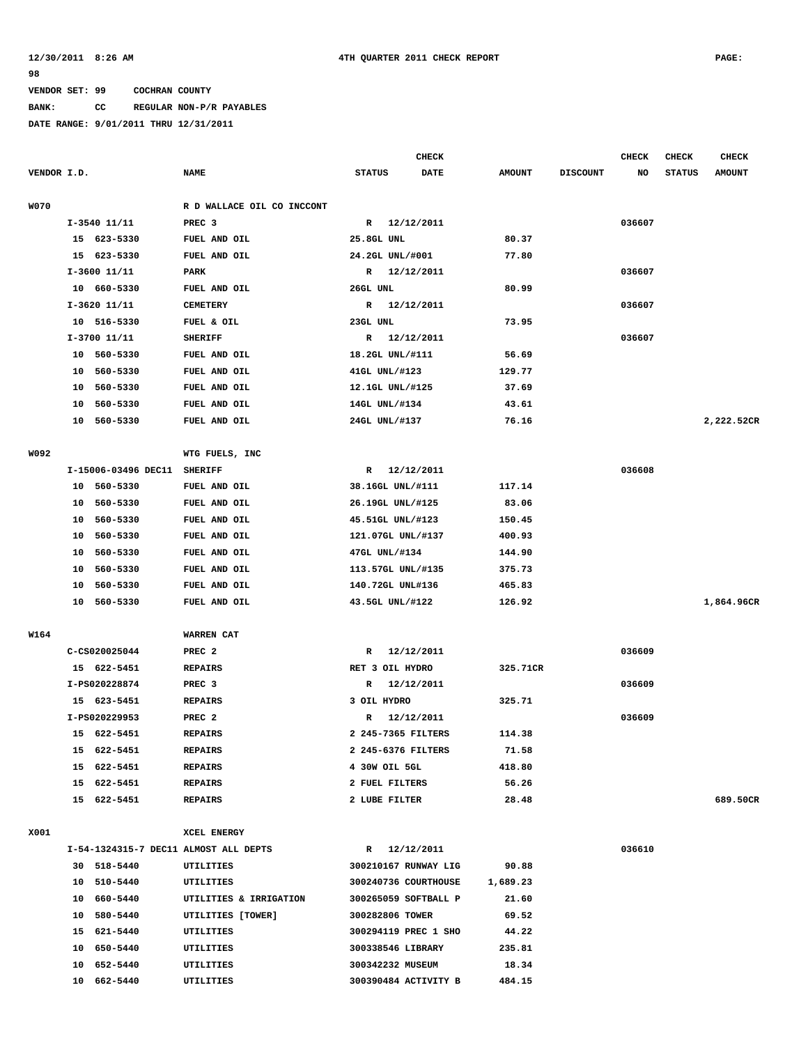12/30/2011 8:26 AM 4TH QUARTER 2011 CHECK REPORT PAGE: 98

VENDOR SET: 99 COCHRAN COUNTY

BANK: CC REGULAR NON-P/R PAYABLES

DATE RANGE: 9/01/2011 THRU 12/31/2011

| VENDOR I.D. | NAME | STATUS | CHECK DATE | AMOUNT | DISCOUNT | CHECK NO | CHECK STATUS | CHECK AMOUNT |
|---|---|---|---|---|---|---|---|---|
| W070 | R D WALLACE OIL CO INCCONT | | | | | | | |
| I-3540 11/11 | PREC 3 | R | 12/12/2011 | | | 036607 | | |
| 15 623-5330 | FUEL AND OIL | 25.8GL UNL | | 80.37 | | | | |
| 15 623-5330 | FUEL AND OIL | 24.2GL UNL/#001 | | 77.80 | | | | |
| I-3600 11/11 | PARK | R | 12/12/2011 | | | 036607 | | |
| 10 660-5330 | FUEL AND OIL | 26GL UNL | | 80.99 | | | | |
| I-3620 11/11 | CEMETERY | R | 12/12/2011 | | | 036607 | | |
| 10 516-5330 | FUEL & OIL | 23GL UNL | | 73.95 | | | | |
| I-3700 11/11 | SHERIFF | R | 12/12/2011 | | | 036607 | | |
| 10 560-5330 | FUEL AND OIL | 18.2GL UNL/#111 | | 56.69 | | | | |
| 10 560-5330 | FUEL AND OIL | 41GL UNL/#123 | | 129.77 | | | | |
| 10 560-5330 | FUEL AND OIL | 12.1GL UNL/#125 | | 37.69 | | | | |
| 10 560-5330 | FUEL AND OIL | 14GL UNL/#134 | | 43.61 | | | | |
| 10 560-5330 | FUEL AND OIL | 24GL UNL/#137 | | 76.16 | | | | 2,222.52CR |
| W092 | WTG FUELS, INC | | | | | | | |
| I-15006-03496 DEC11 | SHERIFF | R | 12/12/2011 | | | 036608 | | |
| 10 560-5330 | FUEL AND OIL | 38.16GL UNL/#111 | | 117.14 | | | | |
| 10 560-5330 | FUEL AND OIL | 26.19GL UNL/#125 | | 83.06 | | | | |
| 10 560-5330 | FUEL AND OIL | 45.51GL UNL/#123 | | 150.45 | | | | |
| 10 560-5330 | FUEL AND OIL | 121.07GL UNL/#137 | | 400.93 | | | | |
| 10 560-5330 | FUEL AND OIL | 47GL UNL/#134 | | 144.90 | | | | |
| 10 560-5330 | FUEL AND OIL | 113.57GL UNL/#135 | | 375.73 | | | | |
| 10 560-5330 | FUEL AND OIL | 140.72GL UNL#136 | | 465.83 | | | | |
| 10 560-5330 | FUEL AND OIL | 43.5GL UNL/#122 | | 126.92 | | | | 1,864.96CR |
| W164 | WARREN CAT | | | | | | | |
| C-CS020025044 | PREC 2 | R | 12/12/2011 | | | 036609 | | |
| 15 622-5451 | REPAIRS | RET 3 OIL HYDRO | | 325.71CR | | | | |
| I-PS020228874 | PREC 3 | R | 12/12/2011 | | | 036609 | | |
| 15 623-5451 | REPAIRS | 3 OIL HYDRO | | 325.71 | | | | |
| I-PS020229953 | PREC 2 | R | 12/12/2011 | | | 036609 | | |
| 15 622-5451 | REPAIRS | 2 245-7365 FILTERS | | 114.38 | | | | |
| 15 622-5451 | REPAIRS | 2 245-6376 FILTERS | | 71.58 | | | | |
| 15 622-5451 | REPAIRS | 4 30W OIL 5GL | | 418.80 | | | | |
| 15 622-5451 | REPAIRS | 2 FUEL FILTERS | | 56.26 | | | | |
| 15 622-5451 | REPAIRS | 2 LUBE FILTER | | 28.48 | | | | 689.50CR |
| X001 | XCEL ENERGY | | | | | | | |
| I-54-1324315-7 DEC11 | ALMOST ALL DEPTS | R | 12/12/2011 | | | 036610 | | |
| 30 518-5440 | UTILITIES | 300210167 RUNWAY LIG | | 90.88 | | | | |
| 10 510-5440 | UTILITIES | 300240736 COURTHOUSE | | 1,689.23 | | | | |
| 10 660-5440 | UTILITIES & IRRIGATION | 300265059 SOFTBALL P | | 21.60 | | | | |
| 10 580-5440 | UTILITIES [TOWER] | 300282806 TOWER | | 69.52 | | | | |
| 15 621-5440 | UTILITIES | 300294119 PREC 1 SHO | | 44.22 | | | | |
| 10 650-5440 | UTILITIES | 300338546 LIBRARY | | 235.81 | | | | |
| 10 652-5440 | UTILITIES | 300342232 MUSEUM | | 18.34 | | | | |
| 10 662-5440 | UTILITIES | 300390484 ACTIVITY B | | 484.15 | | | | |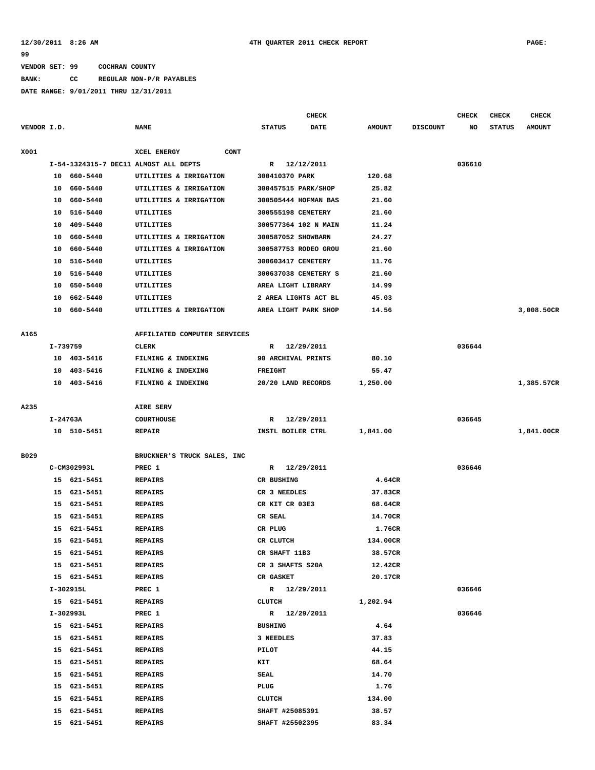**VENDOR SET: 99 COCHRAN COUNTY**

**BANK: CC REGULAR NON-P/R PAYABLES**

**DATE RANGE: 9/01/2011 THRU 12/31/2011**

| VENDOR I.D. | NAME | STATUS | CHECK DATE | AMOUNT | DISCOUNT | CHECK NO | CHECK STATUS | CHECK AMOUNT |
|---|---|---|---|---|---|---|---|---|
| X001 | XCEL ENERGY CONT | | | | | | | |
| I-54-1324315-7 DEC11 ALMOST ALL DEPTS | | R | 12/12/2011 | | | 036610 | | |
| 10 660-5440 | UTILITIES & IRRIGATION | 300410370 PARK | | 120.68 | | | | |
| 10 660-5440 | UTILITIES & IRRIGATION | 300457515 PARK/SHOP | | 25.82 | | | | |
| 10 660-5440 | UTILITIES & IRRIGATION | 300505444 HOFMAN BAS | | 21.60 | | | | |
| 10 516-5440 | UTILITIES | 300555198 CEMETERY | | 21.60 | | | | |
| 10 409-5440 | UTILITIES | 300577364 102 N MAIN | | 11.24 | | | | |
| 10 660-5440 | UTILITIES & IRRIGATION | 300587052 SHOWBARN | | 24.27 | | | | |
| 10 660-5440 | UTILITIES & IRRIGATION | 300587753 RODEO GROU | | 21.60 | | | | |
| 10 516-5440 | UTILITIES | 300603417 CEMETERY | | 11.76 | | | | |
| 10 516-5440 | UTILITIES | 300637038 CEMETERY S | | 21.60 | | | | |
| 10 650-5440 | UTILITIES | AREA LIGHT LIBRARY | | 14.99 | | | | |
| 10 662-5440 | UTILITIES | 2 AREA LIGHTS ACT BL | | 45.03 | | | | |
| 10 660-5440 | UTILITIES & IRRIGATION | AREA LIGHT PARK SHOP | | 14.56 | | | | 3,008.50CR |
| A165 | AFFILIATED COMPUTER SERVICES | | | | | | | |
| I-739759 | CLERK | R | 12/29/2011 | | | 036644 | | |
| 10 403-5416 | FILMING & INDEXING | 90 ARCHIVAL PRINTS | | 80.10 | | | | |
| 10 403-5416 | FILMING & INDEXING | FREIGHT | | 55.47 | | | | |
| 10 403-5416 | FILMING & INDEXING | 20/20 LAND RECORDS | | 1,250.00 | | | | 1,385.57CR |
| A235 | AIRE SERV | | | | | | | |
| I-24763A | COURTHOUSE | R | 12/29/2011 | | | 036645 | | |
| 10 510-5451 | REPAIR | INSTL BOILER CTRL | | 1,841.00 | | | | 1,841.00CR |
| B029 | BRUCKNER'S TRUCK SALES, INC | | | | | | | |
| C-CM302993L | PREC 1 | R | 12/29/2011 | | | 036646 | | |
| 15 621-5451 | REPAIRS | CR BUSHING | | 4.64CR | | | | |
| 15 621-5451 | REPAIRS | CR 3 NEEDLES | | 37.83CR | | | | |
| 15 621-5451 | REPAIRS | CR KIT CR 03E3 | | 68.64CR | | | | |
| 15 621-5451 | REPAIRS | CR SEAL | | 14.70CR | | | | |
| 15 621-5451 | REPAIRS | CR PLUG | | 1.76CR | | | | |
| 15 621-5451 | REPAIRS | CR CLUTCH | | 134.00CR | | | | |
| 15 621-5451 | REPAIRS | CR SHAFT 11B3 | | 38.57CR | | | | |
| 15 621-5451 | REPAIRS | CR 3 SHAFTS S20A | | 12.42CR | | | | |
| 15 621-5451 | REPAIRS | CR GASKET | | 20.17CR | | | | |
| I-302915L | PREC 1 | R | 12/29/2011 | | | 036646 | | |
| 15 621-5451 | REPAIRS | CLUTCH | | 1,202.94 | | | | |
| I-302993L | PREC 1 | R | 12/29/2011 | | | 036646 | | |
| 15 621-5451 | REPAIRS | BUSHING | | 4.64 | | | | |
| 15 621-5451 | REPAIRS | 3 NEEDLES | | 37.83 | | | | |
| 15 621-5451 | REPAIRS | PILOT | | 44.15 | | | | |
| 15 621-5451 | REPAIRS | KIT | | 68.64 | | | | |
| 15 621-5451 | REPAIRS | SEAL | | 14.70 | | | | |
| 15 621-5451 | REPAIRS | PLUG | | 1.76 | | | | |
| 15 621-5451 | REPAIRS | CLUTCH | | 134.00 | | | | |
| 15 621-5451 | REPAIRS | SHAFT #25085391 | | 38.57 | | | | |
| 15 621-5451 | REPAIRS | SHAFT #25502395 | | 83.34 | | | | |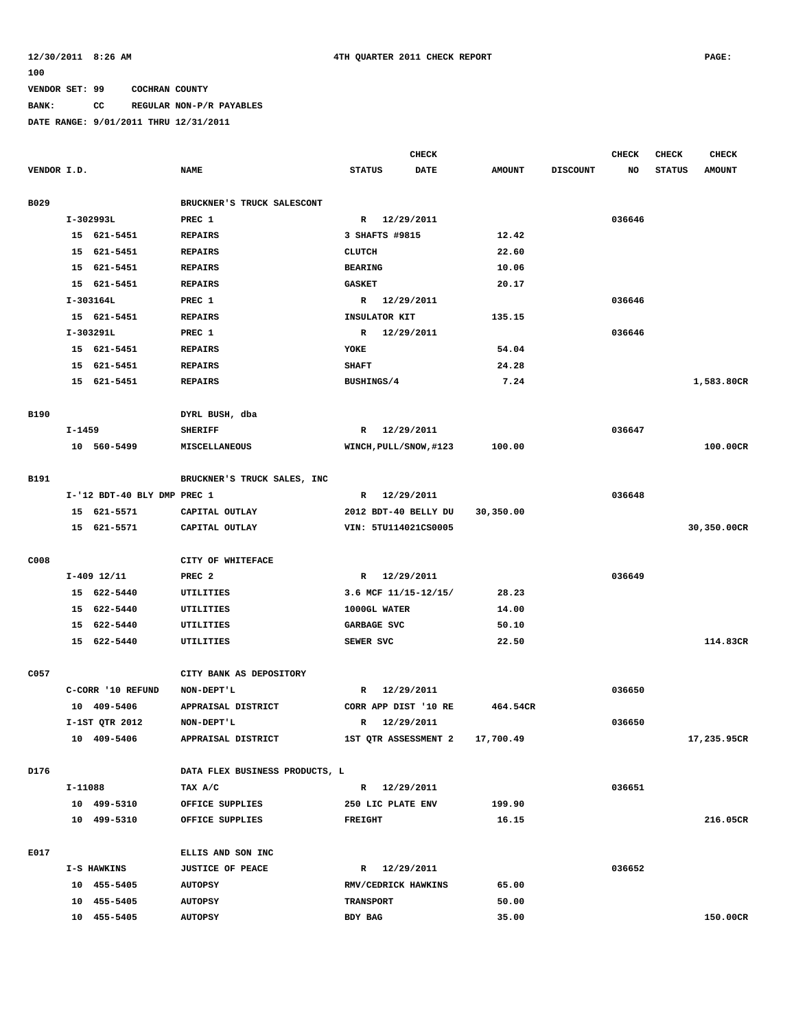12/30/2011 8:26 AM 4TH QUARTER 2011 CHECK REPORT PAGE: 100

VENDOR SET: 99 COCHRAN COUNTY

BANK: CC REGULAR NON-P/R PAYABLES

DATE RANGE: 9/01/2011 THRU 12/31/2011

| VENDOR I.D. | NAME | STATUS | CHECK DATE | AMOUNT | DISCOUNT | CHECK NO | CHECK STATUS | CHECK AMOUNT |
|---|---|---|---|---|---|---|---|---|
| B029 | BRUCKNER'S TRUCK SALESCONT | | | | | | | |
| I-302993L | PREC 1 | R | 12/29/2011 | | | 036646 | | |
| 15 621-5451 | REPAIRS | 3 SHAFTS #9815 | | 12.42 | | | | |
| 15 621-5451 | REPAIRS | CLUTCH | | 22.60 | | | | |
| 15 621-5451 | REPAIRS | BEARING | | 10.06 | | | | |
| 15 621-5451 | REPAIRS | GASKET | | 20.17 | | | | |
| I-303164L | PREC 1 | R | 12/29/2011 | | | 036646 | | |
| 15 621-5451 | REPAIRS | INSULATOR KIT | | 135.15 | | | | |
| I-303291L | PREC 1 | R | 12/29/2011 | | | 036646 | | |
| 15 621-5451 | REPAIRS | YOKE | | 54.04 | | | | |
| 15 621-5451 | REPAIRS | SHAFT | | 24.28 | | | | |
| 15 621-5451 | REPAIRS | BUSHINGS/4 | | 7.24 | | | | 1,583.80CR |
| B190 | DYRL BUSH, dba | | | | | | | |
| I-1459 | SHERIFF | R | 12/29/2011 | | | 036647 | | |
| 10 560-5499 | MISCELLANEOUS | WINCH,PULL/SNOW,#123 | | 100.00 | | | | 100.00CR |
| B191 | BRUCKNER'S TRUCK SALES, INC | | | | | | | |
| I-'12 BDT-40 BLY DMP | PREC 1 | R | 12/29/2011 | | | 036648 | | |
| 15 621-5571 | CAPITAL OUTLAY | 2012 BDT-40 BELLY DU | | 30,350.00 | | | | |
| 15 621-5571 | CAPITAL OUTLAY | VIN: 5TU114021CS0005 | | | | | | 30,350.00CR |
| C008 | CITY OF WHITEFACE | | | | | | | |
| I-409 12/11 | PREC 2 | R | 12/29/2011 | | | 036649 | | |
| 15 622-5440 | UTILITIES | 3.6 MCF 11/15-12/15/ | | 28.23 | | | | |
| 15 622-5440 | UTILITIES | 1000GL WATER | | 14.00 | | | | |
| 15 622-5440 | UTILITIES | GARBAGE SVC | | 50.10 | | | | |
| 15 622-5440 | UTILITIES | SEWER SVC | | 22.50 | | | | 114.83CR |
| C057 | CITY BANK AS DEPOSITORY | | | | | | | |
| C-CORR '10 REFUND | NON-DEPT'L | R | 12/29/2011 | | | 036650 | | |
| 10 409-5406 | APPRAISAL DISTRICT | CORR APP DIST '10 RE | | 464.54CR | | | | |
| I-1ST QTR 2012 | NON-DEPT'L | R | 12/29/2011 | | | 036650 | | |
| 10 409-5406 | APPRAISAL DISTRICT | 1ST QTR ASSESSMENT 2 | | 17,700.49 | | | | 17,235.95CR |
| D176 | DATA FLEX BUSINESS PRODUCTS, L | | | | | | | |
| I-11088 | TAX A/C | R | 12/29/2011 | | | 036651 | | |
| 10 499-5310 | OFFICE SUPPLIES | 250 LIC PLATE ENV | | 199.90 | | | | |
| 10 499-5310 | OFFICE SUPPLIES | FREIGHT | | 16.15 | | | | 216.05CR |
| E017 | ELLIS AND SON INC | | | | | | | |
| I-S HAWKINS | JUSTICE OF PEACE | R | 12/29/2011 | | | 036652 | | |
| 10 455-5405 | AUTOPSY | RMV/CEDRICK HAWKINS | | 65.00 | | | | |
| 10 455-5405 | AUTOPSY | TRANSPORT | | 50.00 | | | | |
| 10 455-5405 | AUTOPSY | BDY BAG | | 35.00 | | | | 150.00CR |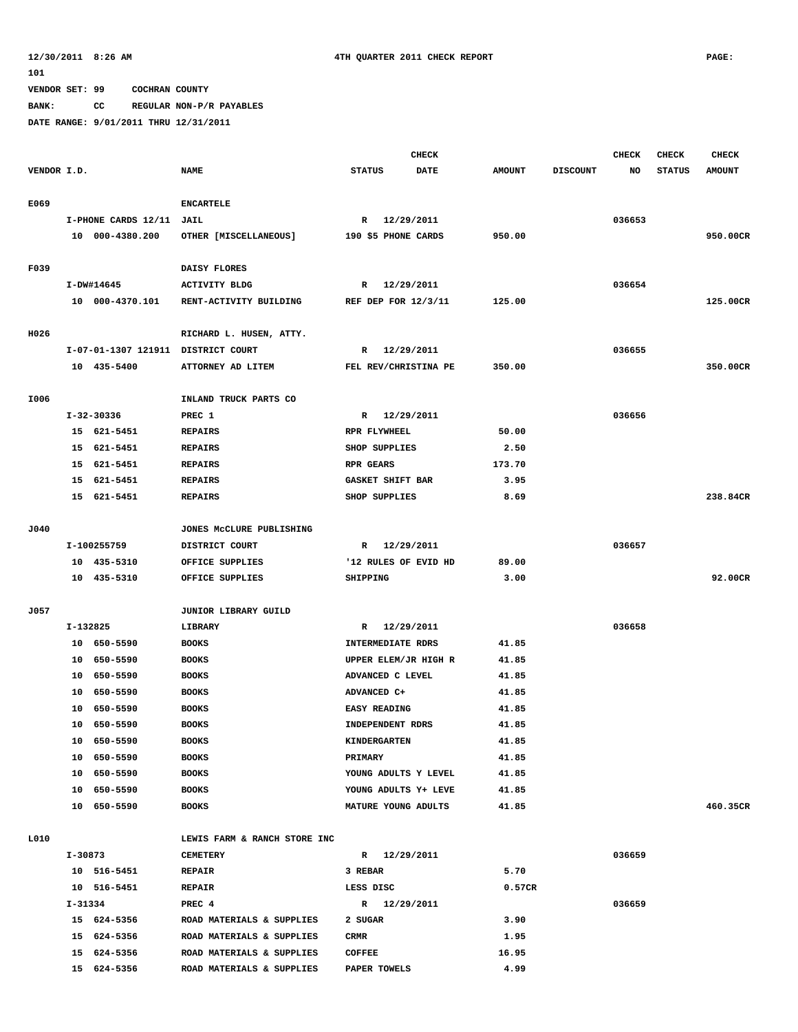12/30/2011 8:26 AM 4TH QUARTER 2011 CHECK REPORT PAGE: 101

VENDOR SET: 99 COCHRAN COUNTY

BANK: CC REGULAR NON-P/R PAYABLES

DATE RANGE: 9/01/2011 THRU 12/31/2011

| VENDOR I.D. | NAME | STATUS | CHECK DATE | AMOUNT | DISCOUNT | CHECK NO | CHECK STATUS | CHECK AMOUNT |
|---|---|---|---|---|---|---|---|---|
| E069 | ENCARTELE | | | | | | | |
| I-PHONE CARDS 12/11 | JAIL | R | 12/29/2011 | | | 036653 | | |
| 10 000-4380.200 | OTHER [MISCELLANEOUS] | 190 $5 PHONE CARDS | | 950.00 | | | | 950.00CR |
| F039 | DAISY FLORES | | | | | | | |
| I-DW#14645 | ACTIVITY BLDG | R | 12/29/2011 | | | 036654 | | |
| 10 000-4370.101 | RENT-ACTIVITY BUILDING | REF DEP FOR 12/3/11 | | 125.00 | | | | 125.00CR |
| H026 | RICHARD L. HUSEN, ATTY. | | | | | | | |
| I-07-01-1307 121911 | DISTRICT COURT | R | 12/29/2011 | | | 036655 | | |
| 10 435-5400 | ATTORNEY AD LITEM | FEL REV/CHRISTINA PE | | 350.00 | | | | 350.00CR |
| I006 | INLAND TRUCK PARTS CO | | | | | | | |
| I-32-30336 | PREC 1 | R | 12/29/2011 | | | 036656 | | |
| 15 621-5451 | REPAIRS | RPR FLYWHEEL | | 50.00 | | | | |
| 15 621-5451 | REPAIRS | SHOP SUPPLIES | | 2.50 | | | | |
| 15 621-5451 | REPAIRS | RPR GEARS | | 173.70 | | | | |
| 15 621-5451 | REPAIRS | GASKET SHIFT BAR | | 3.95 | | | | |
| 15 621-5451 | REPAIRS | SHOP SUPPLIES | | 8.69 | | | | 238.84CR |
| J040 | JONES McCLURE PUBLISHING | | | | | | | |
| I-100255759 | DISTRICT COURT | R | 12/29/2011 | | | 036657 | | |
| 10 435-5310 | OFFICE SUPPLIES | '12 RULES OF EVID HD | | 89.00 | | | | |
| 10 435-5310 | OFFICE SUPPLIES | SHIPPING | | 3.00 | | | | 92.00CR |
| J057 | JUNIOR LIBRARY GUILD | | | | | | | |
| I-132825 | LIBRARY | R | 12/29/2011 | | | 036658 | | |
| 10 650-5590 | BOOKS | INTERMEDIATE RDRS | | 41.85 | | | | |
| 10 650-5590 | BOOKS | UPPER ELEM/JR HIGH R | | 41.85 | | | | |
| 10 650-5590 | BOOKS | ADVANCED C LEVEL | | 41.85 | | | | |
| 10 650-5590 | BOOKS | ADVANCED C+ | | 41.85 | | | | |
| 10 650-5590 | BOOKS | EASY READING | | 41.85 | | | | |
| 10 650-5590 | BOOKS | INDEPENDENT RDRS | | 41.85 | | | | |
| 10 650-5590 | BOOKS | KINDERGARTEN | | 41.85 | | | | |
| 10 650-5590 | BOOKS | PRIMARY | | 41.85 | | | | |
| 10 650-5590 | BOOKS | YOUNG ADULTS Y LEVEL | | 41.85 | | | | |
| 10 650-5590 | BOOKS | YOUNG ADULTS Y+ LEVE | | 41.85 | | | | |
| 10 650-5590 | BOOKS | MATURE YOUNG ADULTS | | 41.85 | | | | 460.35CR |
| L010 | LEWIS FARM & RANCH STORE INC | | | | | | | |
| I-30873 | CEMETERY | R | 12/29/2011 | | | 036659 | | |
| 10 516-5451 | REPAIR | 3 REBAR | | 5.70 | | | | |
| 10 516-5451 | REPAIR | LESS DISC | | 0.57CR | | | | |
| I-31334 | PREC 4 | R | 12/29/2011 | | | 036659 | | |
| 15 624-5356 | ROAD MATERIALS & SUPPLIES | 2 SUGAR | | 3.90 | | | | |
| 15 624-5356 | ROAD MATERIALS & SUPPLIES | CRMR | | 1.95 | | | | |
| 15 624-5356 | ROAD MATERIALS & SUPPLIES | COFFEE | | 16.95 | | | | |
| 15 624-5356 | ROAD MATERIALS & SUPPLIES | PAPER TOWELS | | 4.99 | | | | |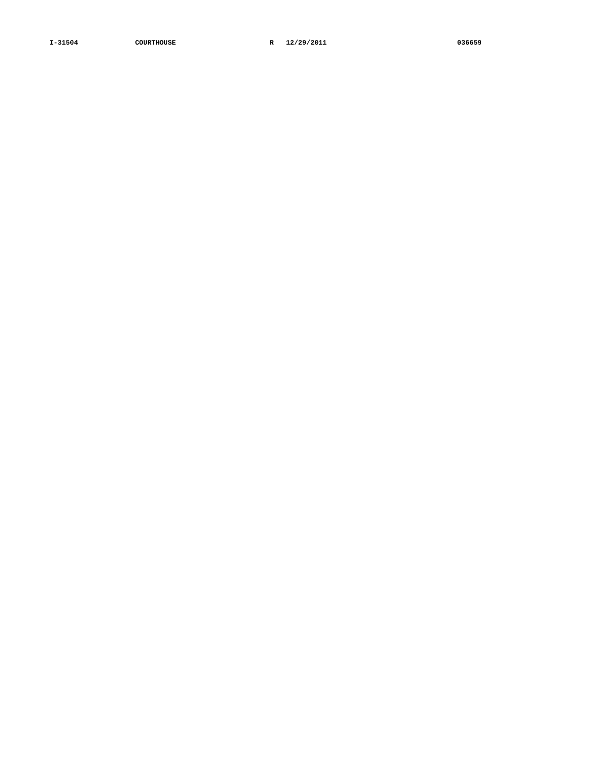I-31504 COURTHOUSE R 12/29/2011 036659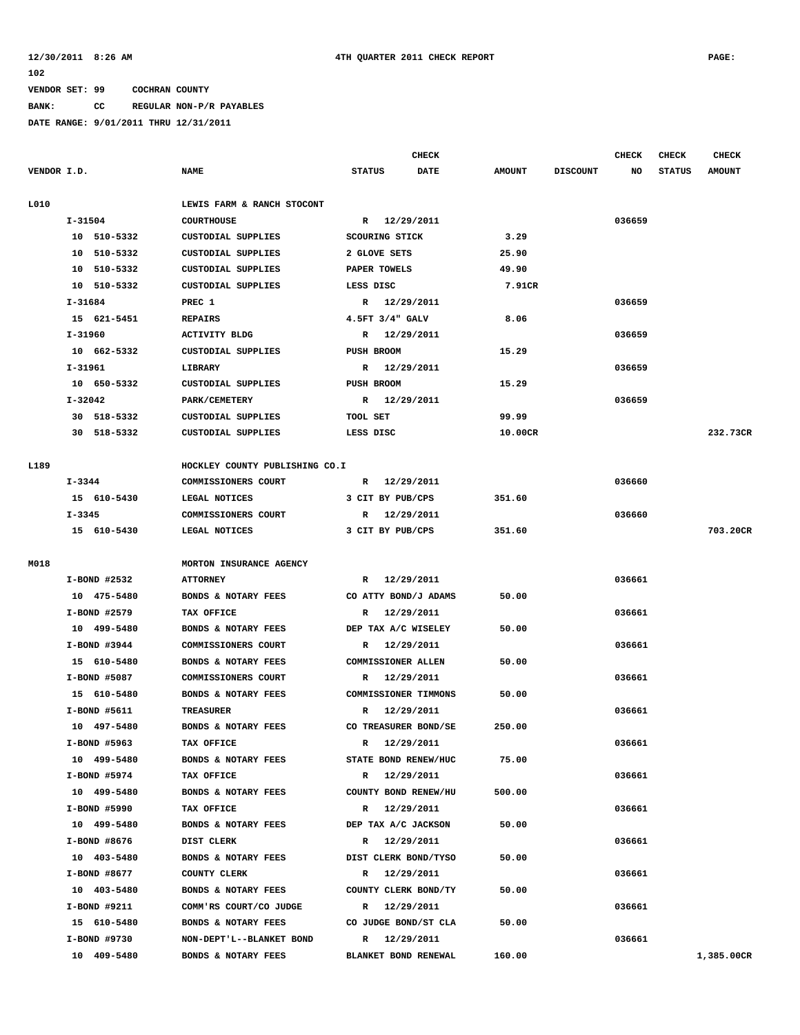12/30/2011 8:26 AM 4TH QUARTER 2011 CHECK REPORT PAGE: 102

VENDOR SET: 99 COCHRAN COUNTY

BANK: CC REGULAR NON-P/R PAYABLES

DATE RANGE: 9/01/2011 THRU 12/31/2011

| VENDOR I.D. | NAME | STATUS | CHECK DATE | AMOUNT | DISCOUNT | CHECK NO | CHECK STATUS | CHECK AMOUNT |
|---|---|---|---|---|---|---|---|---|
| L010 | LEWIS FARM & RANCH STOCONT | | | | | | | |
| I-31504 | COURTHOUSE | R | 12/29/2011 | | | 036659 | | |
| 10 510-5332 | CUSTODIAL SUPPLIES | SCOURING STICK | | 3.29 | | | | |
| 10 510-5332 | CUSTODIAL SUPPLIES | 2 GLOVE SETS | | 25.90 | | | | |
| 10 510-5332 | CUSTODIAL SUPPLIES | PAPER TOWELS | | 49.90 | | | | |
| 10 510-5332 | CUSTODIAL SUPPLIES | LESS DISC | | 7.91CR | | | | |
| I-31684 | PREC 1 | R | 12/29/2011 | | | 036659 | | |
| 15 621-5451 | REPAIRS | 4.5FT 3/4" GALV | | 8.06 | | | | |
| I-31960 | ACTIVITY BLDG | R | 12/29/2011 | | | 036659 | | |
| 10 662-5332 | CUSTODIAL SUPPLIES | PUSH BROOM | | 15.29 | | | | |
| I-31961 | LIBRARY | R | 12/29/2011 | | | 036659 | | |
| 10 650-5332 | CUSTODIAL SUPPLIES | PUSH BROOM | | 15.29 | | | | |
| I-32042 | PARK/CEMETERY | R | 12/29/2011 | | | 036659 | | |
| 30 518-5332 | CUSTODIAL SUPPLIES | TOOL SET | | 99.99 | | | | |
| 30 518-5332 | CUSTODIAL SUPPLIES | LESS DISC | | 10.00CR | | | | 232.73CR |
| L189 | HOCKLEY COUNTY PUBLISHING CO.I | | | | | | | |
| I-3344 | COMMISSIONERS COURT | R | 12/29/2011 | | | 036660 | | |
| 15 610-5430 | LEGAL NOTICES | 3 CIT BY PUB/CPS | | 351.60 | | | | |
| I-3345 | COMMISSIONERS COURT | R | 12/29/2011 | | | 036660 | | |
| 15 610-5430 | LEGAL NOTICES | 3 CIT BY PUB/CPS | | 351.60 | | | | 703.20CR |
| M018 | MORTON INSURANCE AGENCY | | | | | | | |
| I-BOND #2532 | ATTORNEY | R | 12/29/2011 | | | 036661 | | |
| 10 475-5480 | BONDS & NOTARY FEES | CO ATTY BOND/J ADAMS | | 50.00 | | | | |
| I-BOND #2579 | TAX OFFICE | R | 12/29/2011 | | | 036661 | | |
| 10 499-5480 | BONDS & NOTARY FEES | DEP TAX A/C WISELEY | | 50.00 | | | | |
| I-BOND #3944 | COMMISSIONERS COURT | R | 12/29/2011 | | | 036661 | | |
| 15 610-5480 | BONDS & NOTARY FEES | COMMISSIONER ALLEN | | 50.00 | | | | |
| I-BOND #5087 | COMMISSIONERS COURT | R | 12/29/2011 | | | 036661 | | |
| 15 610-5480 | BONDS & NOTARY FEES | COMMISSIONER TIMMONS | | 50.00 | | | | |
| I-BOND #5611 | TREASURER | R | 12/29/2011 | | | 036661 | | |
| 10 497-5480 | BONDS & NOTARY FEES | CO TREASURER BOND/SE | | 250.00 | | | | |
| I-BOND #5963 | TAX OFFICE | R | 12/29/2011 | | | 036661 | | |
| 10 499-5480 | BONDS & NOTARY FEES | STATE BOND RENEW/HUC | | 75.00 | | | | |
| I-BOND #5974 | TAX OFFICE | R | 12/29/2011 | | | 036661 | | |
| 10 499-5480 | BONDS & NOTARY FEES | COUNTY BOND RENEW/HU | | 500.00 | | | | |
| I-BOND #5990 | TAX OFFICE | R | 12/29/2011 | | | 036661 | | |
| 10 499-5480 | BONDS & NOTARY FEES | DEP TAX A/C JACKSON | | 50.00 | | | | |
| I-BOND #8676 | DIST CLERK | R | 12/29/2011 | | | 036661 | | |
| 10 403-5480 | BONDS & NOTARY FEES | DIST CLERK BOND/TYSO | | 50.00 | | | | |
| I-BOND #8677 | COUNTY CLERK | R | 12/29/2011 | | | 036661 | | |
| 10 403-5480 | BONDS & NOTARY FEES | COUNTY CLERK BOND/TY | | 50.00 | | | | |
| I-BOND #9211 | COMM'RS COURT/CO JUDGE | R | 12/29/2011 | | | 036661 | | |
| 15 610-5480 | BONDS & NOTARY FEES | CO JUDGE BOND/ST CLA | | 50.00 | | | | |
| I-BOND #9730 | NON-DEPT'L--BLANKET BOND | R | 12/29/2011 | | | 036661 | | |
| 10 409-5480 | BONDS & NOTARY FEES | BLANKET BOND RENEWAL | | 160.00 | | | | 1,385.00CR |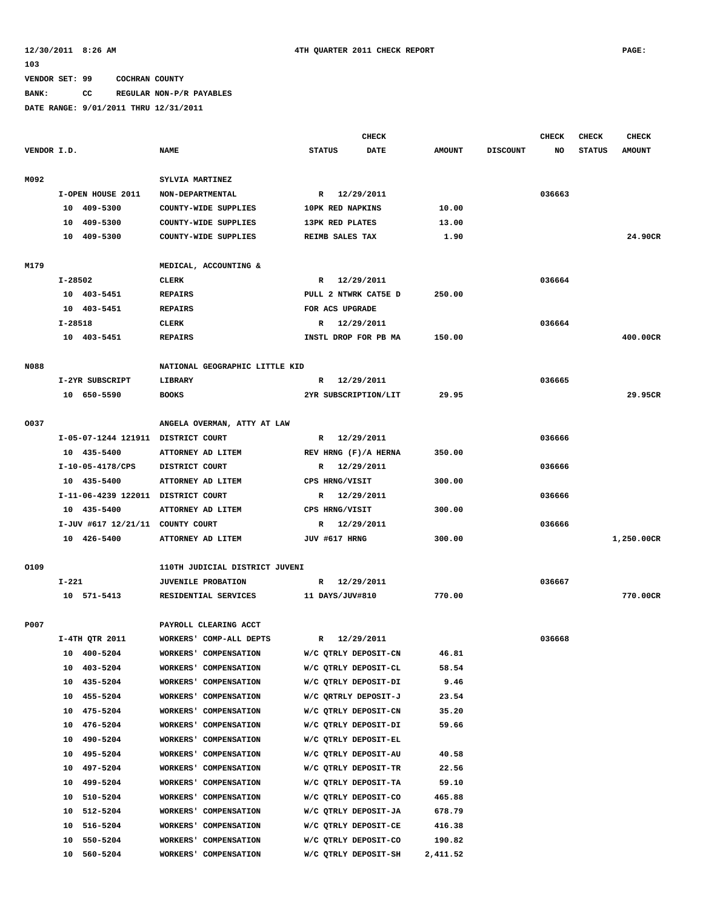12/30/2011 8:26 AM 4TH QUARTER 2011 CHECK REPORT PAGE: 103

VENDOR SET: 99 COCHRAN COUNTY

BANK: CC REGULAR NON-P/R PAYABLES

DATE RANGE: 9/01/2011 THRU 12/31/2011

| VENDOR I.D. | NAME | STATUS | CHECK DATE | AMOUNT | DISCOUNT | CHECK NO | CHECK STATUS | CHECK AMOUNT |
|---|---|---|---|---|---|---|---|---|
| M092 | SYLVIA MARTINEZ | | | | | | | |
| I-OPEN HOUSE 2011 | NON-DEPARTMENTAL | R | 12/29/2011 | | | 036663 | | |
| 10 409-5300 | COUNTY-WIDE SUPPLIES | 10PK RED NAPKINS | | 10.00 | | | | |
| 10 409-5300 | COUNTY-WIDE SUPPLIES | 13PK RED PLATES | | 13.00 | | | | |
| 10 409-5300 | COUNTY-WIDE SUPPLIES | REIMB SALES TAX | | 1.90 | | | | 24.90CR |
| M179 | MEDICAL, ACCOUNTING & | | | | | | | |
| I-28502 | CLERK | R | 12/29/2011 | | | 036664 | | |
| 10 403-5451 | REPAIRS | PULL 2 NTWRK CAT5E D | | 250.00 | | | | |
| 10 403-5451 | REPAIRS | FOR ACS UPGRADE | | | | | | |
| I-28518 | CLERK | R | 12/29/2011 | | | 036664 | | |
| 10 403-5451 | REPAIRS | INSTL DROP FOR PB MA | | 150.00 | | | | 400.00CR |
| N088 | NATIONAL GEOGRAPHIC LITTLE KID | | | | | | | |
| I-2YR SUBSCRIPT | LIBRARY | R | 12/29/2011 | | | 036665 | | |
| 10 650-5590 | BOOKS | 2YR SUBSCRIPTION/LIT | | 29.95 | | | | 29.95CR |
| O037 | ANGELA OVERMAN, ATTY AT LAW | | | | | | | |
| I-05-07-1244 121911 | DISTRICT COURT | R | 12/29/2011 | | | 036666 | | |
| 10 435-5400 | ATTORNEY AD LITEM | REV HRNG (F)/A HERNA | | 350.00 | | | | |
| I-10-05-4178/CPS | DISTRICT COURT | R | 12/29/2011 | | | 036666 | | |
| 10 435-5400 | ATTORNEY AD LITEM | CPS HRNG/VISIT | | 300.00 | | | | |
| I-11-06-4239 122011 | DISTRICT COURT | R | 12/29/2011 | | | 036666 | | |
| 10 435-5400 | ATTORNEY AD LITEM | CPS HRNG/VISIT | | 300.00 | | | | |
| I-JUV #617 12/21/11 | COUNTY COURT | R | 12/29/2011 | | | 036666 | | |
| 10 426-5400 | ATTORNEY AD LITEM | JUV #617 HRNG | | 300.00 | | | | 1,250.00CR |
| O109 | 110TH JUDICIAL DISTRICT JUVENI | | | | | | | |
| I-221 | JUVENILE PROBATION | R | 12/29/2011 | | | 036667 | | |
| 10 571-5413 | RESIDENTIAL SERVICES | 11 DAYS/JUV#810 | | 770.00 | | | | 770.00CR |
| P007 | PAYROLL CLEARING ACCT | | | | | | | |
| I-4TH QTR 2011 | WORKERS' COMP-ALL DEPTS | R | 12/29/2011 | | | 036668 | | |
| 10 400-5204 | WORKERS' COMPENSATION | W/C QTRLY DEPOSIT-CN | | 46.81 | | | | |
| 10 403-5204 | WORKERS' COMPENSATION | W/C QTRLY DEPOSIT-CL | | 58.54 | | | | |
| 10 435-5204 | WORKERS' COMPENSATION | W/C QTRLY DEPOSIT-DI | | 9.46 | | | | |
| 10 455-5204 | WORKERS' COMPENSATION | W/C QRTRLY DEPOSIT-J | | 23.54 | | | | |
| 10 475-5204 | WORKERS' COMPENSATION | W/C QTRLY DEPOSIT-CN | | 35.20 | | | | |
| 10 476-5204 | WORKERS' COMPENSATION | W/C QTRLY DEPOSIT-DI | | 59.66 | | | | |
| 10 490-5204 | WORKERS' COMPENSATION | W/C QTRLY DEPOSIT-EL | | | | | | |
| 10 495-5204 | WORKERS' COMPENSATION | W/C QTRLY DEPOSIT-AU | | 40.58 | | | | |
| 10 497-5204 | WORKERS' COMPENSATION | W/C QTRLY DEPOSIT-TR | | 22.56 | | | | |
| 10 499-5204 | WORKERS' COMPENSATION | W/C QTRLY DEPOSIT-TA | | 59.10 | | | | |
| 10 510-5204 | WORKERS' COMPENSATION | W/C QTRLY DEPOSIT-CO | | 465.88 | | | | |
| 10 512-5204 | WORKERS' COMPENSATION | W/C QTRLY DEPOSIT-JA | | 678.79 | | | | |
| 10 516-5204 | WORKERS' COMPENSATION | W/C QTRLY DEPOSIT-CE | | 416.38 | | | | |
| 10 550-5204 | WORKERS' COMPENSATION | W/C QTRLY DEPOSIT-CO | | 190.82 | | | | |
| 10 560-5204 | WORKERS' COMPENSATION | W/C QTRLY DEPOSIT-SH | | 2,411.52 | | | | |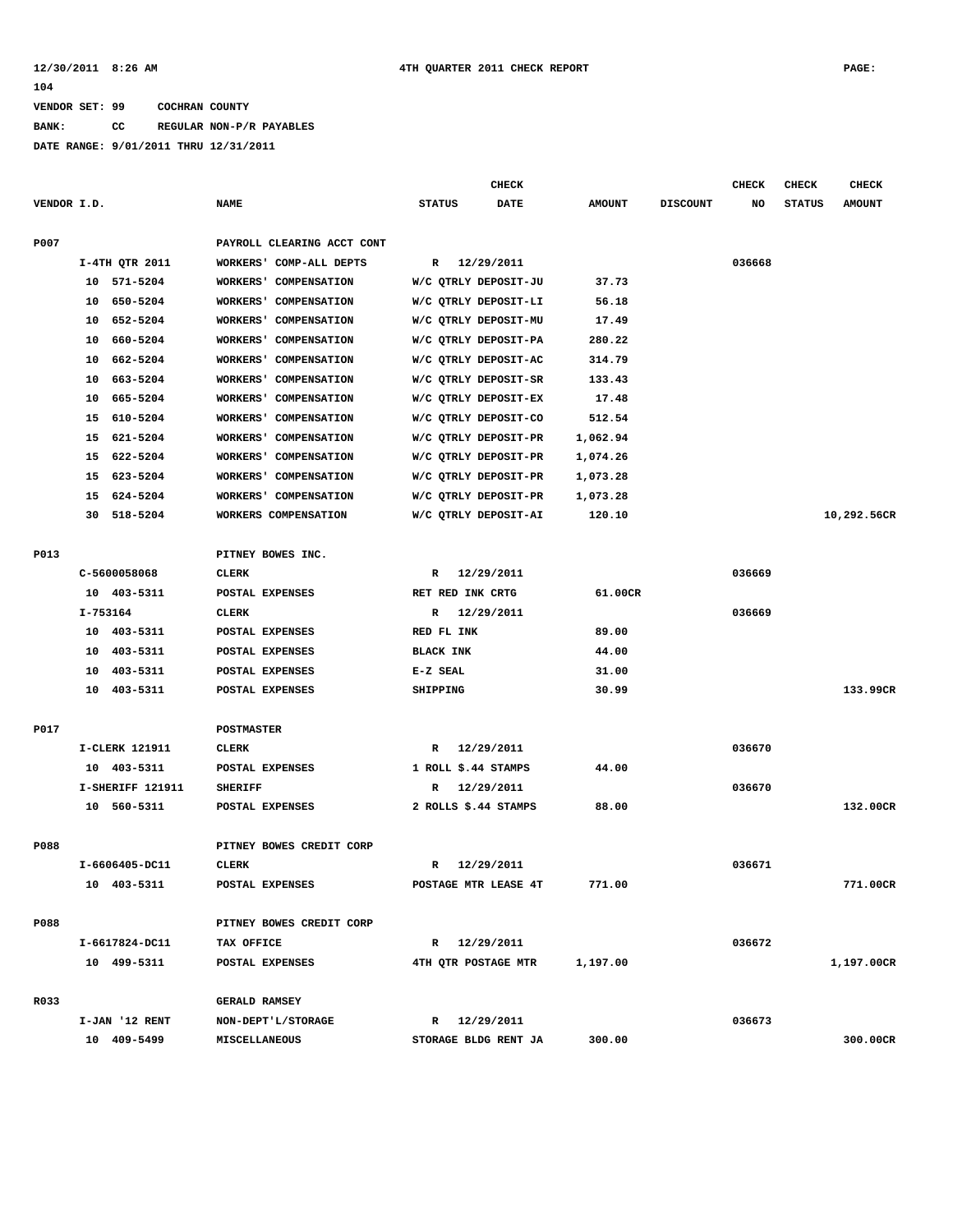12/30/2011 8:26 AM 4TH QUARTER 2011 CHECK REPORT PAGE: 104

VENDOR SET: 99 COCHRAN COUNTY

BANK: CC REGULAR NON-P/R PAYABLES

DATE RANGE: 9/01/2011 THRU 12/31/2011

| VENDOR I.D. | NAME | STATUS | CHECK DATE | AMOUNT | DISCOUNT | CHECK NO | CHECK STATUS | CHECK AMOUNT |
|---|---|---|---|---|---|---|---|---|
| P007 | PAYROLL CLEARING ACCT CONT | | | | | | | |
| I-4TH QTR 2011 | WORKERS' COMP-ALL DEPTS | R | 12/29/2011 | | | 036668 | | |
| 10 571-5204 | WORKERS' COMPENSATION | W/C QTRLY DEPOSIT-JU | | 37.73 | | | | |
| 10 650-5204 | WORKERS' COMPENSATION | W/C QTRLY DEPOSIT-LI | | 56.18 | | | | |
| 10 652-5204 | WORKERS' COMPENSATION | W/C QTRLY DEPOSIT-MU | | 17.49 | | | | |
| 10 660-5204 | WORKERS' COMPENSATION | W/C QTRLY DEPOSIT-PA | | 280.22 | | | | |
| 10 662-5204 | WORKERS' COMPENSATION | W/C QTRLY DEPOSIT-AC | | 314.79 | | | | |
| 10 663-5204 | WORKERS' COMPENSATION | W/C QTRLY DEPOSIT-SR | | 133.43 | | | | |
| 10 665-5204 | WORKERS' COMPENSATION | W/C QTRLY DEPOSIT-EX | | 17.48 | | | | |
| 15 610-5204 | WORKERS' COMPENSATION | W/C QTRLY DEPOSIT-CO | | 512.54 | | | | |
| 15 621-5204 | WORKERS' COMPENSATION | W/C QTRLY DEPOSIT-PR | | 1,062.94 | | | | |
| 15 622-5204 | WORKERS' COMPENSATION | W/C QTRLY DEPOSIT-PR | | 1,074.26 | | | | |
| 15 623-5204 | WORKERS' COMPENSATION | W/C QTRLY DEPOSIT-PR | | 1,073.28 | | | | |
| 15 624-5204 | WORKERS' COMPENSATION | W/C QTRLY DEPOSIT-PR | | 1,073.28 | | | | |
| 30 518-5204 | WORKERS COMPENSATION | W/C QTRLY DEPOSIT-AI | | 120.10 | | | | 10,292.56CR |
| P013 | PITNEY BOWES INC. | | | | | | | |
| C-5600058068 | CLERK | R | 12/29/2011 | | | 036669 | | |
| 10 403-5311 | POSTAL EXPENSES | RET RED INK CRTG | | 61.00CR | | | | |
| I-753164 | CLERK | R | 12/29/2011 | | | 036669 | | |
| 10 403-5311 | POSTAL EXPENSES | RED FL INK | | 89.00 | | | | |
| 10 403-5311 | POSTAL EXPENSES | BLACK INK | | 44.00 | | | | |
| 10 403-5311 | POSTAL EXPENSES | E-Z SEAL | | 31.00 | | | | |
| 10 403-5311 | POSTAL EXPENSES | SHIPPING | | 30.99 | | | | 133.99CR |
| P017 | POSTMASTER | | | | | | | |
| I-CLERK 121911 | CLERK | R | 12/29/2011 | | | 036670 | | |
| 10 403-5311 | POSTAL EXPENSES | 1 ROLL $.44 STAMPS | | 44.00 | | | | |
| I-SHERIFF 121911 | SHERIFF | R | 12/29/2011 | | | 036670 | | |
| 10 560-5311 | POSTAL EXPENSES | 2 ROLLS $.44 STAMPS | | 88.00 | | | | 132.00CR |
| P088 | PITNEY BOWES CREDIT CORP | | | | | | | |
| I-6606405-DC11 | CLERK | R | 12/29/2011 | | | 036671 | | |
| 10 403-5311 | POSTAL EXPENSES | POSTAGE MTR LEASE 4T | | 771.00 | | | | 771.00CR |
| P088 | PITNEY BOWES CREDIT CORP | | | | | | | |
| I-6617824-DC11 | TAX OFFICE | R | 12/29/2011 | | | 036672 | | |
| 10 499-5311 | POSTAL EXPENSES | 4TH QTR POSTAGE MTR | | 1,197.00 | | | | 1,197.00CR |
| R033 | GERALD RAMSEY | | | | | | | |
| I-JAN '12 RENT | NON-DEPT'L/STORAGE | R | 12/29/2011 | | | 036673 | | |
| 10 409-5499 | MISCELLANEOUS | STORAGE BLDG RENT JA | | 300.00 | | | | 300.00CR |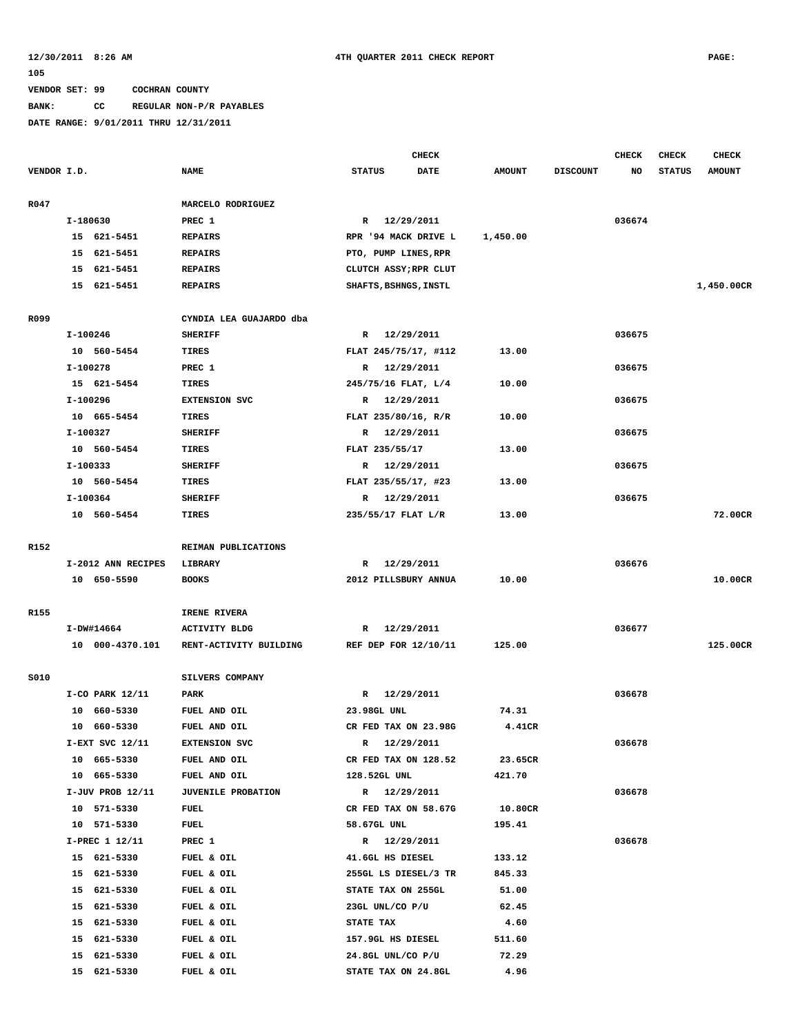VENDOR SET: 99 COCHRAN COUNTY
BANK: CC REGULAR NON-P/R PAYABLES
DATE RANGE: 9/01/2011 THRU 12/31/2011

| VENDOR I.D. | NAME | STATUS | CHECK DATE | AMOUNT | DISCOUNT | CHECK NO | CHECK STATUS | CHECK AMOUNT |
|---|---|---|---|---|---|---|---|---|
| R047 | MARCELO RODRIGUEZ | | | | | | | |
| I-180630 | PREC 1 | R | 12/29/2011 | | | 036674 | | |
| 15 621-5451 | REPAIRS | RPR '94 MACK DRIVE L | | 1,450.00 | | | | |
| 15 621-5451 | REPAIRS | PTO, PUMP LINES,RPR | | | | | | |
| 15 621-5451 | REPAIRS | CLUTCH ASSY;RPR CLUT | | | | | | |
| 15 621-5451 | REPAIRS | SHAFTS,BSHNGS,INSTL | | | | | | 1,450.00CR |
| R099 | CYNDIA LEA GUAJARDO dba | | | | | | | |
| I-100246 | SHERIFF | R | 12/29/2011 | | | 036675 | | |
| 10 560-5454 | TIRES | FLAT 245/75/17, #112 | | 13.00 | | | | |
| I-100278 | PREC 1 | R | 12/29/2011 | | | 036675 | | |
| 15 621-5454 | TIRES | 245/75/16 FLAT, L/4 | | 10.00 | | | | |
| I-100296 | EXTENSION SVC | R | 12/29/2011 | | | 036675 | | |
| 10 665-5454 | TIRES | FLAT 235/80/16, R/R | | 10.00 | | | | |
| I-100327 | SHERIFF | R | 12/29/2011 | | | 036675 | | |
| 10 560-5454 | TIRES | FLAT 235/55/17 | | 13.00 | | | | |
| I-100333 | SHERIFF | R | 12/29/2011 | | | 036675 | | |
| 10 560-5454 | TIRES | FLAT 235/55/17, #23 | | 13.00 | | | | |
| I-100364 | SHERIFF | R | 12/29/2011 | | | 036675 | | |
| 10 560-5454 | TIRES | 235/55/17 FLAT L/R | | 13.00 | | | | 72.00CR |
| R152 | REIMAN PUBLICATIONS | | | | | | | |
| I-2012 ANN RECIPES | LIBRARY | R | 12/29/2011 | | | 036676 | | |
| 10 650-5590 | BOOKS | 2012 PILLSBURY ANNUA | | 10.00 | | | | 10.00CR |
| R155 | IRENE RIVERA | | | | | | | |
| I-DW#14664 | ACTIVITY BLDG | R | 12/29/2011 | | | 036677 | | |
| 10 000-4370.101 | RENT-ACTIVITY BUILDING | REF DEP FOR 12/10/11 | | 125.00 | | | | 125.00CR |
| S010 | SILVERS COMPANY | | | | | | | |
| I-CO PARK 12/11 | PARK | R | 12/29/2011 | | | 036678 | | |
| 10 660-5330 | FUEL AND OIL | 23.98GL UNL | | 74.31 | | | | |
| 10 660-5330 | FUEL AND OIL | CR FED TAX ON 23.98G | | 4.41CR | | | | |
| I-EXT SVC 12/11 | EXTENSION SVC | R | 12/29/2011 | | | 036678 | | |
| 10 665-5330 | FUEL AND OIL | CR FED TAX ON 128.52 | | 23.65CR | | | | |
| 10 665-5330 | FUEL AND OIL | 128.52GL UNL | | 421.70 | | | | |
| I-JUV PROB 12/11 | JUVENILE PROBATION | R | 12/29/2011 | | | 036678 | | |
| 10 571-5330 | FUEL | CR FED TAX ON 58.67G | | 10.80CR | | | | |
| 10 571-5330 | FUEL | 58.67GL UNL | | 195.41 | | | | |
| I-PREC 1 12/11 | PREC 1 | R | 12/29/2011 | | | 036678 | | |
| 15 621-5330 | FUEL & OIL | 41.6GL HS DIESEL | | 133.12 | | | | |
| 15 621-5330 | FUEL & OIL | 255GL LS DIESEL/3 TR | | 845.33 | | | | |
| 15 621-5330 | FUEL & OIL | STATE TAX ON 255GL | | 51.00 | | | | |
| 15 621-5330 | FUEL & OIL | 23GL UNL/CO P/U | | 62.45 | | | | |
| 15 621-5330 | FUEL & OIL | STATE TAX | | 4.60 | | | | |
| 15 621-5330 | FUEL & OIL | 157.9GL HS DIESEL | | 511.60 | | | | |
| 15 621-5330 | FUEL & OIL | 24.8GL UNL/CO P/U | | 72.29 | | | | |
| 15 621-5330 | FUEL & OIL | STATE TAX ON 24.8GL | | 4.96 | | | | |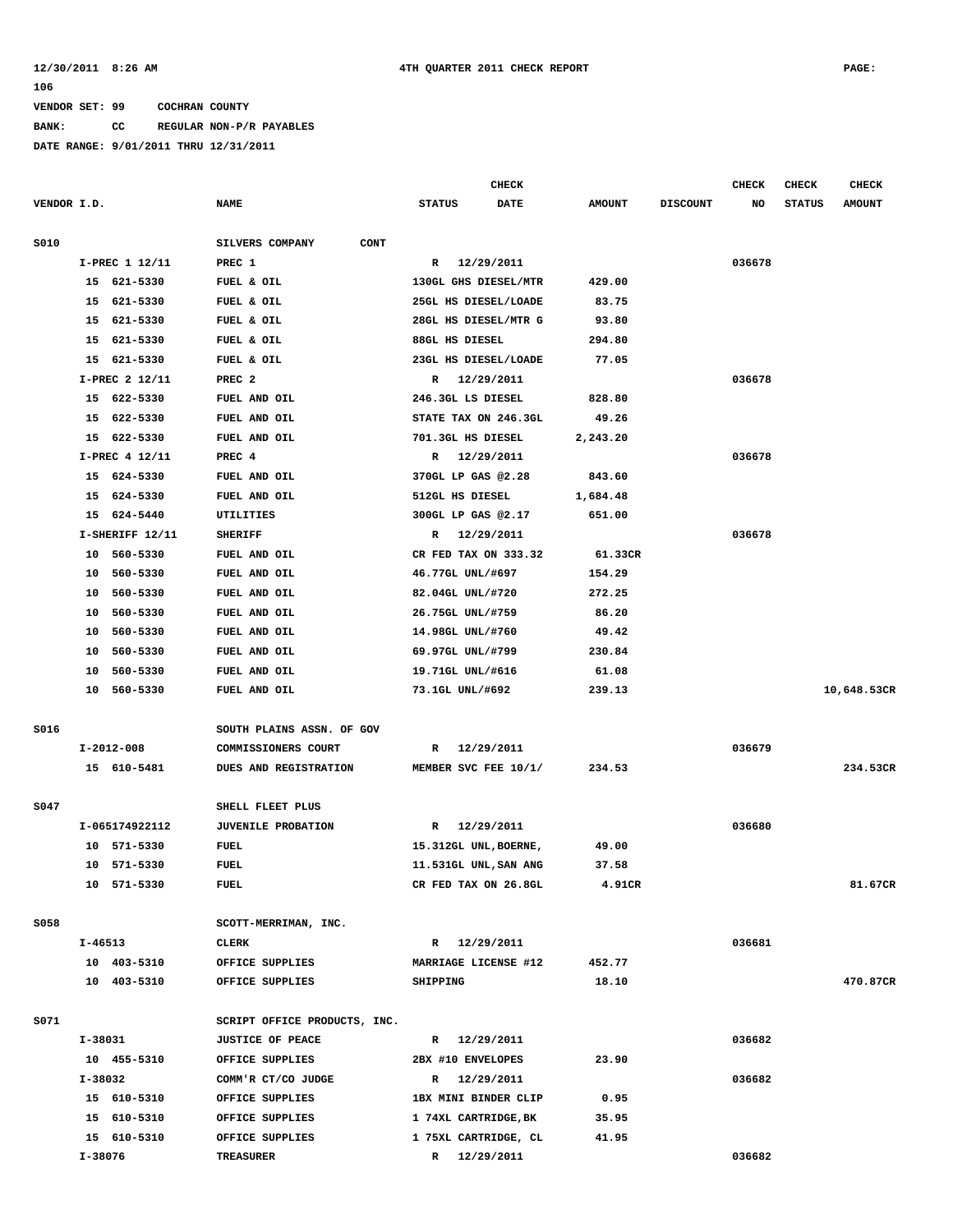12/30/2011 8:26 AM 4TH QUARTER 2011 CHECK REPORT PAGE: 106

VENDOR SET: 99 COCHRAN COUNTY

BANK: CC REGULAR NON-P/R PAYABLES

DATE RANGE: 9/01/2011 THRU 12/31/2011

| VENDOR I.D. | NAME | STATUS | CHECK DATE | AMOUNT | DISCOUNT | CHECK NO | CHECK STATUS | CHECK AMOUNT |
|---|---|---|---|---|---|---|---|---|
| S010 | SILVERS COMPANY CONT | | | | | | | |
| I-PREC 1 12/11 | PREC 1 | R | 12/29/2011 | | | 036678 | | |
| 15 621-5330 | FUEL & OIL | 130GL GHS DIESEL/MTR | | 429.00 | | | | |
| 15 621-5330 | FUEL & OIL | 25GL HS DIESEL/LOADE | | 83.75 | | | | |
| 15 621-5330 | FUEL & OIL | 28GL HS DIESEL/MTR G | | 93.80 | | | | |
| 15 621-5330 | FUEL & OIL | 88GL HS DIESEL | | 294.80 | | | | |
| 15 621-5330 | FUEL & OIL | 23GL HS DIESEL/LOADE | | 77.05 | | | | |
| I-PREC 2 12/11 | PREC 2 | R | 12/29/2011 | | | 036678 | | |
| 15 622-5330 | FUEL AND OIL | 246.3GL LS DIESEL | | 828.80 | | | | |
| 15 622-5330 | FUEL AND OIL | STATE TAX ON 246.3GL | | 49.26 | | | | |
| 15 622-5330 | FUEL AND OIL | 701.3GL HS DIESEL | | 2,243.20 | | | | |
| I-PREC 4 12/11 | PREC 4 | R | 12/29/2011 | | | 036678 | | |
| 15 624-5330 | FUEL AND OIL | 370GL LP GAS @2.28 | | 843.60 | | | | |
| 15 624-5330 | FUEL AND OIL | 512GL HS DIESEL | | 1,684.48 | | | | |
| 15 624-5440 | UTILITIES | 300GL LP GAS @2.17 | | 651.00 | | | | |
| I-SHERIFF 12/11 | SHERIFF | R | 12/29/2011 | | | 036678 | | |
| 10 560-5330 | FUEL AND OIL | CR FED TAX ON 333.32 | | 61.33CR | | | | |
| 10 560-5330 | FUEL AND OIL | 46.77GL UNL/#697 | | 154.29 | | | | |
| 10 560-5330 | FUEL AND OIL | 82.04GL UNL/#720 | | 272.25 | | | | |
| 10 560-5330 | FUEL AND OIL | 26.75GL UNL/#759 | | 86.20 | | | | |
| 10 560-5330 | FUEL AND OIL | 14.98GL UNL/#760 | | 49.42 | | | | |
| 10 560-5330 | FUEL AND OIL | 69.97GL UNL/#799 | | 230.84 | | | | |
| 10 560-5330 | FUEL AND OIL | 19.71GL UNL/#616 | | 61.08 | | | | |
| 10 560-5330 | FUEL AND OIL | 73.1GL UNL/#692 | | 239.13 | | | | 10,648.53CR |
| S016 | SOUTH PLAINS ASSN. OF GOV | | | | | | | |
| I-2012-008 | COMMISSIONERS COURT | R | 12/29/2011 | | | 036679 | | |
| 15 610-5481 | DUES AND REGISTRATION | MEMBER SVC FEE 10/1/ | | 234.53 | | | | 234.53CR |
| S047 | SHELL FLEET PLUS | | | | | | | |
| I-065174922112 | JUVENILE PROBATION | R | 12/29/2011 | | | 036680 | | |
| 10 571-5330 | FUEL | 15.312GL UNL,BOERNE, | | 49.00 | | | | |
| 10 571-5330 | FUEL | 11.531GL UNL,SAN ANG | | 37.58 | | | | |
| 10 571-5330 | FUEL | CR FED TAX ON 26.8GL | | 4.91CR | | | | 81.67CR |
| S058 | SCOTT-MERRIMAN, INC. | | | | | | | |
| I-46513 | CLERK | R | 12/29/2011 | | | 036681 | | |
| 10 403-5310 | OFFICE SUPPLIES | MARRIAGE LICENSE #12 | | 452.77 | | | | |
| 10 403-5310 | OFFICE SUPPLIES | SHIPPING | | 18.10 | | | | 470.87CR |
| S071 | SCRIPT OFFICE PRODUCTS, INC. | | | | | | | |
| I-38031 | JUSTICE OF PEACE | R | 12/29/2011 | | | 036682 | | |
| 10 455-5310 | OFFICE SUPPLIES | 2BX #10 ENVELOPES | | 23.90 | | | | |
| I-38032 | COMM'R CT/CO JUDGE | R | 12/29/2011 | | | 036682 | | |
| 15 610-5310 | OFFICE SUPPLIES | 1BX MINI BINDER CLIP | | 0.95 | | | | |
| 15 610-5310 | OFFICE SUPPLIES | 1 74XL CARTRIDGE,BK | | 35.95 | | | | |
| 15 610-5310 | OFFICE SUPPLIES | 1 75XL CARTRIDGE, CL | | 41.95 | | | | |
| I-38076 | TREASURER | R | 12/29/2011 | | | 036682 | | |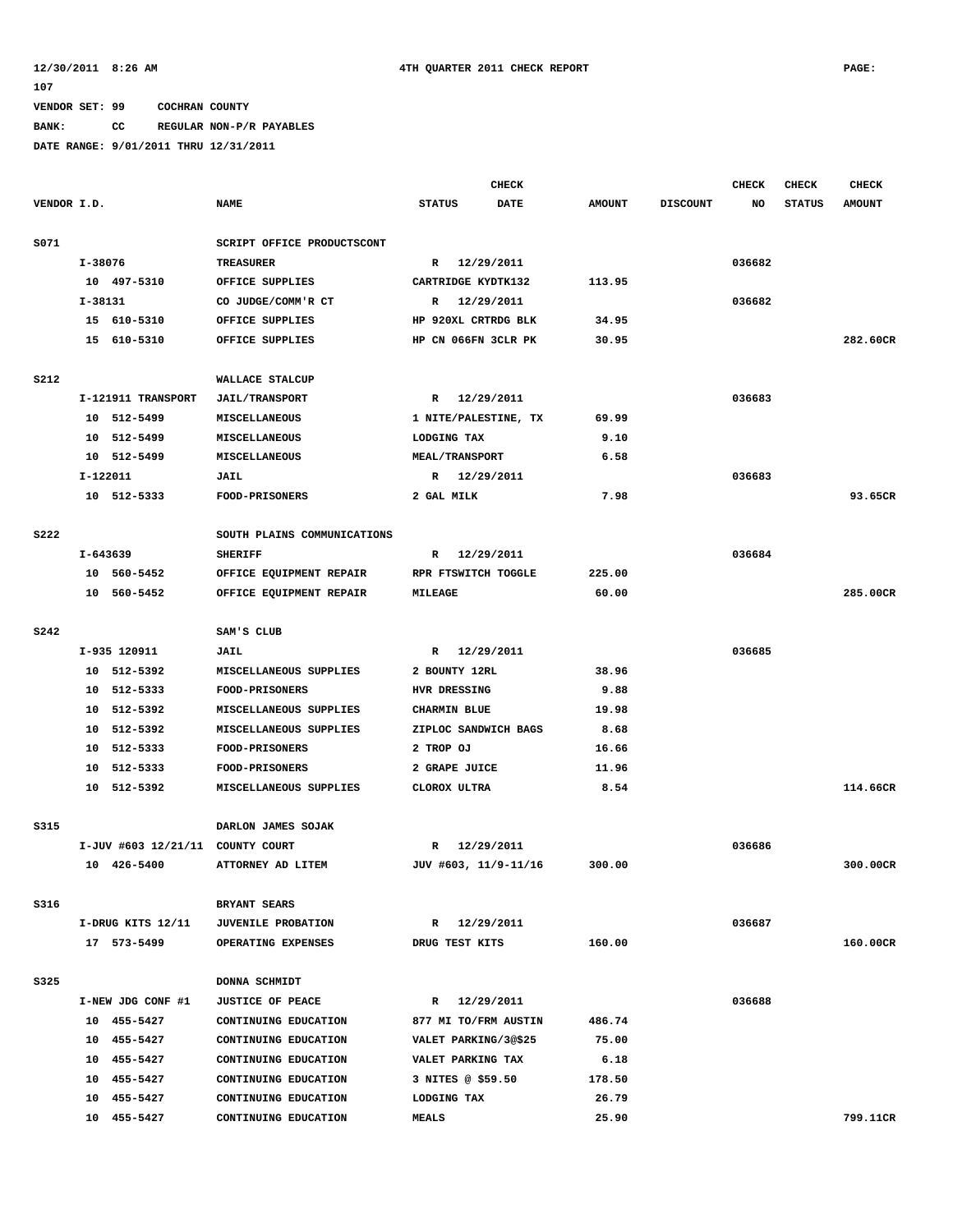12/30/2011 8:26 AM 4TH QUARTER 2011 CHECK REPORT PAGE: 107

VENDOR SET: 99 COCHRAN COUNTY

BANK: CC REGULAR NON-P/R PAYABLES

DATE RANGE: 9/01/2011 THRU 12/31/2011

| VENDOR I.D. | NAME | STATUS | CHECK DATE | AMOUNT | DISCOUNT | CHECK NO | CHECK STATUS | CHECK AMOUNT |
|---|---|---|---|---|---|---|---|---|
| S071 | SCRIPT OFFICE PRODUCTSCONT | | | | | | | |
| I-38076 | TREASURER | R | 12/29/2011 | | | 036682 | | |
| 10 497-5310 | OFFICE SUPPLIES | CARTRIDGE KYDTK132 | | 113.95 | | | | |
| I-38131 | CO JUDGE/COMM'R CT | R | 12/29/2011 | | | 036682 | | |
| 15 610-5310 | OFFICE SUPPLIES | HP 920XL CRTRDG BLK | | 34.95 | | | | |
| 15 610-5310 | OFFICE SUPPLIES | HP CN 066FN 3CLR PK | | 30.95 | | | | 282.60CR |
| S212 | WALLACE STALCUP | | | | | | | |
| I-121911 TRANSPORT | JAIL/TRANSPORT | R | 12/29/2011 | | | 036683 | | |
| 10 512-5499 | MISCELLANEOUS | 1 NITE/PALESTINE, TX | | 69.99 | | | | |
| 10 512-5499 | MISCELLANEOUS | LODGING TAX | | 9.10 | | | | |
| 10 512-5499 | MISCELLANEOUS | MEAL/TRANSPORT | | 6.58 | | | | |
| I-122011 | JAIL | R | 12/29/2011 | | | 036683 | | |
| 10 512-5333 | FOOD-PRISONERS | 2 GAL MILK | | 7.98 | | | | 93.65CR |
| S222 | SOUTH PLAINS COMMUNICATIONS | | | | | | | |
| I-643639 | SHERIFF | R | 12/29/2011 | | | 036684 | | |
| 10 560-5452 | OFFICE EQUIPMENT REPAIR | RPR FTSWITCH TOGGLE | | 225.00 | | | | |
| 10 560-5452 | OFFICE EQUIPMENT REPAIR | MILEAGE | | 60.00 | | | | 285.00CR |
| S242 | SAM'S CLUB | | | | | | | |
| I-935 120911 | JAIL | R | 12/29/2011 | | | 036685 | | |
| 10 512-5392 | MISCELLANEOUS SUPPLIES | 2 BOUNTY 12RL | | 38.96 | | | | |
| 10 512-5333 | FOOD-PRISONERS | HVR DRESSING | | 9.88 | | | | |
| 10 512-5392 | MISCELLANEOUS SUPPLIES | CHARMIN BLUE | | 19.98 | | | | |
| 10 512-5392 | MISCELLANEOUS SUPPLIES | ZIPLOC SANDWICH BAGS | | 8.68 | | | | |
| 10 512-5333 | FOOD-PRISONERS | 2 TROP OJ | | 16.66 | | | | |
| 10 512-5333 | FOOD-PRISONERS | 2 GRAPE JUICE | | 11.96 | | | | |
| 10 512-5392 | MISCELLANEOUS SUPPLIES | CLOROX ULTRA | | 8.54 | | | | 114.66CR |
| S315 | DARLON JAMES SOJAK | | | | | | | |
| I-JUV #603 12/21/11 | COUNTY COURT | R | 12/29/2011 | | | 036686 | | |
| 10 426-5400 | ATTORNEY AD LITEM | JUV #603, 11/9-11/16 | | 300.00 | | | | 300.00CR |
| S316 | BRYANT SEARS | | | | | | | |
| I-DRUG KITS 12/11 | JUVENILE PROBATION | R | 12/29/2011 | | | 036687 | | |
| 17 573-5499 | OPERATING EXPENSES | DRUG TEST KITS | | 160.00 | | | | 160.00CR |
| S325 | DONNA SCHMIDT | | | | | | | |
| I-NEW JDG CONF #1 | JUSTICE OF PEACE | R | 12/29/2011 | | | 036688 | | |
| 10 455-5427 | CONTINUING EDUCATION | 877 MI TO/FRM AUSTIN | | 486.74 | | | | |
| 10 455-5427 | CONTINUING EDUCATION | VALET PARKING/3@$25 | | 75.00 | | | | |
| 10 455-5427 | CONTINUING EDUCATION | VALET PARKING TAX | | 6.18 | | | | |
| 10 455-5427 | CONTINUING EDUCATION | 3 NITES @ $59.50 | | 178.50 | | | | |
| 10 455-5427 | CONTINUING EDUCATION | LODGING TAX | | 26.79 | | | | |
| 10 455-5427 | CONTINUING EDUCATION | MEALS | | 25.90 | | | | 799.11CR |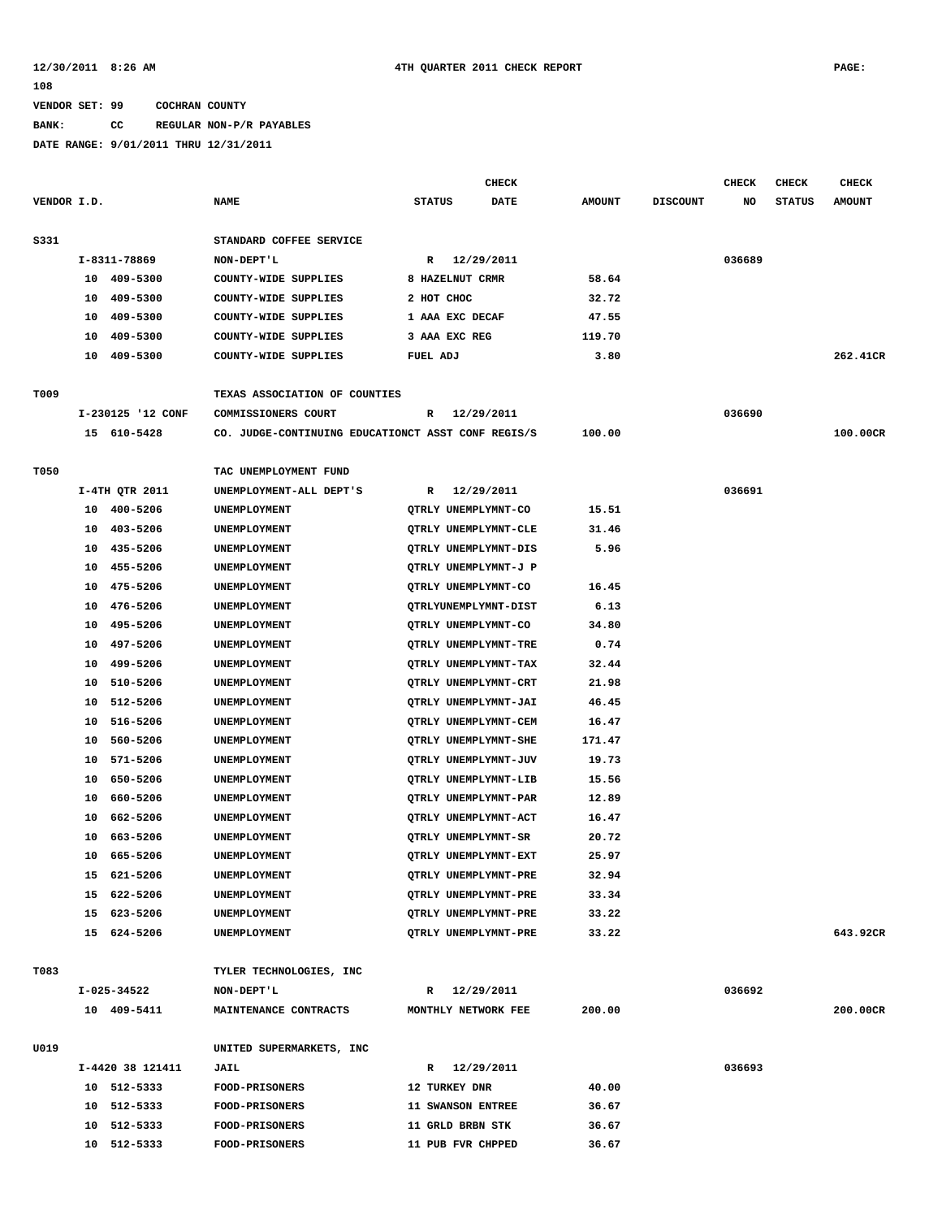12/30/2011 8:26 AM 4TH QUARTER 2011 CHECK REPORT PAGE: 108

VENDOR SET: 99 COCHRAN COUNTY

BANK: CC REGULAR NON-P/R PAYABLES

DATE RANGE: 9/01/2011 THRU 12/31/2011

| VENDOR I.D. | NAME | STATUS | CHECK DATE | AMOUNT | DISCOUNT | CHECK NO | CHECK STATUS | CHECK AMOUNT |
|---|---|---|---|---|---|---|---|---|
| S331 | STANDARD COFFEE SERVICE | | | | | | | |
| I-8311-78869 | NON-DEPT'L | R | 12/29/2011 | | | 036689 | | |
| 10 409-5300 | COUNTY-WIDE SUPPLIES | 8 HAZELNUT CRMR | | 58.64 | | | | |
| 10 409-5300 | COUNTY-WIDE SUPPLIES | 2 HOT CHOC | | 32.72 | | | | |
| 10 409-5300 | COUNTY-WIDE SUPPLIES | 1 AAA EXC DECAF | | 47.55 | | | | |
| 10 409-5300 | COUNTY-WIDE SUPPLIES | 3 AAA EXC REG | | 119.70 | | | | |
| 10 409-5300 | COUNTY-WIDE SUPPLIES | FUEL ADJ | | 3.80 | | | | 262.41CR |
| T009 | TEXAS ASSOCIATION OF COUNTIES | | | | | | | |
| I-230125 '12 CONF | COMMISSIONERS COURT | R | 12/29/2011 | | | 036690 | | |
| 15 610-5428 | CO. JUDGE-CONTINUING EDUCATION | CT ASST CONF REGIS/S | | 100.00 | | | | 100.00CR |
| T050 | TAC UNEMPLOYMENT FUND | | | | | | | |
| I-4TH QTR 2011 | UNEMPLOYMENT-ALL DEPT'S | R | 12/29/2011 | | | 036691 | | |
| 10 400-5206 | UNEMPLOYMENT | QTRLY UNEMPLYMNT-CO | | 15.51 | | | | |
| 10 403-5206 | UNEMPLOYMENT | QTRLY UNEMPLYMNT-CLE | | 31.46 | | | | |
| 10 435-5206 | UNEMPLOYMENT | QTRLY UNEMPLYMNT-DIS | | 5.96 | | | | |
| 10 455-5206 | UNEMPLOYMENT | QTRLY UNEMPLYMNT-J P | | | | | | |
| 10 475-5206 | UNEMPLOYMENT | QTRLY UNEMPLYMNT-CO | | 16.45 | | | | |
| 10 476-5206 | UNEMPLOYMENT | QTRLYUNEMPLYMNT-DIST | | 6.13 | | | | |
| 10 495-5206 | UNEMPLOYMENT | QTRLY UNEMPLYMNT-CO | | 34.80 | | | | |
| 10 497-5206 | UNEMPLOYMENT | QTRLY UNEMPLYMNT-TRE | | 0.74 | | | | |
| 10 499-5206 | UNEMPLOYMENT | QTRLY UNEMPLYMNT-TAX | | 32.44 | | | | |
| 10 510-5206 | UNEMPLOYMENT | QTRLY UNEMPLYMNT-CRT | | 21.98 | | | | |
| 10 512-5206 | UNEMPLOYMENT | QTRLY UNEMPLYMNT-JAI | | 46.45 | | | | |
| 10 516-5206 | UNEMPLOYMENT | QTRLY UNEMPLYMNT-CEM | | 16.47 | | | | |
| 10 560-5206 | UNEMPLOYMENT | QTRLY UNEMPLYMNT-SHE | | 171.47 | | | | |
| 10 571-5206 | UNEMPLOYMENT | QTRLY UNEMPLYMNT-JUV | | 19.73 | | | | |
| 10 650-5206 | UNEMPLOYMENT | QTRLY UNEMPLYMNT-LIB | | 15.56 | | | | |
| 10 660-5206 | UNEMPLOYMENT | QTRLY UNEMPLYMNT-PAR | | 12.89 | | | | |
| 10 662-5206 | UNEMPLOYMENT | QTRLY UNEMPLYMNT-ACT | | 16.47 | | | | |
| 10 663-5206 | UNEMPLOYMENT | QTRLY UNEMPLYMNT-SR | | 20.72 | | | | |
| 10 665-5206 | UNEMPLOYMENT | QTRLY UNEMPLYMNT-EXT | | 25.97 | | | | |
| 15 621-5206 | UNEMPLOYMENT | QTRLY UNEMPLYMNT-PRE | | 32.94 | | | | |
| 15 622-5206 | UNEMPLOYMENT | QTRLY UNEMPLYMNT-PRE | | 33.34 | | | | |
| 15 623-5206 | UNEMPLOYMENT | QTRLY UNEMPLYMNT-PRE | | 33.22 | | | | |
| 15 624-5206 | UNEMPLOYMENT | QTRLY UNEMPLYMNT-PRE | | 33.22 | | | | 643.92CR |
| T083 | TYLER TECHNOLOGIES, INC | | | | | | | |
| I-025-34522 | NON-DEPT'L | R | 12/29/2011 | | | 036692 | | |
| 10 409-5411 | MAINTENANCE CONTRACTS | MONTHLY NETWORK FEE | | 200.00 | | | | 200.00CR |
| U019 | UNITED SUPERMARKETS, INC | | | | | | | |
| I-4420 38 121411 | JAIL | R | 12/29/2011 | | | 036693 | | |
| 10 512-5333 | FOOD-PRISONERS | 12 TURKEY DNR | | 40.00 | | | | |
| 10 512-5333 | FOOD-PRISONERS | 11 SWANSON ENTREE | | 36.67 | | | | |
| 10 512-5333 | FOOD-PRISONERS | 11 GRLD BRBN STK | | 36.67 | | | | |
| 10 512-5333 | FOOD-PRISONERS | 11 PUB FVR CHPPED | | 36.67 | | | | |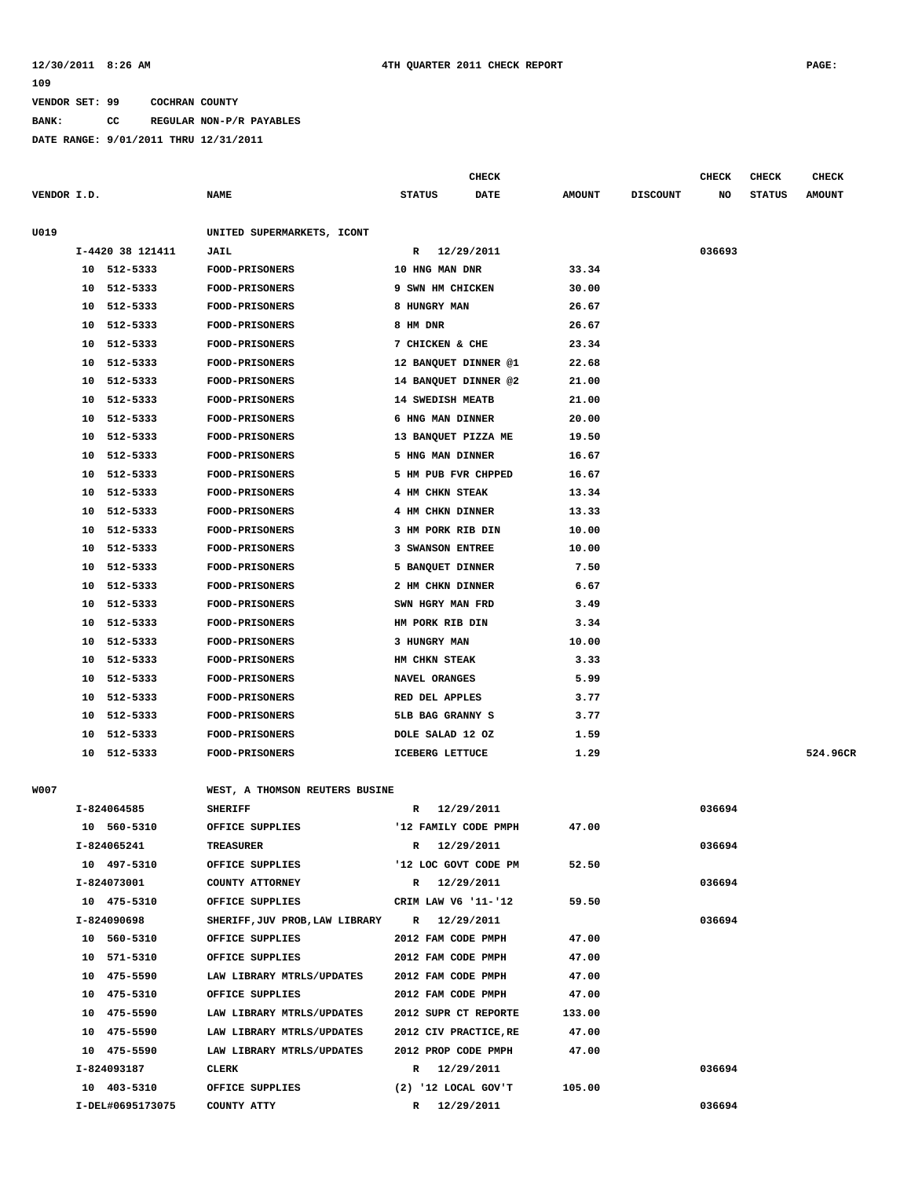**VENDOR SET: 99 COCHRAN COUNTY**

**BANK: CC REGULAR NON-P/R PAYABLES**

**DATE RANGE: 9/01/2011 THRU 12/31/2011**

| VENDOR I.D. | NAME | STATUS | CHECK DATE | AMOUNT | DISCOUNT | CHECK NO | CHECK STATUS | CHECK AMOUNT |
|---|---|---|---|---|---|---|---|---|
| U019 | UNITED SUPERMARKETS, ICONT | | | | | | | |
| I-4420 38 121411 | JAIL | R | 12/29/2011 | | | 036693 | | |
| 10 512-5333 | FOOD-PRISONERS | 10 HNG MAN DNR | | 33.34 | | | | |
| 10 512-5333 | FOOD-PRISONERS | 9 SWN HM CHICKEN | | 30.00 | | | | |
| 10 512-5333 | FOOD-PRISONERS | 8 HUNGRY MAN | | 26.67 | | | | |
| 10 512-5333 | FOOD-PRISONERS | 8 HM DNR | | 26.67 | | | | |
| 10 512-5333 | FOOD-PRISONERS | 7 CHICKEN & CHE | | 23.34 | | | | |
| 10 512-5333 | FOOD-PRISONERS | 12 BANQUET DINNER @1 | | 22.68 | | | | |
| 10 512-5333 | FOOD-PRISONERS | 14 BANQUET DINNER @2 | | 21.00 | | | | |
| 10 512-5333 | FOOD-PRISONERS | 14 SWEDISH MEATB | | 21.00 | | | | |
| 10 512-5333 | FOOD-PRISONERS | 6 HNG MAN DINNER | | 20.00 | | | | |
| 10 512-5333 | FOOD-PRISONERS | 13 BANQUET PIZZA ME | | 19.50 | | | | |
| 10 512-5333 | FOOD-PRISONERS | 5 HNG MAN DINNER | | 16.67 | | | | |
| 10 512-5333 | FOOD-PRISONERS | 5 HM PUB FVR CHPPED | | 16.67 | | | | |
| 10 512-5333 | FOOD-PRISONERS | 4 HM CHKN STEAK | | 13.34 | | | | |
| 10 512-5333 | FOOD-PRISONERS | 4 HM CHKN DINNER | | 13.33 | | | | |
| 10 512-5333 | FOOD-PRISONERS | 3 HM PORK RIB DIN | | 10.00 | | | | |
| 10 512-5333 | FOOD-PRISONERS | 3 SWANSON ENTREE | | 10.00 | | | | |
| 10 512-5333 | FOOD-PRISONERS | 5 BANQUET DINNER | | 7.50 | | | | |
| 10 512-5333 | FOOD-PRISONERS | 2 HM CHKN DINNER | | 6.67 | | | | |
| 10 512-5333 | FOOD-PRISONERS | SWN HGRY MAN FRD | | 3.49 | | | | |
| 10 512-5333 | FOOD-PRISONERS | HM PORK RIB DIN | | 3.34 | | | | |
| 10 512-5333 | FOOD-PRISONERS | 3 HUNGRY MAN | | 10.00 | | | | |
| 10 512-5333 | FOOD-PRISONERS | HM CHKN STEAK | | 3.33 | | | | |
| 10 512-5333 | FOOD-PRISONERS | NAVEL ORANGES | | 5.99 | | | | |
| 10 512-5333 | FOOD-PRISONERS | RED DEL APPLES | | 3.77 | | | | |
| 10 512-5333 | FOOD-PRISONERS | 5LB BAG GRANNY S | | 3.77 | | | | |
| 10 512-5333 | FOOD-PRISONERS | DOLE SALAD 12 OZ | | 1.59 | | | | |
| 10 512-5333 | FOOD-PRISONERS | ICEBERG LETTUCE | | 1.29 | | | | 524.96CR |
| W007 | WEST, A THOMSON REUTERS BUSINE | | | | | | | |
| I-824064585 | SHERIFF | R | 12/29/2011 | | | 036694 | | |
| 10 560-5310 | OFFICE SUPPLIES | '12 FAMILY CODE PMPH | | 47.00 | | | | |
| I-824065241 | TREASURER | R | 12/29/2011 | | | 036694 | | |
| 10 497-5310 | OFFICE SUPPLIES | '12 LOC GOVT CODE PM | | 52.50 | | | | |
| I-824073001 | COUNTY ATTORNEY | R | 12/29/2011 | | | 036694 | | |
| 10 475-5310 | OFFICE SUPPLIES | CRIM LAW V6 '11-'12 | | 59.50 | | | | |
| I-824090698 | SHERIFF,JUV PROB,LAW LIBRARY | R | 12/29/2011 | | | 036694 | | |
| 10 560-5310 | OFFICE SUPPLIES | 2012 FAM CODE PMPH | | 47.00 | | | | |
| 10 571-5310 | OFFICE SUPPLIES | 2012 FAM CODE PMPH | | 47.00 | | | | |
| 10 475-5590 | LAW LIBRARY MTRLS/UPDATES | 2012 FAM CODE PMPH | | 47.00 | | | | |
| 10 475-5310 | OFFICE SUPPLIES | 2012 FAM CODE PMPH | | 47.00 | | | | |
| 10 475-5590 | LAW LIBRARY MTRLS/UPDATES | 2012 SUPR CT REPORTE | | 133.00 | | | | |
| 10 475-5590 | LAW LIBRARY MTRLS/UPDATES | 2012 CIV PRACTICE,RE | | 47.00 | | | | |
| 10 475-5590 | LAW LIBRARY MTRLS/UPDATES | 2012 PROP CODE PMPH | | 47.00 | | | | |
| I-824093187 | CLERK | R | 12/29/2011 | | | 036694 | | |
| 10 403-5310 | OFFICE SUPPLIES | (2) '12 LOCAL GOV'T | | 105.00 | | | | |
| I-DEL#0695173075 | COUNTY ATTY | R | 12/29/2011 | | | 036694 | | |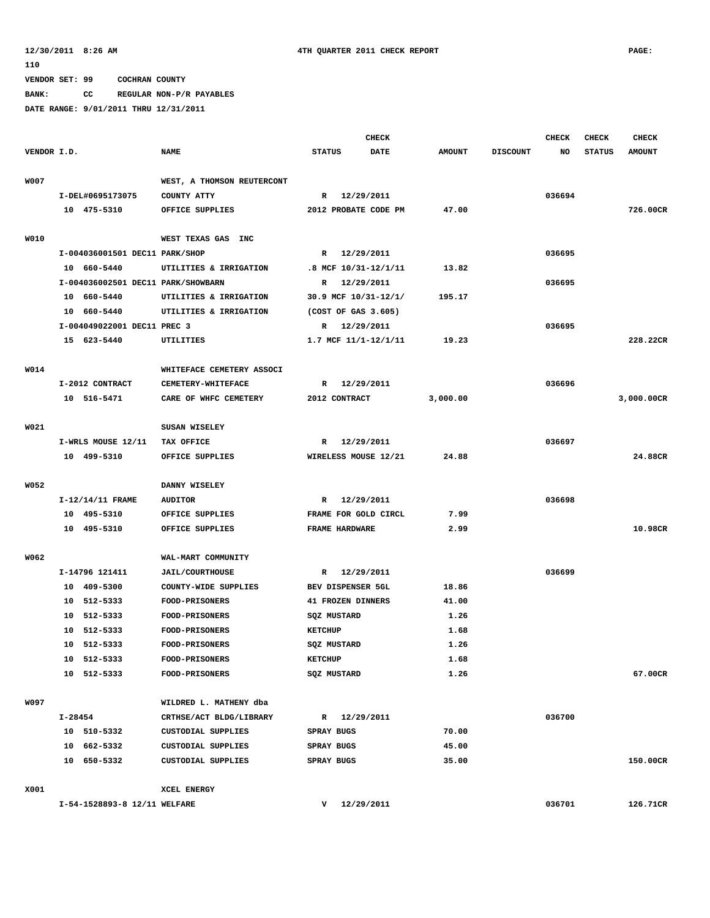12/30/2011 8:26 AM 4TH QUARTER 2011 CHECK REPORT PAGE: 110

VENDOR SET: 99 COCHRAN COUNTY

BANK: CC REGULAR NON-P/R PAYABLES

DATE RANGE: 9/01/2011 THRU 12/31/2011

| VENDOR I.D. | NAME | STATUS | CHECK DATE | AMOUNT | DISCOUNT | CHECK NO | CHECK STATUS | CHECK AMOUNT |
|---|---|---|---|---|---|---|---|---|
| W007 | WEST, A THOMSON REUTERCONT | | | | | | | |
| I-DEL#0695173075 | COUNTY ATTY | R | 12/29/2011 | | | 036694 | | |
| 10 475-5310 | OFFICE SUPPLIES | 2012 PROBATE CODE PM | | 47.00 | | | | 726.00CR |
| W010 | WEST TEXAS GAS INC | | | | | | | |
| I-004036001501 DEC11 PARK/SHOP | | R | 12/29/2011 | | | 036695 | | |
| 10 660-5440 | UTILITIES & IRRIGATION | .8 MCF 10/31-12/1/11 | | 13.82 | | | | |
| I-004036002501 DEC11 PARK/SHOWBARN | | R | 12/29/2011 | | | 036695 | | |
| 10 660-5440 | UTILITIES & IRRIGATION | 30.9 MCF 10/31-12/1/ | | 195.17 | | | | |
| 10 660-5440 | UTILITIES & IRRIGATION | (COST OF GAS 3.605) | | | | | | |
| I-004049022001 DEC11 PREC 3 | | R | 12/29/2011 | | | 036695 | | |
| 15 623-5440 | UTILITIES | 1.7 MCF 11/1-12/1/11 | | 19.23 | | | | 228.22CR |
| W014 | WHITEFACE CEMETERY ASSOCI | | | | | | | |
| I-2012 CONTRACT | CEMETERY-WHITEFACE | R | 12/29/2011 | | | 036696 | | |
| 10 516-5471 | CARE OF WHFC CEMETERY | 2012 CONTRACT | | 3,000.00 | | | | 3,000.00CR |
| W021 | SUSAN WISELEY | | | | | | | |
| I-WRLS MOUSE 12/11 | TAX OFFICE | R | 12/29/2011 | | | 036697 | | |
| 10 499-5310 | OFFICE SUPPLIES | WIRELESS MOUSE 12/21 | | 24.88 | | | | 24.88CR |
| W052 | DANNY WISELEY | | | | | | | |
| I-12/14/11 FRAME | AUDITOR | R | 12/29/2011 | | | 036698 | | |
| 10 495-5310 | OFFICE SUPPLIES | FRAME FOR GOLD CIRCL | | 7.99 | | | | |
| 10 495-5310 | OFFICE SUPPLIES | FRAME HARDWARE | | 2.99 | | | | 10.98CR |
| W062 | WAL-MART COMMUNITY | | | | | | | |
| I-14796 121411 | JAIL/COURTHOUSE | R | 12/29/2011 | | | 036699 | | |
| 10 409-5300 | COUNTY-WIDE SUPPLIES | BEV DISPENSER 5GL | | 18.86 | | | | |
| 10 512-5333 | FOOD-PRISONERS | 41 FROZEN DINNERS | | 41.00 | | | | |
| 10 512-5333 | FOOD-PRISONERS | SQZ MUSTARD | | 1.26 | | | | |
| 10 512-5333 | FOOD-PRISONERS | KETCHUP | | 1.68 | | | | |
| 10 512-5333 | FOOD-PRISONERS | SQZ MUSTARD | | 1.26 | | | | |
| 10 512-5333 | FOOD-PRISONERS | KETCHUP | | 1.68 | | | | |
| 10 512-5333 | FOOD-PRISONERS | SQZ MUSTARD | | 1.26 | | | | 67.00CR |
| W097 | WILDRED L. MATHENY dba | | | | | | | |
| I-28454 | CRTHSE/ACT BLDG/LIBRARY | R | 12/29/2011 | | | 036700 | | |
| 10 510-5332 | CUSTODIAL SUPPLIES | SPRAY BUGS | | 70.00 | | | | |
| 10 662-5332 | CUSTODIAL SUPPLIES | SPRAY BUGS | | 45.00 | | | | |
| 10 650-5332 | CUSTODIAL SUPPLIES | SPRAY BUGS | | 35.00 | | | | 150.00CR |
| X001 | XCEL ENERGY | | | | | | | |
| I-54-1528893-8 12/11 WELFARE | | V | 12/29/2011 | | | 036701 | | 126.71CR |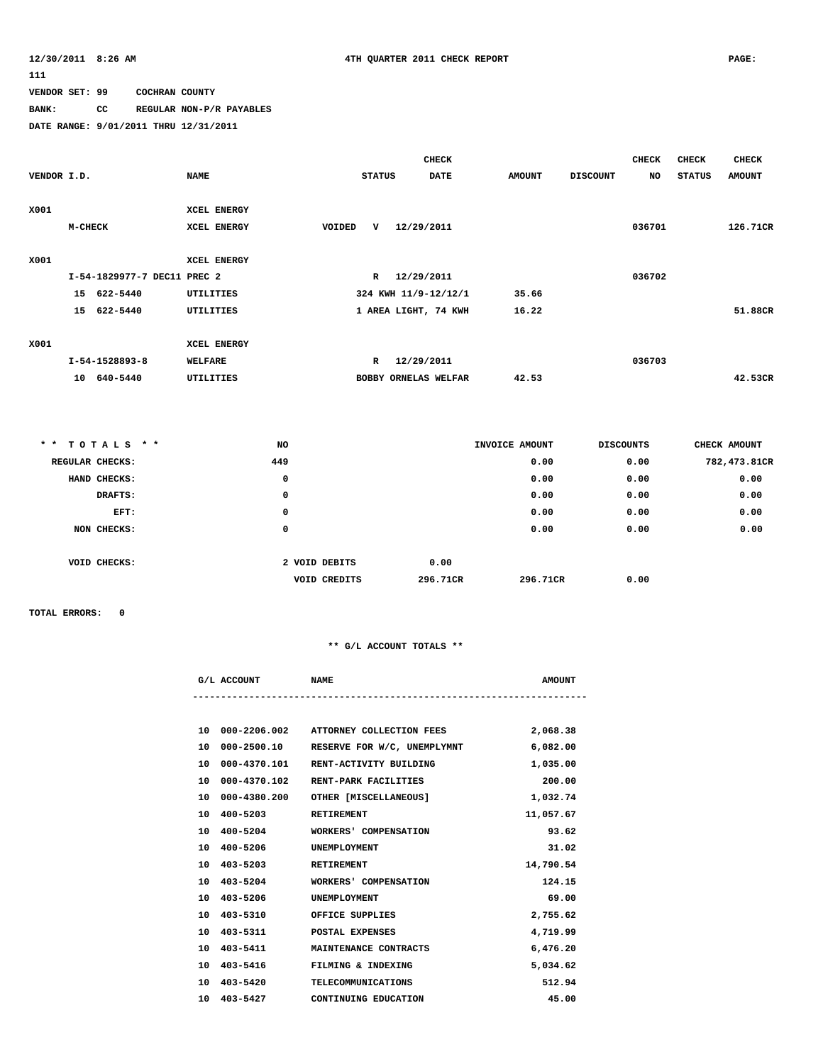12/30/2011 8:26 AM 4TH QUARTER 2011 CHECK REPORT PAGE: 111

VENDOR SET: 99 COCHRAN COUNTY

BANK: CC REGULAR NON-P/R PAYABLES

DATE RANGE: 9/01/2011 THRU 12/31/2011

| VENDOR I.D. | NAME | STATUS | CHECK DATE | AMOUNT | DISCOUNT | CHECK NO | CHECK STATUS | CHECK AMOUNT |
|---|---|---|---|---|---|---|---|---|
| X001 | XCEL ENERGY | | | | | | | |
| M-CHECK | XCEL ENERGY | VOIDED V | 12/29/2011 | | | 036701 | | 126.71CR |
| X001 | XCEL ENERGY | | | | | | | |
| I-54-1829977-7 DEC11 PREC 2 | | R | 12/29/2011 | | | 036702 | | |
| 15 622-5440 | UTILITIES | 324 KWH 11/9-12/12/1 | | 35.66 | | | | |
| 15 622-5440 | UTILITIES | 1 AREA LIGHT, 74 KWH | | 16.22 | | | | 51.88CR |
| X001 | XCEL ENERGY | | | | | | | |
| I-54-1528893-8 | WELFARE | R | 12/29/2011 | | | 036703 | | |
| 10 640-5440 | UTILITIES | BOBBY ORNELAS WELFAR | | 42.53 | | | | 42.53CR |

| * * T O T A L S * * | NO | | | INVOICE AMOUNT | DISCOUNTS | CHECK AMOUNT |
|---|---|---|---|---|---|---|
| REGULAR CHECKS: | 449 | | | 0.00 | 0.00 | 782,473.81CR |
| HAND CHECKS: | 0 | | | 0.00 | 0.00 | 0.00 |
| DRAFTS: | 0 | | | 0.00 | 0.00 | 0.00 |
| EFT: | 0 | | | 0.00 | 0.00 | 0.00 |
| NON CHECKS: | 0 | | | 0.00 | 0.00 | 0.00 |
| VOID CHECKS: | 2 | VOID DEBITS | 0.00 | | | |
| | | VOID CREDITS | 296.71CR | 296.71CR | 0.00 | |

TOTAL ERRORS: 0

** G/L ACCOUNT TOTALS **

| G/L ACCOUNT | | NAME | AMOUNT |
|---|---|---|---|
| 10 | 000-2206.002 | ATTORNEY COLLECTION FEES | 2,068.38 |
| 10 | 000-2500.10 | RESERVE FOR W/C, UNEMPLYMNT | 6,082.00 |
| 10 | 000-4370.101 | RENT-ACTIVITY BUILDING | 1,035.00 |
| 10 | 000-4370.102 | RENT-PARK FACILITIES | 200.00 |
| 10 | 000-4380.200 | OTHER [MISCELLANEOUS] | 1,032.74 |
| 10 | 400-5203 | RETIREMENT | 11,057.67 |
| 10 | 400-5204 | WORKERS' COMPENSATION | 93.62 |
| 10 | 400-5206 | UNEMPLOYMENT | 31.02 |
| 10 | 403-5203 | RETIREMENT | 14,790.54 |
| 10 | 403-5204 | WORKERS' COMPENSATION | 124.15 |
| 10 | 403-5206 | UNEMPLOYMENT | 69.00 |
| 10 | 403-5310 | OFFICE SUPPLIES | 2,755.62 |
| 10 | 403-5311 | POSTAL EXPENSES | 4,719.99 |
| 10 | 403-5411 | MAINTENANCE CONTRACTS | 6,476.20 |
| 10 | 403-5416 | FILMING & INDEXING | 5,034.62 |
| 10 | 403-5420 | TELECOMMUNICATIONS | 512.94 |
| 10 | 403-5427 | CONTINUING EDUCATION | 45.00 |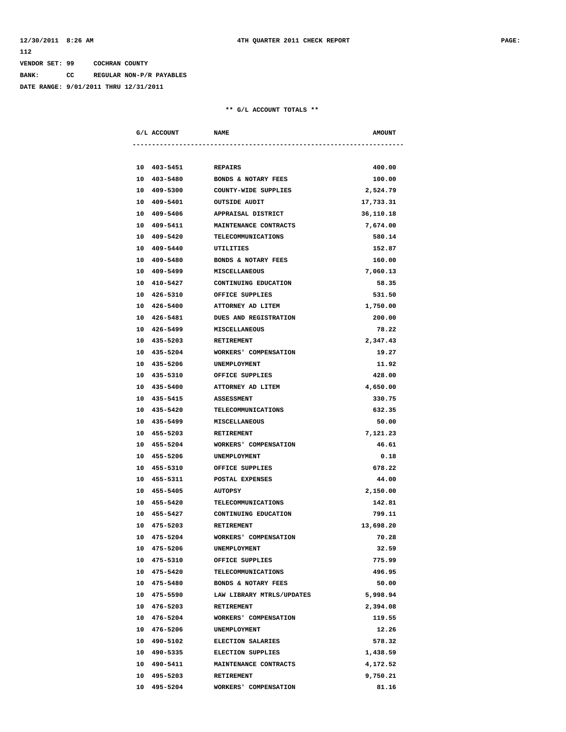VENDOR SET: 99 COCHRAN COUNTY

BANK: CC REGULAR NON-P/R PAYABLES

DATE RANGE: 9/01/2011 THRU 12/31/2011

** G/L ACCOUNT TOTALS **

| G/L ACCOUNT | NAME | AMOUNT |
|---|---|---:|
| 10 403-5451 | REPAIRS | 400.00 |
| 10 403-5480 | BONDS & NOTARY FEES | 100.00 |
| 10 409-5300 | COUNTY-WIDE SUPPLIES | 2,524.79 |
| 10 409-5401 | OUTSIDE AUDIT | 17,733.31 |
| 10 409-5406 | APPRAISAL DISTRICT | 36,110.18 |
| 10 409-5411 | MAINTENANCE CONTRACTS | 7,674.00 |
| 10 409-5420 | TELECOMMUNICATIONS | 580.14 |
| 10 409-5440 | UTILITIES | 152.87 |
| 10 409-5480 | BONDS & NOTARY FEES | 160.00 |
| 10 409-5499 | MISCELLANEOUS | 7,060.13 |
| 10 410-5427 | CONTINUING EDUCATION | 58.35 |
| 10 426-5310 | OFFICE SUPPLIES | 531.50 |
| 10 426-5400 | ATTORNEY AD LITEM | 1,750.00 |
| 10 426-5481 | DUES AND REGISTRATION | 200.00 |
| 10 426-5499 | MISCELLANEOUS | 78.22 |
| 10 435-5203 | RETIREMENT | 2,347.43 |
| 10 435-5204 | WORKERS' COMPENSATION | 19.27 |
| 10 435-5206 | UNEMPLOYMENT | 11.92 |
| 10 435-5310 | OFFICE SUPPLIES | 428.00 |
| 10 435-5400 | ATTORNEY AD LITEM | 4,650.00 |
| 10 435-5415 | ASSESSMENT | 330.75 |
| 10 435-5420 | TELECOMMUNICATIONS | 632.35 |
| 10 435-5499 | MISCELLANEOUS | 50.00 |
| 10 455-5203 | RETIREMENT | 7,121.23 |
| 10 455-5204 | WORKERS' COMPENSATION | 46.61 |
| 10 455-5206 | UNEMPLOYMENT | 0.18 |
| 10 455-5310 | OFFICE SUPPLIES | 678.22 |
| 10 455-5311 | POSTAL EXPENSES | 44.00 |
| 10 455-5405 | AUTOPSY | 2,150.00 |
| 10 455-5420 | TELECOMMUNICATIONS | 142.81 |
| 10 455-5427 | CONTINUING EDUCATION | 799.11 |
| 10 475-5203 | RETIREMENT | 13,698.20 |
| 10 475-5204 | WORKERS' COMPENSATION | 70.28 |
| 10 475-5206 | UNEMPLOYMENT | 32.59 |
| 10 475-5310 | OFFICE SUPPLIES | 775.99 |
| 10 475-5420 | TELECOMMUNICATIONS | 496.95 |
| 10 475-5480 | BONDS & NOTARY FEES | 50.00 |
| 10 475-5590 | LAW LIBRARY MTRLS/UPDATES | 5,998.94 |
| 10 476-5203 | RETIREMENT | 2,394.08 |
| 10 476-5204 | WORKERS' COMPENSATION | 119.55 |
| 10 476-5206 | UNEMPLOYMENT | 12.26 |
| 10 490-5102 | ELECTION SALARIES | 578.32 |
| 10 490-5335 | ELECTION SUPPLIES | 1,438.59 |
| 10 490-5411 | MAINTENANCE CONTRACTS | 4,172.52 |
| 10 495-5203 | RETIREMENT | 9,750.21 |
| 10 495-5204 | WORKERS' COMPENSATION | 81.16 |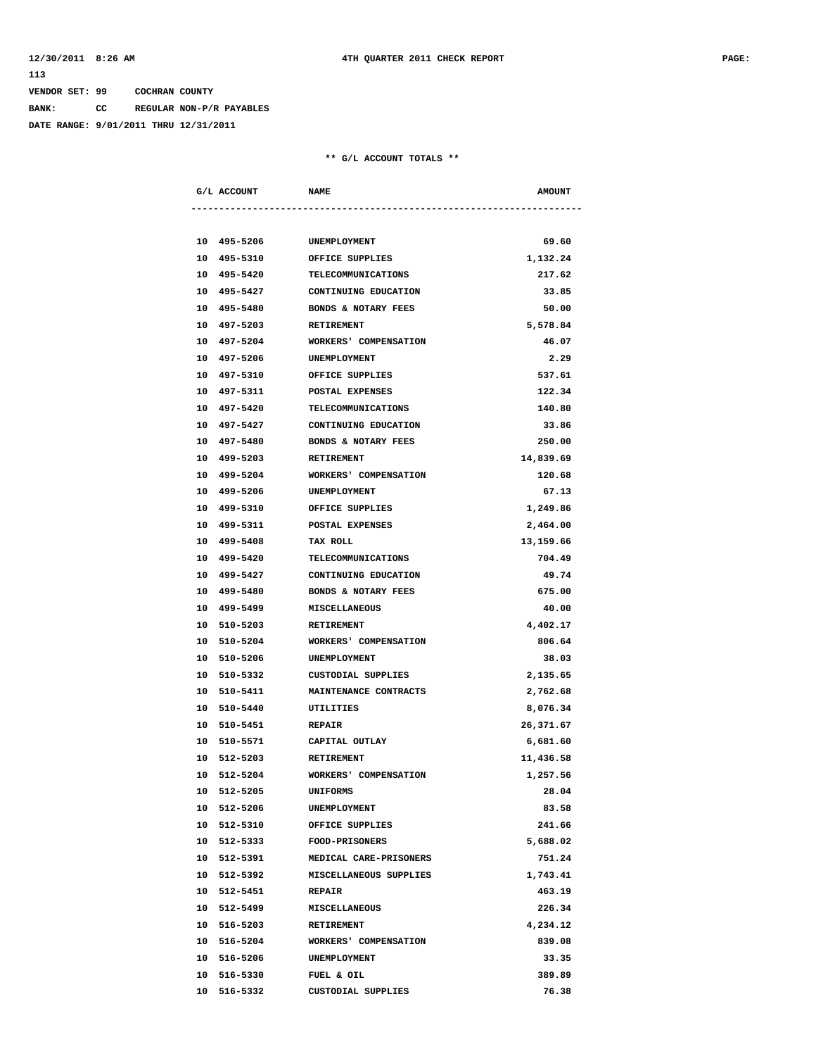VENDOR SET: 99 COCHRAN COUNTY

BANK: CC REGULAR NON-P/R PAYABLES

DATE RANGE: 9/01/2011 THRU 12/31/2011

** G/L ACCOUNT TOTALS **

| G/L ACCOUNT | NAME | AMOUNT |
|---|---|---|
| 10 495-5206 | UNEMPLOYMENT | 69.60 |
| 10 495-5310 | OFFICE SUPPLIES | 1,132.24 |
| 10 495-5420 | TELECOMMUNICATIONS | 217.62 |
| 10 495-5427 | CONTINUING EDUCATION | 33.85 |
| 10 495-5480 | BONDS & NOTARY FEES | 50.00 |
| 10 497-5203 | RETIREMENT | 5,578.84 |
| 10 497-5204 | WORKERS' COMPENSATION | 46.07 |
| 10 497-5206 | UNEMPLOYMENT | 2.29 |
| 10 497-5310 | OFFICE SUPPLIES | 537.61 |
| 10 497-5311 | POSTAL EXPENSES | 122.34 |
| 10 497-5420 | TELECOMMUNICATIONS | 140.80 |
| 10 497-5427 | CONTINUING EDUCATION | 33.86 |
| 10 497-5480 | BONDS & NOTARY FEES | 250.00 |
| 10 499-5203 | RETIREMENT | 14,839.69 |
| 10 499-5204 | WORKERS' COMPENSATION | 120.68 |
| 10 499-5206 | UNEMPLOYMENT | 67.13 |
| 10 499-5310 | OFFICE SUPPLIES | 1,249.86 |
| 10 499-5311 | POSTAL EXPENSES | 2,464.00 |
| 10 499-5408 | TAX ROLL | 13,159.66 |
| 10 499-5420 | TELECOMMUNICATIONS | 704.49 |
| 10 499-5427 | CONTINUING EDUCATION | 49.74 |
| 10 499-5480 | BONDS & NOTARY FEES | 675.00 |
| 10 499-5499 | MISCELLANEOUS | 40.00 |
| 10 510-5203 | RETIREMENT | 4,402.17 |
| 10 510-5204 | WORKERS' COMPENSATION | 806.64 |
| 10 510-5206 | UNEMPLOYMENT | 38.03 |
| 10 510-5332 | CUSTODIAL SUPPLIES | 2,135.65 |
| 10 510-5411 | MAINTENANCE CONTRACTS | 2,762.68 |
| 10 510-5440 | UTILITIES | 8,076.34 |
| 10 510-5451 | REPAIR | 26,371.67 |
| 10 510-5571 | CAPITAL OUTLAY | 6,681.60 |
| 10 512-5203 | RETIREMENT | 11,436.58 |
| 10 512-5204 | WORKERS' COMPENSATION | 1,257.56 |
| 10 512-5205 | UNIFORMS | 28.04 |
| 10 512-5206 | UNEMPLOYMENT | 83.58 |
| 10 512-5310 | OFFICE SUPPLIES | 241.66 |
| 10 512-5333 | FOOD-PRISONERS | 5,688.02 |
| 10 512-5391 | MEDICAL CARE-PRISONERS | 751.24 |
| 10 512-5392 | MISCELLANEOUS SUPPLIES | 1,743.41 |
| 10 512-5451 | REPAIR | 463.19 |
| 10 512-5499 | MISCELLANEOUS | 226.34 |
| 10 516-5203 | RETIREMENT | 4,234.12 |
| 10 516-5204 | WORKERS' COMPENSATION | 839.08 |
| 10 516-5206 | UNEMPLOYMENT | 33.35 |
| 10 516-5330 | FUEL & OIL | 389.89 |
| 10 516-5332 | CUSTODIAL SUPPLIES | 76.38 |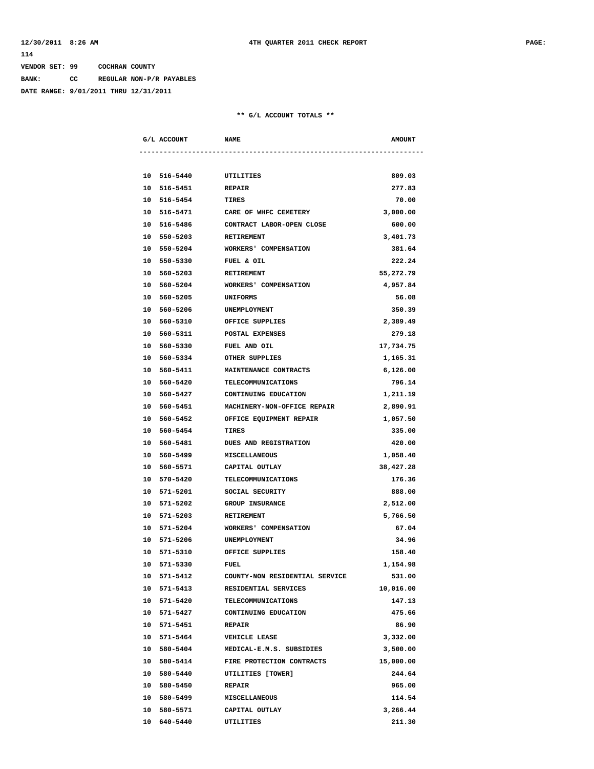VENDOR SET: 99 COCHRAN COUNTY
BANK: CC REGULAR NON-P/R PAYABLES
DATE RANGE: 9/01/2011 THRU 12/31/2011

** G/L ACCOUNT TOTALS **

| G/L ACCOUNT | NAME | AMOUNT |
|---|---|---|
| 10 516-5440 | UTILITIES | 809.03 |
| 10 516-5451 | REPAIR | 277.83 |
| 10 516-5454 | TIRES | 70.00 |
| 10 516-5471 | CARE OF WHFC CEMETERY | 3,000.00 |
| 10 516-5486 | CONTRACT LABOR-OPEN CLOSE | 600.00 |
| 10 550-5203 | RETIREMENT | 3,401.73 |
| 10 550-5204 | WORKERS' COMPENSATION | 381.64 |
| 10 550-5330 | FUEL & OIL | 222.24 |
| 10 560-5203 | RETIREMENT | 55,272.79 |
| 10 560-5204 | WORKERS' COMPENSATION | 4,957.84 |
| 10 560-5205 | UNIFORMS | 56.08 |
| 10 560-5206 | UNEMPLOYMENT | 350.39 |
| 10 560-5310 | OFFICE SUPPLIES | 2,389.49 |
| 10 560-5311 | POSTAL EXPENSES | 279.18 |
| 10 560-5330 | FUEL AND OIL | 17,734.75 |
| 10 560-5334 | OTHER SUPPLIES | 1,165.31 |
| 10 560-5411 | MAINTENANCE CONTRACTS | 6,126.00 |
| 10 560-5420 | TELECOMMUNICATIONS | 796.14 |
| 10 560-5427 | CONTINUING EDUCATION | 1,211.19 |
| 10 560-5451 | MACHINERY-NON-OFFICE REPAIR | 2,890.91 |
| 10 560-5452 | OFFICE EQUIPMENT REPAIR | 1,057.50 |
| 10 560-5454 | TIRES | 335.00 |
| 10 560-5481 | DUES AND REGISTRATION | 420.00 |
| 10 560-5499 | MISCELLANEOUS | 1,058.40 |
| 10 560-5571 | CAPITAL OUTLAY | 38,427.28 |
| 10 570-5420 | TELECOMMUNICATIONS | 176.36 |
| 10 571-5201 | SOCIAL SECURITY | 888.00 |
| 10 571-5202 | GROUP INSURANCE | 2,512.00 |
| 10 571-5203 | RETIREMENT | 5,766.50 |
| 10 571-5204 | WORKERS' COMPENSATION | 67.04 |
| 10 571-5206 | UNEMPLOYMENT | 34.96 |
| 10 571-5310 | OFFICE SUPPLIES | 158.40 |
| 10 571-5330 | FUEL | 1,154.98 |
| 10 571-5412 | COUNTY-NON RESIDENTIAL SERVICE | 531.00 |
| 10 571-5413 | RESIDENTIAL SERVICES | 10,016.00 |
| 10 571-5420 | TELECOMMUNICATIONS | 147.13 |
| 10 571-5427 | CONTINUING EDUCATION | 475.66 |
| 10 571-5451 | REPAIR | 86.90 |
| 10 571-5464 | VEHICLE LEASE | 3,332.00 |
| 10 580-5404 | MEDICAL-E.M.S. SUBSIDIES | 3,500.00 |
| 10 580-5414 | FIRE PROTECTION CONTRACTS | 15,000.00 |
| 10 580-5440 | UTILITIES [TOWER] | 244.64 |
| 10 580-5450 | REPAIR | 965.00 |
| 10 580-5499 | MISCELLANEOUS | 114.54 |
| 10 580-5571 | CAPITAL OUTLAY | 3,266.44 |
| 10 640-5440 | UTILITIES | 211.30 |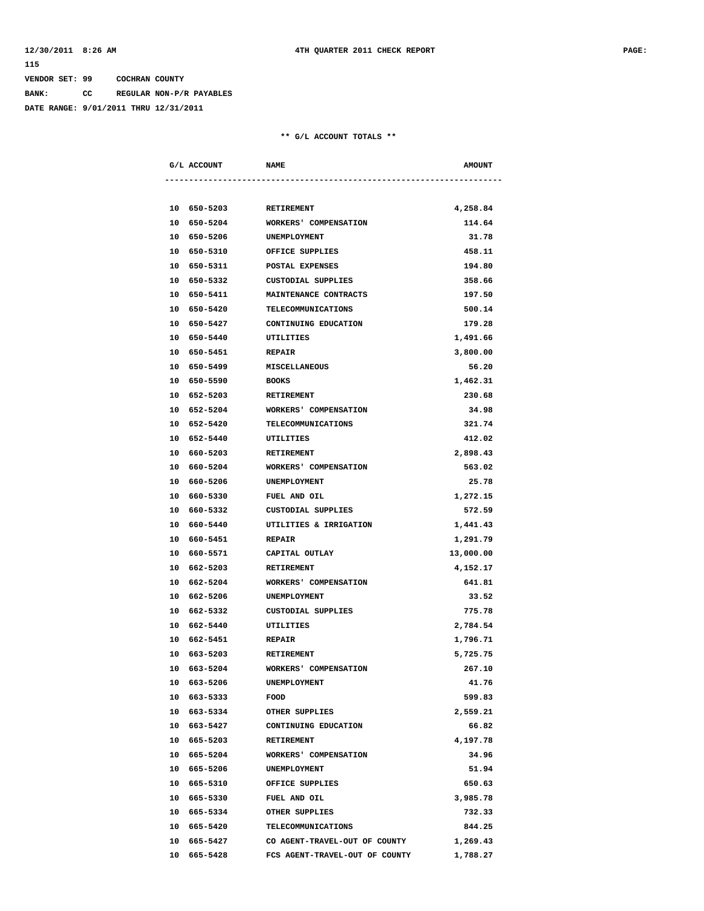VENDOR SET: 99 COCHRAN COUNTY

BANK: CC REGULAR NON-P/R PAYABLES

DATE RANGE: 9/01/2011 THRU 12/31/2011

** G/L ACCOUNT TOTALS **

| G/L ACCOUNT | NAME | AMOUNT |
|---|---|---|
| 10 650-5203 | RETIREMENT | 4,258.84 |
| 10 650-5204 | WORKERS' COMPENSATION | 114.64 |
| 10 650-5206 | UNEMPLOYMENT | 31.78 |
| 10 650-5310 | OFFICE SUPPLIES | 458.11 |
| 10 650-5311 | POSTAL EXPENSES | 194.80 |
| 10 650-5332 | CUSTODIAL SUPPLIES | 358.66 |
| 10 650-5411 | MAINTENANCE CONTRACTS | 197.50 |
| 10 650-5420 | TELECOMMUNICATIONS | 500.14 |
| 10 650-5427 | CONTINUING EDUCATION | 179.28 |
| 10 650-5440 | UTILITIES | 1,491.66 |
| 10 650-5451 | REPAIR | 3,800.00 |
| 10 650-5499 | MISCELLANEOUS | 56.20 |
| 10 650-5590 | BOOKS | 1,462.31 |
| 10 652-5203 | RETIREMENT | 230.68 |
| 10 652-5204 | WORKERS' COMPENSATION | 34.98 |
| 10 652-5420 | TELECOMMUNICATIONS | 321.74 |
| 10 652-5440 | UTILITIES | 412.02 |
| 10 660-5203 | RETIREMENT | 2,898.43 |
| 10 660-5204 | WORKERS' COMPENSATION | 563.02 |
| 10 660-5206 | UNEMPLOYMENT | 25.78 |
| 10 660-5330 | FUEL AND OIL | 1,272.15 |
| 10 660-5332 | CUSTODIAL SUPPLIES | 572.59 |
| 10 660-5440 | UTILITIES & IRRIGATION | 1,441.43 |
| 10 660-5451 | REPAIR | 1,291.79 |
| 10 660-5571 | CAPITAL OUTLAY | 13,000.00 |
| 10 662-5203 | RETIREMENT | 4,152.17 |
| 10 662-5204 | WORKERS' COMPENSATION | 641.81 |
| 10 662-5206 | UNEMPLOYMENT | 33.52 |
| 10 662-5332 | CUSTODIAL SUPPLIES | 775.78 |
| 10 662-5440 | UTILITIES | 2,784.54 |
| 10 662-5451 | REPAIR | 1,796.71 |
| 10 663-5203 | RETIREMENT | 5,725.75 |
| 10 663-5204 | WORKERS' COMPENSATION | 267.10 |
| 10 663-5206 | UNEMPLOYMENT | 41.76 |
| 10 663-5333 | FOOD | 599.83 |
| 10 663-5334 | OTHER SUPPLIES | 2,559.21 |
| 10 663-5427 | CONTINUING EDUCATION | 66.82 |
| 10 665-5203 | RETIREMENT | 4,197.78 |
| 10 665-5204 | WORKERS' COMPENSATION | 34.96 |
| 10 665-5206 | UNEMPLOYMENT | 51.94 |
| 10 665-5310 | OFFICE SUPPLIES | 650.63 |
| 10 665-5330 | FUEL AND OIL | 3,985.78 |
| 10 665-5334 | OTHER SUPPLIES | 732.33 |
| 10 665-5420 | TELECOMMUNICATIONS | 844.25 |
| 10 665-5427 | CO AGENT-TRAVEL-OUT OF COUNTY | 1,269.43 |
| 10 665-5428 | FCS AGENT-TRAVEL-OUT OF COUNTY | 1,788.27 |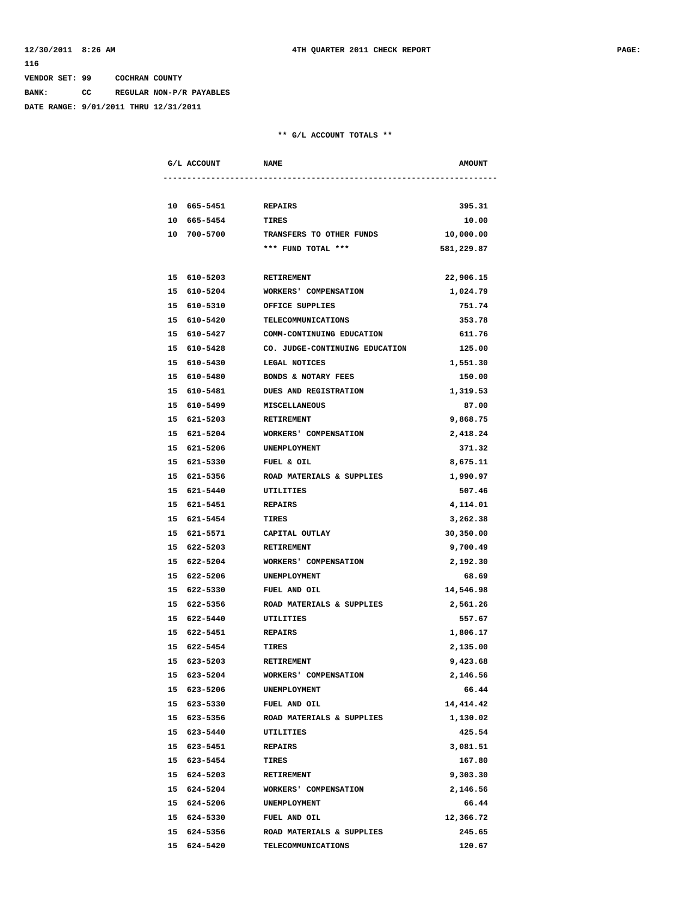VENDOR SET: 99 COCHRAN COUNTY

BANK: CC REGULAR NON-P/R PAYABLES

DATE RANGE: 9/01/2011 THRU 12/31/2011

** G/L ACCOUNT TOTALS **

| G/L ACCOUNT | NAME | AMOUNT |
|---|---|---|
| 10 665-5451 | REPAIRS | 395.31 |
| 10 665-5454 | TIRES | 10.00 |
| 10 700-5700 | TRANSFERS TO OTHER FUNDS | 10,000.00 |
| | *** FUND TOTAL *** | 581,229.87 |
| 15 610-5203 | RETIREMENT | 22,906.15 |
| 15 610-5204 | WORKERS' COMPENSATION | 1,024.79 |
| 15 610-5310 | OFFICE SUPPLIES | 751.74 |
| 15 610-5420 | TELECOMMUNICATIONS | 353.78 |
| 15 610-5427 | COMM-CONTINUING EDUCATION | 611.76 |
| 15 610-5428 | CO. JUDGE-CONTINUING EDUCATION | 125.00 |
| 15 610-5430 | LEGAL NOTICES | 1,551.30 |
| 15 610-5480 | BONDS & NOTARY FEES | 150.00 |
| 15 610-5481 | DUES AND REGISTRATION | 1,319.53 |
| 15 610-5499 | MISCELLANEOUS | 87.00 |
| 15 621-5203 | RETIREMENT | 9,868.75 |
| 15 621-5204 | WORKERS' COMPENSATION | 2,418.24 |
| 15 621-5206 | UNEMPLOYMENT | 371.32 |
| 15 621-5330 | FUEL & OIL | 8,675.11 |
| 15 621-5356 | ROAD MATERIALS & SUPPLIES | 1,990.97 |
| 15 621-5440 | UTILITIES | 507.46 |
| 15 621-5451 | REPAIRS | 4,114.01 |
| 15 621-5454 | TIRES | 3,262.38 |
| 15 621-5571 | CAPITAL OUTLAY | 30,350.00 |
| 15 622-5203 | RETIREMENT | 9,700.49 |
| 15 622-5204 | WORKERS' COMPENSATION | 2,192.30 |
| 15 622-5206 | UNEMPLOYMENT | 68.69 |
| 15 622-5330 | FUEL AND OIL | 14,546.98 |
| 15 622-5356 | ROAD MATERIALS & SUPPLIES | 2,561.26 |
| 15 622-5440 | UTILITIES | 557.67 |
| 15 622-5451 | REPAIRS | 1,806.17 |
| 15 622-5454 | TIRES | 2,135.00 |
| 15 623-5203 | RETIREMENT | 9,423.68 |
| 15 623-5204 | WORKERS' COMPENSATION | 2,146.56 |
| 15 623-5206 | UNEMPLOYMENT | 66.44 |
| 15 623-5330 | FUEL AND OIL | 14,414.42 |
| 15 623-5356 | ROAD MATERIALS & SUPPLIES | 1,130.02 |
| 15 623-5440 | UTILITIES | 425.54 |
| 15 623-5451 | REPAIRS | 3,081.51 |
| 15 623-5454 | TIRES | 167.80 |
| 15 624-5203 | RETIREMENT | 9,303.30 |
| 15 624-5204 | WORKERS' COMPENSATION | 2,146.56 |
| 15 624-5206 | UNEMPLOYMENT | 66.44 |
| 15 624-5330 | FUEL AND OIL | 12,366.72 |
| 15 624-5356 | ROAD MATERIALS & SUPPLIES | 245.65 |
| 15 624-5420 | TELECOMMUNICATIONS | 120.67 |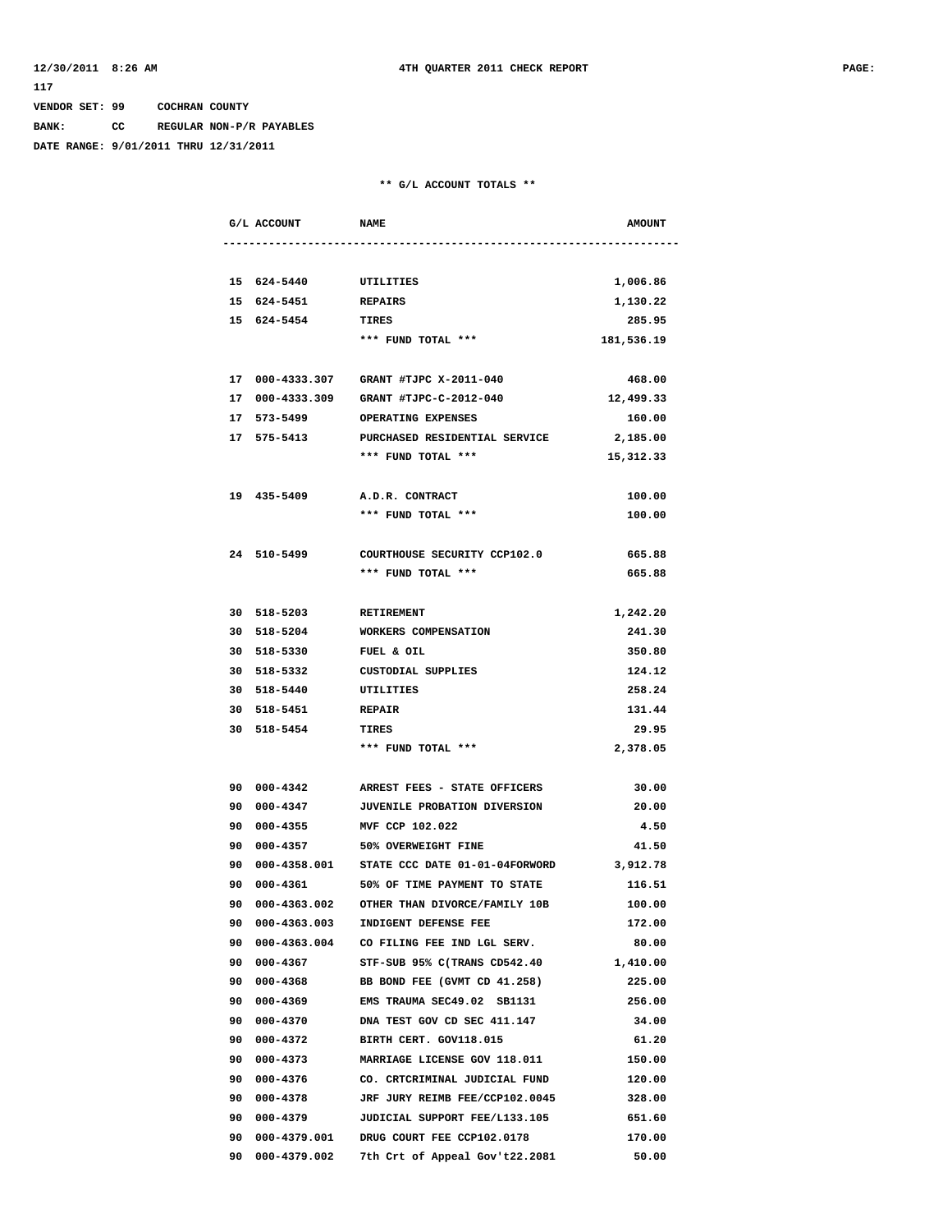VENDOR SET: 99 COCHRAN COUNTY

BANK: CC REGULAR NON-P/R PAYABLES

DATE RANGE: 9/01/2011 THRU 12/31/2011

** G/L ACCOUNT TOTALS **

| G/L ACCOUNT | NAME | AMOUNT |
|---|---|---|
| 15 624-5440 | UTILITIES | 1,006.86 |
| 15 624-5451 | REPAIRS | 1,130.22 |
| 15 624-5454 | TIRES | 285.95 |
| | *** FUND TOTAL *** | 181,536.19 |
| 17 000-4333.307 | GRANT #TJPC X-2011-040 | 468.00 |
| 17 000-4333.309 | GRANT #TJPC-C-2012-040 | 12,499.33 |
| 17 573-5499 | OPERATING EXPENSES | 160.00 |
| 17 575-5413 | PURCHASED RESIDENTIAL SERVICE | 2,185.00 |
| | *** FUND TOTAL *** | 15,312.33 |
| 19 435-5409 | A.D.R. CONTRACT | 100.00 |
| | *** FUND TOTAL *** | 100.00 |
| 24 510-5499 | COURTHOUSE SECURITY CCP102.0 | 665.88 |
| | *** FUND TOTAL *** | 665.88 |
| 30 518-5203 | RETIREMENT | 1,242.20 |
| 30 518-5204 | WORKERS COMPENSATION | 241.30 |
| 30 518-5330 | FUEL & OIL | 350.80 |
| 30 518-5332 | CUSTODIAL SUPPLIES | 124.12 |
| 30 518-5440 | UTILITIES | 258.24 |
| 30 518-5451 | REPAIR | 131.44 |
| 30 518-5454 | TIRES | 29.95 |
| | *** FUND TOTAL *** | 2,378.05 |
| 90 000-4342 | ARREST FEES - STATE OFFICERS | 30.00 |
| 90 000-4347 | JUVENILE PROBATION DIVERSION | 20.00 |
| 90 000-4355 | MVF CCP 102.022 | 4.50 |
| 90 000-4357 | 50% OVERWEIGHT FINE | 41.50 |
| 90 000-4358.001 | STATE CCC DATE 01-01-04FORWORD | 3,912.78 |
| 90 000-4361 | 50% OF TIME PAYMENT TO STATE | 116.51 |
| 90 000-4363.002 | OTHER THAN DIVORCE/FAMILY 10B | 100.00 |
| 90 000-4363.003 | INDIGENT DEFENSE FEE | 172.00 |
| 90 000-4363.004 | CO FILING FEE IND LGL SERV. | 80.00 |
| 90 000-4367 | STF-SUB 95% C(TRANS CD542.40 | 1,410.00 |
| 90 000-4368 | BB BOND FEE (GVMT CD 41.258) | 225.00 |
| 90 000-4369 | EMS TRAUMA SEC49.02 SB1131 | 256.00 |
| 90 000-4370 | DNA TEST GOV CD SEC 411.147 | 34.00 |
| 90 000-4372 | BIRTH CERT. GOV118.015 | 61.20 |
| 90 000-4373 | MARRIAGE LICENSE GOV 118.011 | 150.00 |
| 90 000-4376 | CO. CRTCRIMINAL JUDICIAL FUND | 120.00 |
| 90 000-4378 | JRF JURY REIMB FEE/CCP102.0045 | 328.00 |
| 90 000-4379 | JUDICIAL SUPPORT FEE/L133.105 | 651.60 |
| 90 000-4379.001 | DRUG COURT FEE CCP102.0178 | 170.00 |
| 90 000-4379.002 | 7th Crt of Appeal Gov't22.2081 | 50.00 |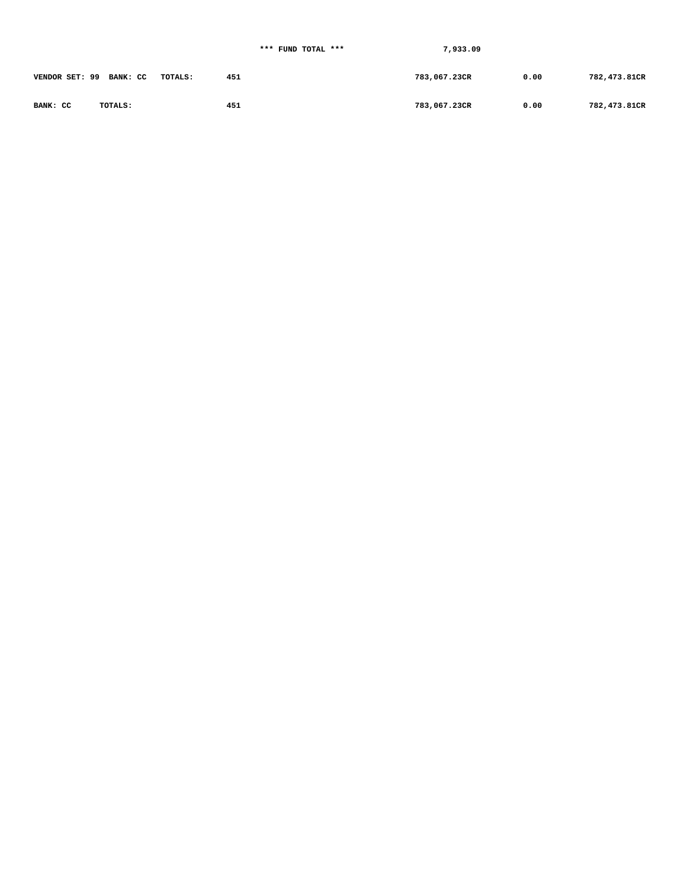*** FUND TOTAL *** 7,933.09

| | | | | |
|---|---|---|---|---|
| VENDOR SET: 99 BANK: CC TOTALS: | 451 | 783,067.23CR | 0.00 | 782,473.81CR |
| BANK: CC TOTALS: | 451 | 783,067.23CR | 0.00 | 782,473.81CR |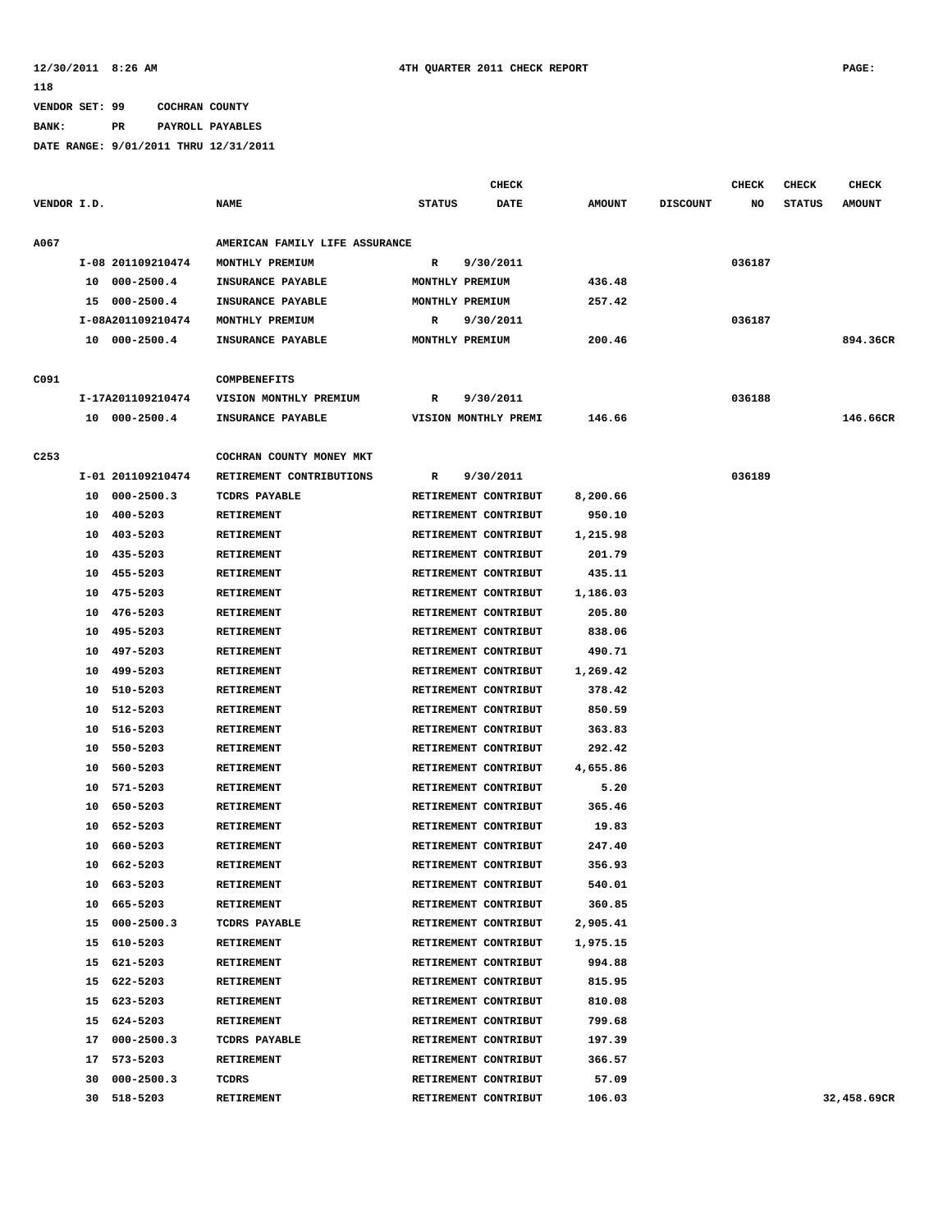12/30/2011 8:26 AM 4TH QUARTER 2011 CHECK REPORT PAGE: 118

VENDOR SET: 99 COCHRAN COUNTY

BANK: PR PAYROLL PAYABLES

DATE RANGE: 9/01/2011 THRU 12/31/2011

| VENDOR I.D. | | NAME | STATUS | CHECK DATE | AMOUNT | DISCOUNT | CHECK NO | CHECK STATUS | CHECK AMOUNT |
|---|---|---|---|---|---|---|---|---|---|
| A067 | | AMERICAN FAMILY LIFE ASSURANCE | | | | | | | |
| | I-08 201109210474 | MONTHLY PREMIUM | R | 9/30/2011 | | | 036187 | | |
| | 10 000-2500.4 | INSURANCE PAYABLE | MONTHLY PREMIUM | | 436.48 | | | | |
| | 15 000-2500.4 | INSURANCE PAYABLE | MONTHLY PREMIUM | | 257.42 | | | | |
| | I-08A201109210474 | MONTHLY PREMIUM | R | 9/30/2011 | | | 036187 | | |
| | 10 000-2500.4 | INSURANCE PAYABLE | MONTHLY PREMIUM | | 200.46 | | | | 894.36CR |
| C091 | | COMPBENEFITS | | | | | | | |
| | I-17A201109210474 | VISION MONTHLY PREMIUM | R | 9/30/2011 | | | 036188 | | |
| | 10 000-2500.4 | INSURANCE PAYABLE | VISION MONTHLY PREMI | | 146.66 | | | | 146.66CR |
| C253 | | COCHRAN COUNTY MONEY MKT | | | | | | | |
| | I-01 201109210474 | RETIREMENT CONTRIBUTIONS | R | 9/30/2011 | | | 036189 | | |
| | 10 000-2500.3 | TCDRS PAYABLE | RETIREMENT CONTRIBUT | | 8,200.66 | | | | |
| | 10 400-5203 | RETIREMENT | RETIREMENT CONTRIBUT | | 950.10 | | | | |
| | 10 403-5203 | RETIREMENT | RETIREMENT CONTRIBUT | | 1,215.98 | | | | |
| | 10 435-5203 | RETIREMENT | RETIREMENT CONTRIBUT | | 201.79 | | | | |
| | 10 455-5203 | RETIREMENT | RETIREMENT CONTRIBUT | | 435.11 | | | | |
| | 10 475-5203 | RETIREMENT | RETIREMENT CONTRIBUT | | 1,186.03 | | | | |
| | 10 476-5203 | RETIREMENT | RETIREMENT CONTRIBUT | | 205.80 | | | | |
| | 10 495-5203 | RETIREMENT | RETIREMENT CONTRIBUT | | 838.06 | | | | |
| | 10 497-5203 | RETIREMENT | RETIREMENT CONTRIBUT | | 490.71 | | | | |
| | 10 499-5203 | RETIREMENT | RETIREMENT CONTRIBUT | | 1,269.42 | | | | |
| | 10 510-5203 | RETIREMENT | RETIREMENT CONTRIBUT | | 378.42 | | | | |
| | 10 512-5203 | RETIREMENT | RETIREMENT CONTRIBUT | | 850.59 | | | | |
| | 10 516-5203 | RETIREMENT | RETIREMENT CONTRIBUT | | 363.83 | | | | |
| | 10 550-5203 | RETIREMENT | RETIREMENT CONTRIBUT | | 292.42 | | | | |
| | 10 560-5203 | RETIREMENT | RETIREMENT CONTRIBUT | | 4,655.86 | | | | |
| | 10 571-5203 | RETIREMENT | RETIREMENT CONTRIBUT | | 5.20 | | | | |
| | 10 650-5203 | RETIREMENT | RETIREMENT CONTRIBUT | | 365.46 | | | | |
| | 10 652-5203 | RETIREMENT | RETIREMENT CONTRIBUT | | 19.83 | | | | |
| | 10 660-5203 | RETIREMENT | RETIREMENT CONTRIBUT | | 247.40 | | | | |
| | 10 662-5203 | RETIREMENT | RETIREMENT CONTRIBUT | | 356.93 | | | | |
| | 10 663-5203 | RETIREMENT | RETIREMENT CONTRIBUT | | 540.01 | | | | |
| | 10 665-5203 | RETIREMENT | RETIREMENT CONTRIBUT | | 360.85 | | | | |
| | 15 000-2500.3 | TCDRS PAYABLE | RETIREMENT CONTRIBUT | | 2,905.41 | | | | |
| | 15 610-5203 | RETIREMENT | RETIREMENT CONTRIBUT | | 1,975.15 | | | | |
| | 15 621-5203 | RETIREMENT | RETIREMENT CONTRIBUT | | 994.88 | | | | |
| | 15 622-5203 | RETIREMENT | RETIREMENT CONTRIBUT | | 815.95 | | | | |
| | 15 623-5203 | RETIREMENT | RETIREMENT CONTRIBUT | | 810.08 | | | | |
| | 15 624-5203 | RETIREMENT | RETIREMENT CONTRIBUT | | 799.68 | | | | |
| | 17 000-2500.3 | TCDRS PAYABLE | RETIREMENT CONTRIBUT | | 197.39 | | | | |
| | 17 573-5203 | RETIREMENT | RETIREMENT CONTRIBUT | | 366.57 | | | | |
| | 30 000-2500.3 | TCDRS | RETIREMENT CONTRIBUT | | 57.09 | | | | |
| | 30 518-5203 | RETIREMENT | RETIREMENT CONTRIBUT | | 106.03 | | | | 32,458.69CR |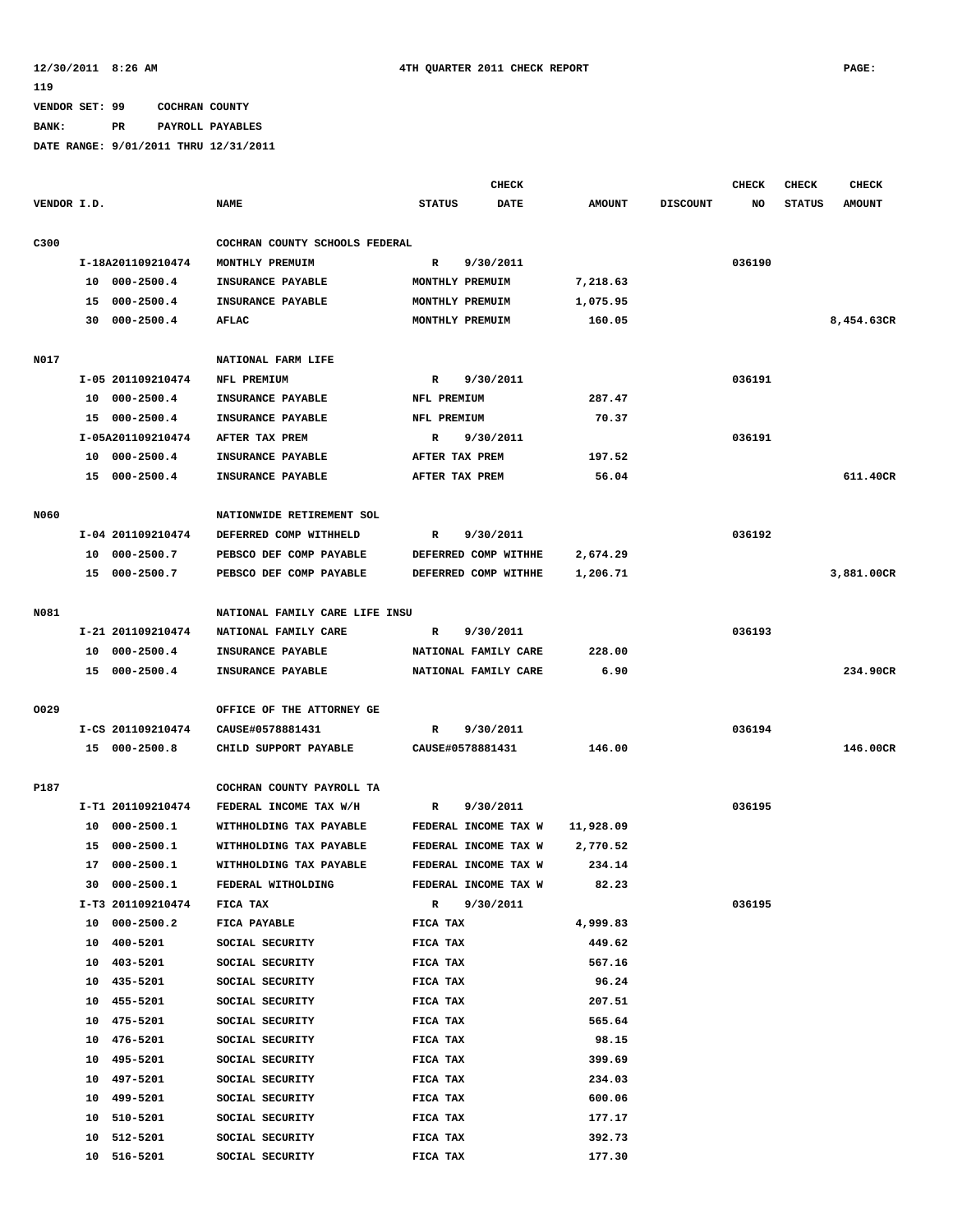12/30/2011 8:26 AM    4TH QUARTER 2011 CHECK REPORT    PAGE: 119

VENDOR SET: 99    COCHRAN COUNTY

BANK: PR    PAYROLL PAYABLES

DATE RANGE: 9/01/2011 THRU 12/31/2011

| VENDOR I.D. | NAME | STATUS | CHECK DATE | AMOUNT | DISCOUNT | CHECK NO | CHECK STATUS | CHECK AMOUNT |
|---|---|---|---|---|---|---|---|---|
| C300 | COCHRAN COUNTY SCHOOLS FEDERAL | | | | | | | |
| I-18A201109210474 | MONTHLY PREMUIM | R | 9/30/2011 | | | 036190 | | |
| 10 000-2500.4 | INSURANCE PAYABLE | MONTHLY PREMUIM | | 7,218.63 | | | | |
| 15 000-2500.4 | INSURANCE PAYABLE | MONTHLY PREMUIM | | 1,075.95 | | | | |
| 30 000-2500.4 | AFLAC | MONTHLY PREMUIM | | 160.05 | | | | 8,454.63CR |
| N017 | NATIONAL FARM LIFE | | | | | | | |
| I-05 201109210474 | NFL PREMIUM | R | 9/30/2011 | | | 036191 | | |
| 10 000-2500.4 | INSURANCE PAYABLE | NFL PREMIUM | | 287.47 | | | | |
| 15 000-2500.4 | INSURANCE PAYABLE | NFL PREMIUM | | 70.37 | | | | |
| I-05A201109210474 | AFTER TAX PREM | R | 9/30/2011 | | | 036191 | | |
| 10 000-2500.4 | INSURANCE PAYABLE | AFTER TAX PREM | | 197.52 | | | | |
| 15 000-2500.4 | INSURANCE PAYABLE | AFTER TAX PREM | | 56.04 | | | | 611.40CR |
| N060 | NATIONWIDE RETIREMENT SOL | | | | | | | |
| I-04 201109210474 | DEFERRED COMP WITHHELD | R | 9/30/2011 | | | 036192 | | |
| 10 000-2500.7 | PEBSCO DEF COMP PAYABLE | DEFERRED COMP WITHHE | | 2,674.29 | | | | |
| 15 000-2500.7 | PEBSCO DEF COMP PAYABLE | DEFERRED COMP WITHHE | | 1,206.71 | | | | 3,881.00CR |
| N081 | NATIONAL FAMILY CARE LIFE INSU | | | | | | | |
| I-21 201109210474 | NATIONAL FAMILY CARE | R | 9/30/2011 | | | 036193 | | |
| 10 000-2500.4 | INSURANCE PAYABLE | NATIONAL FAMILY CARE | | 228.00 | | | | |
| 15 000-2500.4 | INSURANCE PAYABLE | NATIONAL FAMILY CARE | | 6.90 | | | | 234.90CR |
| O029 | OFFICE OF THE ATTORNEY GE | | | | | | | |
| I-CS 201109210474 | CAUSE#0578881431 | R | 9/30/2011 | | | 036194 | | |
| 15 000-2500.8 | CHILD SUPPORT PAYABLE | CAUSE#0578881431 | | 146.00 | | | | 146.00CR |
| P187 | COCHRAN COUNTY PAYROLL TA | | | | | | | |
| I-T1 201109210474 | FEDERAL INCOME TAX W/H | R | 9/30/2011 | | | 036195 | | |
| 10 000-2500.1 | WITHHOLDING TAX PAYABLE | FEDERAL INCOME TAX W | | 11,928.09 | | | | |
| 15 000-2500.1 | WITHHOLDING TAX PAYABLE | FEDERAL INCOME TAX W | | 2,770.52 | | | | |
| 17 000-2500.1 | WITHHOLDING TAX PAYABLE | FEDERAL INCOME TAX W | | 234.14 | | | | |
| 30 000-2500.1 | FEDERAL WITHOLDING | FEDERAL INCOME TAX W | | 82.23 | | | | |
| I-T3 201109210474 | FICA TAX | R | 9/30/2011 | | | 036195 | | |
| 10 000-2500.2 | FICA PAYABLE | FICA TAX | | 4,999.83 | | | | |
| 10 400-5201 | SOCIAL SECURITY | FICA TAX | | 449.62 | | | | |
| 10 403-5201 | SOCIAL SECURITY | FICA TAX | | 567.16 | | | | |
| 10 435-5201 | SOCIAL SECURITY | FICA TAX | | 96.24 | | | | |
| 10 455-5201 | SOCIAL SECURITY | FICA TAX | | 207.51 | | | | |
| 10 475-5201 | SOCIAL SECURITY | FICA TAX | | 565.64 | | | | |
| 10 476-5201 | SOCIAL SECURITY | FICA TAX | | 98.15 | | | | |
| 10 495-5201 | SOCIAL SECURITY | FICA TAX | | 399.69 | | | | |
| 10 497-5201 | SOCIAL SECURITY | FICA TAX | | 234.03 | | | | |
| 10 499-5201 | SOCIAL SECURITY | FICA TAX | | 600.06 | | | | |
| 10 510-5201 | SOCIAL SECURITY | FICA TAX | | 177.17 | | | | |
| 10 512-5201 | SOCIAL SECURITY | FICA TAX | | 392.73 | | | | |
| 10 516-5201 | SOCIAL SECURITY | FICA TAX | | 177.30 | | | | |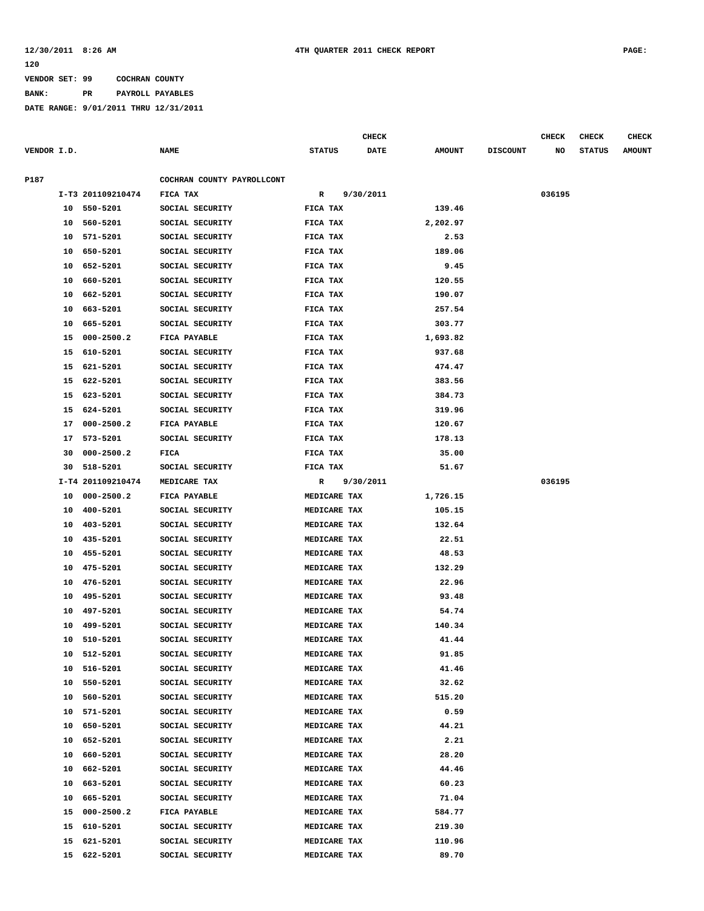VENDOR SET: 99 COCHRAN COUNTY

BANK: PR PAYROLL PAYABLES

DATE RANGE: 9/01/2011 THRU 12/31/2011

| VENDOR I.D. | | NAME | STATUS | CHECK DATE | AMOUNT | DISCOUNT | CHECK NO | CHECK STATUS | CHECK AMOUNT |
|---|---|---|---|---|---|---|---|---|---|
| P187 | | COCHRAN COUNTY PAYROLLCONT | | | | | | | |
| I-T3 | 201109210474 | FICA TAX | R | 9/30/2011 | | | 036195 | | |
| 10 | 550-5201 | SOCIAL SECURITY | FICA TAX | | 139.46 | | | | |
| 10 | 560-5201 | SOCIAL SECURITY | FICA TAX | | 2,202.97 | | | | |
| 10 | 571-5201 | SOCIAL SECURITY | FICA TAX | | 2.53 | | | | |
| 10 | 650-5201 | SOCIAL SECURITY | FICA TAX | | 189.06 | | | | |
| 10 | 652-5201 | SOCIAL SECURITY | FICA TAX | | 9.45 | | | | |
| 10 | 660-5201 | SOCIAL SECURITY | FICA TAX | | 120.55 | | | | |
| 10 | 662-5201 | SOCIAL SECURITY | FICA TAX | | 190.07 | | | | |
| 10 | 663-5201 | SOCIAL SECURITY | FICA TAX | | 257.54 | | | | |
| 10 | 665-5201 | SOCIAL SECURITY | FICA TAX | | 303.77 | | | | |
| 15 | 000-2500.2 | FICA PAYABLE | FICA TAX | | 1,693.82 | | | | |
| 15 | 610-5201 | SOCIAL SECURITY | FICA TAX | | 937.68 | | | | |
| 15 | 621-5201 | SOCIAL SECURITY | FICA TAX | | 474.47 | | | | |
| 15 | 622-5201 | SOCIAL SECURITY | FICA TAX | | 383.56 | | | | |
| 15 | 623-5201 | SOCIAL SECURITY | FICA TAX | | 384.73 | | | | |
| 15 | 624-5201 | SOCIAL SECURITY | FICA TAX | | 319.96 | | | | |
| 17 | 000-2500.2 | FICA PAYABLE | FICA TAX | | 120.67 | | | | |
| 17 | 573-5201 | SOCIAL SECURITY | FICA TAX | | 178.13 | | | | |
| 30 | 000-2500.2 | FICA | FICA TAX | | 35.00 | | | | |
| 30 | 518-5201 | SOCIAL SECURITY | FICA TAX | | 51.67 | | | | |
| I-T4 | 201109210474 | MEDICARE TAX | R | 9/30/2011 | | | 036195 | | |
| 10 | 000-2500.2 | FICA PAYABLE | MEDICARE TAX | | 1,726.15 | | | | |
| 10 | 400-5201 | SOCIAL SECURITY | MEDICARE TAX | | 105.15 | | | | |
| 10 | 403-5201 | SOCIAL SECURITY | MEDICARE TAX | | 132.64 | | | | |
| 10 | 435-5201 | SOCIAL SECURITY | MEDICARE TAX | | 22.51 | | | | |
| 10 | 455-5201 | SOCIAL SECURITY | MEDICARE TAX | | 48.53 | | | | |
| 10 | 475-5201 | SOCIAL SECURITY | MEDICARE TAX | | 132.29 | | | | |
| 10 | 476-5201 | SOCIAL SECURITY | MEDICARE TAX | | 22.96 | | | | |
| 10 | 495-5201 | SOCIAL SECURITY | MEDICARE TAX | | 93.48 | | | | |
| 10 | 497-5201 | SOCIAL SECURITY | MEDICARE TAX | | 54.74 | | | | |
| 10 | 499-5201 | SOCIAL SECURITY | MEDICARE TAX | | 140.34 | | | | |
| 10 | 510-5201 | SOCIAL SECURITY | MEDICARE TAX | | 41.44 | | | | |
| 10 | 512-5201 | SOCIAL SECURITY | MEDICARE TAX | | 91.85 | | | | |
| 10 | 516-5201 | SOCIAL SECURITY | MEDICARE TAX | | 41.46 | | | | |
| 10 | 550-5201 | SOCIAL SECURITY | MEDICARE TAX | | 32.62 | | | | |
| 10 | 560-5201 | SOCIAL SECURITY | MEDICARE TAX | | 515.20 | | | | |
| 10 | 571-5201 | SOCIAL SECURITY | MEDICARE TAX | | 0.59 | | | | |
| 10 | 650-5201 | SOCIAL SECURITY | MEDICARE TAX | | 44.21 | | | | |
| 10 | 652-5201 | SOCIAL SECURITY | MEDICARE TAX | | 2.21 | | | | |
| 10 | 660-5201 | SOCIAL SECURITY | MEDICARE TAX | | 28.20 | | | | |
| 10 | 662-5201 | SOCIAL SECURITY | MEDICARE TAX | | 44.46 | | | | |
| 10 | 663-5201 | SOCIAL SECURITY | MEDICARE TAX | | 60.23 | | | | |
| 10 | 665-5201 | SOCIAL SECURITY | MEDICARE TAX | | 71.04 | | | | |
| 15 | 000-2500.2 | FICA PAYABLE | MEDICARE TAX | | 584.77 | | | | |
| 15 | 610-5201 | SOCIAL SECURITY | MEDICARE TAX | | 219.30 | | | | |
| 15 | 621-5201 | SOCIAL SECURITY | MEDICARE TAX | | 110.96 | | | | |
| 15 | 622-5201 | SOCIAL SECURITY | MEDICARE TAX | | 89.70 | | | | |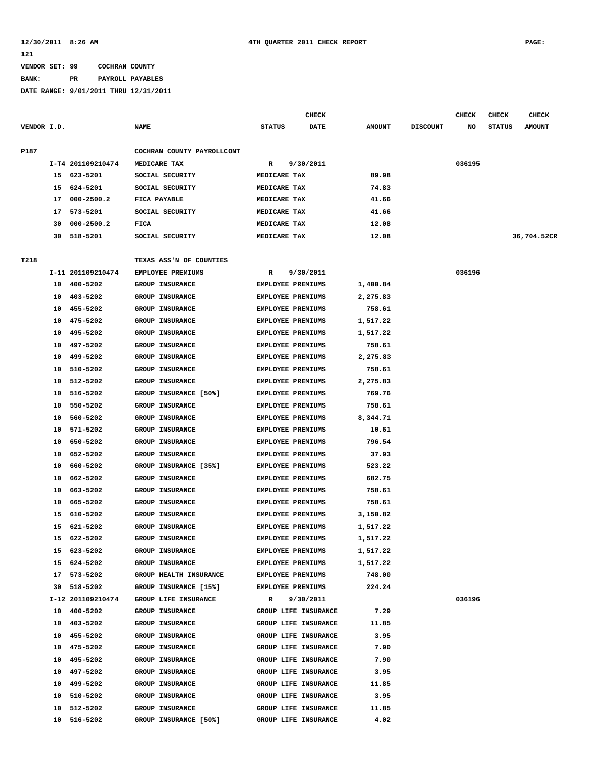12/30/2011 8:26 AM                    4TH QUARTER 2011 CHECK REPORT                    PAGE: 121

VENDOR SET: 99 COCHRAN COUNTY
BANK: PR PAYROLL PAYABLES
DATE RANGE: 9/01/2011 THRU 12/31/2011

| VENDOR I.D. | | NAME | STATUS | CHECK DATE | AMOUNT | DISCOUNT | CHECK NO | CHECK STATUS | CHECK AMOUNT |
|---|---|---|---|---|---|---|---|---|---|
| P187 | | COCHRAN COUNTY PAYROLLCONT | | | | | | | |
| | I-T4 201109210474 | MEDICARE TAX | R | 9/30/2011 | | | 036195 | | |
| | 15 623-5201 | SOCIAL SECURITY | MEDICARE TAX | | 89.98 | | | | |
| | 15 624-5201 | SOCIAL SECURITY | MEDICARE TAX | | 74.83 | | | | |
| | 17 000-2500.2 | FICA PAYABLE | MEDICARE TAX | | 41.66 | | | | |
| | 17 573-5201 | SOCIAL SECURITY | MEDICARE TAX | | 41.66 | | | | |
| | 30 000-2500.2 | FICA | MEDICARE TAX | | 12.08 | | | | |
| | 30 518-5201 | SOCIAL SECURITY | MEDICARE TAX | | 12.08 | | | | 36,704.52CR |
| T218 | | TEXAS ASS'N OF COUNTIES | | | | | | | |
| | I-11 201109210474 | EMPLOYEE PREMIUMS | R | 9/30/2011 | | | 036196 | | |
| | 10 400-5202 | GROUP INSURANCE | EMPLOYEE PREMIUMS | | 1,400.84 | | | | |
| | 10 403-5202 | GROUP INSURANCE | EMPLOYEE PREMIUMS | | 2,275.83 | | | | |
| | 10 455-5202 | GROUP INSURANCE | EMPLOYEE PREMIUMS | | 758.61 | | | | |
| | 10 475-5202 | GROUP INSURANCE | EMPLOYEE PREMIUMS | | 1,517.22 | | | | |
| | 10 495-5202 | GROUP INSURANCE | EMPLOYEE PREMIUMS | | 1,517.22 | | | | |
| | 10 497-5202 | GROUP INSURANCE | EMPLOYEE PREMIUMS | | 758.61 | | | | |
| | 10 499-5202 | GROUP INSURANCE | EMPLOYEE PREMIUMS | | 2,275.83 | | | | |
| | 10 510-5202 | GROUP INSURANCE | EMPLOYEE PREMIUMS | | 758.61 | | | | |
| | 10 512-5202 | GROUP INSURANCE | EMPLOYEE PREMIUMS | | 2,275.83 | | | | |
| | 10 516-5202 | GROUP INSURANCE [50%] | EMPLOYEE PREMIUMS | | 769.76 | | | | |
| | 10 550-5202 | GROUP INSURANCE | EMPLOYEE PREMIUMS | | 758.61 | | | | |
| | 10 560-5202 | GROUP INSURANCE | EMPLOYEE PREMIUMS | | 8,344.71 | | | | |
| | 10 571-5202 | GROUP INSURANCE | EMPLOYEE PREMIUMS | | 10.61 | | | | |
| | 10 650-5202 | GROUP INSURANCE | EMPLOYEE PREMIUMS | | 796.54 | | | | |
| | 10 652-5202 | GROUP INSURANCE | EMPLOYEE PREMIUMS | | 37.93 | | | | |
| | 10 660-5202 | GROUP INSURANCE [35%] | EMPLOYEE PREMIUMS | | 523.22 | | | | |
| | 10 662-5202 | GROUP INSURANCE | EMPLOYEE PREMIUMS | | 682.75 | | | | |
| | 10 663-5202 | GROUP INSURANCE | EMPLOYEE PREMIUMS | | 758.61 | | | | |
| | 10 665-5202 | GROUP INSURANCE | EMPLOYEE PREMIUMS | | 758.61 | | | | |
| | 15 610-5202 | GROUP INSURANCE | EMPLOYEE PREMIUMS | | 3,150.82 | | | | |
| | 15 621-5202 | GROUP INSURANCE | EMPLOYEE PREMIUMS | | 1,517.22 | | | | |
| | 15 622-5202 | GROUP INSURANCE | EMPLOYEE PREMIUMS | | 1,517.22 | | | | |
| | 15 623-5202 | GROUP INSURANCE | EMPLOYEE PREMIUMS | | 1,517.22 | | | | |
| | 15 624-5202 | GROUP INSURANCE | EMPLOYEE PREMIUMS | | 1,517.22 | | | | |
| | 17 573-5202 | GROUP HEALTH INSURANCE | EMPLOYEE PREMIUMS | | 748.00 | | | | |
| | 30 518-5202 | GROUP INSURANCE [15%] | EMPLOYEE PREMIUMS | | 224.24 | | | | |
| | I-12 201109210474 | GROUP LIFE INSURANCE | R | 9/30/2011 | | | 036196 | | |
| | 10 400-5202 | GROUP INSURANCE | GROUP LIFE INSURANCE | | 7.29 | | | | |
| | 10 403-5202 | GROUP INSURANCE | GROUP LIFE INSURANCE | | 11.85 | | | | |
| | 10 455-5202 | GROUP INSURANCE | GROUP LIFE INSURANCE | | 3.95 | | | | |
| | 10 475-5202 | GROUP INSURANCE | GROUP LIFE INSURANCE | | 7.90 | | | | |
| | 10 495-5202 | GROUP INSURANCE | GROUP LIFE INSURANCE | | 7.90 | | | | |
| | 10 497-5202 | GROUP INSURANCE | GROUP LIFE INSURANCE | | 3.95 | | | | |
| | 10 499-5202 | GROUP INSURANCE | GROUP LIFE INSURANCE | | 11.85 | | | | |
| | 10 510-5202 | GROUP INSURANCE | GROUP LIFE INSURANCE | | 3.95 | | | | |
| | 10 512-5202 | GROUP INSURANCE | GROUP LIFE INSURANCE | | 11.85 | | | | |
| | 10 516-5202 | GROUP INSURANCE [50%] | GROUP LIFE INSURANCE | | 4.02 | | | | |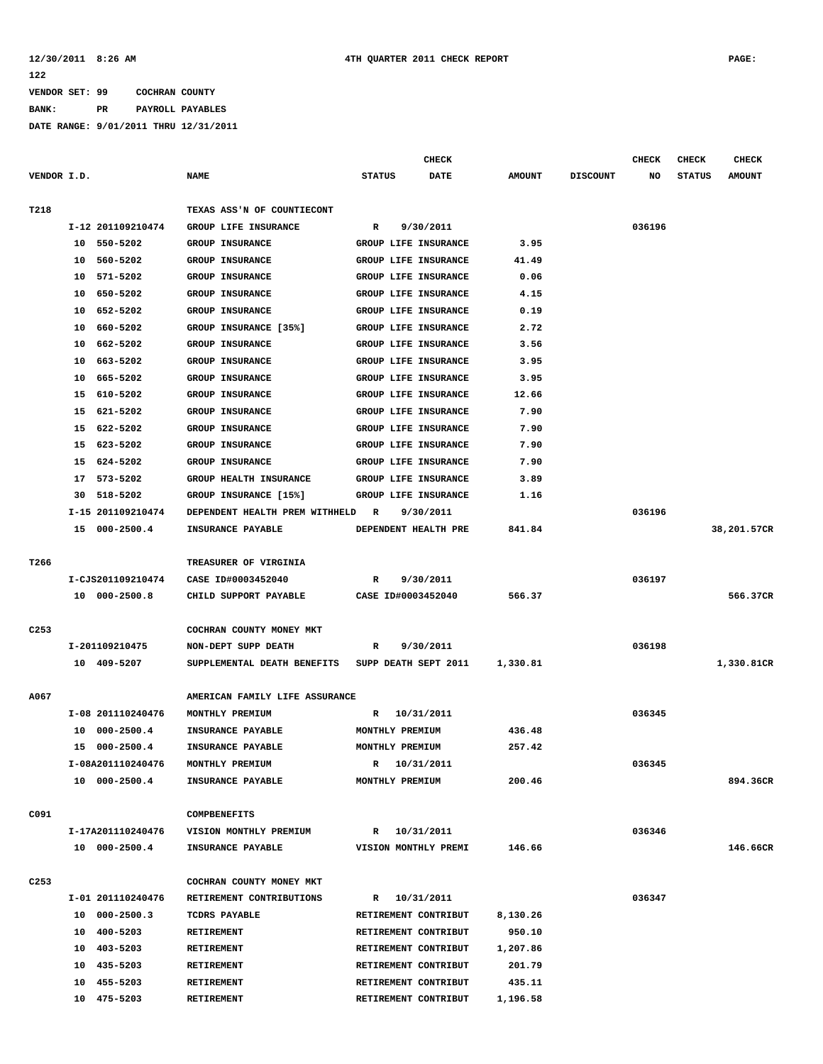VENDOR SET: 99 COCHRAN COUNTY
BANK: PR PAYROLL PAYABLES
DATE RANGE: 9/01/2011 THRU 12/31/2011

| VENDOR I.D. | NAME | STATUS | CHECK DATE | AMOUNT | DISCOUNT | CHECK NO | CHECK STATUS | CHECK AMOUNT |
|---|---|---|---|---|---|---|---|---|
| T218 | TEXAS ASS'N OF COUNTIECONT | | | | | | | |
| I-12 201109210474 | GROUP LIFE INSURANCE | R | 9/30/2011 | | | 036196 | | |
| 10 550-5202 | GROUP INSURANCE | GROUP LIFE INSURANCE | | 3.95 | | | | |
| 10 560-5202 | GROUP INSURANCE | GROUP LIFE INSURANCE | | 41.49 | | | | |
| 10 571-5202 | GROUP INSURANCE | GROUP LIFE INSURANCE | | 0.06 | | | | |
| 10 650-5202 | GROUP INSURANCE | GROUP LIFE INSURANCE | | 4.15 | | | | |
| 10 652-5202 | GROUP INSURANCE | GROUP LIFE INSURANCE | | 0.19 | | | | |
| 10 660-5202 | GROUP INSURANCE [35%] | GROUP LIFE INSURANCE | | 2.72 | | | | |
| 10 662-5202 | GROUP INSURANCE | GROUP LIFE INSURANCE | | 3.56 | | | | |
| 10 663-5202 | GROUP INSURANCE | GROUP LIFE INSURANCE | | 3.95 | | | | |
| 10 665-5202 | GROUP INSURANCE | GROUP LIFE INSURANCE | | 3.95 | | | | |
| 15 610-5202 | GROUP INSURANCE | GROUP LIFE INSURANCE | | 12.66 | | | | |
| 15 621-5202 | GROUP INSURANCE | GROUP LIFE INSURANCE | | 7.90 | | | | |
| 15 622-5202 | GROUP INSURANCE | GROUP LIFE INSURANCE | | 7.90 | | | | |
| 15 623-5202 | GROUP INSURANCE | GROUP LIFE INSURANCE | | 7.90 | | | | |
| 15 624-5202 | GROUP INSURANCE | GROUP LIFE INSURANCE | | 7.90 | | | | |
| 17 573-5202 | GROUP HEALTH INSURANCE | GROUP LIFE INSURANCE | | 3.89 | | | | |
| 30 518-5202 | GROUP INSURANCE [15%] | GROUP LIFE INSURANCE | | 1.16 | | | | |
| I-15 201109210474 | DEPENDENT HEALTH PREM WITHHELD | R | 9/30/2011 | | | 036196 | | |
| 15 000-2500.4 | INSURANCE PAYABLE | DEPENDENT HEALTH PRE | | 841.84 | | | | 38,201.57CR |
| T266 | TREASURER OF VIRGINIA | | | | | | | |
| I-CJS201109210474 | CASE ID#0003452040 | R | 9/30/2011 | | | 036197 | | |
| 10 000-2500.8 | CHILD SUPPORT PAYABLE | CASE ID#0003452040 | | 566.37 | | | | 566.37CR |
| C253 | COCHRAN COUNTY MONEY MKT | | | | | | | |
| I-201109210475 | NON-DEPT SUPP DEATH | R | 9/30/2011 | | | 036198 | | |
| 10 409-5207 | SUPPLEMENTAL DEATH BENEFITS | SUPP DEATH SEPT 2011 | | 1,330.81 | | | | 1,330.81CR |
| A067 | AMERICAN FAMILY LIFE ASSURANCE | | | | | | | |
| I-08 201110240476 | MONTHLY PREMIUM | R | 10/31/2011 | | | 036345 | | |
| 10 000-2500.4 | INSURANCE PAYABLE | MONTHLY PREMIUM | | 436.48 | | | | |
| 15 000-2500.4 | INSURANCE PAYABLE | MONTHLY PREMIUM | | 257.42 | | | | |
| I-08A201110240476 | MONTHLY PREMIUM | R | 10/31/2011 | | | 036345 | | |
| 10 000-2500.4 | INSURANCE PAYABLE | MONTHLY PREMIUM | | 200.46 | | | | 894.36CR |
| C091 | COMPBENEFITS | | | | | | | |
| I-17A201110240476 | VISION MONTHLY PREMIUM | R | 10/31/2011 | | | 036346 | | |
| 10 000-2500.4 | INSURANCE PAYABLE | VISION MONTHLY PREMI | | 146.66 | | | | 146.66CR |
| C253 | COCHRAN COUNTY MONEY MKT | | | | | | | |
| I-01 201110240476 | RETIREMENT CONTRIBUTIONS | R | 10/31/2011 | | | 036347 | | |
| 10 000-2500.3 | TCDRS PAYABLE | RETIREMENT CONTRIBUT | | 8,130.26 | | | | |
| 10 400-5203 | RETIREMENT | RETIREMENT CONTRIBUT | | 950.10 | | | | |
| 10 403-5203 | RETIREMENT | RETIREMENT CONTRIBUT | | 1,207.86 | | | | |
| 10 435-5203 | RETIREMENT | RETIREMENT CONTRIBUT | | 201.79 | | | | |
| 10 455-5203 | RETIREMENT | RETIREMENT CONTRIBUT | | 435.11 | | | | |
| 10 475-5203 | RETIREMENT | RETIREMENT CONTRIBUT | | 1,196.58 | | | | |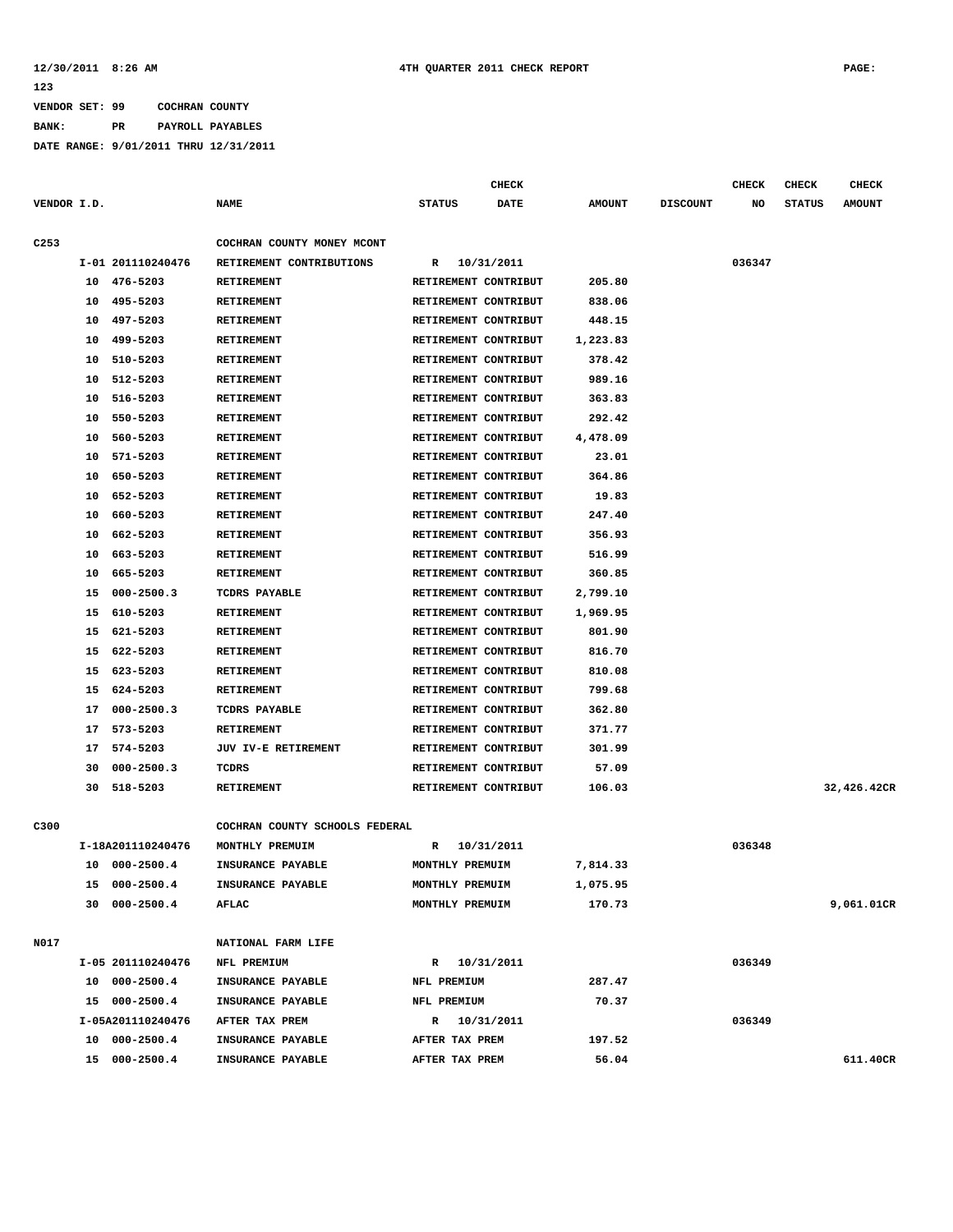12/30/2011 8:26 AM    4TH QUARTER 2011 CHECK REPORT    PAGE: 123

VENDOR SET: 99    COCHRAN COUNTY
BANK:    PR    PAYROLL PAYABLES
DATE RANGE: 9/01/2011 THRU 12/31/2011

| VENDOR I.D. | | NAME | STATUS | CHECK DATE | AMOUNT | DISCOUNT | CHECK NO | CHECK STATUS | CHECK AMOUNT |
|---|---|---|---|---|---|---|---|---|---|
| C253 | | COCHRAN COUNTY MONEY MCONT | | | | | | | |
| | I-01 201110240476 | RETIREMENT CONTRIBUTIONS | R | 10/31/2011 | | | 036347 | | |
| | 10 476-5203 | RETIREMENT | RETIREMENT CONTRIBUT | | 205.80 | | | | |
| | 10 495-5203 | RETIREMENT | RETIREMENT CONTRIBUT | | 838.06 | | | | |
| | 10 497-5203 | RETIREMENT | RETIREMENT CONTRIBUT | | 448.15 | | | | |
| | 10 499-5203 | RETIREMENT | RETIREMENT CONTRIBUT | | 1,223.83 | | | | |
| | 10 510-5203 | RETIREMENT | RETIREMENT CONTRIBUT | | 378.42 | | | | |
| | 10 512-5203 | RETIREMENT | RETIREMENT CONTRIBUT | | 989.16 | | | | |
| | 10 516-5203 | RETIREMENT | RETIREMENT CONTRIBUT | | 363.83 | | | | |
| | 10 550-5203 | RETIREMENT | RETIREMENT CONTRIBUT | | 292.42 | | | | |
| | 10 560-5203 | RETIREMENT | RETIREMENT CONTRIBUT | | 4,478.09 | | | | |
| | 10 571-5203 | RETIREMENT | RETIREMENT CONTRIBUT | | 23.01 | | | | |
| | 10 650-5203 | RETIREMENT | RETIREMENT CONTRIBUT | | 364.86 | | | | |
| | 10 652-5203 | RETIREMENT | RETIREMENT CONTRIBUT | | 19.83 | | | | |
| | 10 660-5203 | RETIREMENT | RETIREMENT CONTRIBUT | | 247.40 | | | | |
| | 10 662-5203 | RETIREMENT | RETIREMENT CONTRIBUT | | 356.93 | | | | |
| | 10 663-5203 | RETIREMENT | RETIREMENT CONTRIBUT | | 516.99 | | | | |
| | 10 665-5203 | RETIREMENT | RETIREMENT CONTRIBUT | | 360.85 | | | | |
| | 15 000-2500.3 | TCDRS PAYABLE | RETIREMENT CONTRIBUT | | 2,799.10 | | | | |
| | 15 610-5203 | RETIREMENT | RETIREMENT CONTRIBUT | | 1,969.95 | | | | |
| | 15 621-5203 | RETIREMENT | RETIREMENT CONTRIBUT | | 801.90 | | | | |
| | 15 622-5203 | RETIREMENT | RETIREMENT CONTRIBUT | | 816.70 | | | | |
| | 15 623-5203 | RETIREMENT | RETIREMENT CONTRIBUT | | 810.08 | | | | |
| | 15 624-5203 | RETIREMENT | RETIREMENT CONTRIBUT | | 799.68 | | | | |
| | 17 000-2500.3 | TCDRS PAYABLE | RETIREMENT CONTRIBUT | | 362.80 | | | | |
| | 17 573-5203 | RETIREMENT | RETIREMENT CONTRIBUT | | 371.77 | | | | |
| | 17 574-5203 | JUV IV-E RETIREMENT | RETIREMENT CONTRIBUT | | 301.99 | | | | |
| | 30 000-2500.3 | TCDRS | RETIREMENT CONTRIBUT | | 57.09 | | | | |
| | 30 518-5203 | RETIREMENT | RETIREMENT CONTRIBUT | | 106.03 | | | | 32,426.42CR |
| C300 | | COCHRAN COUNTY SCHOOLS FEDERAL | | | | | | | |
| | I-18A201110240476 | MONTHLY PREMUIM | R | 10/31/2011 | | | 036348 | | |
| | 10 000-2500.4 | INSURANCE PAYABLE | MONTHLY PREMUIM | | 7,814.33 | | | | |
| | 15 000-2500.4 | INSURANCE PAYABLE | MONTHLY PREMUIM | | 1,075.95 | | | | |
| | 30 000-2500.4 | AFLAC | MONTHLY PREMUIM | | 170.73 | | | | 9,061.01CR |
| N017 | | NATIONAL FARM LIFE | | | | | | | |
| | I-05 201110240476 | NFL PREMIUM | R | 10/31/2011 | | | 036349 | | |
| | 10 000-2500.4 | INSURANCE PAYABLE | NFL PREMIUM | | 287.47 | | | | |
| | 15 000-2500.4 | INSURANCE PAYABLE | NFL PREMIUM | | 70.37 | | | | |
| | I-05A201110240476 | AFTER TAX PREM | R | 10/31/2011 | | | 036349 | | |
| | 10 000-2500.4 | INSURANCE PAYABLE | AFTER TAX PREM | | 197.52 | | | | |
| | 15 000-2500.4 | INSURANCE PAYABLE | AFTER TAX PREM | | 56.04 | | | | 611.40CR |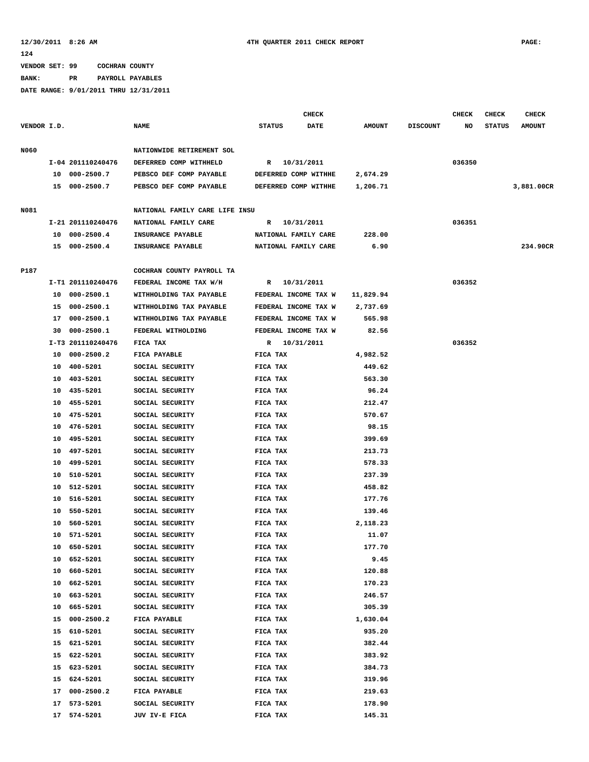VENDOR SET: 99 COCHRAN COUNTY

BANK: PR PAYROLL PAYABLES

DATE RANGE: 9/01/2011 THRU 12/31/2011

| VENDOR I.D. | | NAME | STATUS | CHECK DATE | AMOUNT | DISCOUNT | CHECK NO | CHECK STATUS | CHECK AMOUNT |
|---|---|---|---|---|---|---|---|---|---|
| N060 | | NATIONWIDE RETIREMENT SOL | | | | | | | |
| | I-04 201110240476 | DEFERRED COMP WITHHELD | R | 10/31/2011 | | | 036350 | | |
| | 10 000-2500.7 | PEBSCO DEF COMP PAYABLE | DEFERRED COMP WITHHE | | 2,674.29 | | | | |
| | 15 000-2500.7 | PEBSCO DEF COMP PAYABLE | DEFERRED COMP WITHHE | | 1,206.71 | | | | 3,881.00CR |
| N081 | | NATIONAL FAMILY CARE LIFE INSU | | | | | | | |
| | I-21 201110240476 | NATIONAL FAMILY CARE | R | 10/31/2011 | | | 036351 | | |
| | 10 000-2500.4 | INSURANCE PAYABLE | NATIONAL FAMILY CARE | | 228.00 | | | | |
| | 15 000-2500.4 | INSURANCE PAYABLE | NATIONAL FAMILY CARE | | 6.90 | | | | 234.90CR |
| P187 | | COCHRAN COUNTY PAYROLL TA | | | | | | | |
| | I-T1 201110240476 | FEDERAL INCOME TAX W/H | R | 10/31/2011 | | | 036352 | | |
| | 10 000-2500.1 | WITHHOLDING TAX PAYABLE | FEDERAL INCOME TAX W | | 11,829.94 | | | | |
| | 15 000-2500.1 | WITHHOLDING TAX PAYABLE | FEDERAL INCOME TAX W | | 2,737.69 | | | | |
| | 17 000-2500.1 | WITHHOLDING TAX PAYABLE | FEDERAL INCOME TAX W | | 565.98 | | | | |
| | 30 000-2500.1 | FEDERAL WITHOLDING | FEDERAL INCOME TAX W | | 82.56 | | | | |
| | I-T3 201110240476 | FICA TAX | R | 10/31/2011 | | | 036352 | | |
| | 10 000-2500.2 | FICA PAYABLE | FICA TAX | | 4,982.52 | | | | |
| | 10 400-5201 | SOCIAL SECURITY | FICA TAX | | 449.62 | | | | |
| | 10 403-5201 | SOCIAL SECURITY | FICA TAX | | 563.30 | | | | |
| | 10 435-5201 | SOCIAL SECURITY | FICA TAX | | 96.24 | | | | |
| | 10 455-5201 | SOCIAL SECURITY | FICA TAX | | 212.47 | | | | |
| | 10 475-5201 | SOCIAL SECURITY | FICA TAX | | 570.67 | | | | |
| | 10 476-5201 | SOCIAL SECURITY | FICA TAX | | 98.15 | | | | |
| | 10 495-5201 | SOCIAL SECURITY | FICA TAX | | 399.69 | | | | |
| | 10 497-5201 | SOCIAL SECURITY | FICA TAX | | 213.73 | | | | |
| | 10 499-5201 | SOCIAL SECURITY | FICA TAX | | 578.33 | | | | |
| | 10 510-5201 | SOCIAL SECURITY | FICA TAX | | 237.39 | | | | |
| | 10 512-5201 | SOCIAL SECURITY | FICA TAX | | 458.82 | | | | |
| | 10 516-5201 | SOCIAL SECURITY | FICA TAX | | 177.76 | | | | |
| | 10 550-5201 | SOCIAL SECURITY | FICA TAX | | 139.46 | | | | |
| | 10 560-5201 | SOCIAL SECURITY | FICA TAX | | 2,118.23 | | | | |
| | 10 571-5201 | SOCIAL SECURITY | FICA TAX | | 11.07 | | | | |
| | 10 650-5201 | SOCIAL SECURITY | FICA TAX | | 177.70 | | | | |
| | 10 652-5201 | SOCIAL SECURITY | FICA TAX | | 9.45 | | | | |
| | 10 660-5201 | SOCIAL SECURITY | FICA TAX | | 120.88 | | | | |
| | 10 662-5201 | SOCIAL SECURITY | FICA TAX | | 170.23 | | | | |
| | 10 663-5201 | SOCIAL SECURITY | FICA TAX | | 246.57 | | | | |
| | 10 665-5201 | SOCIAL SECURITY | FICA TAX | | 305.39 | | | | |
| | 15 000-2500.2 | FICA PAYABLE | FICA TAX | | 1,630.04 | | | | |
| | 15 610-5201 | SOCIAL SECURITY | FICA TAX | | 935.20 | | | | |
| | 15 621-5201 | SOCIAL SECURITY | FICA TAX | | 382.44 | | | | |
| | 15 622-5201 | SOCIAL SECURITY | FICA TAX | | 383.92 | | | | |
| | 15 623-5201 | SOCIAL SECURITY | FICA TAX | | 384.73 | | | | |
| | 15 624-5201 | SOCIAL SECURITY | FICA TAX | | 319.96 | | | | |
| | 17 000-2500.2 | FICA PAYABLE | FICA TAX | | 219.63 | | | | |
| | 17 573-5201 | SOCIAL SECURITY | FICA TAX | | 178.90 | | | | |
| | 17 574-5201 | JUV IV-E FICA | FICA TAX | | 145.31 | | | | |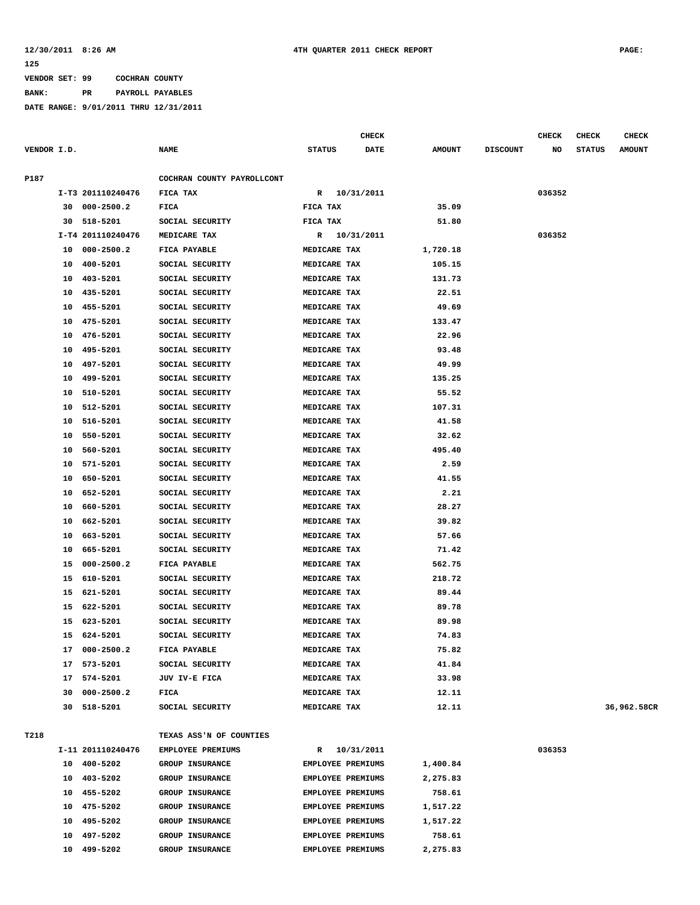12/30/2011 8:26 AM    4TH QUARTER 2011 CHECK REPORT    PAGE: 125

VENDOR SET: 99    COCHRAN COUNTY

BANK: PR    PAYROLL PAYABLES

DATE RANGE: 9/01/2011 THRU 12/31/2011

| VENDOR I.D. | | NAME | STATUS | CHECK DATE | AMOUNT | DISCOUNT | CHECK NO | CHECK STATUS | CHECK AMOUNT |
|---|---|---|---|---|---|---|---|---|---|
| P187 | | COCHRAN COUNTY PAYROLLCONT | | | | | | | |
| I-T3 | 201110240476 | FICA TAX | R | 10/31/2011 | | | 036352 | | |
| 30 | 000-2500.2 | FICA | FICA TAX | | 35.09 | | | | |
| 30 | 518-5201 | SOCIAL SECURITY | FICA TAX | | 51.80 | | | | |
| I-T4 | 201110240476 | MEDICARE TAX | R | 10/31/2011 | | | 036352 | | |
| 10 | 000-2500.2 | FICA PAYABLE | MEDICARE TAX | | 1,720.18 | | | | |
| 10 | 400-5201 | SOCIAL SECURITY | MEDICARE TAX | | 105.15 | | | | |
| 10 | 403-5201 | SOCIAL SECURITY | MEDICARE TAX | | 131.73 | | | | |
| 10 | 435-5201 | SOCIAL SECURITY | MEDICARE TAX | | 22.51 | | | | |
| 10 | 455-5201 | SOCIAL SECURITY | MEDICARE TAX | | 49.69 | | | | |
| 10 | 475-5201 | SOCIAL SECURITY | MEDICARE TAX | | 133.47 | | | | |
| 10 | 476-5201 | SOCIAL SECURITY | MEDICARE TAX | | 22.96 | | | | |
| 10 | 495-5201 | SOCIAL SECURITY | MEDICARE TAX | | 93.48 | | | | |
| 10 | 497-5201 | SOCIAL SECURITY | MEDICARE TAX | | 49.99 | | | | |
| 10 | 499-5201 | SOCIAL SECURITY | MEDICARE TAX | | 135.25 | | | | |
| 10 | 510-5201 | SOCIAL SECURITY | MEDICARE TAX | | 55.52 | | | | |
| 10 | 512-5201 | SOCIAL SECURITY | MEDICARE TAX | | 107.31 | | | | |
| 10 | 516-5201 | SOCIAL SECURITY | MEDICARE TAX | | 41.58 | | | | |
| 10 | 550-5201 | SOCIAL SECURITY | MEDICARE TAX | | 32.62 | | | | |
| 10 | 560-5201 | SOCIAL SECURITY | MEDICARE TAX | | 495.40 | | | | |
| 10 | 571-5201 | SOCIAL SECURITY | MEDICARE TAX | | 2.59 | | | | |
| 10 | 650-5201 | SOCIAL SECURITY | MEDICARE TAX | | 41.55 | | | | |
| 10 | 652-5201 | SOCIAL SECURITY | MEDICARE TAX | | 2.21 | | | | |
| 10 | 660-5201 | SOCIAL SECURITY | MEDICARE TAX | | 28.27 | | | | |
| 10 | 662-5201 | SOCIAL SECURITY | MEDICARE TAX | | 39.82 | | | | |
| 10 | 663-5201 | SOCIAL SECURITY | MEDICARE TAX | | 57.66 | | | | |
| 10 | 665-5201 | SOCIAL SECURITY | MEDICARE TAX | | 71.42 | | | | |
| 15 | 000-2500.2 | FICA PAYABLE | MEDICARE TAX | | 562.75 | | | | |
| 15 | 610-5201 | SOCIAL SECURITY | MEDICARE TAX | | 218.72 | | | | |
| 15 | 621-5201 | SOCIAL SECURITY | MEDICARE TAX | | 89.44 | | | | |
| 15 | 622-5201 | SOCIAL SECURITY | MEDICARE TAX | | 89.78 | | | | |
| 15 | 623-5201 | SOCIAL SECURITY | MEDICARE TAX | | 89.98 | | | | |
| 15 | 624-5201 | SOCIAL SECURITY | MEDICARE TAX | | 74.83 | | | | |
| 17 | 000-2500.2 | FICA PAYABLE | MEDICARE TAX | | 75.82 | | | | |
| 17 | 573-5201 | SOCIAL SECURITY | MEDICARE TAX | | 41.84 | | | | |
| 17 | 574-5201 | JUV IV-E FICA | MEDICARE TAX | | 33.98 | | | | |
| 30 | 000-2500.2 | FICA | MEDICARE TAX | | 12.11 | | | | |
| 30 | 518-5201 | SOCIAL SECURITY | MEDICARE TAX | | 12.11 | | | | 36,962.58CR |
| T218 | | TEXAS ASS'N OF COUNTIES | | | | | | | |
| I-11 | 201110240476 | EMPLOYEE PREMIUMS | R | 10/31/2011 | | | 036353 | | |
| 10 | 400-5202 | GROUP INSURANCE | EMPLOYEE PREMIUMS | | 1,400.84 | | | | |
| 10 | 403-5202 | GROUP INSURANCE | EMPLOYEE PREMIUMS | | 2,275.83 | | | | |
| 10 | 455-5202 | GROUP INSURANCE | EMPLOYEE PREMIUMS | | 758.61 | | | | |
| 10 | 475-5202 | GROUP INSURANCE | EMPLOYEE PREMIUMS | | 1,517.22 | | | | |
| 10 | 495-5202 | GROUP INSURANCE | EMPLOYEE PREMIUMS | | 1,517.22 | | | | |
| 10 | 497-5202 | GROUP INSURANCE | EMPLOYEE PREMIUMS | | 758.61 | | | | |
| 10 | 499-5202 | GROUP INSURANCE | EMPLOYEE PREMIUMS | | 2,275.83 | | | | |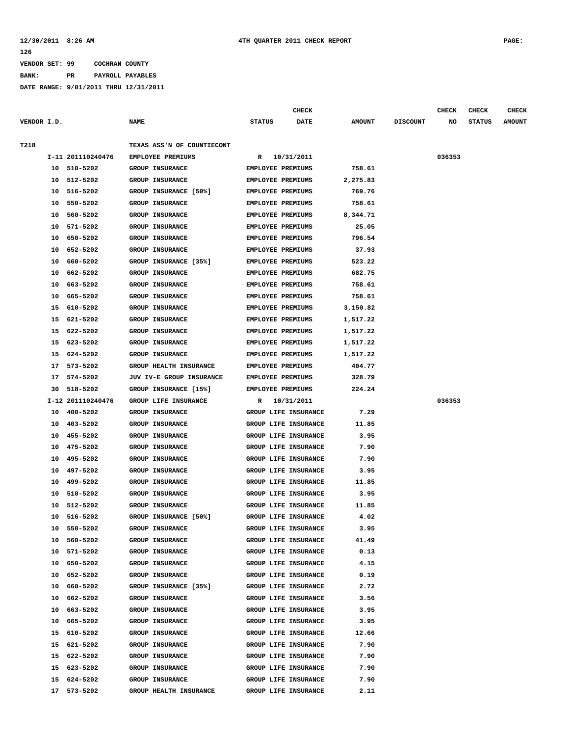12/30/2011 8:26 AM **4TH QUARTER 2011 CHECK REPORT** PAGE: 126

VENDOR SET: 99 COCHRAN COUNTY

BANK: PR PAYROLL PAYABLES

DATE RANGE: 9/01/2011 THRU 12/31/2011

| VENDOR I.D. | NAME | STATUS | CHECK DATE | AMOUNT | DISCOUNT | CHECK NO | CHECK STATUS | CHECK AMOUNT |
|---|---|---|---|---|---|---|---|---|
| T218 | TEXAS ASS'N OF COUNTIECONT | | | | | | | |
| I-11 201110240476 | EMPLOYEE PREMIUMS | R | 10/31/2011 | | | 036353 | | |
| 10 510-5202 | GROUP INSURANCE | EMPLOYEE PREMIUMS | | 758.61 | | | | |
| 10 512-5202 | GROUP INSURANCE | EMPLOYEE PREMIUMS | | 2,275.83 | | | | |
| 10 516-5202 | GROUP INSURANCE [50%] | EMPLOYEE PREMIUMS | | 769.76 | | | | |
| 10 550-5202 | GROUP INSURANCE | EMPLOYEE PREMIUMS | | 758.61 | | | | |
| 10 560-5202 | GROUP INSURANCE | EMPLOYEE PREMIUMS | | 8,344.71 | | | | |
| 10 571-5202 | GROUP INSURANCE | EMPLOYEE PREMIUMS | | 25.05 | | | | |
| 10 650-5202 | GROUP INSURANCE | EMPLOYEE PREMIUMS | | 796.54 | | | | |
| 10 652-5202 | GROUP INSURANCE | EMPLOYEE PREMIUMS | | 37.93 | | | | |
| 10 660-5202 | GROUP INSURANCE [35%] | EMPLOYEE PREMIUMS | | 523.22 | | | | |
| 10 662-5202 | GROUP INSURANCE | EMPLOYEE PREMIUMS | | 682.75 | | | | |
| 10 663-5202 | GROUP INSURANCE | EMPLOYEE PREMIUMS | | 758.61 | | | | |
| 10 665-5202 | GROUP INSURANCE | EMPLOYEE PREMIUMS | | 758.61 | | | | |
| 15 610-5202 | GROUP INSURANCE | EMPLOYEE PREMIUMS | | 3,150.82 | | | | |
| 15 621-5202 | GROUP INSURANCE | EMPLOYEE PREMIUMS | | 1,517.22 | | | | |
| 15 622-5202 | GROUP INSURANCE | EMPLOYEE PREMIUMS | | 1,517.22 | | | | |
| 15 623-5202 | GROUP INSURANCE | EMPLOYEE PREMIUMS | | 1,517.22 | | | | |
| 15 624-5202 | GROUP INSURANCE | EMPLOYEE PREMIUMS | | 1,517.22 | | | | |
| 17 573-5202 | GROUP HEALTH INSURANCE | EMPLOYEE PREMIUMS | | 404.77 | | | | |
| 17 574-5202 | JUV IV-E GROUP INSURANCE | EMPLOYEE PREMIUMS | | 328.79 | | | | |
| 30 518-5202 | GROUP INSURANCE [15%] | EMPLOYEE PREMIUMS | | 224.24 | | | | |
| I-12 201110240476 | GROUP LIFE INSURANCE | R | 10/31/2011 | | | 036353 | | |
| 10 400-5202 | GROUP INSURANCE | GROUP LIFE INSURANCE | | 7.29 | | | | |
| 10 403-5202 | GROUP INSURANCE | GROUP LIFE INSURANCE | | 11.85 | | | | |
| 10 455-5202 | GROUP INSURANCE | GROUP LIFE INSURANCE | | 3.95 | | | | |
| 10 475-5202 | GROUP INSURANCE | GROUP LIFE INSURANCE | | 7.90 | | | | |
| 10 495-5202 | GROUP INSURANCE | GROUP LIFE INSURANCE | | 7.90 | | | | |
| 10 497-5202 | GROUP INSURANCE | GROUP LIFE INSURANCE | | 3.95 | | | | |
| 10 499-5202 | GROUP INSURANCE | GROUP LIFE INSURANCE | | 11.85 | | | | |
| 10 510-5202 | GROUP INSURANCE | GROUP LIFE INSURANCE | | 3.95 | | | | |
| 10 512-5202 | GROUP INSURANCE | GROUP LIFE INSURANCE | | 11.85 | | | | |
| 10 516-5202 | GROUP INSURANCE [50%] | GROUP LIFE INSURANCE | | 4.02 | | | | |
| 10 550-5202 | GROUP INSURANCE | GROUP LIFE INSURANCE | | 3.95 | | | | |
| 10 560-5202 | GROUP INSURANCE | GROUP LIFE INSURANCE | | 41.49 | | | | |
| 10 571-5202 | GROUP INSURANCE | GROUP LIFE INSURANCE | | 0.13 | | | | |
| 10 650-5202 | GROUP INSURANCE | GROUP LIFE INSURANCE | | 4.15 | | | | |
| 10 652-5202 | GROUP INSURANCE | GROUP LIFE INSURANCE | | 0.19 | | | | |
| 10 660-5202 | GROUP INSURANCE [35%] | GROUP LIFE INSURANCE | | 2.72 | | | | |
| 10 662-5202 | GROUP INSURANCE | GROUP LIFE INSURANCE | | 3.56 | | | | |
| 10 663-5202 | GROUP INSURANCE | GROUP LIFE INSURANCE | | 3.95 | | | | |
| 10 665-5202 | GROUP INSURANCE | GROUP LIFE INSURANCE | | 3.95 | | | | |
| 15 610-5202 | GROUP INSURANCE | GROUP LIFE INSURANCE | | 12.66 | | | | |
| 15 621-5202 | GROUP INSURANCE | GROUP LIFE INSURANCE | | 7.90 | | | | |
| 15 622-5202 | GROUP INSURANCE | GROUP LIFE INSURANCE | | 7.90 | | | | |
| 15 623-5202 | GROUP INSURANCE | GROUP LIFE INSURANCE | | 7.90 | | | | |
| 15 624-5202 | GROUP INSURANCE | GROUP LIFE INSURANCE | | 7.90 | | | | |
| 17 573-5202 | GROUP HEALTH INSURANCE | GROUP LIFE INSURANCE | | 2.11 | | | | |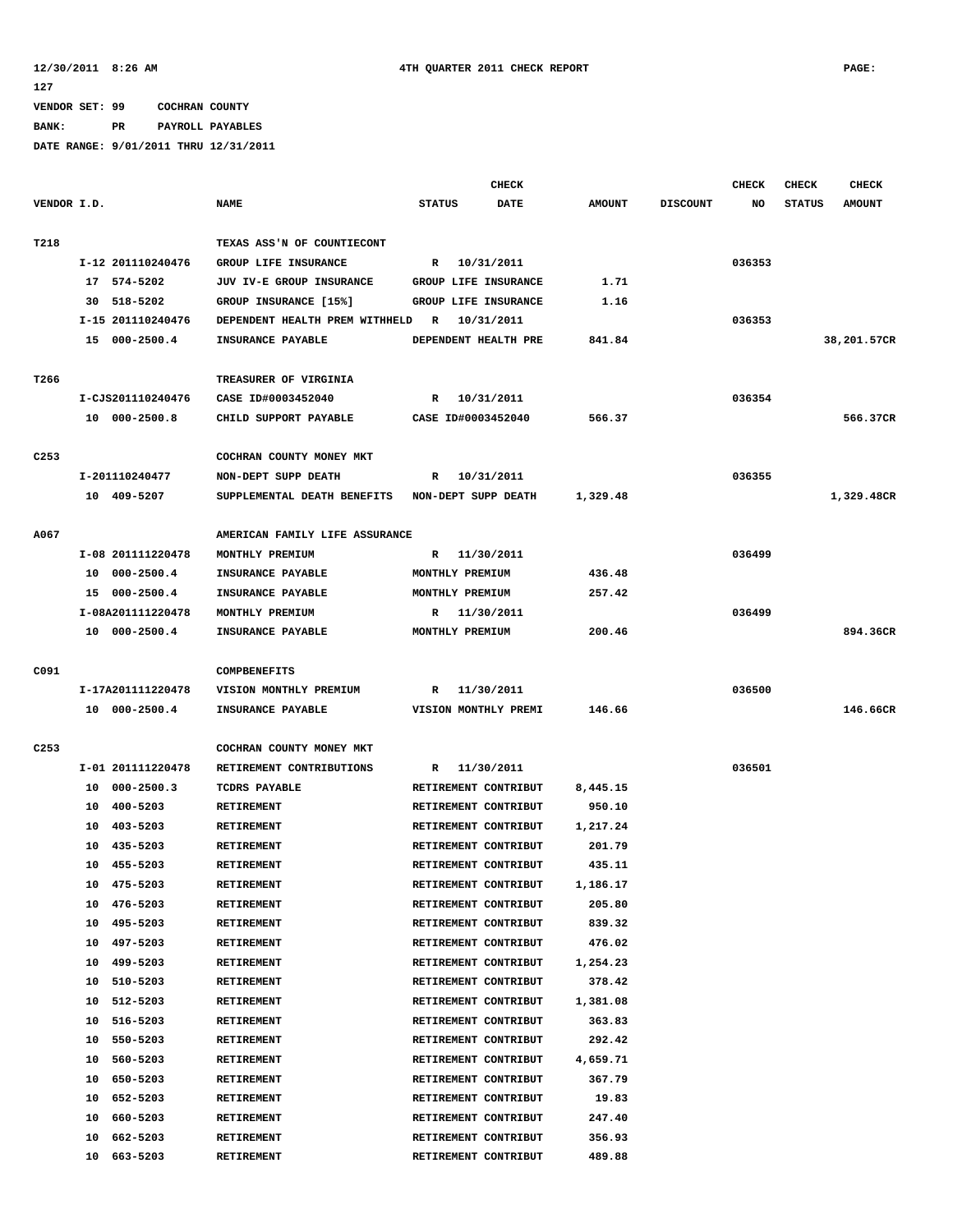12/30/2011 8:26 AM 4TH QUARTER 2011 CHECK REPORT PAGE: 127

VENDOR SET: 99 COCHRAN COUNTY

BANK: PR PAYROLL PAYABLES

DATE RANGE: 9/01/2011 THRU 12/31/2011

| VENDOR I.D. | | NAME | STATUS | CHECK DATE | AMOUNT | DISCOUNT | CHECK NO | CHECK STATUS | CHECK AMOUNT |
|---|---|---|---|---|---|---|---|---|---|
| T218 | | TEXAS ASS'N OF COUNTIECONT | | | | | | | |
| | I-12 201110240476 | GROUP LIFE INSURANCE | R | 10/31/2011 | | | 036353 | | |
| | 17 574-5202 | JUV IV-E GROUP INSURANCE | GROUP LIFE INSURANCE | | 1.71 | | | | |
| | 30 518-5202 | GROUP INSURANCE [15%] | GROUP LIFE INSURANCE | | 1.16 | | | | |
| | I-15 201110240476 | DEPENDENT HEALTH PREM WITHHELD | R | 10/31/2011 | | | 036353 | | |
| | 15 000-2500.4 | INSURANCE PAYABLE | DEPENDENT HEALTH PRE | | 841.84 | | | | 38,201.57CR |
| T266 | | TREASURER OF VIRGINIA | | | | | | | |
| | I-CJS201110240476 | CASE ID#0003452040 | R | 10/31/2011 | | | 036354 | | |
| | 10 000-2500.8 | CHILD SUPPORT PAYABLE | CASE ID#0003452040 | | 566.37 | | | | 566.37CR |
| C253 | | COCHRAN COUNTY MONEY MKT | | | | | | | |
| | I-201110240477 | NON-DEPT SUPP DEATH | R | 10/31/2011 | | | 036355 | | |
| | 10 409-5207 | SUPPLEMENTAL DEATH BENEFITS | NON-DEPT SUPP DEATH | | 1,329.48 | | | | 1,329.48CR |
| A067 | | AMERICAN FAMILY LIFE ASSURANCE | | | | | | | |
| | I-08 201111220478 | MONTHLY PREMIUM | R | 11/30/2011 | | | 036499 | | |
| | 10 000-2500.4 | INSURANCE PAYABLE | MONTHLY PREMIUM | | 436.48 | | | | |
| | 15 000-2500.4 | INSURANCE PAYABLE | MONTHLY PREMIUM | | 257.42 | | | | |
| | I-08A201111220478 | MONTHLY PREMIUM | R | 11/30/2011 | | | 036499 | | |
| | 10 000-2500.4 | INSURANCE PAYABLE | MONTHLY PREMIUM | | 200.46 | | | | 894.36CR |
| C091 | | COMPBENEFITS | | | | | | | |
| | I-17A201111220478 | VISION MONTHLY PREMIUM | R | 11/30/2011 | | | 036500 | | |
| | 10 000-2500.4 | INSURANCE PAYABLE | VISION MONTHLY PREMI | | 146.66 | | | | 146.66CR |
| C253 | | COCHRAN COUNTY MONEY MKT | | | | | | | |
| | I-01 201111220478 | RETIREMENT CONTRIBUTIONS | R | 11/30/2011 | | | 036501 | | |
| | 10 000-2500.3 | TCDRS PAYABLE | RETIREMENT CONTRIBUT | | 8,445.15 | | | | |
| | 10 400-5203 | RETIREMENT | RETIREMENT CONTRIBUT | | 950.10 | | | | |
| | 10 403-5203 | RETIREMENT | RETIREMENT CONTRIBUT | | 1,217.24 | | | | |
| | 10 435-5203 | RETIREMENT | RETIREMENT CONTRIBUT | | 201.79 | | | | |
| | 10 455-5203 | RETIREMENT | RETIREMENT CONTRIBUT | | 435.11 | | | | |
| | 10 475-5203 | RETIREMENT | RETIREMENT CONTRIBUT | | 1,186.17 | | | | |
| | 10 476-5203 | RETIREMENT | RETIREMENT CONTRIBUT | | 205.80 | | | | |
| | 10 495-5203 | RETIREMENT | RETIREMENT CONTRIBUT | | 839.32 | | | | |
| | 10 497-5203 | RETIREMENT | RETIREMENT CONTRIBUT | | 476.02 | | | | |
| | 10 499-5203 | RETIREMENT | RETIREMENT CONTRIBUT | | 1,254.23 | | | | |
| | 10 510-5203 | RETIREMENT | RETIREMENT CONTRIBUT | | 378.42 | | | | |
| | 10 512-5203 | RETIREMENT | RETIREMENT CONTRIBUT | | 1,381.08 | | | | |
| | 10 516-5203 | RETIREMENT | RETIREMENT CONTRIBUT | | 363.83 | | | | |
| | 10 550-5203 | RETIREMENT | RETIREMENT CONTRIBUT | | 292.42 | | | | |
| | 10 560-5203 | RETIREMENT | RETIREMENT CONTRIBUT | | 4,659.71 | | | | |
| | 10 650-5203 | RETIREMENT | RETIREMENT CONTRIBUT | | 367.79 | | | | |
| | 10 652-5203 | RETIREMENT | RETIREMENT CONTRIBUT | | 19.83 | | | | |
| | 10 660-5203 | RETIREMENT | RETIREMENT CONTRIBUT | | 247.40 | | | | |
| | 10 662-5203 | RETIREMENT | RETIREMENT CONTRIBUT | | 356.93 | | | | |
| | 10 663-5203 | RETIREMENT | RETIREMENT CONTRIBUT | | 489.88 | | | | |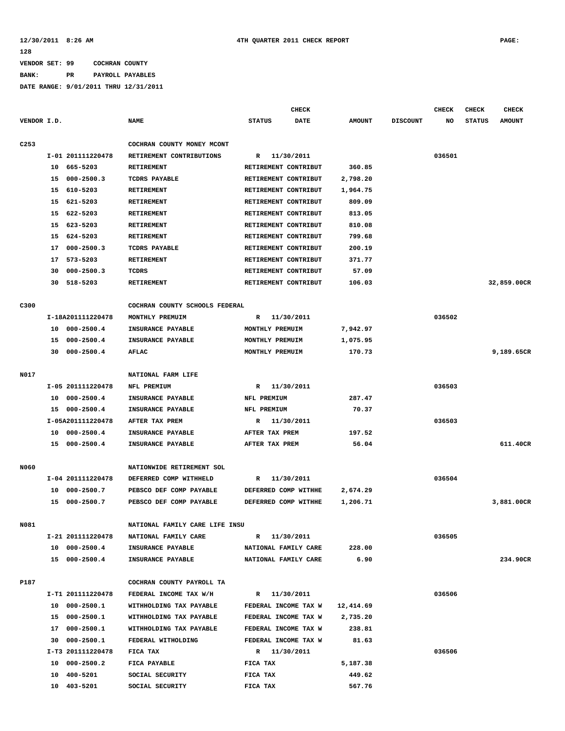12/30/2011 8:26 AM 4TH QUARTER 2011 CHECK REPORT PAGE: 128

VENDOR SET: 99 COCHRAN COUNTY

BANK: PR PAYROLL PAYABLES

DATE RANGE: 9/01/2011 THRU 12/31/2011

| VENDOR I.D. | | NAME | STATUS | CHECK DATE | AMOUNT | DISCOUNT | CHECK NO | CHECK STATUS | CHECK AMOUNT |
|---|---|---|---|---|---|---|---|---|---|
| C253 | | COCHRAN COUNTY MONEY MCONT | | | | | | | |
| | I-01 201111220478 | RETIREMENT CONTRIBUTIONS | R | 11/30/2011 | | | 036501 | | |
| | 10 665-5203 | RETIREMENT | RETIREMENT CONTRIBUT | | 360.85 | | | | |
| | 15 000-2500.3 | TCDRS PAYABLE | RETIREMENT CONTRIBUT | | 2,798.20 | | | | |
| | 15 610-5203 | RETIREMENT | RETIREMENT CONTRIBUT | | 1,964.75 | | | | |
| | 15 621-5203 | RETIREMENT | RETIREMENT CONTRIBUT | | 809.09 | | | | |
| | 15 622-5203 | RETIREMENT | RETIREMENT CONTRIBUT | | 813.05 | | | | |
| | 15 623-5203 | RETIREMENT | RETIREMENT CONTRIBUT | | 810.08 | | | | |
| | 15 624-5203 | RETIREMENT | RETIREMENT CONTRIBUT | | 799.68 | | | | |
| | 17 000-2500.3 | TCDRS PAYABLE | RETIREMENT CONTRIBUT | | 200.19 | | | | |
| | 17 573-5203 | RETIREMENT | RETIREMENT CONTRIBUT | | 371.77 | | | | |
| | 30 000-2500.3 | TCDRS | RETIREMENT CONTRIBUT | | 57.09 | | | | |
| | 30 518-5203 | RETIREMENT | RETIREMENT CONTRIBUT | | 106.03 | | | | 32,859.00CR |
| C300 | | COCHRAN COUNTY SCHOOLS FEDERAL | | | | | | | |
| | I-18A201111220478 | MONTHLY PREMUIM | R | 11/30/2011 | | | 036502 | | |
| | 10 000-2500.4 | INSURANCE PAYABLE | MONTHLY PREMUIM | | 7,942.97 | | | | |
| | 15 000-2500.4 | INSURANCE PAYABLE | MONTHLY PREMUIM | | 1,075.95 | | | | |
| | 30 000-2500.4 | AFLAC | MONTHLY PREMUIM | | 170.73 | | | | 9,189.65CR |
| N017 | | NATIONAL FARM LIFE | | | | | | | |
| | I-05 201111220478 | NFL PREMIUM | R | 11/30/2011 | | | 036503 | | |
| | 10 000-2500.4 | INSURANCE PAYABLE | NFL PREMIUM | | 287.47 | | | | |
| | 15 000-2500.4 | INSURANCE PAYABLE | NFL PREMIUM | | 70.37 | | | | |
| | I-05A201111220478 | AFTER TAX PREM | R | 11/30/2011 | | | 036503 | | |
| | 10 000-2500.4 | INSURANCE PAYABLE | AFTER TAX PREM | | 197.52 | | | | |
| | 15 000-2500.4 | INSURANCE PAYABLE | AFTER TAX PREM | | 56.04 | | | | 611.40CR |
| N060 | | NATIONWIDE RETIREMENT SOL | | | | | | | |
| | I-04 201111220478 | DEFERRED COMP WITHHELD | R | 11/30/2011 | | | 036504 | | |
| | 10 000-2500.7 | PEBSCO DEF COMP PAYABLE | DEFERRED COMP WITHHE | | 2,674.29 | | | | |
| | 15 000-2500.7 | PEBSCO DEF COMP PAYABLE | DEFERRED COMP WITHHE | | 1,206.71 | | | | 3,881.00CR |
| N081 | | NATIONAL FAMILY CARE LIFE INSU | | | | | | | |
| | I-21 201111220478 | NATIONAL FAMILY CARE | R | 11/30/2011 | | | 036505 | | |
| | 10 000-2500.4 | INSURANCE PAYABLE | NATIONAL FAMILY CARE | | 228.00 | | | | |
| | 15 000-2500.4 | INSURANCE PAYABLE | NATIONAL FAMILY CARE | | 6.90 | | | | 234.90CR |
| P187 | | COCHRAN COUNTY PAYROLL TA | | | | | | | |
| | I-T1 201111220478 | FEDERAL INCOME TAX W/H | R | 11/30/2011 | | | 036506 | | |
| | 10 000-2500.1 | WITHHOLDING TAX PAYABLE | FEDERAL INCOME TAX W | | 12,414.69 | | | | |
| | 15 000-2500.1 | WITHHOLDING TAX PAYABLE | FEDERAL INCOME TAX W | | 2,735.20 | | | | |
| | 17 000-2500.1 | WITHHOLDING TAX PAYABLE | FEDERAL INCOME TAX W | | 238.81 | | | | |
| | 30 000-2500.1 | FEDERAL WITHOLDING | FEDERAL INCOME TAX W | | 81.63 | | | | |
| | I-T3 201111220478 | FICA TAX | R | 11/30/2011 | | | 036506 | | |
| | 10 000-2500.2 | FICA PAYABLE | FICA TAX | | 5,187.38 | | | | |
| | 10 400-5201 | SOCIAL SECURITY | FICA TAX | | 449.62 | | | | |
| | 10 403-5201 | SOCIAL SECURITY | FICA TAX | | 567.76 | | | | |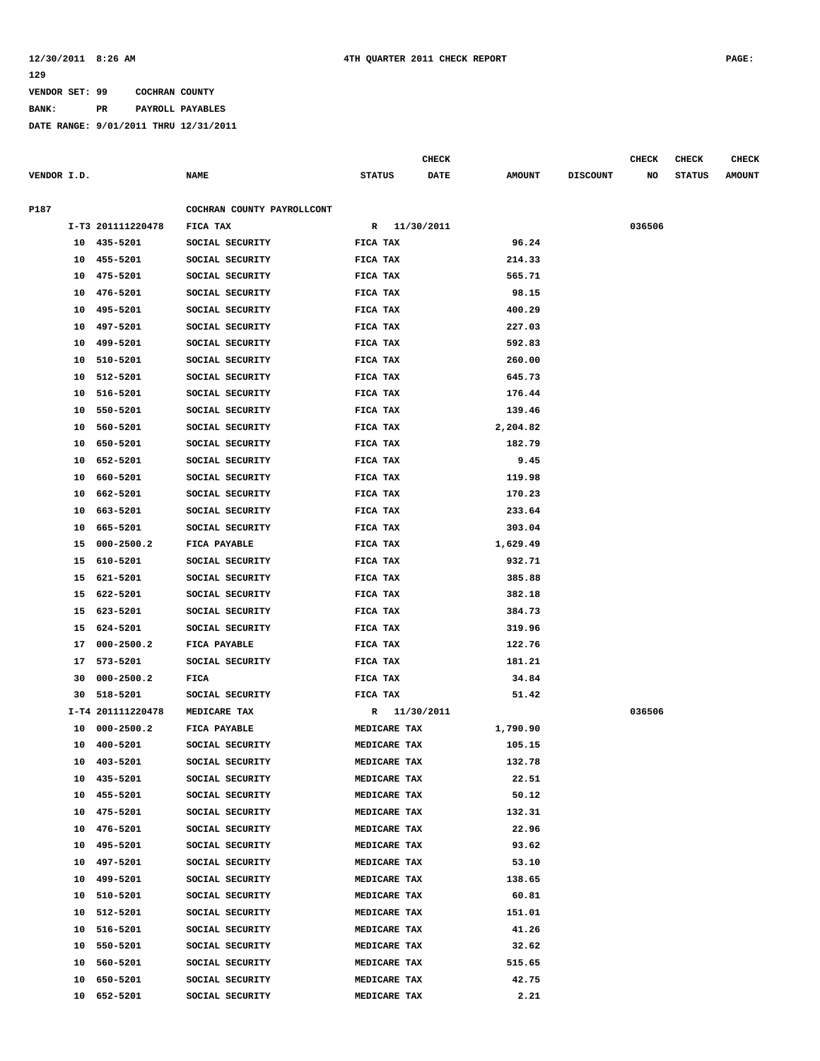12/30/2011 8:26 AM 4TH QUARTER 2011 CHECK REPORT PAGE: 129

VENDOR SET: 99 COCHRAN COUNTY

BANK: PR PAYROLL PAYABLES

DATE RANGE: 9/01/2011 THRU 12/31/2011

| VENDOR I.D. | | NAME | STATUS | CHECK DATE | AMOUNT | DISCOUNT | CHECK NO | CHECK STATUS | CHECK AMOUNT |
|---|---|---|---|---|---|---|---|---|---|
| P187 | | COCHRAN COUNTY PAYROLLCONT | | | | | | | |
| I-T3 | 201111220478 | FICA TAX | R | 11/30/2011 | | | 036506 | | |
| 10 | 435-5201 | SOCIAL SECURITY | FICA TAX | | 96.24 | | | | |
| 10 | 455-5201 | SOCIAL SECURITY | FICA TAX | | 214.33 | | | | |
| 10 | 475-5201 | SOCIAL SECURITY | FICA TAX | | 565.71 | | | | |
| 10 | 476-5201 | SOCIAL SECURITY | FICA TAX | | 98.15 | | | | |
| 10 | 495-5201 | SOCIAL SECURITY | FICA TAX | | 400.29 | | | | |
| 10 | 497-5201 | SOCIAL SECURITY | FICA TAX | | 227.03 | | | | |
| 10 | 499-5201 | SOCIAL SECURITY | FICA TAX | | 592.83 | | | | |
| 10 | 510-5201 | SOCIAL SECURITY | FICA TAX | | 260.00 | | | | |
| 10 | 512-5201 | SOCIAL SECURITY | FICA TAX | | 645.73 | | | | |
| 10 | 516-5201 | SOCIAL SECURITY | FICA TAX | | 176.44 | | | | |
| 10 | 550-5201 | SOCIAL SECURITY | FICA TAX | | 139.46 | | | | |
| 10 | 560-5201 | SOCIAL SECURITY | FICA TAX | | 2,204.82 | | | | |
| 10 | 650-5201 | SOCIAL SECURITY | FICA TAX | | 182.79 | | | | |
| 10 | 652-5201 | SOCIAL SECURITY | FICA TAX | | 9.45 | | | | |
| 10 | 660-5201 | SOCIAL SECURITY | FICA TAX | | 119.98 | | | | |
| 10 | 662-5201 | SOCIAL SECURITY | FICA TAX | | 170.23 | | | | |
| 10 | 663-5201 | SOCIAL SECURITY | FICA TAX | | 233.64 | | | | |
| 10 | 665-5201 | SOCIAL SECURITY | FICA TAX | | 303.04 | | | | |
| 15 | 000-2500.2 | FICA PAYABLE | FICA TAX | | 1,629.49 | | | | |
| 15 | 610-5201 | SOCIAL SECURITY | FICA TAX | | 932.71 | | | | |
| 15 | 621-5201 | SOCIAL SECURITY | FICA TAX | | 385.88 | | | | |
| 15 | 622-5201 | SOCIAL SECURITY | FICA TAX | | 382.18 | | | | |
| 15 | 623-5201 | SOCIAL SECURITY | FICA TAX | | 384.73 | | | | |
| 15 | 624-5201 | SOCIAL SECURITY | FICA TAX | | 319.96 | | | | |
| 17 | 000-2500.2 | FICA PAYABLE | FICA TAX | | 122.76 | | | | |
| 17 | 573-5201 | SOCIAL SECURITY | FICA TAX | | 181.21 | | | | |
| 30 | 000-2500.2 | FICA | FICA TAX | | 34.84 | | | | |
| 30 | 518-5201 | SOCIAL SECURITY | FICA TAX | | 51.42 | | | | |
| I-T4 | 201111220478 | MEDICARE TAX | R | 11/30/2011 | | | 036506 | | |
| 10 | 000-2500.2 | FICA PAYABLE | MEDICARE TAX | | 1,790.90 | | | | |
| 10 | 400-5201 | SOCIAL SECURITY | MEDICARE TAX | | 105.15 | | | | |
| 10 | 403-5201 | SOCIAL SECURITY | MEDICARE TAX | | 132.78 | | | | |
| 10 | 435-5201 | SOCIAL SECURITY | MEDICARE TAX | | 22.51 | | | | |
| 10 | 455-5201 | SOCIAL SECURITY | MEDICARE TAX | | 50.12 | | | | |
| 10 | 475-5201 | SOCIAL SECURITY | MEDICARE TAX | | 132.31 | | | | |
| 10 | 476-5201 | SOCIAL SECURITY | MEDICARE TAX | | 22.96 | | | | |
| 10 | 495-5201 | SOCIAL SECURITY | MEDICARE TAX | | 93.62 | | | | |
| 10 | 497-5201 | SOCIAL SECURITY | MEDICARE TAX | | 53.10 | | | | |
| 10 | 499-5201 | SOCIAL SECURITY | MEDICARE TAX | | 138.65 | | | | |
| 10 | 510-5201 | SOCIAL SECURITY | MEDICARE TAX | | 60.81 | | | | |
| 10 | 512-5201 | SOCIAL SECURITY | MEDICARE TAX | | 151.01 | | | | |
| 10 | 516-5201 | SOCIAL SECURITY | MEDICARE TAX | | 41.26 | | | | |
| 10 | 550-5201 | SOCIAL SECURITY | MEDICARE TAX | | 32.62 | | | | |
| 10 | 560-5201 | SOCIAL SECURITY | MEDICARE TAX | | 515.65 | | | | |
| 10 | 650-5201 | SOCIAL SECURITY | MEDICARE TAX | | 42.75 | | | | |
| 10 | 652-5201 | SOCIAL SECURITY | MEDICARE TAX | | 2.21 | | | | |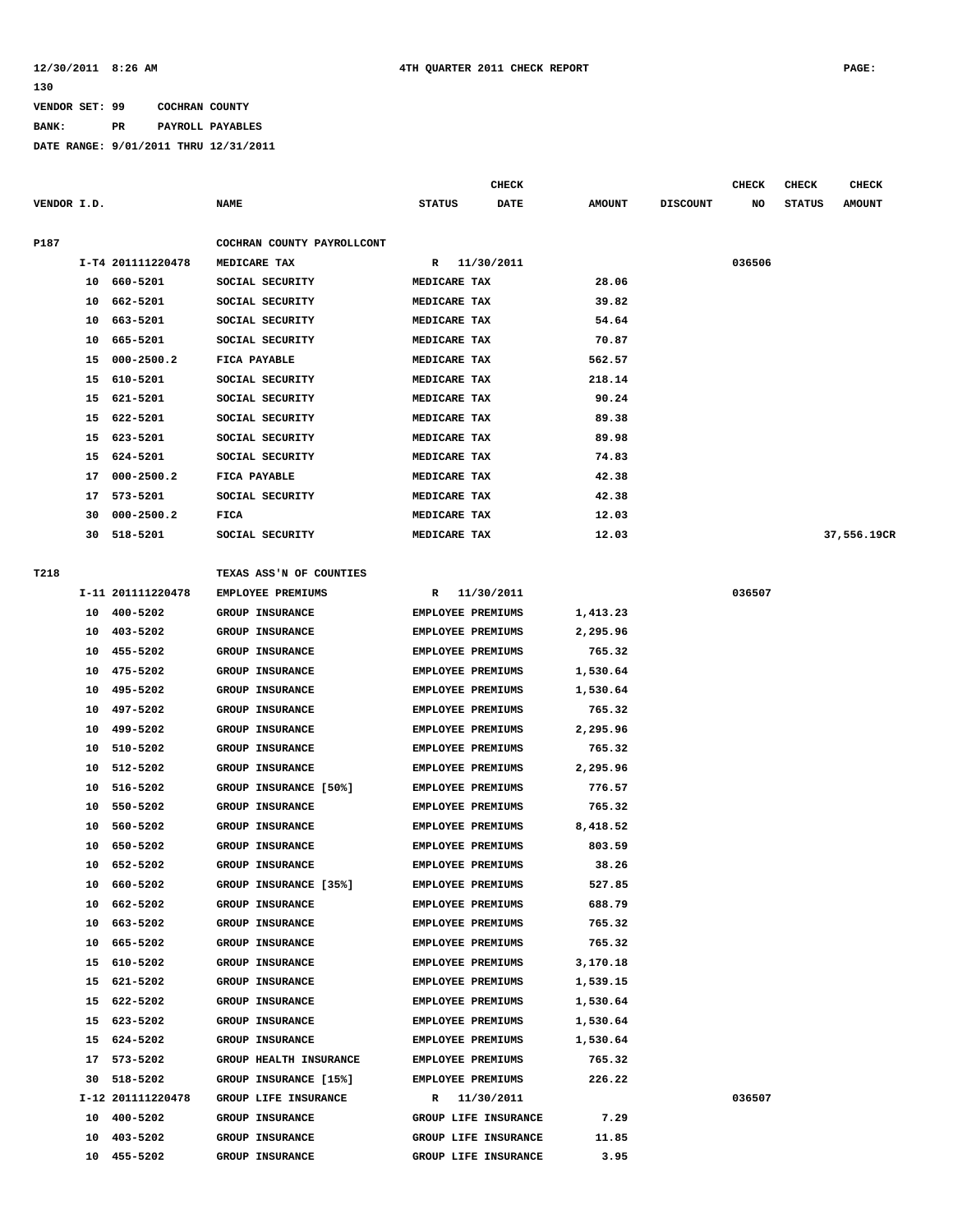12/30/2011 8:26 AM 4TH QUARTER 2011 CHECK REPORT PAGE: 130

VENDOR SET: 99 COCHRAN COUNTY
BANK: PR PAYROLL PAYABLES
DATE RANGE: 9/01/2011 THRU 12/31/2011

| VENDOR I.D. | | NAME | STATUS | CHECK DATE | AMOUNT | DISCOUNT | CHECK NO | CHECK STATUS | CHECK AMOUNT |
|---|---|---|---|---|---|---|---|---|---|
| P187 | | COCHRAN COUNTY PAYROLLCONT | | | | | | | |
| | I-T4 201111220478 | MEDICARE TAX | R | 11/30/2011 | | | 036506 | | |
| | 10 660-5201 | SOCIAL SECURITY | MEDICARE TAX | | 28.06 | | | | |
| | 10 662-5201 | SOCIAL SECURITY | MEDICARE TAX | | 39.82 | | | | |
| | 10 663-5201 | SOCIAL SECURITY | MEDICARE TAX | | 54.64 | | | | |
| | 10 665-5201 | SOCIAL SECURITY | MEDICARE TAX | | 70.87 | | | | |
| | 15 000-2500.2 | FICA PAYABLE | MEDICARE TAX | | 562.57 | | | | |
| | 15 610-5201 | SOCIAL SECURITY | MEDICARE TAX | | 218.14 | | | | |
| | 15 621-5201 | SOCIAL SECURITY | MEDICARE TAX | | 90.24 | | | | |
| | 15 622-5201 | SOCIAL SECURITY | MEDICARE TAX | | 89.38 | | | | |
| | 15 623-5201 | SOCIAL SECURITY | MEDICARE TAX | | 89.98 | | | | |
| | 15 624-5201 | SOCIAL SECURITY | MEDICARE TAX | | 74.83 | | | | |
| | 17 000-2500.2 | FICA PAYABLE | MEDICARE TAX | | 42.38 | | | | |
| | 17 573-5201 | SOCIAL SECURITY | MEDICARE TAX | | 42.38 | | | | |
| | 30 000-2500.2 | FICA | MEDICARE TAX | | 12.03 | | | | |
| | 30 518-5201 | SOCIAL SECURITY | MEDICARE TAX | | 12.03 | | | | 37,556.19CR |
| T218 | | TEXAS ASS'N OF COUNTIES | | | | | | | |
| | I-11 201111220478 | EMPLOYEE PREMIUMS | R | 11/30/2011 | | | 036507 | | |
| | 10 400-5202 | GROUP INSURANCE | EMPLOYEE PREMIUMS | | 1,413.23 | | | | |
| | 10 403-5202 | GROUP INSURANCE | EMPLOYEE PREMIUMS | | 2,295.96 | | | | |
| | 10 455-5202 | GROUP INSURANCE | EMPLOYEE PREMIUMS | | 765.32 | | | | |
| | 10 475-5202 | GROUP INSURANCE | EMPLOYEE PREMIUMS | | 1,530.64 | | | | |
| | 10 495-5202 | GROUP INSURANCE | EMPLOYEE PREMIUMS | | 1,530.64 | | | | |
| | 10 497-5202 | GROUP INSURANCE | EMPLOYEE PREMIUMS | | 765.32 | | | | |
| | 10 499-5202 | GROUP INSURANCE | EMPLOYEE PREMIUMS | | 2,295.96 | | | | |
| | 10 510-5202 | GROUP INSURANCE | EMPLOYEE PREMIUMS | | 765.32 | | | | |
| | 10 512-5202 | GROUP INSURANCE | EMPLOYEE PREMIUMS | | 2,295.96 | | | | |
| | 10 516-5202 | GROUP INSURANCE [50%] | EMPLOYEE PREMIUMS | | 776.57 | | | | |
| | 10 550-5202 | GROUP INSURANCE | EMPLOYEE PREMIUMS | | 765.32 | | | | |
| | 10 560-5202 | GROUP INSURANCE | EMPLOYEE PREMIUMS | | 8,418.52 | | | | |
| | 10 650-5202 | GROUP INSURANCE | EMPLOYEE PREMIUMS | | 803.59 | | | | |
| | 10 652-5202 | GROUP INSURANCE | EMPLOYEE PREMIUMS | | 38.26 | | | | |
| | 10 660-5202 | GROUP INSURANCE [35%] | EMPLOYEE PREMIUMS | | 527.85 | | | | |
| | 10 662-5202 | GROUP INSURANCE | EMPLOYEE PREMIUMS | | 688.79 | | | | |
| | 10 663-5202 | GROUP INSURANCE | EMPLOYEE PREMIUMS | | 765.32 | | | | |
| | 10 665-5202 | GROUP INSURANCE | EMPLOYEE PREMIUMS | | 765.32 | | | | |
| | 15 610-5202 | GROUP INSURANCE | EMPLOYEE PREMIUMS | | 3,170.18 | | | | |
| | 15 621-5202 | GROUP INSURANCE | EMPLOYEE PREMIUMS | | 1,539.15 | | | | |
| | 15 622-5202 | GROUP INSURANCE | EMPLOYEE PREMIUMS | | 1,530.64 | | | | |
| | 15 623-5202 | GROUP INSURANCE | EMPLOYEE PREMIUMS | | 1,530.64 | | | | |
| | 15 624-5202 | GROUP INSURANCE | EMPLOYEE PREMIUMS | | 1,530.64 | | | | |
| | 17 573-5202 | GROUP HEALTH INSURANCE | EMPLOYEE PREMIUMS | | 765.32 | | | | |
| | 30 518-5202 | GROUP INSURANCE [15%] | EMPLOYEE PREMIUMS | | 226.22 | | | | |
| | I-12 201111220478 | GROUP LIFE INSURANCE | R | 11/30/2011 | | | 036507 | | |
| | 10 400-5202 | GROUP INSURANCE | GROUP LIFE INSURANCE | | 7.29 | | | | |
| | 10 403-5202 | GROUP INSURANCE | GROUP LIFE INSURANCE | | 11.85 | | | | |
| | 10 455-5202 | GROUP INSURANCE | GROUP LIFE INSURANCE | | 3.95 | | | | |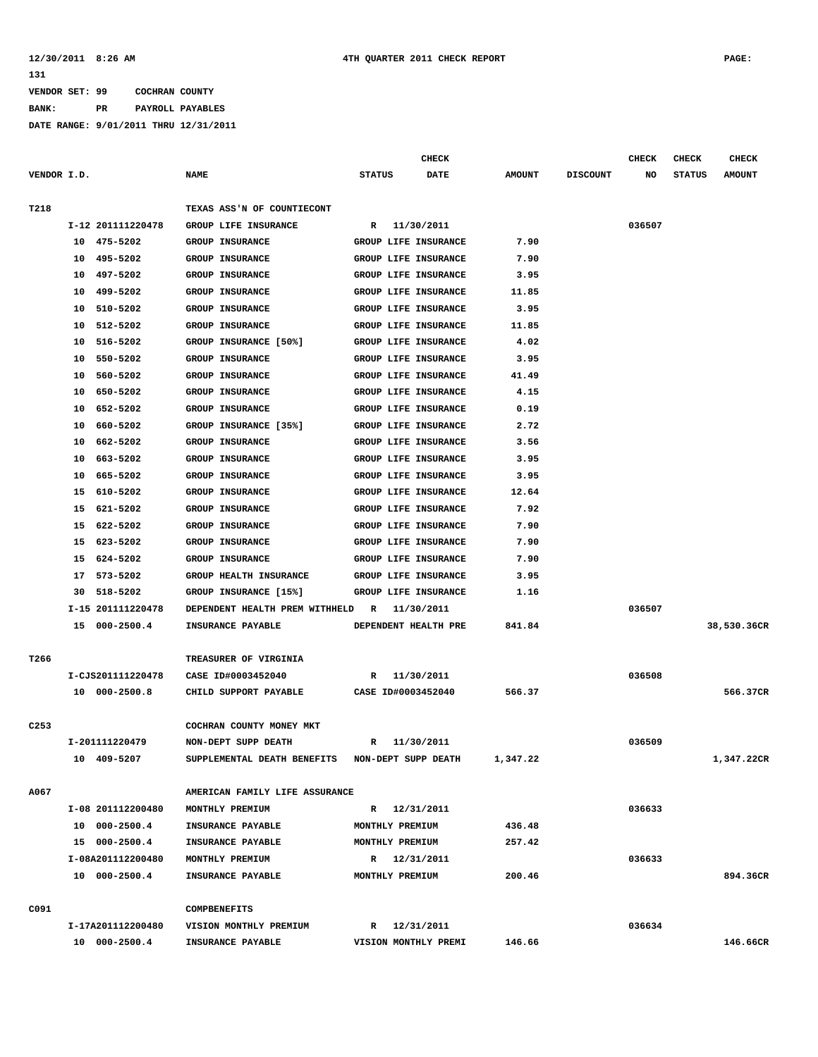**12/30/2011 8:26 AM** **4TH QUARTER 2011 CHECK REPORT** **PAGE: 131**

**VENDOR SET: 99 COCHRAN COUNTY**

**BANK: PR PAYROLL PAYABLES**

**DATE RANGE: 9/01/2011 THRU 12/31/2011**

| VENDOR I.D. | NAME | STATUS | CHECK DATE | AMOUNT | DISCOUNT | CHECK NO | CHECK STATUS | CHECK AMOUNT |
|---|---|---|---|---|---|---|---|---|
| T218 | TEXAS ASS'N OF COUNTIECONT | | | | | | | |
| I-12 201111220478 | GROUP LIFE INSURANCE | R | 11/30/2011 | | | 036507 | | |
| 10 475-5202 | GROUP INSURANCE | GROUP LIFE INSURANCE | | 7.90 | | | | |
| 10 495-5202 | GROUP INSURANCE | GROUP LIFE INSURANCE | | 7.90 | | | | |
| 10 497-5202 | GROUP INSURANCE | GROUP LIFE INSURANCE | | 3.95 | | | | |
| 10 499-5202 | GROUP INSURANCE | GROUP LIFE INSURANCE | | 11.85 | | | | |
| 10 510-5202 | GROUP INSURANCE | GROUP LIFE INSURANCE | | 3.95 | | | | |
| 10 512-5202 | GROUP INSURANCE | GROUP LIFE INSURANCE | | 11.85 | | | | |
| 10 516-5202 | GROUP INSURANCE [50%] | GROUP LIFE INSURANCE | | 4.02 | | | | |
| 10 550-5202 | GROUP INSURANCE | GROUP LIFE INSURANCE | | 3.95 | | | | |
| 10 560-5202 | GROUP INSURANCE | GROUP LIFE INSURANCE | | 41.49 | | | | |
| 10 650-5202 | GROUP INSURANCE | GROUP LIFE INSURANCE | | 4.15 | | | | |
| 10 652-5202 | GROUP INSURANCE | GROUP LIFE INSURANCE | | 0.19 | | | | |
| 10 660-5202 | GROUP INSURANCE [35%] | GROUP LIFE INSURANCE | | 2.72 | | | | |
| 10 662-5202 | GROUP INSURANCE | GROUP LIFE INSURANCE | | 3.56 | | | | |
| 10 663-5202 | GROUP INSURANCE | GROUP LIFE INSURANCE | | 3.95 | | | | |
| 10 665-5202 | GROUP INSURANCE | GROUP LIFE INSURANCE | | 3.95 | | | | |
| 15 610-5202 | GROUP INSURANCE | GROUP LIFE INSURANCE | | 12.64 | | | | |
| 15 621-5202 | GROUP INSURANCE | GROUP LIFE INSURANCE | | 7.92 | | | | |
| 15 622-5202 | GROUP INSURANCE | GROUP LIFE INSURANCE | | 7.90 | | | | |
| 15 623-5202 | GROUP INSURANCE | GROUP LIFE INSURANCE | | 7.90 | | | | |
| 15 624-5202 | GROUP INSURANCE | GROUP LIFE INSURANCE | | 7.90 | | | | |
| 17 573-5202 | GROUP HEALTH INSURANCE | GROUP LIFE INSURANCE | | 3.95 | | | | |
| 30 518-5202 | GROUP INSURANCE [15%] | GROUP LIFE INSURANCE | | 1.16 | | | | |
| I-15 201111220478 | DEPENDENT HEALTH PREM WITHHELD | R | 11/30/2011 | | | 036507 | | |
| 15 000-2500.4 | INSURANCE PAYABLE | DEPENDENT HEALTH PRE | | 841.84 | | | | 38,530.36CR |
| T266 | TREASURER OF VIRGINIA | | | | | | | |
| I-CJS201111220478 | CASE ID#0003452040 | R | 11/30/2011 | | | 036508 | | |
| 10 000-2500.8 | CHILD SUPPORT PAYABLE | CASE ID#0003452040 | | 566.37 | | | | 566.37CR |
| C253 | COCHRAN COUNTY MONEY MKT | | | | | | | |
| I-201111220479 | NON-DEPT SUPP DEATH | R | 11/30/2011 | | | 036509 | | |
| 10 409-5207 | SUPPLEMENTAL DEATH BENEFITS | NON-DEPT SUPP DEATH | | 1,347.22 | | | | 1,347.22CR |
| A067 | AMERICAN FAMILY LIFE ASSURANCE | | | | | | | |
| I-08 201112200480 | MONTHLY PREMIUM | R | 12/31/2011 | | | 036633 | | |
| 10 000-2500.4 | INSURANCE PAYABLE | MONTHLY PREMIUM | | 436.48 | | | | |
| 15 000-2500.4 | INSURANCE PAYABLE | MONTHLY PREMIUM | | 257.42 | | | | |
| I-08A201112200480 | MONTHLY PREMIUM | R | 12/31/2011 | | | 036633 | | |
| 10 000-2500.4 | INSURANCE PAYABLE | MONTHLY PREMIUM | | 200.46 | | | | 894.36CR |
| C091 | COMPBENEFITS | | | | | | | |
| I-17A201112200480 | VISION MONTHLY PREMIUM | R | 12/31/2011 | | | 036634 | | |
| 10 000-2500.4 | INSURANCE PAYABLE | VISION MONTHLY PREMI | | 146.66 | | | | 146.66CR |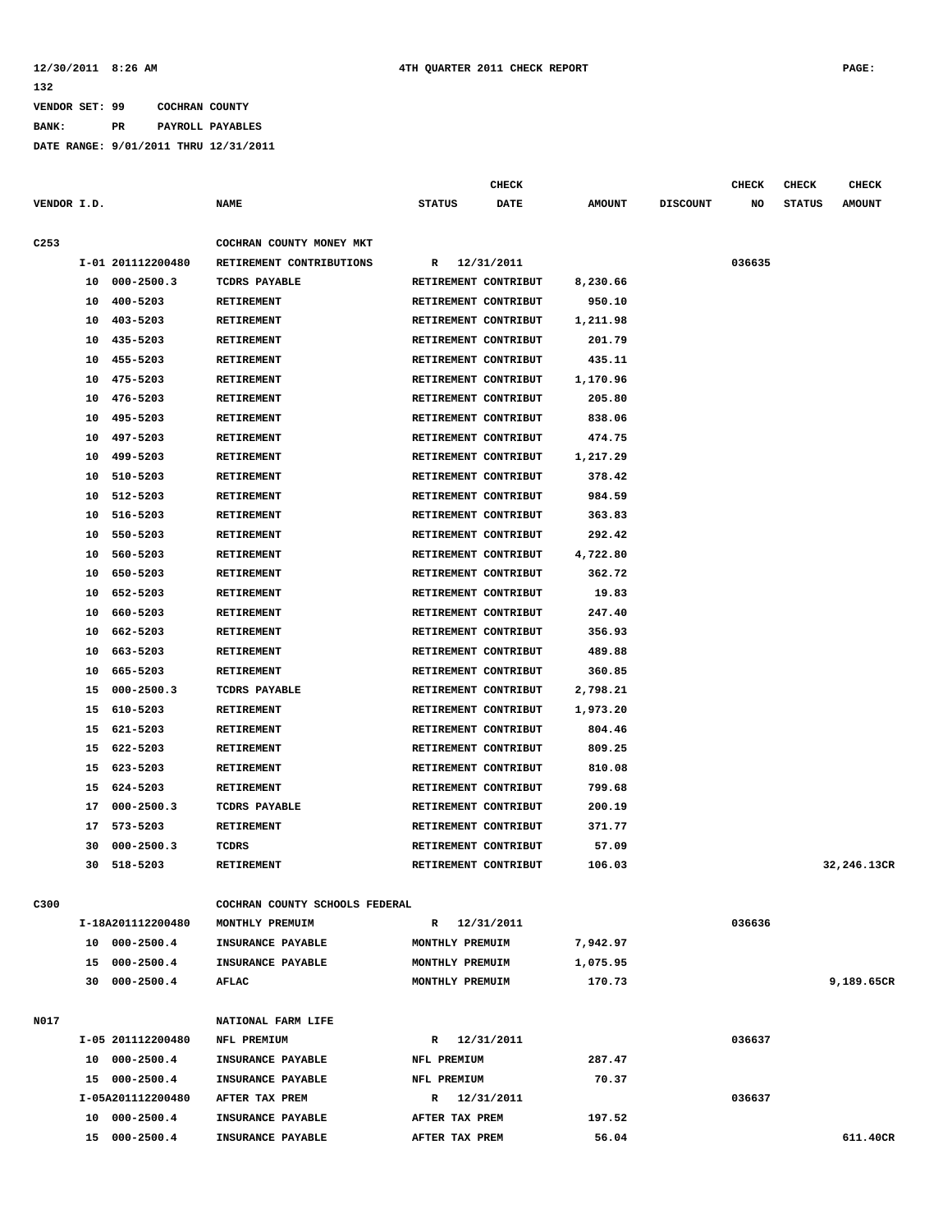12/30/2011 8:26 AM 4TH QUARTER 2011 CHECK REPORT PAGE: 132

VENDOR SET: 99 COCHRAN COUNTY

BANK: PR PAYROLL PAYABLES

DATE RANGE: 9/01/2011 THRU 12/31/2011

| VENDOR I.D. | | NAME | STATUS | CHECK DATE | AMOUNT | DISCOUNT | CHECK NO | CHECK STATUS | CHECK AMOUNT |
|---|---|---|---|---|---|---|---|---|---|
| C253 | | COCHRAN COUNTY MONEY MKT | | | | | | | |
| | I-01 201112200480 | RETIREMENT CONTRIBUTIONS | R | 12/31/2011 | | | 036635 | | |
| | 10 000-2500.3 | TCDRS PAYABLE | RETIREMENT CONTRIBUT | | 8,230.66 | | | | |
| | 10 400-5203 | RETIREMENT | RETIREMENT CONTRIBUT | | 950.10 | | | | |
| | 10 403-5203 | RETIREMENT | RETIREMENT CONTRIBUT | | 1,211.98 | | | | |
| | 10 435-5203 | RETIREMENT | RETIREMENT CONTRIBUT | | 201.79 | | | | |
| | 10 455-5203 | RETIREMENT | RETIREMENT CONTRIBUT | | 435.11 | | | | |
| | 10 475-5203 | RETIREMENT | RETIREMENT CONTRIBUT | | 1,170.96 | | | | |
| | 10 476-5203 | RETIREMENT | RETIREMENT CONTRIBUT | | 205.80 | | | | |
| | 10 495-5203 | RETIREMENT | RETIREMENT CONTRIBUT | | 838.06 | | | | |
| | 10 497-5203 | RETIREMENT | RETIREMENT CONTRIBUT | | 474.75 | | | | |
| | 10 499-5203 | RETIREMENT | RETIREMENT CONTRIBUT | | 1,217.29 | | | | |
| | 10 510-5203 | RETIREMENT | RETIREMENT CONTRIBUT | | 378.42 | | | | |
| | 10 512-5203 | RETIREMENT | RETIREMENT CONTRIBUT | | 984.59 | | | | |
| | 10 516-5203 | RETIREMENT | RETIREMENT CONTRIBUT | | 363.83 | | | | |
| | 10 550-5203 | RETIREMENT | RETIREMENT CONTRIBUT | | 292.42 | | | | |
| | 10 560-5203 | RETIREMENT | RETIREMENT CONTRIBUT | | 4,722.80 | | | | |
| | 10 650-5203 | RETIREMENT | RETIREMENT CONTRIBUT | | 362.72 | | | | |
| | 10 652-5203 | RETIREMENT | RETIREMENT CONTRIBUT | | 19.83 | | | | |
| | 10 660-5203 | RETIREMENT | RETIREMENT CONTRIBUT | | 247.40 | | | | |
| | 10 662-5203 | RETIREMENT | RETIREMENT CONTRIBUT | | 356.93 | | | | |
| | 10 663-5203 | RETIREMENT | RETIREMENT CONTRIBUT | | 489.88 | | | | |
| | 10 665-5203 | RETIREMENT | RETIREMENT CONTRIBUT | | 360.85 | | | | |
| | 15 000-2500.3 | TCDRS PAYABLE | RETIREMENT CONTRIBUT | | 2,798.21 | | | | |
| | 15 610-5203 | RETIREMENT | RETIREMENT CONTRIBUT | | 1,973.20 | | | | |
| | 15 621-5203 | RETIREMENT | RETIREMENT CONTRIBUT | | 804.46 | | | | |
| | 15 622-5203 | RETIREMENT | RETIREMENT CONTRIBUT | | 809.25 | | | | |
| | 15 623-5203 | RETIREMENT | RETIREMENT CONTRIBUT | | 810.08 | | | | |
| | 15 624-5203 | RETIREMENT | RETIREMENT CONTRIBUT | | 799.68 | | | | |
| | 17 000-2500.3 | TCDRS PAYABLE | RETIREMENT CONTRIBUT | | 200.19 | | | | |
| | 17 573-5203 | RETIREMENT | RETIREMENT CONTRIBUT | | 371.77 | | | | |
| | 30 000-2500.3 | TCDRS | RETIREMENT CONTRIBUT | | 57.09 | | | | |
| | 30 518-5203 | RETIREMENT | RETIREMENT CONTRIBUT | | 106.03 | | | | 32,246.13CR |
| C300 | | COCHRAN COUNTY SCHOOLS FEDERAL | | | | | | | |
| | I-18A201112200480 | MONTHLY PREMUIM | R | 12/31/2011 | | | 036636 | | |
| | 10 000-2500.4 | INSURANCE PAYABLE | MONTHLY PREMUIM | | 7,942.97 | | | | |
| | 15 000-2500.4 | INSURANCE PAYABLE | MONTHLY PREMUIM | | 1,075.95 | | | | |
| | 30 000-2500.4 | AFLAC | MONTHLY PREMUIM | | 170.73 | | | | 9,189.65CR |
| N017 | | NATIONAL FARM LIFE | | | | | | | |
| | I-05 201112200480 | NFL PREMIUM | R | 12/31/2011 | | | 036637 | | |
| | 10 000-2500.4 | INSURANCE PAYABLE | NFL PREMIUM | | 287.47 | | | | |
| | 15 000-2500.4 | INSURANCE PAYABLE | NFL PREMIUM | | 70.37 | | | | |
| | I-05A201112200480 | AFTER TAX PREM | R | 12/31/2011 | | | 036637 | | |
| | 10 000-2500.4 | INSURANCE PAYABLE | AFTER TAX PREM | | 197.52 | | | | |
| | 15 000-2500.4 | INSURANCE PAYABLE | AFTER TAX PREM | | 56.04 | | | | 611.40CR |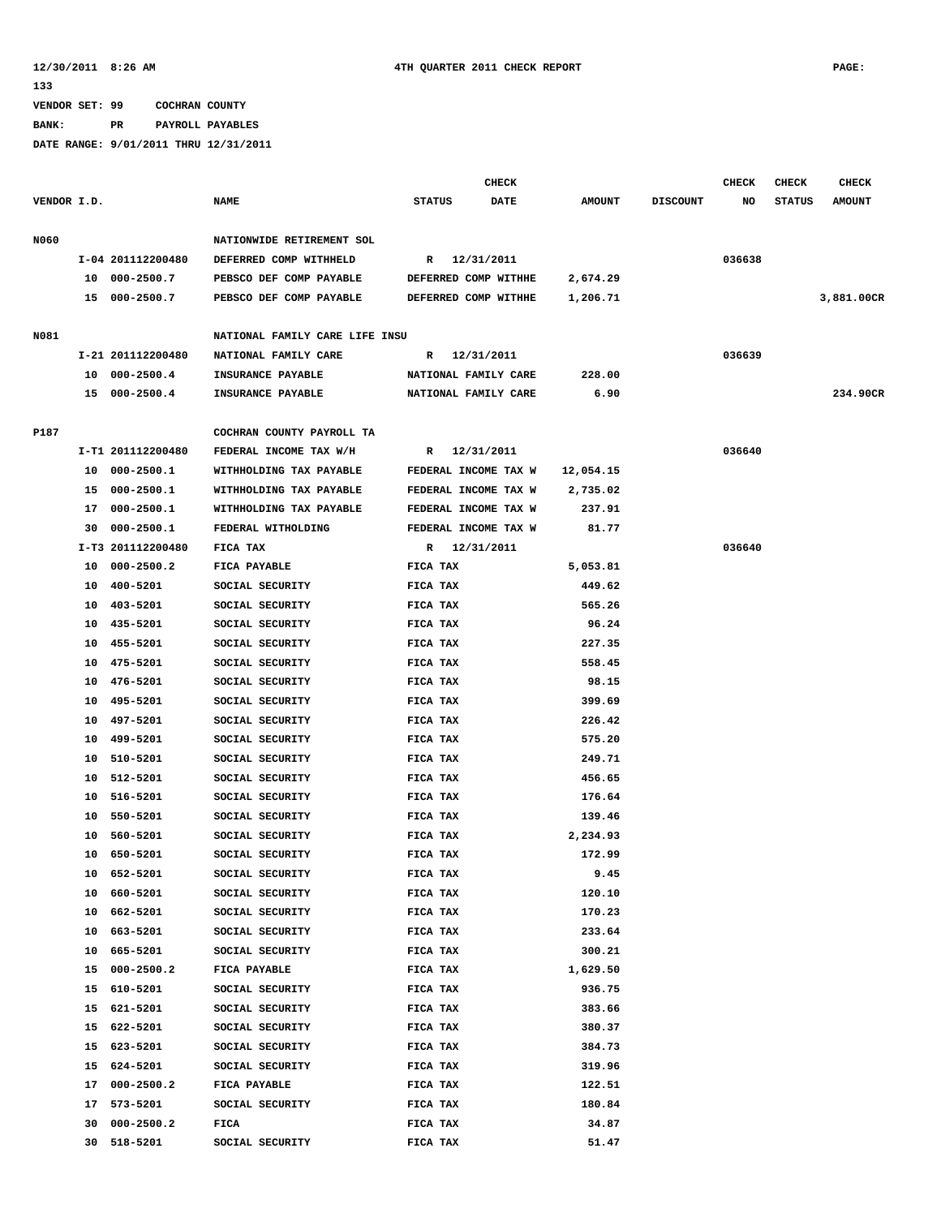12/30/2011 8:26 AM 4TH QUARTER 2011 CHECK REPORT PAGE: 133

VENDOR SET: 99 COCHRAN COUNTY

BANK: PR PAYROLL PAYABLES

DATE RANGE: 9/01/2011 THRU 12/31/2011

| VENDOR I.D. | | NAME | STATUS | CHECK DATE | AMOUNT | DISCOUNT | CHECK NO | CHECK STATUS | CHECK AMOUNT |
|---|---|---|---|---|---|---|---|---|---|
| N060 | | NATIONWIDE RETIREMENT SOL | | | | | | | |
| | I-04 201112200480 | DEFERRED COMP WITHHELD | R | 12/31/2011 | | | 036638 | | |
| | 10 000-2500.7 | PEBSCO DEF COMP PAYABLE | DEFERRED COMP WITHHE | | 2,674.29 | | | | |
| | 15 000-2500.7 | PEBSCO DEF COMP PAYABLE | DEFERRED COMP WITHHE | | 1,206.71 | | | | 3,881.00CR |
| N081 | | NATIONAL FAMILY CARE LIFE INSU | | | | | | | |
| | I-21 201112200480 | NATIONAL FAMILY CARE | R | 12/31/2011 | | | 036639 | | |
| | 10 000-2500.4 | INSURANCE PAYABLE | NATIONAL FAMILY CARE | | 228.00 | | | | |
| | 15 000-2500.4 | INSURANCE PAYABLE | NATIONAL FAMILY CARE | | 6.90 | | | | 234.90CR |
| P187 | | COCHRAN COUNTY PAYROLL TA | | | | | | | |
| | I-T1 201112200480 | FEDERAL INCOME TAX W/H | R | 12/31/2011 | | | 036640 | | |
| | 10 000-2500.1 | WITHHOLDING TAX PAYABLE | FEDERAL INCOME TAX W | | 12,054.15 | | | | |
| | 15 000-2500.1 | WITHHOLDING TAX PAYABLE | FEDERAL INCOME TAX W | | 2,735.02 | | | | |
| | 17 000-2500.1 | WITHHOLDING TAX PAYABLE | FEDERAL INCOME TAX W | | 237.91 | | | | |
| | 30 000-2500.1 | FEDERAL WITHOLDING | FEDERAL INCOME TAX W | | 81.77 | | | | |
| | I-T3 201112200480 | FICA TAX | R | 12/31/2011 | | | 036640 | | |
| | 10 000-2500.2 | FICA PAYABLE | FICA TAX | | 5,053.81 | | | | |
| | 10 400-5201 | SOCIAL SECURITY | FICA TAX | | 449.62 | | | | |
| | 10 403-5201 | SOCIAL SECURITY | FICA TAX | | 565.26 | | | | |
| | 10 435-5201 | SOCIAL SECURITY | FICA TAX | | 96.24 | | | | |
| | 10 455-5201 | SOCIAL SECURITY | FICA TAX | | 227.35 | | | | |
| | 10 475-5201 | SOCIAL SECURITY | FICA TAX | | 558.45 | | | | |
| | 10 476-5201 | SOCIAL SECURITY | FICA TAX | | 98.15 | | | | |
| | 10 495-5201 | SOCIAL SECURITY | FICA TAX | | 399.69 | | | | |
| | 10 497-5201 | SOCIAL SECURITY | FICA TAX | | 226.42 | | | | |
| | 10 499-5201 | SOCIAL SECURITY | FICA TAX | | 575.20 | | | | |
| | 10 510-5201 | SOCIAL SECURITY | FICA TAX | | 249.71 | | | | |
| | 10 512-5201 | SOCIAL SECURITY | FICA TAX | | 456.65 | | | | |
| | 10 516-5201 | SOCIAL SECURITY | FICA TAX | | 176.64 | | | | |
| | 10 550-5201 | SOCIAL SECURITY | FICA TAX | | 139.46 | | | | |
| | 10 560-5201 | SOCIAL SECURITY | FICA TAX | | 2,234.93 | | | | |
| | 10 650-5201 | SOCIAL SECURITY | FICA TAX | | 172.99 | | | | |
| | 10 652-5201 | SOCIAL SECURITY | FICA TAX | | 9.45 | | | | |
| | 10 660-5201 | SOCIAL SECURITY | FICA TAX | | 120.10 | | | | |
| | 10 662-5201 | SOCIAL SECURITY | FICA TAX | | 170.23 | | | | |
| | 10 663-5201 | SOCIAL SECURITY | FICA TAX | | 233.64 | | | | |
| | 10 665-5201 | SOCIAL SECURITY | FICA TAX | | 300.21 | | | | |
| | 15 000-2500.2 | FICA PAYABLE | FICA TAX | | 1,629.50 | | | | |
| | 15 610-5201 | SOCIAL SECURITY | FICA TAX | | 936.75 | | | | |
| | 15 621-5201 | SOCIAL SECURITY | FICA TAX | | 383.66 | | | | |
| | 15 622-5201 | SOCIAL SECURITY | FICA TAX | | 380.37 | | | | |
| | 15 623-5201 | SOCIAL SECURITY | FICA TAX | | 384.73 | | | | |
| | 15 624-5201 | SOCIAL SECURITY | FICA TAX | | 319.96 | | | | |
| | 17 000-2500.2 | FICA PAYABLE | FICA TAX | | 122.51 | | | | |
| | 17 573-5201 | SOCIAL SECURITY | FICA TAX | | 180.84 | | | | |
| | 30 000-2500.2 | FICA | FICA TAX | | 34.87 | | | | |
| | 30 518-5201 | SOCIAL SECURITY | FICA TAX | | 51.47 | | | | |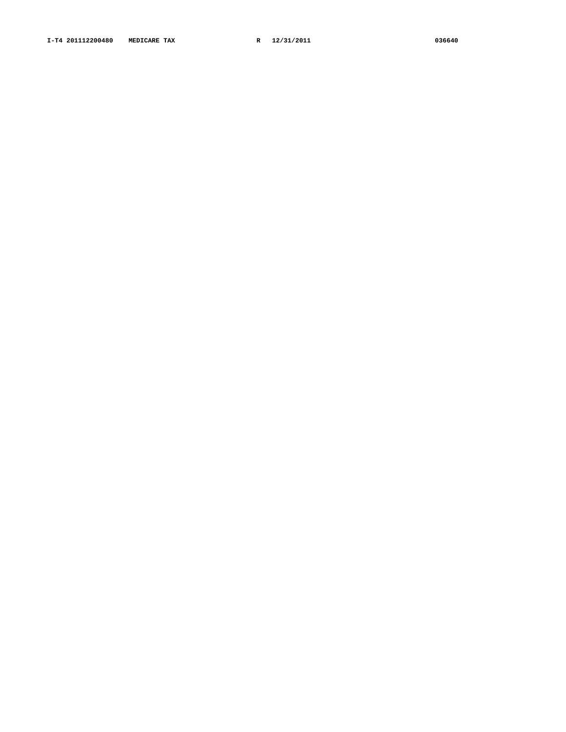**I-T4 201112200480 MEDICARE TAX R 12/31/2011 036640**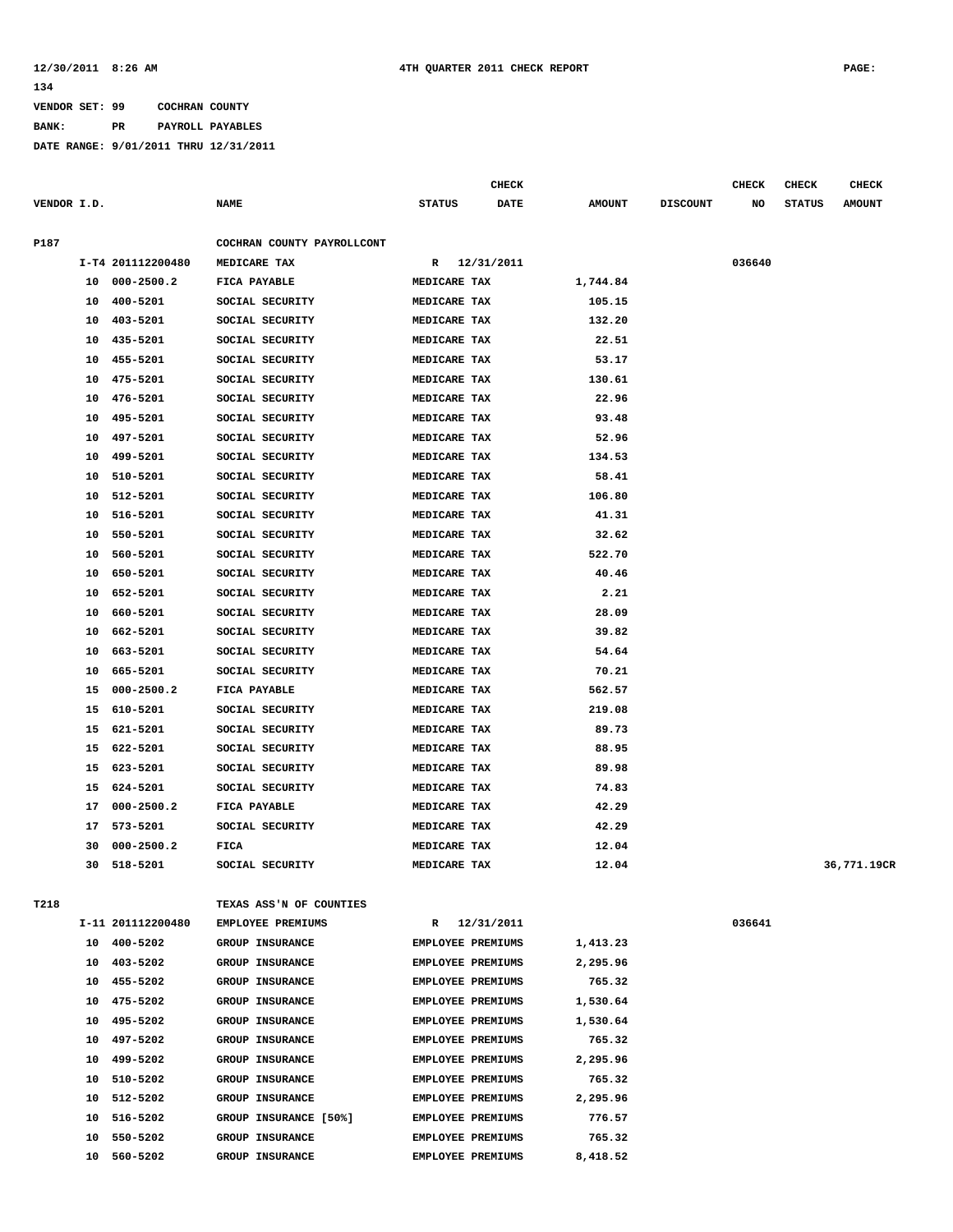**VENDOR SET: 99 COCHRAN COUNTY**

**BANK: PR PAYROLL PAYABLES**

**DATE RANGE: 9/01/2011 THRU 12/31/2011**

| VENDOR I.D. | NAME | STATUS | CHECK DATE | AMOUNT | DISCOUNT | CHECK NO | CHECK STATUS | CHECK AMOUNT |
|---|---|---|---|---|---|---|---|---|
| P187 | COCHRAN COUNTY PAYROLLCONT | | | | | | | |
| I-T4 201112200480 | MEDICARE TAX | R | 12/31/2011 | | | 036640 | | |
| 10 000-2500.2 | FICA PAYABLE | MEDICARE TAX | | 1,744.84 | | | | |
| 10 400-5201 | SOCIAL SECURITY | MEDICARE TAX | | 105.15 | | | | |
| 10 403-5201 | SOCIAL SECURITY | MEDICARE TAX | | 132.20 | | | | |
| 10 435-5201 | SOCIAL SECURITY | MEDICARE TAX | | 22.51 | | | | |
| 10 455-5201 | SOCIAL SECURITY | MEDICARE TAX | | 53.17 | | | | |
| 10 475-5201 | SOCIAL SECURITY | MEDICARE TAX | | 130.61 | | | | |
| 10 476-5201 | SOCIAL SECURITY | MEDICARE TAX | | 22.96 | | | | |
| 10 495-5201 | SOCIAL SECURITY | MEDICARE TAX | | 93.48 | | | | |
| 10 497-5201 | SOCIAL SECURITY | MEDICARE TAX | | 52.96 | | | | |
| 10 499-5201 | SOCIAL SECURITY | MEDICARE TAX | | 134.53 | | | | |
| 10 510-5201 | SOCIAL SECURITY | MEDICARE TAX | | 58.41 | | | | |
| 10 512-5201 | SOCIAL SECURITY | MEDICARE TAX | | 106.80 | | | | |
| 10 516-5201 | SOCIAL SECURITY | MEDICARE TAX | | 41.31 | | | | |
| 10 550-5201 | SOCIAL SECURITY | MEDICARE TAX | | 32.62 | | | | |
| 10 560-5201 | SOCIAL SECURITY | MEDICARE TAX | | 522.70 | | | | |
| 10 650-5201 | SOCIAL SECURITY | MEDICARE TAX | | 40.46 | | | | |
| 10 652-5201 | SOCIAL SECURITY | MEDICARE TAX | | 2.21 | | | | |
| 10 660-5201 | SOCIAL SECURITY | MEDICARE TAX | | 28.09 | | | | |
| 10 662-5201 | SOCIAL SECURITY | MEDICARE TAX | | 39.82 | | | | |
| 10 663-5201 | SOCIAL SECURITY | MEDICARE TAX | | 54.64 | | | | |
| 10 665-5201 | SOCIAL SECURITY | MEDICARE TAX | | 70.21 | | | | |
| 15 000-2500.2 | FICA PAYABLE | MEDICARE TAX | | 562.57 | | | | |
| 15 610-5201 | SOCIAL SECURITY | MEDICARE TAX | | 219.08 | | | | |
| 15 621-5201 | SOCIAL SECURITY | MEDICARE TAX | | 89.73 | | | | |
| 15 622-5201 | SOCIAL SECURITY | MEDICARE TAX | | 88.95 | | | | |
| 15 623-5201 | SOCIAL SECURITY | MEDICARE TAX | | 89.98 | | | | |
| 15 624-5201 | SOCIAL SECURITY | MEDICARE TAX | | 74.83 | | | | |
| 17 000-2500.2 | FICA PAYABLE | MEDICARE TAX | | 42.29 | | | | |
| 17 573-5201 | SOCIAL SECURITY | MEDICARE TAX | | 42.29 | | | | |
| 30 000-2500.2 | FICA | MEDICARE TAX | | 12.04 | | | | |
| 30 518-5201 | SOCIAL SECURITY | MEDICARE TAX | | 12.04 | | | | 36,771.19CR |
| T218 | TEXAS ASS'N OF COUNTIES | | | | | | | |
| I-11 201112200480 | EMPLOYEE PREMIUMS | R | 12/31/2011 | | | 036641 | | |
| 10 400-5202 | GROUP INSURANCE | EMPLOYEE PREMIUMS | | 1,413.23 | | | | |
| 10 403-5202 | GROUP INSURANCE | EMPLOYEE PREMIUMS | | 2,295.96 | | | | |
| 10 455-5202 | GROUP INSURANCE | EMPLOYEE PREMIUMS | | 765.32 | | | | |
| 10 475-5202 | GROUP INSURANCE | EMPLOYEE PREMIUMS | | 1,530.64 | | | | |
| 10 495-5202 | GROUP INSURANCE | EMPLOYEE PREMIUMS | | 1,530.64 | | | | |
| 10 497-5202 | GROUP INSURANCE | EMPLOYEE PREMIUMS | | 765.32 | | | | |
| 10 499-5202 | GROUP INSURANCE | EMPLOYEE PREMIUMS | | 2,295.96 | | | | |
| 10 510-5202 | GROUP INSURANCE | EMPLOYEE PREMIUMS | | 765.32 | | | | |
| 10 512-5202 | GROUP INSURANCE | EMPLOYEE PREMIUMS | | 2,295.96 | | | | |
| 10 516-5202 | GROUP INSURANCE [50%] | EMPLOYEE PREMIUMS | | 776.57 | | | | |
| 10 550-5202 | GROUP INSURANCE | EMPLOYEE PREMIUMS | | 765.32 | | | | |
| 10 560-5202 | GROUP INSURANCE | EMPLOYEE PREMIUMS | | 8,418.52 | | | | |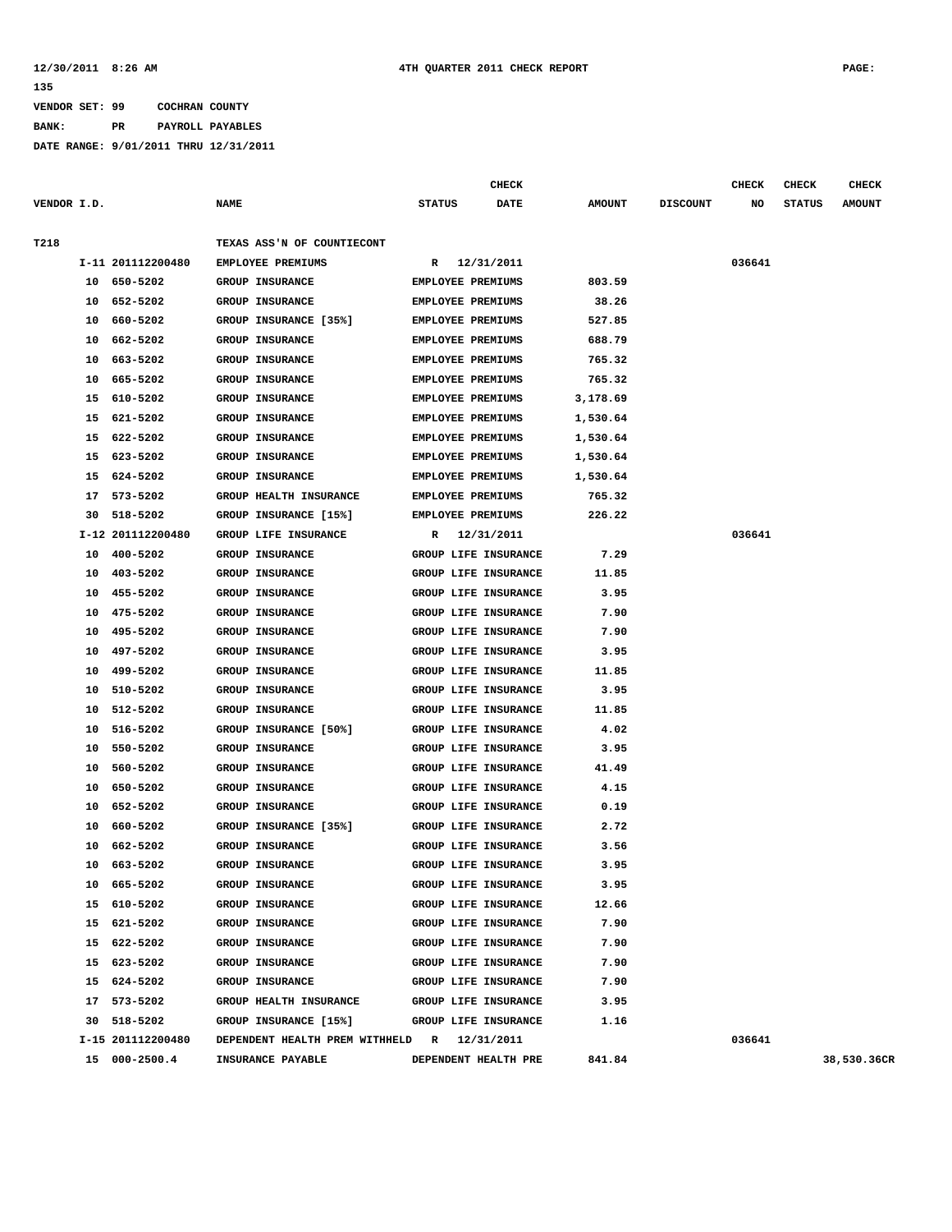VENDOR SET: 99 COCHRAN COUNTY

BANK: PR PAYROLL PAYABLES

DATE RANGE: 9/01/2011 THRU 12/31/2011

| VENDOR I.D. | | NAME | STATUS | CHECK DATE | AMOUNT | DISCOUNT | CHECK NO | CHECK STATUS | CHECK AMOUNT |
|---|---|---|---|---|---|---|---|---|---|
| T218 | | TEXAS ASS'N OF COUNTIECONT | | | | | | | |
| | I-11 201112200480 | EMPLOYEE PREMIUMS | R | 12/31/2011 | | | 036641 | | |
| 10 | 650-5202 | GROUP INSURANCE | EMPLOYEE PREMIUMS | | 803.59 | | | | |
| 10 | 652-5202 | GROUP INSURANCE | EMPLOYEE PREMIUMS | | 38.26 | | | | |
| 10 | 660-5202 | GROUP INSURANCE [35%] | EMPLOYEE PREMIUMS | | 527.85 | | | | |
| 10 | 662-5202 | GROUP INSURANCE | EMPLOYEE PREMIUMS | | 688.79 | | | | |
| 10 | 663-5202 | GROUP INSURANCE | EMPLOYEE PREMIUMS | | 765.32 | | | | |
| 10 | 665-5202 | GROUP INSURANCE | EMPLOYEE PREMIUMS | | 765.32 | | | | |
| 15 | 610-5202 | GROUP INSURANCE | EMPLOYEE PREMIUMS | | 3,178.69 | | | | |
| 15 | 621-5202 | GROUP INSURANCE | EMPLOYEE PREMIUMS | | 1,530.64 | | | | |
| 15 | 622-5202 | GROUP INSURANCE | EMPLOYEE PREMIUMS | | 1,530.64 | | | | |
| 15 | 623-5202 | GROUP INSURANCE | EMPLOYEE PREMIUMS | | 1,530.64 | | | | |
| 15 | 624-5202 | GROUP INSURANCE | EMPLOYEE PREMIUMS | | 1,530.64 | | | | |
| 17 | 573-5202 | GROUP HEALTH INSURANCE | EMPLOYEE PREMIUMS | | 765.32 | | | | |
| 30 | 518-5202 | GROUP INSURANCE [15%] | EMPLOYEE PREMIUMS | | 226.22 | | | | |
| | I-12 201112200480 | GROUP LIFE INSURANCE | R | 12/31/2011 | | | 036641 | | |
| 10 | 400-5202 | GROUP INSURANCE | GROUP LIFE INSURANCE | | 7.29 | | | | |
| 10 | 403-5202 | GROUP INSURANCE | GROUP LIFE INSURANCE | | 11.85 | | | | |
| 10 | 455-5202 | GROUP INSURANCE | GROUP LIFE INSURANCE | | 3.95 | | | | |
| 10 | 475-5202 | GROUP INSURANCE | GROUP LIFE INSURANCE | | 7.90 | | | | |
| 10 | 495-5202 | GROUP INSURANCE | GROUP LIFE INSURANCE | | 7.90 | | | | |
| 10 | 497-5202 | GROUP INSURANCE | GROUP LIFE INSURANCE | | 3.95 | | | | |
| 10 | 499-5202 | GROUP INSURANCE | GROUP LIFE INSURANCE | | 11.85 | | | | |
| 10 | 510-5202 | GROUP INSURANCE | GROUP LIFE INSURANCE | | 3.95 | | | | |
| 10 | 512-5202 | GROUP INSURANCE | GROUP LIFE INSURANCE | | 11.85 | | | | |
| 10 | 516-5202 | GROUP INSURANCE [50%] | GROUP LIFE INSURANCE | | 4.02 | | | | |
| 10 | 550-5202 | GROUP INSURANCE | GROUP LIFE INSURANCE | | 3.95 | | | | |
| 10 | 560-5202 | GROUP INSURANCE | GROUP LIFE INSURANCE | | 41.49 | | | | |
| 10 | 650-5202 | GROUP INSURANCE | GROUP LIFE INSURANCE | | 4.15 | | | | |
| 10 | 652-5202 | GROUP INSURANCE | GROUP LIFE INSURANCE | | 0.19 | | | | |
| 10 | 660-5202 | GROUP INSURANCE [35%] | GROUP LIFE INSURANCE | | 2.72 | | | | |
| 10 | 662-5202 | GROUP INSURANCE | GROUP LIFE INSURANCE | | 3.56 | | | | |
| 10 | 663-5202 | GROUP INSURANCE | GROUP LIFE INSURANCE | | 3.95 | | | | |
| 10 | 665-5202 | GROUP INSURANCE | GROUP LIFE INSURANCE | | 3.95 | | | | |
| 15 | 610-5202 | GROUP INSURANCE | GROUP LIFE INSURANCE | | 12.66 | | | | |
| 15 | 621-5202 | GROUP INSURANCE | GROUP LIFE INSURANCE | | 7.90 | | | | |
| 15 | 622-5202 | GROUP INSURANCE | GROUP LIFE INSURANCE | | 7.90 | | | | |
| 15 | 623-5202 | GROUP INSURANCE | GROUP LIFE INSURANCE | | 7.90 | | | | |
| 15 | 624-5202 | GROUP INSURANCE | GROUP LIFE INSURANCE | | 7.90 | | | | |
| 17 | 573-5202 | GROUP HEALTH INSURANCE | GROUP LIFE INSURANCE | | 3.95 | | | | |
| 30 | 518-5202 | GROUP INSURANCE [15%] | GROUP LIFE INSURANCE | | 1.16 | | | | |
| | I-15 201112200480 | DEPENDENT HEALTH PREM WITHHELD | R | 12/31/2011 | | | 036641 | | |
| 15 | 000-2500.4 | INSURANCE PAYABLE | DEPENDENT HEALTH PRE | | 841.84 | | | | 38,530.36CR |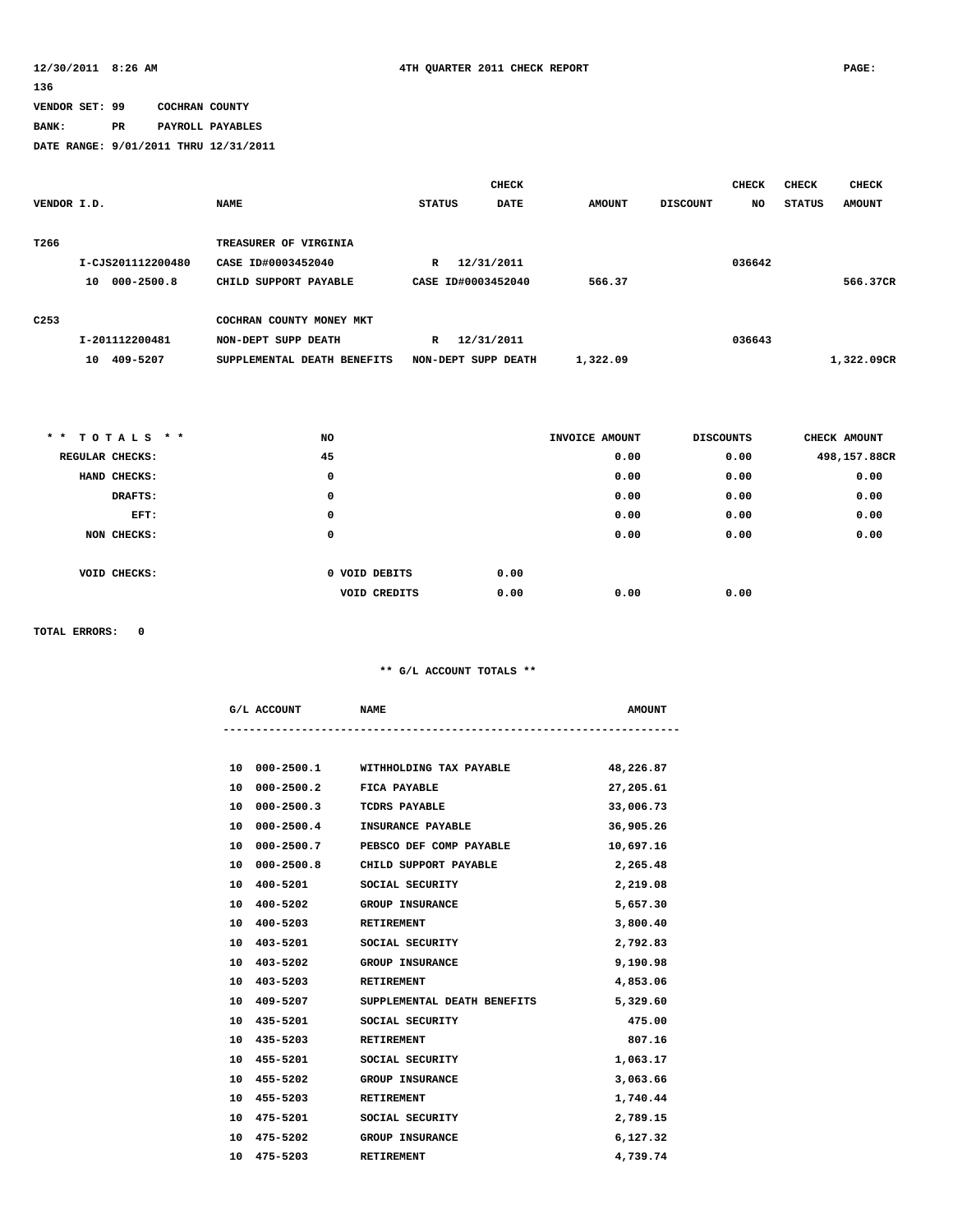12/30/2011 8:26 AM 4TH QUARTER 2011 CHECK REPORT PAGE: 136

VENDOR SET: 99 COCHRAN COUNTY

BANK: PR PAYROLL PAYABLES

DATE RANGE: 9/01/2011 THRU 12/31/2011

| VENDOR I.D. | NAME | STATUS | CHECK DATE | AMOUNT | DISCOUNT | CHECK NO | CHECK STATUS | CHECK AMOUNT |
|---|---|---|---|---|---|---|---|---|
| T266 | TREASURER OF VIRGINIA | | | | | | | |
| I-CJS201112200480 | CASE ID#0003452040 | R | 12/31/2011 | | | 036642 | | |
| 10 000-2500.8 | CHILD SUPPORT PAYABLE | CASE ID#0003452040 | | 566.37 | | | | 566.37CR |
| C253 | COCHRAN COUNTY MONEY MKT | | | | | | | |
| I-201112200481 | NON-DEPT SUPP DEATH | R | 12/31/2011 | | | 036643 | | |
| 10 409-5207 | SUPPLEMENTAL DEATH BENEFITS | NON-DEPT SUPP DEATH | | 1,322.09 | | | | 1,322.09CR |

| * * T O T A L S * * | NO | | | INVOICE AMOUNT | DISCOUNTS | CHECK AMOUNT |
|---|---|---|---|---|---|---|
| REGULAR CHECKS: | 45 | | | 0.00 | 0.00 | 498,157.88CR |
| HAND CHECKS: | 0 | | | 0.00 | 0.00 | 0.00 |
| DRAFTS: | 0 | | | 0.00 | 0.00 | 0.00 |
| EFT: | 0 | | | 0.00 | 0.00 | 0.00 |
| NON CHECKS: | 0 | | | 0.00 | 0.00 | 0.00 |
| VOID CHECKS: | 0 | VOID DEBITS | 0.00 | | | |
| | | VOID CREDITS | 0.00 | 0.00 | 0.00 | |

TOTAL ERRORS: 0

** G/L ACCOUNT TOTALS **

| G/L ACCOUNT | NAME | AMOUNT |
|---|---|---|
| 10 000-2500.1 | WITHHOLDING TAX PAYABLE | 48,226.87 |
| 10 000-2500.2 | FICA PAYABLE | 27,205.61 |
| 10 000-2500.3 | TCDRS PAYABLE | 33,006.73 |
| 10 000-2500.4 | INSURANCE PAYABLE | 36,905.26 |
| 10 000-2500.7 | PEBSCO DEF COMP PAYABLE | 10,697.16 |
| 10 000-2500.8 | CHILD SUPPORT PAYABLE | 2,265.48 |
| 10 400-5201 | SOCIAL SECURITY | 2,219.08 |
| 10 400-5202 | GROUP INSURANCE | 5,657.30 |
| 10 400-5203 | RETIREMENT | 3,800.40 |
| 10 403-5201 | SOCIAL SECURITY | 2,792.83 |
| 10 403-5202 | GROUP INSURANCE | 9,190.98 |
| 10 403-5203 | RETIREMENT | 4,853.06 |
| 10 409-5207 | SUPPLEMENTAL DEATH BENEFITS | 5,329.60 |
| 10 435-5201 | SOCIAL SECURITY | 475.00 |
| 10 435-5203 | RETIREMENT | 807.16 |
| 10 455-5201 | SOCIAL SECURITY | 1,063.17 |
| 10 455-5202 | GROUP INSURANCE | 3,063.66 |
| 10 455-5203 | RETIREMENT | 1,740.44 |
| 10 475-5201 | SOCIAL SECURITY | 2,789.15 |
| 10 475-5202 | GROUP INSURANCE | 6,127.32 |
| 10 475-5203 | RETIREMENT | 4,739.74 |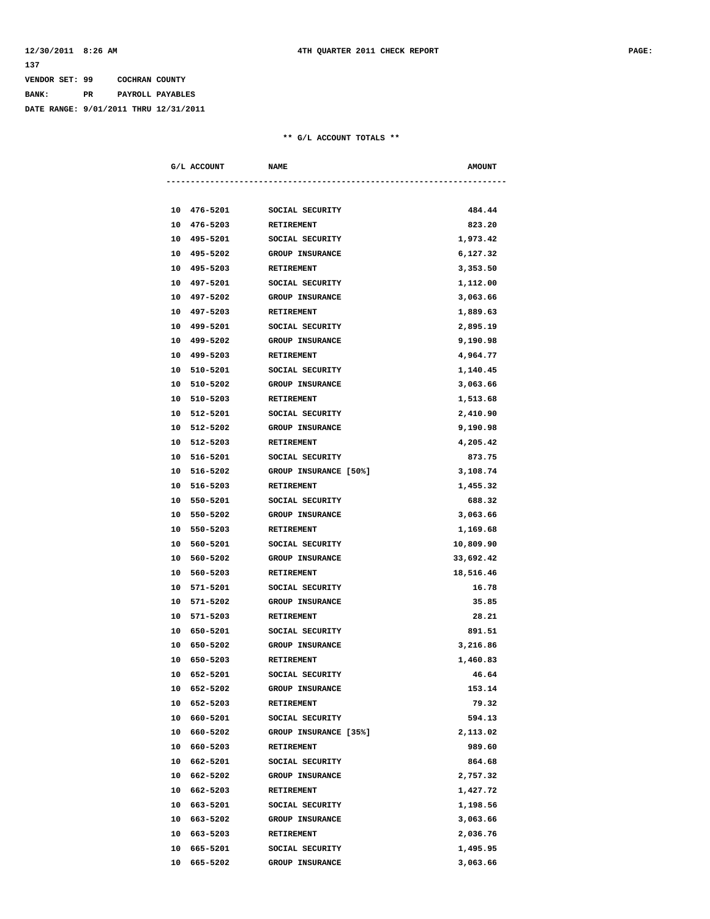VENDOR SET: 99 COCHRAN COUNTY

BANK: PR PAYROLL PAYABLES

DATE RANGE: 9/01/2011 THRU 12/31/2011

** G/L ACCOUNT TOTALS **

| G/L ACCOUNT | NAME | AMOUNT |
|---|---|---|
| 10 476-5201 | SOCIAL SECURITY | 484.44 |
| 10 476-5203 | RETIREMENT | 823.20 |
| 10 495-5201 | SOCIAL SECURITY | 1,973.42 |
| 10 495-5202 | GROUP INSURANCE | 6,127.32 |
| 10 495-5203 | RETIREMENT | 3,353.50 |
| 10 497-5201 | SOCIAL SECURITY | 1,112.00 |
| 10 497-5202 | GROUP INSURANCE | 3,063.66 |
| 10 497-5203 | RETIREMENT | 1,889.63 |
| 10 499-5201 | SOCIAL SECURITY | 2,895.19 |
| 10 499-5202 | GROUP INSURANCE | 9,190.98 |
| 10 499-5203 | RETIREMENT | 4,964.77 |
| 10 510-5201 | SOCIAL SECURITY | 1,140.45 |
| 10 510-5202 | GROUP INSURANCE | 3,063.66 |
| 10 510-5203 | RETIREMENT | 1,513.68 |
| 10 512-5201 | SOCIAL SECURITY | 2,410.90 |
| 10 512-5202 | GROUP INSURANCE | 9,190.98 |
| 10 512-5203 | RETIREMENT | 4,205.42 |
| 10 516-5201 | SOCIAL SECURITY | 873.75 |
| 10 516-5202 | GROUP INSURANCE [50%] | 3,108.74 |
| 10 516-5203 | RETIREMENT | 1,455.32 |
| 10 550-5201 | SOCIAL SECURITY | 688.32 |
| 10 550-5202 | GROUP INSURANCE | 3,063.66 |
| 10 550-5203 | RETIREMENT | 1,169.68 |
| 10 560-5201 | SOCIAL SECURITY | 10,809.90 |
| 10 560-5202 | GROUP INSURANCE | 33,692.42 |
| 10 560-5203 | RETIREMENT | 18,516.46 |
| 10 571-5201 | SOCIAL SECURITY | 16.78 |
| 10 571-5202 | GROUP INSURANCE | 35.85 |
| 10 571-5203 | RETIREMENT | 28.21 |
| 10 650-5201 | SOCIAL SECURITY | 891.51 |
| 10 650-5202 | GROUP INSURANCE | 3,216.86 |
| 10 650-5203 | RETIREMENT | 1,460.83 |
| 10 652-5201 | SOCIAL SECURITY | 46.64 |
| 10 652-5202 | GROUP INSURANCE | 153.14 |
| 10 652-5203 | RETIREMENT | 79.32 |
| 10 660-5201 | SOCIAL SECURITY | 594.13 |
| 10 660-5202 | GROUP INSURANCE [35%] | 2,113.02 |
| 10 660-5203 | RETIREMENT | 989.60 |
| 10 662-5201 | SOCIAL SECURITY | 864.68 |
| 10 662-5202 | GROUP INSURANCE | 2,757.32 |
| 10 662-5203 | RETIREMENT | 1,427.72 |
| 10 663-5201 | SOCIAL SECURITY | 1,198.56 |
| 10 663-5202 | GROUP INSURANCE | 3,063.66 |
| 10 663-5203 | RETIREMENT | 2,036.76 |
| 10 665-5201 | SOCIAL SECURITY | 1,495.95 |
| 10 665-5202 | GROUP INSURANCE | 3,063.66 |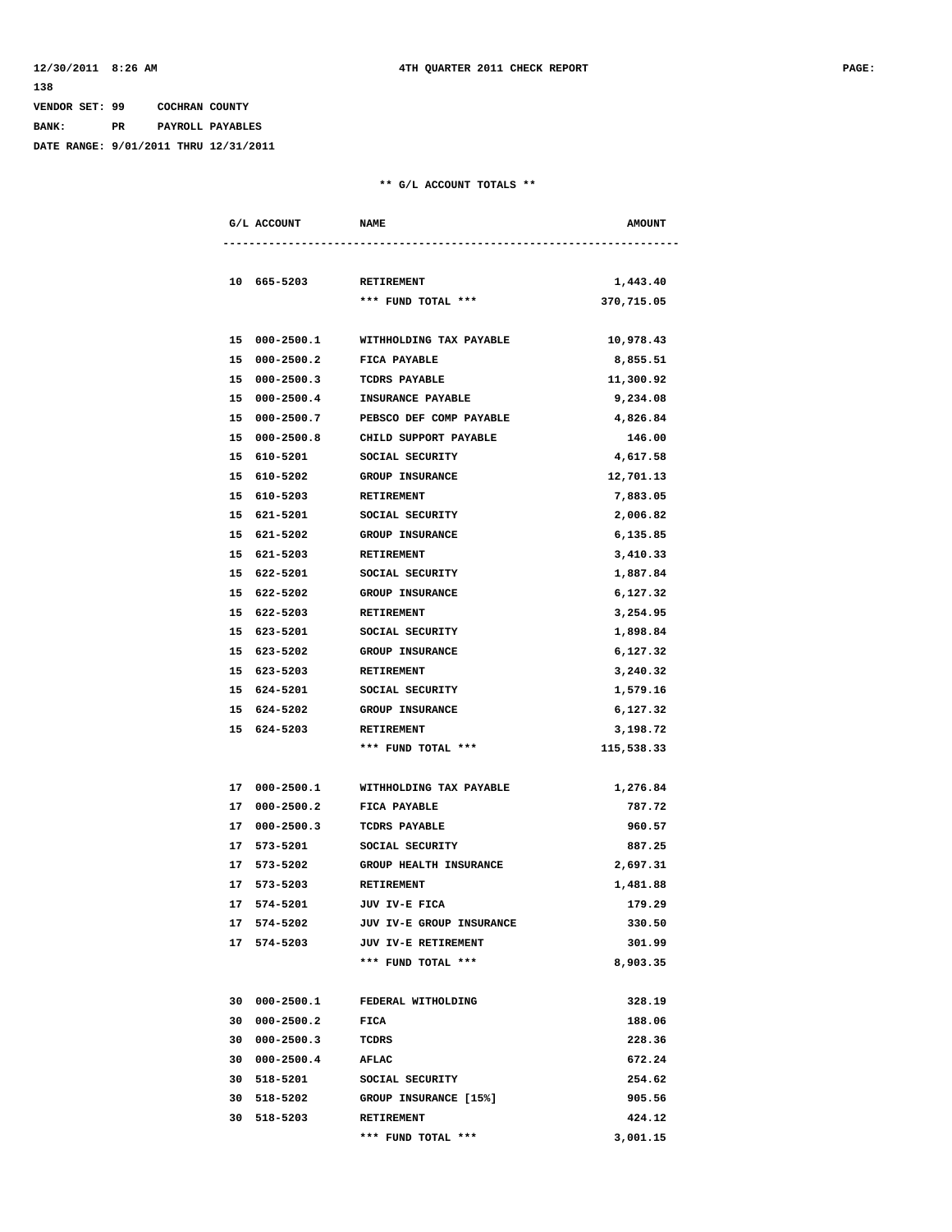VENDOR SET: 99 COCHRAN COUNTY
BANK: PR PAYROLL PAYABLES
DATE RANGE: 9/01/2011 THRU 12/31/2011

** G/L ACCOUNT TOTALS **

| G/L ACCOUNT | NAME | AMOUNT |
|---|---|---|
| 10 665-5203 | RETIREMENT | 1,443.40 |
| | *** FUND TOTAL *** | 370,715.05 |
| 15 000-2500.1 | WITHHOLDING TAX PAYABLE | 10,978.43 |
| 15 000-2500.2 | FICA PAYABLE | 8,855.51 |
| 15 000-2500.3 | TCDRS PAYABLE | 11,300.92 |
| 15 000-2500.4 | INSURANCE PAYABLE | 9,234.08 |
| 15 000-2500.7 | PEBSCO DEF COMP PAYABLE | 4,826.84 |
| 15 000-2500.8 | CHILD SUPPORT PAYABLE | 146.00 |
| 15 610-5201 | SOCIAL SECURITY | 4,617.58 |
| 15 610-5202 | GROUP INSURANCE | 12,701.13 |
| 15 610-5203 | RETIREMENT | 7,883.05 |
| 15 621-5201 | SOCIAL SECURITY | 2,006.82 |
| 15 621-5202 | GROUP INSURANCE | 6,135.85 |
| 15 621-5203 | RETIREMENT | 3,410.33 |
| 15 622-5201 | SOCIAL SECURITY | 1,887.84 |
| 15 622-5202 | GROUP INSURANCE | 6,127.32 |
| 15 622-5203 | RETIREMENT | 3,254.95 |
| 15 623-5201 | SOCIAL SECURITY | 1,898.84 |
| 15 623-5202 | GROUP INSURANCE | 6,127.32 |
| 15 623-5203 | RETIREMENT | 3,240.32 |
| 15 624-5201 | SOCIAL SECURITY | 1,579.16 |
| 15 624-5202 | GROUP INSURANCE | 6,127.32 |
| 15 624-5203 | RETIREMENT | 3,198.72 |
| | *** FUND TOTAL *** | 115,538.33 |
| 17 000-2500.1 | WITHHOLDING TAX PAYABLE | 1,276.84 |
| 17 000-2500.2 | FICA PAYABLE | 787.72 |
| 17 000-2500.3 | TCDRS PAYABLE | 960.57 |
| 17 573-5201 | SOCIAL SECURITY | 887.25 |
| 17 573-5202 | GROUP HEALTH INSURANCE | 2,697.31 |
| 17 573-5203 | RETIREMENT | 1,481.88 |
| 17 574-5201 | JUV IV-E FICA | 179.29 |
| 17 574-5202 | JUV IV-E GROUP INSURANCE | 330.50 |
| 17 574-5203 | JUV IV-E RETIREMENT | 301.99 |
| | *** FUND TOTAL *** | 8,903.35 |
| 30 000-2500.1 | FEDERAL WITHOLDING | 328.19 |
| 30 000-2500.2 | FICA | 188.06 |
| 30 000-2500.3 | TCDRS | 228.36 |
| 30 000-2500.4 | AFLAC | 672.24 |
| 30 518-5201 | SOCIAL SECURITY | 254.62 |
| 30 518-5202 | GROUP INSURANCE [15%] | 905.56 |
| 30 518-5203 | RETIREMENT | 424.12 |
| | *** FUND TOTAL *** | 3,001.15 |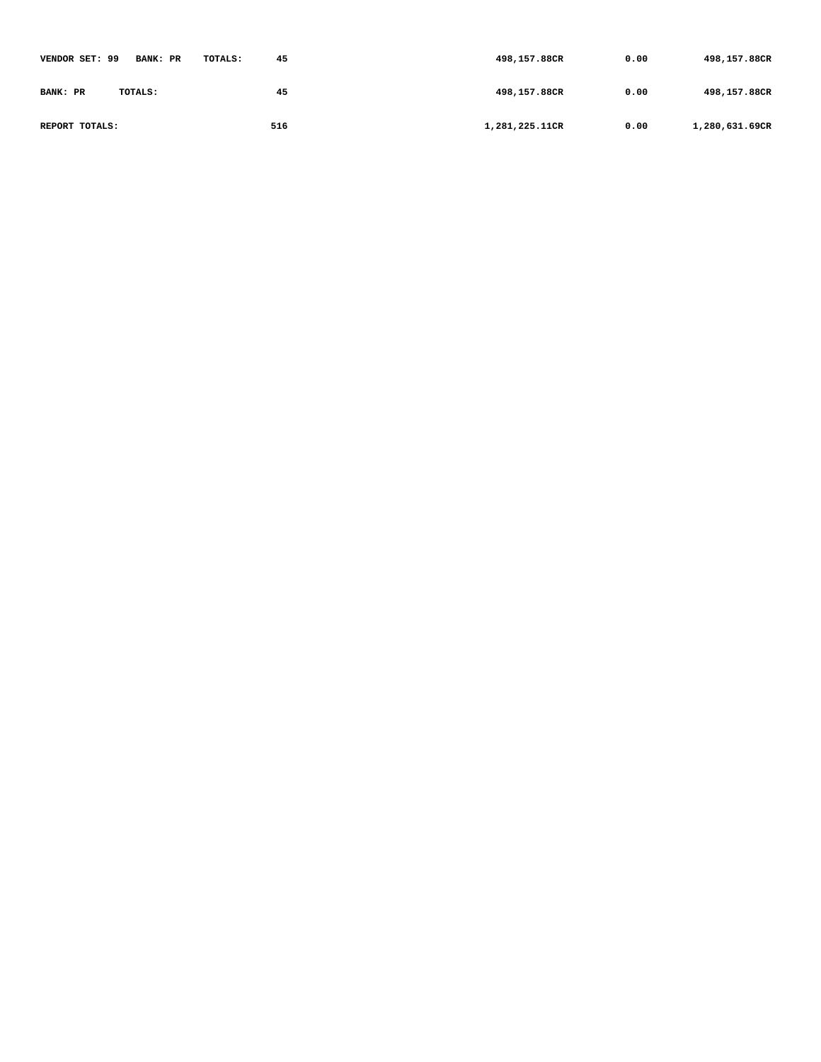| | | | | |
|---|---|---|---|---|
| **VENDOR SET: 99 BANK: PR TOTALS:** | **45** | **498,157.88CR** | **0.00** | **498,157.88CR** |
| **BANK: PR TOTALS:** | **45** | **498,157.88CR** | **0.00** | **498,157.88CR** |
| **REPORT TOTALS:** | **516** | **1,281,225.11CR** | **0.00** | **1,280,631.69CR** |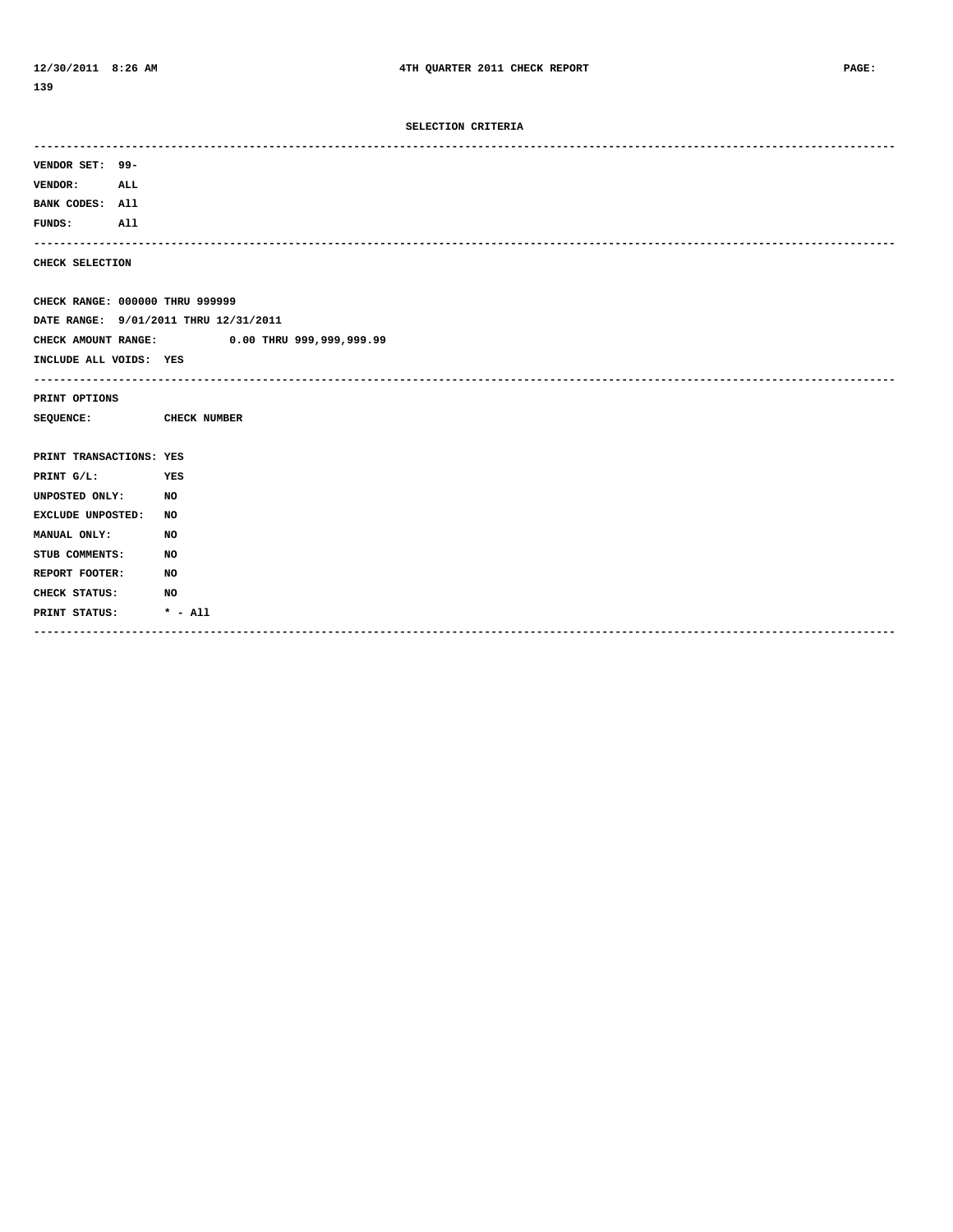## SELECTION CRITERIA

---

VENDOR SET: 99-
VENDOR: ALL
BANK CODES: All
FUNDS: All

---

CHECK SELECTION

CHECK RANGE: 000000 THRU 999999
DATE RANGE: 9/01/2011 THRU 12/31/2011
CHECK AMOUNT RANGE: 0.00 THRU 999,999,999.99
INCLUDE ALL VOIDS: YES

---

PRINT OPTIONS

SEQUENCE: CHECK NUMBER

PRINT TRANSACTIONS: YES
PRINT G/L: YES
UNPOSTED ONLY: NO
EXCLUDE UNPOSTED: NO
MANUAL ONLY: NO
STUB COMMENTS: NO
REPORT FOOTER: NO
CHECK STATUS: NO
PRINT STATUS: * - All

---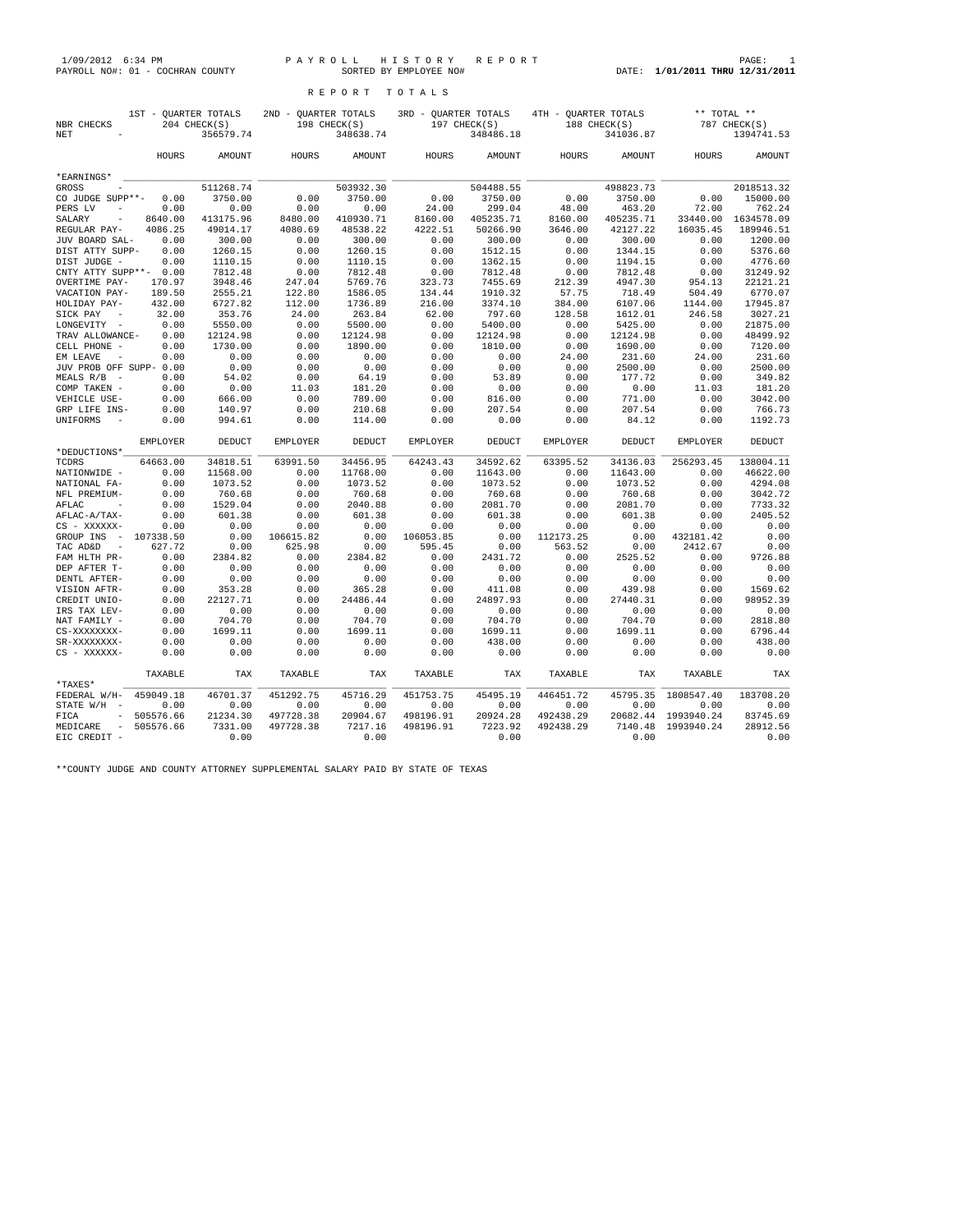1/09/2012 6:34 PM PAYROLL HISTORY REPORT

PAYROLL NO#: 01 - COCHRAN COUNTY SORTED BY EMPLOYEE NO# DATE: **1/01/2011 THRU 12/31/2011**

# REPORT TOTALS

| | 1ST - QUARTER TOTALS | | 2ND - QUARTER TOTALS | | 3RD - QUARTER TOTALS | | 4TH - QUARTER TOTALS | | ** TOTAL ** | |
|---|---|---|---|---|---|---|---|---|---|---|
| NBR CHECKS | | 204 CHECK(S) | | 198 CHECK(S) | | 197 CHECK(S) | | 188 CHECK(S) | | 787 CHECK(S) |
| NET - | | 356579.74 | | 348638.74 | | 348486.18 | | 341036.87 | | 1394741.53 |
| | HOURS | AMOUNT | HOURS | AMOUNT | HOURS | AMOUNT | HOURS | AMOUNT | HOURS | AMOUNT |
| *EARNINGS* | | | | | | | | | | |
| GROSS - | | 511268.74 | | 503932.30 | | 504488.55 | | 498823.73 | | 2018513.32 |
| CO JUDGE SUPP**- | 0.00 | 3750.00 | 0.00 | 3750.00 | 0.00 | 3750.00 | 0.00 | 3750.00 | 0.00 | 15000.00 |
| PERS LV - | 0.00 | 0.00 | 0.00 | 0.00 | 24.00 | 299.04 | 48.00 | 463.20 | 72.00 | 762.24 |
| SALARY - | 8640.00 | 413175.96 | 8480.00 | 410930.71 | 8160.00 | 405235.71 | 8160.00 | 405235.71 | 33440.00 | 1634578.09 |
| REGULAR PAY- | 4086.25 | 49014.17 | 4080.69 | 48538.22 | 4222.51 | 50266.90 | 3646.00 | 42127.22 | 16035.45 | 189946.51 |
| JUV BOARD SAL- | 0.00 | 300.00 | 0.00 | 300.00 | 0.00 | 300.00 | 0.00 | 300.00 | 0.00 | 1200.00 |
| DIST ATTY SUPP- | 0.00 | 1260.15 | 0.00 | 1260.15 | 0.00 | 1512.15 | 0.00 | 1344.15 | 0.00 | 5376.60 |
| DIST JUDGE - | 0.00 | 1110.15 | 0.00 | 1110.15 | 0.00 | 1362.15 | 0.00 | 1194.15 | 0.00 | 4776.60 |
| CNTY ATTY SUPP**- | 0.00 | 7812.48 | 0.00 | 7812.48 | 0.00 | 7812.48 | 0.00 | 7812.48 | 0.00 | 31249.92 |
| OVERTIME PAY- | 170.97 | 3948.46 | 247.04 | 5769.76 | 323.73 | 7455.69 | 212.39 | 4947.30 | 954.13 | 22121.21 |
| VACATION PAY- | 189.50 | 2555.21 | 122.80 | 1586.05 | 134.44 | 1910.32 | 57.75 | 718.49 | 504.49 | 6770.07 |
| HOLIDAY PAY- | 432.00 | 6727.82 | 112.00 | 1736.89 | 216.00 | 3374.10 | 384.00 | 6107.06 | 1144.00 | 17945.87 |
| SICK PAY - | 32.00 | 353.76 | 24.00 | 263.84 | 62.00 | 797.60 | 128.58 | 1612.01 | 246.58 | 3027.21 |
| LONGEVITY - | 0.00 | 5550.00 | 0.00 | 5500.00 | 0.00 | 5400.00 | 0.00 | 5425.00 | 0.00 | 21875.00 |
| TRAV ALLOWANCE- | 0.00 | 12124.98 | 0.00 | 12124.98 | 0.00 | 12124.98 | 0.00 | 12124.98 | 0.00 | 48499.92 |
| CELL PHONE - | 0.00 | 1730.00 | 0.00 | 1890.00 | 0.00 | 1810.00 | 0.00 | 1690.00 | 0.00 | 7120.00 |
| EM LEAVE - | 0.00 | 0.00 | 0.00 | 0.00 | 0.00 | 0.00 | 24.00 | 231.60 | 24.00 | 231.60 |
| JUV PROB OFF SUPP- | 0.00 | 0.00 | 0.00 | 0.00 | 0.00 | 0.00 | 0.00 | 2500.00 | 0.00 | 2500.00 |
| MEALS R/B - | 0.00 | 54.02 | 0.00 | 64.19 | 0.00 | 53.89 | 0.00 | 177.72 | 0.00 | 349.82 |
| COMP TAKEN - | 0.00 | 0.00 | 11.03 | 181.20 | 0.00 | 0.00 | 0.00 | 0.00 | 11.03 | 181.20 |
| VEHICLE USE- | 0.00 | 666.00 | 0.00 | 789.00 | 0.00 | 816.00 | 0.00 | 771.00 | 0.00 | 3042.00 |
| GRP LIFE INS- | 0.00 | 140.97 | 0.00 | 210.68 | 0.00 | 207.54 | 0.00 | 207.54 | 0.00 | 766.73 |
| UNIFORMS - | 0.00 | 994.61 | 0.00 | 114.00 | 0.00 | 0.00 | 0.00 | 84.12 | 0.00 | 1192.73 |
| | EMPLOYER | DEDUCT | EMPLOYER | DEDUCT | EMPLOYER | DEDUCT | EMPLOYER | DEDUCT | EMPLOYER | DEDUCT |
| *DEDUCTIONS* | | | | | | | | | | |
| TCDRS | 64663.00 | 34818.51 | 63991.50 | 34456.95 | 64243.43 | 34592.62 | 63395.52 | 34136.03 | 256293.45 | 138004.11 |
| NATIONWIDE - | 0.00 | 11568.00 | 0.00 | 11768.00 | 0.00 | 11643.00 | 0.00 | 11643.00 | 0.00 | 46622.00 |
| NATIONAL FA- | 0.00 | 1073.52 | 0.00 | 1073.52 | 0.00 | 1073.52 | 0.00 | 1073.52 | 0.00 | 4294.08 |
| NFL PREMIUM- | 0.00 | 760.68 | 0.00 | 760.68 | 0.00 | 760.68 | 0.00 | 760.68 | 0.00 | 3042.72 |
| AFLAC - | 0.00 | 1529.04 | 0.00 | 2040.88 | 0.00 | 2081.70 | 0.00 | 2081.70 | 0.00 | 7733.32 |
| AFLAC-A/TAX- | 0.00 | 601.38 | 0.00 | 601.38 | 0.00 | 601.38 | 0.00 | 601.38 | 0.00 | 2405.52 |
| CS - XXXXXX- | 0.00 | 0.00 | 0.00 | 0.00 | 0.00 | 0.00 | 0.00 | 0.00 | 0.00 | 0.00 |
| GROUP INS - | 107338.50 | 0.00 | 106615.82 | 0.00 | 106053.85 | 0.00 | 112173.25 | 0.00 | 432181.42 | 0.00 |
| TAC AD&D - | 627.72 | 0.00 | 625.98 | 0.00 | 595.45 | 0.00 | 563.52 | 0.00 | 2412.67 | 0.00 |
| FAM HLTH PR- | 0.00 | 2384.82 | 0.00 | 2384.82 | 0.00 | 2431.72 | 0.00 | 2525.52 | 0.00 | 9726.88 |
| DEP AFTER T- | 0.00 | 0.00 | 0.00 | 0.00 | 0.00 | 0.00 | 0.00 | 0.00 | 0.00 | 0.00 |
| DENTL AFTER- | 0.00 | 0.00 | 0.00 | 0.00 | 0.00 | 0.00 | 0.00 | 0.00 | 0.00 | 0.00 |
| VISION AFTR- | 0.00 | 353.28 | 0.00 | 365.28 | 0.00 | 411.08 | 0.00 | 439.98 | 0.00 | 1569.62 |
| CREDIT UNIO- | 0.00 | 22127.71 | 0.00 | 24486.44 | 0.00 | 24897.93 | 0.00 | 27440.31 | 0.00 | 98952.39 |
| IRS TAX LEV- | 0.00 | 0.00 | 0.00 | 0.00 | 0.00 | 0.00 | 0.00 | 0.00 | 0.00 | 0.00 |
| NAT FAMILY - | 0.00 | 704.70 | 0.00 | 704.70 | 0.00 | 704.70 | 0.00 | 704.70 | 0.00 | 2818.80 |
| CS-XXXXXXXX- | 0.00 | 1699.11 | 0.00 | 1699.11 | 0.00 | 1699.11 | 0.00 | 1699.11 | 0.00 | 6796.44 |
| SR-XXXXXXXX- | 0.00 | 0.00 | 0.00 | 0.00 | 0.00 | 438.00 | 0.00 | 0.00 | 0.00 | 438.00 |
| CS - XXXXXX- | 0.00 | 0.00 | 0.00 | 0.00 | 0.00 | 0.00 | 0.00 | 0.00 | 0.00 | 0.00 |
| | TAXABLE | TAX | TAXABLE | TAX | TAXABLE | TAX | TAXABLE | TAX | TAXABLE | TAX |
| *TAXES* | | | | | | | | | | |
| FEDERAL W/H- | 459049.18 | 46701.37 | 451292.75 | 45716.29 | 451753.75 | 45495.19 | 446451.72 | 45795.35 | 1808547.40 | 183708.20 |
| STATE W/H - | 0.00 | 0.00 | 0.00 | 0.00 | 0.00 | 0.00 | 0.00 | 0.00 | 0.00 | 0.00 |
| FICA - | 505576.66 | 21234.30 | 497728.38 | 20904.67 | 498196.91 | 20924.28 | 492438.29 | 20682.44 | 1993940.24 | 83745.69 |
| MEDICARE - | 505576.66 | 7331.00 | 497728.38 | 7217.16 | 498196.91 | 7223.92 | 492438.29 | 7140.48 | 1993940.24 | 28912.56 |
| EIC CREDIT - | | 0.00 | | 0.00 | | 0.00 | | 0.00 | | 0.00 |

**COUNTY JUDGE AND COUNTY ATTORNEY SUPPLEMENTAL SALARY PAID BY STATE OF TEXAS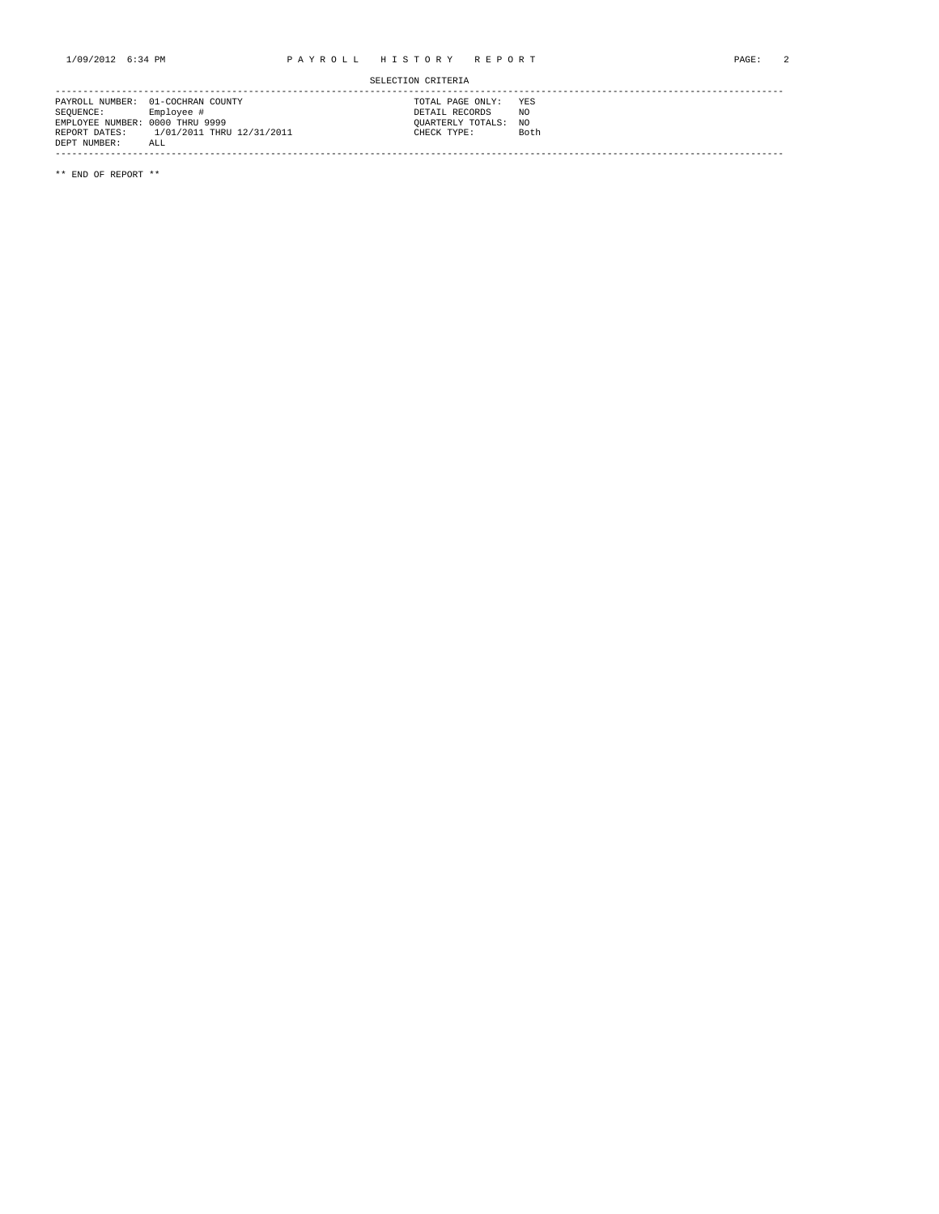SELECTION CRITERIA

| | | | |
|---|---|---|---|
| PAYROLL NUMBER: | 01-COCHRAN COUNTY | TOTAL PAGE ONLY: | YES |
| SEQUENCE: | Employee # | DETAIL RECORDS | NO |
| EMPLOYEE NUMBER: | 0000 THRU 9999 | QUARTERLY TOTALS: | NO |
| REPORT DATES: | 1/01/2011 THRU 12/31/2011 | CHECK TYPE: | Both |
| DEPT NUMBER: | ALL | | |

** END OF REPORT **